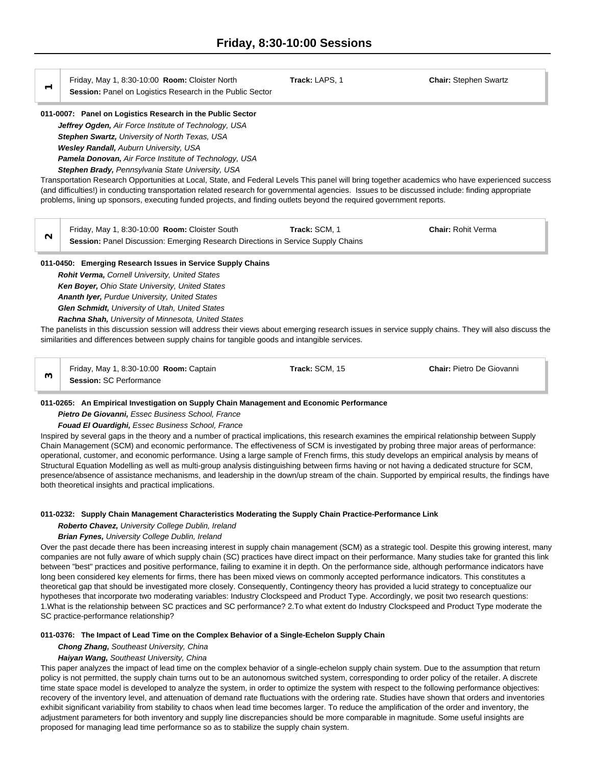# Friday, 8:30-10:00 Sessions

**1** Friday, May 1, 8:30-10:00 **Room:** Cloister North **Track:** LAPS, 1 **Chair:** Stephen Swartz
**Session:** Panel on Logistics Research in the Public Sector

**011-0007: Panel on Logistics Research in the Public Sector**

***Jeffrey Ogden,*** *Air Force Institute of Technology, USA*
***Stephen Swartz,*** *University of North Texas, USA*
***Wesley Randall,*** *Auburn University, USA*
***Pamela Donovan,*** *Air Force Institute of Technology, USA*
***Stephen Brady,*** *Pennsylvania State University, USA*

Transportation Research Opportunities at Local, State, and Federal Levels This panel will bring together academics who have experienced success (and difficulties!) in conducting transportation related research for governmental agencies. Issues to be discussed include: finding appropriate problems, lining up sponsors, executing funded projects, and finding outlets beyond the required government reports.

**2** Friday, May 1, 8:30-10:00 **Room:** Cloister South **Track:** SCM, 1 **Chair:** Rohit Verma
**Session:** Panel Discussion: Emerging Research Directions in Service Supply Chains

**011-0450: Emerging Research Issues in Service Supply Chains**

***Rohit Verma,*** *Cornell University, United States*
***Ken Boyer,*** *Ohio State University, United States*
***Ananth Iyer,*** *Purdue University, United States*
***Glen Schmidt,*** *University of Utah, United States*
***Rachna Shah,*** *University of Minnesota, United States*

The panelists in this discussion session will address their views about emerging research issues in service supply chains. They will also discuss the similarities and differences between supply chains for tangible goods and intangible services.

**3** Friday, May 1, 8:30-10:00 **Room:** Captain **Track:** SCM, 15 **Chair:** Pietro De Giovanni
**Session:** SC Performance

**011-0265: An Empirical Investigation on Supply Chain Management and Economic Performance**

***Pietro De Giovanni,*** *Essec Business School, France*
***Fouad El Ouardighi,*** *Essec Business School, France*

Inspired by several gaps in the theory and a number of practical implications, this research examines the empirical relationship between Supply Chain Management (SCM) and economic performance. The effectiveness of SCM is investigated by probing three major areas of performance: operational, customer, and economic performance. Using a large sample of French firms, this study develops an empirical analysis by means of Structural Equation Modelling as well as multi-group analysis distinguishing between firms having or not having a dedicated structure for SCM, presence/absence of assistance mechanisms, and leadership in the down/up stream of the chain. Supported by empirical results, the findings have both theoretical insights and practical implications.

**011-0232: Supply Chain Management Characteristics Moderating the Supply Chain Practice-Performance Link**

***Roberto Chavez,*** *University College Dublin, Ireland*
***Brian Fynes,*** *University College Dublin, Ireland*

Over the past decade there has been increasing interest in supply chain management (SCM) as a strategic tool. Despite this growing interest, many companies are not fully aware of which supply chain (SC) practices have direct impact on their performance. Many studies take for granted this link between "best" practices and positive performance, failing to examine it in depth. On the performance side, although performance indicators have long been considered key elements for firms, there has been mixed views on commonly accepted performance indicators. This constitutes a theoretical gap that should be investigated more closely. Consequently, Contingency theory has provided a lucid strategy to conceptualize our hypotheses that incorporate two moderating variables: Industry Clockspeed and Product Type. Accordingly, we posit two research questions: 1.What is the relationship between SC practices and SC performance? 2.To what extent do Industry Clockspeed and Product Type moderate the SC practice-performance relationship?

**011-0376: The Impact of Lead Time on the Complex Behavior of a Single-Echelon Supply Chain**

***Chong Zhang,*** *Southeast University, China*
***Haiyan Wang,*** *Southeast University, China*

This paper analyzes the impact of lead time on the complex behavior of a single-echelon supply chain system. Due to the assumption that return policy is not permitted, the supply chain turns out to be an autonomous switched system, corresponding to order policy of the retailer. A discrete time state space model is developed to analyze the system, in order to optimize the system with respect to the following performance objectives: recovery of the inventory level, and attenuation of demand rate fluctuations with the ordering rate. Studies have shown that orders and inventories exhibit significant variability from stability to chaos when lead time becomes larger. To reduce the amplification of the order and inventory, the adjustment parameters for both inventory and supply line discrepancies should be more comparable in magnitude. Some useful insights are proposed for managing lead time performance so as to stabilize the supply chain system.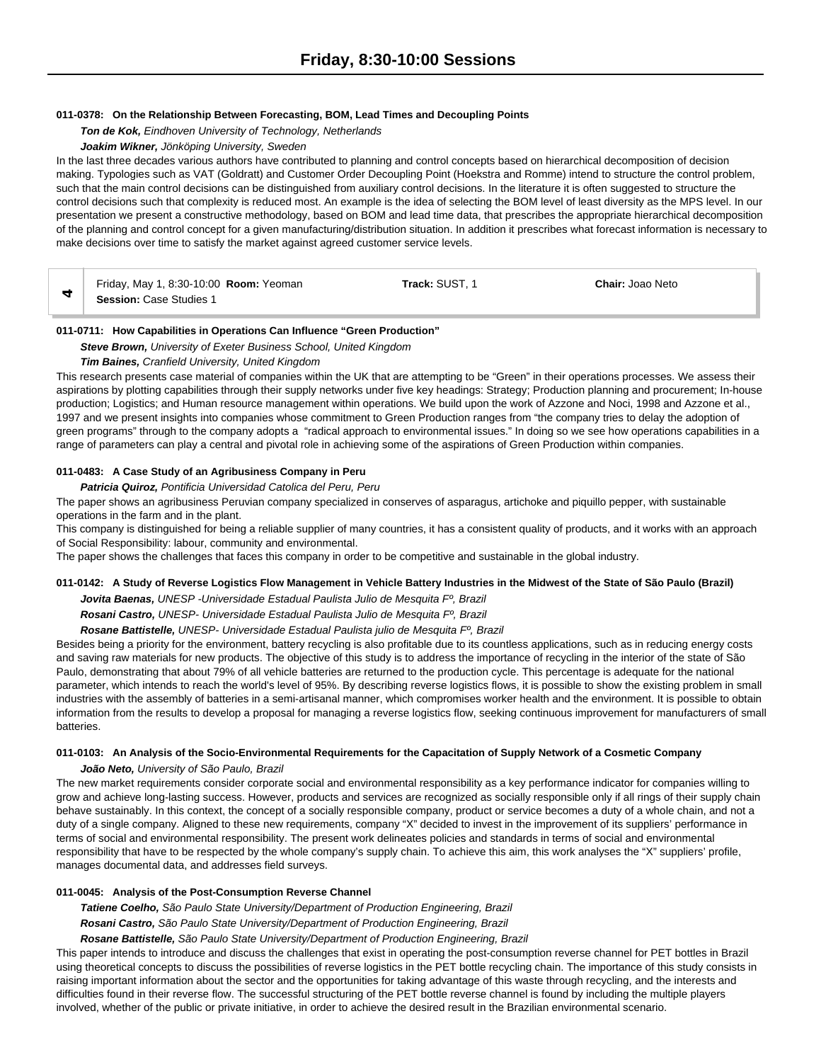# Friday, 8:30-10:00 Sessions

**011-0378: On the Relationship Between Forecasting, BOM, Lead Times and Decoupling Points**

***Ton de Kok,*** *Eindhoven University of Technology, Netherlands*

***Joakim Wikner,*** *Jönköping University, Sweden*

In the last three decades various authors have contributed to planning and control concepts based on hierarchical decomposition of decision making. Typologies such as VAT (Goldratt) and Customer Order Decoupling Point (Hoekstra and Romme) intend to structure the control problem, such that the main control decisions can be distinguished from auxiliary control decisions. In the literature it is often suggested to structure the control decisions such that complexity is reduced most. An example is the idea of selecting the BOM level of least diversity as the MPS level. In our presentation we present a constructive methodology, based on BOM and lead time data, that prescribes the appropriate hierarchical decomposition of the planning and control concept for a given manufacturing/distribution situation. In addition it prescribes what forecast information is necessary to make decisions over time to satisfy the market against agreed customer service levels.

| 4 | Friday, May 1, 8:30-10:00 **Room:** Yeoman **Session:** Case Studies 1 | **Track:** SUST, 1 | **Chair:** Joao Neto |
|---|---|---|---|

**011-0711: How Capabilities in Operations Can Influence "Green Production"**

***Steve Brown,*** *University of Exeter Business School, United Kingdom*

***Tim Baines,*** *Cranfield University, United Kingdom*

This research presents case material of companies within the UK that are attempting to be "Green" in their operations processes. We assess their aspirations by plotting capabilities through their supply networks under five key headings: Strategy; Production planning and procurement; In-house production; Logistics; and Human resource management within operations. We build upon the work of Azzone and Noci, 1998 and Azzone et al., 1997 and we present insights into companies whose commitment to Green Production ranges from "the company tries to delay the adoption of green programs" through to the company adopts a "radical approach to environmental issues." In doing so we see how operations capabilities in a range of parameters can play a central and pivotal role in achieving some of the aspirations of Green Production within companies.

**011-0483: A Case Study of an Agribusiness Company in Peru**

***Patricia Quiroz,*** *Pontificia Universidad Catolica del Peru, Peru*

The paper shows an agribusiness Peruvian company specialized in conserves of asparagus, artichoke and piquillo pepper, with sustainable operations in the farm and in the plant.

This company is distinguished for being a reliable supplier of many countries, it has a consistent quality of products, and it works with an approach of Social Responsibility: labour, community and environmental.

The paper shows the challenges that faces this company in order to be competitive and sustainable in the global industry.

**011-0142: A Study of Reverse Logistics Flow Management in Vehicle Battery Industries in the Midwest of the State of São Paulo (Brazil)**

***Jovita Baenas,*** *UNESP -Universidade Estadual Paulista Julio de Mesquita Fº, Brazil*

***Rosani Castro,*** *UNESP- Universidade Estadual Paulista Julio de Mesquita Fº, Brazil*

***Rosane Battistelle,*** *UNESP- Universidade Estadual Paulista julio de Mesquita Fº, Brazil*

Besides being a priority for the environment, battery recycling is also profitable due to its countless applications, such as in reducing energy costs and saving raw materials for new products. The objective of this study is to address the importance of recycling in the interior of the state of São Paulo, demonstrating that about 79% of all vehicle batteries are returned to the production cycle. This percentage is adequate for the national parameter, which intends to reach the world's level of 95%. By describing reverse logistics flows, it is possible to show the existing problem in small industries with the assembly of batteries in a semi-artisanal manner, which compromises worker health and the environment. It is possible to obtain information from the results to develop a proposal for managing a reverse logistics flow, seeking continuous improvement for manufacturers of small batteries.

**011-0103: An Analysis of the Socio-Environmental Requirements for the Capacitation of Supply Network of a Cosmetic Company**

***João Neto,*** *University of São Paulo, Brazil*

The new market requirements consider corporate social and environmental responsibility as a key performance indicator for companies willing to grow and achieve long-lasting success. However, products and services are recognized as socially responsible only if all rings of their supply chain behave sustainably. In this context, the concept of a socially responsible company, product or service becomes a duty of a whole chain, and not a duty of a single company. Aligned to these new requirements, company "X" decided to invest in the improvement of its suppliers' performance in terms of social and environmental responsibility. The present work delineates policies and standards in terms of social and environmental responsibility that have to be respected by the whole company's supply chain. To achieve this aim, this work analyses the "X" suppliers' profile, manages documental data, and addresses field surveys.

**011-0045: Analysis of the Post-Consumption Reverse Channel**

***Tatiene Coelho,*** *São Paulo State University/Department of Production Engineering, Brazil*

***Rosani Castro,*** *São Paulo State University/Department of Production Engineering, Brazil*

***Rosane Battistelle,*** *São Paulo State University/Department of Production Engineering, Brazil*

This paper intends to introduce and discuss the challenges that exist in operating the post-consumption reverse channel for PET bottles in Brazil using theoretical concepts to discuss the possibilities of reverse logistics in the PET bottle recycling chain. The importance of this study consists in raising important information about the sector and the opportunities for taking advantage of this waste through recycling, and the interests and difficulties found in their reverse flow. The successful structuring of the PET bottle reverse channel is found by including the multiple players involved, whether of the public or private initiative, in order to achieve the desired result in the Brazilian environmental scenario.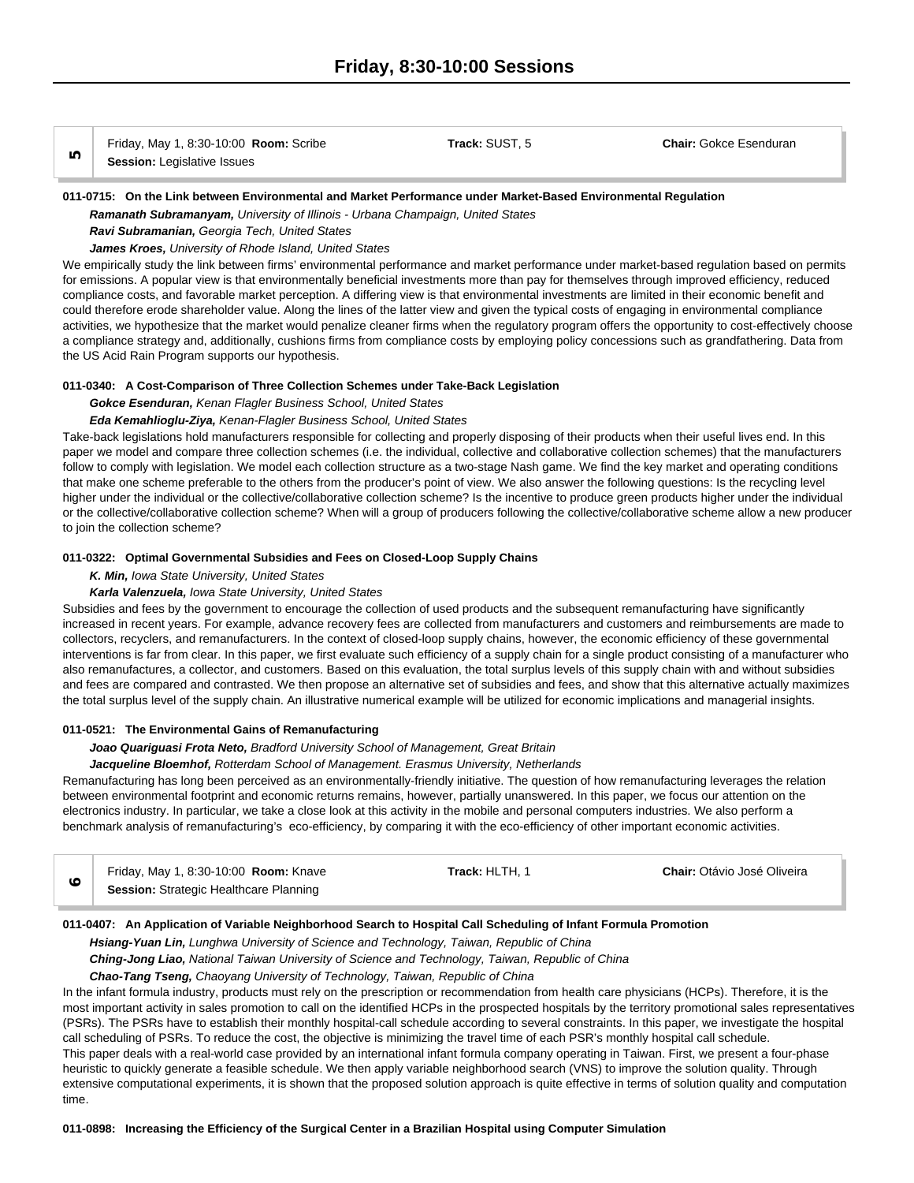# Friday, 8:30-10:00 Sessions

| 5 | Friday, May 1, 8:30-10:00 **Room:** Scribe<br>**Session:** Legislative Issues | **Track:** SUST, 5 | **Chair:** Gokce Esenduran |
|---|---|---|---|

**011-0715: On the Link between Environmental and Market Performance under Market-Based Environmental Regulation**

***Ramanath Subramanyam,*** *University of Illinois - Urbana Champaign, United States*
***Ravi Subramanian,*** *Georgia Tech, United States*
***James Kroes,*** *University of Rhode Island, United States*

We empirically study the link between firms' environmental performance and market performance under market-based regulation based on permits for emissions. A popular view is that environmentally beneficial investments more than pay for themselves through improved efficiency, reduced compliance costs, and favorable market perception. A differing view is that environmental investments are limited in their economic benefit and could therefore erode shareholder value. Along the lines of the latter view and given the typical costs of engaging in environmental compliance activities, we hypothesize that the market would penalize cleaner firms when the regulatory program offers the opportunity to cost-effectively choose a compliance strategy and, additionally, cushions firms from compliance costs by employing policy concessions such as grandfathering. Data from the US Acid Rain Program supports our hypothesis.

**011-0340: A Cost-Comparison of Three Collection Schemes under Take-Back Legislation**

***Gokce Esenduran,*** *Kenan Flagler Business School, United States*
***Eda Kemahlioglu-Ziya,*** *Kenan-Flagler Business School, United States*

Take-back legislations hold manufacturers responsible for collecting and properly disposing of their products when their useful lives end. In this paper we model and compare three collection schemes (i.e. the individual, collective and collaborative collection schemes) that the manufacturers follow to comply with legislation. We model each collection structure as a two-stage Nash game. We find the key market and operating conditions that make one scheme preferable to the others from the producer's point of view. We also answer the following questions: Is the recycling level higher under the individual or the collective/collaborative collection scheme? Is the incentive to produce green products higher under the individual or the collective/collaborative collection scheme? When will a group of producers following the collective/collaborative scheme allow a new producer to join the collection scheme?

**011-0322: Optimal Governmental Subsidies and Fees on Closed-Loop Supply Chains**

***K. Min,*** *Iowa State University, United States*
***Karla Valenzuela,*** *Iowa State University, United States*

Subsidies and fees by the government to encourage the collection of used products and the subsequent remanufacturing have significantly increased in recent years. For example, advance recovery fees are collected from manufacturers and customers and reimbursements are made to collectors, recyclers, and remanufacturers. In the context of closed-loop supply chains, however, the economic efficiency of these governmental interventions is far from clear. In this paper, we first evaluate such efficiency of a supply chain for a single product consisting of a manufacturer who also remanufactures, a collector, and customers. Based on this evaluation, the total surplus levels of this supply chain with and without subsidies and fees are compared and contrasted. We then propose an alternative set of subsidies and fees, and show that this alternative actually maximizes the total surplus level of the supply chain. An illustrative numerical example will be utilized for economic implications and managerial insights.

**011-0521: The Environmental Gains of Remanufacturing**

***Joao Quariguasi Frota Neto,*** *Bradford University School of Management, Great Britain*
***Jacqueline Bloemhof,*** *Rotterdam School of Management. Erasmus University, Netherlands*

Remanufacturing has long been perceived as an environmentally-friendly initiative. The question of how remanufacturing leverages the relation between environmental footprint and economic returns remains, however, partially unanswered. In this paper, we focus our attention on the electronics industry. In particular, we take a close look at this activity in the mobile and personal computers industries. We also perform a benchmark analysis of remanufacturing's eco-efficiency, by comparing it with the eco-efficiency of other important economic activities.

| 6 | Friday, May 1, 8:30-10:00 **Room:** Knave<br>**Session:** Strategic Healthcare Planning | **Track:** HLTH, 1 | **Chair:** Otávio José Oliveira |
|---|---|---|---|

**011-0407: An Application of Variable Neighborhood Search to Hospital Call Scheduling of Infant Formula Promotion**

***Hsiang-Yuan Lin,*** *Lunghwa University of Science and Technology, Taiwan, Republic of China*
***Ching-Jong Liao,*** *National Taiwan University of Science and Technology, Taiwan, Republic of China*
***Chao-Tang Tseng,*** *Chaoyang University of Technology, Taiwan, Republic of China*

In the infant formula industry, products must rely on the prescription or recommendation from health care physicians (HCPs). Therefore, it is the most important activity in sales promotion to call on the identified HCPs in the prospected hospitals by the territory promotional sales representatives (PSRs). The PSRs have to establish their monthly hospital-call schedule according to several constraints. In this paper, we investigate the hospital call scheduling of PSRs. To reduce the cost, the objective is minimizing the travel time of each PSR's monthly hospital call schedule.
This paper deals with a real-world case provided by an international infant formula company operating in Taiwan. First, we present a four-phase heuristic to quickly generate a feasible schedule. We then apply variable neighborhood search (VNS) to improve the solution quality. Through extensive computational experiments, it is shown that the proposed solution approach is quite effective in terms of solution quality and computation time.

**011-0898: Increasing the Efficiency of the Surgical Center in a Brazilian Hospital using Computer Simulation**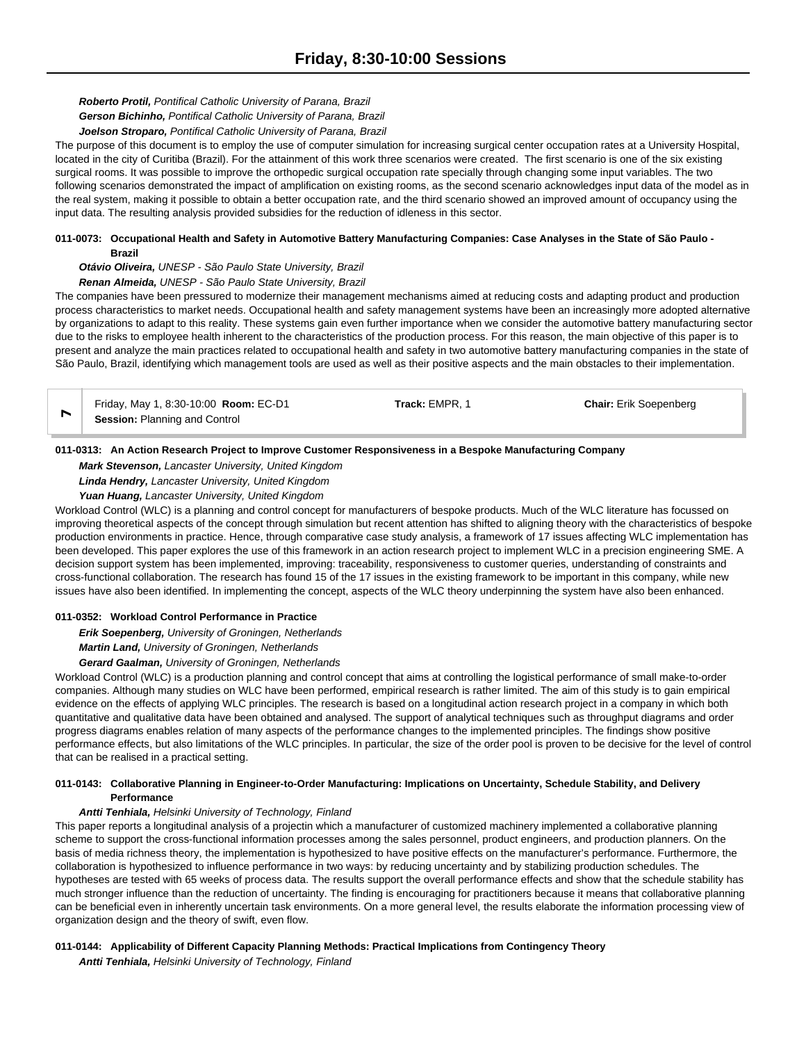*__Roberto Protil,__ Pontifical Catholic University of Parana, Brazil*
*__Gerson Bichinho,__ Pontifical Catholic University of Parana, Brazil*
*__Joelson Stroparo,__ Pontifical Catholic University of Parana, Brazil*

The purpose of this document is to employ the use of computer simulation for increasing surgical center occupation rates at a University Hospital, located in the city of Curitiba (Brazil). For the attainment of this work three scenarios were created. The first scenario is one of the six existing surgical rooms. It was possible to improve the orthopedic surgical occupation rate specially through changing some input variables. The two following scenarios demonstrated the impact of amplification on existing rooms, as the second scenario acknowledges input data of the model as in the real system, making it possible to obtain a better occupation rate, and the third scenario showed an improved amount of occupancy using the input data. The resulting analysis provided subsidies for the reduction of idleness in this sector.

**011-0073: Occupational Health and Safety in Automotive Battery Manufacturing Companies: Case Analyses in the State of São Paulo - Brazil**

*__Otávio Oliveira,__ UNESP - São Paulo State University, Brazil*
*__Renan Almeida,__ UNESP - São Paulo State University, Brazil*

The companies have been pressured to modernize their management mechanisms aimed at reducing costs and adapting product and production process characteristics to market needs. Occupational health and safety management systems have been an increasingly more adopted alternative by organizations to adapt to this reality. These systems gain even further importance when we consider the automotive battery manufacturing sector due to the risks to employee health inherent to the characteristics of the production process. For this reason, the main objective of this paper is to present and analyze the main practices related to occupational health and safety in two automotive battery manufacturing companies in the state of São Paulo, Brazil, identifying which management tools are used as well as their positive aspects and the main obstacles to their implementation.

| 7 | Friday, May 1, 8:30-10:00 **Room:** EC-D1<br>**Session:** Planning and Control | **Track:** EMPR, 1 | **Chair:** Erik Soepenberg |
|---|---|---|---|

**011-0313: An Action Research Project to Improve Customer Responsiveness in a Bespoke Manufacturing Company**

*__Mark Stevenson,__ Lancaster University, United Kingdom*
*__Linda Hendry,__ Lancaster University, United Kingdom*
*__Yuan Huang,__ Lancaster University, United Kingdom*

Workload Control (WLC) is a planning and control concept for manufacturers of bespoke products. Much of the WLC literature has focussed on improving theoretical aspects of the concept through simulation but recent attention has shifted to aligning theory with the characteristics of bespoke production environments in practice. Hence, through comparative case study analysis, a framework of 17 issues affecting WLC implementation has been developed. This paper explores the use of this framework in an action research project to implement WLC in a precision engineering SME. A decision support system has been implemented, improving: traceability, responsiveness to customer queries, understanding of constraints and cross-functional collaboration. The research has found 15 of the 17 issues in the existing framework to be important in this company, while new issues have also been identified. In implementing the concept, aspects of the WLC theory underpinning the system have also been enhanced.

**011-0352: Workload Control Performance in Practice**

*__Erik Soepenberg,__ University of Groningen, Netherlands*
*__Martin Land,__ University of Groningen, Netherlands*
*__Gerard Gaalman,__ University of Groningen, Netherlands*

Workload Control (WLC) is a production planning and control concept that aims at controlling the logistical performance of small make-to-order companies. Although many studies on WLC have been performed, empirical research is rather limited. The aim of this study is to gain empirical evidence on the effects of applying WLC principles. The research is based on a longitudinal action research project in a company in which both quantitative and qualitative data have been obtained and analysed. The support of analytical techniques such as throughput diagrams and order progress diagrams enables relation of many aspects of the performance changes to the implemented principles. The findings show positive performance effects, but also limitations of the WLC principles. In particular, the size of the order pool is proven to be decisive for the level of control that can be realised in a practical setting.

**011-0143: Collaborative Planning in Engineer-to-Order Manufacturing: Implications on Uncertainty, Schedule Stability, and Delivery Performance**

*__Antti Tenhiala,__ Helsinki University of Technology, Finland*

This paper reports a longitudinal analysis of a projectin which a manufacturer of customized machinery implemented a collaborative planning scheme to support the cross-functional information processes among the sales personnel, product engineers, and production planners. On the basis of media richness theory, the implementation is hypothesized to have positive effects on the manufacturer's performance. Furthermore, the collaboration is hypothesized to influence performance in two ways: by reducing uncertainty and by stabilizing production schedules. The hypotheses are tested with 65 weeks of process data. The results support the overall performance effects and show that the schedule stability has much stronger influence than the reduction of uncertainty. The finding is encouraging for practitioners because it means that collaborative planning can be beneficial even in inherently uncertain task environments. On a more general level, the results elaborate the information processing view of organization design and the theory of swift, even flow.

**011-0144: Applicability of Different Capacity Planning Methods: Practical Implications from Contingency Theory**

*__Antti Tenhiala,__ Helsinki University of Technology, Finland*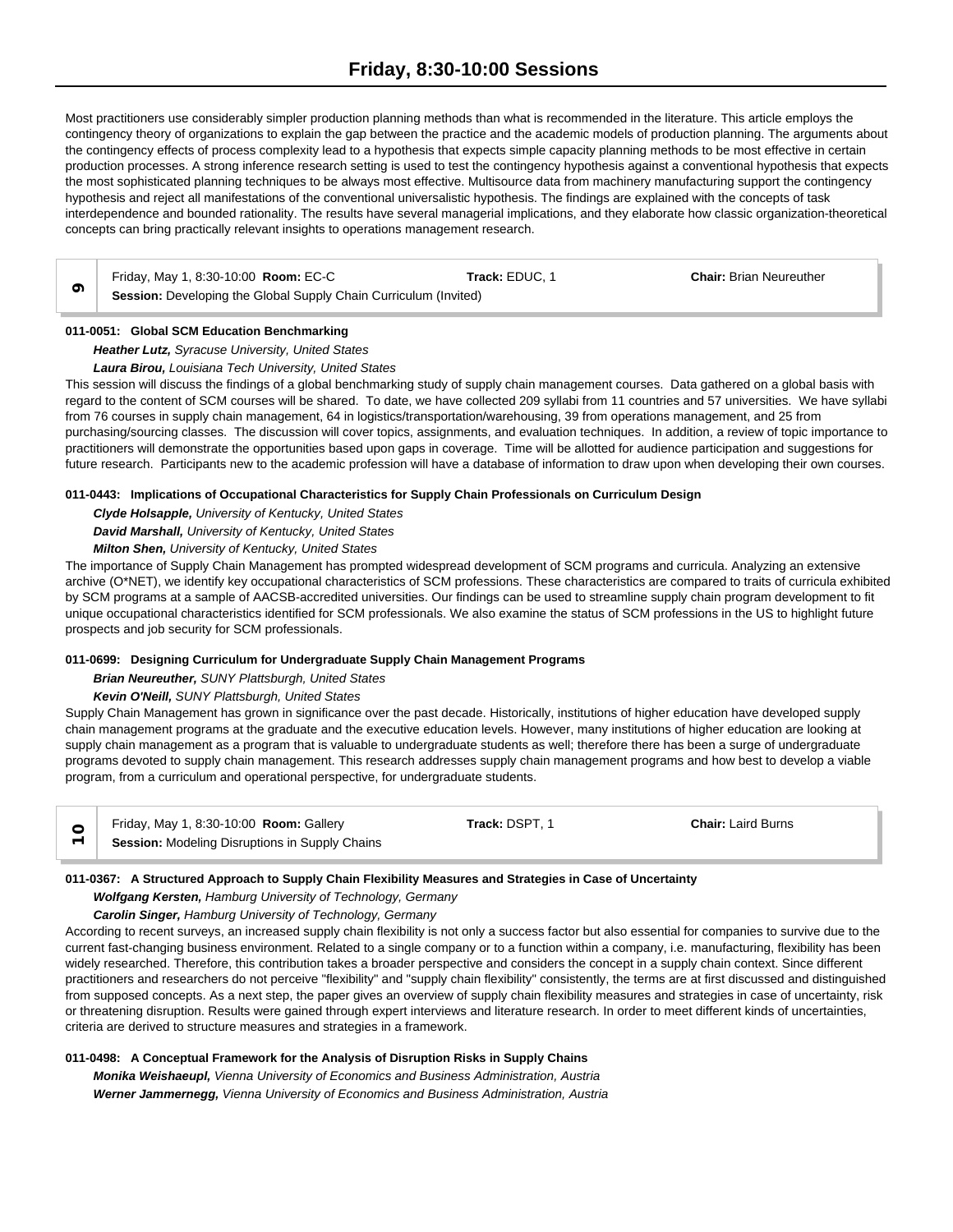Most practitioners use considerably simpler production planning methods than what is recommended in the literature. This article employs the contingency theory of organizations to explain the gap between the practice and the academic models of production planning. The arguments about the contingency effects of process complexity lead to a hypothesis that expects simple capacity planning methods to be most effective in certain production processes. A strong inference research setting is used to test the contingency hypothesis against a conventional hypothesis that expects the most sophisticated planning techniques to be always most effective. Multisource data from machinery manufacturing support the contingency hypothesis and reject all manifestations of the conventional universalistic hypothesis. The findings are explained with the concepts of task interdependence and bounded rationality. The results have several managerial implications, and they elaborate how classic organization-theoretical concepts can bring practically relevant insights to operations management research.

| 9 | Friday, May 1, 8:30-10:00 **Room:** EC-C | **Track:** EDUC, 1 | **Chair:** Brian Neureuther |
|---|---|---|---|
| | **Session:** Developing the Global Supply Chain Curriculum (Invited) | | |

**011-0051: Global SCM Education Benchmarking**

***Heather Lutz,*** *Syracuse University, United States*

***Laura Birou,*** *Louisiana Tech University, United States*

This session will discuss the findings of a global benchmarking study of supply chain management courses. Data gathered on a global basis with regard to the content of SCM courses will be shared. To date, we have collected 209 syllabi from 11 countries and 57 universities. We have syllabi from 76 courses in supply chain management, 64 in logistics/transportation/warehousing, 39 from operations management, and 25 from purchasing/sourcing classes. The discussion will cover topics, assignments, and evaluation techniques. In addition, a review of topic importance to practitioners will demonstrate the opportunities based upon gaps in coverage. Time will be allotted for audience participation and suggestions for future research. Participants new to the academic profession will have a database of information to draw upon when developing their own courses.

**011-0443: Implications of Occupational Characteristics for Supply Chain Professionals on Curriculum Design**

***Clyde Holsapple,*** *University of Kentucky, United States*

***David Marshall,*** *University of Kentucky, United States*

***Milton Shen,*** *University of Kentucky, United States*

The importance of Supply Chain Management has prompted widespread development of SCM programs and curricula. Analyzing an extensive archive (O*NET), we identify key occupational characteristics of SCM professions. These characteristics are compared to traits of curricula exhibited by SCM programs at a sample of AACSB-accredited universities. Our findings can be used to streamline supply chain program development to fit unique occupational characteristics identified for SCM professionals. We also examine the status of SCM professions in the US to highlight future prospects and job security for SCM professionals.

**011-0699: Designing Curriculum for Undergraduate Supply Chain Management Programs**

***Brian Neureuther,*** *SUNY Plattsburgh, United States*

***Kevin O'Neill,*** *SUNY Plattsburgh, United States*

Supply Chain Management has grown in significance over the past decade. Historically, institutions of higher education have developed supply chain management programs at the graduate and the executive education levels. However, many institutions of higher education are looking at supply chain management as a program that is valuable to undergraduate students as well; therefore there has been a surge of undergraduate programs devoted to supply chain management. This research addresses supply chain management programs and how best to develop a viable program, from a curriculum and operational perspective, for undergraduate students.

| 10 | Friday, May 1, 8:30-10:00 **Room:** Gallery | **Track:** DSPT, 1 | **Chair:** Laird Burns |
|---|---|---|---|
| | **Session:** Modeling Disruptions in Supply Chains | | |

**011-0367: A Structured Approach to Supply Chain Flexibility Measures and Strategies in Case of Uncertainty**

***Wolfgang Kersten,*** *Hamburg University of Technology, Germany*

***Carolin Singer,*** *Hamburg University of Technology, Germany*

According to recent surveys, an increased supply chain flexibility is not only a success factor but also essential for companies to survive due to the current fast-changing business environment. Related to a single company or to a function within a company, i.e. manufacturing, flexibility has been widely researched. Therefore, this contribution takes a broader perspective and considers the concept in a supply chain context. Since different practitioners and researchers do not perceive "flexibility" and "supply chain flexibility" consistently, the terms are at first discussed and distinguished from supposed concepts. As a next step, the paper gives an overview of supply chain flexibility measures and strategies in case of uncertainty, risk or threatening disruption. Results were gained through expert interviews and literature research. In order to meet different kinds of uncertainties, criteria are derived to structure measures and strategies in a framework.

**011-0498: A Conceptual Framework for the Analysis of Disruption Risks in Supply Chains**

***Monika Weishaeupl,*** *Vienna University of Economics and Business Administration, Austria*

***Werner Jammernegg,*** *Vienna University of Economics and Business Administration, Austria*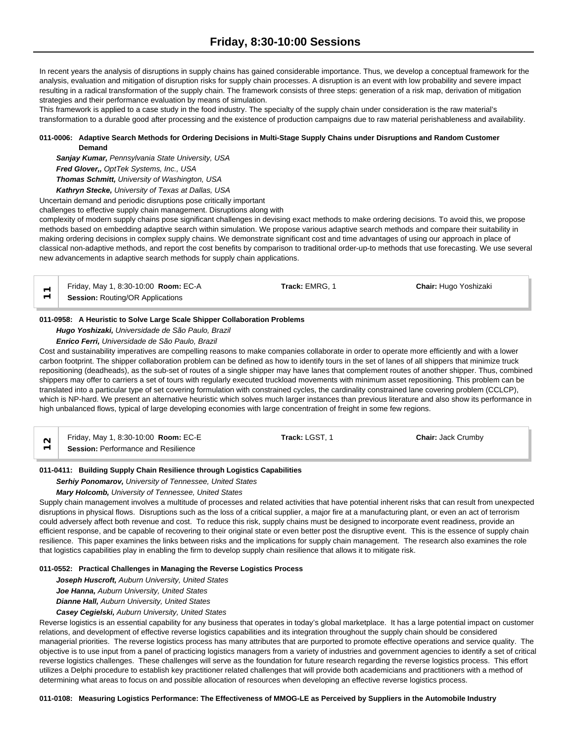In recent years the analysis of disruptions in supply chains has gained considerable importance. Thus, we develop a conceptual framework for the analysis, evaluation and mitigation of disruption risks for supply chain processes. A disruption is an event with low probability and severe impact resulting in a radical transformation of the supply chain. The framework consists of three steps: generation of a risk map, derivation of mitigation strategies and their performance evaluation by means of simulation.
This framework is applied to a case study in the food industry. The specialty of the supply chain under consideration is the raw material's transformation to a durable good after processing and the existence of production campaigns due to raw material perishableness and availability.

**011-0006: Adaptive Search Methods for Ordering Decisions in Multi-Stage Supply Chains under Disruptions and Random Customer Demand**

***Sanjay Kumar,*** *Pennsylvania State University, USA*
***Fred Glover,,*** *OptTek Systems, Inc., USA*
***Thomas Schmitt,*** *University of Washington, USA*
***Kathryn Stecke,*** *University of Texas at Dallas, USA*

Uncertain demand and periodic disruptions pose critically important
challenges to effective supply chain management. Disruptions along with
complexity of modern supply chains pose significant challenges in devising exact methods to make ordering decisions. To avoid this, we propose methods based on embedding adaptive search within simulation. We propose various adaptive search methods and compare their suitability in making ordering decisions in complex supply chains. We demonstrate significant cost and time advantages of using our approach in place of classical non-adaptive methods, and report the cost benefits by comparison to traditional order-up-to methods that use forecasting. We use several new advancements in adaptive search methods for supply chain applications.

| 11 | Friday, May 1, 8:30-10:00 **Room:** EC-A<br>**Session:** Routing/OR Applications | **Track:** EMRG, 1 | **Chair:** Hugo Yoshizaki |
|---|---|---|---|

**011-0958: A Heuristic to Solve Large Scale Shipper Collaboration Problems**

***Hugo Yoshizaki,*** *Universidade de São Paulo, Brazil*
***Enrico Ferri,*** *Universidade de São Paulo, Brazil*

Cost and sustainability imperatives are compelling reasons to make companies collaborate in order to operate more efficiently and with a lower carbon footprint. The shipper collaboration problem can be defined as how to identify tours in the set of lanes of all shippers that minimize truck repositioning (deadheads), as the sub-set of routes of a single shipper may have lanes that complement routes of another shipper. Thus, combined shippers may offer to carriers a set of tours with regularly executed truckload movements with minimum asset repositioning. This problem can be translated into a particular type of set covering formulation with constrained cycles, the cardinality constrained lane covering problem (CCLCP), which is NP-hard. We present an alternative heuristic which solves much larger instances than previous literature and also show its performance in high unbalanced flows, typical of large developing economies with large concentration of freight in some few regions.

| 12 | Friday, May 1, 8:30-10:00 **Room:** EC-E<br>**Session:** Performance and Resilience | **Track:** LGST, 1 | **Chair:** Jack Crumby |
|---|---|---|---|

**011-0411: Building Supply Chain Resilience through Logistics Capabilities**

***Serhiy Ponomarov,*** *University of Tennessee, United States*
***Mary Holcomb,*** *University of Tennessee, United States*

Supply chain management involves a multitude of processes and related activities that have potential inherent risks that can result from unexpected disruptions in physical flows. Disruptions such as the loss of a critical supplier, a major fire at a manufacturing plant, or even an act of terrorism could adversely affect both revenue and cost. To reduce this risk, supply chains must be designed to incorporate event readiness, provide an efficient response, and be capable of recovering to their original state or even better post the disruptive event. This is the essence of supply chain resilience. This paper examines the links between risks and the implications for supply chain management. The research also examines the role that logistics capabilities play in enabling the firm to develop supply chain resilience that allows it to mitigate risk.

**011-0552: Practical Challenges in Managing the Reverse Logistics Process**

***Joseph Huscroft,*** *Auburn University, United States*
***Joe Hanna,*** *Auburn University, United States*
***Dianne Hall,*** *Auburn University, United States*
***Casey Cegielski,*** *Auburn University, United States*

Reverse logistics is an essential capability for any business that operates in today's global marketplace. It has a large potential impact on customer relations, and development of effective reverse logistics capabilities and its integration throughout the supply chain should be considered managerial priorities. The reverse logistics process has many attributes that are purported to promote effective operations and service quality. The objective is to use input from a panel of practicing logistics managers from a variety of industries and government agencies to identify a set of critical reverse logistics challenges. These challenges will serve as the foundation for future research regarding the reverse logistics process. This effort utilizes a Delphi procedure to establish key practitioner related challenges that will provide both academicians and practitioners with a method of determining what areas to focus on and possible allocation of resources when developing an effective reverse logistics process.

**011-0108: Measuring Logistics Performance: The Effectiveness of MMOG-LE as Perceived by Suppliers in the Automobile Industry**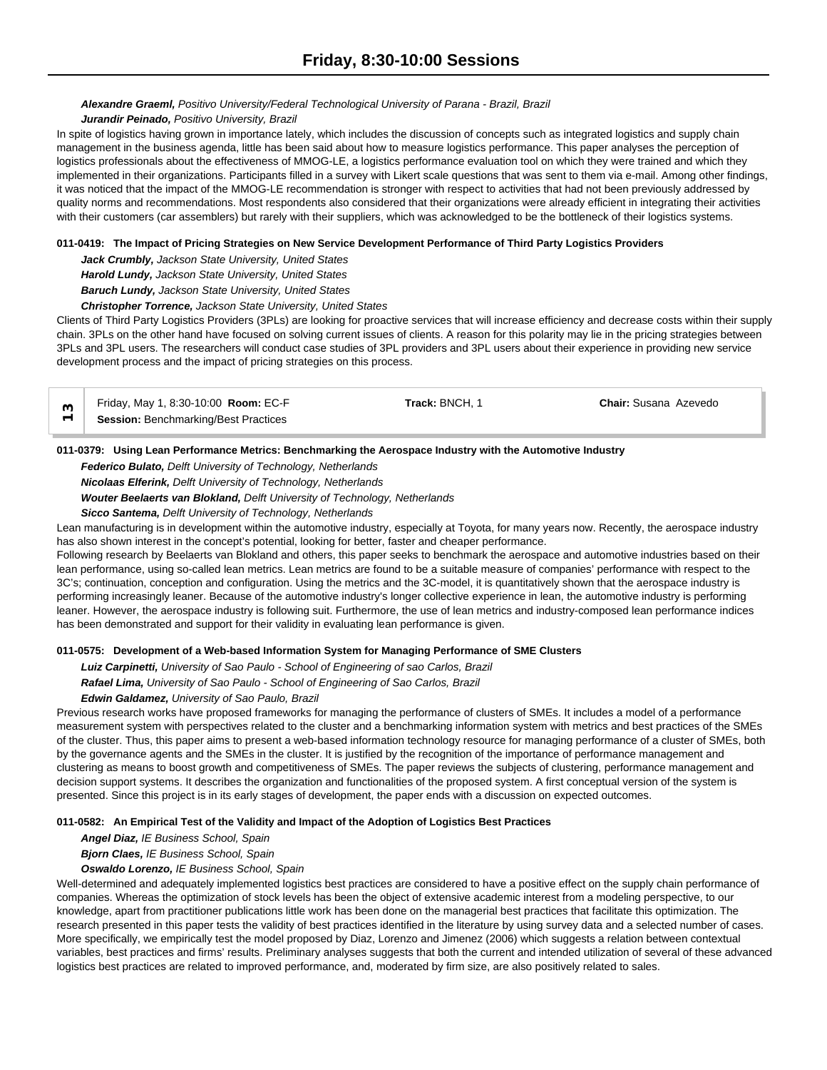***Alexandre Graeml,*** *Positivo University/Federal Technological University of Parana - Brazil, Brazil*

***Jurandir Peinado,*** *Positivo University, Brazil*

In spite of logistics having grown in importance lately, which includes the discussion of concepts such as integrated logistics and supply chain management in the business agenda, little has been said about how to measure logistics performance. This paper analyses the perception of logistics professionals about the effectiveness of MMOG-LE, a logistics performance evaluation tool on which they were trained and which they implemented in their organizations. Participants filled in a survey with Likert scale questions that was sent to them via e-mail. Among other findings, it was noticed that the impact of the MMOG-LE recommendation is stronger with respect to activities that had not been previously addressed by quality norms and recommendations. Most respondents also considered that their organizations were already efficient in integrating their activities with their customers (car assemblers) but rarely with their suppliers, which was acknowledged to be the bottleneck of their logistics systems.

**011-0419: The Impact of Pricing Strategies on New Service Development Performance of Third Party Logistics Providers**

***Jack Crumbly,*** *Jackson State University, United States*

***Harold Lundy,*** *Jackson State University, United States*

***Baruch Lundy,*** *Jackson State University, United States*

***Christopher Torrence,*** *Jackson State University, United States*

Clients of Third Party Logistics Providers (3PLs) are looking for proactive services that will increase efficiency and decrease costs within their supply chain. 3PLs on the other hand have focused on solving current issues of clients. A reason for this polarity may lie in the pricing strategies between 3PLs and 3PL users. The researchers will conduct case studies of 3PL providers and 3PL users about their experience in providing new service development process and the impact of pricing strategies on this process.

| 13 | Friday, May 1, 8:30-10:00 **Room:** EC-F<br>**Session:** Benchmarking/Best Practices | **Track:** BNCH, 1 | **Chair:** Susana Azevedo |
|---|---|---|---|

**011-0379: Using Lean Performance Metrics: Benchmarking the Aerospace Industry with the Automotive Industry**

***Federico Bulato,*** *Delft University of Technology, Netherlands*

***Nicolaas Elferink,*** *Delft University of Technology, Netherlands*

***Wouter Beelaerts van Blokland,*** *Delft University of Technology, Netherlands*

***Sicco Santema,*** *Delft University of Technology, Netherlands*

Lean manufacturing is in development within the automotive industry, especially at Toyota, for many years now. Recently, the aerospace industry has also shown interest in the concept's potential, looking for better, faster and cheaper performance.

Following research by Beelaerts van Blokland and others, this paper seeks to benchmark the aerospace and automotive industries based on their lean performance, using so-called lean metrics. Lean metrics are found to be a suitable measure of companies' performance with respect to the 3C's; continuation, conception and configuration. Using the metrics and the 3C-model, it is quantitatively shown that the aerospace industry is performing increasingly leaner. Because of the automotive industry's longer collective experience in lean, the automotive industry is performing leaner. However, the aerospace industry is following suit. Furthermore, the use of lean metrics and industry-composed lean performance indices has been demonstrated and support for their validity in evaluating lean performance is given.

**011-0575: Development of a Web-based Information System for Managing Performance of SME Clusters**

***Luiz Carpinetti,*** *University of Sao Paulo - School of Engineering of sao Carlos, Brazil*

***Rafael Lima,*** *University of Sao Paulo - School of Engineering of Sao Carlos, Brazil*

***Edwin Galdamez,*** *University of Sao Paulo, Brazil*

Previous research works have proposed frameworks for managing the performance of clusters of SMEs. It includes a model of a performance measurement system with perspectives related to the cluster and a benchmarking information system with metrics and best practices of the SMEs of the cluster. Thus, this paper aims to present a web-based information technology resource for managing performance of a cluster of SMEs, both by the governance agents and the SMEs in the cluster. It is justified by the recognition of the importance of performance management and clustering as means to boost growth and competitiveness of SMEs. The paper reviews the subjects of clustering, performance management and decision support systems. It describes the organization and functionalities of the proposed system. A first conceptual version of the system is presented. Since this project is in its early stages of development, the paper ends with a discussion on expected outcomes.

**011-0582: An Empirical Test of the Validity and Impact of the Adoption of Logistics Best Practices**

***Angel Diaz,*** *IE Business School, Spain*

***Bjorn Claes,*** *IE Business School, Spain*

***Oswaldo Lorenzo,*** *IE Business School, Spain*

Well-determined and adequately implemented logistics best practices are considered to have a positive effect on the supply chain performance of companies. Whereas the optimization of stock levels has been the object of extensive academic interest from a modeling perspective, to our knowledge, apart from practitioner publications little work has been done on the managerial best practices that facilitate this optimization. The research presented in this paper tests the validity of best practices identified in the literature by using survey data and a selected number of cases. More specifically, we empirically test the model proposed by Diaz, Lorenzo and Jimenez (2006) which suggests a relation between contextual variables, best practices and firms' results. Preliminary analyses suggests that both the current and intended utilization of several of these advanced logistics best practices are related to improved performance, and, moderated by firm size, are also positively related to sales.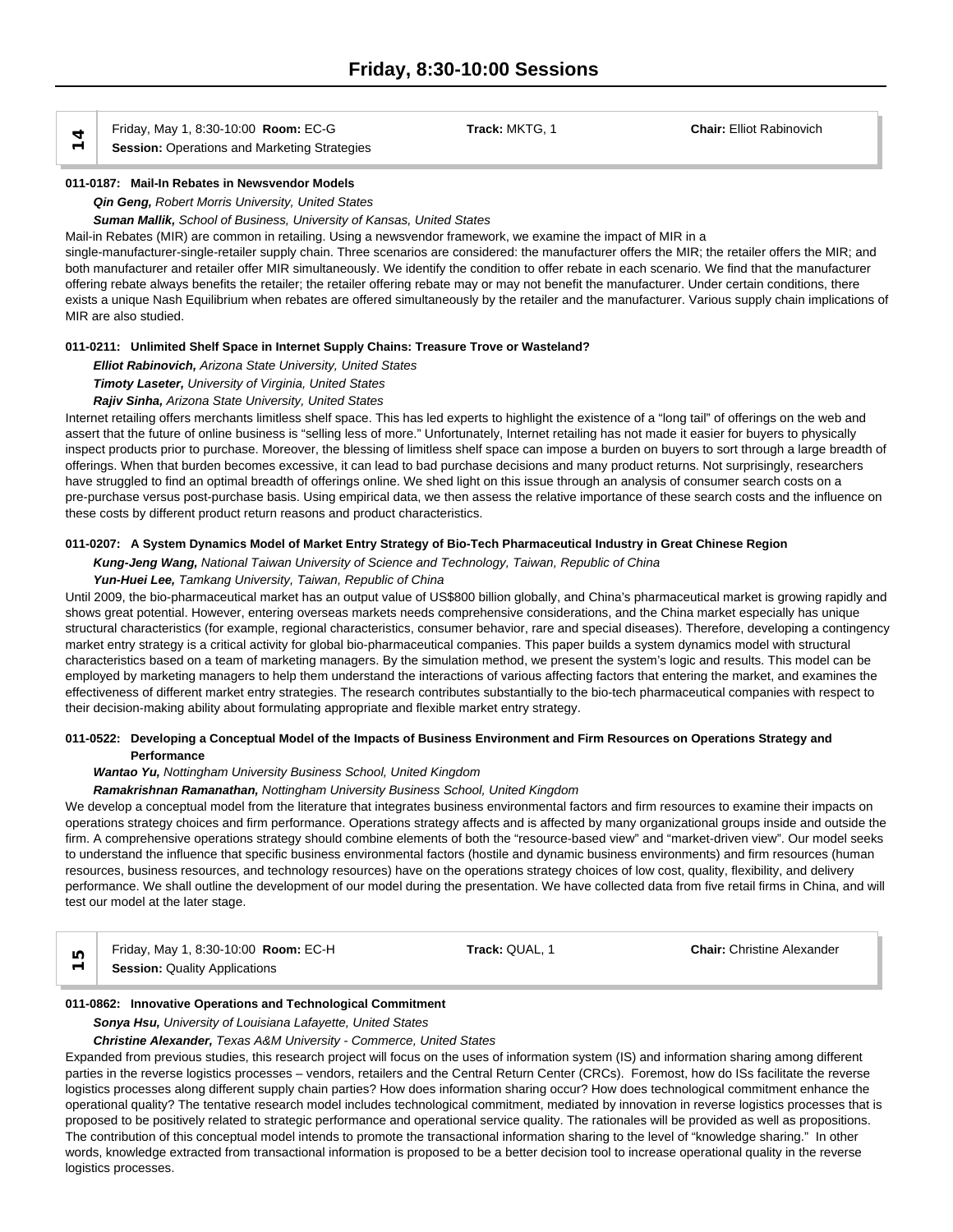## Friday, 8:30-10:00 Sessions

**14** | Friday, May 1, 8:30-10:00 **Room:** EC-G | **Track:** MKTG, 1 | **Chair:** Elliot Rabinovich
**Session:** Operations and Marketing Strategies

**011-0187: Mail-In Rebates in Newsvendor Models**

***Qin Geng,*** *Robert Morris University, United States*

***Suman Mallik,*** *School of Business, University of Kansas, United States*

Mail-in Rebates (MIR) are common in retailing. Using a newsvendor framework, we examine the impact of MIR in a single-manufacturer-single-retailer supply chain. Three scenarios are considered: the manufacturer offers the MIR; the retailer offers the MIR; and both manufacturer and retailer offer MIR simultaneously. We identify the condition to offer rebate in each scenario. We find that the manufacturer offering rebate always benefits the retailer; the retailer offering rebate may or may not benefit the manufacturer. Under certain conditions, there exists a unique Nash Equilibrium when rebates are offered simultaneously by the retailer and the manufacturer. Various supply chain implications of MIR are also studied.

**011-0211: Unlimited Shelf Space in Internet Supply Chains: Treasure Trove or Wasteland?**

***Elliot Rabinovich,*** *Arizona State University, United States*

***Timoty Laseter,*** *University of Virginia, United States*

***Rajiv Sinha,*** *Arizona State University, United States*

Internet retailing offers merchants limitless shelf space. This has led experts to highlight the existence of a "long tail" of offerings on the web and assert that the future of online business is "selling less of more." Unfortunately, Internet retailing has not made it easier for buyers to physically inspect products prior to purchase. Moreover, the blessing of limitless shelf space can impose a burden on buyers to sort through a large breadth of offerings. When that burden becomes excessive, it can lead to bad purchase decisions and many product returns. Not surprisingly, researchers have struggled to find an optimal breadth of offerings online. We shed light on this issue through an analysis of consumer search costs on a pre-purchase versus post-purchase basis. Using empirical data, we then assess the relative importance of these search costs and the influence on these costs by different product return reasons and product characteristics.

**011-0207: A System Dynamics Model of Market Entry Strategy of Bio-Tech Pharmaceutical Industry in Great Chinese Region**

***Kung-Jeng Wang,*** *National Taiwan University of Science and Technology, Taiwan, Republic of China*

***Yun-Huei Lee,*** *Tamkang University, Taiwan, Republic of China*

Until 2009, the bio-pharmaceutical market has an output value of US$800 billion globally, and China's pharmaceutical market is growing rapidly and shows great potential. However, entering overseas markets needs comprehensive considerations, and the China market especially has unique structural characteristics (for example, regional characteristics, consumer behavior, rare and special diseases). Therefore, developing a contingency market entry strategy is a critical activity for global bio-pharmaceutical companies. This paper builds a system dynamics model with structural characteristics based on a team of marketing managers. By the simulation method, we present the system's logic and results. This model can be employed by marketing managers to help them understand the interactions of various affecting factors that entering the market, and examines the effectiveness of different market entry strategies. The research contributes substantially to the bio-tech pharmaceutical companies with respect to their decision-making ability about formulating appropriate and flexible market entry strategy.

**011-0522: Developing a Conceptual Model of the Impacts of Business Environment and Firm Resources on Operations Strategy and Performance**

***Wantao Yu,*** *Nottingham University Business School, United Kingdom*

***Ramakrishnan Ramanathan,*** *Nottingham University Business School, United Kingdom*

We develop a conceptual model from the literature that integrates business environmental factors and firm resources to examine their impacts on operations strategy choices and firm performance. Operations strategy affects and is affected by many organizational groups inside and outside the firm. A comprehensive operations strategy should combine elements of both the "resource-based view" and "market-driven view". Our model seeks to understand the influence that specific business environmental factors (hostile and dynamic business environments) and firm resources (human resources, business resources, and technology resources) have on the operations strategy choices of low cost, quality, flexibility, and delivery performance. We shall outline the development of our model during the presentation. We have collected data from five retail firms in China, and will test our model at the later stage.

**15** | Friday, May 1, 8:30-10:00 **Room:** EC-H | **Track:** QUAL, 1 | **Chair:** Christine Alexander
**Session:** Quality Applications

**011-0862: Innovative Operations and Technological Commitment**

***Sonya Hsu,*** *University of Louisiana Lafayette, United States*

***Christine Alexander,*** *Texas A&M University - Commerce, United States*

Expanded from previous studies, this research project will focus on the uses of information system (IS) and information sharing among different parties in the reverse logistics processes – vendors, retailers and the Central Return Center (CRCs). Foremost, how do ISs facilitate the reverse logistics processes along different supply chain parties? How does information sharing occur? How does technological commitment enhance the operational quality? The tentative research model includes technological commitment, mediated by innovation in reverse logistics processes that is proposed to be positively related to strategic performance and operational service quality. The rationales will be provided as well as propositions. The contribution of this conceptual model intends to promote the transactional information sharing to the level of "knowledge sharing." In other words, knowledge extracted from transactional information is proposed to be a better decision tool to increase operational quality in the reverse logistics processes.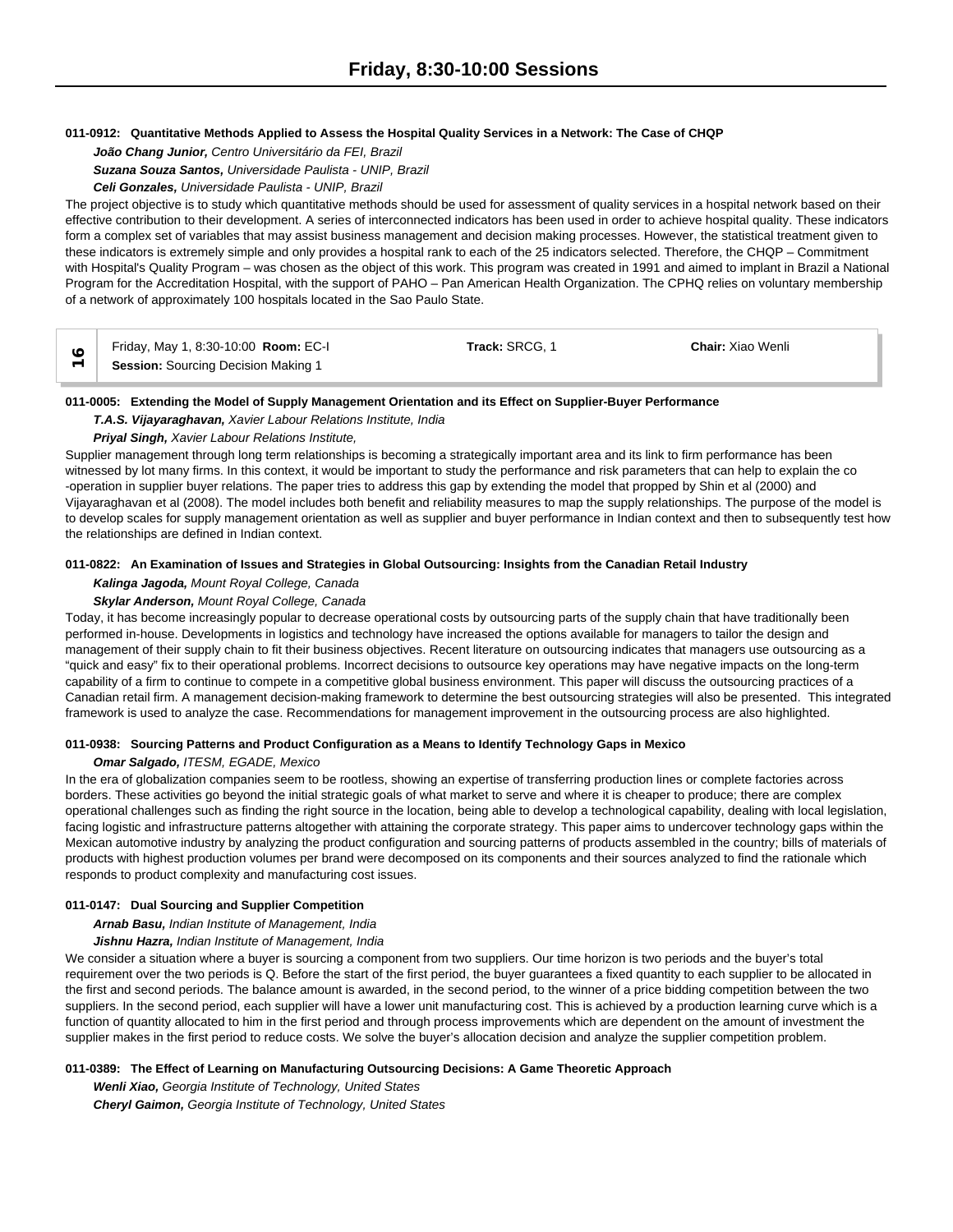# Friday, 8:30-10:00 Sessions

**011-0912: Quantitative Methods Applied to Assess the Hospital Quality Services in a Network: The Case of CHQP**

***João Chang Junior,*** *Centro Universitário da FEI, Brazil*

***Suzana Souza Santos,*** *Universidade Paulista - UNIP, Brazil*

***Celi Gonzales,*** *Universidade Paulista - UNIP, Brazil*

The project objective is to study which quantitative methods should be used for assessment of quality services in a hospital network based on their effective contribution to their development. A series of interconnected indicators has been used in order to achieve hospital quality. These indicators form a complex set of variables that may assist business management and decision making processes. However, the statistical treatment given to these indicators is extremely simple and only provides a hospital rank to each of the 25 indicators selected. Therefore, the CHQP – Commitment with Hospital's Quality Program – was chosen as the object of this work. This program was created in 1991 and aimed to implant in Brazil a National Program for the Accreditation Hospital, with the support of PAHO – Pan American Health Organization. The CPHQ relies on voluntary membership of a network of approximately 100 hospitals located in the Sao Paulo State.

| 16 | Friday, May 1, 8:30-10:00 **Room:** EC-I<br>**Session:** Sourcing Decision Making 1 | **Track:** SRCG, 1 | **Chair:** Xiao Wenli |
|---|---|---|---|

**011-0005: Extending the Model of Supply Management Orientation and its Effect on Supplier-Buyer Performance**

***T.A.S. Vijayaraghavan,*** *Xavier Labour Relations Institute, India*

***Priyal Singh,*** *Xavier Labour Relations Institute,*

Supplier management through long term relationships is becoming a strategically important area and its link to firm performance has been witnessed by lot many firms. In this context, it would be important to study the performance and risk parameters that can help to explain the co -operation in supplier buyer relations. The paper tries to address this gap by extending the model that propped by Shin et al (2000) and Vijayaraghavan et al (2008). The model includes both benefit and reliability measures to map the supply relationships. The purpose of the model is to develop scales for supply management orientation as well as supplier and buyer performance in Indian context and then to subsequently test how the relationships are defined in Indian context.

**011-0822: An Examination of Issues and Strategies in Global Outsourcing: Insights from the Canadian Retail Industry**

***Kalinga Jagoda,*** *Mount Royal College, Canada*

***Skylar Anderson,*** *Mount Royal College, Canada*

Today, it has become increasingly popular to decrease operational costs by outsourcing parts of the supply chain that have traditionally been performed in-house. Developments in logistics and technology have increased the options available for managers to tailor the design and management of their supply chain to fit their business objectives. Recent literature on outsourcing indicates that managers use outsourcing as a "quick and easy" fix to their operational problems. Incorrect decisions to outsource key operations may have negative impacts on the long-term capability of a firm to continue to compete in a competitive global business environment. This paper will discuss the outsourcing practices of a Canadian retail firm. A management decision-making framework to determine the best outsourcing strategies will also be presented. This integrated framework is used to analyze the case. Recommendations for management improvement in the outsourcing process are also highlighted.

**011-0938: Sourcing Patterns and Product Configuration as a Means to Identify Technology Gaps in Mexico**

***Omar Salgado,*** *ITESM, EGADE, Mexico*

In the era of globalization companies seem to be rootless, showing an expertise of transferring production lines or complete factories across borders. These activities go beyond the initial strategic goals of what market to serve and where it is cheaper to produce; there are complex operational challenges such as finding the right source in the location, being able to develop a technological capability, dealing with local legislation, facing logistic and infrastructure patterns altogether with attaining the corporate strategy. This paper aims to undercover technology gaps within the Mexican automotive industry by analyzing the product configuration and sourcing patterns of products assembled in the country; bills of materials of products with highest production volumes per brand were decomposed on its components and their sources analyzed to find the rationale which responds to product complexity and manufacturing cost issues.

**011-0147: Dual Sourcing and Supplier Competition**

***Arnab Basu,*** *Indian Institute of Management, India*

***Jishnu Hazra,*** *Indian Institute of Management, India*

We consider a situation where a buyer is sourcing a component from two suppliers. Our time horizon is two periods and the buyer's total requirement over the two periods is Q. Before the start of the first period, the buyer guarantees a fixed quantity to each supplier to be allocated in the first and second periods. The balance amount is awarded, in the second period, to the winner of a price bidding competition between the two suppliers. In the second period, each supplier will have a lower unit manufacturing cost. This is achieved by a production learning curve which is a function of quantity allocated to him in the first period and through process improvements which are dependent on the amount of investment the supplier makes in the first period to reduce costs. We solve the buyer's allocation decision and analyze the supplier competition problem.

**011-0389: The Effect of Learning on Manufacturing Outsourcing Decisions: A Game Theoretic Approach**

***Wenli Xiao,*** *Georgia Institute of Technology, United States*

***Cheryl Gaimon,*** *Georgia Institute of Technology, United States*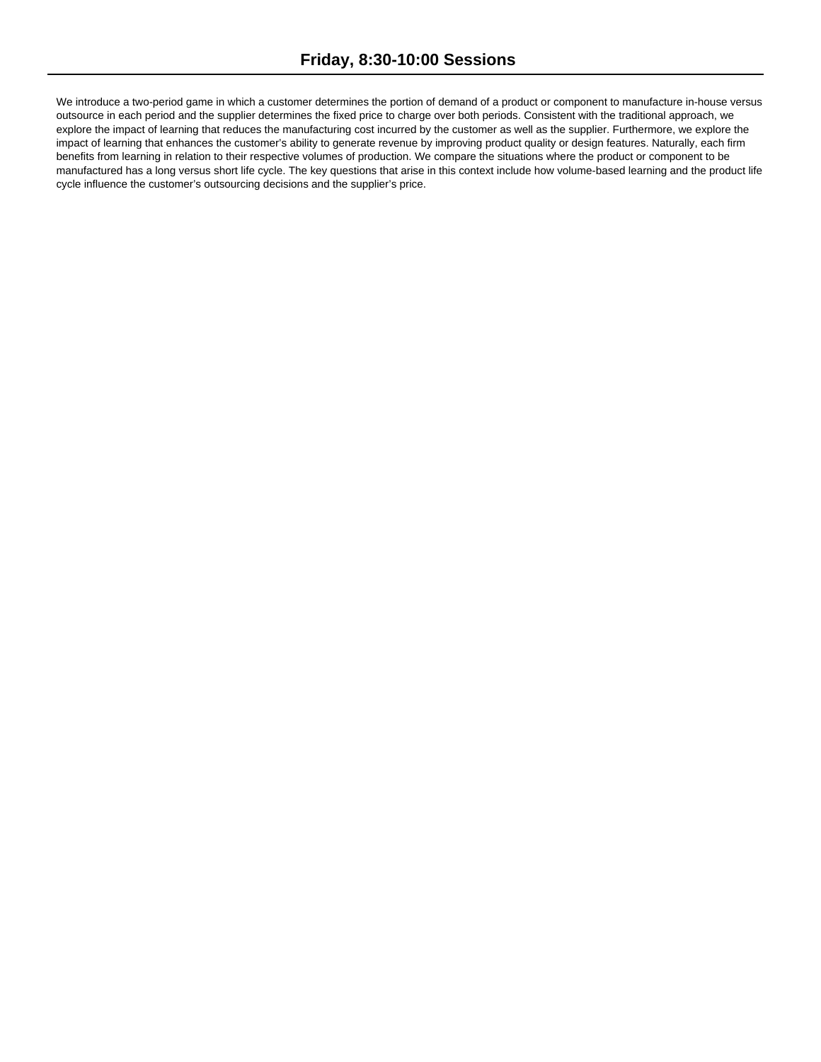We introduce a two-period game in which a customer determines the portion of demand of a product or component to manufacture in-house versus outsource in each period and the supplier determines the fixed price to charge over both periods. Consistent with the traditional approach, we explore the impact of learning that reduces the manufacturing cost incurred by the customer as well as the supplier. Furthermore, we explore the impact of learning that enhances the customer's ability to generate revenue by improving product quality or design features. Naturally, each firm benefits from learning in relation to their respective volumes of production. We compare the situations where the product or component to be manufactured has a long versus short life cycle. The key questions that arise in this context include how volume-based learning and the product life cycle influence the customer's outsourcing decisions and the supplier's price.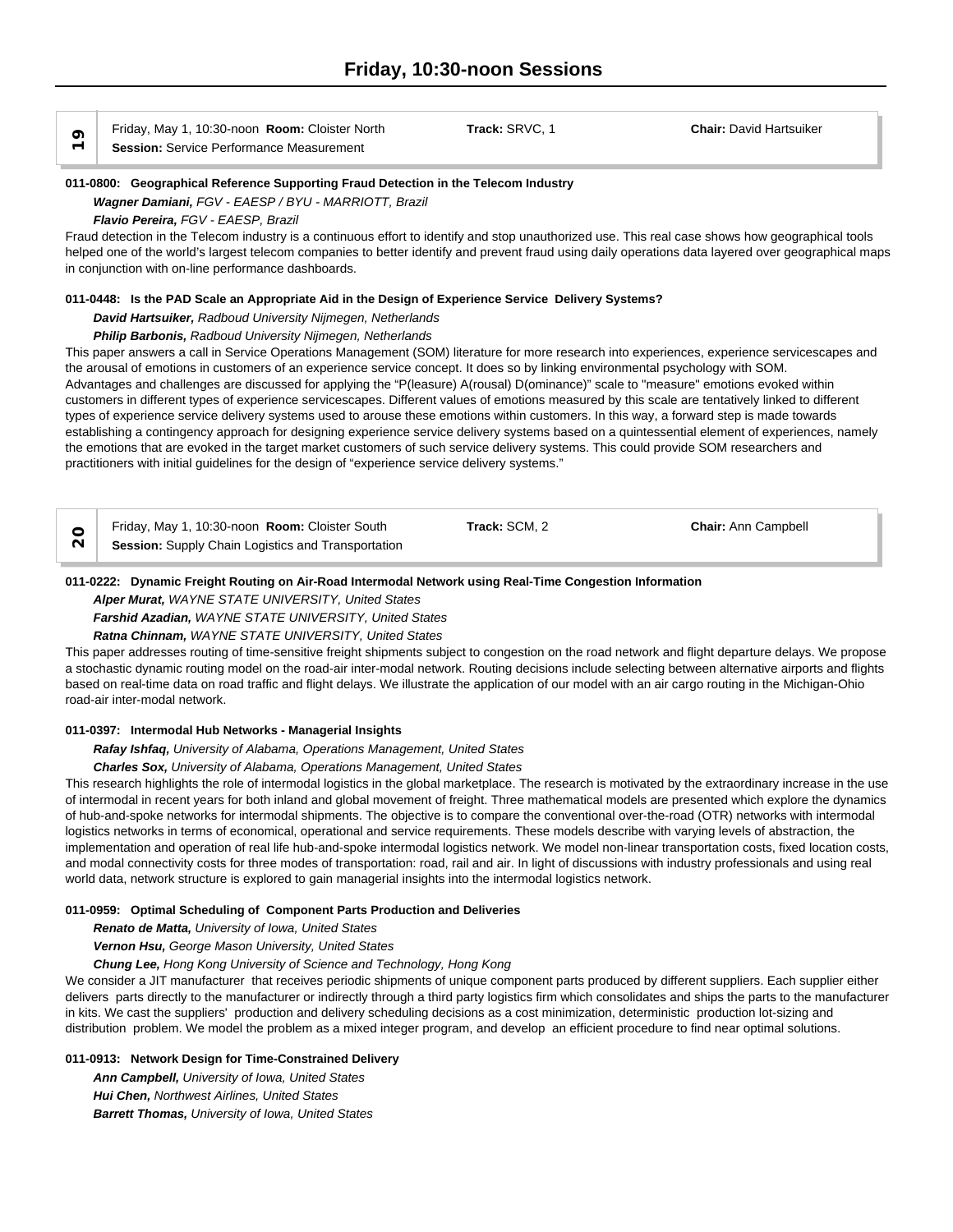# Friday, 10:30-noon Sessions

| 19 | Friday, May 1, 10:30-noon **Room:** Cloister North<br>**Session:** Service Performance Measurement | **Track:** SRVC, 1 | **Chair:** David Hartsuiker |
|---|---|---|---|

**011-0800: Geographical Reference Supporting Fraud Detection in the Telecom Industry**

***Wagner Damiani,*** *FGV - EAESP / BYU - MARRIOTT, Brazil*

***Flavio Pereira,*** *FGV - EAESP, Brazil*

Fraud detection in the Telecom industry is a continuous effort to identify and stop unauthorized use. This real case shows how geographical tools helped one of the world's largest telecom companies to better identify and prevent fraud using daily operations data layered over geographical maps in conjunction with on-line performance dashboards.

**011-0448: Is the PAD Scale an Appropriate Aid in the Design of Experience Service Delivery Systems?**

***David Hartsuiker,*** *Radboud University Nijmegen, Netherlands*

***Philip Barbonis,*** *Radboud University Nijmegen, Netherlands*

This paper answers a call in Service Operations Management (SOM) literature for more research into experiences, experience servicescapes and the arousal of emotions in customers of an experience service concept. It does so by linking environmental psychology with SOM. Advantages and challenges are discussed for applying the "P(leasure) A(rousal) D(ominance)" scale to "measure" emotions evoked within customers in different types of experience servicescapes. Different values of emotions measured by this scale are tentatively linked to different types of experience service delivery systems used to arouse these emotions within customers. In this way, a forward step is made towards establishing a contingency approach for designing experience service delivery systems based on a quintessential element of experiences, namely the emotions that are evoked in the target market customers of such service delivery systems. This could provide SOM researchers and practitioners with initial guidelines for the design of "experience service delivery systems."

| 20 | Friday, May 1, 10:30-noon **Room:** Cloister South<br>**Session:** Supply Chain Logistics and Transportation | **Track:** SCM, 2 | **Chair:** Ann Campbell |
|---|---|---|---|

**011-0222: Dynamic Freight Routing on Air-Road Intermodal Network using Real-Time Congestion Information**

***Alper Murat,*** *WAYNE STATE UNIVERSITY, United States*

***Farshid Azadian,*** *WAYNE STATE UNIVERSITY, United States*

***Ratna Chinnam,*** *WAYNE STATE UNIVERSITY, United States*

This paper addresses routing of time-sensitive freight shipments subject to congestion on the road network and flight departure delays. We propose a stochastic dynamic routing model on the road-air inter-modal network. Routing decisions include selecting between alternative airports and flights based on real-time data on road traffic and flight delays. We illustrate the application of our model with an air cargo routing in the Michigan-Ohio road-air inter-modal network.

**011-0397: Intermodal Hub Networks - Managerial Insights**

***Rafay Ishfaq,*** *University of Alabama, Operations Management, United States*

***Charles Sox,*** *University of Alabama, Operations Management, United States*

This research highlights the role of intermodal logistics in the global marketplace. The research is motivated by the extraordinary increase in the use of intermodal in recent years for both inland and global movement of freight. Three mathematical models are presented which explore the dynamics of hub-and-spoke networks for intermodal shipments. The objective is to compare the conventional over-the-road (OTR) networks with intermodal logistics networks in terms of economical, operational and service requirements. These models describe with varying levels of abstraction, the implementation and operation of real life hub-and-spoke intermodal logistics network. We model non-linear transportation costs, fixed location costs, and modal connectivity costs for three modes of transportation: road, rail and air. In light of discussions with industry professionals and using real world data, network structure is explored to gain managerial insights into the intermodal logistics network.

**011-0959: Optimal Scheduling of Component Parts Production and Deliveries**

***Renato de Matta,*** *University of Iowa, United States*

***Vernon Hsu,*** *George Mason University, United States*

***Chung Lee,*** *Hong Kong University of Science and Technology, Hong Kong*

We consider a JIT manufacturer that receives periodic shipments of unique component parts produced by different suppliers. Each supplier either delivers parts directly to the manufacturer or indirectly through a third party logistics firm which consolidates and ships the parts to the manufacturer in kits. We cast the suppliers' production and delivery scheduling decisions as a cost minimization, deterministic production lot-sizing and distribution problem. We model the problem as a mixed integer program, and develop an efficient procedure to find near optimal solutions.

**011-0913: Network Design for Time-Constrained Delivery**

***Ann Campbell,*** *University of Iowa, United States*

***Hui Chen,*** *Northwest Airlines, United States*

***Barrett Thomas,*** *University of Iowa, United States*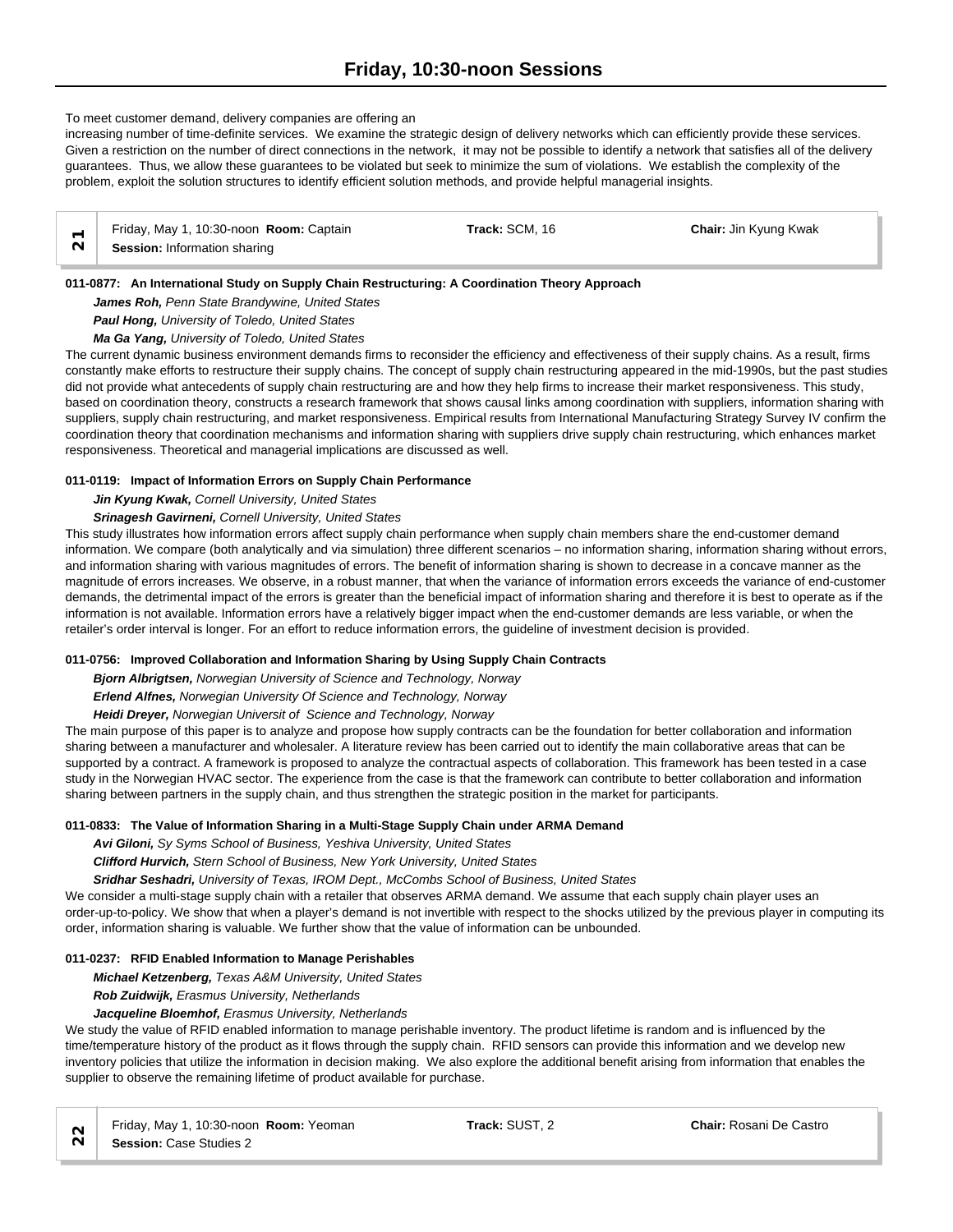To meet customer demand, delivery companies are offering an increasing number of time-definite services. We examine the strategic design of delivery networks which can efficiently provide these services. Given a restriction on the number of direct connections in the network, it may not be possible to identify a network that satisfies all of the delivery guarantees. Thus, we allow these guarantees to be violated but seek to minimize the sum of violations. We establish the complexity of the problem, exploit the solution structures to identify efficient solution methods, and provide helpful managerial insights.

| 21 | Friday, May 1, 10:30-noon **Room:** Captain<br>**Session:** Information sharing | **Track:** SCM, 16 | **Chair:** Jin Kyung Kwak |
|---|---|---|---|

**011-0877: An International Study on Supply Chain Restructuring: A Coordination Theory Approach**

***James Roh,*** *Penn State Brandywine, United States*
***Paul Hong,*** *University of Toledo, United States*
***Ma Ga Yang,*** *University of Toledo, United States*

The current dynamic business environment demands firms to reconsider the efficiency and effectiveness of their supply chains. As a result, firms constantly make efforts to restructure their supply chains. The concept of supply chain restructuring appeared in the mid-1990s, but the past studies did not provide what antecedents of supply chain restructuring are and how they help firms to increase their market responsiveness. This study, based on coordination theory, constructs a research framework that shows causal links among coordination with suppliers, information sharing with suppliers, supply chain restructuring, and market responsiveness. Empirical results from International Manufacturing Strategy Survey IV confirm the coordination theory that coordination mechanisms and information sharing with suppliers drive supply chain restructuring, which enhances market responsiveness. Theoretical and managerial implications are discussed as well.

**011-0119: Impact of Information Errors on Supply Chain Performance**

***Jin Kyung Kwak,*** *Cornell University, United States*
***Srinagesh Gavirneni,*** *Cornell University, United States*

This study illustrates how information errors affect supply chain performance when supply chain members share the end-customer demand information. We compare (both analytically and via simulation) three different scenarios – no information sharing, information sharing without errors, and information sharing with various magnitudes of errors. The benefit of information sharing is shown to decrease in a concave manner as the magnitude of errors increases. We observe, in a robust manner, that when the variance of information errors exceeds the variance of end-customer demands, the detrimental impact of the errors is greater than the beneficial impact of information sharing and therefore it is best to operate as if the information is not available. Information errors have a relatively bigger impact when the end-customer demands are less variable, or when the retailer's order interval is longer. For an effort to reduce information errors, the guideline of investment decision is provided.

**011-0756: Improved Collaboration and Information Sharing by Using Supply Chain Contracts**

***Bjorn Albrigtsen,*** *Norwegian University of Science and Technology, Norway*
***Erlend Alfnes,*** *Norwegian University Of Science and Technology, Norway*
***Heidi Dreyer,*** *Norwegian Universit of Science and Technology, Norway*

The main purpose of this paper is to analyze and propose how supply contracts can be the foundation for better collaboration and information sharing between a manufacturer and wholesaler. A literature review has been carried out to identify the main collaborative areas that can be supported by a contract. A framework is proposed to analyze the contractual aspects of collaboration. This framework has been tested in a case study in the Norwegian HVAC sector. The experience from the case is that the framework can contribute to better collaboration and information sharing between partners in the supply chain, and thus strengthen the strategic position in the market for participants.

**011-0833: The Value of Information Sharing in a Multi-Stage Supply Chain under ARMA Demand**

***Avi Giloni,*** *Sy Syms School of Business, Yeshiva University, United States*
***Clifford Hurvich,*** *Stern School of Business, New York University, United States*
***Sridhar Seshadri,*** *University of Texas, IROM Dept., McCombs School of Business, United States*

We consider a multi-stage supply chain with a retailer that observes ARMA demand. We assume that each supply chain player uses an order-up-to-policy. We show that when a player's demand is not invertible with respect to the shocks utilized by the previous player in computing its order, information sharing is valuable. We further show that the value of information can be unbounded.

**011-0237: RFID Enabled Information to Manage Perishables**

***Michael Ketzenberg,*** *Texas A&M University, United States*
***Rob Zuidwijk,*** *Erasmus University, Netherlands*
***Jacqueline Bloemhof,*** *Erasmus University, Netherlands*

We study the value of RFID enabled information to manage perishable inventory. The product lifetime is random and is influenced by the time/temperature history of the product as it flows through the supply chain. RFID sensors can provide this information and we develop new inventory policies that utilize the information in decision making. We also explore the additional benefit arising from information that enables the supplier to observe the remaining lifetime of product available for purchase.

| 22 | Friday, May 1, 10:30-noon **Room:** Yeoman<br>**Session:** Case Studies 2 | **Track:** SUST, 2 | **Chair:** Rosani De Castro |
|---|---|---|---|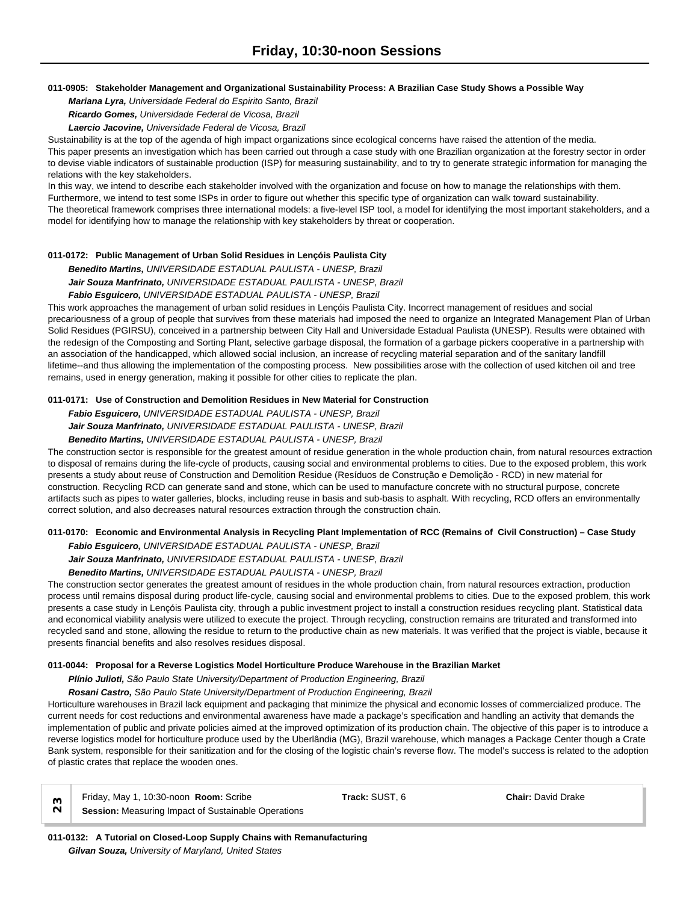## Friday, 10:30-noon Sessions

**011-0905: Stakeholder Management and Organizational Sustainability Process: A Brazilian Case Study Shows a Possible Way**

***Mariana Lyra,*** *Universidade Federal do Espirito Santo, Brazil*

***Ricardo Gomes,*** *Universidade Federal de Vicosa, Brazil*

***Laercio Jacovine,*** *Universidade Federal de Vicosa, Brazil*

Sustainability is at the top of the agenda of high impact organizations since ecological concerns have raised the attention of the media.
This paper presents an investigation which has been carried out through a case study with one Brazilian organization at the forestry sector in order to devise viable indicators of sustainable production (ISP) for measuring sustainability, and to try to generate strategic information for managing the relations with the key stakeholders.
In this way, we intend to describe each stakeholder involved with the organization and focuse on how to manage the relationships with them.
Furthermore, we intend to test some ISPs in order to figure out whether this specific type of organization can walk toward sustainability.
The theoretical framework comprises three international models: a five-level ISP tool, a model for identifying the most important stakeholders, and a model for identifying how to manage the relationship with key stakeholders by threat or cooperation.

**011-0172: Public Management of Urban Solid Residues in Lençóis Paulista City**

***Benedito Martins,*** *UNIVERSIDADE ESTADUAL PAULISTA - UNESP, Brazil*

***Jair Souza Manfrinato,*** *UNIVERSIDADE ESTADUAL PAULISTA - UNESP, Brazil*

***Fabio Esguicero,*** *UNIVERSIDADE ESTADUAL PAULISTA - UNESP, Brazil*

This work approaches the management of urban solid residues in Lençóis Paulista City. Incorrect management of residues and social precariousness of a group of people that survives from these materials had imposed the need to organize an Integrated Management Plan of Urban Solid Residues (PGIRSU), conceived in a partnership between City Hall and Universidade Estadual Paulista (UNESP). Results were obtained with the redesign of the Composting and Sorting Plant, selective garbage disposal, the formation of a garbage pickers cooperative in a partnership with an association of the handicapped, which allowed social inclusion, an increase of recycling material separation and of the sanitary landfill lifetime--and thus allowing the implementation of the composting process. New possibilities arose with the collection of used kitchen oil and tree remains, used in energy generation, making it possible for other cities to replicate the plan.

**011-0171: Use of Construction and Demolition Residues in New Material for Construction**

***Fabio Esguicero,*** *UNIVERSIDADE ESTADUAL PAULISTA - UNESP, Brazil*

***Jair Souza Manfrinato,*** *UNIVERSIDADE ESTADUAL PAULISTA - UNESP, Brazil*

***Benedito Martins,*** *UNIVERSIDADE ESTADUAL PAULISTA - UNESP, Brazil*

The construction sector is responsible for the greatest amount of residue generation in the whole production chain, from natural resources extraction to disposal of remains during the life-cycle of products, causing social and environmental problems to cities. Due to the exposed problem, this work presents a study about reuse of Construction and Demolition Residue (Resíduos de Construção e Demolição - RCD) in new material for construction. Recycling RCD can generate sand and stone, which can be used to manufacture concrete with no structural purpose, concrete artifacts such as pipes to water galleries, blocks, including reuse in basis and sub-basis to asphalt. With recycling, RCD offers an environmentally correct solution, and also decreases natural resources extraction through the construction chain.

**011-0170: Economic and Environmental Analysis in Recycling Plant Implementation of RCC (Remains of Civil Construction) – Case Study**

***Fabio Esguicero,*** *UNIVERSIDADE ESTADUAL PAULISTA - UNESP, Brazil*

***Jair Souza Manfrinato,*** *UNIVERSIDADE ESTADUAL PAULISTA - UNESP, Brazil*

***Benedito Martins,*** *UNIVERSIDADE ESTADUAL PAULISTA - UNESP, Brazil*

The construction sector generates the greatest amount of residues in the whole production chain, from natural resources extraction, production process until remains disposal during product life-cycle, causing social and environmental problems to cities. Due to the exposed problem, this work presents a case study in Lençóis Paulista city, through a public investment project to install a construction residues recycling plant. Statistical data and economical viability analysis were utilized to execute the project. Through recycling, construction remains are triturated and transformed into recycled sand and stone, allowing the residue to return to the productive chain as new materials. It was verified that the project is viable, because it presents financial benefits and also resolves residues disposal.

**011-0044: Proposal for a Reverse Logistics Model Horticulture Produce Warehouse in the Brazilian Market**

***Plínio Julioti,*** *São Paulo State University/Department of Production Engineering, Brazil*

***Rosani Castro,*** *São Paulo State University/Department of Production Engineering, Brazil*

Horticulture warehouses in Brazil lack equipment and packaging that minimize the physical and economic losses of commercialized produce. The current needs for cost reductions and environmental awareness have made a package's specification and handling an activity that demands the implementation of public and private policies aimed at the improved optimization of its production chain. The objective of this paper is to introduce a reverse logistics model for horticulture produce used by the Uberlândia (MG), Brazil warehouse, which manages a Package Center though a Crate Bank system, responsible for their sanitization and for the closing of the logistic chain's reverse flow. The model's success is related to the adoption of plastic crates that replace the wooden ones.

| 23 | Friday, May 1, 10:30-noon **Room:** Scribe | **Track:** SUST, 6 | **Chair:** David Drake |
|---|---|---|---|
| | **Session:** Measuring Impact of Sustainable Operations | | |

**011-0132: A Tutorial on Closed-Loop Supply Chains with Remanufacturing**

***Gilvan Souza,*** *University of Maryland, United States*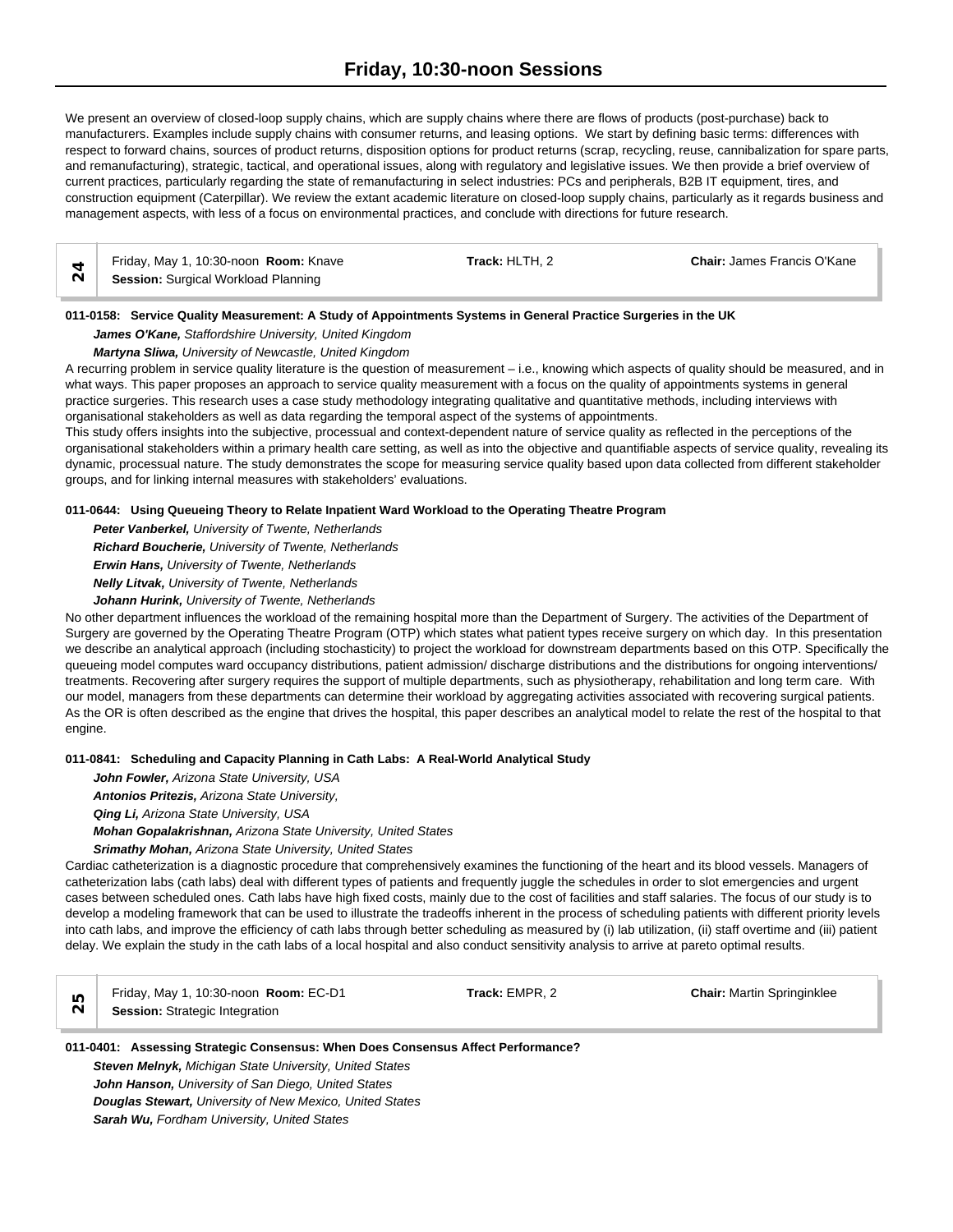We present an overview of closed-loop supply chains, which are supply chains where there are flows of products (post-purchase) back to manufacturers. Examples include supply chains with consumer returns, and leasing options. We start by defining basic terms: differences with respect to forward chains, sources of product returns, disposition options for product returns (scrap, recycling, reuse, cannibalization for spare parts, and remanufacturing), strategic, tactical, and operational issues, along with regulatory and legislative issues. We then provide a brief overview of current practices, particularly regarding the state of remanufacturing in select industries: PCs and peripherals, B2B IT equipment, tires, and construction equipment (Caterpillar). We review the extant academic literature on closed-loop supply chains, particularly as it regards business and management aspects, with less of a focus on environmental practices, and conclude with directions for future research.

| 24 | Friday, May 1, 10:30-noon **Room:** Knave<br>**Session:** Surgical Workload Planning | **Track:** HLTH, 2 | **Chair:** James Francis O'Kane |
|---|---|---|---|

**011-0158: Service Quality Measurement: A Study of Appointments Systems in General Practice Surgeries in the UK**

***James O'Kane,*** *Staffordshire University, United Kingdom*
***Martyna Sliwa,*** *University of Newcastle, United Kingdom*

A recurring problem in service quality literature is the question of measurement – i.e., knowing which aspects of quality should be measured, and in what ways. This paper proposes an approach to service quality measurement with a focus on the quality of appointments systems in general practice surgeries. This research uses a case study methodology integrating qualitative and quantitative methods, including interviews with organisational stakeholders as well as data regarding the temporal aspect of the systems of appointments.

This study offers insights into the subjective, processual and context-dependent nature of service quality as reflected in the perceptions of the organisational stakeholders within a primary health care setting, as well as into the objective and quantifiable aspects of service quality, revealing its dynamic, processual nature. The study demonstrates the scope for measuring service quality based upon data collected from different stakeholder groups, and for linking internal measures with stakeholders' evaluations.

**011-0644: Using Queueing Theory to Relate Inpatient Ward Workload to the Operating Theatre Program**

***Peter Vanberkel,*** *University of Twente, Netherlands*
***Richard Boucherie,*** *University of Twente, Netherlands*
***Erwin Hans,*** *University of Twente, Netherlands*
***Nelly Litvak,*** *University of Twente, Netherlands*
***Johann Hurink,*** *University of Twente, Netherlands*

No other department influences the workload of the remaining hospital more than the Department of Surgery. The activities of the Department of Surgery are governed by the Operating Theatre Program (OTP) which states what patient types receive surgery on which day. In this presentation we describe an analytical approach (including stochasticity) to project the workload for downstream departments based on this OTP. Specifically the queueing model computes ward occupancy distributions, patient admission/ discharge distributions and the distributions for ongoing interventions/ treatments. Recovering after surgery requires the support of multiple departments, such as physiotherapy, rehabilitation and long term care. With our model, managers from these departments can determine their workload by aggregating activities associated with recovering surgical patients. As the OR is often described as the engine that drives the hospital, this paper describes an analytical model to relate the rest of the hospital to that engine.

**011-0841: Scheduling and Capacity Planning in Cath Labs: A Real-World Analytical Study**

***John Fowler,*** *Arizona State University, USA*
***Antonios Pritezis,*** *Arizona State University,*
***Qing Li,*** *Arizona State University, USA*
***Mohan Gopalakrishnan,*** *Arizona State University, United States*
***Srimathy Mohan,*** *Arizona State University, United States*

Cardiac catheterization is a diagnostic procedure that comprehensively examines the functioning of the heart and its blood vessels. Managers of catheterization labs (cath labs) deal with different types of patients and frequently juggle the schedules in order to slot emergencies and urgent cases between scheduled ones. Cath labs have high fixed costs, mainly due to the cost of facilities and staff salaries. The focus of our study is to develop a modeling framework that can be used to illustrate the tradeoffs inherent in the process of scheduling patients with different priority levels into cath labs, and improve the efficiency of cath labs through better scheduling as measured by (i) lab utilization, (ii) staff overtime and (iii) patient delay. We explain the study in the cath labs of a local hospital and also conduct sensitivity analysis to arrive at pareto optimal results.

| 25 | Friday, May 1, 10:30-noon **Room:** EC-D1<br>**Session:** Strategic Integration | **Track:** EMPR, 2 | **Chair:** Martin Springinklee |
|---|---|---|---|

**011-0401: Assessing Strategic Consensus: When Does Consensus Affect Performance?**

***Steven Melnyk,*** *Michigan State University, United States*
***John Hanson,*** *University of San Diego, United States*
***Douglas Stewart,*** *University of New Mexico, United States*
***Sarah Wu,*** *Fordham University, United States*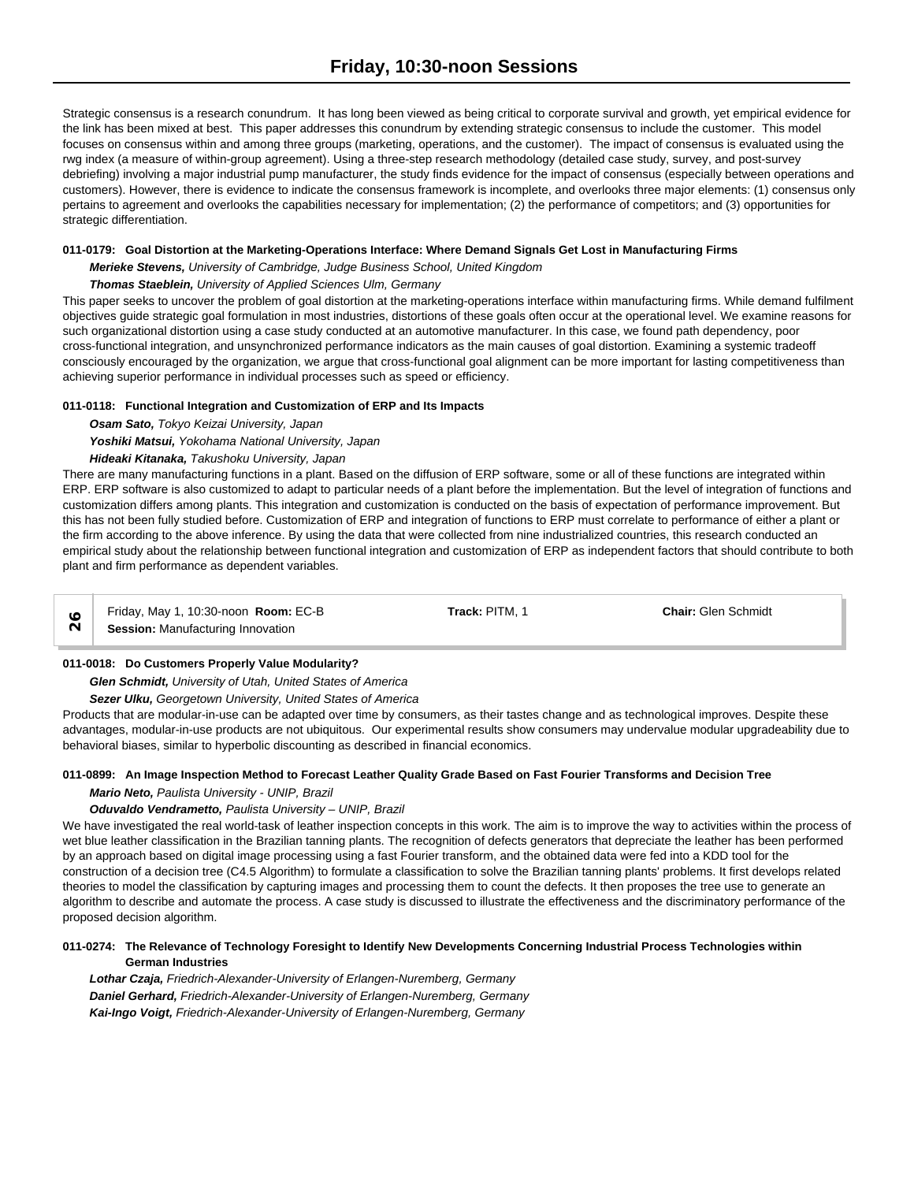Strategic consensus is a research conundrum. It has long been viewed as being critical to corporate survival and growth, yet empirical evidence for the link has been mixed at best. This paper addresses this conundrum by extending strategic consensus to include the customer. This model focuses on consensus within and among three groups (marketing, operations, and the customer). The impact of consensus is evaluated using the rwg index (a measure of within-group agreement). Using a three-step research methodology (detailed case study, survey, and post-survey debriefing) involving a major industrial pump manufacturer, the study finds evidence for the impact of consensus (especially between operations and customers). However, there is evidence to indicate the consensus framework is incomplete, and overlooks three major elements: (1) consensus only pertains to agreement and overlooks the capabilities necessary for implementation; (2) the performance of competitors; and (3) opportunities for strategic differentiation.

**011-0179: Goal Distortion at the Marketing-Operations Interface: Where Demand Signals Get Lost in Manufacturing Firms**

***Merieke Stevens,*** *University of Cambridge, Judge Business School, United Kingdom*

***Thomas Staeblein,*** *University of Applied Sciences Ulm, Germany*

This paper seeks to uncover the problem of goal distortion at the marketing-operations interface within manufacturing firms. While demand fulfilment objectives guide strategic goal formulation in most industries, distortions of these goals often occur at the operational level. We examine reasons for such organizational distortion using a case study conducted at an automotive manufacturer. In this case, we found path dependency, poor cross-functional integration, and unsynchronized performance indicators as the main causes of goal distortion. Examining a systemic tradeoff consciously encouraged by the organization, we argue that cross-functional goal alignment can be more important for lasting competitiveness than achieving superior performance in individual processes such as speed or efficiency.

**011-0118: Functional Integration and Customization of ERP and Its Impacts**

***Osam Sato,*** *Tokyo Keizai University, Japan*

***Yoshiki Matsui,*** *Yokohama National University, Japan*

***Hideaki Kitanaka,*** *Takushoku University, Japan*

There are many manufacturing functions in a plant. Based on the diffusion of ERP software, some or all of these functions are integrated within ERP. ERP software is also customized to adapt to particular needs of a plant before the implementation. But the level of integration of functions and customization differs among plants. This integration and customization is conducted on the basis of expectation of performance improvement. But this has not been fully studied before. Customization of ERP and integration of functions to ERP must correlate to performance of either a plant or the firm according to the above inference. By using the data that were collected from nine industrialized countries, this research conducted an empirical study about the relationship between functional integration and customization of ERP as independent factors that should contribute to both plant and firm performance as dependent variables.

| 26 | Friday, May 1, 10:30-noon **Room:** EC-B<br>**Session:** Manufacturing Innovation | **Track:** PITM, 1 | **Chair:** Glen Schmidt |
|---|---|---|---|

**011-0018: Do Customers Properly Value Modularity?**

***Glen Schmidt,*** *University of Utah, United States of America*

***Sezer Ulku,*** *Georgetown University, United States of America*

Products that are modular-in-use can be adapted over time by consumers, as their tastes change and as technological improves. Despite these advantages, modular-in-use products are not ubiquitous. Our experimental results show consumers may undervalue modular upgradeability due to behavioral biases, similar to hyperbolic discounting as described in financial economics.

**011-0899: An Image Inspection Method to Forecast Leather Quality Grade Based on Fast Fourier Transforms and Decision Tree**

***Mario Neto,*** *Paulista University - UNIP, Brazil*

***Oduvaldo Vendrametto,*** *Paulista University – UNIP, Brazil*

We have investigated the real world-task of leather inspection concepts in this work. The aim is to improve the way to activities within the process of wet blue leather classification in the Brazilian tanning plants. The recognition of defects generators that depreciate the leather has been performed by an approach based on digital image processing using a fast Fourier transform, and the obtained data were fed into a KDD tool for the construction of a decision tree (C4.5 Algorithm) to formulate a classification to solve the Brazilian tanning plants' problems. It first develops related theories to model the classification by capturing images and processing them to count the defects. It then proposes the tree use to generate an algorithm to describe and automate the process. A case study is discussed to illustrate the effectiveness and the discriminatory performance of the proposed decision algorithm.

**011-0274: The Relevance of Technology Foresight to Identify New Developments Concerning Industrial Process Technologies within German Industries**

***Lothar Czaja,*** *Friedrich-Alexander-University of Erlangen-Nuremberg, Germany*

***Daniel Gerhard,*** *Friedrich-Alexander-University of Erlangen-Nuremberg, Germany*

***Kai-Ingo Voigt,*** *Friedrich-Alexander-University of Erlangen-Nuremberg, Germany*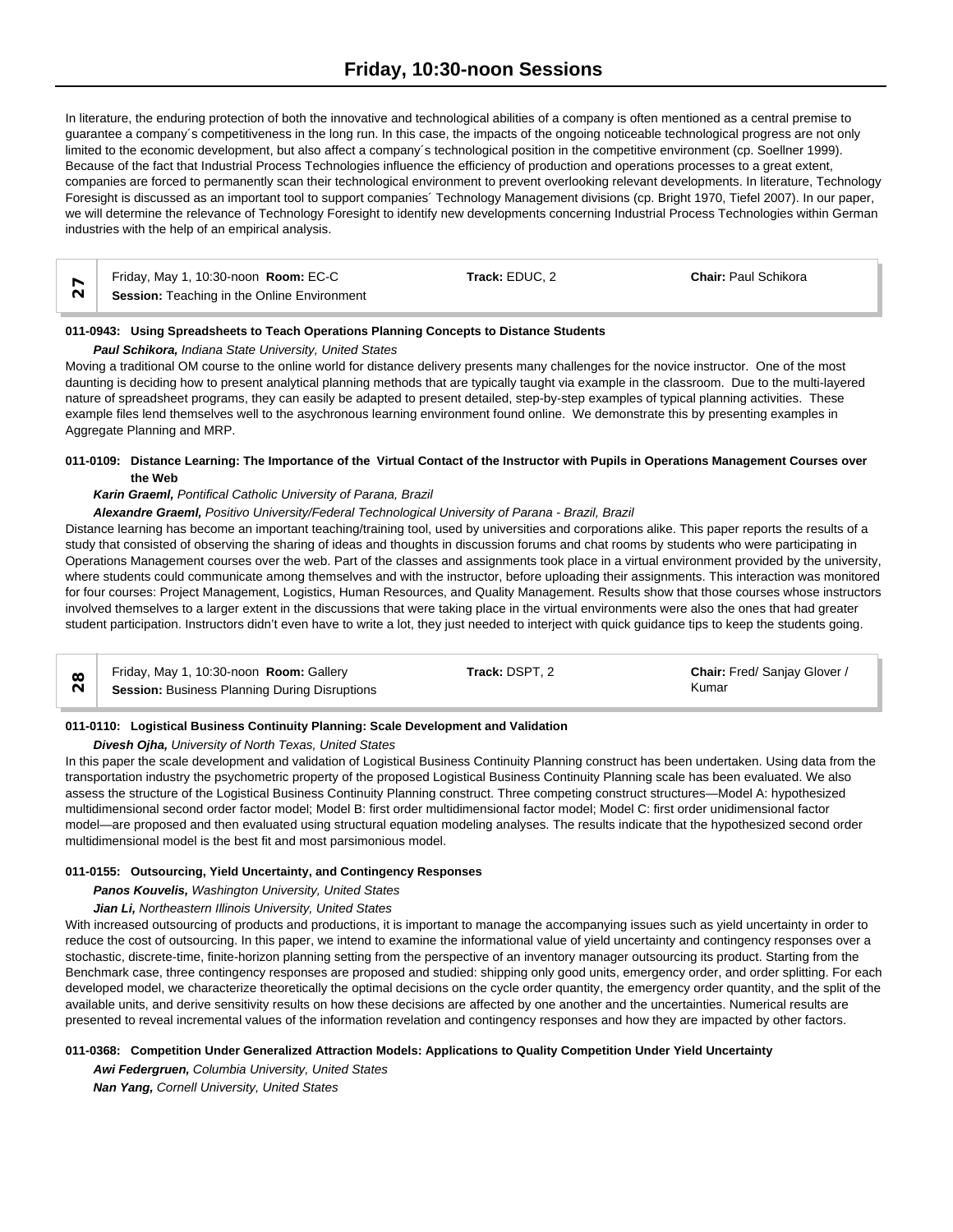In literature, the enduring protection of both the innovative and technological abilities of a company is often mentioned as a central premise to guarantee a company´s competitiveness in the long run. In this case, the impacts of the ongoing noticeable technological progress are not only limited to the economic development, but also affect a company´s technological position in the competitive environment (cp. Soellner 1999). Because of the fact that Industrial Process Technologies influence the efficiency of production and operations processes to a great extent, companies are forced to permanently scan their technological environment to prevent overlooking relevant developments. In literature, Technology Foresight is discussed as an important tool to support companies´ Technology Management divisions (cp. Bright 1970, Tiefel 2007). In our paper, we will determine the relevance of Technology Foresight to identify new developments concerning Industrial Process Technologies within German industries with the help of an empirical analysis.

| 27 | Friday, May 1, 10:30-noon **Room:** EC-C<br>**Session:** Teaching in the Online Environment | **Track:** EDUC, 2 | **Chair:** Paul Schikora |
|---|---|---|---|

**011-0943: Using Spreadsheets to Teach Operations Planning Concepts to Distance Students**

***Paul Schikora,*** *Indiana State University, United States*

Moving a traditional OM course to the online world for distance delivery presents many challenges for the novice instructor. One of the most daunting is deciding how to present analytical planning methods that are typically taught via example in the classroom. Due to the multi-layered nature of spreadsheet programs, they can easily be adapted to present detailed, step-by-step examples of typical planning activities. These example files lend themselves well to the asychronous learning environment found online. We demonstrate this by presenting examples in Aggregate Planning and MRP.

**011-0109: Distance Learning: The Importance of the Virtual Contact of the Instructor with Pupils in Operations Management Courses over the Web**

***Karin Graeml,*** *Pontifical Catholic University of Parana, Brazil*

***Alexandre Graeml,*** *Positivo University/Federal Technological University of Parana - Brazil, Brazil*

Distance learning has become an important teaching/training tool, used by universities and corporations alike. This paper reports the results of a study that consisted of observing the sharing of ideas and thoughts in discussion forums and chat rooms by students who were participating in Operations Management courses over the web. Part of the classes and assignments took place in a virtual environment provided by the university, where students could communicate among themselves and with the instructor, before uploading their assignments. This interaction was monitored for four courses: Project Management, Logistics, Human Resources, and Quality Management. Results show that those courses whose instructors involved themselves to a larger extent in the discussions that were taking place in the virtual environments were also the ones that had greater student participation. Instructors didn't even have to write a lot, they just needed to interject with quick guidance tips to keep the students going.

| 28 | Friday, May 1, 10:30-noon **Room:** Gallery<br>**Session:** Business Planning During Disruptions | **Track:** DSPT, 2 | **Chair:** Fred/ Sanjay Glover / Kumar |
|---|---|---|---|

**011-0110: Logistical Business Continuity Planning: Scale Development and Validation**

***Divesh Ojha,*** *University of North Texas, United States*

In this paper the scale development and validation of Logistical Business Continuity Planning construct has been undertaken. Using data from the transportation industry the psychometric property of the proposed Logistical Business Continuity Planning scale has been evaluated. We also assess the structure of the Logistical Business Continuity Planning construct. Three competing construct structures—Model A: hypothesized multidimensional second order factor model; Model B: first order multidimensional factor model; Model C: first order unidimensional factor model—are proposed and then evaluated using structural equation modeling analyses. The results indicate that the hypothesized second order multidimensional model is the best fit and most parsimonious model.

**011-0155: Outsourcing, Yield Uncertainty, and Contingency Responses**

***Panos Kouvelis,*** *Washington University, United States*

***Jian Li,*** *Northeastern Illinois University, United States*

With increased outsourcing of products and productions, it is important to manage the accompanying issues such as yield uncertainty in order to reduce the cost of outsourcing. In this paper, we intend to examine the informational value of yield uncertainty and contingency responses over a stochastic, discrete-time, finite-horizon planning setting from the perspective of an inventory manager outsourcing its product. Starting from the Benchmark case, three contingency responses are proposed and studied: shipping only good units, emergency order, and order splitting. For each developed model, we characterize theoretically the optimal decisions on the cycle order quantity, the emergency order quantity, and the split of the available units, and derive sensitivity results on how these decisions are affected by one another and the uncertainties. Numerical results are presented to reveal incremental values of the information revelation and contingency responses and how they are impacted by other factors.

**011-0368: Competition Under Generalized Attraction Models: Applications to Quality Competition Under Yield Uncertainty**

***Awi Federgruen,*** *Columbia University, United States*

***Nan Yang,*** *Cornell University, United States*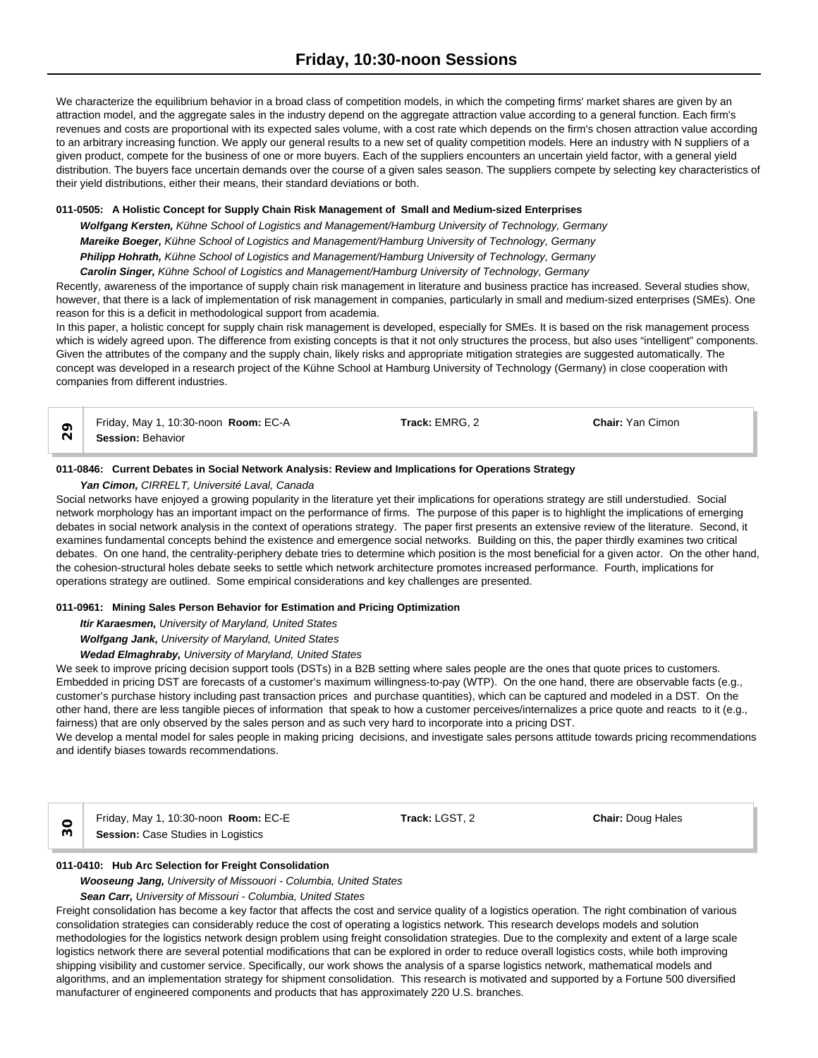We characterize the equilibrium behavior in a broad class of competition models, in which the competing firms' market shares are given by an attraction model, and the aggregate sales in the industry depend on the aggregate attraction value according to a general function. Each firm's revenues and costs are proportional with its expected sales volume, with a cost rate which depends on the firm's chosen attraction value according to an arbitrary increasing function. We apply our general results to a new set of quality competition models. Here an industry with N suppliers of a given product, compete for the business of one or more buyers. Each of the suppliers encounters an uncertain yield factor, with a general yield distribution. The buyers face uncertain demands over the course of a given sales season. The suppliers compete by selecting key characteristics of their yield distributions, either their means, their standard deviations or both.

**011-0505: A Holistic Concept for Supply Chain Risk Management of Small and Medium-sized Enterprises**

***Wolfgang Kersten,*** *Kühne School of Logistics and Management/Hamburg University of Technology, Germany*
***Mareike Boeger,*** *Kühne School of Logistics and Management/Hamburg University of Technology, Germany*
***Philipp Hohrath,*** *Kühne School of Logistics and Management/Hamburg University of Technology, Germany*
***Carolin Singer,*** *Kühne School of Logistics and Management/Hamburg University of Technology, Germany*

Recently, awareness of the importance of supply chain risk management in literature and business practice has increased. Several studies show, however, that there is a lack of implementation of risk management in companies, particularly in small and medium-sized enterprises (SMEs). One reason for this is a deficit in methodological support from academia.
In this paper, a holistic concept for supply chain risk management is developed, especially for SMEs. It is based on the risk management process which is widely agreed upon. The difference from existing concepts is that it not only structures the process, but also uses "intelligent" components. Given the attributes of the company and the supply chain, likely risks and appropriate mitigation strategies are suggested automatically. The concept was developed in a research project of the Kühne School at Hamburg University of Technology (Germany) in close cooperation with companies from different industries.

| 29 | Friday, May 1, 10:30-noon **Room:** EC-A<br>**Session:** Behavior | **Track:** EMRG, 2 | **Chair:** Yan Cimon |
|---|---|---|---|

**011-0846: Current Debates in Social Network Analysis: Review and Implications for Operations Strategy**

***Yan Cimon,*** *CIRRELT, Université Laval, Canada*

Social networks have enjoyed a growing popularity in the literature yet their implications for operations strategy are still understudied. Social network morphology has an important impact on the performance of firms. The purpose of this paper is to highlight the implications of emerging debates in social network analysis in the context of operations strategy. The paper first presents an extensive review of the literature. Second, it examines fundamental concepts behind the existence and emergence social networks. Building on this, the paper thirdly examines two critical debates. On one hand, the centrality-periphery debate tries to determine which position is the most beneficial for a given actor. On the other hand, the cohesion-structural holes debate seeks to settle which network architecture promotes increased performance. Fourth, implications for operations strategy are outlined. Some empirical considerations and key challenges are presented.

**011-0961: Mining Sales Person Behavior for Estimation and Pricing Optimization**

***Itir Karaesmen,*** *University of Maryland, United States*
***Wolfgang Jank,*** *University of Maryland, United States*
***Wedad Elmaghraby,*** *University of Maryland, United States*

We seek to improve pricing decision support tools (DSTs) in a B2B setting where sales people are the ones that quote prices to customers. Embedded in pricing DST are forecasts of a customer's maximum willingness-to-pay (WTP). On the one hand, there are observable facts (e.g., customer's purchase history including past transaction prices and purchase quantities), which can be captured and modeled in a DST. On the other hand, there are less tangible pieces of information that speak to how a customer perceives/internalizes a price quote and reacts to it (e.g., fairness) that are only observed by the sales person and as such very hard to incorporate into a pricing DST.
We develop a mental model for sales people in making pricing decisions, and investigate sales persons attitude towards pricing recommendations and identify biases towards recommendations.

| 30 | Friday, May 1, 10:30-noon **Room:** EC-E<br>**Session:** Case Studies in Logistics | **Track:** LGST, 2 | **Chair:** Doug Hales |
|---|---|---|---|

**011-0410: Hub Arc Selection for Freight Consolidation**

***Wooseung Jang,*** *University of Missouori - Columbia, United States*
***Sean Carr,*** *University of Missouri - Columbia, United States*

Freight consolidation has become a key factor that affects the cost and service quality of a logistics operation. The right combination of various consolidation strategies can considerably reduce the cost of operating a logistics network. This research develops models and solution methodologies for the logistics network design problem using freight consolidation strategies. Due to the complexity and extent of a large scale logistics network there are several potential modifications that can be explored in order to reduce overall logistics costs, while both improving shipping visibility and customer service. Specifically, our work shows the analysis of a sparse logistics network, mathematical models and algorithms, and an implementation strategy for shipment consolidation. This research is motivated and supported by a Fortune 500 diversified manufacturer of engineered components and products that has approximately 220 U.S. branches.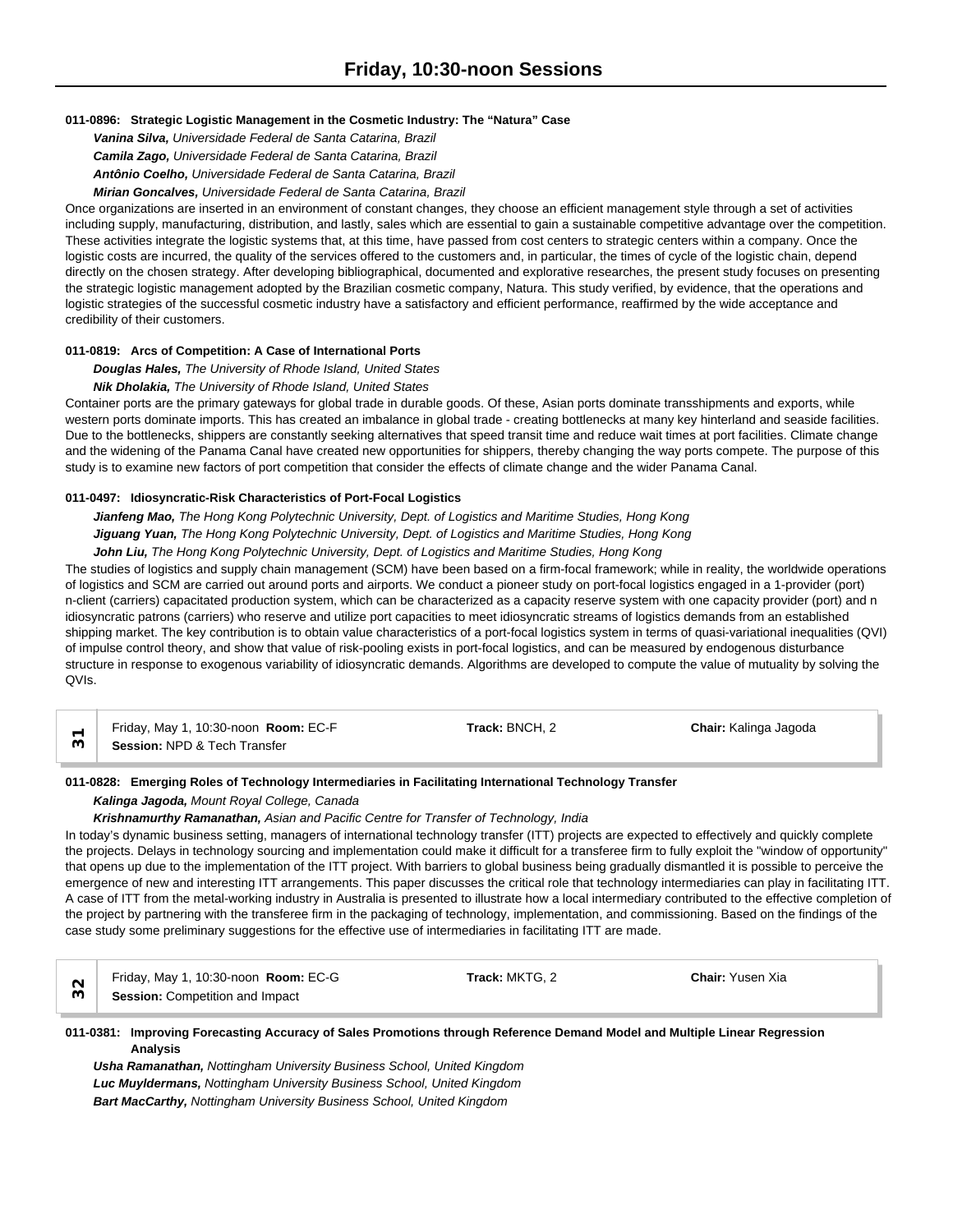**011-0896: Strategic Logistic Management in the Cosmetic Industry: The "Natura" Case**

***Vanina Silva,*** *Universidade Federal de Santa Catarina, Brazil*
***Camila Zago,*** *Universidade Federal de Santa Catarina, Brazil*
***Antônio Coelho,*** *Universidade Federal de Santa Catarina, Brazil*
***Mirian Goncalves,*** *Universidade Federal de Santa Catarina, Brazil*

Once organizations are inserted in an environment of constant changes, they choose an efficient management style through a set of activities including supply, manufacturing, distribution, and lastly, sales which are essential to gain a sustainable competitive advantage over the competition. These activities integrate the logistic systems that, at this time, have passed from cost centers to strategic centers within a company. Once the logistic costs are incurred, the quality of the services offered to the customers and, in particular, the times of cycle of the logistic chain, depend directly on the chosen strategy. After developing bibliographical, documented and explorative researches, the present study focuses on presenting the strategic logistic management adopted by the Brazilian cosmetic company, Natura. This study verified, by evidence, that the operations and logistic strategies of the successful cosmetic industry have a satisfactory and efficient performance, reaffirmed by the wide acceptance and credibility of their customers.

**011-0819: Arcs of Competition: A Case of International Ports**

***Douglas Hales,*** *The University of Rhode Island, United States*
***Nik Dholakia,*** *The University of Rhode Island, United States*

Container ports are the primary gateways for global trade in durable goods. Of these, Asian ports dominate transshipments and exports, while western ports dominate imports. This has created an imbalance in global trade - creating bottlenecks at many key hinterland and seaside facilities. Due to the bottlenecks, shippers are constantly seeking alternatives that speed transit time and reduce wait times at port facilities. Climate change and the widening of the Panama Canal have created new opportunities for shippers, thereby changing the way ports compete. The purpose of this study is to examine new factors of port competition that consider the effects of climate change and the wider Panama Canal.

**011-0497: Idiosyncratic-Risk Characteristics of Port-Focal Logistics**

***Jianfeng Mao,*** *The Hong Kong Polytechnic University, Dept. of Logistics and Maritime Studies, Hong Kong*
***Jiguang Yuan,*** *The Hong Kong Polytechnic University, Dept. of Logistics and Maritime Studies, Hong Kong*
***John Liu,*** *The Hong Kong Polytechnic University, Dept. of Logistics and Maritime Studies, Hong Kong*

The studies of logistics and supply chain management (SCM) have been based on a firm-focal framework; while in reality, the worldwide operations of logistics and SCM are carried out around ports and airports. We conduct a pioneer study on port-focal logistics engaged in a 1-provider (port) n-client (carriers) capacitated production system, which can be characterized as a capacity reserve system with one capacity provider (port) and n idiosyncratic patrons (carriers) who reserve and utilize port capacities to meet idiosyncratic streams of logistics demands from an established shipping market. The key contribution is to obtain value characteristics of a port-focal logistics system in terms of quasi-variational inequalities (QVI) of impulse control theory, and show that value of risk-pooling exists in port-focal logistics, and can be measured by endogenous disturbance structure in response to exogenous variability of idiosyncratic demands. Algorithms are developed to compute the value of mutuality by solving the QVIs.

| 31 | Friday, May 1, 10:30-noon **Room:** EC-F<br>**Session:** NPD & Tech Transfer | **Track:** BNCH, 2 | **Chair:** Kalinga Jagoda |
|---|---|---|---|

**011-0828: Emerging Roles of Technology Intermediaries in Facilitating International Technology Transfer**

***Kalinga Jagoda,*** *Mount Royal College, Canada*
***Krishnamurthy Ramanathan,*** *Asian and Pacific Centre for Transfer of Technology, India*

In today's dynamic business setting, managers of international technology transfer (ITT) projects are expected to effectively and quickly complete the projects. Delays in technology sourcing and implementation could make it difficult for a transferee firm to fully exploit the "window of opportunity" that opens up due to the implementation of the ITT project. With barriers to global business being gradually dismantled it is possible to perceive the emergence of new and interesting ITT arrangements. This paper discusses the critical role that technology intermediaries can play in facilitating ITT. A case of ITT from the metal-working industry in Australia is presented to illustrate how a local intermediary contributed to the effective completion of the project by partnering with the transferee firm in the packaging of technology, implementation, and commissioning. Based on the findings of the case study some preliminary suggestions for the effective use of intermediaries in facilitating ITT are made.

| 32 | Friday, May 1, 10:30-noon **Room:** EC-G<br>**Session:** Competition and Impact | **Track:** MKTG, 2 | **Chair:** Yusen Xia |
|---|---|---|---|

**011-0381: Improving Forecasting Accuracy of Sales Promotions through Reference Demand Model and Multiple Linear Regression Analysis**

***Usha Ramanathan,*** *Nottingham University Business School, United Kingdom*
***Luc Muyldermans,*** *Nottingham University Business School, United Kingdom*
***Bart MacCarthy,*** *Nottingham University Business School, United Kingdom*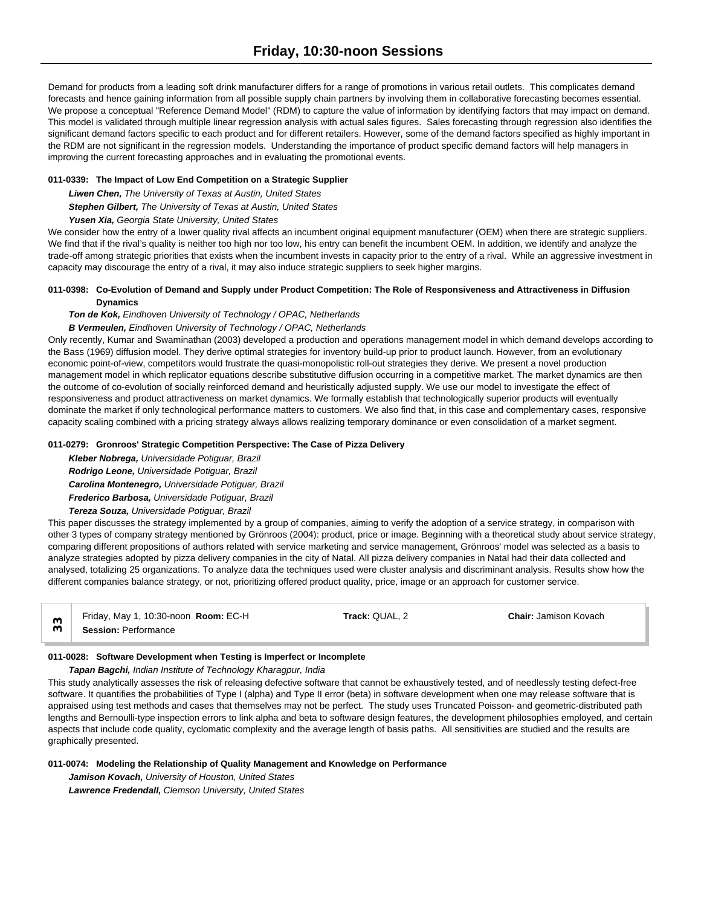Demand for products from a leading soft drink manufacturer differs for a range of promotions in various retail outlets. This complicates demand forecasts and hence gaining information from all possible supply chain partners by involving them in collaborative forecasting becomes essential. We propose a conceptual "Reference Demand Model" (RDM) to capture the value of information by identifying factors that may impact on demand. This model is validated through multiple linear regression analysis with actual sales figures. Sales forecasting through regression also identifies the significant demand factors specific to each product and for different retailers. However, some of the demand factors specified as highly important in the RDM are not significant in the regression models. Understanding the importance of product specific demand factors will help managers in improving the current forecasting approaches and in evaluating the promotional events.

**011-0339: The Impact of Low End Competition on a Strategic Supplier**

***Liwen Chen,*** *The University of Texas at Austin, United States*

***Stephen Gilbert,*** *The University of Texas at Austin, United States*

***Yusen Xia,*** *Georgia State University, United States*

We consider how the entry of a lower quality rival affects an incumbent original equipment manufacturer (OEM) when there are strategic suppliers. We find that if the rival's quality is neither too high nor too low, his entry can benefit the incumbent OEM. In addition, we identify and analyze the trade-off among strategic priorities that exists when the incumbent invests in capacity prior to the entry of a rival. While an aggressive investment in capacity may discourage the entry of a rival, it may also induce strategic suppliers to seek higher margins.

**011-0398: Co-Evolution of Demand and Supply under Product Competition: The Role of Responsiveness and Attractiveness in Diffusion Dynamics**

***Ton de Kok,*** *Eindhoven University of Technology / OPAC, Netherlands*

***B Vermeulen,*** *Eindhoven University of Technology / OPAC, Netherlands*

Only recently, Kumar and Swaminathan (2003) developed a production and operations management model in which demand develops according to the Bass (1969) diffusion model. They derive optimal strategies for inventory build-up prior to product launch. However, from an evolutionary economic point-of-view, competitors would frustrate the quasi-monopolistic roll-out strategies they derive. We present a novel production management model in which replicator equations describe substitutive diffusion occurring in a competitive market. The market dynamics are then the outcome of co-evolution of socially reinforced demand and heuristically adjusted supply. We use our model to investigate the effect of responsiveness and product attractiveness on market dynamics. We formally establish that technologically superior products will eventually dominate the market if only technological performance matters to customers. We also find that, in this case and complementary cases, responsive capacity scaling combined with a pricing strategy always allows realizing temporary dominance or even consolidation of a market segment.

**011-0279: Gronroos' Strategic Competition Perspective: The Case of Pizza Delivery**

***Kleber Nobrega,*** *Universidade Potiguar, Brazil*

***Rodrigo Leone,*** *Universidade Potiguar, Brazil*

***Carolina Montenegro,*** *Universidade Potiguar, Brazil*

***Frederico Barbosa,*** *Universidade Potiguar, Brazil*

***Tereza Souza,*** *Universidade Potiguar, Brazil*

This paper discusses the strategy implemented by a group of companies, aiming to verify the adoption of a service strategy, in comparison with other 3 types of company strategy mentioned by Grönroos (2004): product, price or image. Beginning with a theoretical study about service strategy, comparing different propositions of authors related with service marketing and service management, Grönroos' model was selected as a basis to analyze strategies adopted by pizza delivery companies in the city of Natal. All pizza delivery companies in Natal had their data collected and analysed, totalizing 25 organizations. To analyze data the techniques used were cluster analysis and discriminant analysis. Results show how the different companies balance strategy, or not, prioritizing offered product quality, price, image or an approach for customer service.

| 33 | Friday, May 1, 10:30-noon **Room:** EC-H<br>**Session:** Performance | **Track:** QUAL, 2 | **Chair:** Jamison Kovach |
|---|---|---|---|

**011-0028: Software Development when Testing is Imperfect or Incomplete**

***Tapan Bagchi,*** *Indian Institute of Technology Kharagpur, India*

This study analytically assesses the risk of releasing defective software that cannot be exhaustively tested, and of needlessly testing defect-free software. It quantifies the probabilities of Type I (alpha) and Type II error (beta) in software development when one may release software that is appraised using test methods and cases that themselves may not be perfect. The study uses Truncated Poisson- and geometric-distributed path lengths and Bernoulli-type inspection errors to link alpha and beta to software design features, the development philosophies employed, and certain aspects that include code quality, cyclomatic complexity and the average length of basis paths. All sensitivities are studied and the results are graphically presented.

**011-0074: Modeling the Relationship of Quality Management and Knowledge on Performance**

***Jamison Kovach,*** *University of Houston, United States*

***Lawrence Fredendall,*** *Clemson University, United States*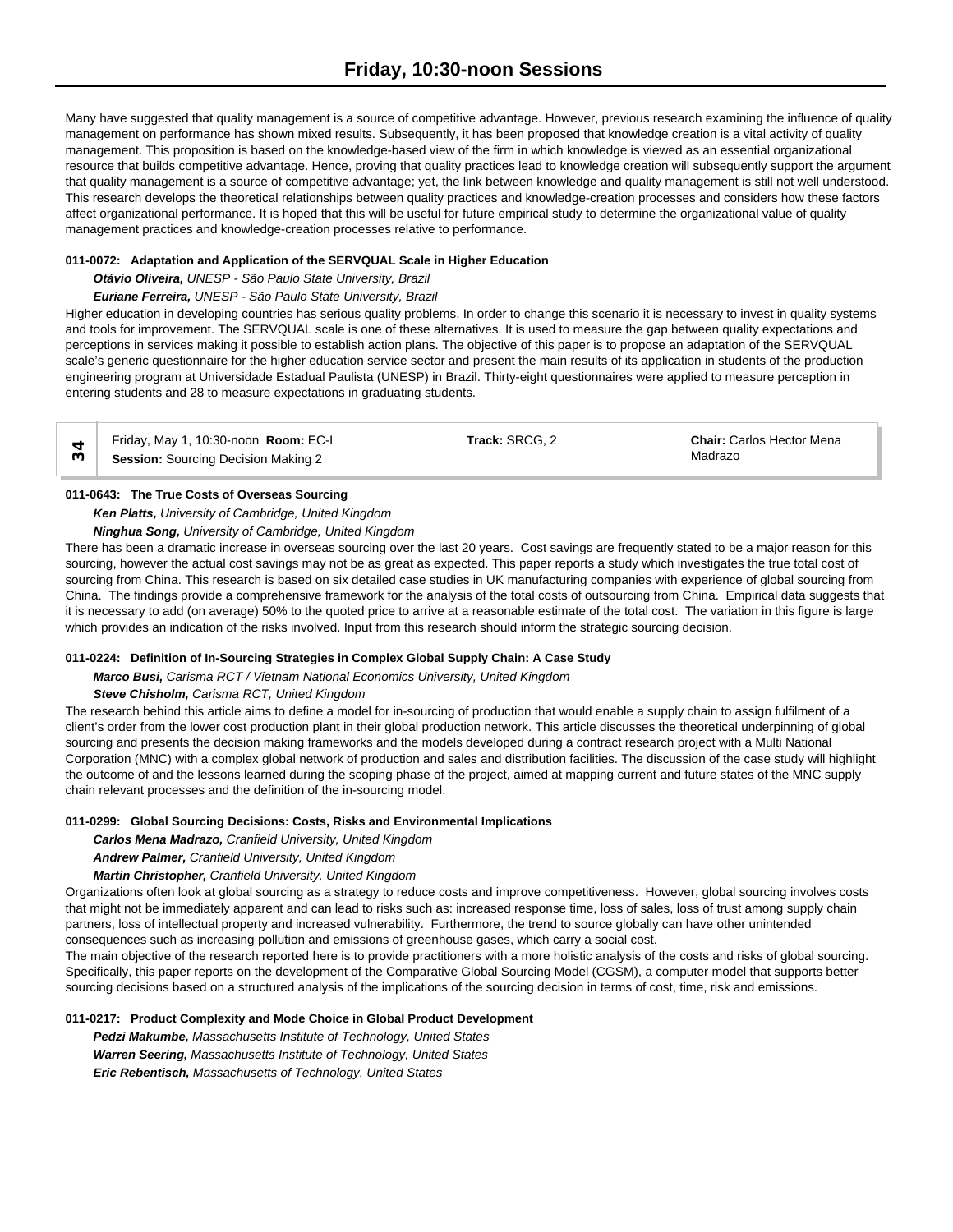Many have suggested that quality management is a source of competitive advantage. However, previous research examining the influence of quality management on performance has shown mixed results. Subsequently, it has been proposed that knowledge creation is a vital activity of quality management. This proposition is based on the knowledge-based view of the firm in which knowledge is viewed as an essential organizational resource that builds competitive advantage. Hence, proving that quality practices lead to knowledge creation will subsequently support the argument that quality management is a source of competitive advantage; yet, the link between knowledge and quality management is still not well understood. This research develops the theoretical relationships between quality practices and knowledge-creation processes and considers how these factors affect organizational performance. It is hoped that this will be useful for future empirical study to determine the organizational value of quality management practices and knowledge-creation processes relative to performance.

**011-0072: Adaptation and Application of the SERVQUAL Scale in Higher Education**

***Otávio Oliveira,*** *UNESP - São Paulo State University, Brazil*

***Euriane Ferreira,*** *UNESP - São Paulo State University, Brazil*

Higher education in developing countries has serious quality problems. In order to change this scenario it is necessary to invest in quality systems and tools for improvement. The SERVQUAL scale is one of these alternatives. It is used to measure the gap between quality expectations and perceptions in services making it possible to establish action plans. The objective of this paper is to propose an adaptation of the SERVQUAL scale's generic questionnaire for the higher education service sector and present the main results of its application in students of the production engineering program at Universidade Estadual Paulista (UNESP) in Brazil. Thirty-eight questionnaires were applied to measure perception in entering students and 28 to measure expectations in graduating students.

| 34 | Friday, May 1, 10:30-noon **Room:** EC-I<br>**Session:** Sourcing Decision Making 2 | **Track:** SRCG, 2 | **Chair:** Carlos Hector Mena Madrazo |
|---|---|---|---|

**011-0643: The True Costs of Overseas Sourcing**

***Ken Platts,*** *University of Cambridge, United Kingdom*

***Ninghua Song,*** *University of Cambridge, United Kingdom*

There has been a dramatic increase in overseas sourcing over the last 20 years. Cost savings are frequently stated to be a major reason for this sourcing, however the actual cost savings may not be as great as expected. This paper reports a study which investigates the true total cost of sourcing from China. This research is based on six detailed case studies in UK manufacturing companies with experience of global sourcing from China. The findings provide a comprehensive framework for the analysis of the total costs of outsourcing from China. Empirical data suggests that it is necessary to add (on average) 50% to the quoted price to arrive at a reasonable estimate of the total cost. The variation in this figure is large which provides an indication of the risks involved. Input from this research should inform the strategic sourcing decision.

**011-0224: Definition of In-Sourcing Strategies in Complex Global Supply Chain: A Case Study**

***Marco Busi,*** *Carisma RCT / Vietnam National Economics University, United Kingdom*

***Steve Chisholm,*** *Carisma RCT, United Kingdom*

The research behind this article aims to define a model for in-sourcing of production that would enable a supply chain to assign fulfilment of a client's order from the lower cost production plant in their global production network. This article discusses the theoretical underpinning of global sourcing and presents the decision making frameworks and the models developed during a contract research project with a Multi National Corporation (MNC) with a complex global network of production and sales and distribution facilities. The discussion of the case study will highlight the outcome of and the lessons learned during the scoping phase of the project, aimed at mapping current and future states of the MNC supply chain relevant processes and the definition of the in-sourcing model.

**011-0299: Global Sourcing Decisions: Costs, Risks and Environmental Implications**

***Carlos Mena Madrazo,*** *Cranfield University, United Kingdom*

***Andrew Palmer,*** *Cranfield University, United Kingdom*

***Martin Christopher,*** *Cranfield University, United Kingdom*

Organizations often look at global sourcing as a strategy to reduce costs and improve competitiveness. However, global sourcing involves costs that might not be immediately apparent and can lead to risks such as: increased response time, loss of sales, loss of trust among supply chain partners, loss of intellectual property and increased vulnerability. Furthermore, the trend to source globally can have other unintended consequences such as increasing pollution and emissions of greenhouse gases, which carry a social cost.

The main objective of the research reported here is to provide practitioners with a more holistic analysis of the costs and risks of global sourcing. Specifically, this paper reports on the development of the Comparative Global Sourcing Model (CGSM), a computer model that supports better sourcing decisions based on a structured analysis of the implications of the sourcing decision in terms of cost, time, risk and emissions.

**011-0217: Product Complexity and Mode Choice in Global Product Development**

***Pedzi Makumbe,*** *Massachusetts Institute of Technology, United States*

***Warren Seering,*** *Massachusetts Institute of Technology, United States*

***Eric Rebentisch,*** *Massachusetts of Technology, United States*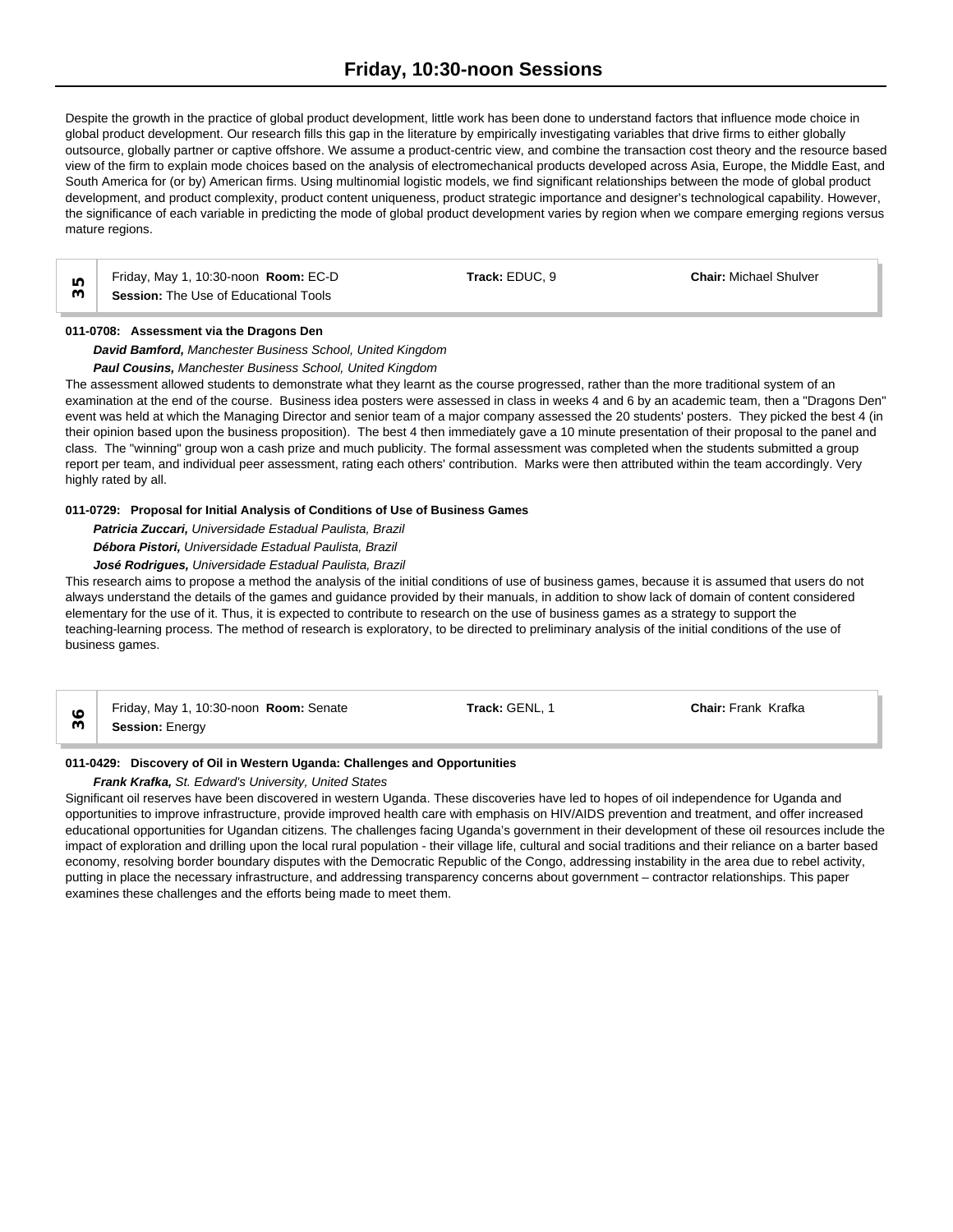Despite the growth in the practice of global product development, little work has been done to understand factors that influence mode choice in global product development. Our research fills this gap in the literature by empirically investigating variables that drive firms to either globally outsource, globally partner or captive offshore. We assume a product-centric view, and combine the transaction cost theory and the resource based view of the firm to explain mode choices based on the analysis of electromechanical products developed across Asia, Europe, the Middle East, and South America for (or by) American firms. Using multinomial logistic models, we find significant relationships between the mode of global product development, and product complexity, product content uniqueness, product strategic importance and designer's technological capability. However, the significance of each variable in predicting the mode of global product development varies by region when we compare emerging regions versus mature regions.

| 35 | Friday, May 1, 10:30-noon **Room:** EC-D<br>**Session:** The Use of Educational Tools | **Track:** EDUC, 9 | **Chair:** Michael Shulver |
|---|---|---|---|

**011-0708: Assessment via the Dragons Den**

***David Bamford,*** *Manchester Business School, United Kingdom*

***Paul Cousins,*** *Manchester Business School, United Kingdom*

The assessment allowed students to demonstrate what they learnt as the course progressed, rather than the more traditional system of an examination at the end of the course. Business idea posters were assessed in class in weeks 4 and 6 by an academic team, then a "Dragons Den" event was held at which the Managing Director and senior team of a major company assessed the 20 students' posters. They picked the best 4 (in their opinion based upon the business proposition). The best 4 then immediately gave a 10 minute presentation of their proposal to the panel and class. The "winning" group won a cash prize and much publicity. The formal assessment was completed when the students submitted a group report per team, and individual peer assessment, rating each others' contribution. Marks were then attributed within the team accordingly. Very highly rated by all.

**011-0729: Proposal for Initial Analysis of Conditions of Use of Business Games**

***Patricia Zuccari,*** *Universidade Estadual Paulista, Brazil*

***Débora Pistori,*** *Universidade Estadual Paulista, Brazil*

***José Rodrigues,*** *Universidade Estadual Paulista, Brazil*

This research aims to propose a method the analysis of the initial conditions of use of business games, because it is assumed that users do not always understand the details of the games and guidance provided by their manuals, in addition to show lack of domain of content considered elementary for the use of it. Thus, it is expected to contribute to research on the use of business games as a strategy to support the teaching-learning process. The method of research is exploratory, to be directed to preliminary analysis of the initial conditions of the use of business games.

| 36 | Friday, May 1, 10:30-noon **Room:** Senate<br>**Session:** Energy | **Track:** GENL, 1 | **Chair:** Frank Krafka |
|---|---|---|---|

**011-0429: Discovery of Oil in Western Uganda: Challenges and Opportunities**

***Frank Krafka,*** *St. Edward's University, United States*

Significant oil reserves have been discovered in western Uganda. These discoveries have led to hopes of oil independence for Uganda and opportunities to improve infrastructure, provide improved health care with emphasis on HIV/AIDS prevention and treatment, and offer increased educational opportunities for Ugandan citizens. The challenges facing Uganda's government in their development of these oil resources include the impact of exploration and drilling upon the local rural population - their village life, cultural and social traditions and their reliance on a barter based economy, resolving border boundary disputes with the Democratic Republic of the Congo, addressing instability in the area due to rebel activity, putting in place the necessary infrastructure, and addressing transparency concerns about government – contractor relationships. This paper examines these challenges and the efforts being made to meet them.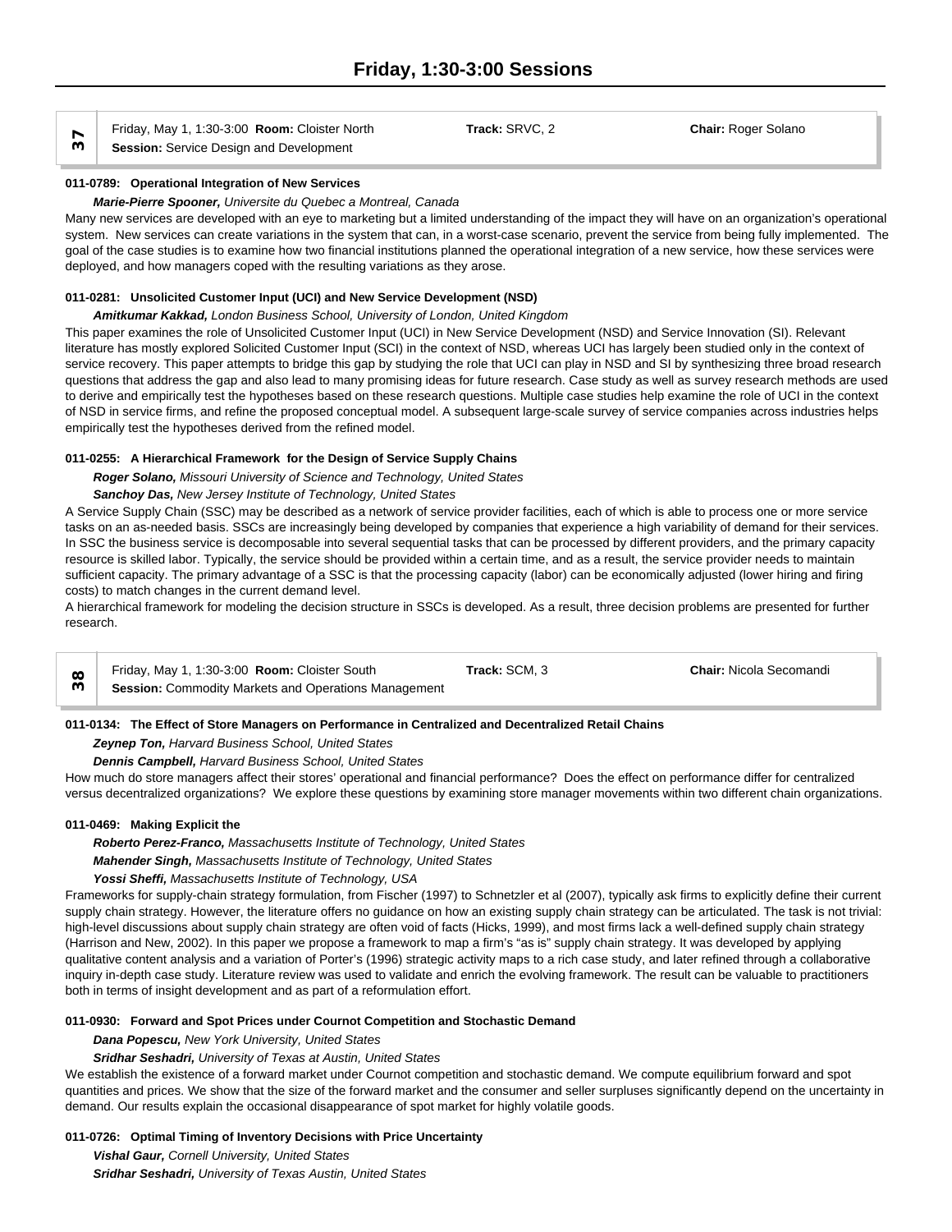# Friday, 1:30-3:00 Sessions

**37**

Friday, May 1, 1:30-3:00 **Room:** Cloister North **Track:** SRVC, 2 **Chair:** Roger Solano
**Session:** Service Design and Development

**011-0789: Operational Integration of New Services**

***Marie-Pierre Spooner,*** *Universite du Quebec a Montreal, Canada*

Many new services are developed with an eye to marketing but a limited understanding of the impact they will have on an organization's operational system. New services can create variations in the system that can, in a worst-case scenario, prevent the service from being fully implemented. The goal of the case studies is to examine how two financial institutions planned the operational integration of a new service, how these services were deployed, and how managers coped with the resulting variations as they arose.

**011-0281: Unsolicited Customer Input (UCI) and New Service Development (NSD)**

***Amitkumar Kakkad,*** *London Business School, University of London, United Kingdom*

This paper examines the role of Unsolicited Customer Input (UCI) in New Service Development (NSD) and Service Innovation (SI). Relevant literature has mostly explored Solicited Customer Input (SCI) in the context of NSD, whereas UCI has largely been studied only in the context of service recovery. This paper attempts to bridge this gap by studying the role that UCI can play in NSD and SI by synthesizing three broad research questions that address the gap and also lead to many promising ideas for future research. Case study as well as survey research methods are used to derive and empirically test the hypotheses based on these research questions. Multiple case studies help examine the role of UCI in the context of NSD in service firms, and refine the proposed conceptual model. A subsequent large-scale survey of service companies across industries helps empirically test the hypotheses derived from the refined model.

**011-0255: A Hierarchical Framework for the Design of Service Supply Chains**

***Roger Solano,*** *Missouri University of Science and Technology, United States*

***Sanchoy Das,*** *New Jersey Institute of Technology, United States*

A Service Supply Chain (SSC) may be described as a network of service provider facilities, each of which is able to process one or more service tasks on an as-needed basis. SSCs are increasingly being developed by companies that experience a high variability of demand for their services. In SSC the business service is decomposable into several sequential tasks that can be processed by different providers, and the primary capacity resource is skilled labor. Typically, the service should be provided within a certain time, and as a result, the service provider needs to maintain sufficient capacity. The primary advantage of a SSC is that the processing capacity (labor) can be economically adjusted (lower hiring and firing costs) to match changes in the current demand level.
A hierarchical framework for modeling the decision structure in SSCs is developed. As a result, three decision problems are presented for further research.

**38**

Friday, May 1, 1:30-3:00 **Room:** Cloister South **Track:** SCM, 3 **Chair:** Nicola Secomandi
**Session:** Commodity Markets and Operations Management

**011-0134: The Effect of Store Managers on Performance in Centralized and Decentralized Retail Chains**

***Zeynep Ton,*** *Harvard Business School, United States*

***Dennis Campbell,*** *Harvard Business School, United States*

How much do store managers affect their stores' operational and financial performance? Does the effect on performance differ for centralized versus decentralized organizations? We explore these questions by examining store manager movements within two different chain organizations.

**011-0469: Making Explicit the**

***Roberto Perez-Franco,*** *Massachusetts Institute of Technology, United States*

***Mahender Singh,*** *Massachusetts Institute of Technology, United States*

***Yossi Sheffi,*** *Massachusetts Institute of Technology, USA*

Frameworks for supply-chain strategy formulation, from Fischer (1997) to Schnetzler et al (2007), typically ask firms to explicitly define their current supply chain strategy. However, the literature offers no guidance on how an existing supply chain strategy can be articulated. The task is not trivial: high-level discussions about supply chain strategy are often void of facts (Hicks, 1999), and most firms lack a well-defined supply chain strategy (Harrison and New, 2002). In this paper we propose a framework to map a firm's "as is" supply chain strategy. It was developed by applying qualitative content analysis and a variation of Porter's (1996) strategic activity maps to a rich case study, and later refined through a collaborative inquiry in-depth case study. Literature review was used to validate and enrich the evolving framework. The result can be valuable to practitioners both in terms of insight development and as part of a reformulation effort.

**011-0930: Forward and Spot Prices under Cournot Competition and Stochastic Demand**

***Dana Popescu,*** *New York University, United States*

***Sridhar Seshadri,*** *University of Texas at Austin, United States*

We establish the existence of a forward market under Cournot competition and stochastic demand. We compute equilibrium forward and spot quantities and prices. We show that the size of the forward market and the consumer and seller surpluses significantly depend on the uncertainty in demand. Our results explain the occasional disappearance of spot market for highly volatile goods.

**011-0726: Optimal Timing of Inventory Decisions with Price Uncertainty**

***Vishal Gaur,*** *Cornell University, United States*

***Sridhar Seshadri,*** *University of Texas Austin, United States*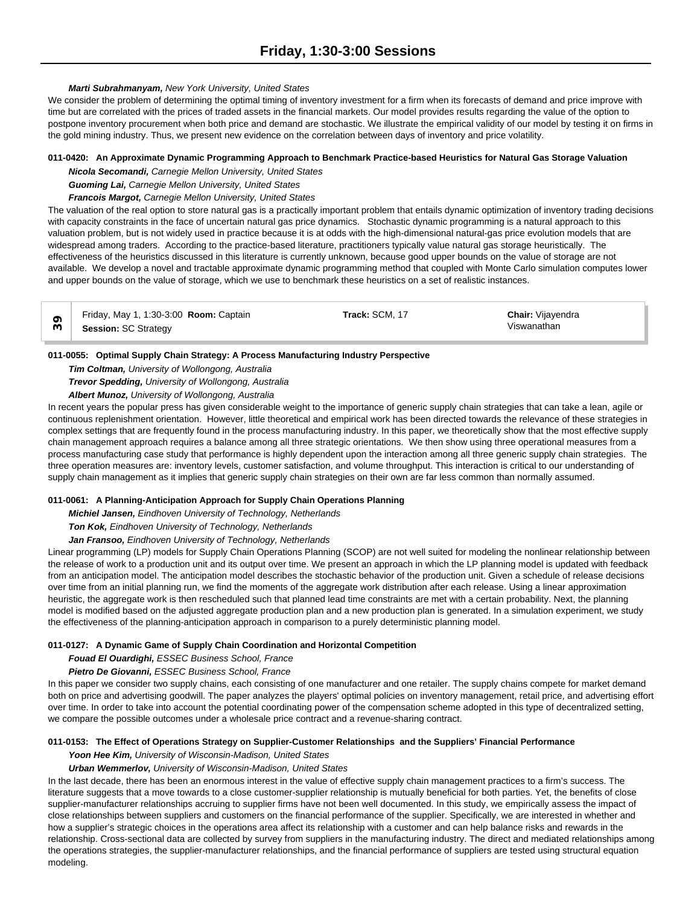***Marti Subrahmanyam,*** *New York University, United States*

We consider the problem of determining the optimal timing of inventory investment for a firm when its forecasts of demand and price improve with time but are correlated with the prices of traded assets in the financial markets. Our model provides results regarding the value of the option to postpone inventory procurement when both price and demand are stochastic. We illustrate the empirical validity of our model by testing it on firms in the gold mining industry. Thus, we present new evidence on the correlation between days of inventory and price volatility.

**011-0420: An Approximate Dynamic Programming Approach to Benchmark Practice-based Heuristics for Natural Gas Storage Valuation**

***Nicola Secomandi,*** *Carnegie Mellon University, United States*

***Guoming Lai,*** *Carnegie Mellon University, United States*

***Francois Margot,*** *Carnegie Mellon University, United States*

The valuation of the real option to store natural gas is a practically important problem that entails dynamic optimization of inventory trading decisions with capacity constraints in the face of uncertain natural gas price dynamics. Stochastic dynamic programming is a natural approach to this valuation problem, but is not widely used in practice because it is at odds with the high-dimensional natural-gas price evolution models that are widespread among traders. According to the practice-based literature, practitioners typically value natural gas storage heuristically. The effectiveness of the heuristics discussed in this literature is currently unknown, because good upper bounds on the value of storage are not available. We develop a novel and tractable approximate dynamic programming method that coupled with Monte Carlo simulation computes lower and upper bounds on the value of storage, which we use to benchmark these heuristics on a set of realistic instances.

| 39 | Friday, May 1, 1:30-3:00 **Room:** Captain<br>**Session:** SC Strategy | **Track:** SCM, 17 | **Chair:** Vijayendra Viswanathan |
|---|---|---|---|

**011-0055: Optimal Supply Chain Strategy: A Process Manufacturing Industry Perspective**

***Tim Coltman,*** *University of Wollongong, Australia*

***Trevor Spedding,*** *University of Wollongong, Australia*

***Albert Munoz,*** *University of Wollongong, Australia*

In recent years the popular press has given considerable weight to the importance of generic supply chain strategies that can take a lean, agile or continuous replenishment orientation. However, little theoretical and empirical work has been directed towards the relevance of these strategies in complex settings that are frequently found in the process manufacturing industry. In this paper, we theoretically show that the most effective supply chain management approach requires a balance among all three strategic orientations. We then show using three operational measures from a process manufacturing case study that performance is highly dependent upon the interaction among all three generic supply chain strategies. The three operation measures are: inventory levels, customer satisfaction, and volume throughput. This interaction is critical to our understanding of supply chain management as it implies that generic supply chain strategies on their own are far less common than normally assumed.

**011-0061: A Planning-Anticipation Approach for Supply Chain Operations Planning**

***Michiel Jansen,*** *Eindhoven University of Technology, Netherlands*

***Ton Kok,*** *Eindhoven University of Technology, Netherlands*

***Jan Fransoo,*** *Eindhoven University of Technology, Netherlands*

Linear programming (LP) models for Supply Chain Operations Planning (SCOP) are not well suited for modeling the nonlinear relationship between the release of work to a production unit and its output over time. We present an approach in which the LP planning model is updated with feedback from an anticipation model. The anticipation model describes the stochastic behavior of the production unit. Given a schedule of release decisions over time from an initial planning run, we find the moments of the aggregate work distribution after each release. Using a linear approximation heuristic, the aggregate work is then rescheduled such that planned lead time constraints are met with a certain probability. Next, the planning model is modified based on the adjusted aggregate production plan and a new production plan is generated. In a simulation experiment, we study the effectiveness of the planning-anticipation approach in comparison to a purely deterministic planning model.

**011-0127: A Dynamic Game of Supply Chain Coordination and Horizontal Competition**

***Fouad El Ouardighi,*** *ESSEC Business School, France*

***Pietro De Giovanni,*** *ESSEC Business School, France*

In this paper we consider two supply chains, each consisting of one manufacturer and one retailer. The supply chains compete for market demand both on price and advertising goodwill. The paper analyzes the players' optimal policies on inventory management, retail price, and advertising effort over time. In order to take into account the potential coordinating power of the compensation scheme adopted in this type of decentralized setting, we compare the possible outcomes under a wholesale price contract and a revenue-sharing contract.

**011-0153: The Effect of Operations Strategy on Supplier-Customer Relationships and the Suppliers' Financial Performance**

***Yoon Hee Kim,*** *University of Wisconsin-Madison, United States*

***Urban Wemmerlov,*** *University of Wisconsin-Madison, United States*

In the last decade, there has been an enormous interest in the value of effective supply chain management practices to a firm's success. The literature suggests that a move towards to a close customer-supplier relationship is mutually beneficial for both parties. Yet, the benefits of close supplier-manufacturer relationships accruing to supplier firms have not been well documented. In this study, we empirically assess the impact of close relationships between suppliers and customers on the financial performance of the supplier. Specifically, we are interested in whether and how a supplier's strategic choices in the operations area affect its relationship with a customer and can help balance risks and rewards in the relationship. Cross-sectional data are collected by survey from suppliers in the manufacturing industry. The direct and mediated relationships among the operations strategies, the supplier-manufacturer relationships, and the financial performance of suppliers are tested using structural equation modeling.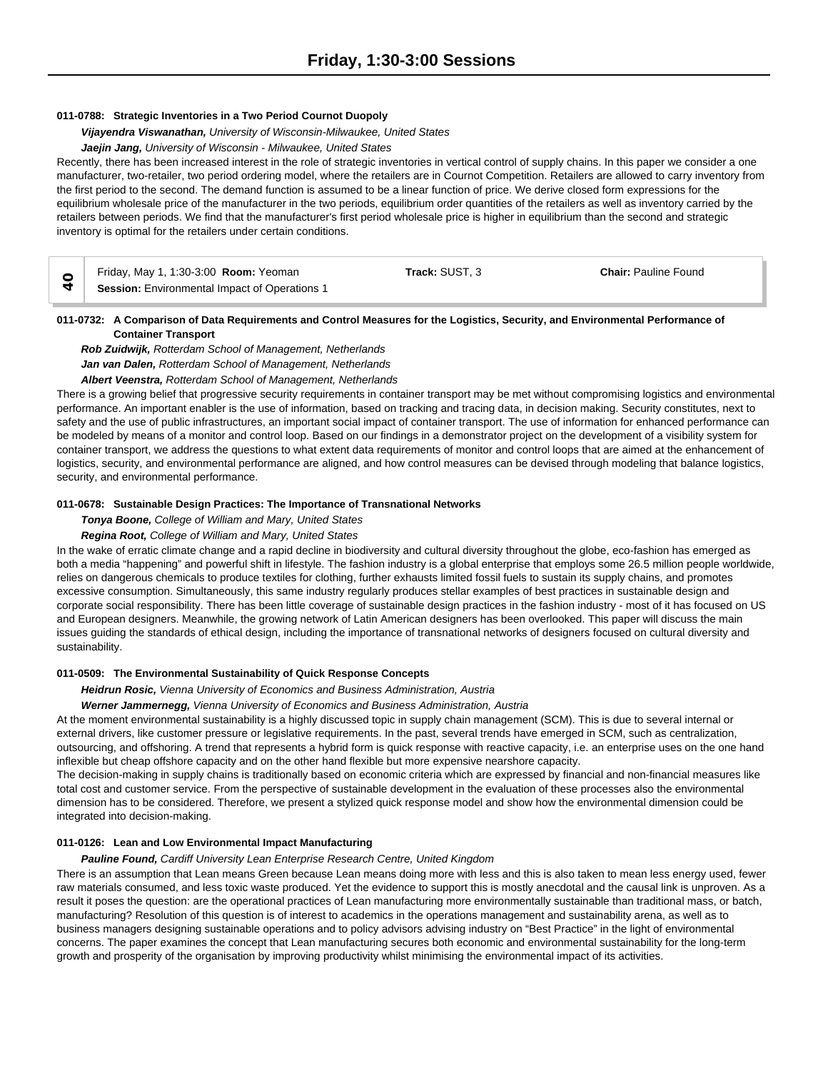#### 011-0788: Strategic Inventories in a Two Period Cournot Duopoly

***Vijayendra Viswanathan,*** *University of Wisconsin-Milwaukee, United States*

***Jaejin Jang,*** *University of Wisconsin - Milwaukee, United States*

Recently, there has been increased interest in the role of strategic inventories in vertical control of supply chains. In this paper we consider a one manufacturer, two-retailer, two period ordering model, where the retailers are in Cournot Competition. Retailers are allowed to carry inventory from the first period to the second. The demand function is assumed to be a linear function of price. We derive closed form expressions for the equilibrium wholesale price of the manufacturer in the two periods, equilibrium order quantities of the retailers as well as inventory carried by the retailers between periods. We find that the manufacturer's first period wholesale price is higher in equilibrium than the second and strategic inventory is optimal for the retailers under certain conditions.

| 40 | Friday, May 1, 1:30-3:00 **Room:** Yeoman | **Track:** SUST, 3 | **Chair:** Pauline Found |
|---|---|---|---|
| | **Session:** Environmental Impact of Operations 1 | | |

#### 011-0732: A Comparison of Data Requirements and Control Measures for the Logistics, Security, and Environmental Performance of Container Transport

***Rob Zuidwijk,*** *Rotterdam School of Management, Netherlands*

***Jan van Dalen,*** *Rotterdam School of Management, Netherlands*

***Albert Veenstra,*** *Rotterdam School of Management, Netherlands*

There is a growing belief that progressive security requirements in container transport may be met without compromising logistics and environmental performance. An important enabler is the use of information, based on tracking and tracing data, in decision making. Security constitutes, next to safety and the use of public infrastructures, an important social impact of container transport. The use of information for enhanced performance can be modeled by means of a monitor and control loop. Based on our findings in a demonstrator project on the development of a visibility system for container transport, we address the questions to what extent data requirements of monitor and control loops that are aimed at the enhancement of logistics, security, and environmental performance are aligned, and how control measures can be devised through modeling that balance logistics, security, and environmental performance.

#### 011-0678: Sustainable Design Practices: The Importance of Transnational Networks

***Tonya Boone,*** *College of William and Mary, United States*

***Regina Root,*** *College of William and Mary, United States*

In the wake of erratic climate change and a rapid decline in biodiversity and cultural diversity throughout the globe, eco-fashion has emerged as both a media "happening" and powerful shift in lifestyle. The fashion industry is a global enterprise that employs some 26.5 million people worldwide, relies on dangerous chemicals to produce textiles for clothing, further exhausts limited fossil fuels to sustain its supply chains, and promotes excessive consumption. Simultaneously, this same industry regularly produces stellar examples of best practices in sustainable design and corporate social responsibility. There has been little coverage of sustainable design practices in the fashion industry - most of it has focused on US and European designers. Meanwhile, the growing network of Latin American designers has been overlooked. This paper will discuss the main issues guiding the standards of ethical design, including the importance of transnational networks of designers focused on cultural diversity and sustainability.

#### 011-0509: The Environmental Sustainability of Quick Response Concepts

***Heidrun Rosic,*** *Vienna University of Economics and Business Administration, Austria*

***Werner Jammernegg,*** *Vienna University of Economics and Business Administration, Austria*

At the moment environmental sustainability is a highly discussed topic in supply chain management (SCM). This is due to several internal or external drivers, like customer pressure or legislative requirements. In the past, several trends have emerged in SCM, such as centralization, outsourcing, and offshoring. A trend that represents a hybrid form is quick response with reactive capacity, i.e. an enterprise uses on the one hand inflexible but cheap offshore capacity and on the other hand flexible but more expensive nearshore capacity.

The decision-making in supply chains is traditionally based on economic criteria which are expressed by financial and non-financial measures like total cost and customer service. From the perspective of sustainable development in the evaluation of these processes also the environmental dimension has to be considered. Therefore, we present a stylized quick response model and show how the environmental dimension could be integrated into decision-making.

#### 011-0126: Lean and Low Environmental Impact Manufacturing

***Pauline Found,*** *Cardiff University Lean Enterprise Research Centre, United Kingdom*

There is an assumption that Lean means Green because Lean means doing more with less and this is also taken to mean less energy used, fewer raw materials consumed, and less toxic waste produced. Yet the evidence to support this is mostly anecdotal and the causal link is unproven. As a result it poses the question: are the operational practices of Lean manufacturing more environmentally sustainable than traditional mass, or batch, manufacturing? Resolution of this question is of interest to academics in the operations management and sustainability arena, as well as to business managers designing sustainable operations and to policy advisors advising industry on "Best Practice" in the light of environmental concerns. The paper examines the concept that Lean manufacturing secures both economic and environmental sustainability for the long-term growth and prosperity of the organisation by improving productivity whilst minimising the environmental impact of its activities.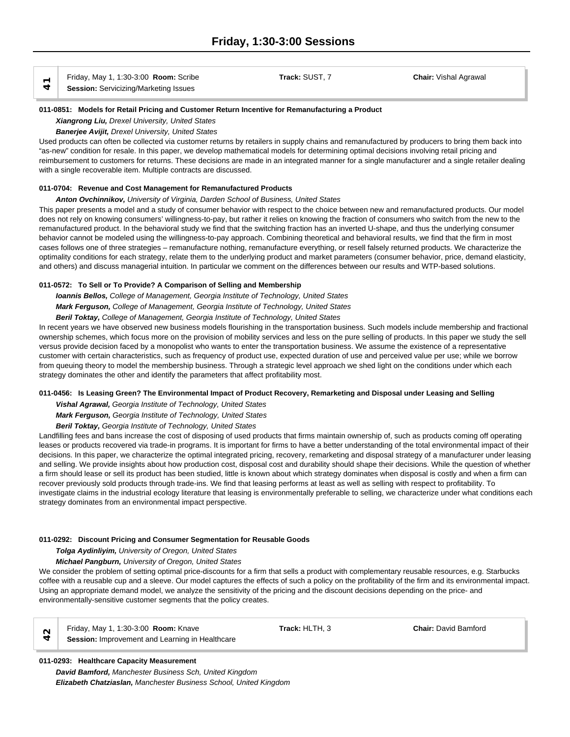# Friday, 1:30-3:00 Sessions

| 41 | Friday, May 1, 1:30-3:00 **Room:** Scribe<br>**Session:** Servicizing/Marketing Issues | **Track:** SUST, 7 | **Chair:** Vishal Agrawal |
|---|---|---|---|

**011-0851: Models for Retail Pricing and Customer Return Incentive for Remanufacturing a Product**

***Xiangrong Liu,*** *Drexel University, United States*

***Banerjee Avijit,*** *Drexel University, United States*

Used products can often be collected via customer returns by retailers in supply chains and remanufactured by producers to bring them back into "as-new" condition for resale. In this paper, we develop mathematical models for determining optimal decisions involving retail pricing and reimbursement to customers for returns. These decisions are made in an integrated manner for a single manufacturer and a single retailer dealing with a single recoverable item. Multiple contracts are discussed.

**011-0704: Revenue and Cost Management for Remanufactured Products**

***Anton Ovchinnikov,*** *University of Virginia, Darden School of Business, United States*

This paper presents a model and a study of consumer behavior with respect to the choice between new and remanufactured products. Our model does not rely on knowing consumers' willingness-to-pay, but rather it relies on knowing the fraction of consumers who switch from the new to the remanufactured product. In the behavioral study we find that the switching fraction has an inverted U-shape, and thus the underlying consumer behavior cannot be modeled using the willingness-to-pay approach. Combining theoretical and behavioral results, we find that the firm in most cases follows one of three strategies – remanufacture nothing, remanufacture everything, or resell falsely returned products. We characterize the optimality conditions for each strategy, relate them to the underlying product and market parameters (consumer behavior, price, demand elasticity, and others) and discuss managerial intuition. In particular we comment on the differences between our results and WTP-based solutions.

**011-0572: To Sell or To Provide? A Comparison of Selling and Membership**

***Ioannis Bellos,*** *College of Management, Georgia Institute of Technology, United States*

***Mark Ferguson,*** *College of Management, Georgia Institute of Technology, United States*

***Beril Toktay,*** *College of Management, Georgia Institute of Technology, United States*

In recent years we have observed new business models flourishing in the transportation business. Such models include membership and fractional ownership schemes, which focus more on the provision of mobility services and less on the pure selling of products. In this paper we study the sell versus provide decision faced by a monopolist who wants to enter the transportation business. We assume the existence of a representative customer with certain characteristics, such as frequency of product use, expected duration of use and perceived value per use; while we borrow from queuing theory to model the membership business. Through a strategic level approach we shed light on the conditions under which each strategy dominates the other and identify the parameters that affect profitability most.

**011-0456: Is Leasing Green? The Environmental Impact of Product Recovery, Remarketing and Disposal under Leasing and Selling**

***Vishal Agrawal,*** *Georgia Institute of Technology, United States*

***Mark Ferguson,*** *Georgia Institute of Technology, United States*

***Beril Toktay,*** *Georgia Institute of Technology, United States*

Landfilling fees and bans increase the cost of disposing of used products that firms maintain ownership of, such as products coming off operating leases or products recovered via trade-in programs. It is important for firms to have a better understanding of the total environmental impact of their decisions. In this paper, we characterize the optimal integrated pricing, recovery, remarketing and disposal strategy of a manufacturer under leasing and selling. We provide insights about how production cost, disposal cost and durability should shape their decisions. While the question of whether a firm should lease or sell its product has been studied, little is known about which strategy dominates when disposal is costly and when a firm can recover previously sold products through trade-ins. We find that leasing performs at least as well as selling with respect to profitability. To investigate claims in the industrial ecology literature that leasing is environmentally preferable to selling, we characterize under what conditions each strategy dominates from an environmental impact perspective.

**011-0292: Discount Pricing and Consumer Segmentation for Reusable Goods**

***Tolga Aydinliyim,*** *University of Oregon, United States*

***Michael Pangburn,*** *University of Oregon, United States*

We consider the problem of setting optimal price-discounts for a firm that sells a product with complementary reusable resources, e.g. Starbucks coffee with a reusable cup and a sleeve. Our model captures the effects of such a policy on the profitability of the firm and its environmental impact. Using an appropriate demand model, we analyze the sensitivity of the pricing and the discount decisions depending on the price- and environmentally-sensitive customer segments that the policy creates.

| 42 | Friday, May 1, 1:30-3:00 **Room:** Knave<br>**Session:** Improvement and Learning in Healthcare | **Track:** HLTH, 3 | **Chair:** David Bamford |
|---|---|---|---|

**011-0293: Healthcare Capacity Measurement**

***David Bamford,*** *Manchester Business Sch, United Kingdom*

***Elizabeth Chatziaslan,*** *Manchester Business School, United Kingdom*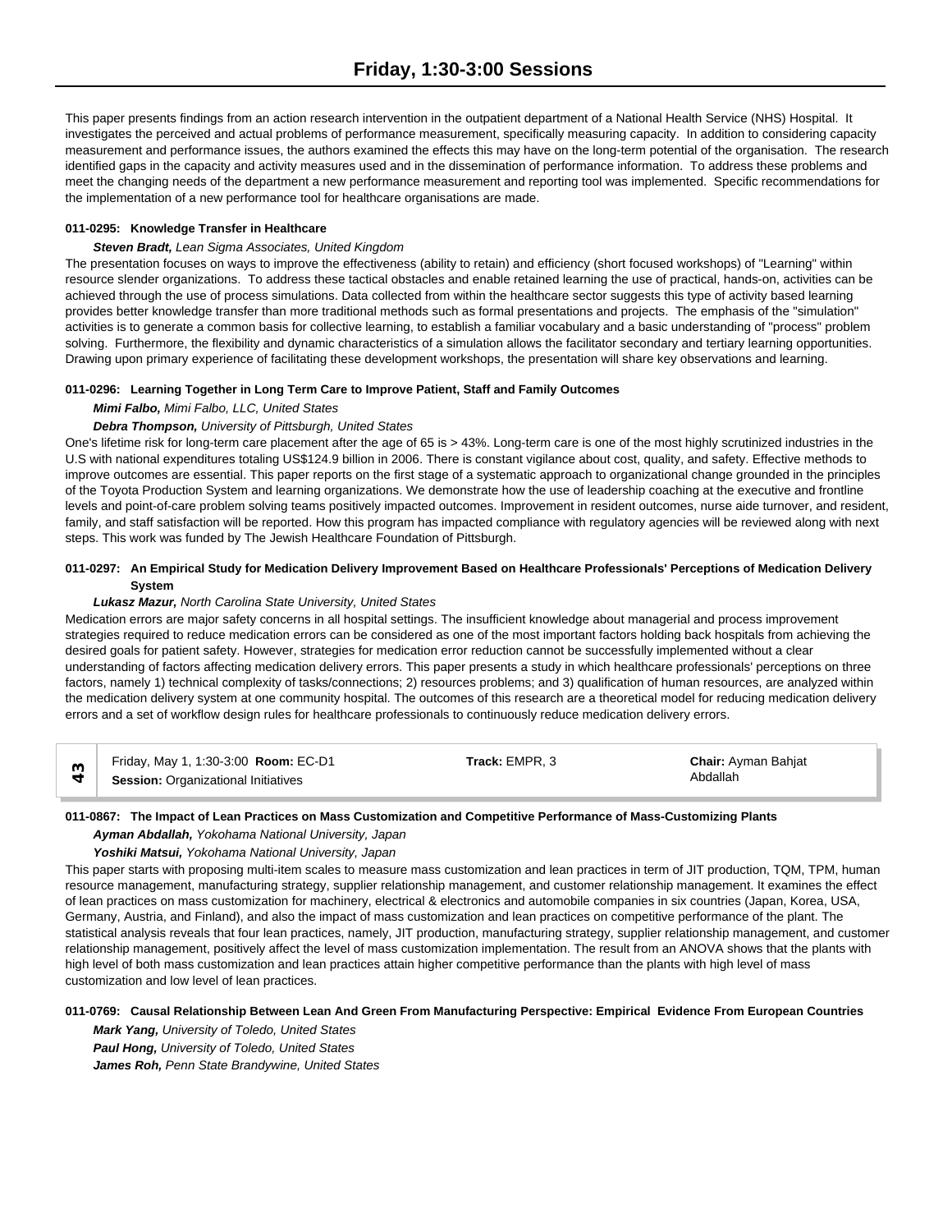This paper presents findings from an action research intervention in the outpatient department of a National Health Service (NHS) Hospital. It investigates the perceived and actual problems of performance measurement, specifically measuring capacity. In addition to considering capacity measurement and performance issues, the authors examined the effects this may have on the long-term potential of the organisation. The research identified gaps in the capacity and activity measures used and in the dissemination of performance information. To address these problems and meet the changing needs of the department a new performance measurement and reporting tool was implemented. Specific recommendations for the implementation of a new performance tool for healthcare organisations are made.

#### 011-0295: Knowledge Transfer in Healthcare

***Steven Bradt,*** *Lean Sigma Associates, United Kingdom*

The presentation focuses on ways to improve the effectiveness (ability to retain) and efficiency (short focused workshops) of "Learning" within resource slender organizations. To address these tactical obstacles and enable retained learning the use of practical, hands-on, activities can be achieved through the use of process simulations. Data collected from within the healthcare sector suggests this type of activity based learning provides better knowledge transfer than more traditional methods such as formal presentations and projects. The emphasis of the "simulation" activities is to generate a common basis for collective learning, to establish a familiar vocabulary and a basic understanding of "process" problem solving. Furthermore, the flexibility and dynamic characteristics of a simulation allows the facilitator secondary and tertiary learning opportunities. Drawing upon primary experience of facilitating these development workshops, the presentation will share key observations and learning.

#### 011-0296: Learning Together in Long Term Care to Improve Patient, Staff and Family Outcomes

***Mimi Falbo,*** *Mimi Falbo, LLC, United States*

***Debra Thompson,*** *University of Pittsburgh, United States*

One's lifetime risk for long-term care placement after the age of 65 is > 43%. Long-term care is one of the most highly scrutinized industries in the U.S with national expenditures totaling US$124.9 billion in 2006. There is constant vigilance about cost, quality, and safety. Effective methods to improve outcomes are essential. This paper reports on the first stage of a systematic approach to organizational change grounded in the principles of the Toyota Production System and learning organizations. We demonstrate how the use of leadership coaching at the executive and frontline levels and point-of-care problem solving teams positively impacted outcomes. Improvement in resident outcomes, nurse aide turnover, and resident, family, and staff satisfaction will be reported. How this program has impacted compliance with regulatory agencies will be reviewed along with next steps. This work was funded by The Jewish Healthcare Foundation of Pittsburgh.

#### 011-0297: An Empirical Study for Medication Delivery Improvement Based on Healthcare Professionals' Perceptions of Medication Delivery System

***Lukasz Mazur,*** *North Carolina State University, United States*

Medication errors are major safety concerns in all hospital settings. The insufficient knowledge about managerial and process improvement strategies required to reduce medication errors can be considered as one of the most important factors holding back hospitals from achieving the desired goals for patient safety. However, strategies for medication error reduction cannot be successfully implemented without a clear understanding of factors affecting medication delivery errors. This paper presents a study in which healthcare professionals' perceptions on three factors, namely 1) technical complexity of tasks/connections; 2) resources problems; and 3) qualification of human resources, are analyzed within the medication delivery system at one community hospital. The outcomes of this research are a theoretical model for reducing medication delivery errors and a set of workflow design rules for healthcare professionals to continuously reduce medication delivery errors.

| 43 | Friday, May 1, 1:30-3:00 **Room:** EC-D1<br>**Session:** Organizational Initiatives | **Track:** EMPR, 3 | **Chair:** Ayman Bahjat Abdallah |
|---|---|---|---|

#### 011-0867: The Impact of Lean Practices on Mass Customization and Competitive Performance of Mass-Customizing Plants

***Ayman Abdallah,*** *Yokohama National University, Japan*

***Yoshiki Matsui,*** *Yokohama National University, Japan*

This paper starts with proposing multi-item scales to measure mass customization and lean practices in term of JIT production, TQM, TPM, human resource management, manufacturing strategy, supplier relationship management, and customer relationship management. It examines the effect of lean practices on mass customization for machinery, electrical & electronics and automobile companies in six countries (Japan, Korea, USA, Germany, Austria, and Finland), and also the impact of mass customization and lean practices on competitive performance of the plant. The statistical analysis reveals that four lean practices, namely, JIT production, manufacturing strategy, supplier relationship management, and customer relationship management, positively affect the level of mass customization implementation. The result from an ANOVA shows that the plants with high level of both mass customization and lean practices attain higher competitive performance than the plants with high level of mass customization and low level of lean practices.

#### 011-0769: Causal Relationship Between Lean And Green From Manufacturing Perspective: Empirical Evidence From European Countries

***Mark Yang,*** *University of Toledo, United States*

***Paul Hong,*** *University of Toledo, United States*

***James Roh,*** *Penn State Brandywine, United States*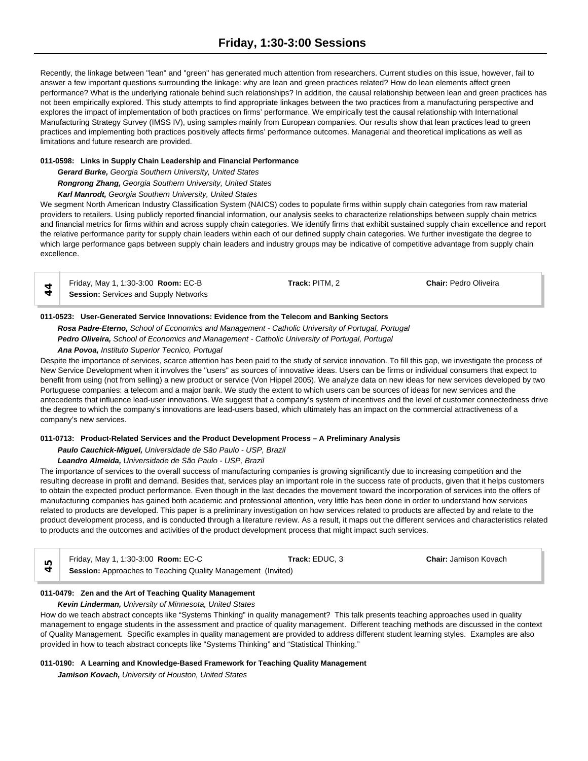Recently, the linkage between "lean" and "green" has generated much attention from researchers. Current studies on this issue, however, fail to answer a few important questions surrounding the linkage: why are lean and green practices related? How do lean elements affect green performance? What is the underlying rationale behind such relationships? In addition, the causal relationship between lean and green practices has not been empirically explored. This study attempts to find appropriate linkages between the two practices from a manufacturing perspective and explores the impact of implementation of both practices on firms' performance. We empirically test the causal relationship with International Manufacturing Strategy Survey (IMSS IV), using samples mainly from European companies. Our results show that lean practices lead to green practices and implementing both practices positively affects firms' performance outcomes. Managerial and theoretical implications as well as limitations and future research are provided.

**011-0598: Links in Supply Chain Leadership and Financial Performance**

***Gerard Burke,*** *Georgia Southern University, United States*

***Rongrong Zhang,*** *Georgia Southern University, United States*

***Karl Manrodt,*** *Georgia Southern University, United States*

We segment North American Industry Classification System (NAICS) codes to populate firms within supply chain categories from raw material providers to retailers. Using publicly reported financial information, our analysis seeks to characterize relationships between supply chain metrics and financial metrics for firms within and across supply chain categories. We identify firms that exhibit sustained supply chain excellence and report the relative performance parity for supply chain leaders within each of our defined supply chain categories. We further investigate the degree to which large performance gaps between supply chain leaders and industry groups may be indicative of competitive advantage from supply chain excellence.

| 44 | Friday, May 1, 1:30-3:00 **Room:** EC-B<br>**Session:** Services and Supply Networks | **Track:** PITM, 2 | **Chair:** Pedro Oliveira |
|---|---|---|---|

**011-0523: User-Generated Service Innovations: Evidence from the Telecom and Banking Sectors**

***Rosa Padre-Eterno,*** *School of Economics and Management - Catholic University of Portugal, Portugal*

***Pedro Oliveira,*** *School of Economics and Management - Catholic University of Portugal, Portugal*

***Ana Povoa,*** *Instituto Superior Tecnico, Portugal*

Despite the importance of services, scarce attention has been paid to the study of service innovation. To fill this gap, we investigate the process of New Service Development when it involves the "users" as sources of innovative ideas. Users can be firms or individual consumers that expect to benefit from using (not from selling) a new product or service (Von Hippel 2005). We analyze data on new ideas for new services developed by two Portuguese companies: a telecom and a major bank. We study the extent to which users can be sources of ideas for new services and the antecedents that influence lead-user innovations. We suggest that a company's system of incentives and the level of customer connectedness drive the degree to which the company's innovations are lead-users based, which ultimately has an impact on the commercial attractiveness of a company's new services.

**011-0713: Product-Related Services and the Product Development Process – A Preliminary Analysis**

***Paulo Cauchick-Miguel,*** *Universidade de São Paulo - USP, Brazil*

***Leandro Almeida,*** *Universidade de São Paulo - USP, Brazil*

The importance of services to the overall success of manufacturing companies is growing significantly due to increasing competition and the resulting decrease in profit and demand. Besides that, services play an important role in the success rate of products, given that it helps customers to obtain the expected product performance. Even though in the last decades the movement toward the incorporation of services into the offers of manufacturing companies has gained both academic and professional attention, very little has been done in order to understand how services related to products are developed. This paper is a preliminary investigation on how services related to products are affected by and relate to the product development process, and is conducted through a literature review. As a result, it maps out the different services and characteristics related to products and the outcomes and activities of the product development process that might impact such services.

| 45 | Friday, May 1, 1:30-3:00 **Room:** EC-C<br>**Session:** Approaches to Teaching Quality Management (Invited) | **Track:** EDUC, 3 | **Chair:** Jamison Kovach |
|---|---|---|---|

**011-0479: Zen and the Art of Teaching Quality Management**

***Kevin Linderman,*** *University of Minnesota, United States*

How do we teach abstract concepts like "Systems Thinking" in quality management? This talk presents teaching approaches used in quality management to engage students in the assessment and practice of quality management. Different teaching methods are discussed in the context of Quality Management. Specific examples in quality management are provided to address different student learning styles. Examples are also provided in how to teach abstract concepts like "Systems Thinking" and "Statistical Thinking."

**011-0190: A Learning and Knowledge-Based Framework for Teaching Quality Management**

***Jamison Kovach,*** *University of Houston, United States*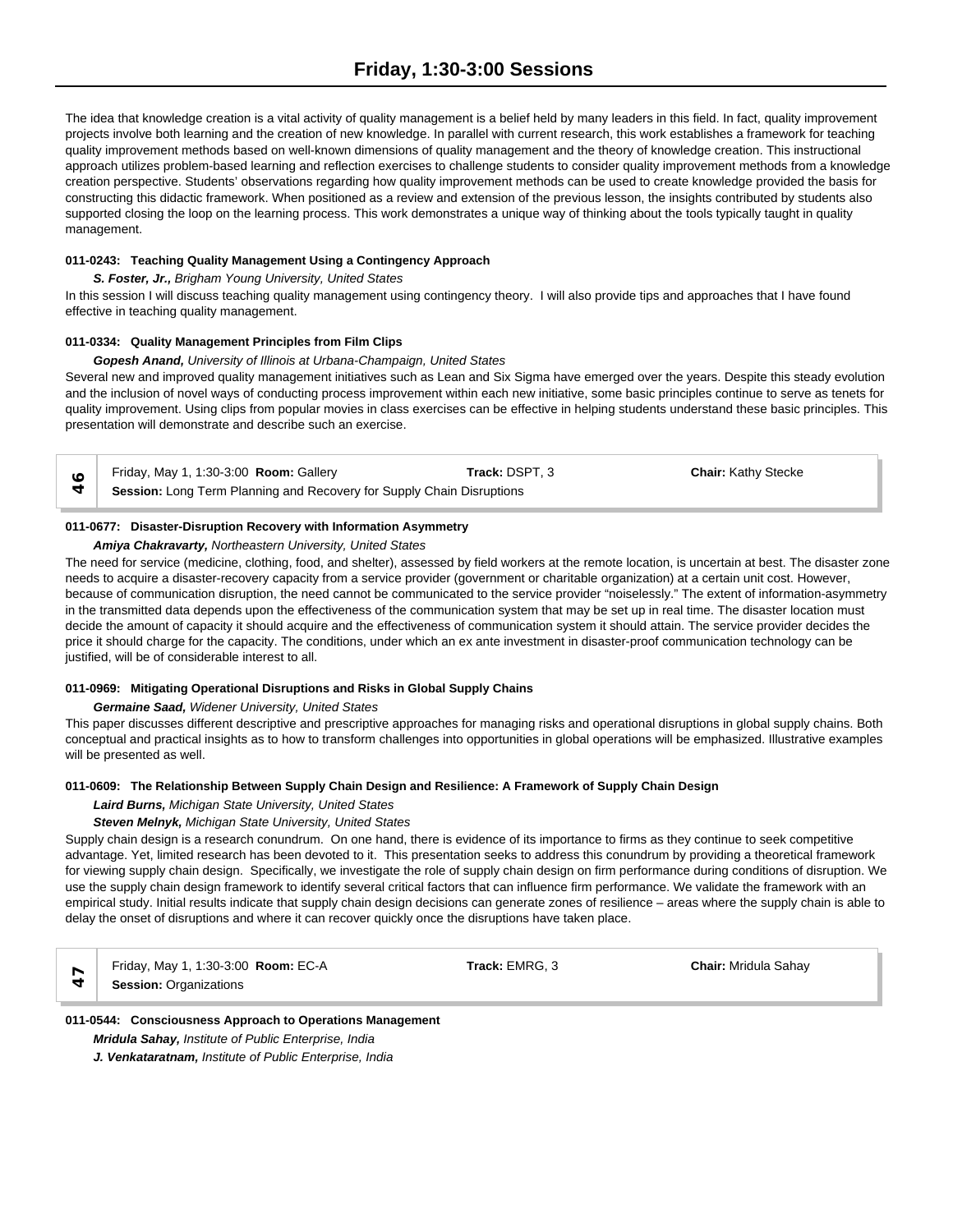The idea that knowledge creation is a vital activity of quality management is a belief held by many leaders in this field. In fact, quality improvement projects involve both learning and the creation of new knowledge. In parallel with current research, this work establishes a framework for teaching quality improvement methods based on well-known dimensions of quality management and the theory of knowledge creation. This instructional approach utilizes problem-based learning and reflection exercises to challenge students to consider quality improvement methods from a knowledge creation perspective. Students' observations regarding how quality improvement methods can be used to create knowledge provided the basis for constructing this didactic framework. When positioned as a review and extension of the previous lesson, the insights contributed by students also supported closing the loop on the learning process. This work demonstrates a unique way of thinking about the tools typically taught in quality management.

**011-0243: Teaching Quality Management Using a Contingency Approach**

***S. Foster, Jr.,*** *Brigham Young University, United States*

In this session I will discuss teaching quality management using contingency theory. I will also provide tips and approaches that I have found effective in teaching quality management.

**011-0334: Quality Management Principles from Film Clips**

***Gopesh Anand,*** *University of Illinois at Urbana-Champaign, United States*

Several new and improved quality management initiatives such as Lean and Six Sigma have emerged over the years. Despite this steady evolution and the inclusion of novel ways of conducting process improvement within each new initiative, some basic principles continue to serve as tenets for quality improvement. Using clips from popular movies in class exercises can be effective in helping students understand these basic principles. This presentation will demonstrate and describe such an exercise.

| 46 | Friday, May 1, 1:30-3:00 **Room:** Gallery | **Track:** DSPT, 3 | **Chair:** Kathy Stecke |
|---|---|---|---|
| | **Session:** Long Term Planning and Recovery for Supply Chain Disruptions | | |

**011-0677: Disaster-Disruption Recovery with Information Asymmetry**

***Amiya Chakravarty,*** *Northeastern University, United States*

The need for service (medicine, clothing, food, and shelter), assessed by field workers at the remote location, is uncertain at best. The disaster zone needs to acquire a disaster-recovery capacity from a service provider (government or charitable organization) at a certain unit cost. However, because of communication disruption, the need cannot be communicated to the service provider "noiselessly." The extent of information-asymmetry in the transmitted data depends upon the effectiveness of the communication system that may be set up in real time. The disaster location must decide the amount of capacity it should acquire and the effectiveness of communication system it should attain. The service provider decides the price it should charge for the capacity. The conditions, under which an ex ante investment in disaster-proof communication technology can be justified, will be of considerable interest to all.

**011-0969: Mitigating Operational Disruptions and Risks in Global Supply Chains**

***Germaine Saad,*** *Widener University, United States*

This paper discusses different descriptive and prescriptive approaches for managing risks and operational disruptions in global supply chains. Both conceptual and practical insights as to how to transform challenges into opportunities in global operations will be emphasized. Illustrative examples will be presented as well.

**011-0609: The Relationship Between Supply Chain Design and Resilience: A Framework of Supply Chain Design**

***Laird Burns,*** *Michigan State University, United States*

***Steven Melnyk,*** *Michigan State University, United States*

Supply chain design is a research conundrum. On one hand, there is evidence of its importance to firms as they continue to seek competitive advantage. Yet, limited research has been devoted to it. This presentation seeks to address this conundrum by providing a theoretical framework for viewing supply chain design. Specifically, we investigate the role of supply chain design on firm performance during conditions of disruption. We use the supply chain design framework to identify several critical factors that can influence firm performance. We validate the framework with an empirical study. Initial results indicate that supply chain design decisions can generate zones of resilience – areas where the supply chain is able to delay the onset of disruptions and where it can recover quickly once the disruptions have taken place.

| 47 | Friday, May 1, 1:30-3:00 **Room:** EC-A | **Track:** EMRG, 3 | **Chair:** Mridula Sahay |
|---|---|---|---|
| | **Session:** Organizations | | |

**011-0544: Consciousness Approach to Operations Management**

***Mridula Sahay,*** *Institute of Public Enterprise, India*

***J. Venkataratnam,*** *Institute of Public Enterprise, India*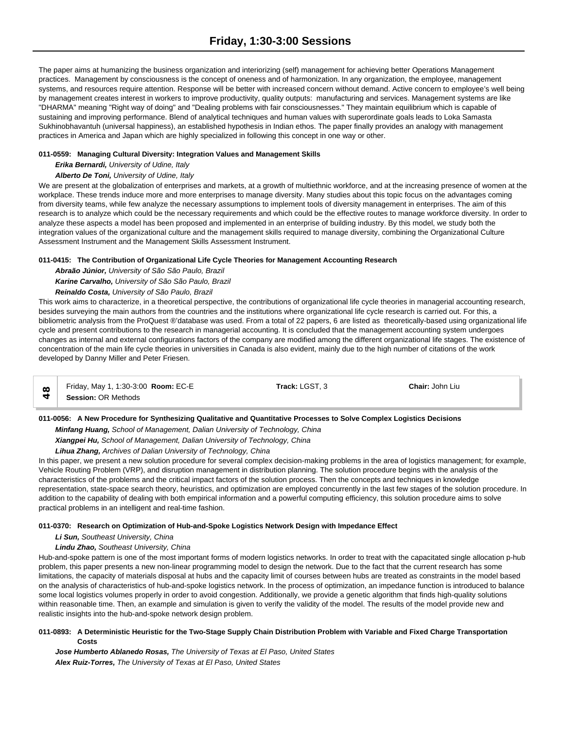The paper aims at humanizing the business organization and interiorizing (self) management for achieving better Operations Management practices. Management by consciousness is the concept of oneness and of harmonization. In any organization, the employee, management systems, and resources require attention. Response will be better with increased concern without demand. Active concern to employee's well being by management creates interest in workers to improve productivity, quality outputs: manufacturing and services. Management systems are like "DHARMA" meaning "Right way of doing" and "Dealing problems with fair consciousnesses." They maintain equilibrium which is capable of sustaining and improving performance. Blend of analytical techniques and human values with superordinate goals leads to Loka Samasta Sukhinobhavantuh (universal happiness), an established hypothesis in Indian ethos. The paper finally provides an analogy with management practices in America and Japan which are highly specialized in following this concept in one way or other.

**011-0559: Managing Cultural Diversity: Integration Values and Management Skills**

***Erika Bernardi,*** *University of Udine, Italy*

***Alberto De Toni,*** *University of Udine, Italy*

We are present at the globalization of enterprises and markets, at a growth of multiethnic workforce, and at the increasing presence of women at the workplace. These trends induce more and more enterprises to manage diversity. Many studies about this topic focus on the advantages coming from diversity teams, while few analyze the necessary assumptions to implement tools of diversity management in enterprises. The aim of this research is to analyze which could be the necessary requirements and which could be the effective routes to manage workforce diversity. In order to analyze these aspects a model has been proposed and implemented in an enterprise of building industry. By this model, we study both the integration values of the organizational culture and the management skills required to manage diversity, combining the Organizational Culture Assessment Instrument and the Management Skills Assessment Instrument.

**011-0415: The Contribution of Organizational Life Cycle Theories for Management Accounting Research**

***Abraão Júnior,*** *University of São São Paulo, Brazil*

***Karine Carvalho,*** *University of São São Paulo, Brazil*

***Reinaldo Costa,*** *University of São Paulo, Brazil*

This work aims to characterize, in a theoretical perspective, the contributions of organizational life cycle theories in managerial accounting research, besides surveying the main authors from the countries and the institutions where organizational life cycle research is carried out. For this, a bibliometric analysis from the ProQuest ®'database was used. From a total of 22 papers, 6 are listed as theoretically-based using organizational life cycle and present contributions to the research in managerial accounting. It is concluded that the management accounting system undergoes changes as internal and external configurations factors of the company are modified among the different organizational life stages. The existence of concentration of the main life cycle theories in universities in Canada is also evident, mainly due to the high number of citations of the work developed by Danny Miller and Peter Friesen.

| 48 | Friday, May 1, 1:30-3:00 **Room:** EC-E<br>**Session:** OR Methods | **Track:** LGST, 3 | **Chair:** John Liu |
|---|---|---|---|

**011-0056: A New Procedure for Synthesizing Qualitative and Quantitative Processes to Solve Complex Logistics Decisions**

***Minfang Huang,*** *School of Management, Dalian University of Technology, China*

***Xiangpei Hu,*** *School of Management, Dalian University of Technology, China*

***Lihua Zhang,*** *Archives of Dalian University of Technology, China*

In this paper, we present a new solution procedure for several complex decision-making problems in the area of logistics management; for example, Vehicle Routing Problem (VRP), and disruption management in distribution planning. The solution procedure begins with the analysis of the characteristics of the problems and the critical impact factors of the solution process. Then the concepts and techniques in knowledge representation, state-space search theory, heuristics, and optimization are employed concurrently in the last few stages of the solution procedure. In addition to the capability of dealing with both empirical information and a powerful computing efficiency, this solution procedure aims to solve practical problems in an intelligent and real-time fashion.

**011-0370: Research on Optimization of Hub-and-Spoke Logistics Network Design with Impedance Effect**

***Li Sun,*** *Southeast University, China*

***Lindu Zhao,*** *Southeast University, China*

Hub-and-spoke pattern is one of the most important forms of modern logistics networks. In order to treat with the capacitated single allocation p-hub problem, this paper presents a new non-linear programming model to design the network. Due to the fact that the current research has some limitations, the capacity of materials disposal at hubs and the capacity limit of courses between hubs are treated as constraints in the model based on the analysis of characteristics of hub-and-spoke logistics network. In the process of optimization, an impedance function is introduced to balance some local logistics volumes properly in order to avoid congestion. Additionally, we provide a genetic algorithm that finds high-quality solutions within reasonable time. Then, an example and simulation is given to verify the validity of the model. The results of the model provide new and realistic insights into the hub-and-spoke network design problem.

**011-0893: A Deterministic Heuristic for the Two-Stage Supply Chain Distribution Problem with Variable and Fixed Charge Transportation Costs**

***Jose Humberto Ablanedo Rosas,*** *The University of Texas at El Paso, United States*

***Alex Ruiz-Torres,*** *The University of Texas at El Paso, United States*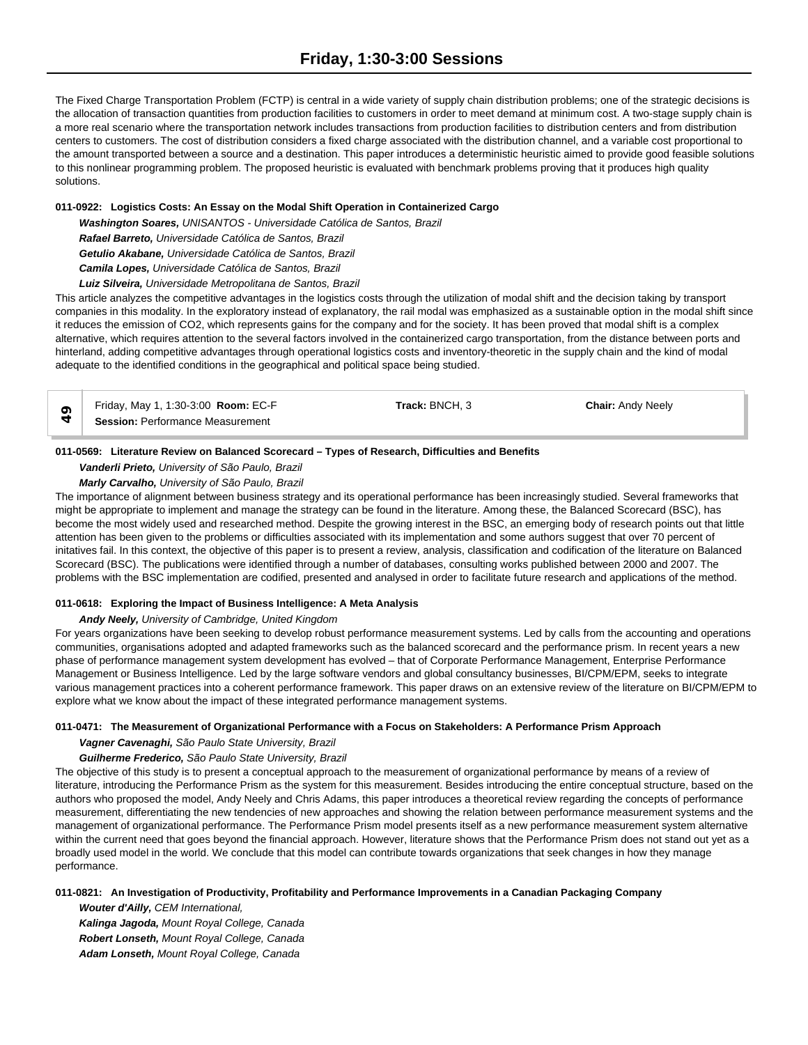The Fixed Charge Transportation Problem (FCTP) is central in a wide variety of supply chain distribution problems; one of the strategic decisions is the allocation of transaction quantities from production facilities to customers in order to meet demand at minimum cost. A two-stage supply chain is a more real scenario where the transportation network includes transactions from production facilities to distribution centers and from distribution centers to customers. The cost of distribution considers a fixed charge associated with the distribution channel, and a variable cost proportional to the amount transported between a source and a destination. This paper introduces a deterministic heuristic aimed to provide good feasible solutions to this nonlinear programming problem. The proposed heuristic is evaluated with benchmark problems proving that it produces high quality solutions.

**011-0922: Logistics Costs: An Essay on the Modal Shift Operation in Containerized Cargo**

***Washington Soares,*** *UNISANTOS - Universidade Católica de Santos, Brazil*
***Rafael Barreto,*** *Universidade Católica de Santos, Brazil*
***Getulio Akabane,*** *Universidade Católica de Santos, Brazil*
***Camila Lopes,*** *Universidade Católica de Santos, Brazil*
***Luiz Silveira,*** *Universidade Metropolitana de Santos, Brazil*

This article analyzes the competitive advantages in the logistics costs through the utilization of modal shift and the decision taking by transport companies in this modality. In the exploratory instead of explanatory, the rail modal was emphasized as a sustainable option in the modal shift since it reduces the emission of CO2, which represents gains for the company and for the society. It has been proved that modal shift is a complex alternative, which requires attention to the several factors involved in the containerized cargo transportation, from the distance between ports and hinterland, adding competitive advantages through operational logistics costs and inventory-theoretic in the supply chain and the kind of modal adequate to the identified conditions in the geographical and political space being studied.

| 49 | Friday, May 1, 1:30-3:00 **Room:** EC-F<br>**Session:** Performance Measurement | **Track:** BNCH, 3 | **Chair:** Andy Neely |
|---|---|---|---|

**011-0569: Literature Review on Balanced Scorecard – Types of Research, Difficulties and Benefits**

***Vanderli Prieto,*** *University of São Paulo, Brazil*
***Marly Carvalho,*** *University of São Paulo, Brazil*

The importance of alignment between business strategy and its operational performance has been increasingly studied. Several frameworks that might be appropriate to implement and manage the strategy can be found in the literature. Among these, the Balanced Scorecard (BSC), has become the most widely used and researched method. Despite the growing interest in the BSC, an emerging body of research points out that little attention has been given to the problems or difficulties associated with its implementation and some authors suggest that over 70 percent of initatives fail. In this context, the objective of this paper is to present a review, analysis, classification and codification of the literature on Balanced Scorecard (BSC). The publications were identified through a number of databases, consulting works published between 2000 and 2007. The problems with the BSC implementation are codified, presented and analysed in order to facilitate future research and applications of the method.

**011-0618: Exploring the Impact of Business Intelligence: A Meta Analysis**

***Andy Neely,*** *University of Cambridge, United Kingdom*

For years organizations have been seeking to develop robust performance measurement systems. Led by calls from the accounting and operations communities, organisations adopted and adapted frameworks such as the balanced scorecard and the performance prism. In recent years a new phase of performance management system development has evolved – that of Corporate Performance Management, Enterprise Performance Management or Business Intelligence. Led by the large software vendors and global consultancy businesses, BI/CPM/EPM, seeks to integrate various management practices into a coherent performance framework. This paper draws on an extensive review of the literature on BI/CPM/EPM to explore what we know about the impact of these integrated performance management systems.

**011-0471: The Measurement of Organizational Performance with a Focus on Stakeholders: A Performance Prism Approach**

***Vagner Cavenaghi,*** *São Paulo State University, Brazil*
***Guilherme Frederico,*** *São Paulo State University, Brazil*

The objective of this study is to present a conceptual approach to the measurement of organizational performance by means of a review of literature, introducing the Performance Prism as the system for this measurement. Besides introducing the entire conceptual structure, based on the authors who proposed the model, Andy Neely and Chris Adams, this paper introduces a theoretical review regarding the concepts of performance measurement, differentiating the new tendencies of new approaches and showing the relation between performance measurement systems and the management of organizational performance. The Performance Prism model presents itself as a new performance measurement system alternative within the current need that goes beyond the financial approach. However, literature shows that the Performance Prism does not stand out yet as a broadly used model in the world. We conclude that this model can contribute towards organizations that seek changes in how they manage performance.

**011-0821: An Investigation of Productivity, Profitability and Performance Improvements in a Canadian Packaging Company**

***Wouter d'Ailly,*** *CEM International,*
***Kalinga Jagoda,*** *Mount Royal College, Canada*
***Robert Lonseth,*** *Mount Royal College, Canada*
***Adam Lonseth,*** *Mount Royal College, Canada*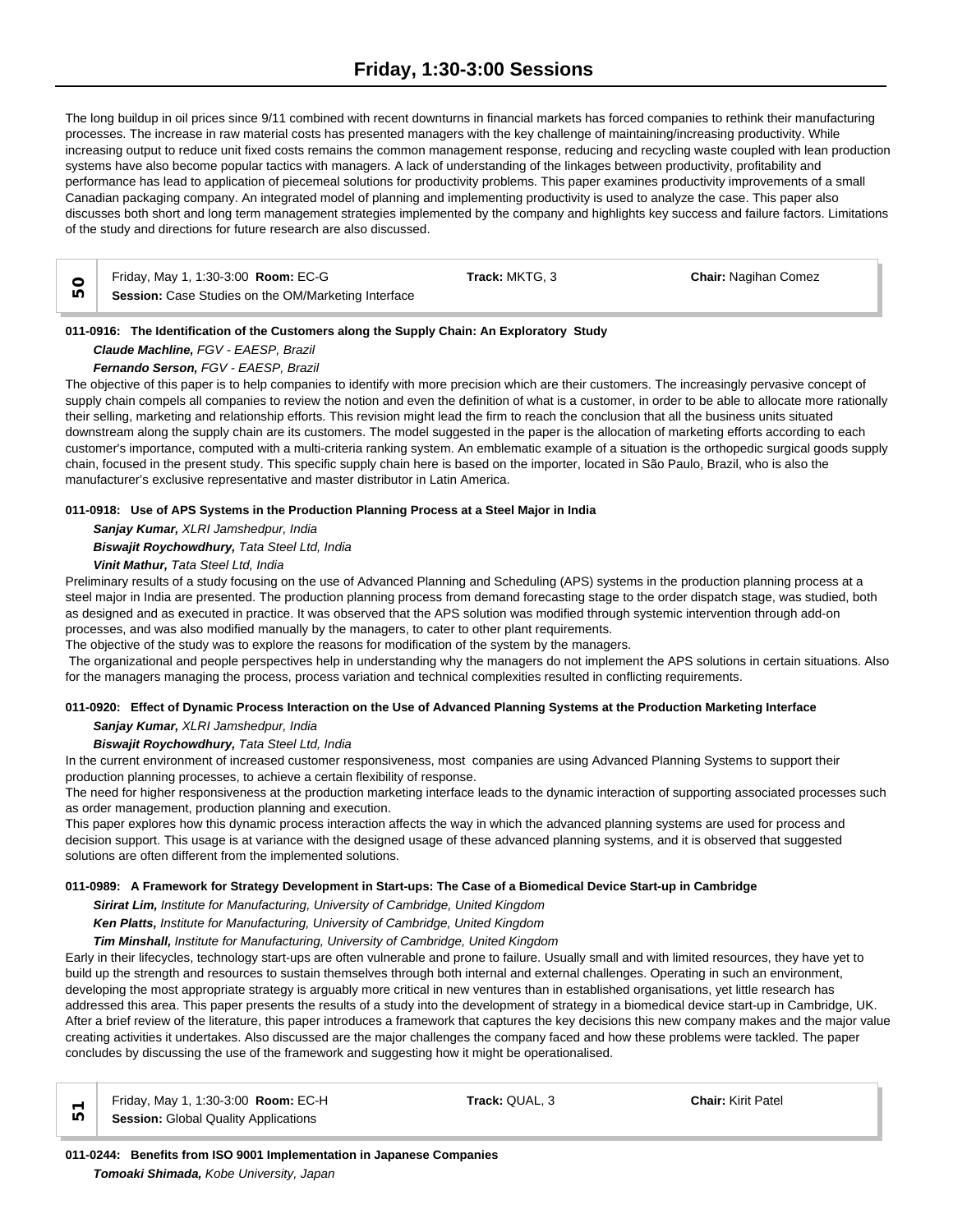The long buildup in oil prices since 9/11 combined with recent downturns in financial markets has forced companies to rethink their manufacturing processes. The increase in raw material costs has presented managers with the key challenge of maintaining/increasing productivity. While increasing output to reduce unit fixed costs remains the common management response, reducing and recycling waste coupled with lean production systems have also become popular tactics with managers. A lack of understanding of the linkages between productivity, profitability and performance has lead to application of piecemeal solutions for productivity problems. This paper examines productivity improvements of a small Canadian packaging company. An integrated model of planning and implementing productivity is used to analyze the case. This paper also discusses both short and long term management strategies implemented by the company and highlights key success and failure factors. Limitations of the study and directions for future research are also discussed.

| 50 | Friday, May 1, 1:30-3:00 **Room:** EC-G<br>**Session:** Case Studies on the OM/Marketing Interface | **Track:** MKTG, 3 | **Chair:** Nagihan Comez |
|---|---|---|---|

**011-0916: The Identification of the Customers along the Supply Chain: An Exploratory Study**

***Claude Machline,*** *FGV - EAESP, Brazil*

***Fernando Serson,*** *FGV - EAESP, Brazil*

The objective of this paper is to help companies to identify with more precision which are their customers. The increasingly pervasive concept of supply chain compels all companies to review the notion and even the definition of what is a customer, in order to be able to allocate more rationally their selling, marketing and relationship efforts. This revision might lead the firm to reach the conclusion that all the business units situated downstream along the supply chain are its customers. The model suggested in the paper is the allocation of marketing efforts according to each customer's importance, computed with a multi-criteria ranking system. An emblematic example of a situation is the orthopedic surgical goods supply chain, focused in the present study. This specific supply chain here is based on the importer, located in São Paulo, Brazil, who is also the manufacturer's exclusive representative and master distributor in Latin America.

**011-0918: Use of APS Systems in the Production Planning Process at a Steel Major in India**

***Sanjay Kumar,*** *XLRI Jamshedpur, India*

***Biswajit Roychowdhury,*** *Tata Steel Ltd, India*

***Vinit Mathur,*** *Tata Steel Ltd, India*

Preliminary results of a study focusing on the use of Advanced Planning and Scheduling (APS) systems in the production planning process at a steel major in India are presented. The production planning process from demand forecasting stage to the order dispatch stage, was studied, both as designed and as executed in practice. It was observed that the APS solution was modified through systemic intervention through add-on processes, and was also modified manually by the managers, to cater to other plant requirements.

The objective of the study was to explore the reasons for modification of the system by the managers.

The organizational and people perspectives help in understanding why the managers do not implement the APS solutions in certain situations. Also for the managers managing the process, process variation and technical complexities resulted in conflicting requirements.

**011-0920: Effect of Dynamic Process Interaction on the Use of Advanced Planning Systems at the Production Marketing Interface**

***Sanjay Kumar,*** *XLRI Jamshedpur, India*

***Biswajit Roychowdhury,*** *Tata Steel Ltd, India*

In the current environment of increased customer responsiveness, most companies are using Advanced Planning Systems to support their production planning processes, to achieve a certain flexibility of response.

The need for higher responsiveness at the production marketing interface leads to the dynamic interaction of supporting associated processes such as order management, production planning and execution.

This paper explores how this dynamic process interaction affects the way in which the advanced planning systems are used for process and decision support. This usage is at variance with the designed usage of these advanced planning systems, and it is observed that suggested solutions are often different from the implemented solutions.

**011-0989: A Framework for Strategy Development in Start-ups: The Case of a Biomedical Device Start-up in Cambridge**

***Sirirat Lim,*** *Institute for Manufacturing, University of Cambridge, United Kingdom*

***Ken Platts,*** *Institute for Manufacturing, University of Cambridge, United Kingdom*

***Tim Minshall,*** *Institute for Manufacturing, University of Cambridge, United Kingdom*

Early in their lifecycles, technology start-ups are often vulnerable and prone to failure. Usually small and with limited resources, they have yet to build up the strength and resources to sustain themselves through both internal and external challenges. Operating in such an environment, developing the most appropriate strategy is arguably more critical in new ventures than in established organisations, yet little research has addressed this area. This paper presents the results of a study into the development of strategy in a biomedical device start-up in Cambridge, UK. After a brief review of the literature, this paper introduces a framework that captures the key decisions this new company makes and the major value creating activities it undertakes. Also discussed are the major challenges the company faced and how these problems were tackled. The paper concludes by discussing the use of the framework and suggesting how it might be operationalised.

| 51 | Friday, May 1, 1:30-3:00 **Room:** EC-H<br>**Session:** Global Quality Applications | **Track:** QUAL, 3 | **Chair:** Kirit Patel |
|---|---|---|---|

**011-0244: Benefits from ISO 9001 Implementation in Japanese Companies**

***Tomoaki Shimada,*** *Kobe University, Japan*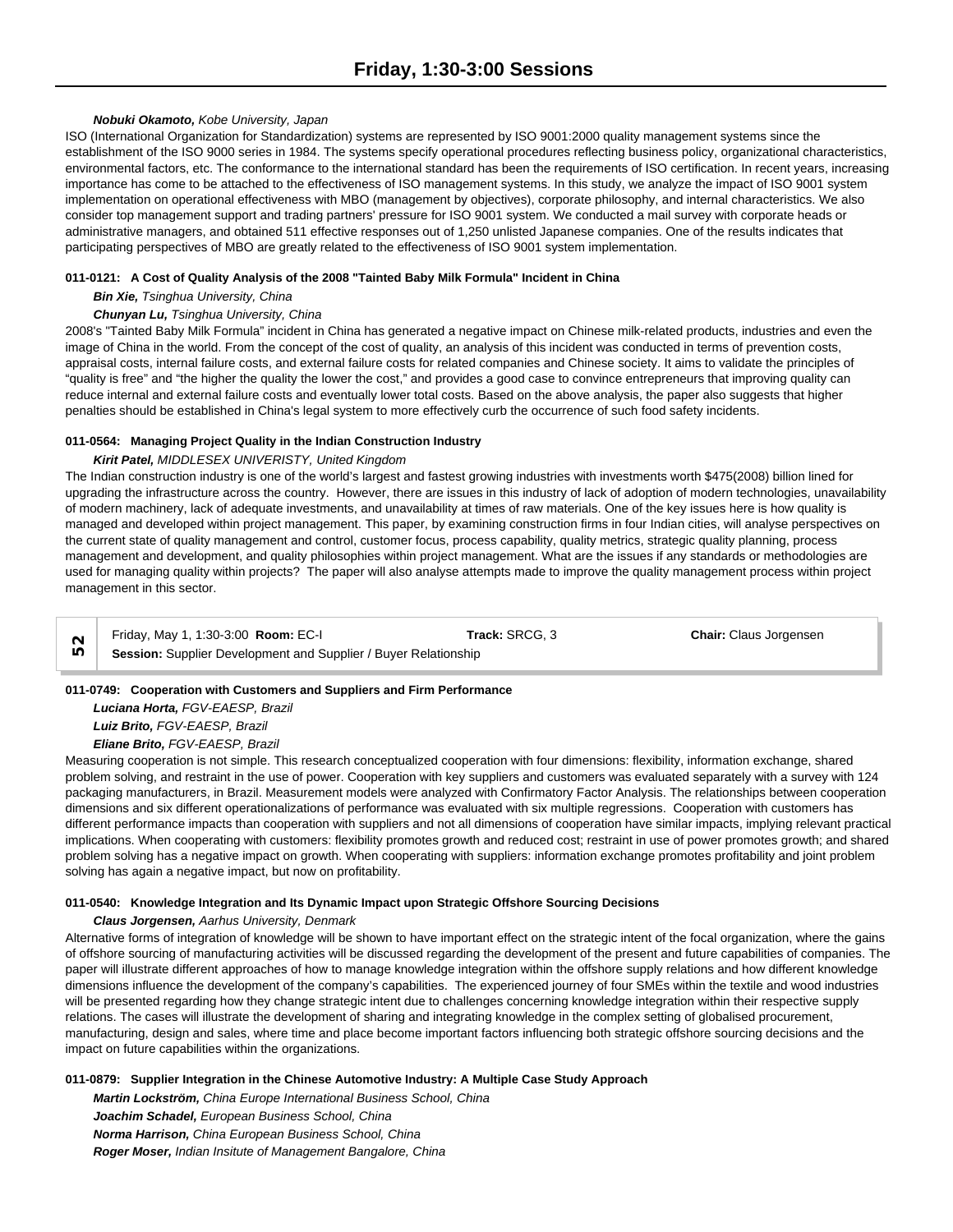***Nobuki Okamoto,*** *Kobe University, Japan*

ISO (International Organization for Standardization) systems are represented by ISO 9001:2000 quality management systems since the establishment of the ISO 9000 series in 1984. The systems specify operational procedures reflecting business policy, organizational characteristics, environmental factors, etc. The conformance to the international standard has been the requirements of ISO certification. In recent years, increasing importance has come to be attached to the effectiveness of ISO management systems. In this study, we analyze the impact of ISO 9001 system implementation on operational effectiveness with MBO (management by objectives), corporate philosophy, and internal characteristics. We also consider top management support and trading partners' pressure for ISO 9001 system. We conducted a mail survey with corporate heads or administrative managers, and obtained 511 effective responses out of 1,250 unlisted Japanese companies. One of the results indicates that participating perspectives of MBO are greatly related to the effectiveness of ISO 9001 system implementation.

**011-0121: A Cost of Quality Analysis of the 2008 "Tainted Baby Milk Formula" Incident in China**

***Bin Xie,*** *Tsinghua University, China*

***Chunyan Lu,*** *Tsinghua University, China*

2008's "Tainted Baby Milk Formula" incident in China has generated a negative impact on Chinese milk-related products, industries and even the image of China in the world. From the concept of the cost of quality, an analysis of this incident was conducted in terms of prevention costs, appraisal costs, internal failure costs, and external failure costs for related companies and Chinese society. It aims to validate the principles of "quality is free" and "the higher the quality the lower the cost," and provides a good case to convince entrepreneurs that improving quality can reduce internal and external failure costs and eventually lower total costs. Based on the above analysis, the paper also suggests that higher penalties should be established in China's legal system to more effectively curb the occurrence of such food safety incidents.

**011-0564: Managing Project Quality in the Indian Construction Industry**

***Kirit Patel,*** *MIDDLESEX UNIVERISTY, United Kingdom*

The Indian construction industry is one of the world's largest and fastest growing industries with investments worth $475(2008) billion lined for upgrading the infrastructure across the country. However, there are issues in this industry of lack of adoption of modern technologies, unavailability of modern machinery, lack of adequate investments, and unavailability at times of raw materials. One of the key issues here is how quality is managed and developed within project management. This paper, by examining construction firms in four Indian cities, will analyse perspectives on the current state of quality management and control, customer focus, process capability, quality metrics, strategic quality planning, process management and development, and quality philosophies within project management. What are the issues if any standards or methodologies are used for managing quality within projects? The paper will also analyse attempts made to improve the quality management process within project management in this sector.

| 52 | Friday, May 1, 1:30-3:00 **Room:** EC-I | **Track:** SRCG, 3 | **Chair:** Claus Jorgensen |
|---|---|---|---|
| | **Session:** Supplier Development and Supplier / Buyer Relationship | | |

**011-0749: Cooperation with Customers and Suppliers and Firm Performance**

***Luciana Horta,*** *FGV-EAESP, Brazil*

***Luiz Brito,*** *FGV-EAESP, Brazil*

***Eliane Brito,*** *FGV-EAESP, Brazil*

Measuring cooperation is not simple. This research conceptualized cooperation with four dimensions: flexibility, information exchange, shared problem solving, and restraint in the use of power. Cooperation with key suppliers and customers was evaluated separately with a survey with 124 packaging manufacturers, in Brazil. Measurement models were analyzed with Confirmatory Factor Analysis. The relationships between cooperation dimensions and six different operationalizations of performance was evaluated with six multiple regressions. Cooperation with customers has different performance impacts than cooperation with suppliers and not all dimensions of cooperation have similar impacts, implying relevant practical implications. When cooperating with customers: flexibility promotes growth and reduced cost; restraint in use of power promotes growth; and shared problem solving has a negative impact on growth. When cooperating with suppliers: information exchange promotes profitability and joint problem solving has again a negative impact, but now on profitability.

**011-0540: Knowledge Integration and Its Dynamic Impact upon Strategic Offshore Sourcing Decisions**

***Claus Jorgensen,*** *Aarhus University, Denmark*

Alternative forms of integration of knowledge will be shown to have important effect on the strategic intent of the focal organization, where the gains of offshore sourcing of manufacturing activities will be discussed regarding the development of the present and future capabilities of companies. The paper will illustrate different approaches of how to manage knowledge integration within the offshore supply relations and how different knowledge dimensions influence the development of the company's capabilities. The experienced journey of four SMEs within the textile and wood industries will be presented regarding how they change strategic intent due to challenges concerning knowledge integration within their respective supply relations. The cases will illustrate the development of sharing and integrating knowledge in the complex setting of globalised procurement, manufacturing, design and sales, where time and place become important factors influencing both strategic offshore sourcing decisions and the impact on future capabilities within the organizations.

**011-0879: Supplier Integration in the Chinese Automotive Industry: A Multiple Case Study Approach**

***Martin Lockström,*** *China Europe International Business School, China*

***Joachim Schadel,*** *European Business School, China*

***Norma Harrison,*** *China European Business School, China*

***Roger Moser,*** *Indian Insitute of Management Bangalore, China*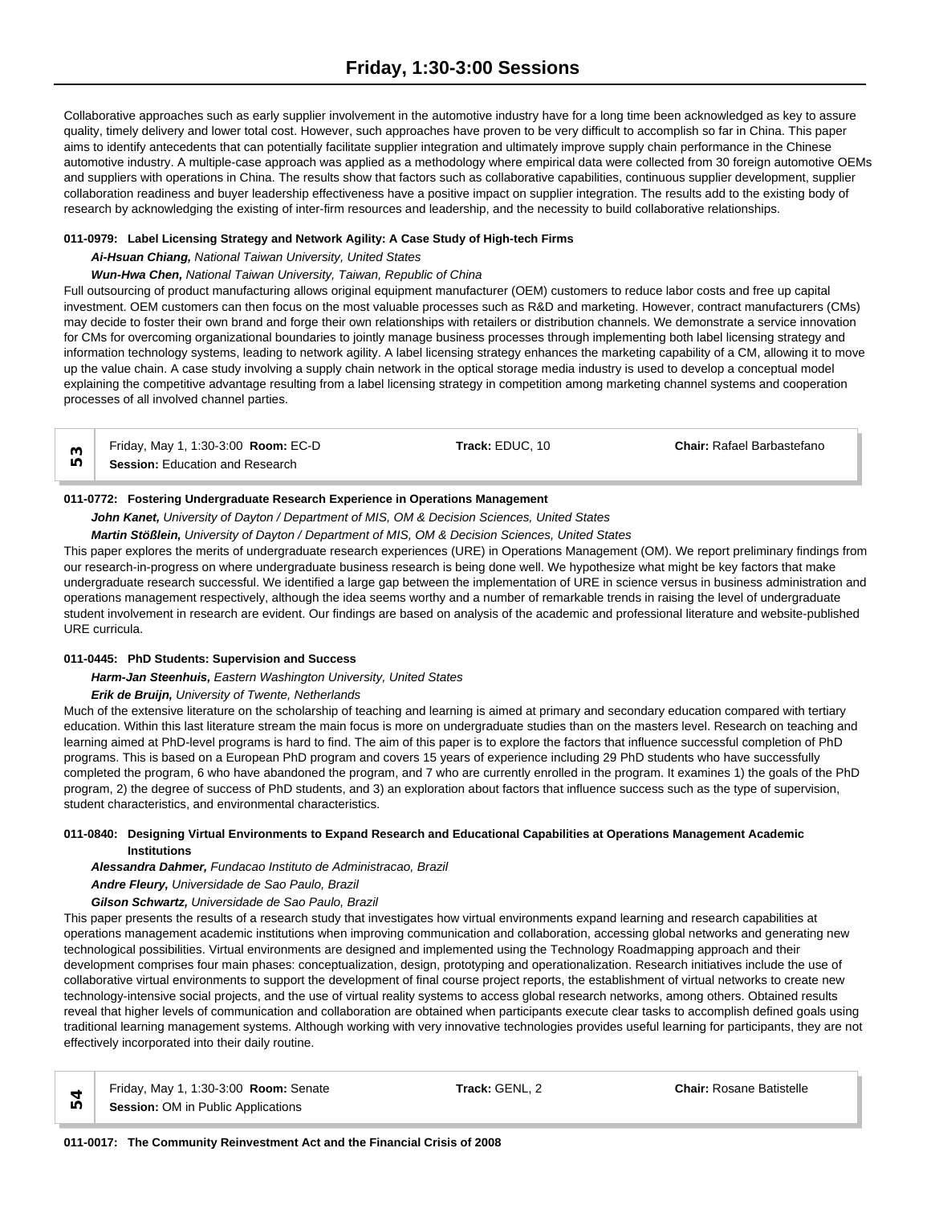Collaborative approaches such as early supplier involvement in the automotive industry have for a long time been acknowledged as key to assure quality, timely delivery and lower total cost. However, such approaches have proven to be very difficult to accomplish so far in China. This paper aims to identify antecedents that can potentially facilitate supplier integration and ultimately improve supply chain performance in the Chinese automotive industry. A multiple-case approach was applied as a methodology where empirical data were collected from 30 foreign automotive OEMs and suppliers with operations in China. The results show that factors such as collaborative capabilities, continuous supplier development, supplier collaboration readiness and buyer leadership effectiveness have a positive impact on supplier integration. The results add to the existing body of research by acknowledging the existing of inter-firm resources and leadership, and the necessity to build collaborative relationships.

**011-0979: Label Licensing Strategy and Network Agility: A Case Study of High-tech Firms**

***Ai-Hsuan Chiang,*** *National Taiwan University, United States*

***Wun-Hwa Chen,*** *National Taiwan University, Taiwan, Republic of China*

Full outsourcing of product manufacturing allows original equipment manufacturer (OEM) customers to reduce labor costs and free up capital investment. OEM customers can then focus on the most valuable processes such as R&D and marketing. However, contract manufacturers (CMs) may decide to foster their own brand and forge their own relationships with retailers or distribution channels. We demonstrate a service innovation for CMs for overcoming organizational boundaries to jointly manage business processes through implementing both label licensing strategy and information technology systems, leading to network agility. A label licensing strategy enhances the marketing capability of a CM, allowing it to move up the value chain. A case study involving a supply chain network in the optical storage media industry is used to develop a conceptual model explaining the competitive advantage resulting from a label licensing strategy in competition among marketing channel systems and cooperation processes of all involved channel parties.

## 53

Friday, May 1, 1:30-3:00 **Room:** EC-D **Track:** EDUC, 10 **Chair:** Rafael Barbastefano

**Session:** Education and Research

**011-0772: Fostering Undergraduate Research Experience in Operations Management**

***John Kanet,*** *University of Dayton / Department of MIS, OM & Decision Sciences, United States*

***Martin Stößlein,*** *University of Dayton / Department of MIS, OM & Decision Sciences, United States*

This paper explores the merits of undergraduate research experiences (URE) in Operations Management (OM). We report preliminary findings from our research-in-progress on where undergraduate business research is being done well. We hypothesize what might be key factors that make undergraduate research successful. We identified a large gap between the implementation of URE in science versus in business administration and operations management respectively, although the idea seems worthy and a number of remarkable trends in raising the level of undergraduate student involvement in research are evident. Our findings are based on analysis of the academic and professional literature and website-published URE curricula.

**011-0445: PhD Students: Supervision and Success**

***Harm-Jan Steenhuis,*** *Eastern Washington University, United States*

***Erik de Bruijn,*** *University of Twente, Netherlands*

Much of the extensive literature on the scholarship of teaching and learning is aimed at primary and secondary education compared with tertiary education. Within this last literature stream the main focus is more on undergraduate studies than on the masters level. Research on teaching and learning aimed at PhD-level programs is hard to find. The aim of this paper is to explore the factors that influence successful completion of PhD programs. This is based on a European PhD program and covers 15 years of experience including 29 PhD students who have successfully completed the program, 6 who have abandoned the program, and 7 who are currently enrolled in the program. It examines 1) the goals of the PhD program, 2) the degree of success of PhD students, and 3) an exploration about factors that influence success such as the type of supervision, student characteristics, and environmental characteristics.

**011-0840: Designing Virtual Environments to Expand Research and Educational Capabilities at Operations Management Academic Institutions**

***Alessandra Dahmer,*** *Fundacao Instituto de Administracao, Brazil*

***Andre Fleury,*** *Universidade de Sao Paulo, Brazil*

***Gilson Schwartz,*** *Universidade de Sao Paulo, Brazil*

This paper presents the results of a research study that investigates how virtual environments expand learning and research capabilities at operations management academic institutions when improving communication and collaboration, accessing global networks and generating new technological possibilities. Virtual environments are designed and implemented using the Technology Roadmapping approach and their development comprises four main phases: conceptualization, design, prototyping and operationalization. Research initiatives include the use of collaborative virtual environments to support the development of final course project reports, the establishment of virtual networks to create new technology-intensive social projects, and the use of virtual reality systems to access global research networks, among others. Obtained results reveal that higher levels of communication and collaboration are obtained when participants execute clear tasks to accomplish defined goals using traditional learning management systems. Although working with very innovative technologies provides useful learning for participants, they are not effectively incorporated into their daily routine.

## 54

Friday, May 1, 1:30-3:00 **Room:** Senate **Track:** GENL, 2 **Chair:** Rosane Batistelle

**Session:** OM in Public Applications

**011-0017: The Community Reinvestment Act and the Financial Crisis of 2008**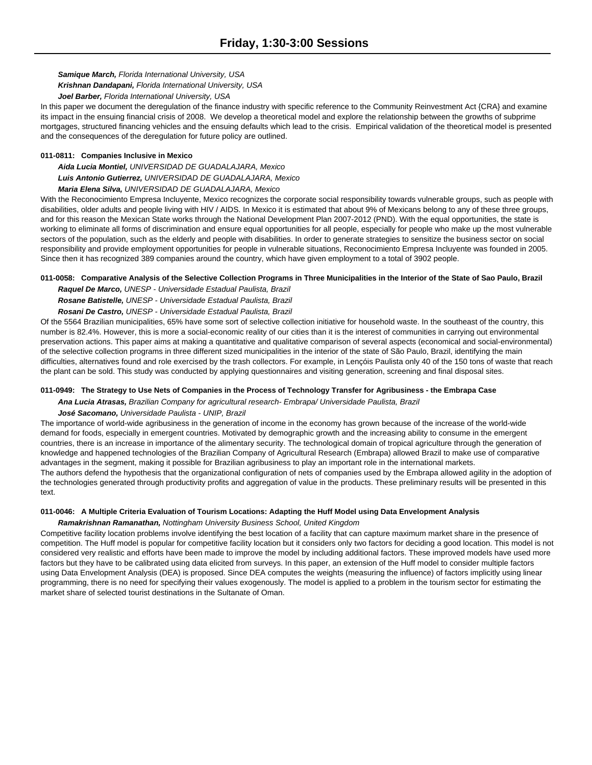*__Samique March,__ Florida International University, USA*

*__Krishnan Dandapani,__ Florida International University, USA*

*__Joel Barber,__ Florida International University, USA*

In this paper we document the deregulation of the finance industry with specific reference to the Community Reinvestment Act {CRA} and examine its impact in the ensuing financial crisis of 2008. We develop a theoretical model and explore the relationship between the growths of subprime mortgages, structured financing vehicles and the ensuing defaults which lead to the crisis. Empirical validation of the theoretical model is presented and the consequences of the deregulation for future policy are outlined.

**011-0811: Companies Inclusive in Mexico**

*__Aida Lucia Montiel,__ UNIVERSIDAD DE GUADALAJARA, Mexico*

*__Luis Antonio Gutierrez,__ UNIVERSIDAD DE GUADALAJARA, Mexico*

*__Maria Elena Silva,__ UNIVERSIDAD DE GUADALAJARA, Mexico*

With the Reconocimiento Empresa Incluyente, Mexico recognizes the corporate social responsibility towards vulnerable groups, such as people with disabilities, older adults and people living with HIV / AIDS. In Mexico it is estimated that about 9% of Mexicans belong to any of these three groups, and for this reason the Mexican State works through the National Development Plan 2007-2012 (PND). With the equal opportunities, the state is working to eliminate all forms of discrimination and ensure equal opportunities for all people, especially for people who make up the most vulnerable sectors of the population, such as the elderly and people with disabilities. In order to generate strategies to sensitize the business sector on social responsibility and provide employment opportunities for people in vulnerable situations, Reconocimiento Empresa Incluyente was founded in 2005. Since then it has recognized 389 companies around the country, which have given employment to a total of 3902 people.

**011-0058: Comparative Analysis of the Selective Collection Programs in Three Municipalities in the Interior of the State of Sao Paulo, Brazil**

*__Raquel De Marco,__ UNESP - Universidade Estadual Paulista, Brazil*

*__Rosane Batistelle,__ UNESP - Universidade Estadual Paulista, Brazil*

*__Rosani De Castro,__ UNESP - Universidade Estadual Paulista, Brazil*

Of the 5564 Brazilian municipalities, 65% have some sort of selective collection initiative for household waste. In the southeast of the country, this number is 82.4%. However, this is more a social-economic reality of our cities than it is the interest of communities in carrying out environmental preservation actions. This paper aims at making a quantitative and qualitative comparison of several aspects (economical and social-environmental) of the selective collection programs in three different sized municipalities in the interior of the state of São Paulo, Brazil, identifying the main difficulties, alternatives found and role exercised by the trash collectors. For example, in Lençóis Paulista only 40 of the 150 tons of waste that reach the plant can be sold. This study was conducted by applying questionnaires and visiting generation, screening and final disposal sites.

**011-0949: The Strategy to Use Nets of Companies in the Process of Technology Transfer for Agribusiness - the Embrapa Case**

*__Ana Lucia Atrasas,__ Brazilian Company for agricultural research- Embrapa/ Universidade Paulista, Brazil*

*__José Sacomano,__ Universidade Paulista - UNIP, Brazil*

The importance of world-wide agribusiness in the generation of income in the economy has grown because of the increase of the world-wide demand for foods, especially in emergent countries. Motivated by demographic growth and the increasing ability to consume in the emergent countries, there is an increase in importance of the alimentary security. The technological domain of tropical agriculture through the generation of knowledge and happened technologies of the Brazilian Company of Agricultural Research (Embrapa) allowed Brazil to make use of comparative advantages in the segment, making it possible for Brazilian agribusiness to play an important role in the international markets.
The authors defend the hypothesis that the organizational configuration of nets of companies used by the Embrapa allowed agility in the adoption of the technologies generated through productivity profits and aggregation of value in the products. These preliminary results will be presented in this text.

**011-0046: A Multiple Criteria Evaluation of Tourism Locations: Adapting the Huff Model using Data Envelopment Analysis**

*__Ramakrishnan Ramanathan,__ Nottingham University Business School, United Kingdom*

Competitive facility location problems involve identifying the best location of a facility that can capture maximum market share in the presence of competition. The Huff model is popular for competitive facility location but it considers only two factors for deciding a good location. This model is not considered very realistic and efforts have been made to improve the model by including additional factors. These improved models have used more factors but they have to be calibrated using data elicited from surveys. In this paper, an extension of the Huff model to consider multiple factors using Data Envelopment Analysis (DEA) is proposed. Since DEA computes the weights (measuring the influence) of factors implicitly using linear programming, there is no need for specifying their values exogenously. The model is applied to a problem in the tourism sector for estimating the market share of selected tourist destinations in the Sultanate of Oman.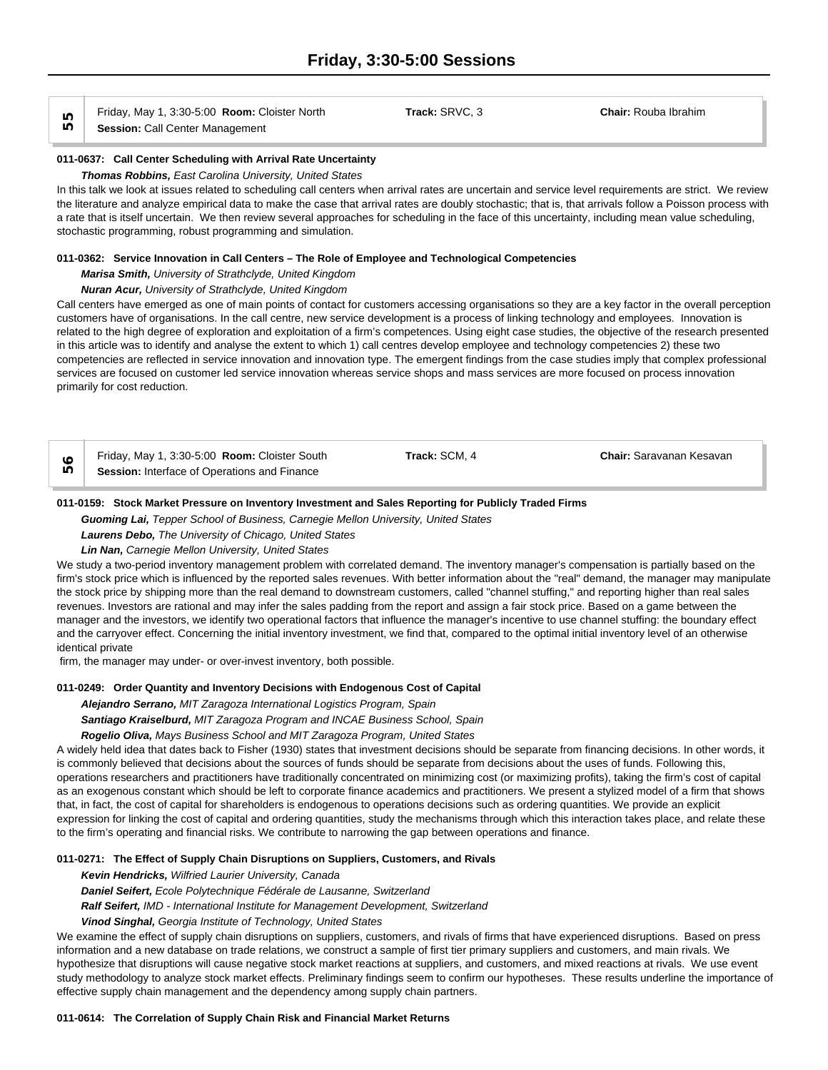# Friday, 3:30-5:00 Sessions

**55**

Friday, May 1, 3:30-5:00 **Room:** Cloister North **Track:** SRVC, 3 **Chair:** Rouba Ibrahim
**Session:** Call Center Management

### 011-0637: Call Center Scheduling with Arrival Rate Uncertainty

***Thomas Robbins,*** *East Carolina University, United States*

In this talk we look at issues related to scheduling call centers when arrival rates are uncertain and service level requirements are strict. We review the literature and analyze empirical data to make the case that arrival rates are doubly stochastic; that is, that arrivals follow a Poisson process with a rate that is itself uncertain. We then review several approaches for scheduling in the face of this uncertainty, including mean value scheduling, stochastic programming, robust programming and simulation.

### 011-0362: Service Innovation in Call Centers – The Role of Employee and Technological Competencies

***Marisa Smith,*** *University of Strathclyde, United Kingdom*

***Nuran Acur,*** *University of Strathclyde, United Kingdom*

Call centers have emerged as one of main points of contact for customers accessing organisations so they are a key factor in the overall perception customers have of organisations. In the call centre, new service development is a process of linking technology and employees. Innovation is related to the high degree of exploration and exploitation of a firm's competences. Using eight case studies, the objective of the research presented in this article was to identify and analyse the extent to which 1) call centres develop employee and technology competencies 2) these two competencies are reflected in service innovation and innovation type. The emergent findings from the case studies imply that complex professional services are focused on customer led service innovation whereas service shops and mass services are more focused on process innovation primarily for cost reduction.

**56**

Friday, May 1, 3:30-5:00 **Room:** Cloister South **Track:** SCM, 4 **Chair:** Saravanan Kesavan
**Session:** Interface of Operations and Finance

### 011-0159: Stock Market Pressure on Inventory Investment and Sales Reporting for Publicly Traded Firms

***Guoming Lai,*** *Tepper School of Business, Carnegie Mellon University, United States*

***Laurens Debo,*** *The University of Chicago, United States*

***Lin Nan,*** *Carnegie Mellon University, United States*

We study a two-period inventory management problem with correlated demand. The inventory manager's compensation is partially based on the firm's stock price which is influenced by the reported sales revenues. With better information about the "real" demand, the manager may manipulate the stock price by shipping more than the real demand to downstream customers, called "channel stuffing," and reporting higher than real sales revenues. Investors are rational and may infer the sales padding from the report and assign a fair stock price. Based on a game between the manager and the investors, we identify two operational factors that influence the manager's incentive to use channel stuffing: the boundary effect and the carryover effect. Concerning the initial inventory investment, we find that, compared to the optimal initial inventory level of an otherwise identical private

firm, the manager may under- or over-invest inventory, both possible.

### 011-0249: Order Quantity and Inventory Decisions with Endogenous Cost of Capital

***Alejandro Serrano,*** *MIT Zaragoza International Logistics Program, Spain*

***Santiago Kraiselburd,*** *MIT Zaragoza Program and INCAE Business School, Spain*

***Rogelio Oliva,*** *Mays Business School and MIT Zaragoza Program, United States*

A widely held idea that dates back to Fisher (1930) states that investment decisions should be separate from financing decisions. In other words, it is commonly believed that decisions about the sources of funds should be separate from decisions about the uses of funds. Following this, operations researchers and practitioners have traditionally concentrated on minimizing cost (or maximizing profits), taking the firm's cost of capital as an exogenous constant which should be left to corporate finance academics and practitioners. We present a stylized model of a firm that shows that, in fact, the cost of capital for shareholders is endogenous to operations decisions such as ordering quantities. We provide an explicit expression for linking the cost of capital and ordering quantities, study the mechanisms through which this interaction takes place, and relate these to the firm's operating and financial risks. We contribute to narrowing the gap between operations and finance.

### 011-0271: The Effect of Supply Chain Disruptions on Suppliers, Customers, and Rivals

***Kevin Hendricks,*** *Wilfried Laurier University, Canada*

***Daniel Seifert,*** *Ecole Polytechnique Fédérale de Lausanne, Switzerland*

***Ralf Seifert,*** *IMD - International Institute for Management Development, Switzerland*

***Vinod Singhal,*** *Georgia Institute of Technology, United States*

We examine the effect of supply chain disruptions on suppliers, customers, and rivals of firms that have experienced disruptions. Based on press information and a new database on trade relations, we construct a sample of first tier primary suppliers and customers, and main rivals. We hypothesize that disruptions will cause negative stock market reactions at suppliers, and customers, and mixed reactions at rivals. We use event study methodology to analyze stock market effects. Preliminary findings seem to confirm our hypotheses. These results underline the importance of effective supply chain management and the dependency among supply chain partners.

### 011-0614: The Correlation of Supply Chain Risk and Financial Market Returns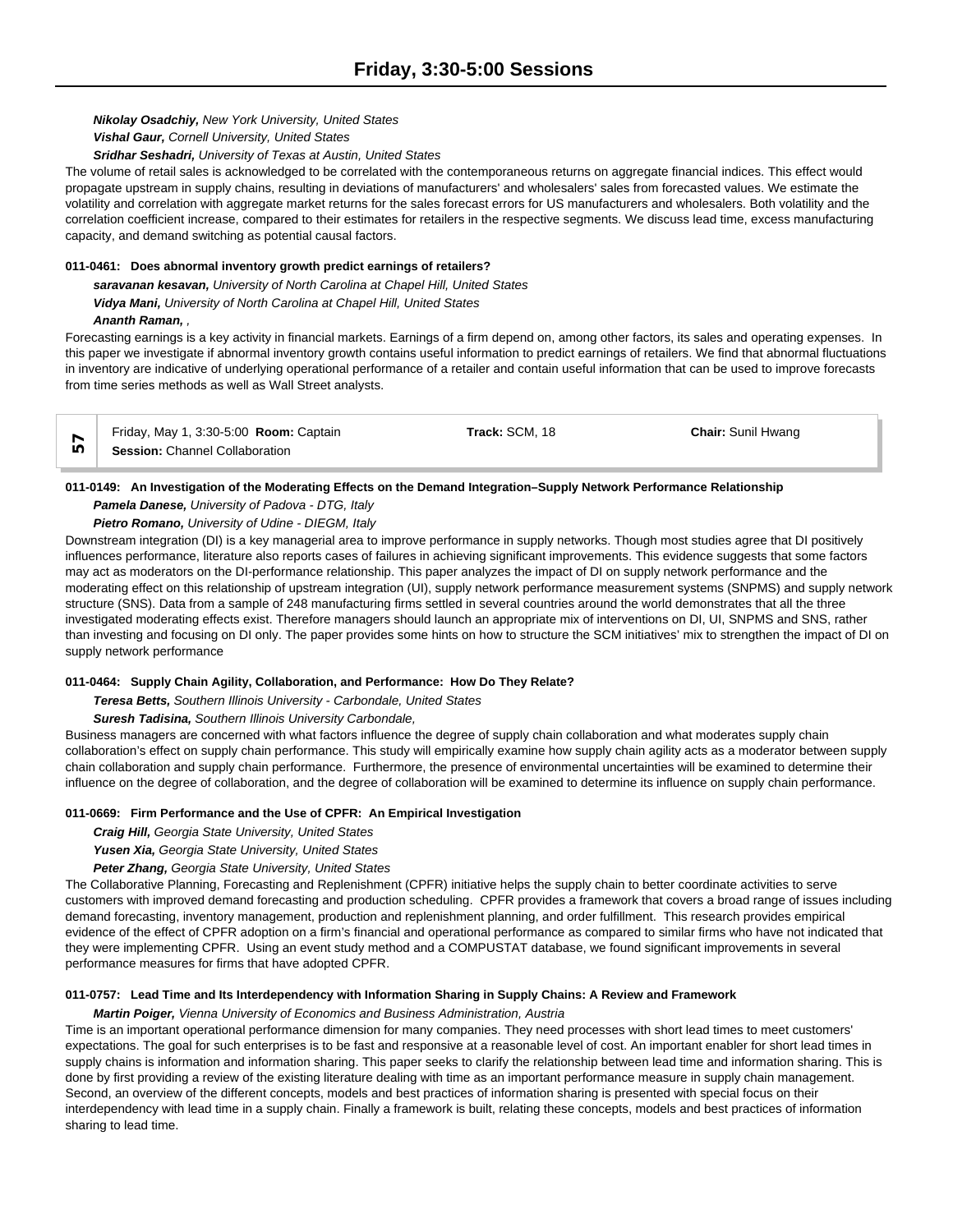***Nikolay Osadchiy,*** *New York University, United States*

***Vishal Gaur,*** *Cornell University, United States*

***Sridhar Seshadri,*** *University of Texas at Austin, United States*

The volume of retail sales is acknowledged to be correlated with the contemporaneous returns on aggregate financial indices. This effect would propagate upstream in supply chains, resulting in deviations of manufacturers' and wholesalers' sales from forecasted values. We estimate the volatility and correlation with aggregate market returns for the sales forecast errors for US manufacturers and wholesalers. Both volatility and the correlation coefficient increase, compared to their estimates for retailers in the respective segments. We discuss lead time, excess manufacturing capacity, and demand switching as potential causal factors.

**011-0461: Does abnormal inventory growth predict earnings of retailers?**

***saravanan kesavan,*** *University of North Carolina at Chapel Hill, United States*

***Vidya Mani,*** *University of North Carolina at Chapel Hill, United States*

***Ananth Raman,*** *,*

Forecasting earnings is a key activity in financial markets. Earnings of a firm depend on, among other factors, its sales and operating expenses. In this paper we investigate if abnormal inventory growth contains useful information to predict earnings of retailers. We find that abnormal fluctuations in inventory are indicative of underlying operational performance of a retailer and contain useful information that can be used to improve forecasts from time series methods as well as Wall Street analysts.

| 57 | Friday, May 1, 3:30-5:00 **Room:** Captain<br>**Session:** Channel Collaboration | **Track:** SCM, 18 | **Chair:** Sunil Hwang |
|---|---|---|---|

**011-0149: An Investigation of the Moderating Effects on the Demand Integration–Supply Network Performance Relationship**

***Pamela Danese,*** *University of Padova - DTG, Italy*

***Pietro Romano,*** *University of Udine - DIEGM, Italy*

Downstream integration (DI) is a key managerial area to improve performance in supply networks. Though most studies agree that DI positively influences performance, literature also reports cases of failures in achieving significant improvements. This evidence suggests that some factors may act as moderators on the DI-performance relationship. This paper analyzes the impact of DI on supply network performance and the moderating effect on this relationship of upstream integration (UI), supply network performance measurement systems (SNPMS) and supply network structure (SNS). Data from a sample of 248 manufacturing firms settled in several countries around the world demonstrates that all the three investigated moderating effects exist. Therefore managers should launch an appropriate mix of interventions on DI, UI, SNPMS and SNS, rather than investing and focusing on DI only. The paper provides some hints on how to structure the SCM initiatives' mix to strengthen the impact of DI on supply network performance

**011-0464: Supply Chain Agility, Collaboration, and Performance: How Do They Relate?**

***Teresa Betts,*** *Southern Illinois University - Carbondale, United States*

***Suresh Tadisina,*** *Southern Illinois University Carbondale,*

Business managers are concerned with what factors influence the degree of supply chain collaboration and what moderates supply chain collaboration's effect on supply chain performance. This study will empirically examine how supply chain agility acts as a moderator between supply chain collaboration and supply chain performance. Furthermore, the presence of environmental uncertainties will be examined to determine their influence on the degree of collaboration, and the degree of collaboration will be examined to determine its influence on supply chain performance.

**011-0669: Firm Performance and the Use of CPFR: An Empirical Investigation**

***Craig Hill,*** *Georgia State University, United States*

***Yusen Xia,*** *Georgia State University, United States*

***Peter Zhang,*** *Georgia State University, United States*

The Collaborative Planning, Forecasting and Replenishment (CPFR) initiative helps the supply chain to better coordinate activities to serve customers with improved demand forecasting and production scheduling. CPFR provides a framework that covers a broad range of issues including demand forecasting, inventory management, production and replenishment planning, and order fulfillment. This research provides empirical evidence of the effect of CPFR adoption on a firm's financial and operational performance as compared to similar firms who have not indicated that they were implementing CPFR. Using an event study method and a COMPUSTAT database, we found significant improvements in several performance measures for firms that have adopted CPFR.

**011-0757: Lead Time and Its Interdependency with Information Sharing in Supply Chains: A Review and Framework**

***Martin Poiger,*** *Vienna University of Economics and Business Administration, Austria*

Time is an important operational performance dimension for many companies. They need processes with short lead times to meet customers' expectations. The goal for such enterprises is to be fast and responsive at a reasonable level of cost. An important enabler for short lead times in supply chains is information and information sharing. This paper seeks to clarify the relationship between lead time and information sharing. This is done by first providing a review of the existing literature dealing with time as an important performance measure in supply chain management. Second, an overview of the different concepts, models and best practices of information sharing is presented with special focus on their interdependency with lead time in a supply chain. Finally a framework is built, relating these concepts, models and best practices of information sharing to lead time.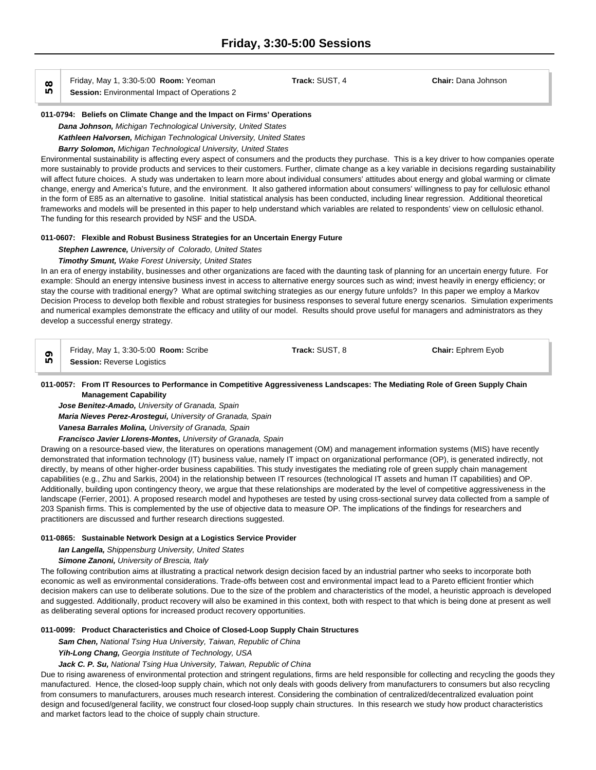# Friday, 3:30-5:00 Sessions

**58**

Friday, May 1, 3:30-5:00 **Room:** Yeoman **Track:** SUST, 4 **Chair:** Dana Johnson

**Session:** Environmental Impact of Operations 2

**011-0794: Beliefs on Climate Change and the Impact on Firms' Operations**

***Dana Johnson,*** *Michigan Technological University, United States*

***Kathleen Halvorsen,*** *Michigan Technological University, United States*

***Barry Solomon,*** *Michigan Technological University, United States*

Environmental sustainability is affecting every aspect of consumers and the products they purchase. This is a key driver to how companies operate more sustainably to provide products and services to their customers. Further, climate change as a key variable in decisions regarding sustainability will affect future choices. A study was undertaken to learn more about individual consumers' attitudes about energy and global warming or climate change, energy and America's future, and the environment. It also gathered information about consumers' willingness to pay for cellulosic ethanol in the form of E85 as an alternative to gasoline. Initial statistical analysis has been conducted, including linear regression. Additional theoretical frameworks and models will be presented in this paper to help understand which variables are related to respondents' view on cellulosic ethanol. The funding for this research provided by NSF and the USDA.

**011-0607: Flexible and Robust Business Strategies for an Uncertain Energy Future**

***Stephen Lawrence,*** *University of Colorado, United States*

***Timothy Smunt,*** *Wake Forest University, United States*

In an era of energy instability, businesses and other organizations are faced with the daunting task of planning for an uncertain energy future. For example: Should an energy intensive business invest in access to alternative energy sources such as wind; invest heavily in energy efficiency; or stay the course with traditional energy? What are optimal switching strategies as our energy future unfolds? In this paper we employ a Markov Decision Process to develop both flexible and robust strategies for business responses to several future energy scenarios. Simulation experiments and numerical examples demonstrate the efficacy and utility of our model. Results should prove useful for managers and administrators as they develop a successful energy strategy.

**59**

Friday, May 1, 3:30-5:00 **Room:** Scribe **Track:** SUST, 8 **Chair:** Ephrem Eyob

**Session:** Reverse Logistics

**011-0057: From IT Resources to Performance in Competitive Aggressiveness Landscapes: The Mediating Role of Green Supply Chain Management Capability**

***Jose Benitez-Amado,*** *University of Granada, Spain*

***Maria Nieves Perez-Arostegui,*** *University of Granada, Spain*

***Vanesa Barrales Molina,*** *University of Granada, Spain*

***Francisco Javier Llorens-Montes,*** *University of Granada, Spain*

Drawing on a resource-based view, the literatures on operations management (OM) and management information systems (MIS) have recently demonstrated that information technology (IT) business value, namely IT impact on organizational performance (OP), is generated indirectly, not directly, by means of other higher-order business capabilities. This study investigates the mediating role of green supply chain management capabilities (e.g., Zhu and Sarkis, 2004) in the relationship between IT resources (technological IT assets and human IT capabilities) and OP. Additionally, building upon contingency theory, we argue that these relationships are moderated by the level of competitive aggressiveness in the landscape (Ferrier, 2001). A proposed research model and hypotheses are tested by using cross-sectional survey data collected from a sample of 203 Spanish firms. This is complemented by the use of objective data to measure OP. The implications of the findings for researchers and practitioners are discussed and further research directions suggested.

**011-0865: Sustainable Network Design at a Logistics Service Provider**

***Ian Langella,*** *Shippensburg University, United States*

***Simone Zanoni,*** *University of Brescia, Italy*

The following contribution aims at illustrating a practical network design decision faced by an industrial partner who seeks to incorporate both economic as well as environmental considerations. Trade-offs between cost and environmental impact lead to a Pareto efficient frontier which decision makers can use to deliberate solutions. Due to the size of the problem and characteristics of the model, a heuristic approach is developed and suggested. Additionally, product recovery will also be examined in this context, both with respect to that which is being done at present as well as deliberating several options for increased product recovery opportunities.

**011-0099: Product Characteristics and Choice of Closed-Loop Supply Chain Structures**

***Sam Chen,*** *National Tsing Hua University, Taiwan, Republic of China*

***Yih-Long Chang,*** *Georgia Institute of Technology, USA*

***Jack C. P. Su,*** *National Tsing Hua University, Taiwan, Republic of China*

Due to rising awareness of environmental protection and stringent regulations, firms are held responsible for collecting and recycling the goods they manufactured. Hence, the closed-loop supply chain, which not only deals with goods delivery from manufacturers to consumers but also recycling from consumers to manufacturers, arouses much research interest. Considering the combination of centralized/decentralized evaluation point design and focused/general facility, we construct four closed-loop supply chain structures. In this research we study how product characteristics and market factors lead to the choice of supply chain structure.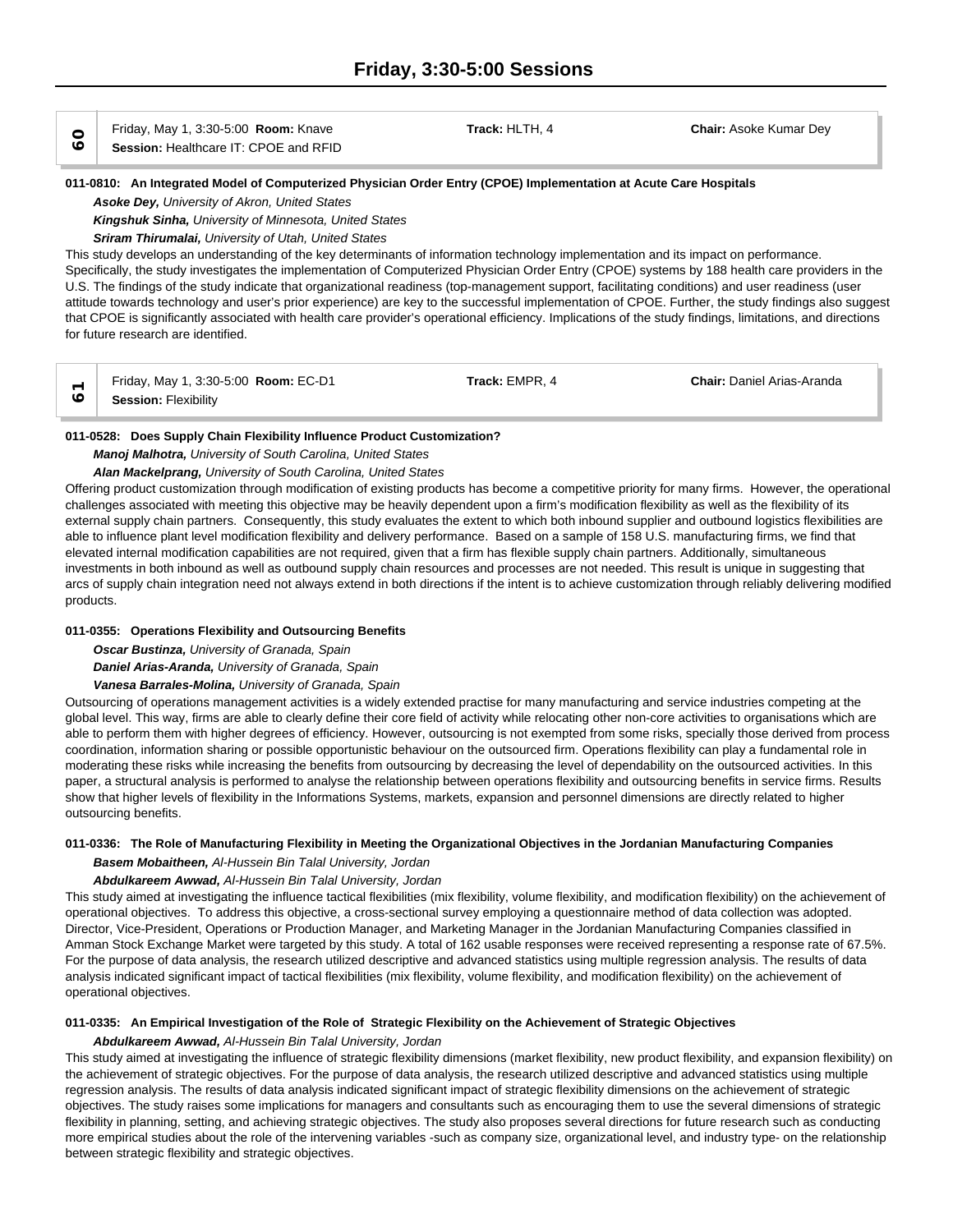# Friday, 3:30-5:00 Sessions

| 60 | Friday, May 1, 3:30-5:00 **Room:** Knave<br>**Session:** Healthcare IT: CPOE and RFID | **Track:** HLTH, 4 | **Chair:** Asoke Kumar Dey |
|---|---|---|---|

**011-0810: An Integrated Model of Computerized Physician Order Entry (CPOE) Implementation at Acute Care Hospitals**

***Asoke Dey,*** *University of Akron, United States*

***Kingshuk Sinha,*** *University of Minnesota, United States*

***Sriram Thirumalai,*** *University of Utah, United States*

This study develops an understanding of the key determinants of information technology implementation and its impact on performance. Specifically, the study investigates the implementation of Computerized Physician Order Entry (CPOE) systems by 188 health care providers in the U.S. The findings of the study indicate that organizational readiness (top-management support, facilitating conditions) and user readiness (user attitude towards technology and user's prior experience) are key to the successful implementation of CPOE. Further, the study findings also suggest that CPOE is significantly associated with health care provider's operational efficiency. Implications of the study findings, limitations, and directions for future research are identified.

| 61 | Friday, May 1, 3:30-5:00 **Room:** EC-D1<br>**Session:** Flexibility | **Track:** EMPR, 4 | **Chair:** Daniel Arias-Aranda |
|---|---|---|---|

**011-0528: Does Supply Chain Flexibility Influence Product Customization?**

***Manoj Malhotra,*** *University of South Carolina, United States*

***Alan Mackelprang,*** *University of South Carolina, United States*

Offering product customization through modification of existing products has become a competitive priority for many firms. However, the operational challenges associated with meeting this objective may be heavily dependent upon a firm's modification flexibility as well as the flexibility of its external supply chain partners. Consequently, this study evaluates the extent to which both inbound supplier and outbound logistics flexibilities are able to influence plant level modification flexibility and delivery performance. Based on a sample of 158 U.S. manufacturing firms, we find that elevated internal modification capabilities are not required, given that a firm has flexible supply chain partners. Additionally, simultaneous investments in both inbound as well as outbound supply chain resources and processes are not needed. This result is unique in suggesting that arcs of supply chain integration need not always extend in both directions if the intent is to achieve customization through reliably delivering modified products.

**011-0355: Operations Flexibility and Outsourcing Benefits**

***Oscar Bustinza,*** *University of Granada, Spain*

***Daniel Arias-Aranda,*** *University of Granada, Spain*

***Vanesa Barrales-Molina,*** *University of Granada, Spain*

Outsourcing of operations management activities is a widely extended practise for many manufacturing and service industries competing at the global level. This way, firms are able to clearly define their core field of activity while relocating other non-core activities to organisations which are able to perform them with higher degrees of efficiency. However, outsourcing is not exempted from some risks, specially those derived from process coordination, information sharing or possible opportunistic behaviour on the outsourced firm. Operations flexibility can play a fundamental role in moderating these risks while increasing the benefits from outsourcing by decreasing the level of dependability on the outsourced activities. In this paper, a structural analysis is performed to analyse the relationship between operations flexibility and outsourcing benefits in service firms. Results show that higher levels of flexibility in the Informations Systems, markets, expansion and personnel dimensions are directly related to higher outsourcing benefits.

**011-0336: The Role of Manufacturing Flexibility in Meeting the Organizational Objectives in the Jordanian Manufacturing Companies**

***Basem Mobaitheen,*** *Al-Hussein Bin Talal University, Jordan*

***Abdulkareem Awwad,*** *Al-Hussein Bin Talal University, Jordan*

This study aimed at investigating the influence tactical flexibilities (mix flexibility, volume flexibility, and modification flexibility) on the achievement of operational objectives. To address this objective, a cross-sectional survey employing a questionnaire method of data collection was adopted. Director, Vice-President, Operations or Production Manager, and Marketing Manager in the Jordanian Manufacturing Companies classified in Amman Stock Exchange Market were targeted by this study. A total of 162 usable responses were received representing a response rate of 67.5%. For the purpose of data analysis, the research utilized descriptive and advanced statistics using multiple regression analysis. The results of data analysis indicated significant impact of tactical flexibilities (mix flexibility, volume flexibility, and modification flexibility) on the achievement of operational objectives.

**011-0335: An Empirical Investigation of the Role of Strategic Flexibility on the Achievement of Strategic Objectives**

***Abdulkareem Awwad,*** *Al-Hussein Bin Talal University, Jordan*

This study aimed at investigating the influence of strategic flexibility dimensions (market flexibility, new product flexibility, and expansion flexibility) on the achievement of strategic objectives. For the purpose of data analysis, the research utilized descriptive and advanced statistics using multiple regression analysis. The results of data analysis indicated significant impact of strategic flexibility dimensions on the achievement of strategic objectives. The study raises some implications for managers and consultants such as encouraging them to use the several dimensions of strategic flexibility in planning, setting, and achieving strategic objectives. The study also proposes several directions for future research such as conducting more empirical studies about the role of the intervening variables -such as company size, organizational level, and industry type- on the relationship between strategic flexibility and strategic objectives.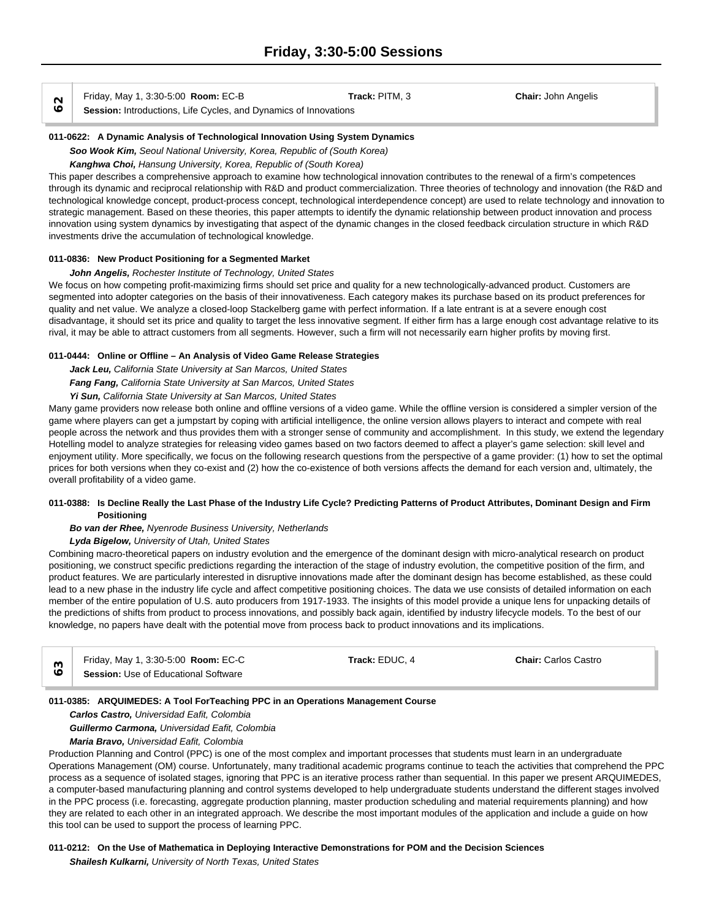# Friday, 3:30-5:00 Sessions

**62**

Friday, May 1, 3:30-5:00 **Room:** EC-B **Track:** PITM, 3 **Chair:** John Angelis
**Session:** Introductions, Life Cycles, and Dynamics of Innovations

**011-0622: A Dynamic Analysis of Technological Innovation Using System Dynamics**

***Soo Wook Kim,*** *Seoul National University, Korea, Republic of (South Korea)*

***Kanghwa Choi,*** *Hansung University, Korea, Republic of (South Korea)*

This paper describes a comprehensive approach to examine how technological innovation contributes to the renewal of a firm's competences through its dynamic and reciprocal relationship with R&D and product commercialization. Three theories of technology and innovation (the R&D and technological knowledge concept, product-process concept, technological interdependence concept) are used to relate technology and innovation to strategic management. Based on these theories, this paper attempts to identify the dynamic relationship between product innovation and process innovation using system dynamics by investigating that aspect of the dynamic changes in the closed feedback circulation structure in which R&D investments drive the accumulation of technological knowledge.

**011-0836: New Product Positioning for a Segmented Market**

***John Angelis,*** *Rochester Institute of Technology, United States*

We focus on how competing profit-maximizing firms should set price and quality for a new technologically-advanced product. Customers are segmented into adopter categories on the basis of their innovativeness. Each category makes its purchase based on its product preferences for quality and net value. We analyze a closed-loop Stackelberg game with perfect information. If a late entrant is at a severe enough cost disadvantage, it should set its price and quality to target the less innovative segment. If either firm has a large enough cost advantage relative to its rival, it may be able to attract customers from all segments. However, such a firm will not necessarily earn higher profits by moving first.

**011-0444: Online or Offline – An Analysis of Video Game Release Strategies**

***Jack Leu,*** *California State University at San Marcos, United States*

***Fang Fang,*** *California State University at San Marcos, United States*

***Yi Sun,*** *California State University at San Marcos, United States*

Many game providers now release both online and offline versions of a video game. While the offline version is considered a simpler version of the game where players can get a jumpstart by coping with artificial intelligence, the online version allows players to interact and compete with real people across the network and thus provides them with a stronger sense of community and accomplishment. In this study, we extend the legendary Hotelling model to analyze strategies for releasing video games based on two factors deemed to affect a player's game selection: skill level and enjoyment utility. More specifically, we focus on the following research questions from the perspective of a game provider: (1) how to set the optimal prices for both versions when they co-exist and (2) how the co-existence of both versions affects the demand for each version and, ultimately, the overall profitability of a video game.

**011-0388: Is Decline Really the Last Phase of the Industry Life Cycle? Predicting Patterns of Product Attributes, Dominant Design and Firm Positioning**

***Bo van der Rhee,*** *Nyenrode Business University, Netherlands*

***Lyda Bigelow,*** *University of Utah, United States*

Combining macro-theoretical papers on industry evolution and the emergence of the dominant design with micro-analytical research on product positioning, we construct specific predictions regarding the interaction of the stage of industry evolution, the competitive position of the firm, and product features. We are particularly interested in disruptive innovations made after the dominant design has become established, as these could lead to a new phase in the industry life cycle and affect competitive positioning choices. The data we use consists of detailed information on each member of the entire population of U.S. auto producers from 1917-1933. The insights of this model provide a unique lens for unpacking details of the predictions of shifts from product to process innovations, and possibly back again, identified by industry lifecycle models. To the best of our knowledge, no papers have dealt with the potential move from process back to product innovations and its implications.

**63**

Friday, May 1, 3:30-5:00 **Room:** EC-C **Track:** EDUC, 4 **Chair:** Carlos Castro
**Session:** Use of Educational Software

**011-0385: ARQUIMEDES: A Tool ForTeaching PPC in an Operations Management Course**

***Carlos Castro,*** *Universidad Eafit, Colombia*

***Guillermo Carmona,*** *Universidad Eafit, Colombia*

***Maria Bravo,*** *Universidad Eafit, Colombia*

Production Planning and Control (PPC) is one of the most complex and important processes that students must learn in an undergraduate Operations Management (OM) course. Unfortunately, many traditional academic programs continue to teach the activities that comprehend the PPC process as a sequence of isolated stages, ignoring that PPC is an iterative process rather than sequential. In this paper we present ARQUIMEDES, a computer-based manufacturing planning and control systems developed to help undergraduate students understand the different stages involved in the PPC process (i.e. forecasting, aggregate production planning, master production scheduling and material requirements planning) and how they are related to each other in an integrated approach. We describe the most important modules of the application and include a guide on how this tool can be used to support the process of learning PPC.

**011-0212: On the Use of Mathematica in Deploying Interactive Demonstrations for POM and the Decision Sciences**

***Shailesh Kulkarni,*** *University of North Texas, United States*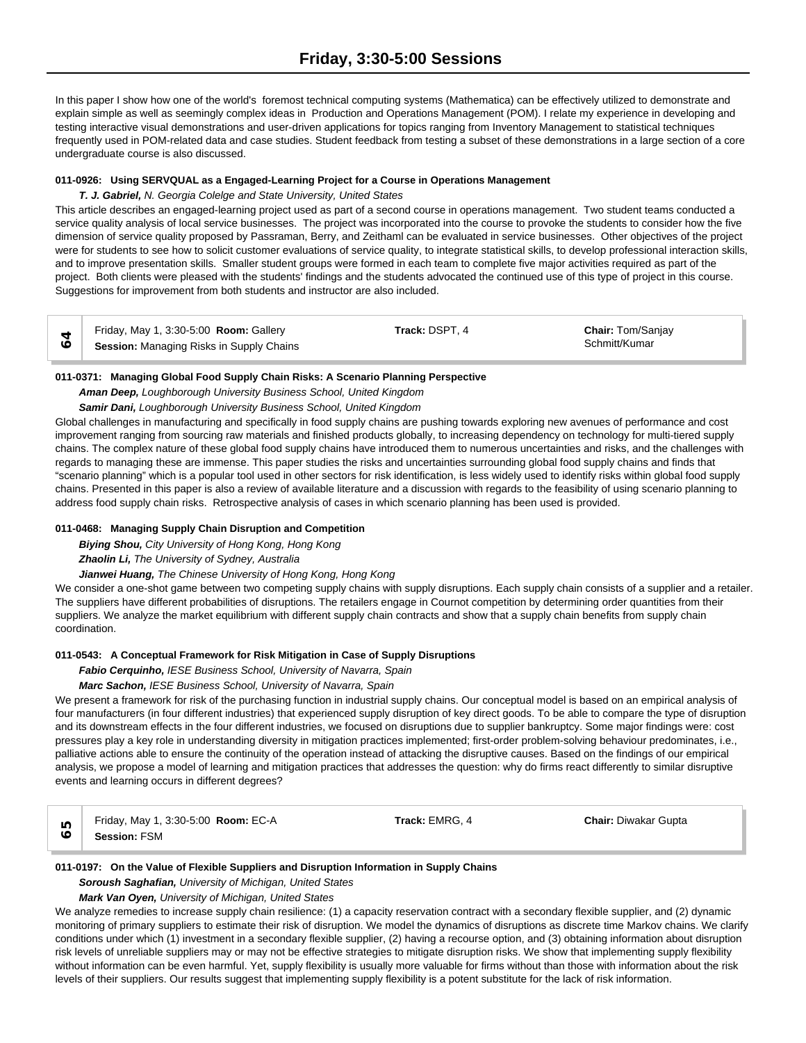In this paper I show how one of the world's foremost technical computing systems (Mathematica) can be effectively utilized to demonstrate and explain simple as well as seemingly complex ideas in Production and Operations Management (POM). I relate my experience in developing and testing interactive visual demonstrations and user-driven applications for topics ranging from Inventory Management to statistical techniques frequently used in POM-related data and case studies. Student feedback from testing a subset of these demonstrations in a large section of a core undergraduate course is also discussed.

#### 011-0926: Using SERVQUAL as a Engaged-Learning Project for a Course in Operations Management

***T. J. Gabriel,*** *N. Georgia Colelge and State University, United States*

This article describes an engaged-learning project used as part of a second course in operations management. Two student teams conducted a service quality analysis of local service businesses. The project was incorporated into the course to provoke the students to consider how the five dimension of service quality proposed by Passraman, Berry, and Zeithaml can be evaluated in service businesses. Other objectives of the project were for students to see how to solicit customer evaluations of service quality, to integrate statistical skills, to develop professional interaction skills, and to improve presentation skills. Smaller student groups were formed in each team to complete five major activities required as part of the project. Both clients were pleased with the students' findings and the students advocated the continued use of this type of project in this course. Suggestions for improvement from both students and instructor are also included.

| 64 | Friday, May 1, 3:30-5:00 **Room:** Gallery<br>**Session:** Managing Risks in Supply Chains | **Track:** DSPT, 4 | **Chair:** Tom/Sanjay Schmitt/Kumar |
|---|---|---|---|

#### 011-0371: Managing Global Food Supply Chain Risks: A Scenario Planning Perspective

***Aman Deep,*** *Loughborough University Business School, United Kingdom*

***Samir Dani,*** *Loughborough University Business School, United Kingdom*

Global challenges in manufacturing and specifically in food supply chains are pushing towards exploring new avenues of performance and cost improvement ranging from sourcing raw materials and finished products globally, to increasing dependency on technology for multi-tiered supply chains. The complex nature of these global food supply chains have introduced them to numerous uncertainties and risks, and the challenges with regards to managing these are immense. This paper studies the risks and uncertainties surrounding global food supply chains and finds that “scenario planning” which is a popular tool used in other sectors for risk identification, is less widely used to identify risks within global food supply chains. Presented in this paper is also a review of available literature and a discussion with regards to the feasibility of using scenario planning to address food supply chain risks. Retrospective analysis of cases in which scenario planning has been used is provided.

#### 011-0468: Managing Supply Chain Disruption and Competition

***Biying Shou,*** *City University of Hong Kong, Hong Kong*

***Zhaolin Li,*** *The University of Sydney, Australia*

***Jianwei Huang,*** *The Chinese University of Hong Kong, Hong Kong*

We consider a one-shot game between two competing supply chains with supply disruptions. Each supply chain consists of a supplier and a retailer. The suppliers have different probabilities of disruptions. The retailers engage in Cournot competition by determining order quantities from their suppliers. We analyze the market equilibrium with different supply chain contracts and show that a supply chain benefits from supply chain coordination.

#### 011-0543: A Conceptual Framework for Risk Mitigation in Case of Supply Disruptions

***Fabio Cerquinho,*** *IESE Business School, University of Navarra, Spain*

***Marc Sachon,*** *IESE Business School, University of Navarra, Spain*

We present a framework for risk of the purchasing function in industrial supply chains. Our conceptual model is based on an empirical analysis of four manufacturers (in four different industries) that experienced supply disruption of key direct goods. To be able to compare the type of disruption and its downstream effects in the four different industries, we focused on disruptions due to supplier bankruptcy. Some major findings were: cost pressures play a key role in understanding diversity in mitigation practices implemented; first-order problem-solving behaviour predominates, i.e., palliative actions able to ensure the continuity of the operation instead of attacking the disruptive causes. Based on the findings of our empirical analysis, we propose a model of learning and mitigation practices that addresses the question: why do firms react differently to similar disruptive events and learning occurs in different degrees?

| 65 | Friday, May 1, 3:30-5:00 **Room:** EC-A<br>**Session:** FSM | **Track:** EMRG, 4 | **Chair:** Diwakar Gupta |
|---|---|---|---|

#### 011-0197: On the Value of Flexible Suppliers and Disruption Information in Supply Chains

***Soroush Saghafian,*** *University of Michigan, United States*

***Mark Van Oyen,*** *University of Michigan, United States*

We analyze remedies to increase supply chain resilience: (1) a capacity reservation contract with a secondary flexible supplier, and (2) dynamic monitoring of primary suppliers to estimate their risk of disruption. We model the dynamics of disruptions as discrete time Markov chains. We clarify conditions under which (1) investment in a secondary flexible supplier, (2) having a recourse option, and (3) obtaining information about disruption risk levels of unreliable suppliers may or may not be effective strategies to mitigate disruption risks. We show that implementing supply flexibility without information can be even harmful. Yet, supply flexibility is usually more valuable for firms without than those with information about the risk levels of their suppliers. Our results suggest that implementing supply flexibility is a potent substitute for the lack of risk information.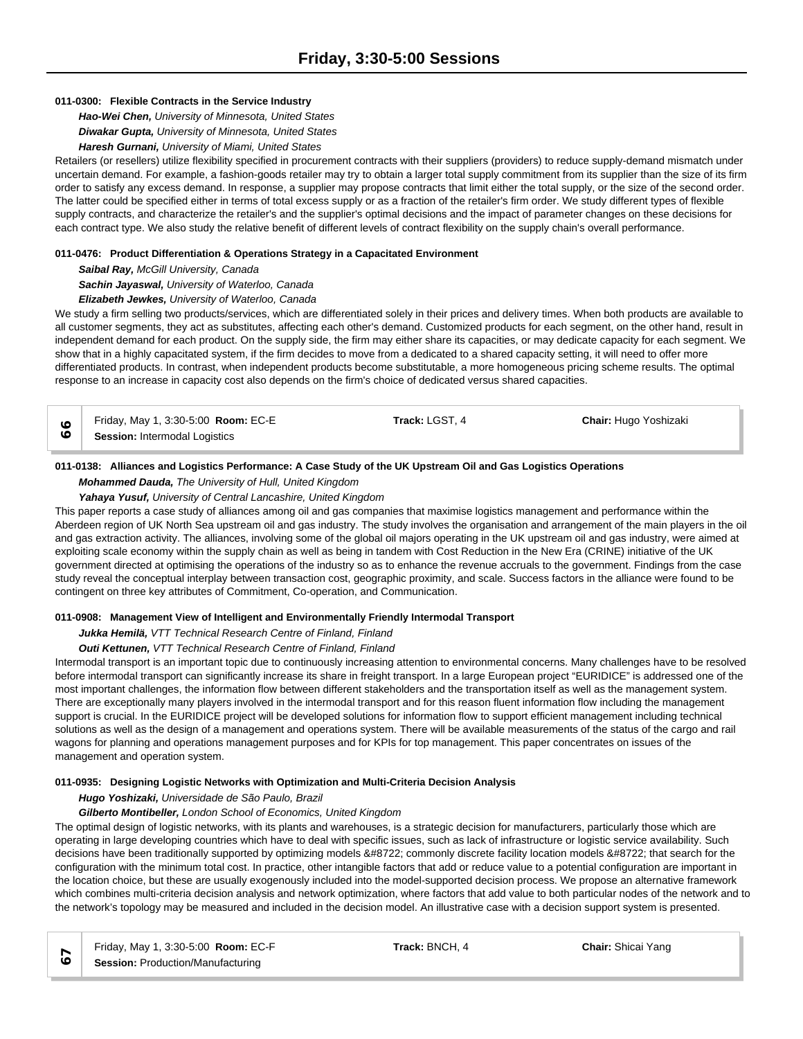## Friday, 3:30-5:00 Sessions

**011-0300: Flexible Contracts in the Service Industry**

***Hao-Wei Chen,*** *University of Minnesota, United States*

***Diwakar Gupta,*** *University of Minnesota, United States*

***Haresh Gurnani,*** *University of Miami, United States*

Retailers (or resellers) utilize flexibility specified in procurement contracts with their suppliers (providers) to reduce supply-demand mismatch under uncertain demand. For example, a fashion-goods retailer may try to obtain a larger total supply commitment from its supplier than the size of its firm order to satisfy any excess demand. In response, a supplier may propose contracts that limit either the total supply, or the size of the second order. The latter could be specified either in terms of total excess supply or as a fraction of the retailer's firm order. We study different types of flexible supply contracts, and characterize the retailer's and the supplier's optimal decisions and the impact of parameter changes on these decisions for each contract type. We also study the relative benefit of different levels of contract flexibility on the supply chain's overall performance.

**011-0476: Product Differentiation & Operations Strategy in a Capacitated Environment**

***Saibal Ray,*** *McGill University, Canada*

***Sachin Jayaswal,*** *University of Waterloo, Canada*

***Elizabeth Jewkes,*** *University of Waterloo, Canada*

We study a firm selling two products/services, which are differentiated solely in their prices and delivery times. When both products are available to all customer segments, they act as substitutes, affecting each other's demand. Customized products for each segment, on the other hand, result in independent demand for each product. On the supply side, the firm may either share its capacities, or may dedicate capacity for each segment. We show that in a highly capacitated system, if the firm decides to move from a dedicated to a shared capacity setting, it will need to offer more differentiated products. In contrast, when independent products become substitutable, a more homogeneous pricing scheme results. The optimal response to an increase in capacity cost also depends on the firm's choice of dedicated versus shared capacities.

| 66 | Friday, May 1, 3:30-5:00 **Room:** EC-E<br>**Session:** Intermodal Logistics | **Track:** LGST, 4 | **Chair:** Hugo Yoshizaki |
|---|---|---|---|

**011-0138: Alliances and Logistics Performance: A Case Study of the UK Upstream Oil and Gas Logistics Operations**

***Mohammed Dauda,*** *The University of Hull, United Kingdom*

***Yahaya Yusuf,*** *University of Central Lancashire, United Kingdom*

This paper reports a case study of alliances among oil and gas companies that maximise logistics management and performance within the Aberdeen region of UK North Sea upstream oil and gas industry. The study involves the organisation and arrangement of the main players in the oil and gas extraction activity. The alliances, involving some of the global oil majors operating in the UK upstream oil and gas industry, were aimed at exploiting scale economy within the supply chain as well as being in tandem with Cost Reduction in the New Era (CRINE) initiative of the UK government directed at optimising the operations of the industry so as to enhance the revenue accruals to the government. Findings from the case study reveal the conceptual interplay between transaction cost, geographic proximity, and scale. Success factors in the alliance were found to be contingent on three key attributes of Commitment, Co-operation, and Communication.

**011-0908: Management View of Intelligent and Environmentally Friendly Intermodal Transport**

***Jukka Hemilä,*** *VTT Technical Research Centre of Finland, Finland*

***Outi Kettunen,*** *VTT Technical Research Centre of Finland, Finland*

Intermodal transport is an important topic due to continuously increasing attention to environmental concerns. Many challenges have to be resolved before intermodal transport can significantly increase its share in freight transport. In a large European project "EURIDICE" is addressed one of the most important challenges, the information flow between different stakeholders and the transportation itself as well as the management system. There are exceptionally many players involved in the intermodal transport and for this reason fluent information flow including the management support is crucial. In the EURIDICE project will be developed solutions for information flow to support efficient management including technical solutions as well as the design of a management and operations system. There will be available measurements of the status of the cargo and rail wagons for planning and operations management purposes and for KPIs for top management. This paper concentrates on issues of the management and operation system.

**011-0935: Designing Logistic Networks with Optimization and Multi-Criteria Decision Analysis**

***Hugo Yoshizaki,*** *Universidade de São Paulo, Brazil*

***Gilberto Montibeller,*** *London School of Economics, United Kingdom*

The optimal design of logistic networks, with its plants and warehouses, is a strategic decision for manufacturers, particularly those which are operating in large developing countries which have to deal with specific issues, such as lack of infrastructure or logistic service availability. Such decisions have been traditionally supported by optimizing models &#8722; commonly discrete facility location models &#8722; that search for the configuration with the minimum total cost. In practice, other intangible factors that add or reduce value to a potential configuration are important in the location choice, but these are usually exogenously included into the model-supported decision process. We propose an alternative framework which combines multi-criteria decision analysis and network optimization, where factors that add value to both particular nodes of the network and to the network's topology may be measured and included in the decision model. An illustrative case with a decision support system is presented.

| 67 | Friday, May 1, 3:30-5:00 **Room:** EC-F<br>**Session:** Production/Manufacturing | **Track:** BNCH, 4 | **Chair:** Shicai Yang |
|---|---|---|---|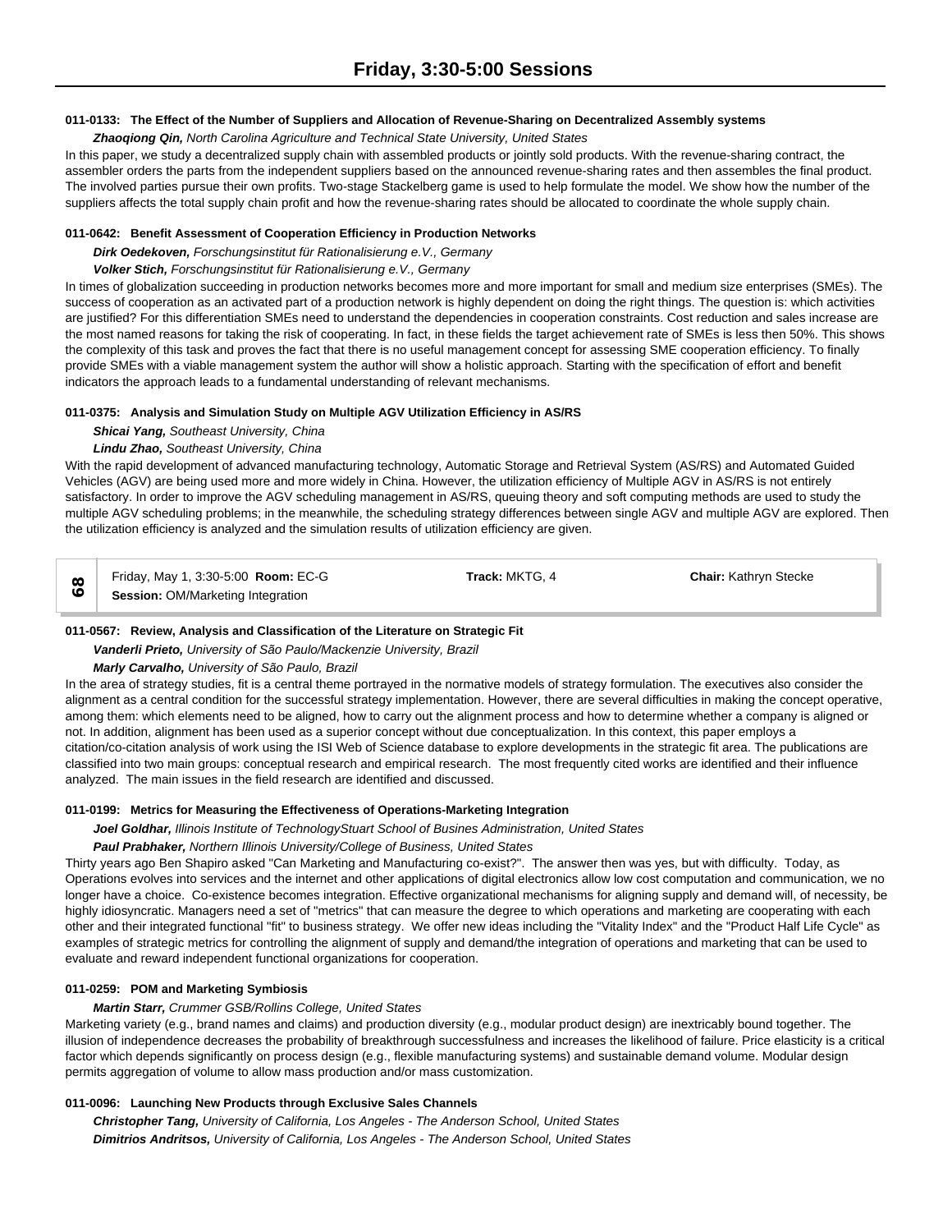# Friday, 3:30-5:00 Sessions

**011-0133: The Effect of the Number of Suppliers and Allocation of Revenue-Sharing on Decentralized Assembly systems**

***Zhaoqiong Qin,*** *North Carolina Agriculture and Technical State University, United States*

In this paper, we study a decentralized supply chain with assembled products or jointly sold products. With the revenue-sharing contract, the assembler orders the parts from the independent suppliers based on the announced revenue-sharing rates and then assembles the final product. The involved parties pursue their own profits. Two-stage Stackelberg game is used to help formulate the model. We show how the number of the suppliers affects the total supply chain profit and how the revenue-sharing rates should be allocated to coordinate the whole supply chain.

**011-0642: Benefit Assessment of Cooperation Efficiency in Production Networks**

***Dirk Oedekoven,*** *Forschungsinstitut für Rationalisierung e.V., Germany*

***Volker Stich,*** *Forschungsinstitut für Rationalisierung e.V., Germany*

In times of globalization succeeding in production networks becomes more and more important for small and medium size enterprises (SMEs). The success of cooperation as an activated part of a production network is highly dependent on doing the right things. The question is: which activities are justified? For this differentiation SMEs need to understand the dependencies in cooperation constraints. Cost reduction and sales increase are the most named reasons for taking the risk of cooperating. In fact, in these fields the target achievement rate of SMEs is less then 50%. This shows the complexity of this task and proves the fact that there is no useful management concept for assessing SME cooperation efficiency. To finally provide SMEs with a viable management system the author will show a holistic approach. Starting with the specification of effort and benefit indicators the approach leads to a fundamental understanding of relevant mechanisms.

**011-0375: Analysis and Simulation Study on Multiple AGV Utilization Efficiency in AS/RS**

***Shicai Yang,*** *Southeast University, China*

***Lindu Zhao,*** *Southeast University, China*

With the rapid development of advanced manufacturing technology, Automatic Storage and Retrieval System (AS/RS) and Automated Guided Vehicles (AGV) are being used more and more widely in China. However, the utilization efficiency of Multiple AGV in AS/RS is not entirely satisfactory. In order to improve the AGV scheduling management in AS/RS, queuing theory and soft computing methods are used to study the multiple AGV scheduling problems; in the meanwhile, the scheduling strategy differences between single AGV and multiple AGV are explored. Then the utilization efficiency is analyzed and the simulation results of utilization efficiency are given.

| 68 | Friday, May 1, 3:30-5:00 **Room:** EC-G<br>**Session:** OM/Marketing Integration | **Track:** MKTG, 4 | **Chair:** Kathryn Stecke |
|---|---|---|---|

**011-0567: Review, Analysis and Classification of the Literature on Strategic Fit**

***Vanderli Prieto,*** *University of São Paulo/Mackenzie University, Brazil*

***Marly Carvalho,*** *University of São Paulo, Brazil*

In the area of strategy studies, fit is a central theme portrayed in the normative models of strategy formulation. The executives also consider the alignment as a central condition for the successful strategy implementation. However, there are several difficulties in making the concept operative, among them: which elements need to be aligned, how to carry out the alignment process and how to determine whether a company is aligned or not. In addition, alignment has been used as a superior concept without due conceptualization. In this context, this paper employs a citation/co-citation analysis of work using the ISI Web of Science database to explore developments in the strategic fit area. The publications are classified into two main groups: conceptual research and empirical research. The most frequently cited works are identified and their influence analyzed. The main issues in the field research are identified and discussed.

**011-0199: Metrics for Measuring the Effectiveness of Operations-Marketing Integration**

***Joel Goldhar,*** *Illinois Institute of TechnologyStuart School of Busines Administration, United States*

***Paul Prabhaker,*** *Northern Illinois University/College of Business, United States*

Thirty years ago Ben Shapiro asked "Can Marketing and Manufacturing co-exist?". The answer then was yes, but with difficulty. Today, as Operations evolves into services and the internet and other applications of digital electronics allow low cost computation and communication, we no longer have a choice. Co-existence becomes integration. Effective organizational mechanisms for aligning supply and demand will, of necessity, be highly idiosyncratic. Managers need a set of "metrics" that can measure the degree to which operations and marketing are cooperating with each other and their integrated functional "fit" to business strategy. We offer new ideas including the "Vitality Index" and the "Product Half Life Cycle" as examples of strategic metrics for controlling the alignment of supply and demand/the integration of operations and marketing that can be used to evaluate and reward independent functional organizations for cooperation.

**011-0259: POM and Marketing Symbiosis**

***Martin Starr,*** *Crummer GSB/Rollins College, United States*

Marketing variety (e.g., brand names and claims) and production diversity (e.g., modular product design) are inextricably bound together. The illusion of independence decreases the probability of breakthrough successfulness and increases the likelihood of failure. Price elasticity is a critical factor which depends significantly on process design (e.g., flexible manufacturing systems) and sustainable demand volume. Modular design permits aggregation of volume to allow mass production and/or mass customization.

**011-0096: Launching New Products through Exclusive Sales Channels**

***Christopher Tang,*** *University of California, Los Angeles - The Anderson School, United States*

***Dimitrios Andritsos,*** *University of California, Los Angeles - The Anderson School, United States*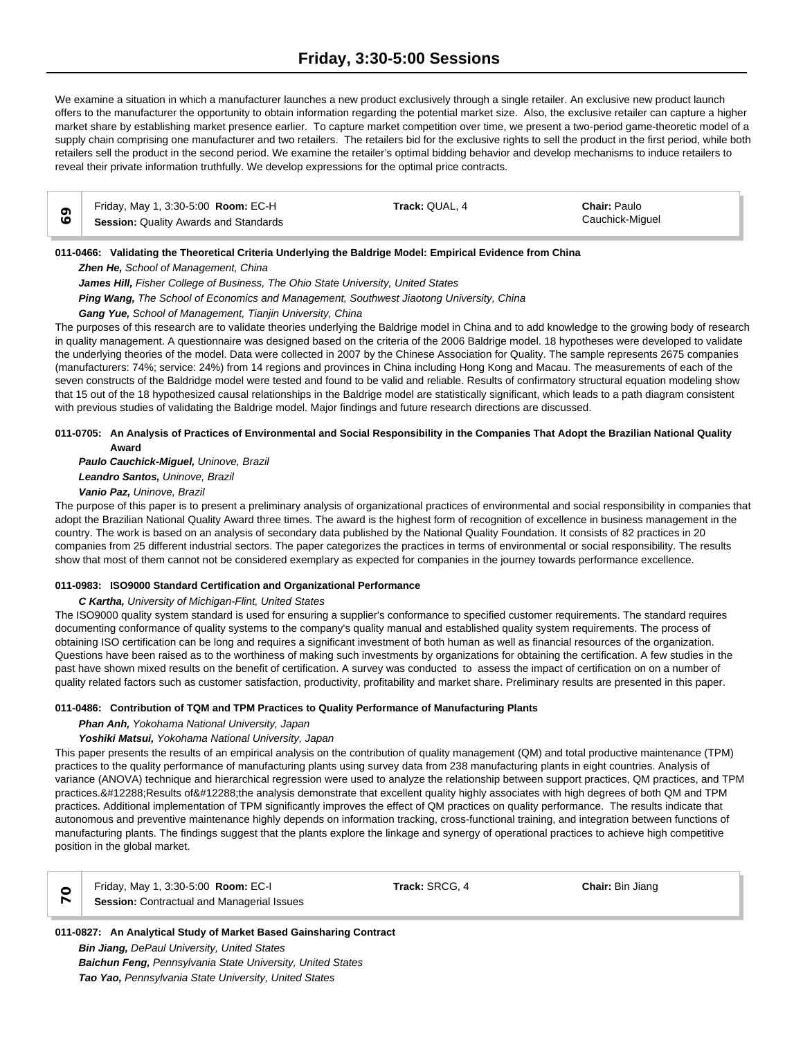We examine a situation in which a manufacturer launches a new product exclusively through a single retailer. An exclusive new product launch offers to the manufacturer the opportunity to obtain information regarding the potential market size. Also, the exclusive retailer can capture a higher market share by establishing market presence earlier. To capture market competition over time, we present a two-period game-theoretic model of a supply chain comprising one manufacturer and two retailers. The retailers bid for the exclusive rights to sell the product in the first period, while both retailers sell the product in the second period. We examine the retailer's optimal bidding behavior and develop mechanisms to induce retailers to reveal their private information truthfully. We develop expressions for the optimal price contracts.

| 69 | Friday, May 1, 3:30-5:00 **Room:** EC-H<br>**Session:** Quality Awards and Standards | **Track:** QUAL, 4 | **Chair:** Paulo Cauchick-Miguel |
|---|---|---|---|

**011-0466: Validating the Theoretical Criteria Underlying the Baldrige Model: Empirical Evidence from China**

*Zhen He, School of Management, China*

*James Hill, Fisher College of Business, The Ohio State University, United States*

*Ping Wang, The School of Economics and Management, Southwest Jiaotong University, China*

*Gang Yue, School of Management, Tianjin University, China*

The purposes of this research are to validate theories underlying the Baldrige model in China and to add knowledge to the growing body of research in quality management. A questionnaire was designed based on the criteria of the 2006 Baldrige model. 18 hypotheses were developed to validate the underlying theories of the model. Data were collected in 2007 by the Chinese Association for Quality. The sample represents 2675 companies (manufacturers: 74%; service: 24%) from 14 regions and provinces in China including Hong Kong and Macau. The measurements of each of the seven constructs of the Baldridge model were tested and found to be valid and reliable. Results of confirmatory structural equation modeling show that 15 out of the 18 hypothesized causal relationships in the Baldrige model are statistically significant, which leads to a path diagram consistent with previous studies of validating the Baldrige model. Major findings and future research directions are discussed.

**011-0705: An Analysis of Practices of Environmental and Social Responsibility in the Companies That Adopt the Brazilian National Quality Award**

*Paulo Cauchick-Miguel, Uninove, Brazil*

*Leandro Santos, Uninove, Brazil*

*Vanio Paz, Uninove, Brazil*

The purpose of this paper is to present a preliminary analysis of organizational practices of environmental and social responsibility in companies that adopt the Brazilian National Quality Award three times. The award is the highest form of recognition of excellence in business management in the country. The work is based on an analysis of secondary data published by the National Quality Foundation. It consists of 82 practices in 20 companies from 25 different industrial sectors. The paper categorizes the practices in terms of environmental or social responsibility. The results show that most of them cannot not be considered exemplary as expected for companies in the journey towards performance excellence.

**011-0983: ISO9000 Standard Certification and Organizational Performance**

*C Kartha, University of Michigan-Flint, United States*

The ISO9000 quality system standard is used for ensuring a supplier's conformance to specified customer requirements. The standard requires documenting conformance of quality systems to the company's quality manual and established quality system requirements. The process of obtaining ISO certification can be long and requires a significant investment of both human as well as financial resources of the organization. Questions have been raised as to the worthiness of making such investments by organizations for obtaining the certification. A few studies in the past have shown mixed results on the benefit of certification. A survey was conducted to assess the impact of certification on on a number of quality related factors such as customer satisfaction, productivity, profitability and market share. Preliminary results are presented in this paper.

**011-0486: Contribution of TQM and TPM Practices to Quality Performance of Manufacturing Plants**

*Phan Anh, Yokohama National University, Japan*

*Yoshiki Matsui, Yokohama National University, Japan*

This paper presents the results of an empirical analysis on the contribution of quality management (QM) and total productive maintenance (TPM) practices to the quality performance of manufacturing plants using survey data from 238 manufacturing plants in eight countries. Analysis of variance (ANOVA) technique and hierarchical regression were used to analyze the relationship between support practices, QM practices, and TPM practices.&#12288;Results of&#12288;the analysis demonstrate that excellent quality highly associates with high degrees of both QM and TPM practices. Additional implementation of TPM significantly improves the effect of QM practices on quality performance. The results indicate that autonomous and preventive maintenance highly depends on information tracking, cross-functional training, and integration between functions of manufacturing plants. The findings suggest that the plants explore the linkage and synergy of operational practices to achieve high competitive position in the global market.

| 70 | Friday, May 1, 3:30-5:00 **Room:** EC-I<br>**Session:** Contractual and Managerial Issues | **Track:** SRCG, 4 | **Chair:** Bin Jiang |
|---|---|---|---|

**011-0827: An Analytical Study of Market Based Gainsharing Contract**

*Bin Jiang, DePaul University, United States*

*Baichun Feng, Pennsylvania State University, United States*

*Tao Yao, Pennsylvania State University, United States*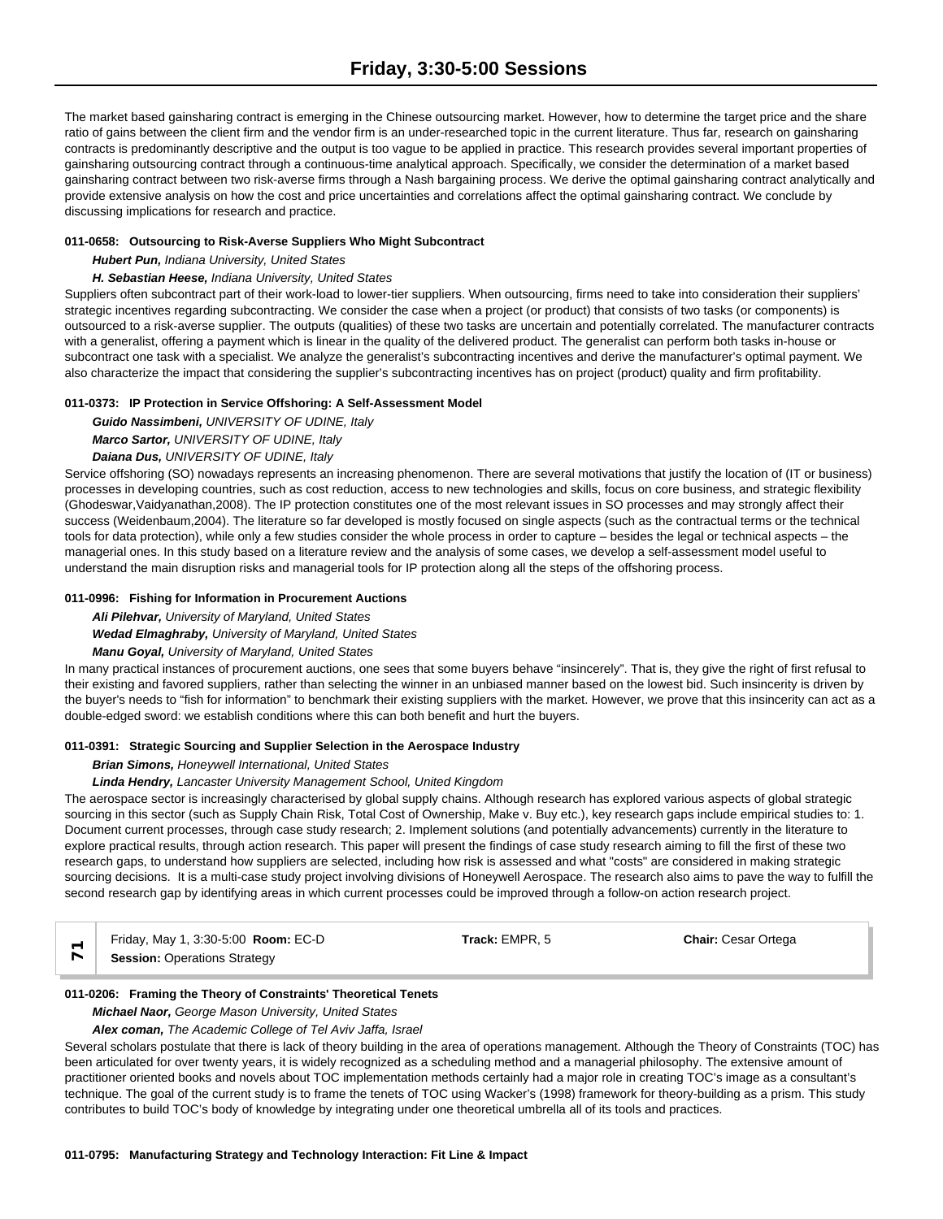The market based gainsharing contract is emerging in the Chinese outsourcing market. However, how to determine the target price and the share ratio of gains between the client firm and the vendor firm is an under-researched topic in the current literature. Thus far, research on gainsharing contracts is predominantly descriptive and the output is too vague to be applied in practice. This research provides several important properties of gainsharing outsourcing contract through a continuous-time analytical approach. Specifically, we consider the determination of a market based gainsharing contract between two risk-averse firms through a Nash bargaining process. We derive the optimal gainsharing contract analytically and provide extensive analysis on how the cost and price uncertainties and correlations affect the optimal gainsharing contract. We conclude by discussing implications for research and practice.

**011-0658: Outsourcing to Risk-Averse Suppliers Who Might Subcontract**

***Hubert Pun,*** *Indiana University, United States*

***H. Sebastian Heese,*** *Indiana University, United States*

Suppliers often subcontract part of their work-load to lower-tier suppliers. When outsourcing, firms need to take into consideration their suppliers' strategic incentives regarding subcontracting. We consider the case when a project (or product) that consists of two tasks (or components) is outsourced to a risk-averse supplier. The outputs (qualities) of these two tasks are uncertain and potentially correlated. The manufacturer contracts with a generalist, offering a payment which is linear in the quality of the delivered product. The generalist can perform both tasks in-house or subcontract one task with a specialist. We analyze the generalist's subcontracting incentives and derive the manufacturer's optimal payment. We also characterize the impact that considering the supplier's subcontracting incentives has on project (product) quality and firm profitability.

**011-0373: IP Protection in Service Offshoring: A Self-Assessment Model**

***Guido Nassimbeni,*** *UNIVERSITY OF UDINE, Italy*

***Marco Sartor,*** *UNIVERSITY OF UDINE, Italy*

***Daiana Dus,*** *UNIVERSITY OF UDINE, Italy*

Service offshoring (SO) nowadays represents an increasing phenomenon. There are several motivations that justify the location of (IT or business) processes in developing countries, such as cost reduction, access to new technologies and skills, focus on core business, and strategic flexibility (Ghodeswar,Vaidyanathan,2008). The IP protection constitutes one of the most relevant issues in SO processes and may strongly affect their success (Weidenbaum,2004). The literature so far developed is mostly focused on single aspects (such as the contractual terms or the technical tools for data protection), while only a few studies consider the whole process in order to capture – besides the legal or technical aspects – the managerial ones. In this study based on a literature review and the analysis of some cases, we develop a self-assessment model useful to understand the main disruption risks and managerial tools for IP protection along all the steps of the offshoring process.

**011-0996: Fishing for Information in Procurement Auctions**

***Ali Pilehvar,*** *University of Maryland, United States*

***Wedad Elmaghraby,*** *University of Maryland, United States*

***Manu Goyal,*** *University of Maryland, United States*

In many practical instances of procurement auctions, one sees that some buyers behave "insincerely". That is, they give the right of first refusal to their existing and favored suppliers, rather than selecting the winner in an unbiased manner based on the lowest bid. Such insincerity is driven by the buyer's needs to "fish for information" to benchmark their existing suppliers with the market. However, we prove that this insincerity can act as a double-edged sword: we establish conditions where this can both benefit and hurt the buyers.

**011-0391: Strategic Sourcing and Supplier Selection in the Aerospace Industry**

***Brian Simons,*** *Honeywell International, United States*

***Linda Hendry,*** *Lancaster University Management School, United Kingdom*

The aerospace sector is increasingly characterised by global supply chains. Although research has explored various aspects of global strategic sourcing in this sector (such as Supply Chain Risk, Total Cost of Ownership, Make v. Buy etc.), key research gaps include empirical studies to: 1. Document current processes, through case study research; 2. Implement solutions (and potentially advancements) currently in the literature to explore practical results, through action research. This paper will present the findings of case study research aiming to fill the first of these two research gaps, to understand how suppliers are selected, including how risk is assessed and what "costs" are considered in making strategic sourcing decisions. It is a multi-case study project involving divisions of Honeywell Aerospace. The research also aims to pave the way to fulfill the second research gap by identifying areas in which current processes could be improved through a follow-on action research project.

| 71 | Friday, May 1, 3:30-5:00 **Room:** EC-D<br>**Session:** Operations Strategy | **Track:** EMPR, 5 | **Chair:** Cesar Ortega |
|---|---|---|---|

**011-0206: Framing the Theory of Constraints' Theoretical Tenets**

***Michael Naor,*** *George Mason University, United States*

***Alex coman,*** *The Academic College of Tel Aviv Jaffa, Israel*

Several scholars postulate that there is lack of theory building in the area of operations management. Although the Theory of Constraints (TOC) has been articulated for over twenty years, it is widely recognized as a scheduling method and a managerial philosophy. The extensive amount of practitioner oriented books and novels about TOC implementation methods certainly had a major role in creating TOC's image as a consultant's technique. The goal of the current study is to frame the tenets of TOC using Wacker's (1998) framework for theory-building as a prism. This study contributes to build TOC's body of knowledge by integrating under one theoretical umbrella all of its tools and practices.

**011-0795: Manufacturing Strategy and Technology Interaction: Fit Line & Impact**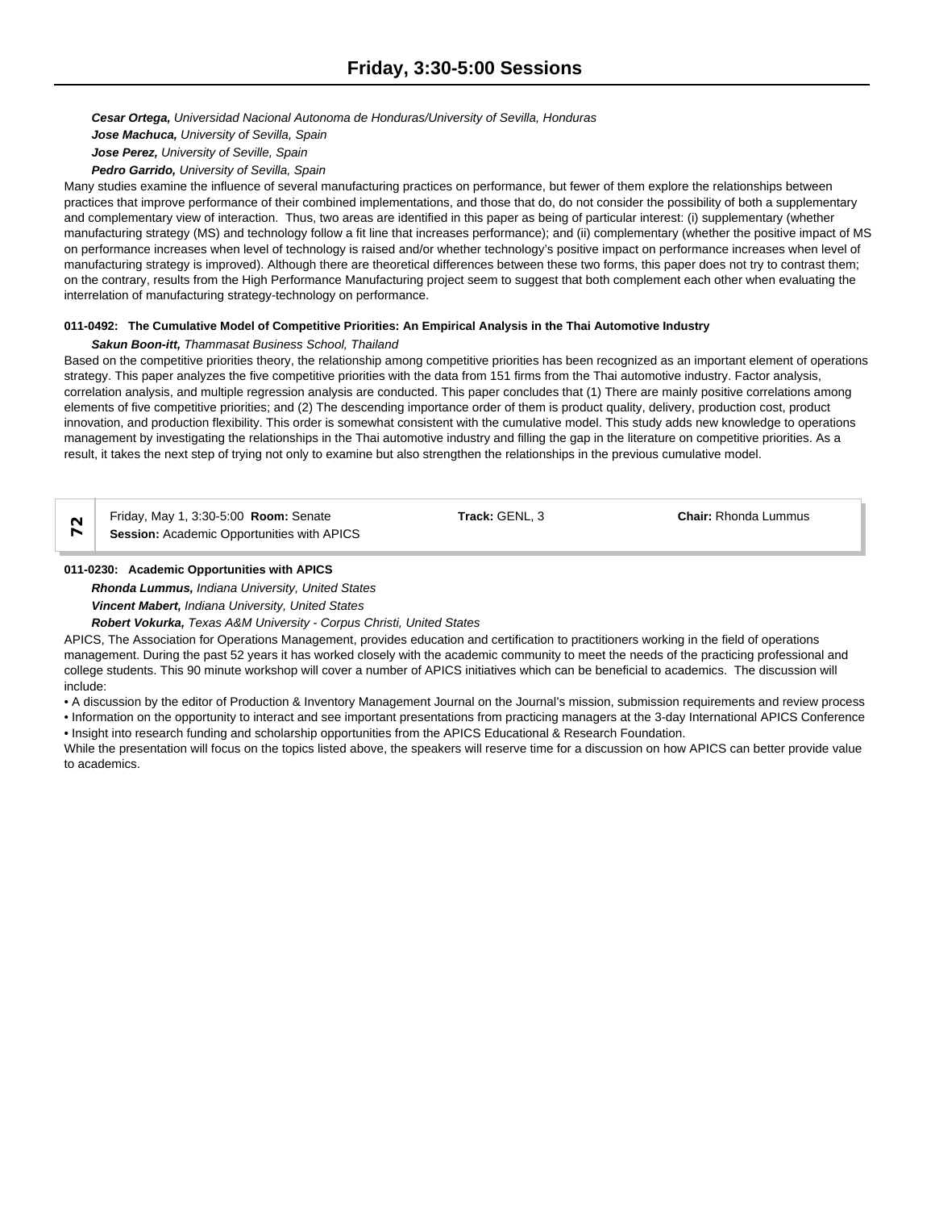***Cesar Ortega,*** *Universidad Nacional Autonoma de Honduras/University of Sevilla, Honduras*

***Jose Machuca,*** *University of Sevilla, Spain*

***Jose Perez,*** *University of Seville, Spain*

***Pedro Garrido,*** *University of Sevilla, Spain*

Many studies examine the influence of several manufacturing practices on performance, but fewer of them explore the relationships between practices that improve performance of their combined implementations, and those that do, do not consider the possibility of both a supplementary and complementary view of interaction. Thus, two areas are identified in this paper as being of particular interest: (i) supplementary (whether manufacturing strategy (MS) and technology follow a fit line that increases performance); and (ii) complementary (whether the positive impact of MS on performance increases when level of technology is raised and/or whether technology's positive impact on performance increases when level of manufacturing strategy is improved). Although there are theoretical differences between these two forms, this paper does not try to contrast them; on the contrary, results from the High Performance Manufacturing project seem to suggest that both complement each other when evaluating the interrelation of manufacturing strategy-technology on performance.

**011-0492: The Cumulative Model of Competitive Priorities: An Empirical Analysis in the Thai Automotive Industry**

***Sakun Boon-itt,*** *Thammasat Business School, Thailand*

Based on the competitive priorities theory, the relationship among competitive priorities has been recognized as an important element of operations strategy. This paper analyzes the five competitive priorities with the data from 151 firms from the Thai automotive industry. Factor analysis, correlation analysis, and multiple regression analysis are conducted. This paper concludes that (1) There are mainly positive correlations among elements of five competitive priorities; and (2) The descending importance order of them is product quality, delivery, production cost, product innovation, and production flexibility. This order is somewhat consistent with the cumulative model. This study adds new knowledge to operations management by investigating the relationships in the Thai automotive industry and filling the gap in the literature on competitive priorities. As a result, it takes the next step of trying not only to examine but also strengthen the relationships in the previous cumulative model.

| 72 | Friday, May 1, 3:30-5:00 **Room:** Senate<br>**Session:** Academic Opportunities with APICS | **Track:** GENL, 3 | **Chair:** Rhonda Lummus |
|---|---|---|---|

**011-0230: Academic Opportunities with APICS**

***Rhonda Lummus,*** *Indiana University, United States*

***Vincent Mabert,*** *Indiana University, United States*

***Robert Vokurka,*** *Texas A&M University - Corpus Christi, United States*

APICS, The Association for Operations Management, provides education and certification to practitioners working in the field of operations management. During the past 52 years it has worked closely with the academic community to meet the needs of the practicing professional and college students. This 90 minute workshop will cover a number of APICS initiatives which can be beneficial to academics. The discussion will include:

- A discussion by the editor of Production & Inventory Management Journal on the Journal's mission, submission requirements and review process
- Information on the opportunity to interact and see important presentations from practicing managers at the 3-day International APICS Conference
- Insight into research funding and scholarship opportunities from the APICS Educational & Research Foundation.

While the presentation will focus on the topics listed above, the speakers will reserve time for a discussion on how APICS can better provide value to academics.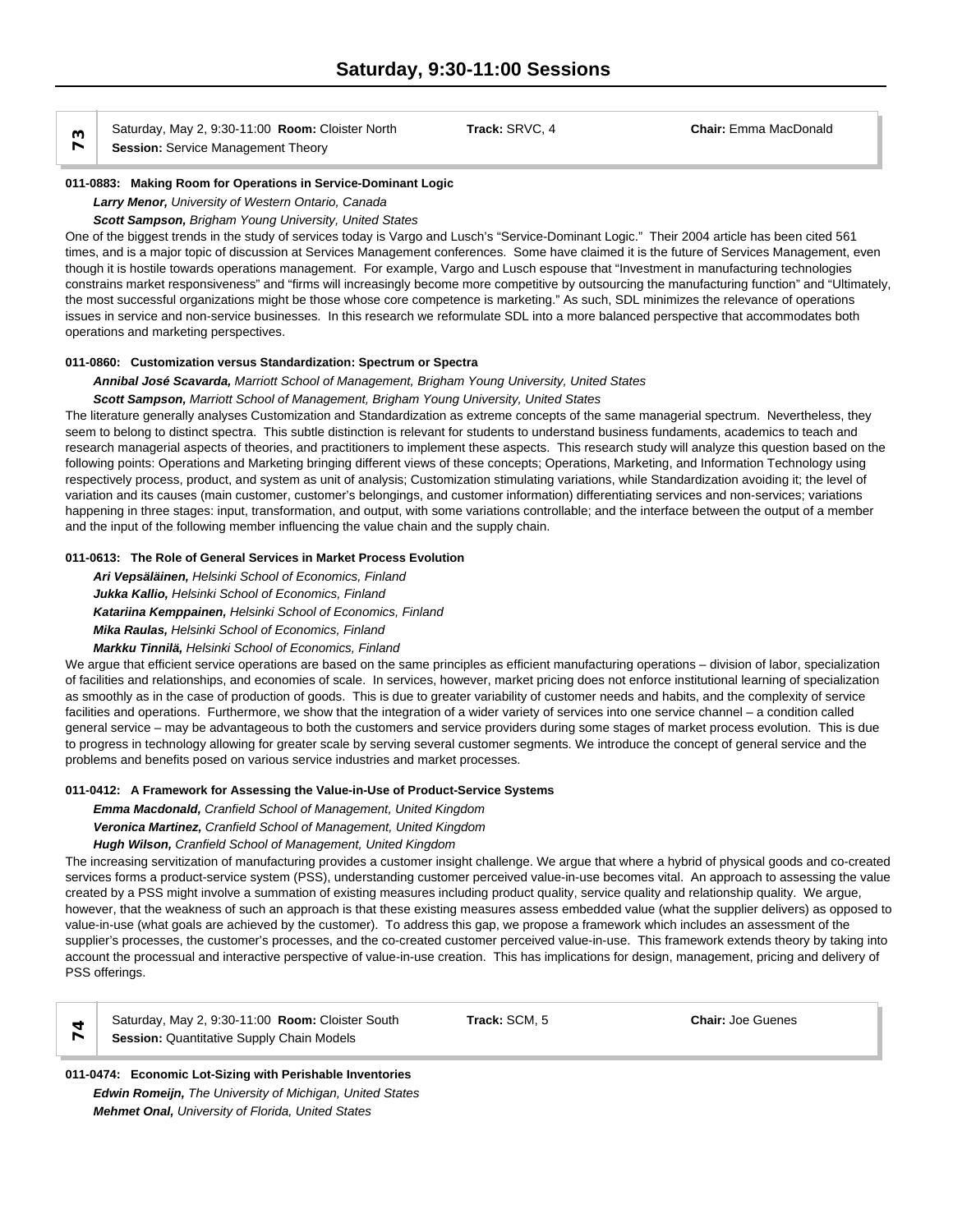# Saturday, 9:30-11:00 Sessions

**73** Saturday, May 2, 9:30-11:00 **Room:** Cloister North **Track:** SRVC, 4 **Chair:** Emma MacDonald
**Session:** Service Management Theory

**011-0883: Making Room for Operations in Service-Dominant Logic**

***Larry Menor,*** *University of Western Ontario, Canada*

***Scott Sampson,*** *Brigham Young University, United States*

One of the biggest trends in the study of services today is Vargo and Lusch's "Service-Dominant Logic." Their 2004 article has been cited 561 times, and is a major topic of discussion at Services Management conferences. Some have claimed it is the future of Services Management, even though it is hostile towards operations management. For example, Vargo and Lusch espouse that "Investment in manufacturing technologies constrains market responsiveness" and "firms will increasingly become more competitive by outsourcing the manufacturing function" and "Ultimately, the most successful organizations might be those whose core competence is marketing." As such, SDL minimizes the relevance of operations issues in service and non-service businesses. In this research we reformulate SDL into a more balanced perspective that accommodates both operations and marketing perspectives.

**011-0860: Customization versus Standardization: Spectrum or Spectra**

***Annibal José Scavarda,*** *Marriott School of Management, Brigham Young University, United States*

***Scott Sampson,*** *Marriott School of Management, Brigham Young University, United States*

The literature generally analyses Customization and Standardization as extreme concepts of the same managerial spectrum. Nevertheless, they seem to belong to distinct spectra. This subtle distinction is relevant for students to understand business fundaments, academics to teach and research managerial aspects of theories, and practitioners to implement these aspects. This research study will analyze this question based on the following points: Operations and Marketing bringing different views of these concepts; Operations, Marketing, and Information Technology using respectively process, product, and system as unit of analysis; Customization stimulating variations, while Standardization avoiding it; the level of variation and its causes (main customer, customer's belongings, and customer information) differentiating services and non-services; variations happening in three stages: input, transformation, and output, with some variations controllable; and the interface between the output of a member and the input of the following member influencing the value chain and the supply chain.

**011-0613: The Role of General Services in Market Process Evolution**

***Ari Vepsäläinen,*** *Helsinki School of Economics, Finland*

***Jukka Kallio,*** *Helsinki School of Economics, Finland*

***Katariina Kemppainen,*** *Helsinki School of Economics, Finland*

***Mika Raulas,*** *Helsinki School of Economics, Finland*

***Markku Tinnilä,*** *Helsinki School of Economics, Finland*

We argue that efficient service operations are based on the same principles as efficient manufacturing operations – division of labor, specialization of facilities and relationships, and economies of scale. In services, however, market pricing does not enforce institutional learning of specialization as smoothly as in the case of production of goods. This is due to greater variability of customer needs and habits, and the complexity of service facilities and operations. Furthermore, we show that the integration of a wider variety of services into one service channel – a condition called general service – may be advantageous to both the customers and service providers during some stages of market process evolution. This is due to progress in technology allowing for greater scale by serving several customer segments. We introduce the concept of general service and the problems and benefits posed on various service industries and market processes.

**011-0412: A Framework for Assessing the Value-in-Use of Product-Service Systems**

***Emma Macdonald,*** *Cranfield School of Management, United Kingdom*

***Veronica Martinez,*** *Cranfield School of Management, United Kingdom*

***Hugh Wilson,*** *Cranfield School of Management, United Kingdom*

The increasing servitization of manufacturing provides a customer insight challenge. We argue that where a hybrid of physical goods and co-created services forms a product-service system (PSS), understanding customer perceived value-in-use becomes vital. An approach to assessing the value created by a PSS might involve a summation of existing measures including product quality, service quality and relationship quality. We argue, however, that the weakness of such an approach is that these existing measures assess embedded value (what the supplier delivers) as opposed to value-in-use (what goals are achieved by the customer). To address this gap, we propose a framework which includes an assessment of the supplier's processes, the customer's processes, and the co-created customer perceived value-in-use. This framework extends theory by taking into account the processual and interactive perspective of value-in-use creation. This has implications for design, management, pricing and delivery of PSS offerings.

**74** Saturday, May 2, 9:30-11:00 **Room:** Cloister South **Track:** SCM, 5 **Chair:** Joe Guenes
**Session:** Quantitative Supply Chain Models

**011-0474: Economic Lot-Sizing with Perishable Inventories**

***Edwin Romeijn,*** *The University of Michigan, United States*

***Mehmet Onal,*** *University of Florida, United States*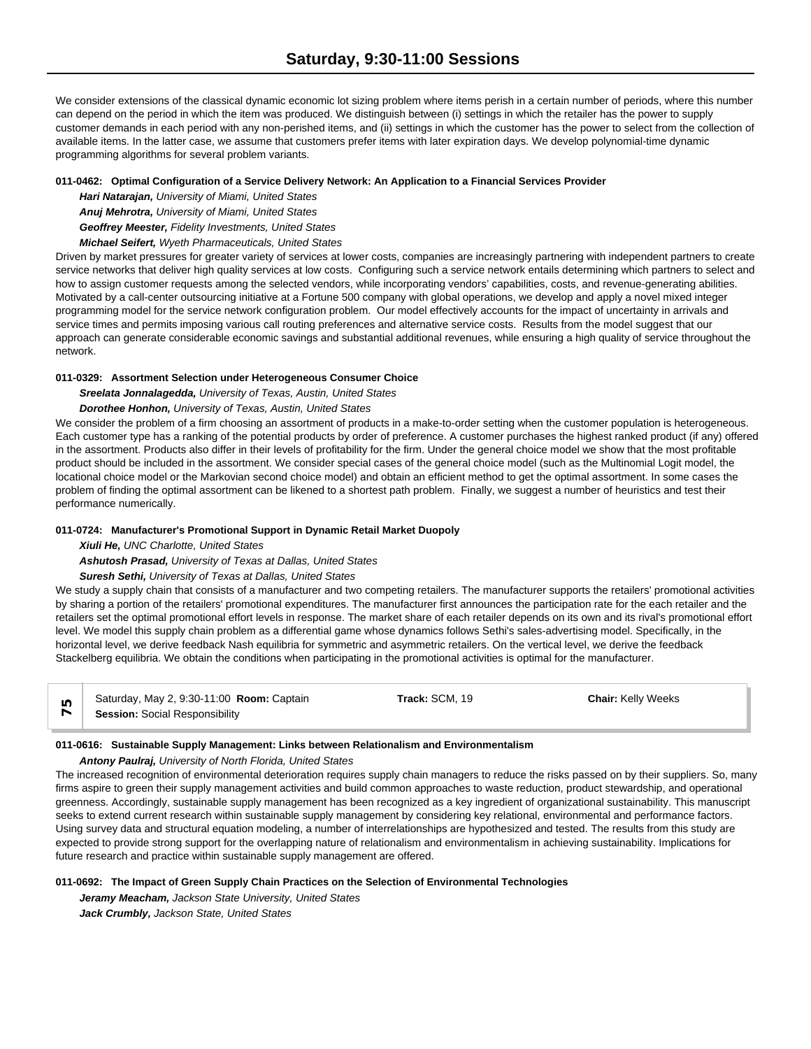We consider extensions of the classical dynamic economic lot sizing problem where items perish in a certain number of periods, where this number can depend on the period in which the item was produced. We distinguish between (i) settings in which the retailer has the power to supply customer demands in each period with any non-perished items, and (ii) settings in which the customer has the power to select from the collection of available items. In the latter case, we assume that customers prefer items with later expiration days. We develop polynomial-time dynamic programming algorithms for several problem variants.

**011-0462: Optimal Configuration of a Service Delivery Network: An Application to a Financial Services Provider**

***Hari Natarajan,*** *University of Miami, United States*

***Anuj Mehrotra,*** *University of Miami, United States*

***Geoffrey Meester,*** *Fidelity Investments, United States*

***Michael Seifert,*** *Wyeth Pharmaceuticals, United States*

Driven by market pressures for greater variety of services at lower costs, companies are increasingly partnering with independent partners to create service networks that deliver high quality services at low costs. Configuring such a service network entails determining which partners to select and how to assign customer requests among the selected vendors, while incorporating vendors' capabilities, costs, and revenue-generating abilities. Motivated by a call-center outsourcing initiative at a Fortune 500 company with global operations, we develop and apply a novel mixed integer programming model for the service network configuration problem. Our model effectively accounts for the impact of uncertainty in arrivals and service times and permits imposing various call routing preferences and alternative service costs. Results from the model suggest that our approach can generate considerable economic savings and substantial additional revenues, while ensuring a high quality of service throughout the network.

**011-0329: Assortment Selection under Heterogeneous Consumer Choice**

***Sreelata Jonnalagedda,*** *University of Texas, Austin, United States*

***Dorothee Honhon,*** *University of Texas, Austin, United States*

We consider the problem of a firm choosing an assortment of products in a make-to-order setting when the customer population is heterogeneous. Each customer type has a ranking of the potential products by order of preference. A customer purchases the highest ranked product (if any) offered in the assortment. Products also differ in their levels of profitability for the firm. Under the general choice model we show that the most profitable product should be included in the assortment. We consider special cases of the general choice model (such as the Multinomial Logit model, the locational choice model or the Markovian second choice model) and obtain an efficient method to get the optimal assortment. In some cases the problem of finding the optimal assortment can be likened to a shortest path problem. Finally, we suggest a number of heuristics and test their performance numerically.

**011-0724: Manufacturer's Promotional Support in Dynamic Retail Market Duopoly**

***Xiuli He,*** *UNC Charlotte, United States*

***Ashutosh Prasad,*** *University of Texas at Dallas, United States*

***Suresh Sethi,*** *University of Texas at Dallas, United States*

We study a supply chain that consists of a manufacturer and two competing retailers. The manufacturer supports the retailers' promotional activities by sharing a portion of the retailers' promotional expenditures. The manufacturer first announces the participation rate for the each retailer and the retailers set the optimal promotional effort levels in response. The market share of each retailer depends on its own and its rival's promotional effort level. We model this supply chain problem as a differential game whose dynamics follows Sethi's sales-advertising model. Specifically, in the horizontal level, we derive feedback Nash equilibria for symmetric and asymmetric retailers. On the vertical level, we derive the feedback Stackelberg equilibria. We obtain the conditions when participating in the promotional activities is optimal for the manufacturer.

| 75 | Saturday, May 2, 9:30-11:00 **Room:** Captain **Session:** Social Responsibility | **Track:** SCM, 19 | **Chair:** Kelly Weeks |
|---|---|---|---|

**011-0616: Sustainable Supply Management: Links between Relationalism and Environmentalism**

***Antony Paulraj,*** *University of North Florida, United States*

The increased recognition of environmental deterioration requires supply chain managers to reduce the risks passed on by their suppliers. So, many firms aspire to green their supply management activities and build common approaches to waste reduction, product stewardship, and operational greenness. Accordingly, sustainable supply management has been recognized as a key ingredient of organizational sustainability. This manuscript seeks to extend current research within sustainable supply management by considering key relational, environmental and performance factors. Using survey data and structural equation modeling, a number of interrelationships are hypothesized and tested. The results from this study are expected to provide strong support for the overlapping nature of relationalism and environmentalism in achieving sustainability. Implications for future research and practice within sustainable supply management are offered.

**011-0692: The Impact of Green Supply Chain Practices on the Selection of Environmental Technologies**

***Jeramy Meacham,*** *Jackson State University, United States*

***Jack Crumbly,*** *Jackson State, United States*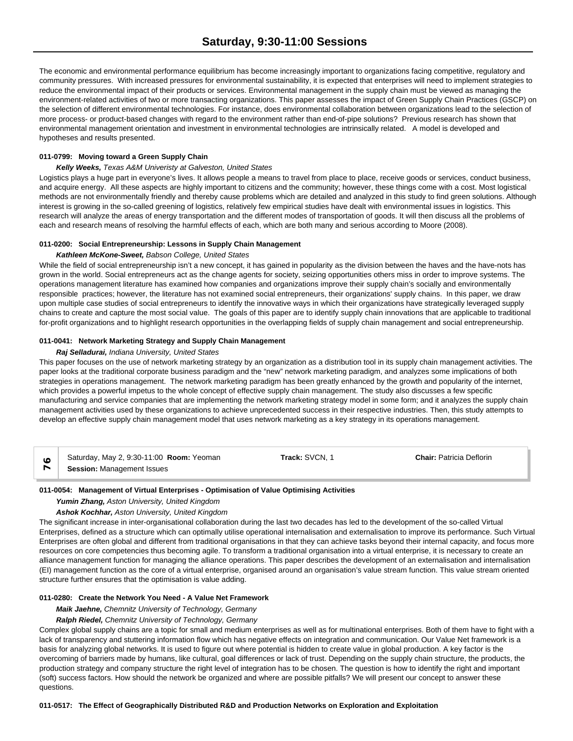## Saturday, 9:30-11:00 Sessions

The economic and environmental performance equilibrium has become increasingly important to organizations facing competitive, regulatory and community pressures. With increased pressures for environmental sustainability, it is expected that enterprises will need to implement strategies to reduce the environmental impact of their products or services. Environmental management in the supply chain must be viewed as managing the environment-related activities of two or more transacting organizations. This paper assesses the impact of Green Supply Chain Practices (GSCP) on the selection of different environmental technologies. For instance, does environmental collaboration between organizations lead to the selection of more process- or product-based changes with regard to the environment rather than end-of-pipe solutions? Previous research has shown that environmental management orientation and investment in environmental technologies are intrinsically related. A model is developed and hypotheses and results presented.

**011-0799: Moving toward a Green Supply Chain**

***Kelly Weeks,*** *Texas A&M Univeristy at Galveston, United States*

Logistics plays a huge part in everyone's lives. It allows people a means to travel from place to place, receive goods or services, conduct business, and acquire energy. All these aspects are highly important to citizens and the community; however, these things come with a cost. Most logistical methods are not environmentally friendly and thereby cause problems which are detailed and analyzed in this study to find green solutions. Although interest is growing in the so-called greening of logistics, relatively few empirical studies have dealt with environmental issues in logistics. This research will analyze the areas of energy transportation and the different modes of transportation of goods. It will then discuss all the problems of each and research means of resolving the harmful effects of each, which are both many and serious according to Moore (2008).

**011-0200: Social Entrepreneurship: Lessons in Supply Chain Management**

***Kathleen McKone-Sweet,*** *Babson College, United States*

While the field of social entrepreneurship isn't a new concept, it has gained in popularity as the division between the haves and the have-nots has grown in the world. Social entrepreneurs act as the change agents for society, seizing opportunities others miss in order to improve systems. The operations management literature has examined how companies and organizations improve their supply chain's socially and environmentally responsible practices; however, the literature has not examined social entrepreneurs, their organizations' supply chains. In this paper, we draw upon multiple case studies of social entrepreneurs to identify the innovative ways in which their organizations have strategically leveraged supply chains to create and capture the most social value. The goals of this paper are to identify supply chain innovations that are applicable to traditional for-profit organizations and to highlight research opportunities in the overlapping fields of supply chain management and social entrepreneurship.

**011-0041: Network Marketing Strategy and Supply Chain Management**

***Raj Selladurai,*** *Indiana University, United States*

This paper focuses on the use of network marketing strategy by an organization as a distribution tool in its supply chain management activities. The paper looks at the traditional corporate business paradigm and the "new" network marketing paradigm, and analyzes some implications of both strategies in operations management. The network marketing paradigm has been greatly enhanced by the growth and popularity of the internet, which provides a powerful impetus to the whole concept of effective supply chain management. The study also discusses a few specific manufacturing and service companies that are implementing the network marketing strategy model in some form; and it analyzes the supply chain management activities used by these organizations to achieve unprecedented success in their respective industries. Then, this study attempts to develop an effective supply chain management model that uses network marketing as a key strategy in its operations management.

**76** | Saturday, May 2, 9:30-11:00 **Room:** Yeoman | **Track:** SVCN, 1 | **Chair:** Patricia Deflorin
**Session:** Management Issues

**011-0054: Management of Virtual Enterprises - Optimisation of Value Optimising Activities**

***Yumin Zhang,*** *Aston University, United Kingdom*

***Ashok Kochhar,*** *Aston University, United Kingdom*

The significant increase in inter-organisational collaboration during the last two decades has led to the development of the so-called Virtual Enterprises, defined as a structure which can optimally utilise operational internalisation and externalisation to improve its performance. Such Virtual Enterprises are often global and different from traditional organisations in that they can achieve tasks beyond their internal capacity, and focus more resources on core competencies thus becoming agile. To transform a traditional organisation into a virtual enterprise, it is necessary to create an alliance management function for managing the alliance operations. This paper describes the development of an externalisation and internalisation (EI) management function as the core of a virtual enterprise, organised around an organisation's value stream function. This value stream oriented structure further ensures that the optimisation is value adding.

**011-0280: Create the Network You Need - A Value Net Framework**

***Maik Jaehne,*** *Chemnitz University of Technology, Germany*

***Ralph Riedel,*** *Chemnitz University of Technology, Germany*

Complex global supply chains are a topic for small and medium enterprises as well as for multinational enterprises. Both of them have to fight with a lack of transparency and stuttering information flow which has negative effects on integration and communication. Our Value Net framework is a basis for analyzing global networks. It is used to figure out where potential is hidden to create value in global production. A key factor is the overcoming of barriers made by humans, like cultural, goal differences or lack of trust. Depending on the supply chain structure, the products, the production strategy and company structure the right level of integration has to be chosen. The question is how to identify the right and important (soft) success factors. How should the network be organized and where are possible pitfalls? We will present our concept to answer these questions.

**011-0517: The Effect of Geographically Distributed R&D and Production Networks on Exploration and Exploitation**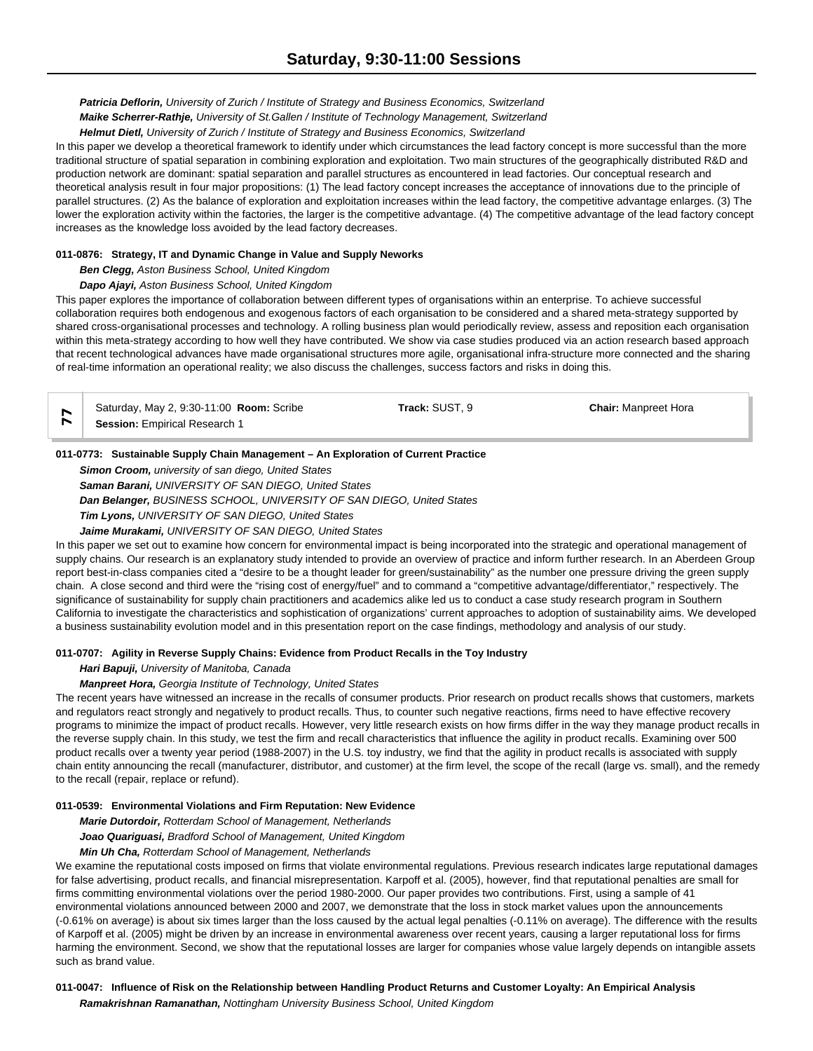***Patricia Deflorin,*** *University of Zurich / Institute of Strategy and Business Economics, Switzerland*
***Maike Scherrer-Rathje,*** *University of St.Gallen / Institute of Technology Management, Switzerland*
***Helmut Dietl,*** *University of Zurich / Institute of Strategy and Business Economics, Switzerland*

In this paper we develop a theoretical framework to identify under which circumstances the lead factory concept is more successful than the more traditional structure of spatial separation in combining exploration and exploitation. Two main structures of the geographically distributed R&D and production network are dominant: spatial separation and parallel structures as encountered in lead factories. Our conceptual research and theoretical analysis result in four major propositions: (1) The lead factory concept increases the acceptance of innovations due to the principle of parallel structures. (2) As the balance of exploration and exploitation increases within the lead factory, the competitive advantage enlarges. (3) The lower the exploration activity within the factories, the larger is the competitive advantage. (4) The competitive advantage of the lead factory concept increases as the knowledge loss avoided by the lead factory decreases.

**011-0876: Strategy, IT and Dynamic Change in Value and Supply Neworks**

***Ben Clegg,*** *Aston Business School, United Kingdom*
***Dapo Ajayi,*** *Aston Business School, United Kingdom*

This paper explores the importance of collaboration between different types of organisations within an enterprise. To achieve successful collaboration requires both endogenous and exogenous factors of each organisation to be considered and a shared meta-strategy supported by shared cross-organisational processes and technology. A rolling business plan would periodically review, assess and reposition each organisation within this meta-strategy according to how well they have contributed. We show via case studies produced via an action research based approach that recent technological advances have made organisational structures more agile, organisational infra-structure more connected and the sharing of real-time information an operational reality; we also discuss the challenges, success factors and risks in doing this.

| 77 | Saturday, May 2, 9:30-11:00 **Room:** Scribe<br>**Session:** Empirical Research 1 | **Track:** SUST, 9 | **Chair:** Manpreet Hora |
|---|---|---|---|

**011-0773: Sustainable Supply Chain Management – An Exploration of Current Practice**

***Simon Croom,*** *university of san diego, United States*
***Saman Barani,*** *UNIVERSITY OF SAN DIEGO, United States*
***Dan Belanger,*** *BUSINESS SCHOOL, UNIVERSITY OF SAN DIEGO, United States*
***Tim Lyons,*** *UNIVERSITY OF SAN DIEGO, United States*
***Jaime Murakami,*** *UNIVERSITY OF SAN DIEGO, United States*

In this paper we set out to examine how concern for environmental impact is being incorporated into the strategic and operational management of supply chains. Our research is an explanatory study intended to provide an overview of practice and inform further research. In an Aberdeen Group report best-in-class companies cited a "desire to be a thought leader for green/sustainability" as the number one pressure driving the green supply chain. A close second and third were the "rising cost of energy/fuel" and to command a "competitive advantage/differentiator," respectively. The significance of sustainability for supply chain practitioners and academics alike led us to conduct a case study research program in Southern California to investigate the characteristics and sophistication of organizations' current approaches to adoption of sustainability aims. We developed a business sustainability evolution model and in this presentation report on the case findings, methodology and analysis of our study.

**011-0707: Agility in Reverse Supply Chains: Evidence from Product Recalls in the Toy Industry**

***Hari Bapuji,*** *University of Manitoba, Canada*
***Manpreet Hora,*** *Georgia Institute of Technology, United States*

The recent years have witnessed an increase in the recalls of consumer products. Prior research on product recalls shows that customers, markets and regulators react strongly and negatively to product recalls. Thus, to counter such negative reactions, firms need to have effective recovery programs to minimize the impact of product recalls. However, very little research exists on how firms differ in the way they manage product recalls in the reverse supply chain. In this study, we test the firm and recall characteristics that influence the agility in product recalls. Examining over 500 product recalls over a twenty year period (1988-2007) in the U.S. toy industry, we find that the agility in product recalls is associated with supply chain entity announcing the recall (manufacturer, distributor, and customer) at the firm level, the scope of the recall (large vs. small), and the remedy to the recall (repair, replace or refund).

**011-0539: Environmental Violations and Firm Reputation: New Evidence**

***Marie Dutordoir,*** *Rotterdam School of Management, Netherlands*
***Joao Quariguasi,*** *Bradford School of Management, United Kingdom*
***Min Uh Cha,*** *Rotterdam School of Management, Netherlands*

We examine the reputational costs imposed on firms that violate environmental regulations. Previous research indicates large reputational damages for false advertising, product recalls, and financial misrepresentation. Karpoff et al. (2005), however, find that reputational penalties are small for firms committing environmental violations over the period 1980-2000. Our paper provides two contributions. First, using a sample of 41 environmental violations announced between 2000 and 2007, we demonstrate that the loss in stock market values upon the announcements (-0.61% on average) is about six times larger than the loss caused by the actual legal penalties (-0.11% on average). The difference with the results of Karpoff et al. (2005) might be driven by an increase in environmental awareness over recent years, causing a larger reputational loss for firms harming the environment. Second, we show that the reputational losses are larger for companies whose value largely depends on intangible assets such as brand value.

**011-0047: Influence of Risk on the Relationship between Handling Product Returns and Customer Loyalty: An Empirical Analysis**

***Ramakrishnan Ramanathan,*** *Nottingham University Business School, United Kingdom*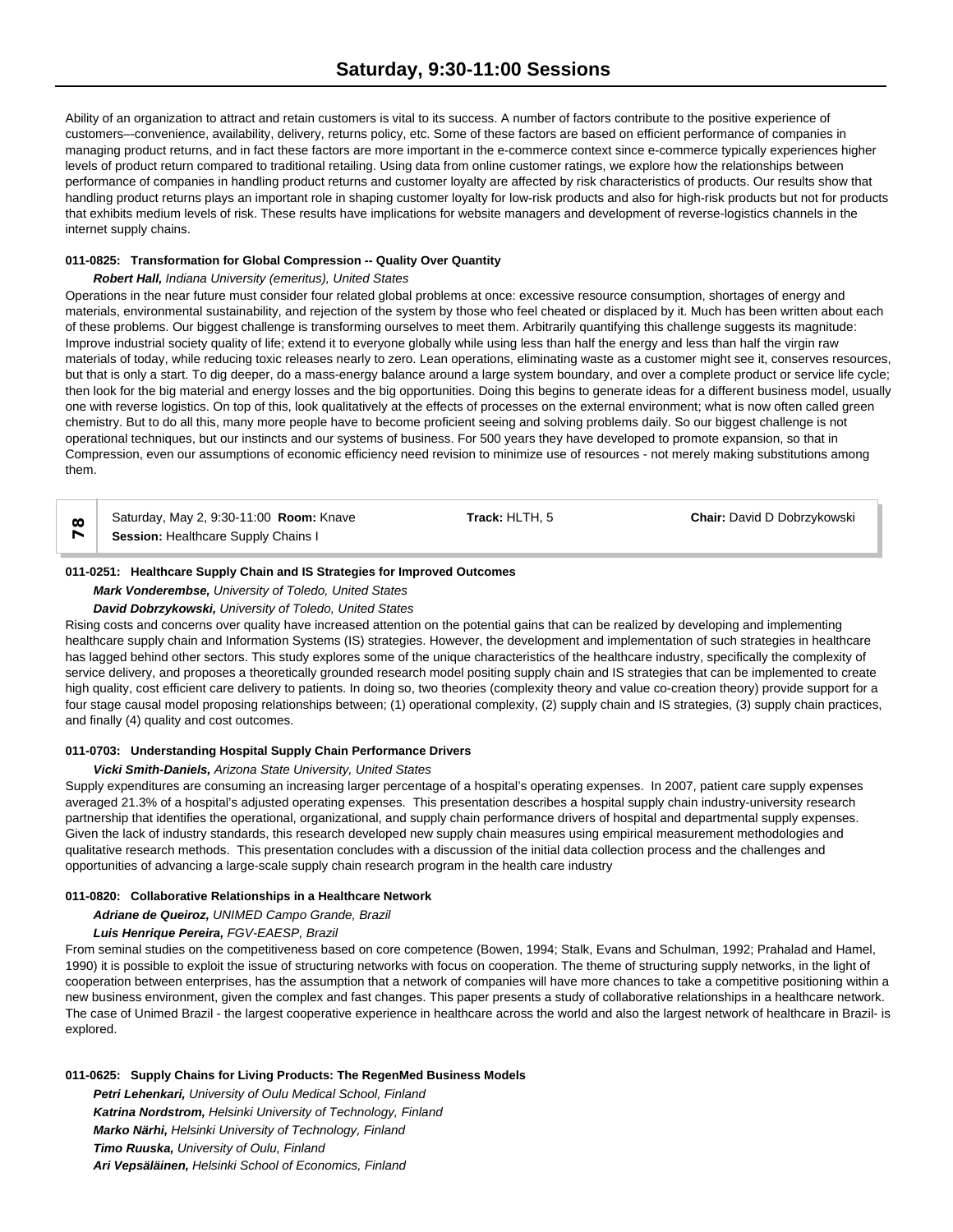Ability of an organization to attract and retain customers is vital to its success. A number of factors contribute to the positive experience of customers–-convenience, availability, delivery, returns policy, etc. Some of these factors are based on efficient performance of companies in managing product returns, and in fact these factors are more important in the e-commerce context since e-commerce typically experiences higher levels of product return compared to traditional retailing. Using data from online customer ratings, we explore how the relationships between performance of companies in handling product returns and customer loyalty are affected by risk characteristics of products. Our results show that handling product returns plays an important role in shaping customer loyalty for low-risk products and also for high-risk products but not for products that exhibits medium levels of risk. These results have implications for website managers and development of reverse-logistics channels in the internet supply chains.

**011-0825: Transformation for Global Compression -- Quality Over Quantity**

***Robert Hall,*** *Indiana University (emeritus), United States*

Operations in the near future must consider four related global problems at once: excessive resource consumption, shortages of energy and materials, environmental sustainability, and rejection of the system by those who feel cheated or displaced by it. Much has been written about each of these problems. Our biggest challenge is transforming ourselves to meet them. Arbitrarily quantifying this challenge suggests its magnitude: Improve industrial society quality of life; extend it to everyone globally while using less than half the energy and less than half the virgin raw materials of today, while reducing toxic releases nearly to zero. Lean operations, eliminating waste as a customer might see it, conserves resources, but that is only a start. To dig deeper, do a mass-energy balance around a large system boundary, and over a complete product or service life cycle; then look for the big material and energy losses and the big opportunities. Doing this begins to generate ideas for a different business model, usually one with reverse logistics. On top of this, look qualitatively at the effects of processes on the external environment; what is now often called green chemistry. But to do all this, many more people have to become proficient seeing and solving problems daily. So our biggest challenge is not operational techniques, but our instincts and our systems of business. For 500 years they have developed to promote expansion, so that in Compression, even our assumptions of economic efficiency need revision to minimize use of resources - not merely making substitutions among them.

| 78 | Saturday, May 2, 9:30-11:00 **Room:** Knave<br>**Session:** Healthcare Supply Chains I | **Track:** HLTH, 5 | **Chair:** David D Dobrzykowski |
|---|---|---|---|

**011-0251: Healthcare Supply Chain and IS Strategies for Improved Outcomes**

***Mark Vonderembse,*** *University of Toledo, United States*

***David Dobrzykowski,*** *University of Toledo, United States*

Rising costs and concerns over quality have increased attention on the potential gains that can be realized by developing and implementing healthcare supply chain and Information Systems (IS) strategies. However, the development and implementation of such strategies in healthcare has lagged behind other sectors. This study explores some of the unique characteristics of the healthcare industry, specifically the complexity of service delivery, and proposes a theoretically grounded research model positing supply chain and IS strategies that can be implemented to create high quality, cost efficient care delivery to patients. In doing so, two theories (complexity theory and value co-creation theory) provide support for a four stage causal model proposing relationships between; (1) operational complexity, (2) supply chain and IS strategies, (3) supply chain practices, and finally (4) quality and cost outcomes.

**011-0703: Understanding Hospital Supply Chain Performance Drivers**

***Vicki Smith-Daniels,*** *Arizona State University, United States*

Supply expenditures are consuming an increasing larger percentage of a hospital's operating expenses. In 2007, patient care supply expenses averaged 21.3% of a hospital's adjusted operating expenses. This presentation describes a hospital supply chain industry-university research partnership that identifies the operational, organizational, and supply chain performance drivers of hospital and departmental supply expenses. Given the lack of industry standards, this research developed new supply chain measures using empirical measurement methodologies and qualitative research methods. This presentation concludes with a discussion of the initial data collection process and the challenges and opportunities of advancing a large-scale supply chain research program in the health care industry

**011-0820: Collaborative Relationships in a Healthcare Network**

***Adriane de Queiroz,*** *UNIMED Campo Grande, Brazil*

***Luis Henrique Pereira,*** *FGV-EAESP, Brazil*

From seminal studies on the competitiveness based on core competence (Bowen, 1994; Stalk, Evans and Schulman, 1992; Prahalad and Hamel, 1990) it is possible to exploit the issue of structuring networks with focus on cooperation. The theme of structuring supply networks, in the light of cooperation between enterprises, has the assumption that a network of companies will have more chances to take a competitive positioning within a new business environment, given the complex and fast changes. This paper presents a study of collaborative relationships in a healthcare network. The case of Unimed Brazil - the largest cooperative experience in healthcare across the world and also the largest network of healthcare in Brazil- is explored.

**011-0625: Supply Chains for Living Products: The RegenMed Business Models**

***Petri Lehenkari,*** *University of Oulu Medical School, Finland*

***Katrina Nordstrom,*** *Helsinki University of Technology, Finland*

***Marko Närhi,*** *Helsinki University of Technology, Finland*

***Timo Ruuska,*** *University of Oulu, Finland*

***Ari Vepsäläinen,*** *Helsinki School of Economics, Finland*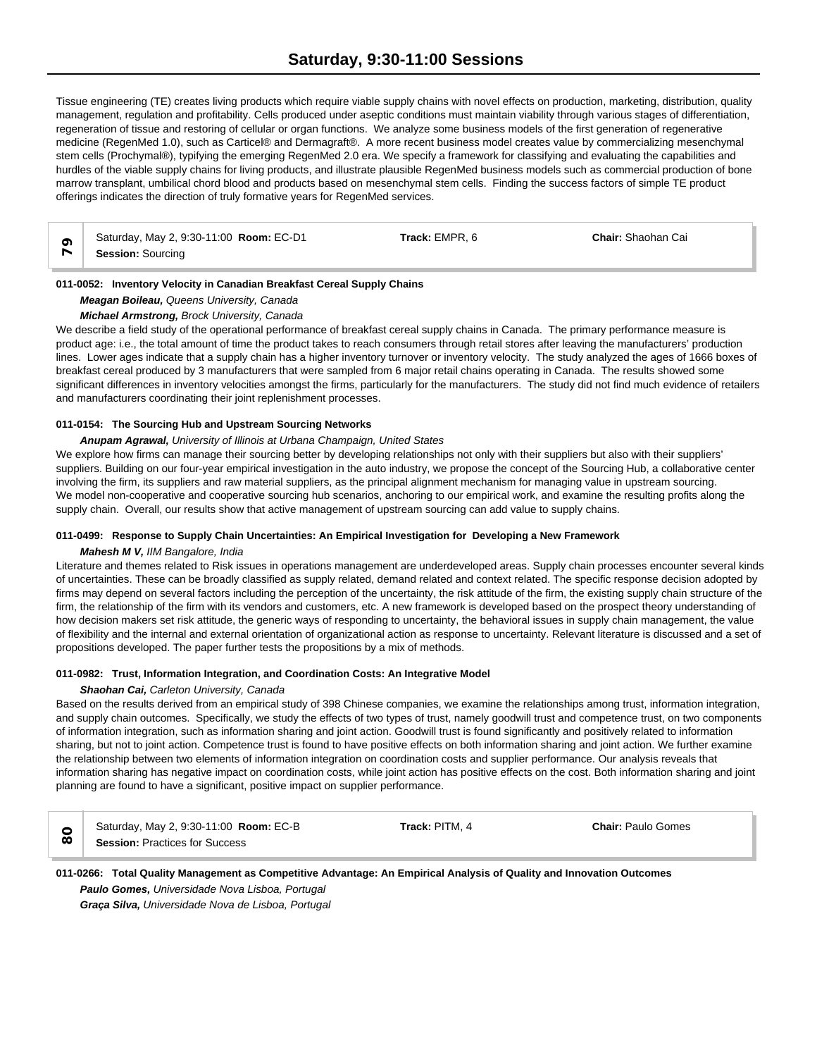Tissue engineering (TE) creates living products which require viable supply chains with novel effects on production, marketing, distribution, quality management, regulation and profitability. Cells produced under aseptic conditions must maintain viability through various stages of differentiation, regeneration of tissue and restoring of cellular or organ functions. We analyze some business models of the first generation of regenerative medicine (RegenMed 1.0), such as Carticel® and Dermagraft®. A more recent business model creates value by commercializing mesenchymal stem cells (Prochymal®), typifying the emerging RegenMed 2.0 era. We specify a framework for classifying and evaluating the capabilities and hurdles of the viable supply chains for living products, and illustrate plausible RegenMed business models such as commercial production of bone marrow transplant, umbilical chord blood and products based on mesenchymal stem cells. Finding the success factors of simple TE product offerings indicates the direction of truly formative years for RegenMed services.

| 79 | Saturday, May 2, 9:30-11:00 **Room:** EC-D1<br>**Session:** Sourcing | **Track:** EMPR, 6 | **Chair:** Shaohan Cai |
|---|---|---|---|

**011-0052: Inventory Velocity in Canadian Breakfast Cereal Supply Chains**

***Meagan Boileau,*** *Queens University, Canada*

***Michael Armstrong,*** *Brock University, Canada*

We describe a field study of the operational performance of breakfast cereal supply chains in Canada. The primary performance measure is product age: i.e., the total amount of time the product takes to reach consumers through retail stores after leaving the manufacturers' production lines. Lower ages indicate that a supply chain has a higher inventory turnover or inventory velocity. The study analyzed the ages of 1666 boxes of breakfast cereal produced by 3 manufacturers that were sampled from 6 major retail chains operating in Canada. The results showed some significant differences in inventory velocities amongst the firms, particularly for the manufacturers. The study did not find much evidence of retailers and manufacturers coordinating their joint replenishment processes.

**011-0154: The Sourcing Hub and Upstream Sourcing Networks**

***Anupam Agrawal,*** *University of Illinois at Urbana Champaign, United States*

We explore how firms can manage their sourcing better by developing relationships not only with their suppliers but also with their suppliers' suppliers. Building on our four-year empirical investigation in the auto industry, we propose the concept of the Sourcing Hub, a collaborative center involving the firm, its suppliers and raw material suppliers, as the principal alignment mechanism for managing value in upstream sourcing.
We model non-cooperative and cooperative sourcing hub scenarios, anchoring to our empirical work, and examine the resulting profits along the supply chain. Overall, our results show that active management of upstream sourcing can add value to supply chains.

**011-0499: Response to Supply Chain Uncertainties: An Empirical Investigation for Developing a New Framework**

***Mahesh M V,*** *IIM Bangalore, India*

Literature and themes related to Risk issues in operations management are underdeveloped areas. Supply chain processes encounter several kinds of uncertainties. These can be broadly classified as supply related, demand related and context related. The specific response decision adopted by firms may depend on several factors including the perception of the uncertainty, the risk attitude of the firm, the existing supply chain structure of the firm, the relationship of the firm with its vendors and customers, etc. A new framework is developed based on the prospect theory understanding of how decision makers set risk attitude, the generic ways of responding to uncertainty, the behavioral issues in supply chain management, the value of flexibility and the internal and external orientation of organizational action as response to uncertainty. Relevant literature is discussed and a set of propositions developed. The paper further tests the propositions by a mix of methods.

**011-0982: Trust, Information Integration, and Coordination Costs: An Integrative Model**

***Shaohan Cai,*** *Carleton University, Canada*

Based on the results derived from an empirical study of 398 Chinese companies, we examine the relationships among trust, information integration, and supply chain outcomes. Specifically, we study the effects of two types of trust, namely goodwill trust and competence trust, on two components of information integration, such as information sharing and joint action. Goodwill trust is found significantly and positively related to information sharing, but not to joint action. Competence trust is found to have positive effects on both information sharing and joint action. We further examine the relationship between two elements of information integration on coordination costs and supplier performance. Our analysis reveals that information sharing has negative impact on coordination costs, while joint action has positive effects on the cost. Both information sharing and joint planning are found to have a significant, positive impact on supplier performance.

| 80 | Saturday, May 2, 9:30-11:00 **Room:** EC-B<br>**Session:** Practices for Success | **Track:** PITM, 4 | **Chair:** Paulo Gomes |
|---|---|---|---|

**011-0266: Total Quality Management as Competitive Advantage: An Empirical Analysis of Quality and Innovation Outcomes**

***Paulo Gomes,*** *Universidade Nova Lisboa, Portugal*

***Graça Silva,*** *Universidade Nova de Lisboa, Portugal*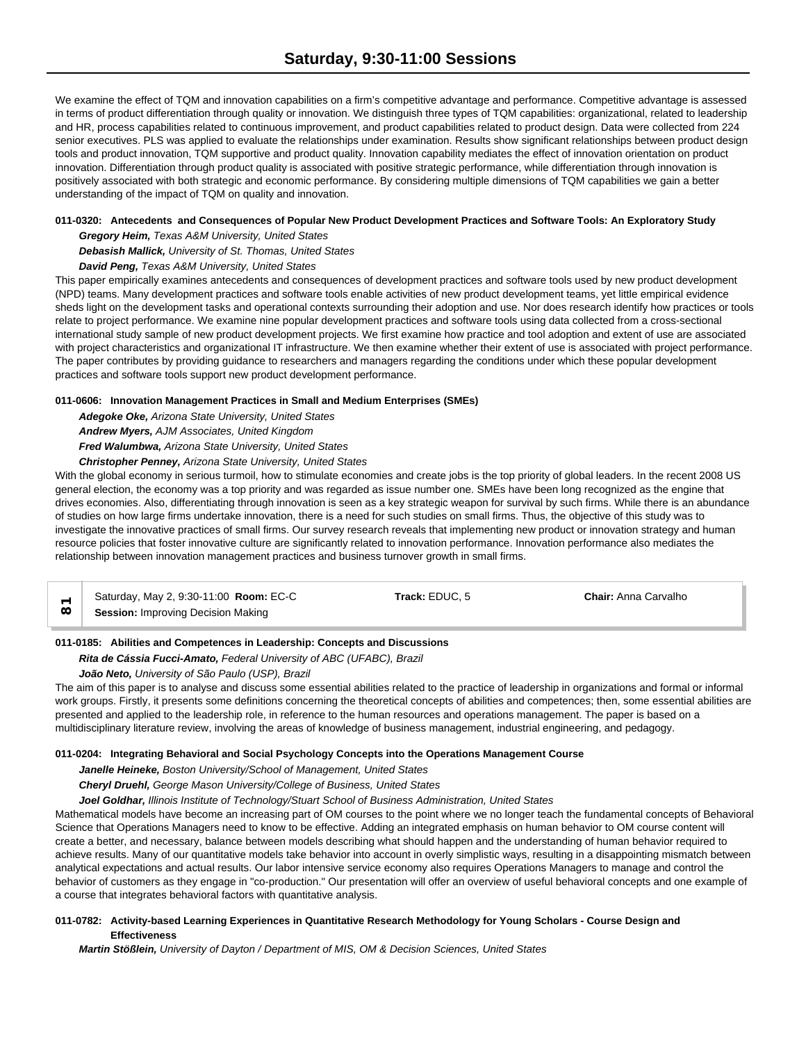We examine the effect of TQM and innovation capabilities on a firm's competitive advantage and performance. Competitive advantage is assessed in terms of product differentiation through quality or innovation. We distinguish three types of TQM capabilities: organizational, related to leadership and HR, process capabilities related to continuous improvement, and product capabilities related to product design. Data were collected from 224 senior executives. PLS was applied to evaluate the relationships under examination. Results show significant relationships between product design tools and product innovation, TQM supportive and product quality. Innovation capability mediates the effect of innovation orientation on product innovation. Differentiation through product quality is associated with positive strategic performance, while differentiation through innovation is positively associated with both strategic and economic performance. By considering multiple dimensions of TQM capabilities we gain a better understanding of the impact of TQM on quality and innovation.

**011-0320: Antecedents and Consequences of Popular New Product Development Practices and Software Tools: An Exploratory Study**

***Gregory Heim,*** *Texas A&M University, United States*
***Debasish Mallick,*** *University of St. Thomas, United States*
***David Peng,*** *Texas A&M University, United States*

This paper empirically examines antecedents and consequences of development practices and software tools used by new product development (NPD) teams. Many development practices and software tools enable activities of new product development teams, yet little empirical evidence sheds light on the development tasks and operational contexts surrounding their adoption and use. Nor does research identify how practices or tools relate to project performance. We examine nine popular development practices and software tools using data collected from a cross-sectional international study sample of new product development projects. We first examine how practice and tool adoption and extent of use are associated with project characteristics and organizational IT infrastructure. We then examine whether their extent of use is associated with project performance. The paper contributes by providing guidance to researchers and managers regarding the conditions under which these popular development practices and software tools support new product development performance.

**011-0606: Innovation Management Practices in Small and Medium Enterprises (SMEs)**

***Adegoke Oke,*** *Arizona State University, United States*
***Andrew Myers,*** *AJM Associates, United Kingdom*
***Fred Walumbwa,*** *Arizona State University, United States*
***Christopher Penney,*** *Arizona State University, United States*

With the global economy in serious turmoil, how to stimulate economies and create jobs is the top priority of global leaders. In the recent 2008 US general election, the economy was a top priority and was regarded as issue number one. SMEs have been long recognized as the engine that drives economies. Also, differentiating through innovation is seen as a key strategic weapon for survival by such firms. While there is an abundance of studies on how large firms undertake innovation, there is a need for such studies on small firms. Thus, the objective of this study was to investigate the innovative practices of small firms. Our survey research reveals that implementing new product or innovation strategy and human resource policies that foster innovative culture are significantly related to innovation performance. Innovation performance also mediates the relationship between innovation management practices and business turnover growth in small firms.

| 81 | Saturday, May 2, 9:30-11:00 **Room:** EC-C<br>**Session:** Improving Decision Making | **Track:** EDUC, 5 | **Chair:** Anna Carvalho |
|---|---|---|---|

**011-0185: Abilities and Competences in Leadership: Concepts and Discussions**

***Rita de Cássia Fucci-Amato,*** *Federal University of ABC (UFABC), Brazil*
***João Neto,*** *University of São Paulo (USP), Brazil*

The aim of this paper is to analyse and discuss some essential abilities related to the practice of leadership in organizations and formal or informal work groups. Firstly, it presents some definitions concerning the theoretical concepts of abilities and competences; then, some essential abilities are presented and applied to the leadership role, in reference to the human resources and operations management. The paper is based on a multidisciplinary literature review, involving the areas of knowledge of business management, industrial engineering, and pedagogy.

**011-0204: Integrating Behavioral and Social Psychology Concepts into the Operations Management Course**

***Janelle Heineke,*** *Boston University/School of Management, United States*
***Cheryl Druehl,*** *George Mason University/College of Business, United States*
***Joel Goldhar,*** *Illinois Institute of Technology/Stuart School of Business Administration, United States*

Mathematical models have become an increasing part of OM courses to the point where we no longer teach the fundamental concepts of Behavioral Science that Operations Managers need to know to be effective. Adding an integrated emphasis on human behavior to OM course content will create a better, and necessary, balance between models describing what should happen and the understanding of human behavior required to achieve results. Many of our quantitative models take behavior into account in overly simplistic ways, resulting in a disappointing mismatch between analytical expectations and actual results. Our labor intensive service economy also requires Operations Managers to manage and control the behavior of customers as they engage in "co-production." Our presentation will offer an overview of useful behavioral concepts and one example of a course that integrates behavioral factors with quantitative analysis.

**011-0782: Activity-based Learning Experiences in Quantitative Research Methodology for Young Scholars - Course Design and Effectiveness**

***Martin Stößlein,*** *University of Dayton / Department of MIS, OM & Decision Sciences, United States*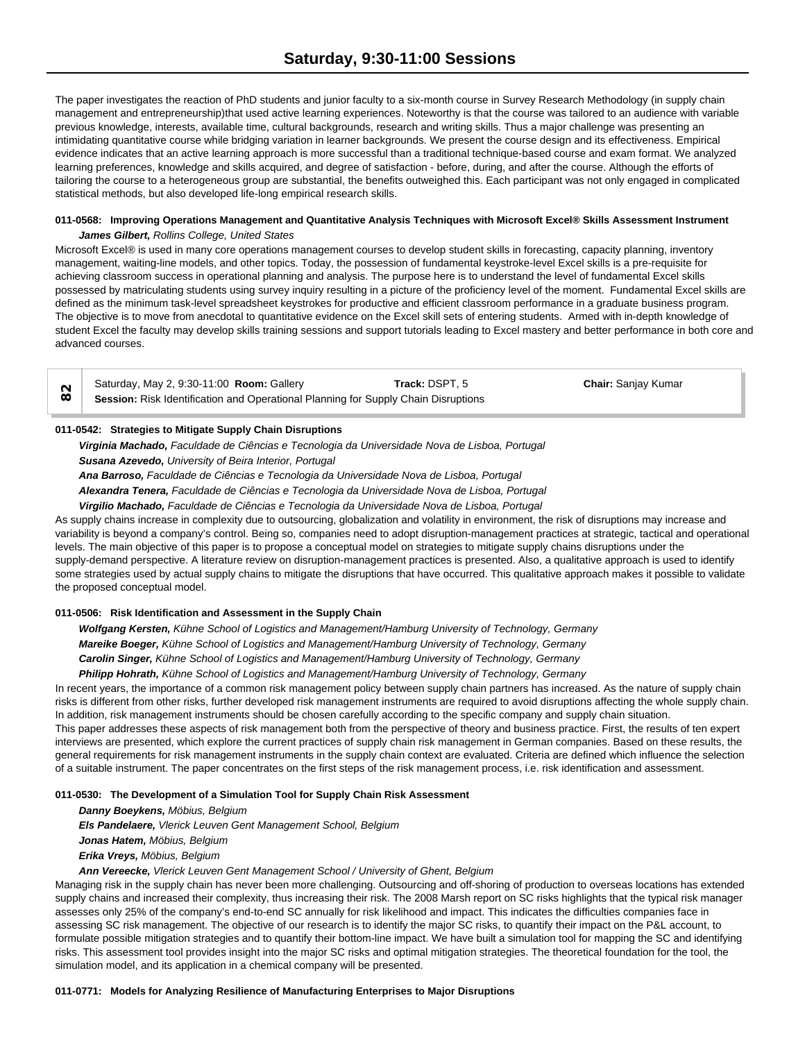The paper investigates the reaction of PhD students and junior faculty to a six-month course in Survey Research Methodology (in supply chain management and entrepreneurship)that used active learning experiences. Noteworthy is that the course was tailored to an audience with variable previous knowledge, interests, available time, cultural backgrounds, research and writing skills. Thus a major challenge was presenting an intimidating quantitative course while bridging variation in learner backgrounds. We present the course design and its effectiveness. Empirical evidence indicates that an active learning approach is more successful than a traditional technique-based course and exam format. We analyzed learning preferences, knowledge and skills acquired, and degree of satisfaction - before, during, and after the course. Although the efforts of tailoring the course to a heterogeneous group are substantial, the benefits outweighed this. Each participant was not only engaged in complicated statistical methods, but also developed life-long empirical research skills.

**011-0568: Improving Operations Management and Quantitative Analysis Techniques with Microsoft Excel® Skills Assessment Instrument**

***James Gilbert,*** *Rollins College, United States*

Microsoft Excel® is used in many core operations management courses to develop student skills in forecasting, capacity planning, inventory management, waiting-line models, and other topics. Today, the possession of fundamental keystroke-level Excel skills is a pre-requisite for achieving classroom success in operational planning and analysis. The purpose here is to understand the level of fundamental Excel skills possessed by matriculating students using survey inquiry resulting in a picture of the proficiency level of the moment. Fundamental Excel skills are defined as the minimum task-level spreadsheet keystrokes for productive and efficient classroom performance in a graduate business program. The objective is to move from anecdotal to quantitative evidence on the Excel skill sets of entering students. Armed with in-depth knowledge of student Excel the faculty may develop skills training sessions and support tutorials leading to Excel mastery and better performance in both core and advanced courses.

**82** | Saturday, May 2, 9:30-11:00 **Room:** Gallery | **Track:** DSPT, 5 | **Chair:** Sanjay Kumar

**Session:** Risk Identification and Operational Planning for Supply Chain Disruptions

**011-0542: Strategies to Mitigate Supply Chain Disruptions**

***Virginia Machado,*** *Faculdade de Ciências e Tecnologia da Universidade Nova de Lisboa, Portugal*
***Susana Azevedo,*** *University of Beira Interior, Portugal*
***Ana Barroso,*** *Faculdade de Ciências e Tecnologia da Universidade Nova de Lisboa, Portugal*
***Alexandra Tenera,*** *Faculdade de Ciências e Tecnologia da Universidade Nova de Lisboa, Portugal*
***Virgilio Machado,*** *Faculdade de Ciências e Tecnologia da Universidade Nova de Lisboa, Portugal*

As supply chains increase in complexity due to outsourcing, globalization and volatility in environment, the risk of disruptions may increase and variability is beyond a company's control. Being so, companies need to adopt disruption-management practices at strategic, tactical and operational levels. The main objective of this paper is to propose a conceptual model on strategies to mitigate supply chains disruptions under the supply-demand perspective. A literature review on disruption-management practices is presented. Also, a qualitative approach is used to identify some strategies used by actual supply chains to mitigate the disruptions that have occurred. This qualitative approach makes it possible to validate the proposed conceptual model.

**011-0506: Risk Identification and Assessment in the Supply Chain**

***Wolfgang Kersten,*** *Kühne School of Logistics and Management/Hamburg University of Technology, Germany*
***Mareike Boeger,*** *Kühne School of Logistics and Management/Hamburg University of Technology, Germany*
***Carolin Singer,*** *Kühne School of Logistics and Management/Hamburg University of Technology, Germany*
***Philipp Hohrath,*** *Kühne School of Logistics and Management/Hamburg University of Technology, Germany*

In recent years, the importance of a common risk management policy between supply chain partners has increased. As the nature of supply chain risks is different from other risks, further developed risk management instruments are required to avoid disruptions affecting the whole supply chain. In addition, risk management instruments should be chosen carefully according to the specific company and supply chain situation.
This paper addresses these aspects of risk management both from the perspective of theory and business practice. First, the results of ten expert interviews are presented, which explore the current practices of supply chain risk management in German companies. Based on these results, the general requirements for risk management instruments in the supply chain context are evaluated. Criteria are defined which influence the selection of a suitable instrument. The paper concentrates on the first steps of the risk management process, i.e. risk identification and assessment.

**011-0530: The Development of a Simulation Tool for Supply Chain Risk Assessment**

***Danny Boeykens,*** *Möbius, Belgium*
***Els Pandelaere,*** *Vlerick Leuven Gent Management School, Belgium*
***Jonas Hatem,*** *Möbius, Belgium*
***Erika Vreys,*** *Möbius, Belgium*
***Ann Vereecke,*** *Vlerick Leuven Gent Management School / University of Ghent, Belgium*

Managing risk in the supply chain has never been more challenging. Outsourcing and off-shoring of production to overseas locations has extended supply chains and increased their complexity, thus increasing their risk. The 2008 Marsh report on SC risks highlights that the typical risk manager assesses only 25% of the company's end-to-end SC annually for risk likelihood and impact. This indicates the difficulties companies face in assessing SC risk management. The objective of our research is to identify the major SC risks, to quantify their impact on the P&L account, to formulate possible mitigation strategies and to quantify their bottom-line impact. We have built a simulation tool for mapping the SC and identifying risks. This assessment tool provides insight into the major SC risks and optimal mitigation strategies. The theoretical foundation for the tool, the simulation model, and its application in a chemical company will be presented.

**011-0771: Models for Analyzing Resilience of Manufacturing Enterprises to Major Disruptions**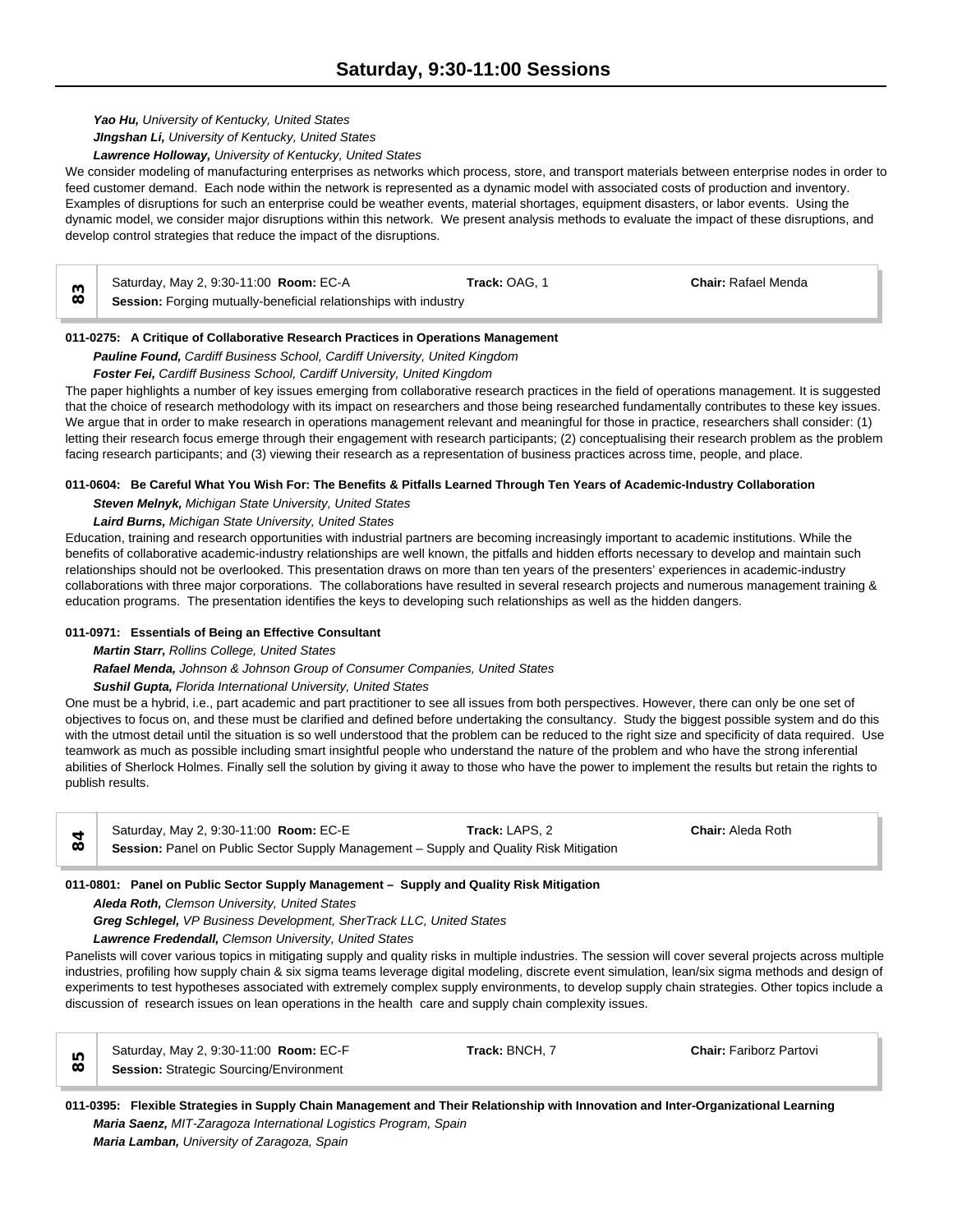*Yao Hu, University of Kentucky, United States*

*JIngshan Li, University of Kentucky, United States*

*Lawrence Holloway, University of Kentucky, United States*

We consider modeling of manufacturing enterprises as networks which process, store, and transport materials between enterprise nodes in order to feed customer demand. Each node within the network is represented as a dynamic model with associated costs of production and inventory. Examples of disruptions for such an enterprise could be weather events, material shortages, equipment disasters, or labor events. Using the dynamic model, we consider major disruptions within this network. We present analysis methods to evaluate the impact of these disruptions, and develop control strategies that reduce the impact of the disruptions.

| **83** | Saturday, May 2, 9:30-11:00 **Room:** EC-A | **Track:** OAG, 1 | **Chair:** Rafael Menda |
|---|---|---|---|
| | **Session:** Forging mutually-beneficial relationships with industry | | |

**011-0275: A Critique of Collaborative Research Practices in Operations Management**

*Pauline Found, Cardiff Business School, Cardiff University, United Kingdom*

*Foster Fei, Cardiff Business School, Cardiff University, United Kingdom*

The paper highlights a number of key issues emerging from collaborative research practices in the field of operations management. It is suggested that the choice of research methodology with its impact on researchers and those being researched fundamentally contributes to these key issues. We argue that in order to make research in operations management relevant and meaningful for those in practice, researchers shall consider: (1) letting their research focus emerge through their engagement with research participants; (2) conceptualising their research problem as the problem facing research participants; and (3) viewing their research as a representation of business practices across time, people, and place.

**011-0604: Be Careful What You Wish For: The Benefits & Pitfalls Learned Through Ten Years of Academic-Industry Collaboration**

*Steven Melnyk, Michigan State University, United States*

*Laird Burns, Michigan State University, United States*

Education, training and research opportunities with industrial partners are becoming increasingly important to academic institutions. While the benefits of collaborative academic-industry relationships are well known, the pitfalls and hidden efforts necessary to develop and maintain such relationships should not be overlooked. This presentation draws on more than ten years of the presenters' experiences in academic-industry collaborations with three major corporations. The collaborations have resulted in several research projects and numerous management training & education programs. The presentation identifies the keys to developing such relationships as well as the hidden dangers.

**011-0971: Essentials of Being an Effective Consultant**

*Martin Starr, Rollins College, United States*

*Rafael Menda, Johnson & Johnson Group of Consumer Companies, United States*

*Sushil Gupta, Florida International University, United States*

One must be a hybrid, i.e., part academic and part practitioner to see all issues from both perspectives. However, there can only be one set of objectives to focus on, and these must be clarified and defined before undertaking the consultancy. Study the biggest possible system and do this with the utmost detail until the situation is so well understood that the problem can be reduced to the right size and specificity of data required. Use teamwork as much as possible including smart insightful people who understand the nature of the problem and who have the strong inferential abilities of Sherlock Holmes. Finally sell the solution by giving it away to those who have the power to implement the results but retain the rights to publish results.

| **84** | Saturday, May 2, 9:30-11:00 **Room:** EC-E | **Track:** LAPS, 2 | **Chair:** Aleda Roth |
|---|---|---|---|
| | **Session:** Panel on Public Sector Supply Management – Supply and Quality Risk Mitigation | | |

**011-0801: Panel on Public Sector Supply Management – Supply and Quality Risk Mitigation**

*Aleda Roth, Clemson University, United States*

*Greg Schlegel, VP Business Development, SherTrack LLC, United States*

*Lawrence Fredendall, Clemson University, United States*

Panelists will cover various topics in mitigating supply and quality risks in multiple industries. The session will cover several projects across multiple industries, profiling how supply chain & six sigma teams leverage digital modeling, discrete event simulation, lean/six sigma methods and design of experiments to test hypotheses associated with extremely complex supply environments, to develop supply chain strategies. Other topics include a discussion of research issues on lean operations in the health care and supply chain complexity issues.

| **85** | Saturday, May 2, 9:30-11:00 **Room:** EC-F | **Track:** BNCH, 7 | **Chair:** Fariborz Partovi |
|---|---|---|---|
| | **Session:** Strategic Sourcing/Environment | | |

**011-0395: Flexible Strategies in Supply Chain Management and Their Relationship with Innovation and Inter-Organizational Learning**

*Maria Saenz, MIT-Zaragoza International Logistics Program, Spain*

*Maria Lamban, University of Zaragoza, Spain*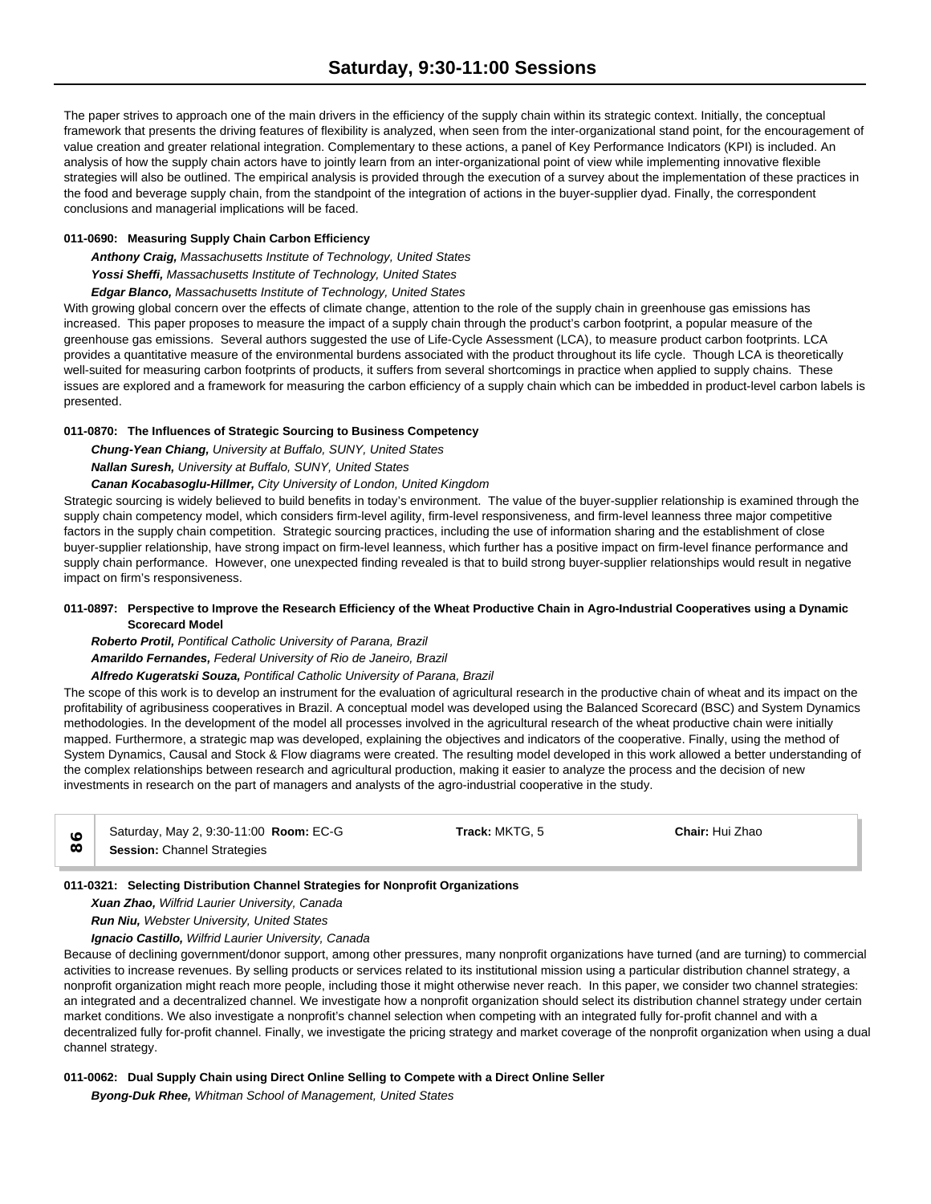The paper strives to approach one of the main drivers in the efficiency of the supply chain within its strategic context. Initially, the conceptual framework that presents the driving features of flexibility is analyzed, when seen from the inter-organizational stand point, for the encouragement of value creation and greater relational integration. Complementary to these actions, a panel of Key Performance Indicators (KPI) is included. An analysis of how the supply chain actors have to jointly learn from an inter-organizational point of view while implementing innovative flexible strategies will also be outlined. The empirical analysis is provided through the execution of a survey about the implementation of these practices in the food and beverage supply chain, from the standpoint of the integration of actions in the buyer-supplier dyad. Finally, the correspondent conclusions and managerial implications will be faced.

**011-0690: Measuring Supply Chain Carbon Efficiency**

***Anthony Craig,*** *Massachusetts Institute of Technology, United States*
***Yossi Sheffi,*** *Massachusetts Institute of Technology, United States*
***Edgar Blanco,*** *Massachusetts Institute of Technology, United States*

With growing global concern over the effects of climate change, attention to the role of the supply chain in greenhouse gas emissions has increased. This paper proposes to measure the impact of a supply chain through the product's carbon footprint, a popular measure of the greenhouse gas emissions. Several authors suggested the use of Life-Cycle Assessment (LCA), to measure product carbon footprints. LCA provides a quantitative measure of the environmental burdens associated with the product throughout its life cycle. Though LCA is theoretically well-suited for measuring carbon footprints of products, it suffers from several shortcomings in practice when applied to supply chains. These issues are explored and a framework for measuring the carbon efficiency of a supply chain which can be imbedded in product-level carbon labels is presented.

**011-0870: The Influences of Strategic Sourcing to Business Competency**

***Chung-Yean Chiang,*** *University at Buffalo, SUNY, United States*
***Nallan Suresh,*** *University at Buffalo, SUNY, United States*
***Canan Kocabasoglu-Hillmer,*** *City University of London, United Kingdom*

Strategic sourcing is widely believed to build benefits in today's environment. The value of the buyer-supplier relationship is examined through the supply chain competency model, which considers firm-level agility, firm-level responsiveness, and firm-level leanness three major competitive factors in the supply chain competition. Strategic sourcing practices, including the use of information sharing and the establishment of close buyer-supplier relationship, have strong impact on firm-level leanness, which further has a positive impact on firm-level finance performance and supply chain performance. However, one unexpected finding revealed is that to build strong buyer-supplier relationships would result in negative impact on firm's responsiveness.

**011-0897: Perspective to Improve the Research Efficiency of the Wheat Productive Chain in Agro-Industrial Cooperatives using a Dynamic Scorecard Model**

***Roberto Protil,*** *Pontifical Catholic University of Parana, Brazil*
***Amarildo Fernandes,*** *Federal University of Rio de Janeiro, Brazil*
***Alfredo Kugeratski Souza,*** *Pontifical Catholic University of Parana, Brazil*

The scope of this work is to develop an instrument for the evaluation of agricultural research in the productive chain of wheat and its impact on the profitability of agribusiness cooperatives in Brazil. A conceptual model was developed using the Balanced Scorecard (BSC) and System Dynamics methodologies. In the development of the model all processes involved in the agricultural research of the wheat productive chain were initially mapped. Furthermore, a strategic map was developed, explaining the objectives and indicators of the cooperative. Finally, using the method of System Dynamics, Causal and Stock & Flow diagrams were created. The resulting model developed in this work allowed a better understanding of the complex relationships between research and agricultural production, making it easier to analyze the process and the decision of new investments in research on the part of managers and analysts of the agro-industrial cooperative in the study.

| 86 | Saturday, May 2, 9:30-11:00 **Room:** EC-G<br>**Session:** Channel Strategies | **Track:** MKTG, 5 | **Chair:** Hui Zhao |
|---|---|---|---|

**011-0321: Selecting Distribution Channel Strategies for Nonprofit Organizations**

***Xuan Zhao,*** *Wilfrid Laurier University, Canada*
***Run Niu,*** *Webster University, United States*
***Ignacio Castillo,*** *Wilfrid Laurier University, Canada*

Because of declining government/donor support, among other pressures, many nonprofit organizations have turned (and are turning) to commercial activities to increase revenues. By selling products or services related to its institutional mission using a particular distribution channel strategy, a nonprofit organization might reach more people, including those it might otherwise never reach. In this paper, we consider two channel strategies: an integrated and a decentralized channel. We investigate how a nonprofit organization should select its distribution channel strategy under certain market conditions. We also investigate a nonprofit's channel selection when competing with an integrated fully for-profit channel and with a decentralized fully for-profit channel. Finally, we investigate the pricing strategy and market coverage of the nonprofit organization when using a dual channel strategy.

**011-0062: Dual Supply Chain using Direct Online Selling to Compete with a Direct Online Seller**

***Byong-Duk Rhee,*** *Whitman School of Management, United States*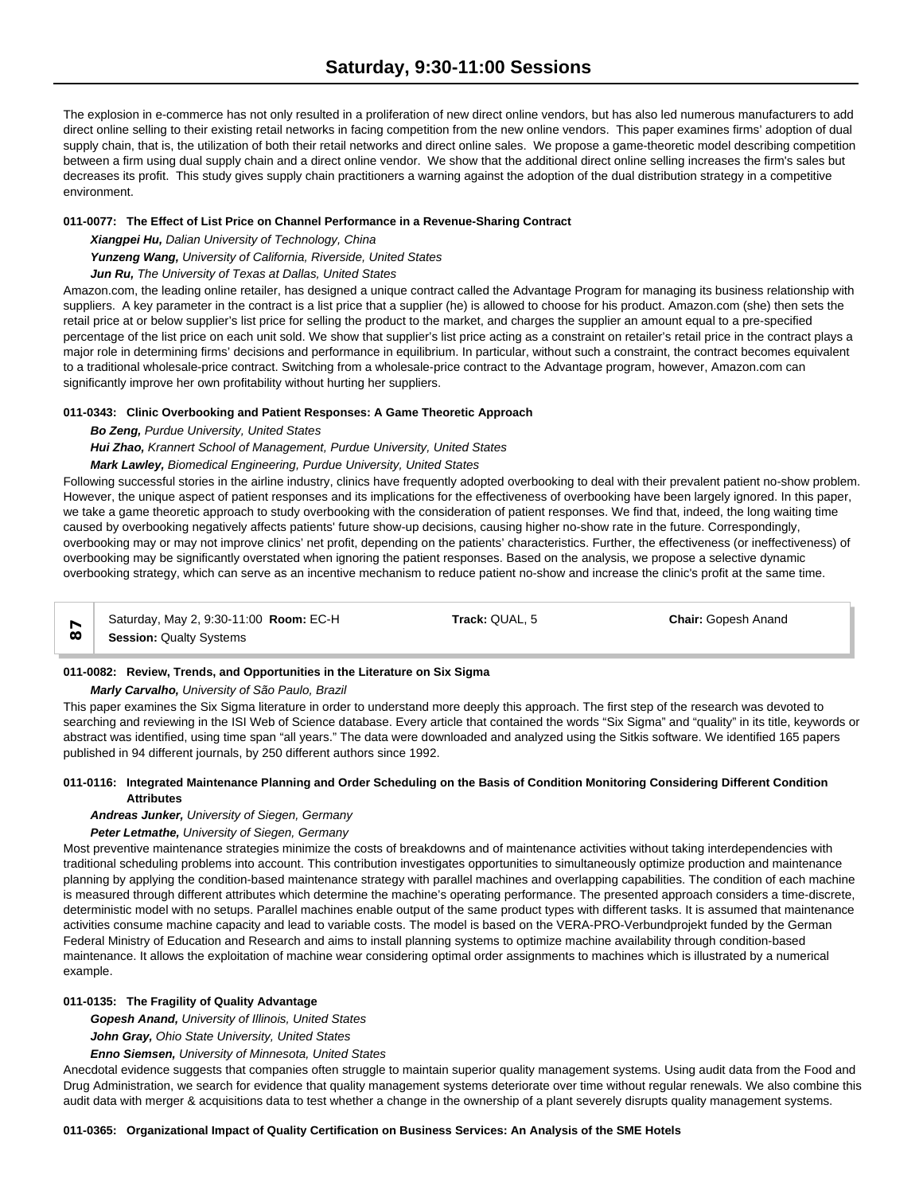The explosion in e-commerce has not only resulted in a proliferation of new direct online vendors, but has also led numerous manufacturers to add direct online selling to their existing retail networks in facing competition from the new online vendors. This paper examines firms' adoption of dual supply chain, that is, the utilization of both their retail networks and direct online sales. We propose a game-theoretic model describing competition between a firm using dual supply chain and a direct online vendor. We show that the additional direct online selling increases the firm's sales but decreases its profit. This study gives supply chain practitioners a warning against the adoption of the dual distribution strategy in a competitive environment.

**011-0077: The Effect of List Price on Channel Performance in a Revenue-Sharing Contract**

***Xiangpei Hu,*** *Dalian University of Technology, China*

***Yunzeng Wang,*** *University of California, Riverside, United States*

***Jun Ru,*** *The University of Texas at Dallas, United States*

Amazon.com, the leading online retailer, has designed a unique contract called the Advantage Program for managing its business relationship with suppliers. A key parameter in the contract is a list price that a supplier (he) is allowed to choose for his product. Amazon.com (she) then sets the retail price at or below supplier's list price for selling the product to the market, and charges the supplier an amount equal to a pre-specified percentage of the list price on each unit sold. We show that supplier's list price acting as a constraint on retailer's retail price in the contract plays a major role in determining firms' decisions and performance in equilibrium. In particular, without such a constraint, the contract becomes equivalent to a traditional wholesale-price contract. Switching from a wholesale-price contract to the Advantage program, however, Amazon.com can significantly improve her own profitability without hurting her suppliers.

**011-0343: Clinic Overbooking and Patient Responses: A Game Theoretic Approach**

***Bo Zeng,*** *Purdue University, United States*

***Hui Zhao,*** *Krannert School of Management, Purdue University, United States*

***Mark Lawley,*** *Biomedical Engineering, Purdue University, United States*

Following successful stories in the airline industry, clinics have frequently adopted overbooking to deal with their prevalent patient no-show problem. However, the unique aspect of patient responses and its implications for the effectiveness of overbooking have been largely ignored. In this paper, we take a game theoretic approach to study overbooking with the consideration of patient responses. We find that, indeed, the long waiting time caused by overbooking negatively affects patients' future show-up decisions, causing higher no-show rate in the future. Correspondingly, overbooking may or may not improve clinics' net profit, depending on the patients' characteristics. Further, the effectiveness (or ineffectiveness) of overbooking may be significantly overstated when ignoring the patient responses. Based on the analysis, we propose a selective dynamic overbooking strategy, which can serve as an incentive mechanism to reduce patient no-show and increase the clinic's profit at the same time.

| 87 | Saturday, May 2, 9:30-11:00 **Room:** EC-H<br>**Session:** Qualty Systems | **Track:** QUAL, 5 | **Chair:** Gopesh Anand |
|---|---|---|---|

**011-0082: Review, Trends, and Opportunities in the Literature on Six Sigma**

***Marly Carvalho,*** *University of São Paulo, Brazil*

This paper examines the Six Sigma literature in order to understand more deeply this approach. The first step of the research was devoted to searching and reviewing in the ISI Web of Science database. Every article that contained the words "Six Sigma" and "quality" in its title, keywords or abstract was identified, using time span "all years." The data were downloaded and analyzed using the Sitkis software. We identified 165 papers published in 94 different journals, by 250 different authors since 1992.

**011-0116: Integrated Maintenance Planning and Order Scheduling on the Basis of Condition Monitoring Considering Different Condition Attributes**

***Andreas Junker,*** *University of Siegen, Germany*

***Peter Letmathe,*** *University of Siegen, Germany*

Most preventive maintenance strategies minimize the costs of breakdowns and of maintenance activities without taking interdependencies with traditional scheduling problems into account. This contribution investigates opportunities to simultaneously optimize production and maintenance planning by applying the condition-based maintenance strategy with parallel machines and overlapping capabilities. The condition of each machine is measured through different attributes which determine the machine's operating performance. The presented approach considers a time-discrete, deterministic model with no setups. Parallel machines enable output of the same product types with different tasks. It is assumed that maintenance activities consume machine capacity and lead to variable costs. The model is based on the VERA-PRO-Verbundprojekt funded by the German Federal Ministry of Education and Research and aims to install planning systems to optimize machine availability through condition-based maintenance. It allows the exploitation of machine wear considering optimal order assignments to machines which is illustrated by a numerical example.

**011-0135: The Fragility of Quality Advantage**

***Gopesh Anand,*** *University of Illinois, United States*

***John Gray,*** *Ohio State University, United States*

***Enno Siemsen,*** *University of Minnesota, United States*

Anecdotal evidence suggests that companies often struggle to maintain superior quality management systems. Using audit data from the Food and Drug Administration, we search for evidence that quality management systems deteriorate over time without regular renewals. We also combine this audit data with merger & acquisitions data to test whether a change in the ownership of a plant severely disrupts quality management systems.

**011-0365: Organizational Impact of Quality Certification on Business Services: An Analysis of the SME Hotels**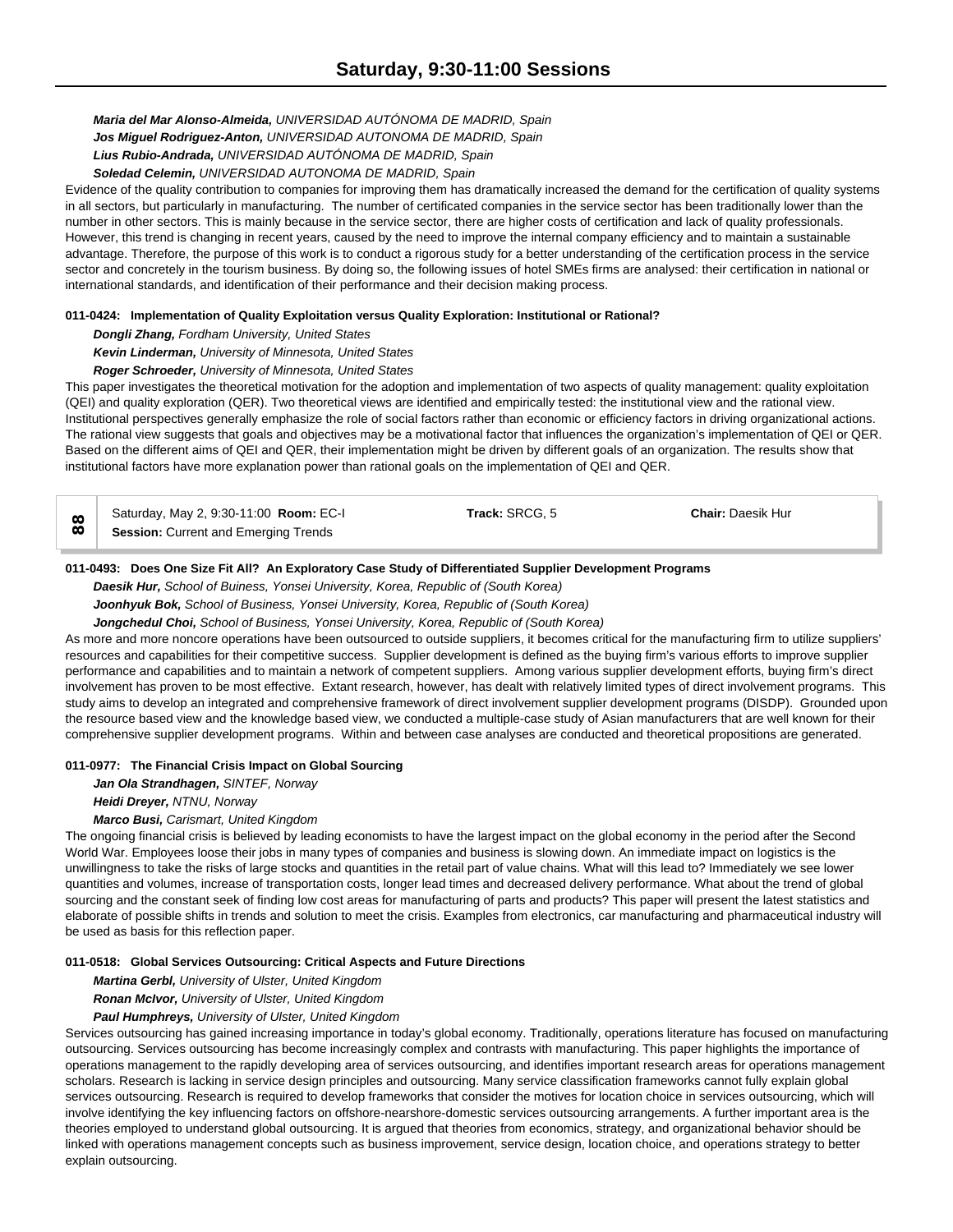***Maria del Mar Alonso-Almeida,*** *UNIVERSIDAD AUTÓNOMA DE MADRID, Spain*
***Jos Miguel Rodriguez-Anton,*** *UNIVERSIDAD AUTONOMA DE MADRID, Spain*
***Lius Rubio-Andrada,*** *UNIVERSIDAD AUTÓNOMA DE MADRID, Spain*
***Soledad Celemin,*** *UNIVERSIDAD AUTONOMA DE MADRID, Spain*

Evidence of the quality contribution to companies for improving them has dramatically increased the demand for the certification of quality systems in all sectors, but particularly in manufacturing. The number of certificated companies in the service sector has been traditionally lower than the number in other sectors. This is mainly because in the service sector, there are higher costs of certification and lack of quality professionals. However, this trend is changing in recent years, caused by the need to improve the internal company efficiency and to maintain a sustainable advantage. Therefore, the purpose of this work is to conduct a rigorous study for a better understanding of the certification process in the service sector and concretely in the tourism business. By doing so, the following issues of hotel SMEs firms are analysed: their certification in national or international standards, and identification of their performance and their decision making process.

**011-0424: Implementation of Quality Exploitation versus Quality Exploration: Institutional or Rational?**

***Dongli Zhang,*** *Fordham University, United States*
***Kevin Linderman,*** *University of Minnesota, United States*
***Roger Schroeder,*** *University of Minnesota, United States*

This paper investigates the theoretical motivation for the adoption and implementation of two aspects of quality management: quality exploitation (QEI) and quality exploration (QER). Two theoretical views are identified and empirically tested: the institutional view and the rational view. Institutional perspectives generally emphasize the role of social factors rather than economic or efficiency factors in driving organizational actions. The rational view suggests that goals and objectives may be a motivational factor that influences the organization's implementation of QEI or QER. Based on the different aims of QEI and QER, their implementation might be driven by different goals of an organization. The results show that institutional factors have more explanation power than rational goals on the implementation of QEI and QER.

| 88 | Saturday, May 2, 9:30-11:00 **Room:** EC-I | **Track:** SRCG, 5 | **Chair:** Daesik Hur |
|---|---|---|---|
| | **Session:** Current and Emerging Trends | | |

**011-0493: Does One Size Fit All? An Exploratory Case Study of Differentiated Supplier Development Programs**

***Daesik Hur,*** *School of Buiness, Yonsei University, Korea, Republic of (South Korea)*
***Joonhyuk Bok,*** *School of Business, Yonsei University, Korea, Republic of (South Korea)*
***Jongchedul Choi,*** *School of Business, Yonsei University, Korea, Republic of (South Korea)*

As more and more noncore operations have been outsourced to outside suppliers, it becomes critical for the manufacturing firm to utilize suppliers' resources and capabilities for their competitive success. Supplier development is defined as the buying firm's various efforts to improve supplier performance and capabilities and to maintain a network of competent suppliers. Among various supplier development efforts, buying firm's direct involvement has proven to be most effective. Extant research, however, has dealt with relatively limited types of direct involvement programs. This study aims to develop an integrated and comprehensive framework of direct involvement supplier development programs (DISDP). Grounded upon the resource based view and the knowledge based view, we conducted a multiple-case study of Asian manufacturers that are well known for their comprehensive supplier development programs. Within and between case analyses are conducted and theoretical propositions are generated.

**011-0977: The Financial Crisis Impact on Global Sourcing**

***Jan Ola Strandhagen,*** *SINTEF, Norway*
***Heidi Dreyer,*** *NTNU, Norway*
***Marco Busi,*** *Carismart, United Kingdom*

The ongoing financial crisis is believed by leading economists to have the largest impact on the global economy in the period after the Second World War. Employees loose their jobs in many types of companies and business is slowing down. An immediate impact on logistics is the unwillingness to take the risks of large stocks and quantities in the retail part of value chains. What will this lead to? Immediately we see lower quantities and volumes, increase of transportation costs, longer lead times and decreased delivery performance. What about the trend of global sourcing and the constant seek of finding low cost areas for manufacturing of parts and products? This paper will present the latest statistics and elaborate of possible shifts in trends and solution to meet the crisis. Examples from electronics, car manufacturing and pharmaceutical industry will be used as basis for this reflection paper.

**011-0518: Global Services Outsourcing: Critical Aspects and Future Directions**

***Martina Gerbl,*** *University of Ulster, United Kingdom*
***Ronan McIvor,*** *University of Ulster, United Kingdom*
***Paul Humphreys,*** *University of Ulster, United Kingdom*

Services outsourcing has gained increasing importance in today's global economy. Traditionally, operations literature has focused on manufacturing outsourcing. Services outsourcing has become increasingly complex and contrasts with manufacturing. This paper highlights the importance of operations management to the rapidly developing area of services outsourcing, and identifies important research areas for operations management scholars. Research is lacking in service design principles and outsourcing. Many service classification frameworks cannot fully explain global services outsourcing. Research is required to develop frameworks that consider the motives for location choice in services outsourcing, which will involve identifying the key influencing factors on offshore-nearshore-domestic services outsourcing arrangements. A further important area is the theories employed to understand global outsourcing. It is argued that theories from economics, strategy, and organizational behavior should be linked with operations management concepts such as business improvement, service design, location choice, and operations strategy to better explain outsourcing.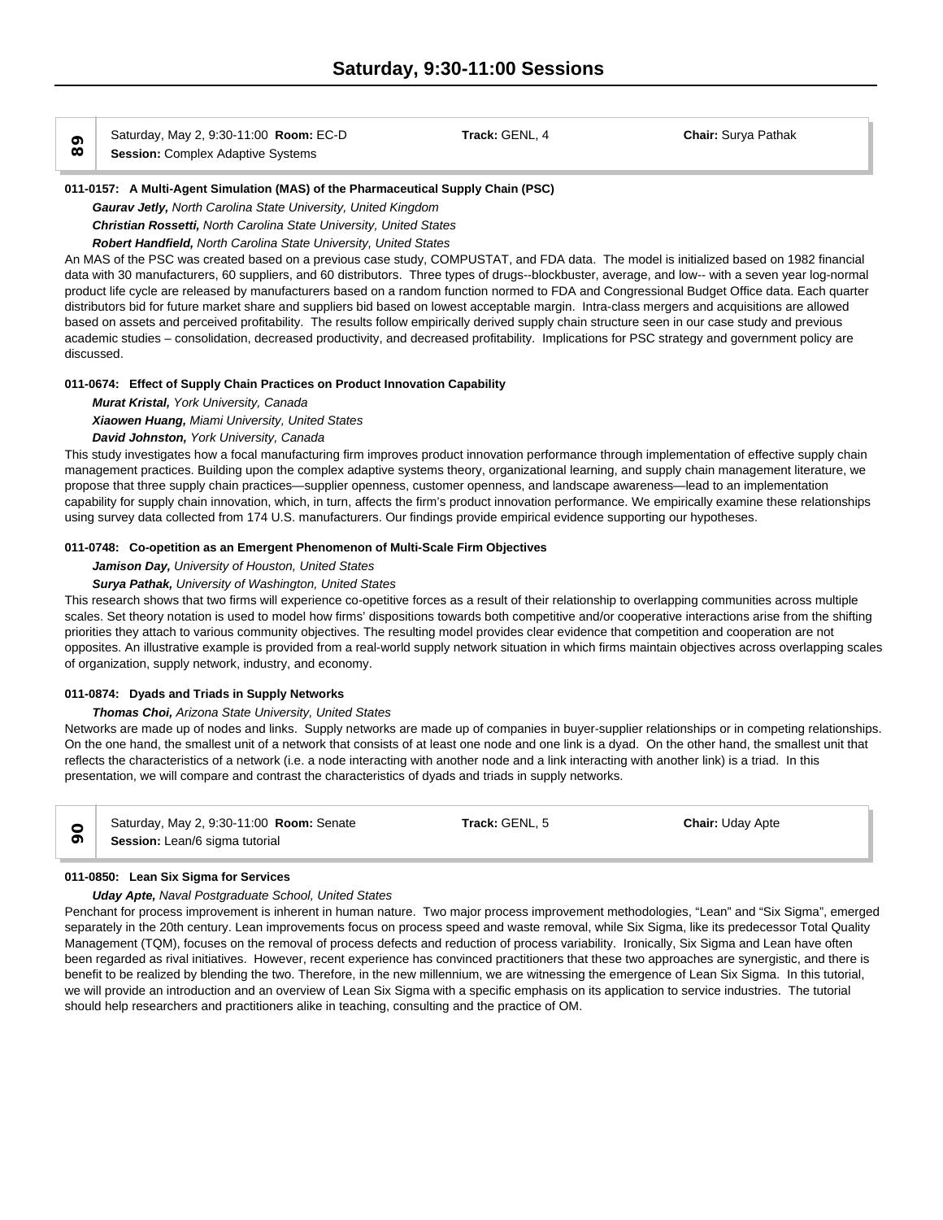# Saturday, 9:30-11:00 Sessions

**89** Saturday, May 2, 9:30-11:00 **Room:** EC-D **Track:** GENL, 4 **Chair:** Surya Pathak
**Session:** Complex Adaptive Systems

**011-0157: A Multi-Agent Simulation (MAS) of the Pharmaceutical Supply Chain (PSC)**

***Gaurav Jetly,*** *North Carolina State University, United Kingdom*
***Christian Rossetti,*** *North Carolina State University, United States*
***Robert Handfield,*** *North Carolina State University, United States*

An MAS of the PSC was created based on a previous case study, COMPUSTAT, and FDA data. The model is initialized based on 1982 financial data with 30 manufacturers, 60 suppliers, and 60 distributors. Three types of drugs--blockbuster, average, and low-- with a seven year log-normal product life cycle are released by manufacturers based on a random function normed to FDA and Congressional Budget Office data. Each quarter distributors bid for future market share and suppliers bid based on lowest acceptable margin. Intra-class mergers and acquisitions are allowed based on assets and perceived profitability. The results follow empirically derived supply chain structure seen in our case study and previous academic studies – consolidation, decreased productivity, and decreased profitability. Implications for PSC strategy and government policy are discussed.

**011-0674: Effect of Supply Chain Practices on Product Innovation Capability**

***Murat Kristal,*** *York University, Canada*
***Xiaowen Huang,*** *Miami University, United States*
***David Johnston,*** *York University, Canada*

This study investigates how a focal manufacturing firm improves product innovation performance through implementation of effective supply chain management practices. Building upon the complex adaptive systems theory, organizational learning, and supply chain management literature, we propose that three supply chain practices—supplier openness, customer openness, and landscape awareness—lead to an implementation capability for supply chain innovation, which, in turn, affects the firm's product innovation performance. We empirically examine these relationships using survey data collected from 174 U.S. manufacturers. Our findings provide empirical evidence supporting our hypotheses.

**011-0748: Co-opetition as an Emergent Phenomenon of Multi-Scale Firm Objectives**

***Jamison Day,*** *University of Houston, United States*
***Surya Pathak,*** *University of Washington, United States*

This research shows that two firms will experience co-opetitive forces as a result of their relationship to overlapping communities across multiple scales. Set theory notation is used to model how firms' dispositions towards both competitive and/or cooperative interactions arise from the shifting priorities they attach to various community objectives. The resulting model provides clear evidence that competition and cooperation are not opposites. An illustrative example is provided from a real-world supply network situation in which firms maintain objectives across overlapping scales of organization, supply network, industry, and economy.

**011-0874: Dyads and Triads in Supply Networks**

***Thomas Choi,*** *Arizona State University, United States*

Networks are made up of nodes and links. Supply networks are made up of companies in buyer-supplier relationships or in competing relationships. On the one hand, the smallest unit of a network that consists of at least one node and one link is a dyad. On the other hand, the smallest unit that reflects the characteristics of a network (i.e. a node interacting with another node and a link interacting with another link) is a triad. In this presentation, we will compare and contrast the characteristics of dyads and triads in supply networks.

**90** Saturday, May 2, 9:30-11:00 **Room:** Senate **Track:** GENL, 5 **Chair:** Uday Apte
**Session:** Lean/6 sigma tutorial

**011-0850: Lean Six Sigma for Services**

***Uday Apte,*** *Naval Postgraduate School, United States*

Penchant for process improvement is inherent in human nature. Two major process improvement methodologies, "Lean" and "Six Sigma", emerged separately in the 20th century. Lean improvements focus on process speed and waste removal, while Six Sigma, like its predecessor Total Quality Management (TQM), focuses on the removal of process defects and reduction of process variability. Ironically, Six Sigma and Lean have often been regarded as rival initiatives. However, recent experience has convinced practitioners that these two approaches are synergistic, and there is benefit to be realized by blending the two. Therefore, in the new millennium, we are witnessing the emergence of Lean Six Sigma. In this tutorial, we will provide an introduction and an overview of Lean Six Sigma with a specific emphasis on its application to service industries. The tutorial should help researchers and practitioners alike in teaching, consulting and the practice of OM.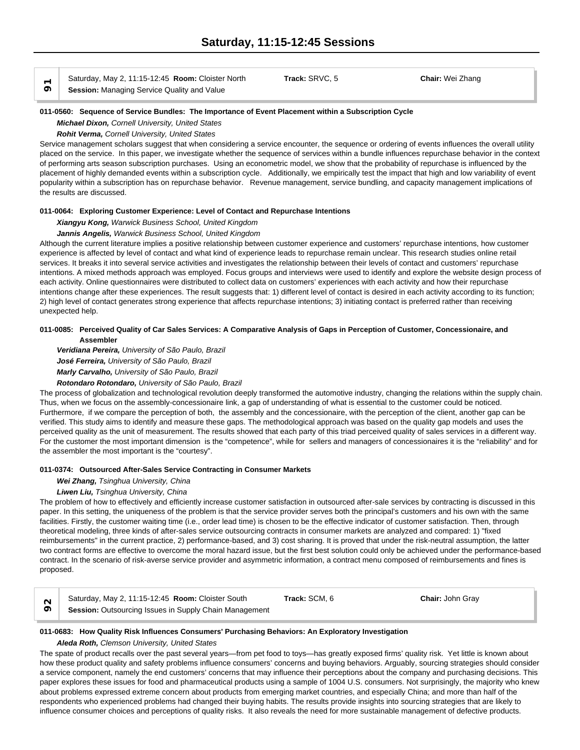# Saturday, 11:15-12:45 Sessions

**91** Saturday, May 2, 11:15-12:45 **Room:** Cloister North **Track:** SRVC, 5 **Chair:** Wei Zhang
**Session:** Managing Service Quality and Value

**011-0560: Sequence of Service Bundles: The Importance of Event Placement within a Subscription Cycle**

***Michael Dixon,*** *Cornell University, United States*

***Rohit Verma,*** *Cornell University, United States*

Service management scholars suggest that when considering a service encounter, the sequence or ordering of events influences the overall utility placed on the service. In this paper, we investigate whether the sequence of services within a bundle influences repurchase behavior in the context of performing arts season subscription purchases. Using an econometric model, we show that the probability of repurchase is influenced by the placement of highly demanded events within a subscription cycle. Additionally, we empirically test the impact that high and low variability of event popularity within a subscription has on repurchase behavior. Revenue management, service bundling, and capacity management implications of the results are discussed.

**011-0064: Exploring Customer Experience: Level of Contact and Repurchase Intentions**

***Xiangyu Kong,*** *Warwick Business School, United Kingdom*

***Jannis Angelis,*** *Warwick Business School, United Kingdom*

Although the current literature implies a positive relationship between customer experience and customers' repurchase intentions, how customer experience is affected by level of contact and what kind of experience leads to repurchase remain unclear. This research studies online retail services. It breaks it into several service activities and investigates the relationship between their levels of contact and customers' repurchase intentions. A mixed methods approach was employed. Focus groups and interviews were used to identify and explore the website design process of each activity. Online questionnaires were distributed to collect data on customers' experiences with each activity and how their repurchase intentions change after these experiences. The result suggests that: 1) different level of contact is desired in each activity according to its function; 2) high level of contact generates strong experience that affects repurchase intentions; 3) initiating contact is preferred rather than receiving unexpected help.

**011-0085: Perceived Quality of Car Sales Services: A Comparative Analysis of Gaps in Perception of Customer, Concessionaire, and Assembler**

***Veridiana Pereira,*** *University of São Paulo, Brazil*

***José Ferreira,*** *University of São Paulo, Brazil*

***Marly Carvalho,*** *University of São Paulo, Brazil*

***Rotondaro Rotondaro,*** *University of São Paulo, Brazil*

The process of globalization and technological revolution deeply transformed the automotive industry, changing the relations within the supply chain. Thus, when we focus on the assembly-concessionaire link, a gap of understanding of what is essential to the customer could be noticed. Furthermore, if we compare the perception of both, the assembly and the concessionaire, with the perception of the client, another gap can be verified. This study aims to identify and measure these gaps. The methodological approach was based on the quality gap models and uses the perceived quality as the unit of measurement. The results showed that each party of this triad perceived quality of sales services in a different way. For the customer the most important dimension is the "competence", while for sellers and managers of concessionaires it is the "reliability" and for the assembler the most important is the "courtesy".

**011-0374: Outsourced After-Sales Service Contracting in Consumer Markets**

***Wei Zhang,*** *Tsinghua University, China*

***Liwen Liu,*** *Tsinghua University, China*

The problem of how to effectively and efficiently increase customer satisfaction in outsourced after-sale services by contracting is discussed in this paper. In this setting, the uniqueness of the problem is that the service provider serves both the principal's customers and his own with the same facilities. Firstly, the customer waiting time (i.e., order lead time) is chosen to be the effective indicator of customer satisfaction. Then, through theoretical modeling, three kinds of after-sales service outsourcing contracts in consumer markets are analyzed and compared: 1) "fixed reimbursements" in the current practice, 2) performance-based, and 3) cost sharing. It is proved that under the risk-neutral assumption, the latter two contract forms are effective to overcome the moral hazard issue, but the first best solution could only be achieved under the performance-based contract. In the scenario of risk-averse service provider and asymmetric information, a contract menu composed of reimbursements and fines is proposed.

**92** Saturday, May 2, 11:15-12:45 **Room:** Cloister South **Track:** SCM, 6 **Chair:** John Gray
**Session:** Outsourcing Issues in Supply Chain Management

**011-0683: How Quality Risk Influences Consumers' Purchasing Behaviors: An Exploratory Investigation**

***Aleda Roth,*** *Clemson University, United States*

The spate of product recalls over the past several years—from pet food to toys—has greatly exposed firms' quality risk. Yet little is known about how these product quality and safety problems influence consumers' concerns and buying behaviors. Arguably, sourcing strategies should consider a service component, namely the end customers' concerns that may influence their perceptions about the company and purchasing decisions. This paper explores these issues for food and pharmaceutical products using a sample of 1004 U.S. consumers. Not surprisingly, the majority who knew about problems expressed extreme concern about products from emerging market countries, and especially China; and more than half of the respondents who experienced problems had changed their buying habits. The results provide insights into sourcing strategies that are likely to influence consumer choices and perceptions of quality risks. It also reveals the need for more sustainable management of defective products.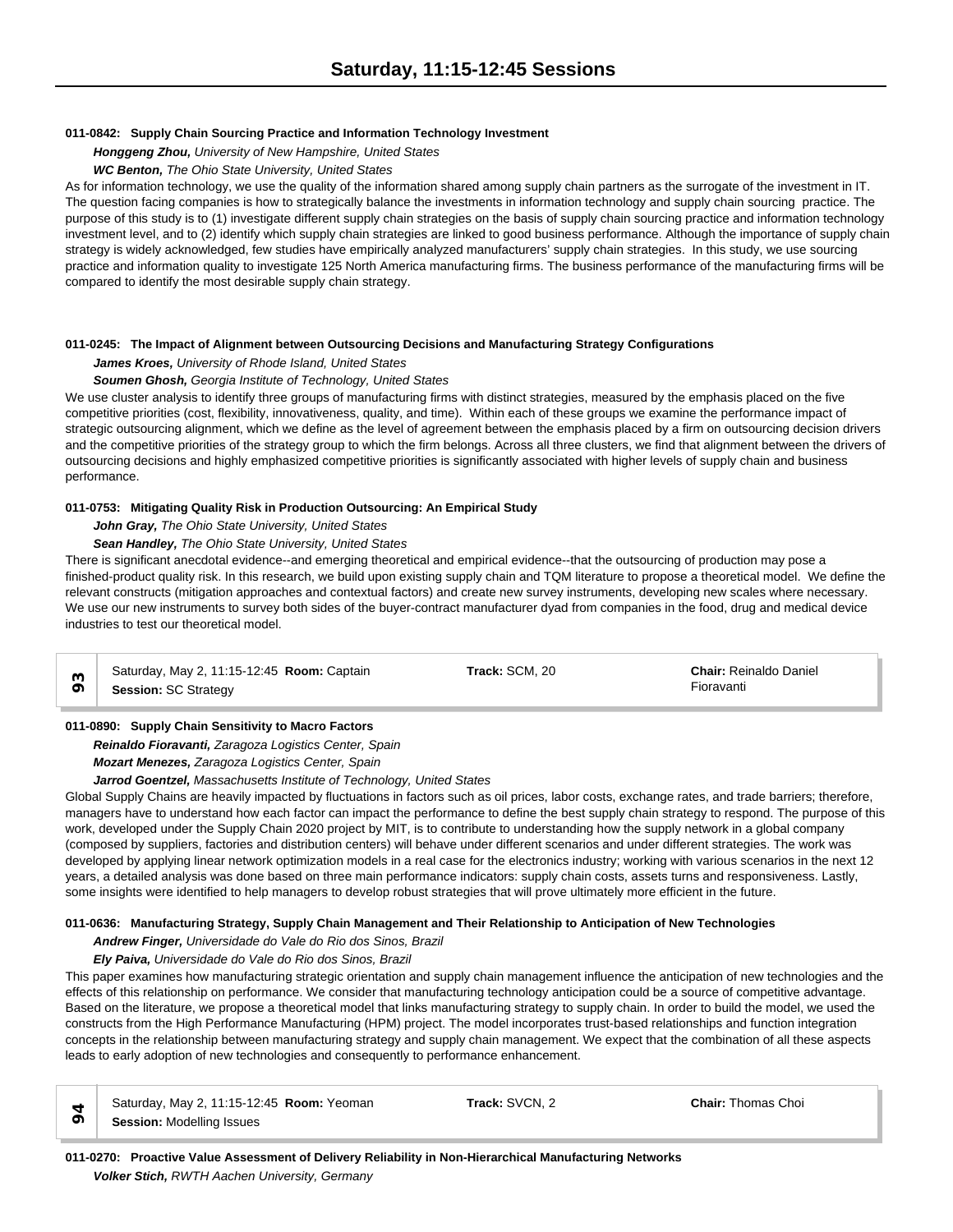# Saturday, 11:15-12:45 Sessions

**011-0842: Supply Chain Sourcing Practice and Information Technology Investment**

***Honggeng Zhou,*** *University of New Hampshire, United States*

***WC Benton,*** *The Ohio State University, United States*

As for information technology, we use the quality of the information shared among supply chain partners as the surrogate of the investment in IT. The question facing companies is how to strategically balance the investments in information technology and supply chain sourcing practice. The purpose of this study is to (1) investigate different supply chain strategies on the basis of supply chain sourcing practice and information technology investment level, and to (2) identify which supply chain strategies are linked to good business performance. Although the importance of supply chain strategy is widely acknowledged, few studies have empirically analyzed manufacturers' supply chain strategies. In this study, we use sourcing practice and information quality to investigate 125 North America manufacturing firms. The business performance of the manufacturing firms will be compared to identify the most desirable supply chain strategy.

**011-0245: The Impact of Alignment between Outsourcing Decisions and Manufacturing Strategy Configurations**

***James Kroes,*** *University of Rhode Island, United States*

***Soumen Ghosh,*** *Georgia Institute of Technology, United States*

We use cluster analysis to identify three groups of manufacturing firms with distinct strategies, measured by the emphasis placed on the five competitive priorities (cost, flexibility, innovativeness, quality, and time). Within each of these groups we examine the performance impact of strategic outsourcing alignment, which we define as the level of agreement between the emphasis placed by a firm on outsourcing decision drivers and the competitive priorities of the strategy group to which the firm belongs. Across all three clusters, we find that alignment between the drivers of outsourcing decisions and highly emphasized competitive priorities is significantly associated with higher levels of supply chain and business performance.

**011-0753: Mitigating Quality Risk in Production Outsourcing: An Empirical Study**

***John Gray,*** *The Ohio State University, United States*

***Sean Handley,*** *The Ohio State University, United States*

There is significant anecdotal evidence--and emerging theoretical and empirical evidence--that the outsourcing of production may pose a finished-product quality risk. In this research, we build upon existing supply chain and TQM literature to propose a theoretical model. We define the relevant constructs (mitigation approaches and contextual factors) and create new survey instruments, developing new scales where necessary. We use our new instruments to survey both sides of the buyer-contract manufacturer dyad from companies in the food, drug and medical device industries to test our theoretical model.

| 93 | Saturday, May 2, 11:15-12:45 **Room:** Captain **Session:** SC Strategy | **Track:** SCM, 20 | **Chair:** Reinaldo Daniel Fioravanti |
|---|---|---|---|

**011-0890: Supply Chain Sensitivity to Macro Factors**

***Reinaldo Fioravanti,*** *Zaragoza Logistics Center, Spain*

***Mozart Menezes,*** *Zaragoza Logistics Center, Spain*

***Jarrod Goentzel,*** *Massachusetts Institute of Technology, United States*

Global Supply Chains are heavily impacted by fluctuations in factors such as oil prices, labor costs, exchange rates, and trade barriers; therefore, managers have to understand how each factor can impact the performance to define the best supply chain strategy to respond. The purpose of this work, developed under the Supply Chain 2020 project by MIT, is to contribute to understanding how the supply network in a global company (composed by suppliers, factories and distribution centers) will behave under different scenarios and under different strategies. The work was developed by applying linear network optimization models in a real case for the electronics industry; working with various scenarios in the next 12 years, a detailed analysis was done based on three main performance indicators: supply chain costs, assets turns and responsiveness. Lastly, some insights were identified to help managers to develop robust strategies that will prove ultimately more efficient in the future.

**011-0636: Manufacturing Strategy, Supply Chain Management and Their Relationship to Anticipation of New Technologies**

***Andrew Finger,*** *Universidade do Vale do Rio dos Sinos, Brazil*

***Ely Paiva,*** *Universidade do Vale do Rio dos Sinos, Brazil*

This paper examines how manufacturing strategic orientation and supply chain management influence the anticipation of new technologies and the effects of this relationship on performance. We consider that manufacturing technology anticipation could be a source of competitive advantage. Based on the literature, we propose a theoretical model that links manufacturing strategy to supply chain. In order to build the model, we used the constructs from the High Performance Manufacturing (HPM) project. The model incorporates trust-based relationships and function integration concepts in the relationship between manufacturing strategy and supply chain management. We expect that the combination of all these aspects leads to early adoption of new technologies and consequently to performance enhancement.

| 94 | Saturday, May 2, 11:15-12:45 **Room:** Yeoman **Session:** Modelling Issues | **Track:** SVCN, 2 | **Chair:** Thomas Choi |
|---|---|---|---|

**011-0270: Proactive Value Assessment of Delivery Reliability in Non-Hierarchical Manufacturing Networks**

***Volker Stich,*** *RWTH Aachen University, Germany*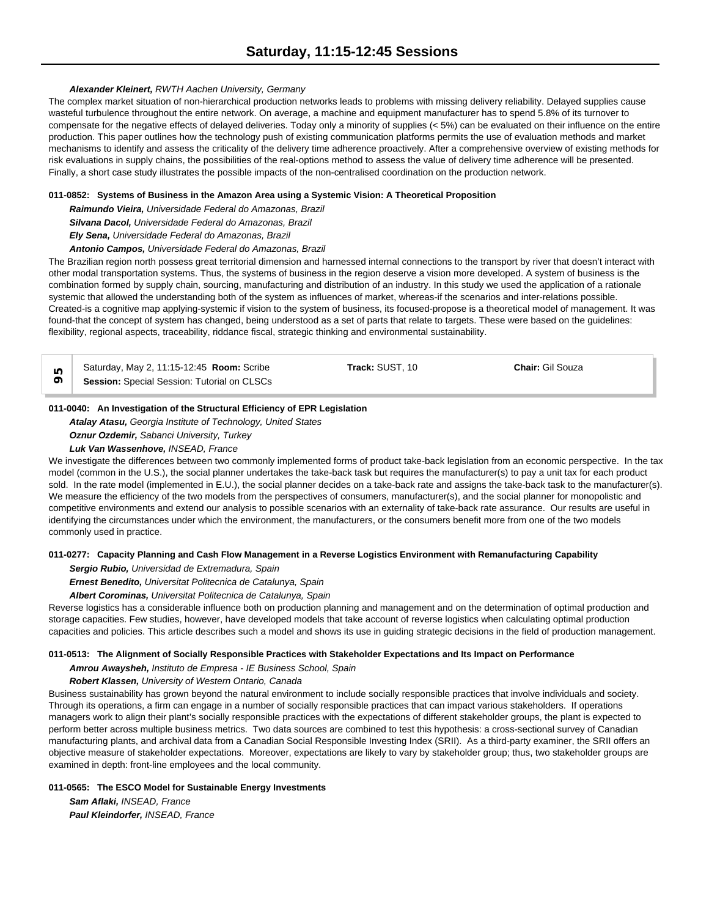***Alexander Kleinert,*** *RWTH Aachen University, Germany*

The complex market situation of non-hierarchical production networks leads to problems with missing delivery reliability. Delayed supplies cause wasteful turbulence throughout the entire network. On average, a machine and equipment manufacturer has to spend 5.8% of its turnover to compensate for the negative effects of delayed deliveries. Today only a minority of supplies (< 5%) can be evaluated on their influence on the entire production. This paper outlines how the technology push of existing communication platforms permits the use of evaluation methods and market mechanisms to identify and assess the criticality of the delivery time adherence proactively. After a comprehensive overview of existing methods for risk evaluations in supply chains, the possibilities of the real-options method to assess the value of delivery time adherence will be presented. Finally, a short case study illustrates the possible impacts of the non-centralised coordination on the production network.

**011-0852: Systems of Business in the Amazon Area using a Systemic Vision: A Theoretical Proposition**

***Raimundo Vieira,*** *Universidade Federal do Amazonas, Brazil*

***Silvana Dacol,*** *Universidade Federal do Amazonas, Brazil*

***Ely Sena,*** *Universidade Federal do Amazonas, Brazil*

***Antonio Campos,*** *Universidade Federal do Amazonas, Brazil*

The Brazilian region north possess great territorial dimension and harnessed internal connections to the transport by river that doesn't interact with other modal transportation systems. Thus, the systems of business in the region deserve a vision more developed. A system of business is the combination formed by supply chain, sourcing, manufacturing and distribution of an industry. In this study we used the application of a rationale systemic that allowed the understanding both of the system as influences of market, whereas-if the scenarios and inter-relations possible. Created-is a cognitive map applying-systemic if vision to the system of business, its focused-propose is a theoretical model of management. It was found-that the concept of system has changed, being understood as a set of parts that relate to targets. These were based on the guidelines: flexibility, regional aspects, traceability, riddance fiscal, strategic thinking and environmental sustainability.

| 95 | Saturday, May 2, 11:15-12:45 **Room:** Scribe<br>**Session:** Special Session: Tutorial on CLSCs | **Track:** SUST, 10 | **Chair:** Gil Souza |
|---|---|---|---|

**011-0040: An Investigation of the Structural Efficiency of EPR Legislation**

***Atalay Atasu,*** *Georgia Institute of Technology, United States*

***Oznur Ozdemir,*** *Sabanci University, Turkey*

***Luk Van Wassenhove,*** *INSEAD, France*

We investigate the differences between two commonly implemented forms of product take-back legislation from an economic perspective. In the tax model (common in the U.S.), the social planner undertakes the take-back task but requires the manufacturer(s) to pay a unit tax for each product sold. In the rate model (implemented in E.U.), the social planner decides on a take-back rate and assigns the take-back task to the manufacturer(s). We measure the efficiency of the two models from the perspectives of consumers, manufacturer(s), and the social planner for monopolistic and competitive environments and extend our analysis to possible scenarios with an externality of take-back rate assurance. Our results are useful in identifying the circumstances under which the environment, the manufacturers, or the consumers benefit more from one of the two models commonly used in practice.

**011-0277: Capacity Planning and Cash Flow Management in a Reverse Logistics Environment with Remanufacturing Capability**

***Sergio Rubio,*** *Universidad de Extremadura, Spain*

***Ernest Benedito,*** *Universitat Politecnica de Catalunya, Spain*

***Albert Corominas,*** *Universitat Politecnica de Catalunya, Spain*

Reverse logistics has a considerable influence both on production planning and management and on the determination of optimal production and storage capacities. Few studies, however, have developed models that take account of reverse logistics when calculating optimal production capacities and policies. This article describes such a model and shows its use in guiding strategic decisions in the field of production management.

**011-0513: The Alignment of Socially Responsible Practices with Stakeholder Expectations and Its Impact on Performance**

***Amrou Awaysheh,*** *Instituto de Empresa - IE Business School, Spain*

***Robert Klassen,*** *University of Western Ontario, Canada*

Business sustainability has grown beyond the natural environment to include socially responsible practices that involve individuals and society. Through its operations, a firm can engage in a number of socially responsible practices that can impact various stakeholders. If operations managers work to align their plant's socially responsible practices with the expectations of different stakeholder groups, the plant is expected to perform better across multiple business metrics. Two data sources are combined to test this hypothesis: a cross-sectional survey of Canadian manufacturing plants, and archival data from a Canadian Social Responsible Investing Index (SRII). As a third-party examiner, the SRII offers an objective measure of stakeholder expectations. Moreover, expectations are likely to vary by stakeholder group; thus, two stakeholder groups are examined in depth: front-line employees and the local community.

**011-0565: The ESCO Model for Sustainable Energy Investments**

***Sam Aflaki,*** *INSEAD, France*

***Paul Kleindorfer,*** *INSEAD, France*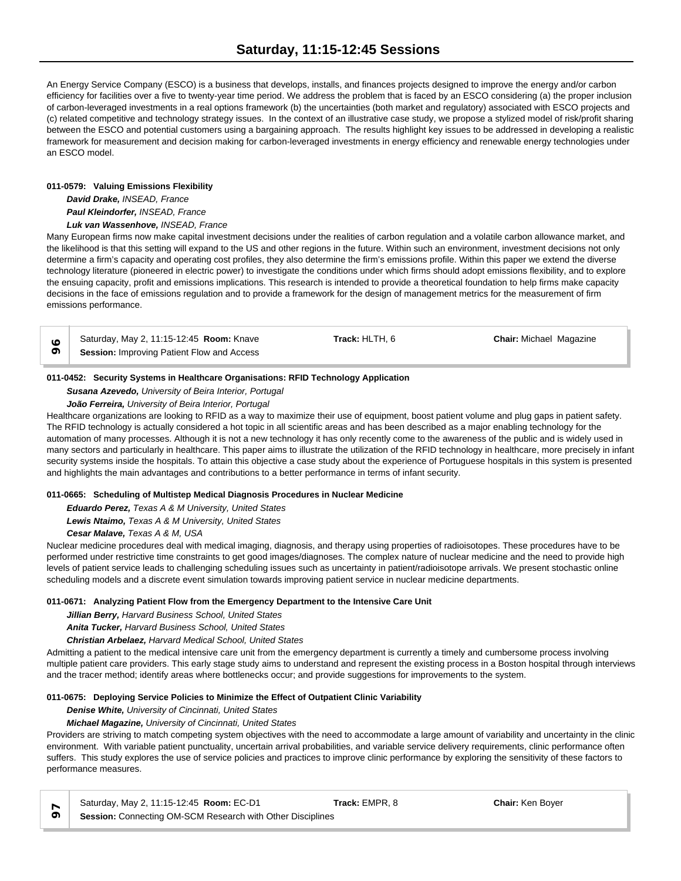An Energy Service Company (ESCO) is a business that develops, installs, and finances projects designed to improve the energy and/or carbon efficiency for facilities over a five to twenty-year time period. We address the problem that is faced by an ESCO considering (a) the proper inclusion of carbon-leveraged investments in a real options framework (b) the uncertainties (both market and regulatory) associated with ESCO projects and (c) related competitive and technology strategy issues. In the context of an illustrative case study, we propose a stylized model of risk/profit sharing between the ESCO and potential customers using a bargaining approach. The results highlight key issues to be addressed in developing a realistic framework for measurement and decision making for carbon-leveraged investments in energy efficiency and renewable energy technologies under an ESCO model.

**011-0579: Valuing Emissions Flexibility**

***David Drake,*** *INSEAD, France*
***Paul Kleindorfer,*** *INSEAD, France*
***Luk van Wassenhove,*** *INSEAD, France*

Many European firms now make capital investment decisions under the realities of carbon regulation and a volatile carbon allowance market, and the likelihood is that this setting will expand to the US and other regions in the future. Within such an environment, investment decisions not only determine a firm's capacity and operating cost profiles, they also determine the firm's emissions profile. Within this paper we extend the diverse technology literature (pioneered in electric power) to investigate the conditions under which firms should adopt emissions flexibility, and to explore the ensuing capacity, profit and emissions implications. This research is intended to provide a theoretical foundation to help firms make capacity decisions in the face of emissions regulation and to provide a framework for the design of management metrics for the measurement of firm emissions performance.

| 96 | Saturday, May 2, 11:15-12:45 **Room:** Knave | **Track:** HLTH, 6 | **Chair:** Michael Magazine |
|---|---|---|---|
| | **Session:** Improving Patient Flow and Access | | |

**011-0452: Security Systems in Healthcare Organisations: RFID Technology Application**

***Susana Azevedo,*** *University of Beira Interior, Portugal*
***João Ferreira,*** *University of Beira Interior, Portugal*

Healthcare organizations are looking to RFID as a way to maximize their use of equipment, boost patient volume and plug gaps in patient safety. The RFID technology is actually considered a hot topic in all scientific areas and has been described as a major enabling technology for the automation of many processes. Although it is not a new technology it has only recently come to the awareness of the public and is widely used in many sectors and particularly in healthcare. This paper aims to illustrate the utilization of the RFID technology in healthcare, more precisely in infant security systems inside the hospitals. To attain this objective a case study about the experience of Portuguese hospitals in this system is presented and highlights the main advantages and contributions to a better performance in terms of infant security.

**011-0665: Scheduling of Multistep Medical Diagnosis Procedures in Nuclear Medicine**

***Eduardo Perez,*** *Texas A & M University, United States*
***Lewis Ntaimo,*** *Texas A & M University, United States*
***Cesar Malave,*** *Texas A & M, USA*

Nuclear medicine procedures deal with medical imaging, diagnosis, and therapy using properties of radioisotopes. These procedures have to be performed under restrictive time constraints to get good images/diagnoses. The complex nature of nuclear medicine and the need to provide high levels of patient service leads to challenging scheduling issues such as uncertainty in patient/radioisotope arrivals. We present stochastic online scheduling models and a discrete event simulation towards improving patient service in nuclear medicine departments.

**011-0671: Analyzing Patient Flow from the Emergency Department to the Intensive Care Unit**

***Jillian Berry,*** *Harvard Business School, United States*
***Anita Tucker,*** *Harvard Business School, United States*
***Christian Arbelaez,*** *Harvard Medical School, United States*

Admitting a patient to the medical intensive care unit from the emergency department is currently a timely and cumbersome process involving multiple patient care providers. This early stage study aims to understand and represent the existing process in a Boston hospital through interviews and the tracer method; identify areas where bottlenecks occur; and provide suggestions for improvements to the system.

**011-0675: Deploying Service Policies to Minimize the Effect of Outpatient Clinic Variability**

***Denise White,*** *University of Cincinnati, United States*
***Michael Magazine,*** *University of Cincinnati, United States*

Providers are striving to match competing system objectives with the need to accommodate a large amount of variability and uncertainty in the clinic environment. With variable patient punctuality, uncertain arrival probabilities, and variable service delivery requirements, clinic performance often suffers. This study explores the use of service policies and practices to improve clinic performance by exploring the sensitivity of these factors to performance measures.

| 97 | Saturday, May 2, 11:15-12:45 **Room:** EC-D1 | **Track:** EMPR, 8 | **Chair:** Ken Boyer |
|---|---|---|---|
| | **Session:** Connecting OM-SCM Research with Other Disciplines | | |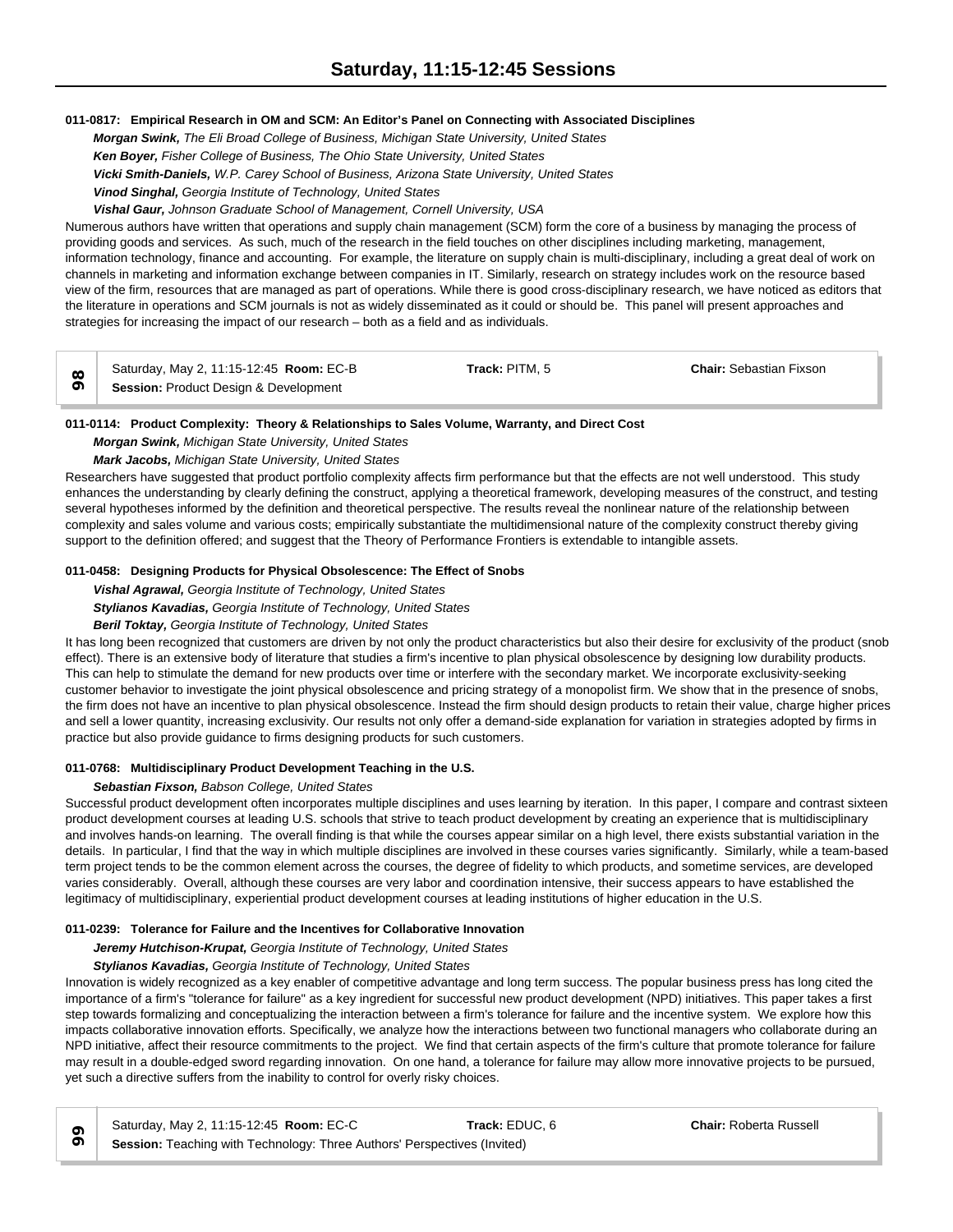**011-0817: Empirical Research in OM and SCM: An Editor's Panel on Connecting with Associated Disciplines**

***Morgan Swink,*** *The Eli Broad College of Business, Michigan State University, United States*
***Ken Boyer,*** *Fisher College of Business, The Ohio State University, United States*
***Vicki Smith-Daniels,*** *W.P. Carey School of Business, Arizona State University, United States*
***Vinod Singhal,*** *Georgia Institute of Technology, United States*
***Vishal Gaur,*** *Johnson Graduate School of Management, Cornell University, USA*

Numerous authors have written that operations and supply chain management (SCM) form the core of a business by managing the process of providing goods and services. As such, much of the research in the field touches on other disciplines including marketing, management, information technology, finance and accounting. For example, the literature on supply chain is multi-disciplinary, including a great deal of work on channels in marketing and information exchange between companies in IT. Similarly, research on strategy includes work on the resource based view of the firm, resources that are managed as part of operations. While there is good cross-disciplinary research, we have noticed as editors that the literature in operations and SCM journals is not as widely disseminated as it could or should be. This panel will present approaches and strategies for increasing the impact of our research – both as a field and as individuals.

| 98 | Saturday, May 2, 11:15-12:45 **Room:** EC-B | **Track:** PITM, 5 | **Chair:** Sebastian Fixson |
|---|---|---|---|
| | **Session:** Product Design & Development | | |

**011-0114: Product Complexity: Theory & Relationships to Sales Volume, Warranty, and Direct Cost**

***Morgan Swink,*** *Michigan State University, United States*
***Mark Jacobs,*** *Michigan State University, United States*

Researchers have suggested that product portfolio complexity affects firm performance but that the effects are not well understood. This study enhances the understanding by clearly defining the construct, applying a theoretical framework, developing measures of the construct, and testing several hypotheses informed by the definition and theoretical perspective. The results reveal the nonlinear nature of the relationship between complexity and sales volume and various costs; empirically substantiate the multidimensional nature of the complexity construct thereby giving support to the definition offered; and suggest that the Theory of Performance Frontiers is extendable to intangible assets.

**011-0458: Designing Products for Physical Obsolescence: The Effect of Snobs**

***Vishal Agrawal,*** *Georgia Institute of Technology, United States*
***Stylianos Kavadias,*** *Georgia Institute of Technology, United States*
***Beril Toktay,*** *Georgia Institute of Technology, United States*

It has long been recognized that customers are driven by not only the product characteristics but also their desire for exclusivity of the product (snob effect). There is an extensive body of literature that studies a firm's incentive to plan physical obsolescence by designing low durability products. This can help to stimulate the demand for new products over time or interfere with the secondary market. We incorporate exclusivity-seeking customer behavior to investigate the joint physical obsolescence and pricing strategy of a monopolist firm. We show that in the presence of snobs, the firm does not have an incentive to plan physical obsolescence. Instead the firm should design products to retain their value, charge higher prices and sell a lower quantity, increasing exclusivity. Our results not only offer a demand-side explanation for variation in strategies adopted by firms in practice but also provide guidance to firms designing products for such customers.

**011-0768: Multidisciplinary Product Development Teaching in the U.S.**

***Sebastian Fixson,*** *Babson College, United States*

Successful product development often incorporates multiple disciplines and uses learning by iteration. In this paper, I compare and contrast sixteen product development courses at leading U.S. schools that strive to teach product development by creating an experience that is multidisciplinary and involves hands-on learning. The overall finding is that while the courses appear similar on a high level, there exists substantial variation in the details. In particular, I find that the way in which multiple disciplines are involved in these courses varies significantly. Similarly, while a team-based term project tends to be the common element across the courses, the degree of fidelity to which products, and sometime services, are developed varies considerably. Overall, although these courses are very labor and coordination intensive, their success appears to have established the legitimacy of multidisciplinary, experiential product development courses at leading institutions of higher education in the U.S.

**011-0239: Tolerance for Failure and the Incentives for Collaborative Innovation**

***Jeremy Hutchison-Krupat,*** *Georgia Institute of Technology, United States*
***Stylianos Kavadias,*** *Georgia Institute of Technology, United States*

Innovation is widely recognized as a key enabler of competitive advantage and long term success. The popular business press has long cited the importance of a firm's "tolerance for failure" as a key ingredient for successful new product development (NPD) initiatives. This paper takes a first step towards formalizing and conceptualizing the interaction between a firm's tolerance for failure and the incentive system. We explore how this impacts collaborative innovation efforts. Specifically, we analyze how the interactions between two functional managers who collaborate during an NPD initiative, affect their resource commitments to the project. We find that certain aspects of the firm's culture that promote tolerance for failure may result in a double-edged sword regarding innovation. On one hand, a tolerance for failure may allow more innovative projects to be pursued, yet such a directive suffers from the inability to control for overly risky choices.

| 99 | Saturday, May 2, 11:15-12:45 **Room:** EC-C | **Track:** EDUC, 6 | **Chair:** Roberta Russell |
|---|---|---|---|
| | **Session:** Teaching with Technology: Three Authors' Perspectives (Invited) | | |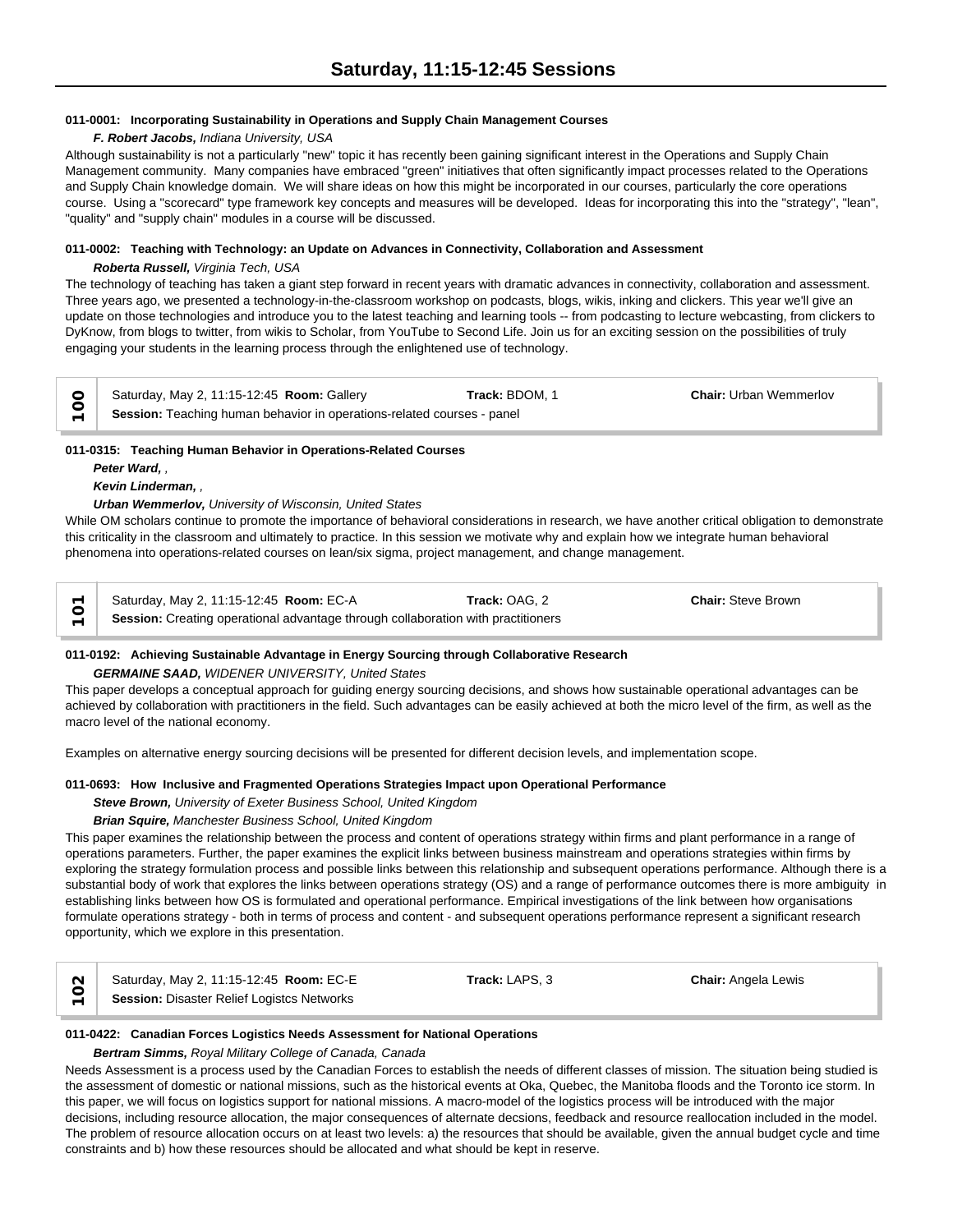# Saturday, 11:15-12:45 Sessions

**011-0001: Incorporating Sustainability in Operations and Supply Chain Management Courses**

***F. Robert Jacobs,*** *Indiana University, USA*

Although sustainability is not a particularly "new" topic it has recently been gaining significant interest in the Operations and Supply Chain Management community. Many companies have embraced "green" initiatives that often significantly impact processes related to the Operations and Supply Chain knowledge domain. We will share ideas on how this might be incorporated in our courses, particularly the core operations course. Using a "scorecard" type framework key concepts and measures will be developed. Ideas for incorporating this into the "strategy", "lean", "quality" and "supply chain" modules in a course will be discussed.

**011-0002: Teaching with Technology: an Update on Advances in Connectivity, Collaboration and Assessment**

***Roberta Russell,*** *Virginia Tech, USA*

The technology of teaching has taken a giant step forward in recent years with dramatic advances in connectivity, collaboration and assessment. Three years ago, we presented a technology-in-the-classroom workshop on podcasts, blogs, wikis, inking and clickers. This year we'll give an update on those technologies and introduce you to the latest teaching and learning tools -- from podcasting to lecture webcasting, from clickers to DyKnow, from blogs to twitter, from wikis to Scholar, from YouTube to Second Life. Join us for an exciting session on the possibilities of truly engaging your students in the learning process through the enlightened use of technology.

## 100

Saturday, May 2, 11:15-12:45 **Room:** Gallery **Track:** BDOM, 1 **Chair:** Urban Wemmerlov

**Session:** Teaching human behavior in operations-related courses - panel

**011-0315: Teaching Human Behavior in Operations-Related Courses**

***Peter Ward,*** *,*

***Kevin Linderman,*** *,*

***Urban Wemmerlov,*** *University of Wisconsin, United States*

While OM scholars continue to promote the importance of behavioral considerations in research, we have another critical obligation to demonstrate this criticality in the classroom and ultimately to practice. In this session we motivate why and explain how we integrate human behavioral phenomena into operations-related courses on lean/six sigma, project management, and change management.

## 101

Saturday, May 2, 11:15-12:45 **Room:** EC-A **Track:** OAG, 2 **Chair:** Steve Brown

**Session:** Creating operational advantage through collaboration with practitioners

**011-0192: Achieving Sustainable Advantage in Energy Sourcing through Collaborative Research**

***GERMAINE SAAD,*** *WIDENER UNIVERSITY, United States*

This paper develops a conceptual approach for guiding energy sourcing decisions, and shows how sustainable operational advantages can be achieved by collaboration with practitioners in the field. Such advantages can be easily achieved at both the micro level of the firm, as well as the macro level of the national economy.

Examples on alternative energy sourcing decisions will be presented for different decision levels, and implementation scope.

**011-0693: How Inclusive and Fragmented Operations Strategies Impact upon Operational Performance**

***Steve Brown,*** *University of Exeter Business School, United Kingdom*

***Brian Squire,*** *Manchester Business School, United Kingdom*

This paper examines the relationship between the process and content of operations strategy within firms and plant performance in a range of operations parameters. Further, the paper examines the explicit links between business mainstream and operations strategies within firms by exploring the strategy formulation process and possible links between this relationship and subsequent operations performance. Although there is a substantial body of work that explores the links between operations strategy (OS) and a range of performance outcomes there is more ambiguity in establishing links between how OS is formulated and operational performance. Empirical investigations of the link between how organisations formulate operations strategy - both in terms of process and content - and subsequent operations performance represent a significant research opportunity, which we explore in this presentation.

## 102

Saturday, May 2, 11:15-12:45 **Room:** EC-E **Track:** LAPS, 3 **Chair:** Angela Lewis

**Session:** Disaster Relief Logistcs Networks

**011-0422: Canadian Forces Logistics Needs Assessment for National Operations**

***Bertram Simms,*** *Royal Military College of Canada, Canada*

Needs Assessment is a process used by the Canadian Forces to establish the needs of different classes of mission. The situation being studied is the assessment of domestic or national missions, such as the historical events at Oka, Quebec, the Manitoba floods and the Toronto ice storm. In this paper, we will focus on logistics support for national missions. A macro-model of the logistics process will be introduced with the major decisions, including resource allocation, the major consequences of alternate decsions, feedback and resource reallocation included in the model. The problem of resource allocation occurs on at least two levels: a) the resources that should be available, given the annual budget cycle and time constraints and b) how these resources should be allocated and what should be kept in reserve.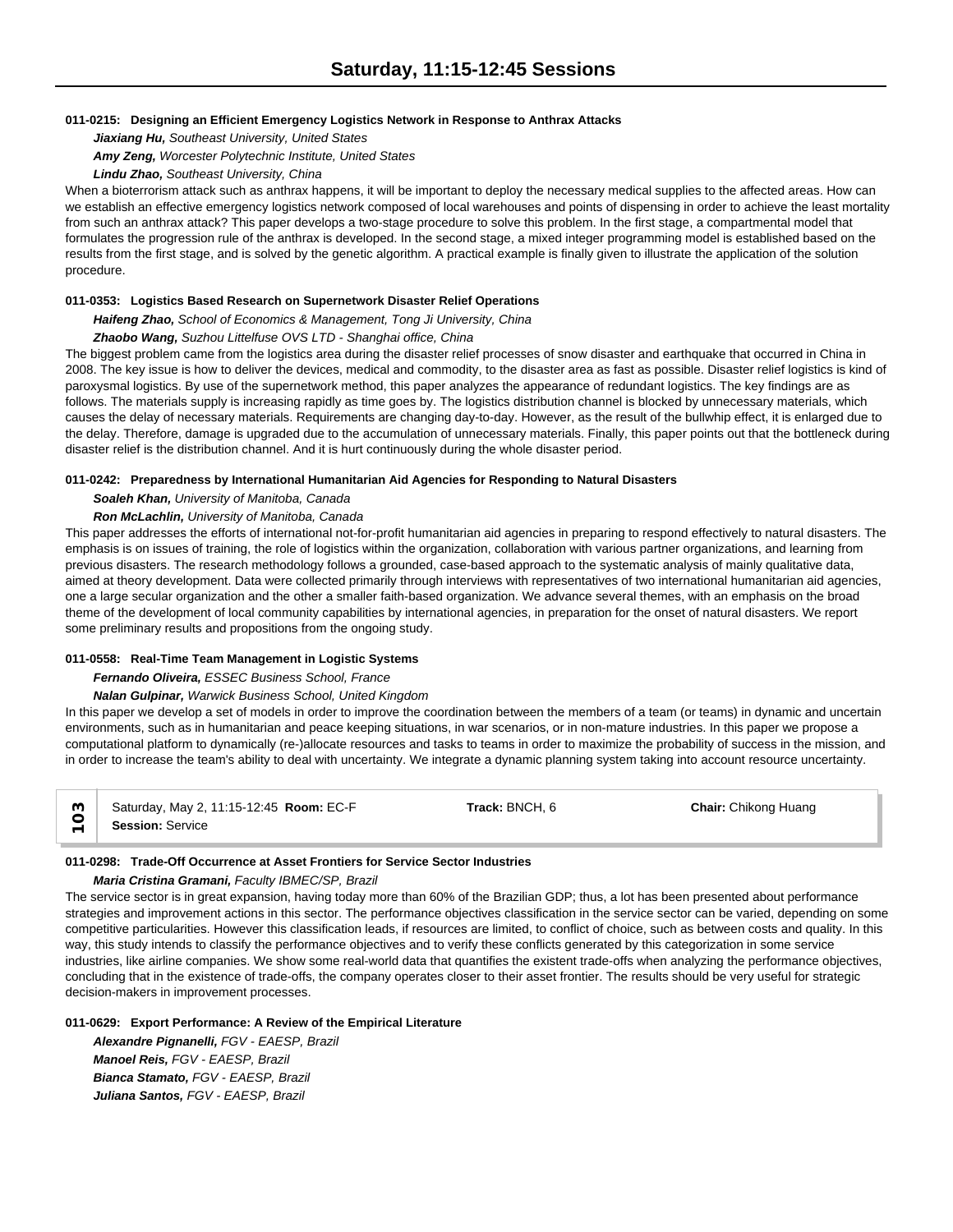**011-0215: Designing an Efficient Emergency Logistics Network in Response to Anthrax Attacks**

***Jiaxiang Hu,*** *Southeast University, United States*

***Amy Zeng,*** *Worcester Polytechnic Institute, United States*

***Lindu Zhao,*** *Southeast University, China*

When a bioterrorism attack such as anthrax happens, it will be important to deploy the necessary medical supplies to the affected areas. How can we establish an effective emergency logistics network composed of local warehouses and points of dispensing in order to achieve the least mortality from such an anthrax attack? This paper develops a two-stage procedure to solve this problem. In the first stage, a compartmental model that formulates the progression rule of the anthrax is developed. In the second stage, a mixed integer programming model is established based on the results from the first stage, and is solved by the genetic algorithm. A practical example is finally given to illustrate the application of the solution procedure.

**011-0353: Logistics Based Research on Supernetwork Disaster Relief Operations**

***Haifeng Zhao,*** *School of Economics & Management, Tong Ji University, China*

***Zhaobo Wang,*** *Suzhou Littelfuse OVS LTD - Shanghai office, China*

The biggest problem came from the logistics area during the disaster relief processes of snow disaster and earthquake that occurred in China in 2008. The key issue is how to deliver the devices, medical and commodity, to the disaster area as fast as possible. Disaster relief logistics is kind of paroxysmal logistics. By use of the supernetwork method, this paper analyzes the appearance of redundant logistics. The key findings are as follows. The materials supply is increasing rapidly as time goes by. The logistics distribution channel is blocked by unnecessary materials, which causes the delay of necessary materials. Requirements are changing day-to-day. However, as the result of the bullwhip effect, it is enlarged due to the delay. Therefore, damage is upgraded due to the accumulation of unnecessary materials. Finally, this paper points out that the bottleneck during disaster relief is the distribution channel. And it is hurt continuously during the whole disaster period.

**011-0242: Preparedness by International Humanitarian Aid Agencies for Responding to Natural Disasters**

***Soaleh Khan,*** *University of Manitoba, Canada*

***Ron McLachlin,*** *University of Manitoba, Canada*

This paper addresses the efforts of international not-for-profit humanitarian aid agencies in preparing to respond effectively to natural disasters. The emphasis is on issues of training, the role of logistics within the organization, collaboration with various partner organizations, and learning from previous disasters. The research methodology follows a grounded, case-based approach to the systematic analysis of mainly qualitative data, aimed at theory development. Data were collected primarily through interviews with representatives of two international humanitarian aid agencies, one a large secular organization and the other a smaller faith-based organization. We advance several themes, with an emphasis on the broad theme of the development of local community capabilities by international agencies, in preparation for the onset of natural disasters. We report some preliminary results and propositions from the ongoing study.

**011-0558: Real-Time Team Management in Logistic Systems**

***Fernando Oliveira,*** *ESSEC Business School, France*

***Nalan Gulpinar,*** *Warwick Business School, United Kingdom*

In this paper we develop a set of models in order to improve the coordination between the members of a team (or teams) in dynamic and uncertain environments, such as in humanitarian and peace keeping situations, in war scenarios, or in non-mature industries. In this paper we propose a computational platform to dynamically (re-)allocate resources and tasks to teams in order to maximize the probability of success in the mission, and in order to increase the team's ability to deal with uncertainty. We integrate a dynamic planning system taking into account resource uncertainty.

| 103 | Saturday, May 2, 11:15-12:45 **Room:** EC-F **Session:** Service | **Track:** BNCH, 6 | **Chair:** Chikong Huang |
|---|---|---|---|

**011-0298: Trade-Off Occurrence at Asset Frontiers for Service Sector Industries**

***Maria Cristina Gramani,*** *Faculty IBMEC/SP, Brazil*

The service sector is in great expansion, having today more than 60% of the Brazilian GDP; thus, a lot has been presented about performance strategies and improvement actions in this sector. The performance objectives classification in the service sector can be varied, depending on some competitive particularities. However this classification leads, if resources are limited, to conflict of choice, such as between costs and quality. In this way, this study intends to classify the performance objectives and to verify these conflicts generated by this categorization in some service industries, like airline companies. We show some real-world data that quantifies the existent trade-offs when analyzing the performance objectives, concluding that in the existence of trade-offs, the company operates closer to their asset frontier. The results should be very useful for strategic decision-makers in improvement processes.

**011-0629: Export Performance: A Review of the Empirical Literature**

***Alexandre Pignanelli,*** *FGV - EAESP, Brazil*

***Manoel Reis,*** *FGV - EAESP, Brazil*

***Bianca Stamato,*** *FGV - EAESP, Brazil*

***Juliana Santos,*** *FGV - EAESP, Brazil*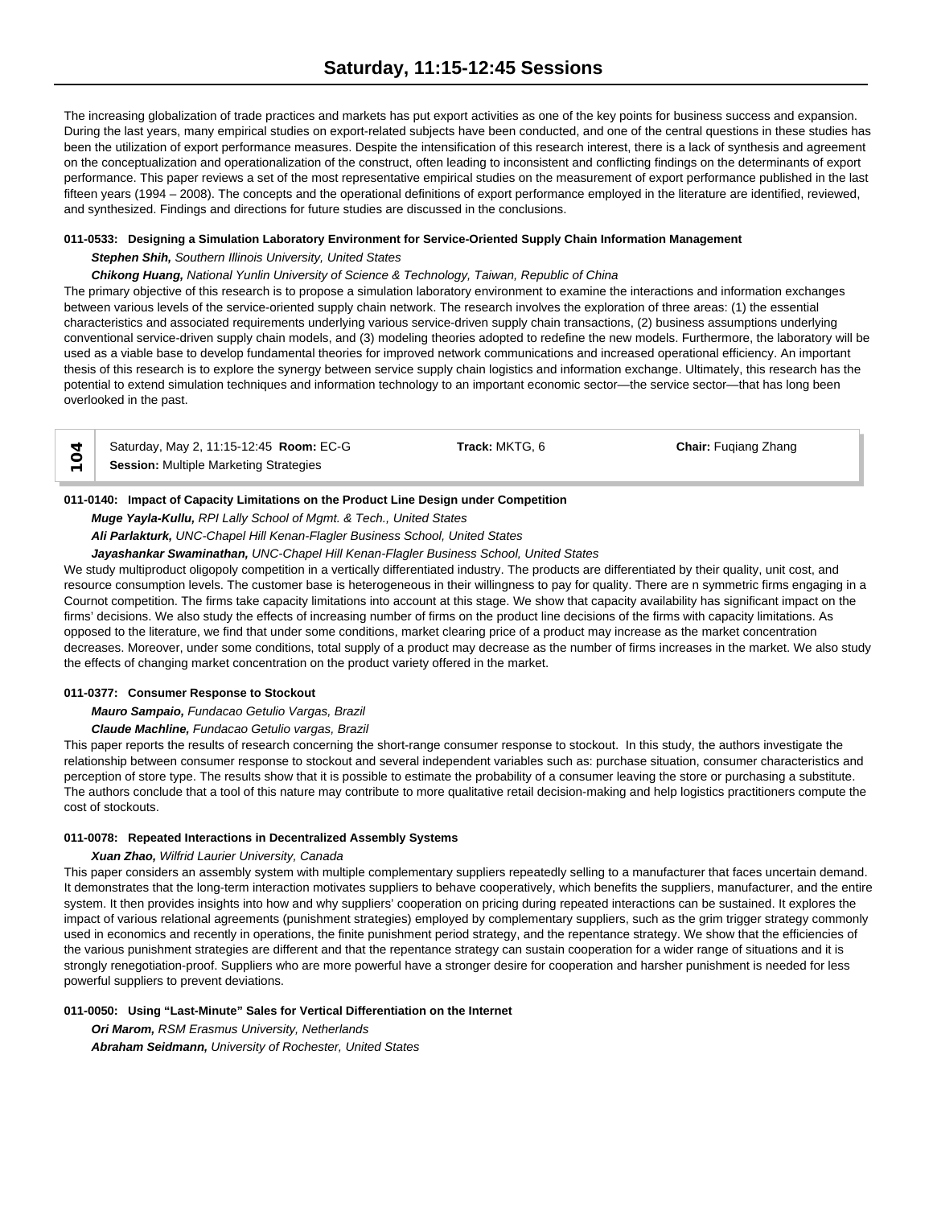The increasing globalization of trade practices and markets has put export activities as one of the key points for business success and expansion. During the last years, many empirical studies on export-related subjects have been conducted, and one of the central questions in these studies has been the utilization of export performance measures. Despite the intensification of this research interest, there is a lack of synthesis and agreement on the conceptualization and operationalization of the construct, often leading to inconsistent and conflicting findings on the determinants of export performance. This paper reviews a set of the most representative empirical studies on the measurement of export performance published in the last fifteen years (1994 – 2008). The concepts and the operational definitions of export performance employed in the literature are identified, reviewed, and synthesized. Findings and directions for future studies are discussed in the conclusions.

**011-0533: Designing a Simulation Laboratory Environment for Service-Oriented Supply Chain Information Management**

***Stephen Shih,*** *Southern Illinois University, United States*

***Chikong Huang,*** *National Yunlin University of Science & Technology, Taiwan, Republic of China*

The primary objective of this research is to propose a simulation laboratory environment to examine the interactions and information exchanges between various levels of the service-oriented supply chain network. The research involves the exploration of three areas: (1) the essential characteristics and associated requirements underlying various service-driven supply chain transactions, (2) business assumptions underlying conventional service-driven supply chain models, and (3) modeling theories adopted to redefine the new models. Furthermore, the laboratory will be used as a viable base to develop fundamental theories for improved network communications and increased operational efficiency. An important thesis of this research is to explore the synergy between service supply chain logistics and information exchange. Ultimately, this research has the potential to extend simulation techniques and information technology to an important economic sector—the service sector—that has long been overlooked in the past.

| 104 | Saturday, May 2, 11:15-12:45 **Room:** EC-G<br>**Session:** Multiple Marketing Strategies | **Track:** MKTG, 6 | **Chair:** Fuqiang Zhang |
|---|---|---|---|

**011-0140: Impact of Capacity Limitations on the Product Line Design under Competition**

***Muge Yayla-Kullu,*** *RPI Lally School of Mgmt. & Tech., United States*

***Ali Parlakturk,*** *UNC-Chapel Hill Kenan-Flagler Business School, United States*

***Jayashankar Swaminathan,*** *UNC-Chapel Hill Kenan-Flagler Business School, United States*

We study multiproduct oligopoly competition in a vertically differentiated industry. The products are differentiated by their quality, unit cost, and resource consumption levels. The customer base is heterogeneous in their willingness to pay for quality. There are n symmetric firms engaging in a Cournot competition. The firms take capacity limitations into account at this stage. We show that capacity availability has significant impact on the firms' decisions. We also study the effects of increasing number of firms on the product line decisions of the firms with capacity limitations. As opposed to the literature, we find that under some conditions, market clearing price of a product may increase as the market concentration decreases. Moreover, under some conditions, total supply of a product may decrease as the number of firms increases in the market. We also study the effects of changing market concentration on the product variety offered in the market.

**011-0377: Consumer Response to Stockout**

***Mauro Sampaio,*** *Fundacao Getulio Vargas, Brazil*

***Claude Machline,*** *Fundacao Getulio vargas, Brazil*

This paper reports the results of research concerning the short-range consumer response to stockout. In this study, the authors investigate the relationship between consumer response to stockout and several independent variables such as: purchase situation, consumer characteristics and perception of store type. The results show that it is possible to estimate the probability of a consumer leaving the store or purchasing a substitute. The authors conclude that a tool of this nature may contribute to more qualitative retail decision-making and help logistics practitioners compute the cost of stockouts.

**011-0078: Repeated Interactions in Decentralized Assembly Systems**

***Xuan Zhao,*** *Wilfrid Laurier University, Canada*

This paper considers an assembly system with multiple complementary suppliers repeatedly selling to a manufacturer that faces uncertain demand. It demonstrates that the long-term interaction motivates suppliers to behave cooperatively, which benefits the suppliers, manufacturer, and the entire system. It then provides insights into how and why suppliers' cooperation on pricing during repeated interactions can be sustained. It explores the impact of various relational agreements (punishment strategies) employed by complementary suppliers, such as the grim trigger strategy commonly used in economics and recently in operations, the finite punishment period strategy, and the repentance strategy. We show that the efficiencies of the various punishment strategies are different and that the repentance strategy can sustain cooperation for a wider range of situations and it is strongly renegotiation-proof. Suppliers who are more powerful have a stronger desire for cooperation and harsher punishment is needed for less powerful suppliers to prevent deviations.

**011-0050: Using "Last-Minute" Sales for Vertical Differentiation on the Internet**

***Ori Marom,*** *RSM Erasmus University, Netherlands*

***Abraham Seidmann,*** *University of Rochester, United States*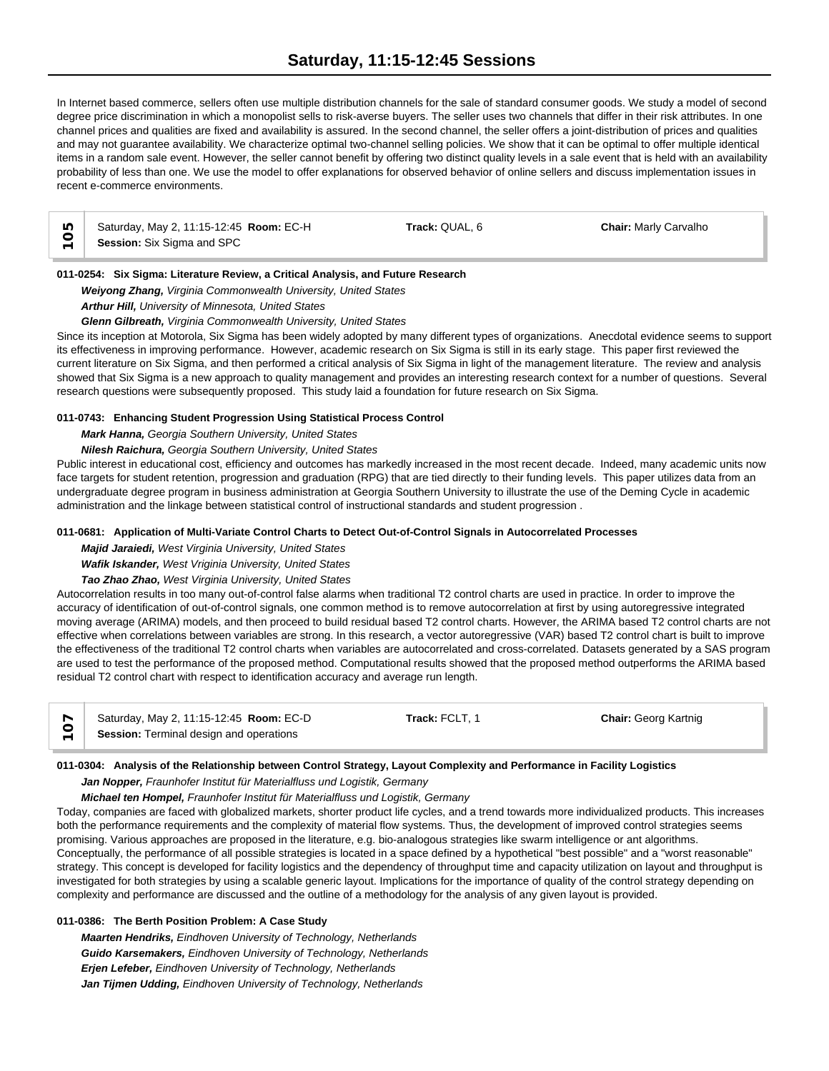In Internet based commerce, sellers often use multiple distribution channels for the sale of standard consumer goods. We study a model of second degree price discrimination in which a monopolist sells to risk-averse buyers. The seller uses two channels that differ in their risk attributes. In one channel prices and qualities are fixed and availability is assured. In the second channel, the seller offers a joint-distribution of prices and qualities and may not guarantee availability. We characterize optimal two-channel selling policies. We show that it can be optimal to offer multiple identical items in a random sale event. However, the seller cannot benefit by offering two distinct quality levels in a sale event that is held with an availability probability of less than one. We use the model to offer explanations for observed behavior of online sellers and discuss implementation issues in recent e-commerce environments.

## 105

Saturday, May 2, 11:15-12:45 **Room:** EC-H **Track:** QUAL, 6 **Chair:** Marly Carvalho
**Session:** Six Sigma and SPC

**011-0254: Six Sigma: Literature Review, a Critical Analysis, and Future Research**

***Weiyong Zhang,*** *Virginia Commonwealth University, United States*
***Arthur Hill,*** *University of Minnesota, United States*
***Glenn Gilbreath,*** *Virginia Commonwealth University, United States*

Since its inception at Motorola, Six Sigma has been widely adopted by many different types of organizations. Anecdotal evidence seems to support its effectiveness in improving performance. However, academic research on Six Sigma is still in its early stage. This paper first reviewed the current literature on Six Sigma, and then performed a critical analysis of Six Sigma in light of the management literature. The review and analysis showed that Six Sigma is a new approach to quality management and provides an interesting research context for a number of questions. Several research questions were subsequently proposed. This study laid a foundation for future research on Six Sigma.

**011-0743: Enhancing Student Progression Using Statistical Process Control**

***Mark Hanna,*** *Georgia Southern University, United States*
***Nilesh Raichura,*** *Georgia Southern University, United States*

Public interest in educational cost, efficiency and outcomes has markedly increased in the most recent decade. Indeed, many academic units now face targets for student retention, progression and graduation (RPG) that are tied directly to their funding levels. This paper utilizes data from an undergraduate degree program in business administration at Georgia Southern University to illustrate the use of the Deming Cycle in academic administration and the linkage between statistical control of instructional standards and student progression .

**011-0681: Application of Multi-Variate Control Charts to Detect Out-of-Control Signals in Autocorrelated Processes**

***Majid Jaraiedi,*** *West Virginia University, United States*
***Wafik Iskander,*** *West Vriginia University, United States*
***Tao Zhao Zhao,*** *West Virginia University, United States*

Autocorrelation results in too many out-of-control false alarms when traditional T2 control charts are used in practice. In order to improve the accuracy of identification of out-of-control signals, one common method is to remove autocorrelation at first by using autoregressive integrated moving average (ARIMA) models, and then proceed to build residual based T2 control charts. However, the ARIMA based T2 control charts are not effective when correlations between variables are strong. In this research, a vector autoregressive (VAR) based T2 control chart is built to improve the effectiveness of the traditional T2 control charts when variables are autocorrelated and cross-correlated. Datasets generated by a SAS program are used to test the performance of the proposed method. Computational results showed that the proposed method outperforms the ARIMA based residual T2 control chart with respect to identification accuracy and average run length.

## 107

Saturday, May 2, 11:15-12:45 **Room:** EC-D **Track:** FCLT, 1 **Chair:** Georg Kartnig
**Session:** Terminal design and operations

**011-0304: Analysis of the Relationship between Control Strategy, Layout Complexity and Performance in Facility Logistics**

***Jan Nopper,*** *Fraunhofer Institut für Materialfluss und Logistik, Germany*
***Michael ten Hompel,*** *Fraunhofer Institut für Materialfluss und Logistik, Germany*

Today, companies are faced with globalized markets, shorter product life cycles, and a trend towards more individualized products. This increases both the performance requirements and the complexity of material flow systems. Thus, the development of improved control strategies seems promising. Various approaches are proposed in the literature, e.g. bio-analogous strategies like swarm intelligence or ant algorithms. Conceptually, the performance of all possible strategies is located in a space defined by a hypothetical "best possible" and a "worst reasonable" strategy. This concept is developed for facility logistics and the dependency of throughput time and capacity utilization on layout and throughput is investigated for both strategies by using a scalable generic layout. Implications for the importance of quality of the control strategy depending on complexity and performance are discussed and the outline of a methodology for the analysis of any given layout is provided.

**011-0386: The Berth Position Problem: A Case Study**

***Maarten Hendriks,*** *Eindhoven University of Technology, Netherlands*
***Guido Karsemakers,*** *Eindhoven University of Technology, Netherlands*
***Erjen Lefeber,*** *Eindhoven University of Technology, Netherlands*
***Jan Tijmen Udding,*** *Eindhoven University of Technology, Netherlands*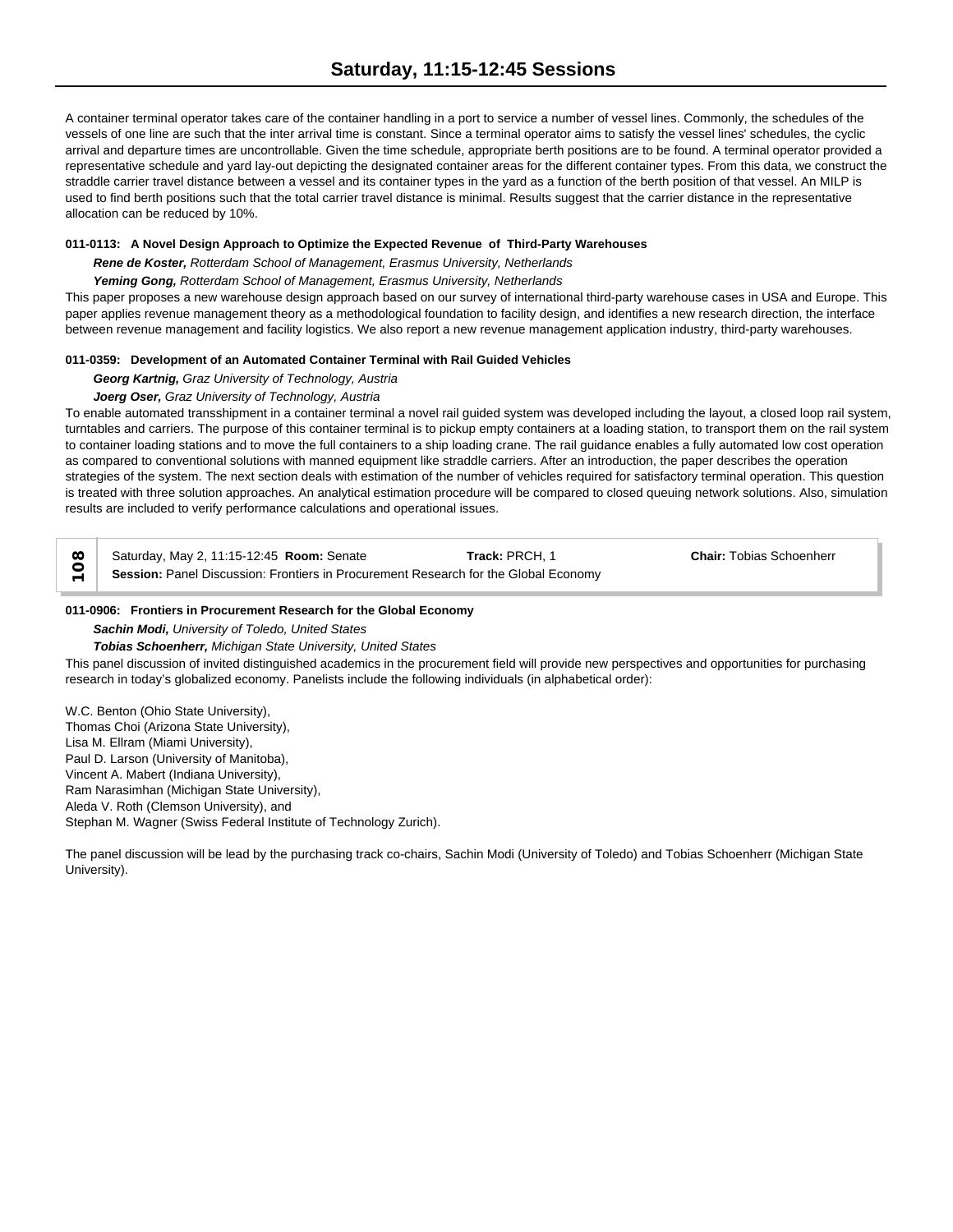A container terminal operator takes care of the container handling in a port to service a number of vessel lines. Commonly, the schedules of the vessels of one line are such that the inter arrival time is constant. Since a terminal operator aims to satisfy the vessel lines' schedules, the cyclic arrival and departure times are uncontrollable. Given the time schedule, appropriate berth positions are to be found. A terminal operator provided a representative schedule and yard lay-out depicting the designated container areas for the different container types. From this data, we construct the straddle carrier travel distance between a vessel and its container types in the yard as a function of the berth position of that vessel. An MILP is used to find berth positions such that the total carrier travel distance is minimal. Results suggest that the carrier distance in the representative allocation can be reduced by 10%.

**011-0113: A Novel Design Approach to Optimize the Expected Revenue of Third-Party Warehouses**

***Rene de Koster,*** *Rotterdam School of Management, Erasmus University, Netherlands*

***Yeming Gong,*** *Rotterdam School of Management, Erasmus University, Netherlands*

This paper proposes a new warehouse design approach based on our survey of international third-party warehouse cases in USA and Europe. This paper applies revenue management theory as a methodological foundation to facility design, and identifies a new research direction, the interface between revenue management and facility logistics. We also report a new revenue management application industry, third-party warehouses.

**011-0359: Development of an Automated Container Terminal with Rail Guided Vehicles**

***Georg Kartnig,*** *Graz University of Technology, Austria*

***Joerg Oser,*** *Graz University of Technology, Austria*

To enable automated transshipment in a container terminal a novel rail guided system was developed including the layout, a closed loop rail system, turntables and carriers. The purpose of this container terminal is to pickup empty containers at a loading station, to transport them on the rail system to container loading stations and to move the full containers to a ship loading crane. The rail guidance enables a fully automated low cost operation as compared to conventional solutions with manned equipment like straddle carriers. After an introduction, the paper describes the operation strategies of the system. The next section deals with estimation of the number of vehicles required for satisfactory terminal operation. This question is treated with three solution approaches. An analytical estimation procedure will be compared to closed queuing network solutions. Also, simulation results are included to verify performance calculations and operational issues.

**108** | Saturday, May 2, 11:15-12:45 **Room:** Senate | **Track:** PRCH, 1 | **Chair:** Tobias Schoenherr

**Session:** Panel Discussion: Frontiers in Procurement Research for the Global Economy

**011-0906: Frontiers in Procurement Research for the Global Economy**

***Sachin Modi,*** *University of Toledo, United States*

***Tobias Schoenherr,*** *Michigan State University, United States*

This panel discussion of invited distinguished academics in the procurement field will provide new perspectives and opportunities for purchasing research in today's globalized economy. Panelists include the following individuals (in alphabetical order):

W.C. Benton (Ohio State University),
Thomas Choi (Arizona State University),
Lisa M. Ellram (Miami University),
Paul D. Larson (University of Manitoba),
Vincent A. Mabert (Indiana University),
Ram Narasimhan (Michigan State University),
Aleda V. Roth (Clemson University), and
Stephan M. Wagner (Swiss Federal Institute of Technology Zurich).

The panel discussion will be lead by the purchasing track co-chairs, Sachin Modi (University of Toledo) and Tobias Schoenherr (Michigan State University).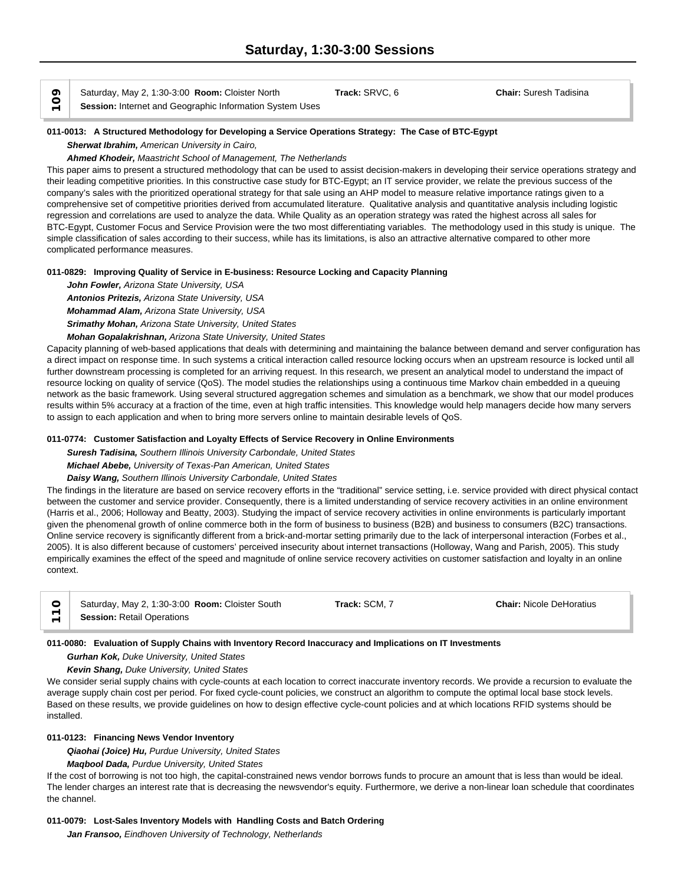# Saturday, 1:30-3:00 Sessions

**109**

Saturday, May 2, 1:30-3:00 **Room:** Cloister North **Track:** SRVC, 6 **Chair:** Suresh Tadisina
**Session:** Internet and Geographic Information System Uses

**011-0013: A Structured Methodology for Developing a Service Operations Strategy: The Case of BTC-Egypt**

***Sherwat Ibrahim,*** *American University in Cairo,*

***Ahmed Khodeir,*** *Maastricht School of Management, The Netherlands*

This paper aims to present a structured methodology that can be used to assist decision-makers in developing their service operations strategy and their leading competitive priorities. In this constructive case study for BTC-Egypt; an IT service provider, we relate the previous success of the company's sales with the prioritized operational strategy for that sale using an AHP model to measure relative importance ratings given to a comprehensive set of competitive priorities derived from accumulated literature. Qualitative analysis and quantitative analysis including logistic regression and correlations are used to analyze the data. While Quality as an operation strategy was rated the highest across all sales for BTC-Egypt, Customer Focus and Service Provision were the two most differentiating variables. The methodology used in this study is unique. The simple classification of sales according to their success, while has its limitations, is also an attractive alternative compared to other more complicated performance measures.

**011-0829: Improving Quality of Service in E-business: Resource Locking and Capacity Planning**

***John Fowler,*** *Arizona State University, USA*

***Antonios Pritezis,*** *Arizona State University, USA*

***Mohammad Alam,*** *Arizona State University, USA*

***Srimathy Mohan,*** *Arizona State University, United States*

***Mohan Gopalakrishnan,*** *Arizona State University, United States*

Capacity planning of web-based applications that deals with determining and maintaining the balance between demand and server configuration has a direct impact on response time. In such systems a critical interaction called resource locking occurs when an upstream resource is locked until all further downstream processing is completed for an arriving request. In this research, we present an analytical model to understand the impact of resource locking on quality of service (QoS). The model studies the relationships using a continuous time Markov chain embedded in a queuing network as the basic framework. Using several structured aggregation schemes and simulation as a benchmark, we show that our model produces results within 5% accuracy at a fraction of the time, even at high traffic intensities. This knowledge would help managers decide how many servers to assign to each application and when to bring more servers online to maintain desirable levels of QoS.

**011-0774: Customer Satisfaction and Loyalty Effects of Service Recovery in Online Environments**

***Suresh Tadisina,*** *Southern Illinois University Carbondale, United States*

***Michael Abebe,*** *University of Texas-Pan American, United States*

***Daisy Wang,*** *Southern Illinois University Carbondale, United States*

The findings in the literature are based on service recovery efforts in the "traditional" service setting, i.e. service provided with direct physical contact between the customer and service provider. Consequently, there is a limited understanding of service recovery activities in an online environment (Harris et al., 2006; Holloway and Beatty, 2003). Studying the impact of service recovery activities in online environments is particularly important given the phenomenal growth of online commerce both in the form of business to business (B2B) and business to consumers (B2C) transactions. Online service recovery is significantly different from a brick-and-mortar setting primarily due to the lack of interpersonal interaction (Forbes et al., 2005). It is also different because of customers' perceived insecurity about internet transactions (Holloway, Wang and Parish, 2005). This study empirically examines the effect of the speed and magnitude of online service recovery activities on customer satisfaction and loyalty in an online context.

**110**

Saturday, May 2, 1:30-3:00 **Room:** Cloister South **Track:** SCM, 7 **Chair:** Nicole DeHoratius
**Session:** Retail Operations

**011-0080: Evaluation of Supply Chains with Inventory Record Inaccuracy and Implications on IT Investments**

***Gurhan Kok,*** *Duke University, United States*

***Kevin Shang,*** *Duke University, United States*

We consider serial supply chains with cycle-counts at each location to correct inaccurate inventory records. We provide a recursion to evaluate the average supply chain cost per period. For fixed cycle-count policies, we construct an algorithm to compute the optimal local base stock levels. Based on these results, we provide guidelines on how to design effective cycle-count policies and at which locations RFID systems should be installed.

**011-0123: Financing News Vendor Inventory**

***Qiaohai (Joice) Hu,*** *Purdue University, United States*

***Maqbool Dada,*** *Purdue University, United States*

If the cost of borrowing is not too high, the capital-constrained news vendor borrows funds to procure an amount that is less than would be ideal. The lender charges an interest rate that is decreasing the newsvendor's equity. Furthermore, we derive a non-linear loan schedule that coordinates the channel.

**011-0079: Lost-Sales Inventory Models with Handling Costs and Batch Ordering**

***Jan Fransoo,*** *Eindhoven University of Technology, Netherlands*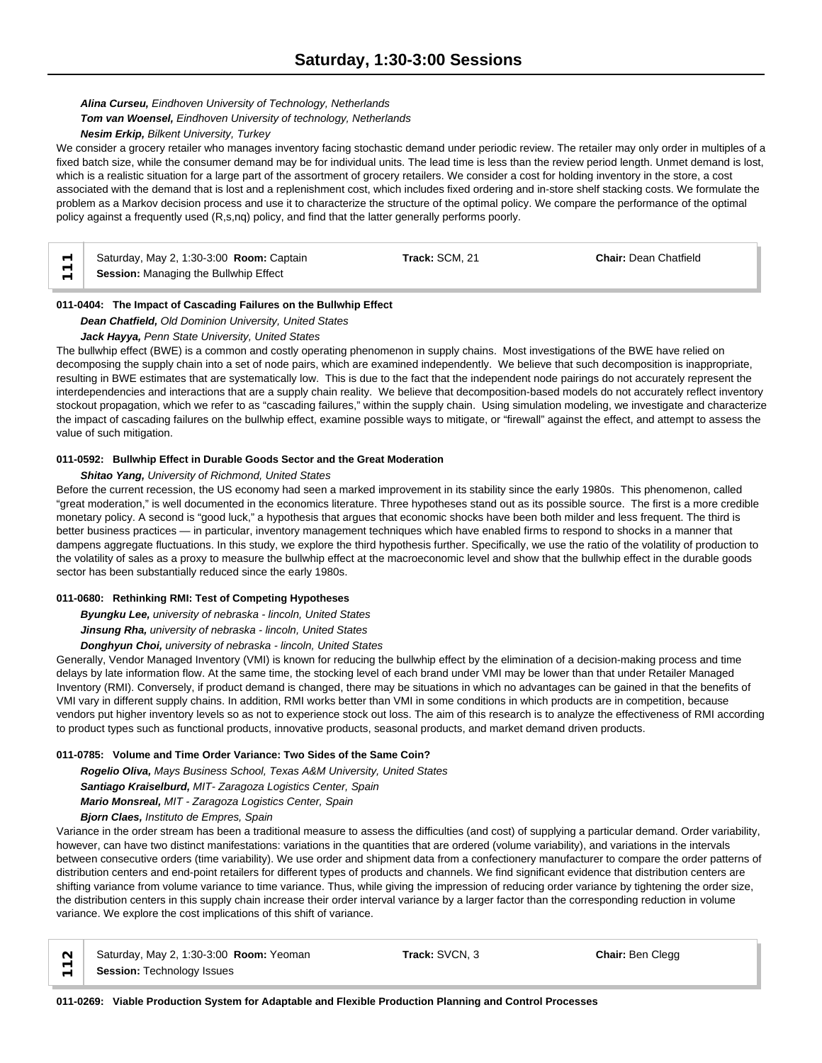*Alina Curseu, Eindhoven University of Technology, Netherlands*
*Tom van Woensel, Eindhoven University of technology, Netherlands*
*Nesim Erkip, Bilkent University, Turkey*

We consider a grocery retailer who manages inventory facing stochastic demand under periodic review. The retailer may only order in multiples of a fixed batch size, while the consumer demand may be for individual units. The lead time is less than the review period length. Unmet demand is lost, which is a realistic situation for a large part of the assortment of grocery retailers. We consider a cost for holding inventory in the store, a cost associated with the demand that is lost and a replenishment cost, which includes fixed ordering and in-store shelf stacking costs. We formulate the problem as a Markov decision process and use it to characterize the structure of the optimal policy. We compare the performance of the optimal policy against a frequently used (R,s,nq) policy, and find that the latter generally performs poorly.

| 111 | Saturday, May 2, 1:30-3:00 **Room:** Captain<br>**Session:** Managing the Bullwhip Effect | **Track:** SCM, 21 | **Chair:** Dean Chatfield |
|---|---|---|---|

**011-0404: The Impact of Cascading Failures on the Bullwhip Effect**

*Dean Chatfield, Old Dominion University, United States*
*Jack Hayya, Penn State University, United States*

The bullwhip effect (BWE) is a common and costly operating phenomenon in supply chains. Most investigations of the BWE have relied on decomposing the supply chain into a set of node pairs, which are examined independently. We believe that such decomposition is inappropriate, resulting in BWE estimates that are systematically low. This is due to the fact that the independent node pairings do not accurately represent the interdependencies and interactions that are a supply chain reality. We believe that decomposition-based models do not accurately reflect inventory stockout propagation, which we refer to as “cascading failures,” within the supply chain. Using simulation modeling, we investigate and characterize the impact of cascading failures on the bullwhip effect, examine possible ways to mitigate, or “firewall” against the effect, and attempt to assess the value of such mitigation.

**011-0592: Bullwhip Effect in Durable Goods Sector and the Great Moderation**

*Shitao Yang, University of Richmond, United States*

Before the current recession, the US economy had seen a marked improvement in its stability since the early 1980s. This phenomenon, called “great moderation,” is well documented in the economics literature. Three hypotheses stand out as its possible source. The first is a more credible monetary policy. A second is “good luck,” a hypothesis that argues that economic shocks have been both milder and less frequent. The third is better business practices — in particular, inventory management techniques which have enabled firms to respond to shocks in a manner that dampens aggregate fluctuations. In this study, we explore the third hypothesis further. Specifically, we use the ratio of the volatility of production to the volatility of sales as a proxy to measure the bullwhip effect at the macroeconomic level and show that the bullwhip effect in the durable goods sector has been substantially reduced since the early 1980s.

**011-0680: Rethinking RMI: Test of Competing Hypotheses**

*Byungku Lee, university of nebraska - lincoln, United States*
*Jinsung Rha, university of nebraska - lincoln, United States*
*Donghyun Choi, university of nebraska - lincoln, United States*

Generally, Vendor Managed Inventory (VMI) is known for reducing the bullwhip effect by the elimination of a decision-making process and time delays by late information flow. At the same time, the stocking level of each brand under VMI may be lower than that under Retailer Managed Inventory (RMI). Conversely, if product demand is changed, there may be situations in which no advantages can be gained in that the benefits of VMI vary in different supply chains. In addition, RMI works better than VMI in some conditions in which products are in competition, because vendors put higher inventory levels so as not to experience stock out loss. The aim of this research is to analyze the effectiveness of RMI according to product types such as functional products, innovative products, seasonal products, and market demand driven products.

**011-0785: Volume and Time Order Variance: Two Sides of the Same Coin?**

*Rogelio Oliva, Mays Business School, Texas A&M University, United States*
*Santiago Kraiselburd, MIT- Zaragoza Logistics Center, Spain*
*Mario Monsreal, MIT - Zaragoza Logistics Center, Spain*
*Bjorn Claes, Instituto de Empres, Spain*

Variance in the order stream has been a traditional measure to assess the difficulties (and cost) of supplying a particular demand. Order variability, however, can have two distinct manifestations: variations in the quantities that are ordered (volume variability), and variations in the intervals between consecutive orders (time variability). We use order and shipment data from a confectionery manufacturer to compare the order patterns of distribution centers and end-point retailers for different types of products and channels. We find significant evidence that distribution centers are shifting variance from volume variance to time variance. Thus, while giving the impression of reducing order variance by tightening the order size, the distribution centers in this supply chain increase their order interval variance by a larger factor than the corresponding reduction in volume variance. We explore the cost implications of this shift of variance.

| 112 | Saturday, May 2, 1:30-3:00 **Room:** Yeoman<br>**Session:** Technology Issues | **Track:** SVCN, 3 | **Chair:** Ben Clegg |
|---|---|---|---|

**011-0269: Viable Production System for Adaptable and Flexible Production Planning and Control Processes**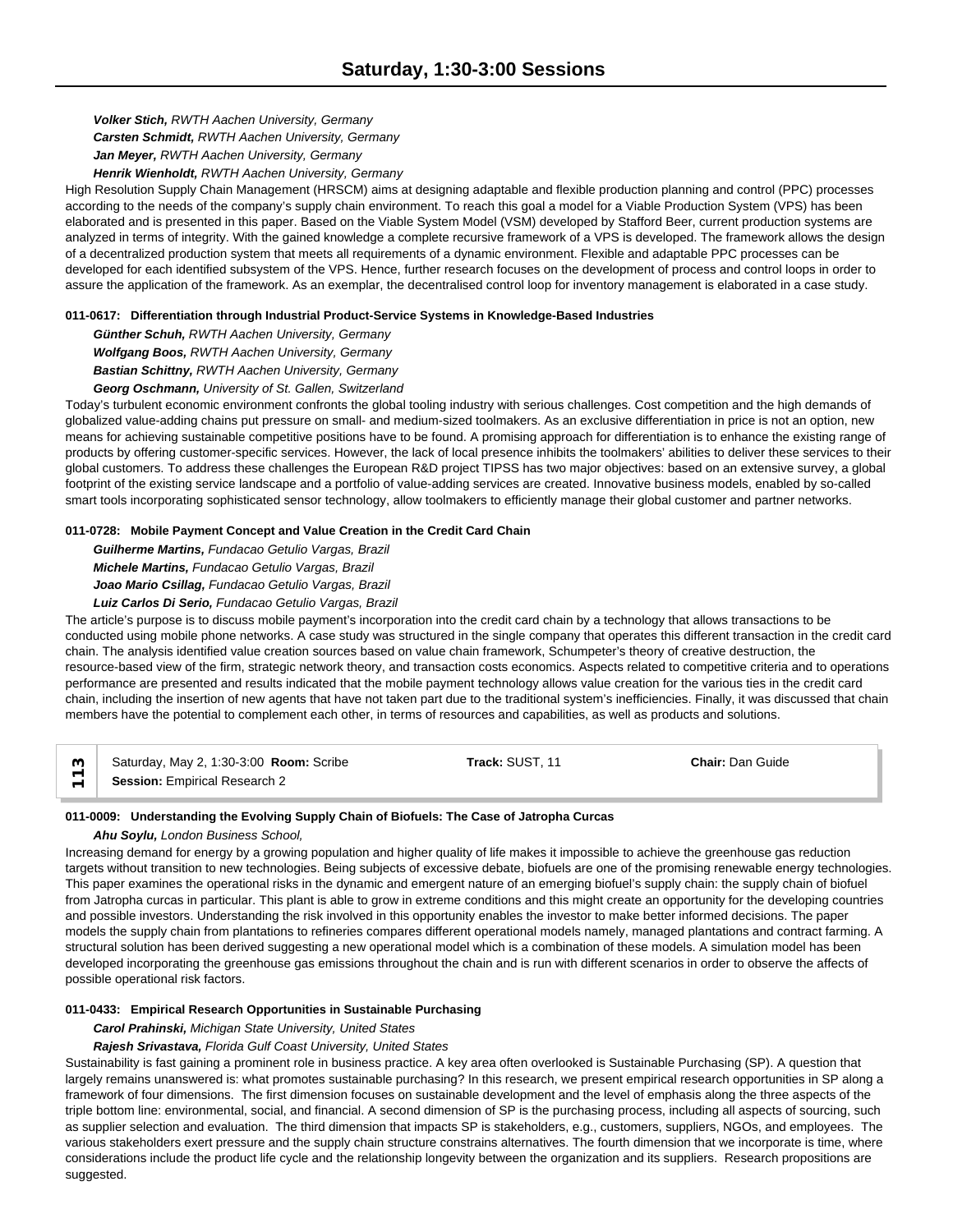*Volker Stich, RWTH Aachen University, Germany*
*Carsten Schmidt, RWTH Aachen University, Germany*
*Jan Meyer, RWTH Aachen University, Germany*
*Henrik Wienholdt, RWTH Aachen University, Germany*

High Resolution Supply Chain Management (HRSCM) aims at designing adaptable and flexible production planning and control (PPC) processes according to the needs of the company's supply chain environment. To reach this goal a model for a Viable Production System (VPS) has been elaborated and is presented in this paper. Based on the Viable System Model (VSM) developed by Stafford Beer, current production systems are analyzed in terms of integrity. With the gained knowledge a complete recursive framework of a VPS is developed. The framework allows the design of a decentralized production system that meets all requirements of a dynamic environment. Flexible and adaptable PPC processes can be developed for each identified subsystem of the VPS. Hence, further research focuses on the development of process and control loops in order to assure the application of the framework. As an exemplar, the decentralised control loop for inventory management is elaborated in a case study.

**011-0617: Differentiation through Industrial Product-Service Systems in Knowledge-Based Industries**

*Günther Schuh, RWTH Aachen University, Germany*
*Wolfgang Boos, RWTH Aachen University, Germany*
*Bastian Schittny, RWTH Aachen University, Germany*
*Georg Oschmann, University of St. Gallen, Switzerland*

Today's turbulent economic environment confronts the global tooling industry with serious challenges. Cost competition and the high demands of globalized value-adding chains put pressure on small- and medium-sized toolmakers. As an exclusive differentiation in price is not an option, new means for achieving sustainable competitive positions have to be found. A promising approach for differentiation is to enhance the existing range of products by offering customer-specific services. However, the lack of local presence inhibits the toolmakers' abilities to deliver these services to their global customers. To address these challenges the European R&D project TIPSS has two major objectives: based on an extensive survey, a global footprint of the existing service landscape and a portfolio of value-adding services are created. Innovative business models, enabled by so-called smart tools incorporating sophisticated sensor technology, allow toolmakers to efficiently manage their global customer and partner networks.

**011-0728: Mobile Payment Concept and Value Creation in the Credit Card Chain**

*Guilherme Martins, Fundacao Getulio Vargas, Brazil*
*Michele Martins, Fundacao Getulio Vargas, Brazil*
*Joao Mario Csillag, Fundacao Getulio Vargas, Brazil*
*Luiz Carlos Di Serio, Fundacao Getulio Vargas, Brazil*

The article's purpose is to discuss mobile payment's incorporation into the credit card chain by a technology that allows transactions to be conducted using mobile phone networks. A case study was structured in the single company that operates this different transaction in the credit card chain. The analysis identified value creation sources based on value chain framework, Schumpeter's theory of creative destruction, the resource-based view of the firm, strategic network theory, and transaction costs economics. Aspects related to competitive criteria and to operations performance are presented and results indicated that the mobile payment technology allows value creation for the various ties in the credit card chain, including the insertion of new agents that have not taken part due to the traditional system's inefficiencies. Finally, it was discussed that chain members have the potential to complement each other, in terms of resources and capabilities, as well as products and solutions.

| 113 | Saturday, May 2, 1:30-3:00 **Room:** Scribe<br>**Session:** Empirical Research 2 | **Track:** SUST, 11 | **Chair:** Dan Guide |
|---|---|---|---|

**011-0009: Understanding the Evolving Supply Chain of Biofuels: The Case of Jatropha Curcas**

*Ahu Soylu, London Business School,*

Increasing demand for energy by a growing population and higher quality of life makes it impossible to achieve the greenhouse gas reduction targets without transition to new technologies. Being subjects of excessive debate, biofuels are one of the promising renewable energy technologies. This paper examines the operational risks in the dynamic and emergent nature of an emerging biofuel's supply chain: the supply chain of biofuel from Jatropha curcas in particular. This plant is able to grow in extreme conditions and this might create an opportunity for the developing countries and possible investors. Understanding the risk involved in this opportunity enables the investor to make better informed decisions. The paper models the supply chain from plantations to refineries compares different operational models namely, managed plantations and contract farming. A structural solution has been derived suggesting a new operational model which is a combination of these models. A simulation model has been developed incorporating the greenhouse gas emissions throughout the chain and is run with different scenarios in order to observe the affects of possible operational risk factors.

**011-0433: Empirical Research Opportunities in Sustainable Purchasing**

*Carol Prahinski, Michigan State University, United States*
*Rajesh Srivastava, Florida Gulf Coast University, United States*

Sustainability is fast gaining a prominent role in business practice. A key area often overlooked is Sustainable Purchasing (SP). A question that largely remains unanswered is: what promotes sustainable purchasing? In this research, we present empirical research opportunities in SP along a framework of four dimensions. The first dimension focuses on sustainable development and the level of emphasis along the three aspects of the triple bottom line: environmental, social, and financial. A second dimension of SP is the purchasing process, including all aspects of sourcing, such as supplier selection and evaluation. The third dimension that impacts SP is stakeholders, e.g., customers, suppliers, NGOs, and employees. The various stakeholders exert pressure and the supply chain structure constrains alternatives. The fourth dimension that we incorporate is time, where considerations include the product life cycle and the relationship longevity between the organization and its suppliers. Research propositions are suggested.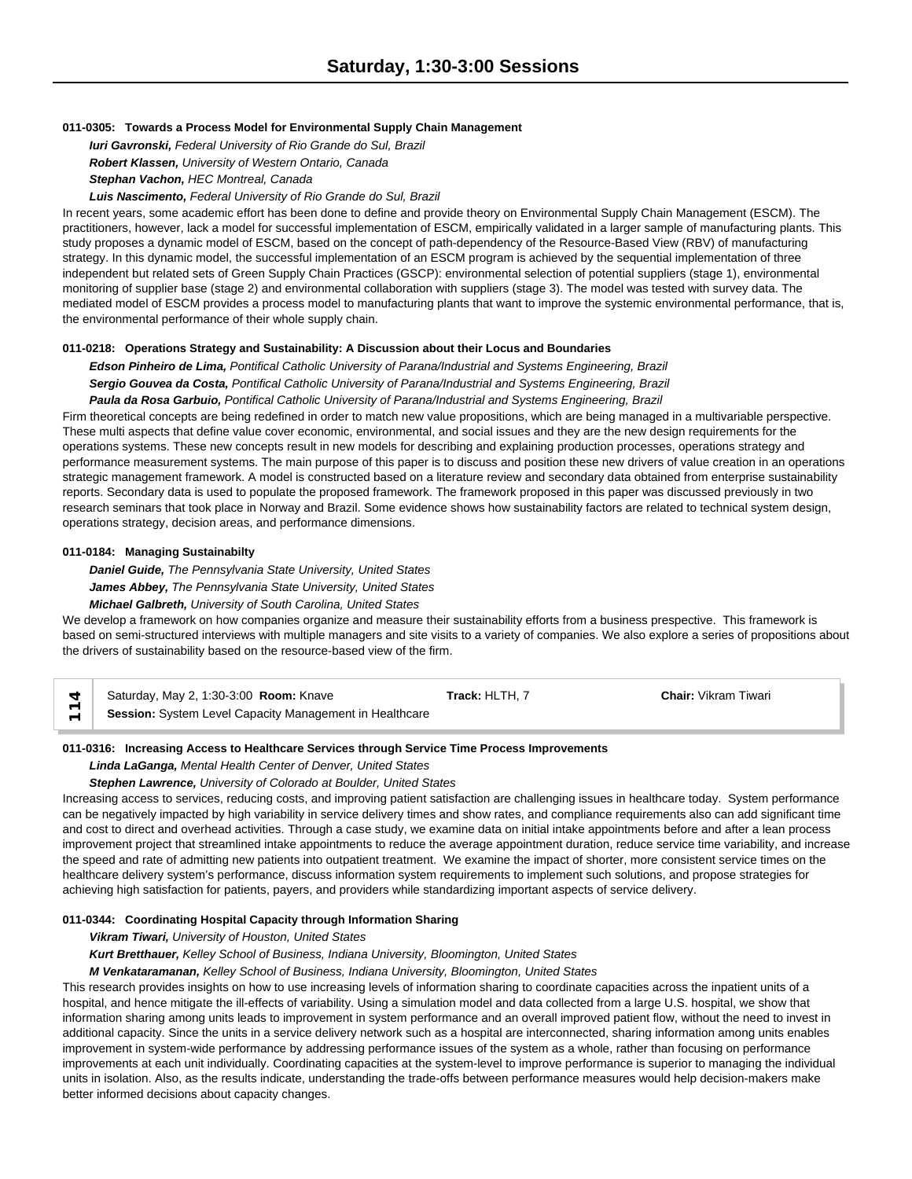# Saturday, 1:30-3:00 Sessions

**011-0305: Towards a Process Model for Environmental Supply Chain Management**

***Iuri Gavronski,*** *Federal University of Rio Grande do Sul, Brazil*
***Robert Klassen,*** *University of Western Ontario, Canada*
***Stephan Vachon,*** *HEC Montreal, Canada*
***Luis Nascimento,*** *Federal University of Rio Grande do Sul, Brazil*

In recent years, some academic effort has been done to define and provide theory on Environmental Supply Chain Management (ESCM). The practitioners, however, lack a model for successful implementation of ESCM, empirically validated in a larger sample of manufacturing plants. This study proposes a dynamic model of ESCM, based on the concept of path-dependency of the Resource-Based View (RBV) of manufacturing strategy. In this dynamic model, the successful implementation of an ESCM program is achieved by the sequential implementation of three independent but related sets of Green Supply Chain Practices (GSCP): environmental selection of potential suppliers (stage 1), environmental monitoring of supplier base (stage 2) and environmental collaboration with suppliers (stage 3). The model was tested with survey data. The mediated model of ESCM provides a process model to manufacturing plants that want to improve the systemic environmental performance, that is, the environmental performance of their whole supply chain.

**011-0218: Operations Strategy and Sustainability: A Discussion about their Locus and Boundaries**

***Edson Pinheiro de Lima,*** *Pontifical Catholic University of Parana/Industrial and Systems Engineering, Brazil*
***Sergio Gouvea da Costa,*** *Pontifical Catholic University of Parana/Industrial and Systems Engineering, Brazil*
***Paula da Rosa Garbuio,*** *Pontifical Catholic University of Parana/Industrial and Systems Engineering, Brazil*

Firm theoretical concepts are being redefined in order to match new value propositions, which are being managed in a multivariable perspective. These multi aspects that define value cover economic, environmental, and social issues and they are the new design requirements for the operations systems. These new concepts result in new models for describing and explaining production processes, operations strategy and performance measurement systems. The main purpose of this paper is to discuss and position these new drivers of value creation in an operations strategic management framework. A model is constructed based on a literature review and secondary data obtained from enterprise sustainability reports. Secondary data is used to populate the proposed framework. The framework proposed in this paper was discussed previously in two research seminars that took place in Norway and Brazil. Some evidence shows how sustainability factors are related to technical system design, operations strategy, decision areas, and performance dimensions.

**011-0184: Managing Sustainabilty**

***Daniel Guide,*** *The Pennsylvania State University, United States*
***James Abbey,*** *The Pennsylvania State University, United States*
***Michael Galbreth,*** *University of South Carolina, United States*

We develop a framework on how companies organize and measure their sustainability efforts from a business prespective. This framework is based on semi-structured interviews with multiple managers and site visits to a variety of companies. We also explore a series of propositions about the drivers of sustainability based on the resource-based view of the firm.

| 114 | Saturday, May 2, 1:30-3:00 **Room:** Knave | **Track:** HLTH, 7 | **Chair:** Vikram Tiwari |
|---|---|---|---|
| | **Session:** System Level Capacity Management in Healthcare | | |

**011-0316: Increasing Access to Healthcare Services through Service Time Process Improvements**

***Linda LaGanga,*** *Mental Health Center of Denver, United States*
***Stephen Lawrence,*** *University of Colorado at Boulder, United States*

Increasing access to services, reducing costs, and improving patient satisfaction are challenging issues in healthcare today. System performance can be negatively impacted by high variability in service delivery times and show rates, and compliance requirements also can add significant time and cost to direct and overhead activities. Through a case study, we examine data on initial intake appointments before and after a lean process improvement project that streamlined intake appointments to reduce the average appointment duration, reduce service time variability, and increase the speed and rate of admitting new patients into outpatient treatment. We examine the impact of shorter, more consistent service times on the healthcare delivery system's performance, discuss information system requirements to implement such solutions, and propose strategies for achieving high satisfaction for patients, payers, and providers while standardizing important aspects of service delivery.

**011-0344: Coordinating Hospital Capacity through Information Sharing**

***Vikram Tiwari,*** *University of Houston, United States*
***Kurt Bretthauer,*** *Kelley School of Business, Indiana University, Bloomington, United States*
***M Venkataramanan,*** *Kelley School of Business, Indiana University, Bloomington, United States*

This research provides insights on how to use increasing levels of information sharing to coordinate capacities across the inpatient units of a hospital, and hence mitigate the ill-effects of variability. Using a simulation model and data collected from a large U.S. hospital, we show that information sharing among units leads to improvement in system performance and an overall improved patient flow, without the need to invest in additional capacity. Since the units in a service delivery network such as a hospital are interconnected, sharing information among units enables improvement in system-wide performance by addressing performance issues of the system as a whole, rather than focusing on performance improvements at each unit individually. Coordinating capacities at the system-level to improve performance is superior to managing the individual units in isolation. Also, as the results indicate, understanding the trade-offs between performance measures would help decision-makers make better informed decisions about capacity changes.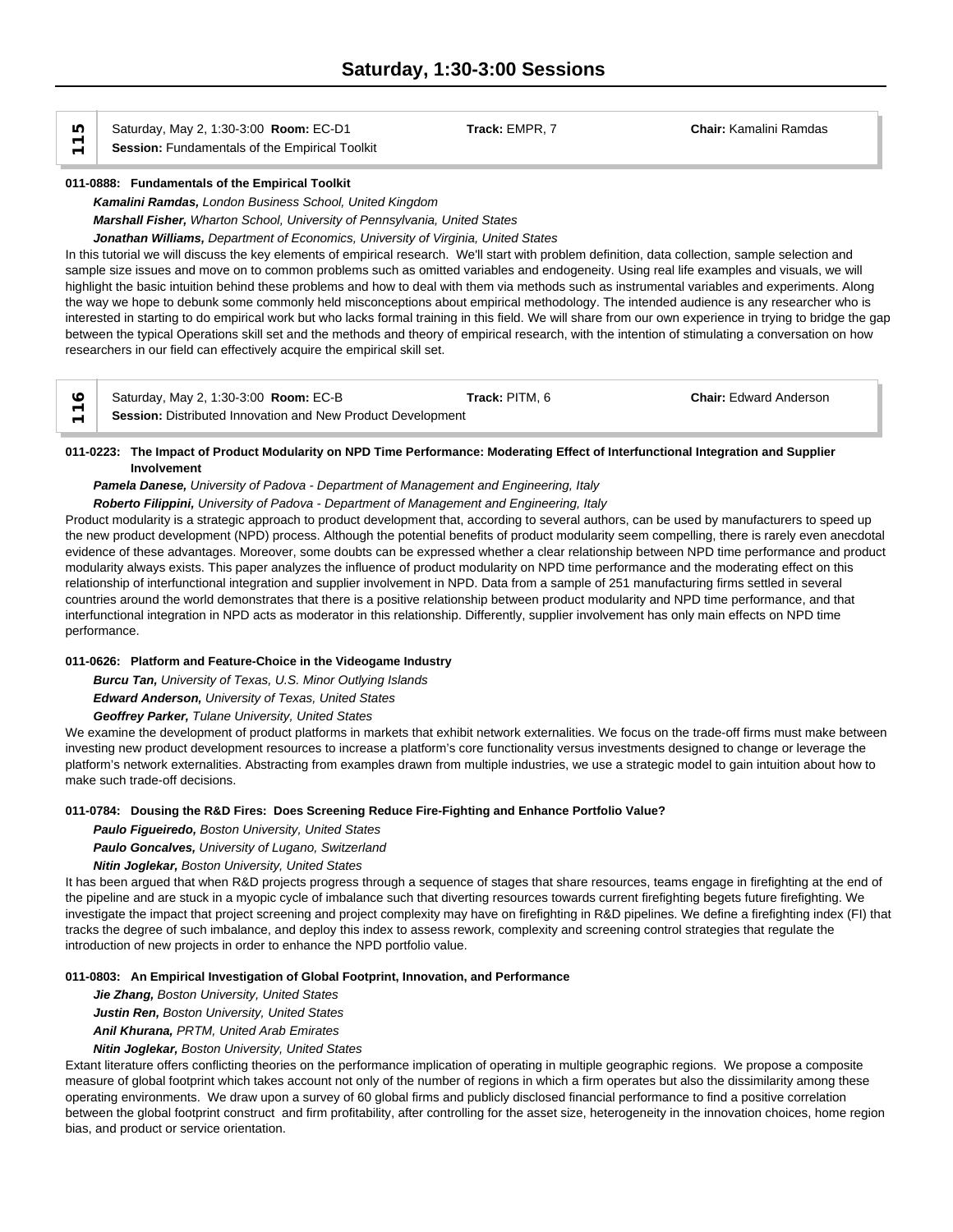# Saturday, 1:30-3:00 Sessions

**115** Saturday, May 2, 1:30-3:00 **Room:** EC-D1 **Track:** EMPR, 7 **Chair:** Kamalini Ramdas
**Session:** Fundamentals of the Empirical Toolkit

**011-0888: Fundamentals of the Empirical Toolkit**

***Kamalini Ramdas,*** *London Business School, United Kingdom*

***Marshall Fisher,*** *Wharton School, University of Pennsylvania, United States*

***Jonathan Williams,*** *Department of Economics, University of Virginia, United States*

In this tutorial we will discuss the key elements of empirical research. We'll start with problem definition, data collection, sample selection and sample size issues and move on to common problems such as omitted variables and endogeneity. Using real life examples and visuals, we will highlight the basic intuition behind these problems and how to deal with them via methods such as instrumental variables and experiments. Along the way we hope to debunk some commonly held misconceptions about empirical methodology. The intended audience is any researcher who is interested in starting to do empirical work but who lacks formal training in this field. We will share from our own experience in trying to bridge the gap between the typical Operations skill set and the methods and theory of empirical research, with the intention of stimulating a conversation on how researchers in our field can effectively acquire the empirical skill set.

**116** Saturday, May 2, 1:30-3:00 **Room:** EC-B **Track:** PITM, 6 **Chair:** Edward Anderson
**Session:** Distributed Innovation and New Product Development

**011-0223: The Impact of Product Modularity on NPD Time Performance: Moderating Effect of Interfunctional Integration and Supplier Involvement**

***Pamela Danese,*** *University of Padova - Department of Management and Engineering, Italy*

***Roberto Filippini,*** *University of Padova - Department of Management and Engineering, Italy*

Product modularity is a strategic approach to product development that, according to several authors, can be used by manufacturers to speed up the new product development (NPD) process. Although the potential benefits of product modularity seem compelling, there is rarely even anecdotal evidence of these advantages. Moreover, some doubts can be expressed whether a clear relationship between NPD time performance and product modularity always exists. This paper analyzes the influence of product modularity on NPD time performance and the moderating effect on this relationship of interfunctional integration and supplier involvement in NPD. Data from a sample of 251 manufacturing firms settled in several countries around the world demonstrates that there is a positive relationship between product modularity and NPD time performance, and that interfunctional integration in NPD acts as moderator in this relationship. Differently, supplier involvement has only main effects on NPD time performance.

**011-0626: Platform and Feature-Choice in the Videogame Industry**

***Burcu Tan,*** *University of Texas, U.S. Minor Outlying Islands*

***Edward Anderson,*** *University of Texas, United States*

***Geoffrey Parker,*** *Tulane University, United States*

We examine the development of product platforms in markets that exhibit network externalities. We focus on the trade-off firms must make between investing new product development resources to increase a platform's core functionality versus investments designed to change or leverage the platform's network externalities. Abstracting from examples drawn from multiple industries, we use a strategic model to gain intuition about how to make such trade-off decisions.

**011-0784: Dousing the R&D Fires: Does Screening Reduce Fire-Fighting and Enhance Portfolio Value?**

***Paulo Figueiredo,*** *Boston University, United States*

***Paulo Goncalves,*** *University of Lugano, Switzerland*

***Nitin Joglekar,*** *Boston University, United States*

It has been argued that when R&D projects progress through a sequence of stages that share resources, teams engage in firefighting at the end of the pipeline and are stuck in a myopic cycle of imbalance such that diverting resources towards current firefighting begets future firefighting. We investigate the impact that project screening and project complexity may have on firefighting in R&D pipelines. We define a firefighting index (FI) that tracks the degree of such imbalance, and deploy this index to assess rework, complexity and screening control strategies that regulate the introduction of new projects in order to enhance the NPD portfolio value.

**011-0803: An Empirical Investigation of Global Footprint, Innovation, and Performance**

***Jie Zhang,*** *Boston University, United States*

***Justin Ren,*** *Boston University, United States*

***Anil Khurana,*** *PRTM, United Arab Emirates*

***Nitin Joglekar,*** *Boston University, United States*

Extant literature offers conflicting theories on the performance implication of operating in multiple geographic regions. We propose a composite measure of global footprint which takes account not only of the number of regions in which a firm operates but also the dissimilarity among these operating environments. We draw upon a survey of 60 global firms and publicly disclosed financial performance to find a positive correlation between the global footprint construct and firm profitability, after controlling for the asset size, heterogeneity in the innovation choices, home region bias, and product or service orientation.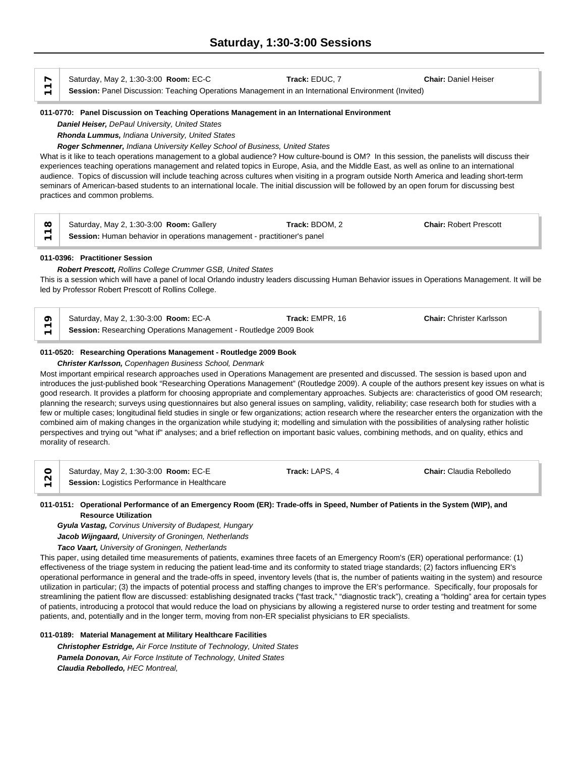# Saturday, 1:30-3:00 Sessions

**117**

Saturday, May 2, 1:30-3:00 **Room:** EC-C **Track:** EDUC, 7 **Chair:** Daniel Heiser
**Session:** Panel Discussion: Teaching Operations Management in an International Environment (Invited)

**011-0770: Panel Discussion on Teaching Operations Management in an International Environment**

***Daniel Heiser,*** *DePaul University, United States*
***Rhonda Lummus,*** *Indiana University, United States*
***Roger Schmenner,*** *Indiana University Kelley School of Business, United States*

What is it like to teach operations management to a global audience? How culture-bound is OM? In this session, the panelists will discuss their experiences teaching operations management and related topics in Europe, Asia, and the Middle East, as well as online to an international audience. Topics of discussion will include teaching across cultures when visiting in a program outside North America and leading short-term seminars of American-based students to an international locale. The initial discussion will be followed by an open forum for discussing best practices and common problems.

**118**

Saturday, May 2, 1:30-3:00 **Room:** Gallery **Track:** BDOM, 2 **Chair:** Robert Prescott
**Session:** Human behavior in operations management - practitioner's panel

**011-0396: Practitioner Session**

***Robert Prescott,*** *Rollins College Crummer GSB, United States*

This is a session which will have a panel of local Orlando industry leaders discussing Human Behavior issues in Operations Management. It will be led by Professor Robert Prescott of Rollins College.

**119**

Saturday, May 2, 1:30-3:00 **Room:** EC-A **Track:** EMPR, 16 **Chair:** Christer Karlsson
**Session:** Researching Operations Management - Routledge 2009 Book

**011-0520: Researching Operations Management - Routledge 2009 Book**

***Christer Karlsson,*** *Copenhagen Business School, Denmark*

Most important empirical research approaches used in Operations Management are presented and discussed. The session is based upon and introduces the just-published book "Researching Operations Management" (Routledge 2009). A couple of the authors present key issues on what is good research. It provides a platform for choosing appropriate and complementary approaches. Subjects are: characteristics of good OM research; planning the research; surveys using questionnaires but also general issues on sampling, validity, reliability; case research both for studies with a few or multiple cases; longitudinal field studies in single or few organizations; action research where the researcher enters the organization with the combined aim of making changes in the organization while studying it; modelling and simulation with the possibilities of analysing rather holistic perspectives and trying out "what if" analyses; and a brief reflection on important basic values, combining methods, and on quality, ethics and morality of research.

**120**

Saturday, May 2, 1:30-3:00 **Room:** EC-E **Track:** LAPS, 4 **Chair:** Claudia Rebolledo
**Session:** Logistics Performance in Healthcare

**011-0151: Operational Performance of an Emergency Room (ER): Trade-offs in Speed, Number of Patients in the System (WIP), and Resource Utilization**

***Gyula Vastag,*** *Corvinus University of Budapest, Hungary*
***Jacob Wijngaard,*** *University of Groningen, Netherlands*
***Taco Vaart,*** *University of Groningen, Netherlands*

This paper, using detailed time measurements of patients, examines three facets of an Emergency Room's (ER) operational performance: (1) effectiveness of the triage system in reducing the patient lead-time and its conformity to stated triage standards; (2) factors influencing ER's operational performance in general and the trade-offs in speed, inventory levels (that is, the number of patients waiting in the system) and resource utilization in particular; (3) the impacts of potential process and staffing changes to improve the ER's performance. Specifically, four proposals for streamlining the patient flow are discussed: establishing designated tracks ("fast track," "diagnostic track"), creating a "holding" area for certain types of patients, introducing a protocol that would reduce the load on physicians by allowing a registered nurse to order testing and treatment for some patients, and, potentially and in the longer term, moving from non-ER specialist physicians to ER specialists.

**011-0189: Material Management at Military Healthcare Facilities**

***Christopher Estridge,*** *Air Force Institute of Technology, United States*
***Pamela Donovan,*** *Air Force Institute of Technology, United States*
***Claudia Rebolledo,*** *HEC Montreal,*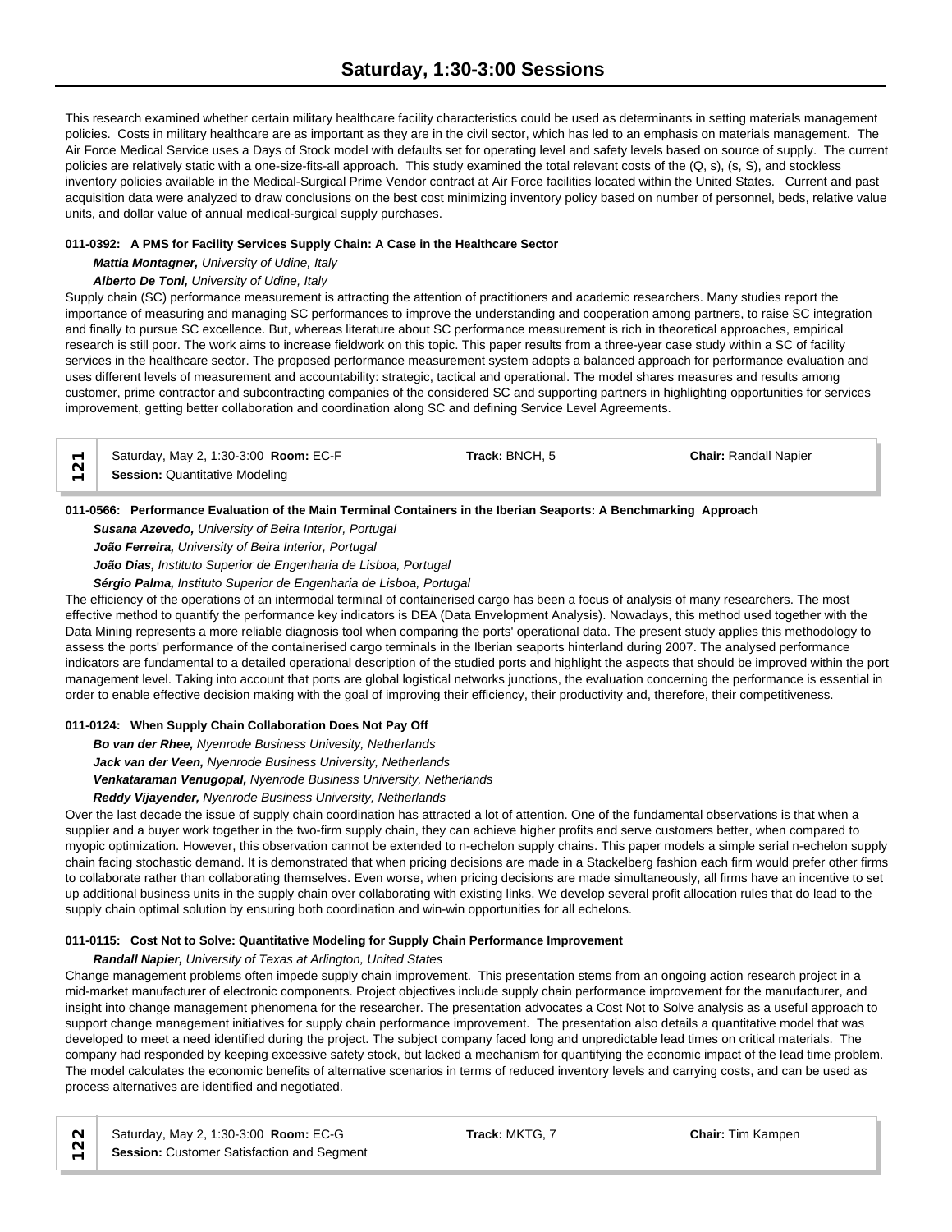This research examined whether certain military healthcare facility characteristics could be used as determinants in setting materials management policies. Costs in military healthcare are as important as they are in the civil sector, which has led to an emphasis on materials management. The Air Force Medical Service uses a Days of Stock model with defaults set for operating level and safety levels based on source of supply. The current policies are relatively static with a one-size-fits-all approach. This study examined the total relevant costs of the (Q, s), (s, S), and stockless inventory policies available in the Medical-Surgical Prime Vendor contract at Air Force facilities located within the United States. Current and past acquisition data were analyzed to draw conclusions on the best cost minimizing inventory policy based on number of personnel, beds, relative value units, and dollar value of annual medical-surgical supply purchases.

**011-0392: A PMS for Facility Services Supply Chain: A Case in the Healthcare Sector**

***Mattia Montagner,*** *University of Udine, Italy*

***Alberto De Toni,*** *University of Udine, Italy*

Supply chain (SC) performance measurement is attracting the attention of practitioners and academic researchers. Many studies report the importance of measuring and managing SC performances to improve the understanding and cooperation among partners, to raise SC integration and finally to pursue SC excellence. But, whereas literature about SC performance measurement is rich in theoretical approaches, empirical research is still poor. The work aims to increase fieldwork on this topic. This paper results from a three-year case study within a SC of facility services in the healthcare sector. The proposed performance measurement system adopts a balanced approach for performance evaluation and uses different levels of measurement and accountability: strategic, tactical and operational. The model shares measures and results among customer, prime contractor and subcontracting companies of the considered SC and supporting partners in highlighting opportunities for services improvement, getting better collaboration and coordination along SC and defining Service Level Agreements.

| 121 | Saturday, May 2, 1:30-3:00 **Room:** EC-F<br>**Session:** Quantitative Modeling | **Track:** BNCH, 5 | **Chair:** Randall Napier |
|---|---|---|---|

**011-0566: Performance Evaluation of the Main Terminal Containers in the Iberian Seaports: A Benchmarking Approach**

***Susana Azevedo,*** *University of Beira Interior, Portugal*

***João Ferreira,*** *University of Beira Interior, Portugal*

***João Dias,*** *Instituto Superior de Engenharia de Lisboa, Portugal*

***Sérgio Palma,*** *Instituto Superior de Engenharia de Lisboa, Portugal*

The efficiency of the operations of an intermodal terminal of containerised cargo has been a focus of analysis of many researchers. The most effective method to quantify the performance key indicators is DEA (Data Envelopment Analysis). Nowadays, this method used together with the Data Mining represents a more reliable diagnosis tool when comparing the ports' operational data. The present study applies this methodology to assess the ports' performance of the containerised cargo terminals in the Iberian seaports hinterland during 2007. The analysed performance indicators are fundamental to a detailed operational description of the studied ports and highlight the aspects that should be improved within the port management level. Taking into account that ports are global logistical networks junctions, the evaluation concerning the performance is essential in order to enable effective decision making with the goal of improving their efficiency, their productivity and, therefore, their competitiveness.

**011-0124: When Supply Chain Collaboration Does Not Pay Off**

***Bo van der Rhee,*** *Nyenrode Business Univesity, Netherlands*

***Jack van der Veen,*** *Nyenrode Business University, Netherlands*

***Venkataraman Venugopal,*** *Nyenrode Business University, Netherlands*

***Reddy Vijayender,*** *Nyenrode Business University, Netherlands*

Over the last decade the issue of supply chain coordination has attracted a lot of attention. One of the fundamental observations is that when a supplier and a buyer work together in the two-firm supply chain, they can achieve higher profits and serve customers better, when compared to myopic optimization. However, this observation cannot be extended to n-echelon supply chains. This paper models a simple serial n-echelon supply chain facing stochastic demand. It is demonstrated that when pricing decisions are made in a Stackelberg fashion each firm would prefer other firms to collaborate rather than collaborating themselves. Even worse, when pricing decisions are made simultaneously, all firms have an incentive to set up additional business units in the supply chain over collaborating with existing links. We develop several profit allocation rules that do lead to the supply chain optimal solution by ensuring both coordination and win-win opportunities for all echelons.

**011-0115: Cost Not to Solve: Quantitative Modeling for Supply Chain Performance Improvement**

***Randall Napier,*** *University of Texas at Arlington, United States*

Change management problems often impede supply chain improvement. This presentation stems from an ongoing action research project in a mid-market manufacturer of electronic components. Project objectives include supply chain performance improvement for the manufacturer, and insight into change management phenomena for the researcher. The presentation advocates a Cost Not to Solve analysis as a useful approach to support change management initiatives for supply chain performance improvement. The presentation also details a quantitative model that was developed to meet a need identified during the project. The subject company faced long and unpredictable lead times on critical materials. The company had responded by keeping excessive safety stock, but lacked a mechanism for quantifying the economic impact of the lead time problem. The model calculates the economic benefits of alternative scenarios in terms of reduced inventory levels and carrying costs, and can be used as process alternatives are identified and negotiated.

| 122 | Saturday, May 2, 1:30-3:00 **Room:** EC-G<br>**Session:** Customer Satisfaction and Segment | **Track:** MKTG, 7 | **Chair:** Tim Kampen |
|---|---|---|---|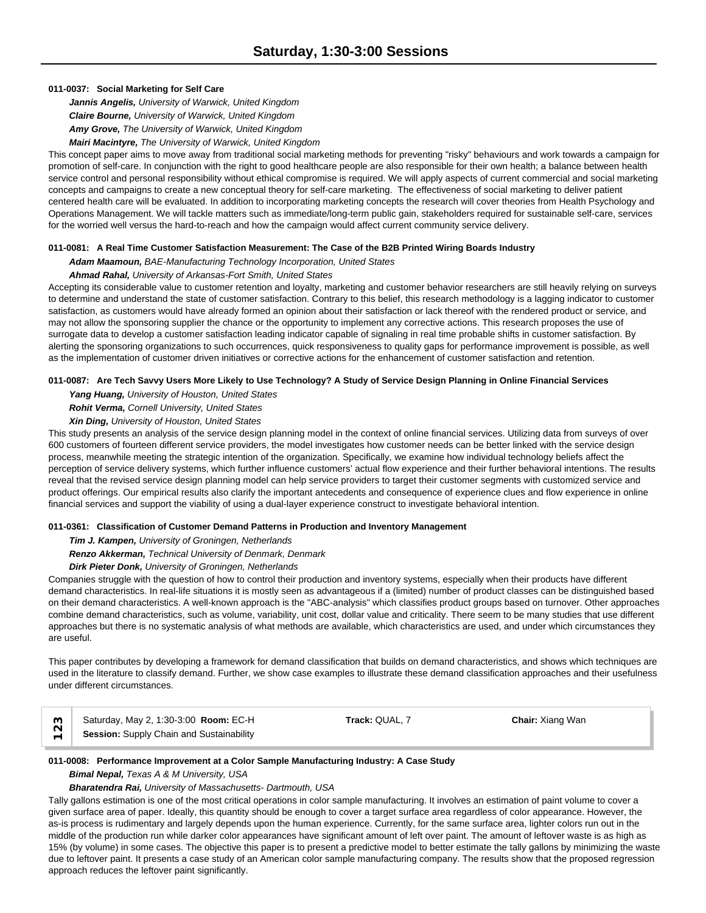# Saturday, 1:30-3:00 Sessions

**011-0037: Social Marketing for Self Care**

***Jannis Angelis,*** *University of Warwick, United Kingdom*
***Claire Bourne,*** *University of Warwick, United Kingdom*
***Amy Grove,*** *The University of Warwick, United Kingdom*
***Mairi Macintyre,*** *The University of Warwick, United Kingdom*

This concept paper aims to move away from traditional social marketing methods for preventing "risky" behaviours and work towards a campaign for promotion of self-care. In conjunction with the right to good healthcare people are also responsible for their own health; a balance between health service control and personal responsibility without ethical compromise is required. We will apply aspects of current commercial and social marketing concepts and campaigns to create a new conceptual theory for self-care marketing. The effectiveness of social marketing to deliver patient centered health care will be evaluated. In addition to incorporating marketing concepts the research will cover theories from Health Psychology and Operations Management. We will tackle matters such as immediate/long-term public gain, stakeholders required for sustainable self-care, services for the worried well versus the hard-to-reach and how the campaign would affect current community service delivery.

**011-0081: A Real Time Customer Satisfaction Measurement: The Case of the B2B Printed Wiring Boards Industry**

***Adam Maamoun,*** *BAE-Manufacturing Technology Incorporation, United States*
***Ahmad Rahal,*** *University of Arkansas-Fort Smith, United States*

Accepting its considerable value to customer retention and loyalty, marketing and customer behavior researchers are still heavily relying on surveys to determine and understand the state of customer satisfaction. Contrary to this belief, this research methodology is a lagging indicator to customer satisfaction, as customers would have already formed an opinion about their satisfaction or lack thereof with the rendered product or service, and may not allow the sponsoring supplier the chance or the opportunity to implement any corrective actions. This research proposes the use of surrogate data to develop a customer satisfaction leading indicator capable of signaling in real time probable shifts in customer satisfaction. By alerting the sponsoring organizations to such occurrences, quick responsiveness to quality gaps for performance improvement is possible, as well as the implementation of customer driven initiatives or corrective actions for the enhancement of customer satisfaction and retention.

**011-0087: Are Tech Savvy Users More Likely to Use Technology? A Study of Service Design Planning in Online Financial Services**

***Yang Huang,*** *University of Houston, United States*
***Rohit Verma,*** *Cornell University, United States*
***Xin Ding,*** *University of Houston, United States*

This study presents an analysis of the service design planning model in the context of online financial services. Utilizing data from surveys of over 600 customers of fourteen different service providers, the model investigates how customer needs can be better linked with the service design process, meanwhile meeting the strategic intention of the organization. Specifically, we examine how individual technology beliefs affect the perception of service delivery systems, which further influence customers' actual flow experience and their further behavioral intentions. The results reveal that the revised service design planning model can help service providers to target their customer segments with customized service and product offerings. Our empirical results also clarify the important antecedents and consequence of experience clues and flow experience in online financial services and support the viability of using a dual-layer experience construct to investigate behavioral intention.

**011-0361: Classification of Customer Demand Patterns in Production and Inventory Management**

***Tim J. Kampen,*** *University of Groningen, Netherlands*
***Renzo Akkerman,*** *Technical University of Denmark, Denmark*
***Dirk Pieter Donk,*** *University of Groningen, Netherlands*

Companies struggle with the question of how to control their production and inventory systems, especially when their products have different demand characteristics. In real-life situations it is mostly seen as advantageous if a (limited) number of product classes can be distinguished based on their demand characteristics. A well-known approach is the "ABC-analysis" which classifies product groups based on turnover. Other approaches combine demand characteristics, such as volume, variability, unit cost, dollar value and criticality. There seem to be many studies that use different approaches but there is no systematic analysis of what methods are available, which characteristics are used, and under which circumstances they are useful.

This paper contributes by developing a framework for demand classification that builds on demand characteristics, and shows which techniques are used in the literature to classify demand. Further, we show case examples to illustrate these demand classification approaches and their usefulness under different circumstances.

| 123 | Saturday, May 2, 1:30-3:00 **Room:** EC-H<br>**Session:** Supply Chain and Sustainability | **Track:** QUAL, 7 | **Chair:** Xiang Wan |
|---|---|---|---|

**011-0008: Performance Improvement at a Color Sample Manufacturing Industry: A Case Study**

***Bimal Nepal,*** *Texas A & M University, USA*
***Bharatendra Rai,*** *University of Massachusetts- Dartmouth, USA*

Tally gallons estimation is one of the most critical operations in color sample manufacturing. It involves an estimation of paint volume to cover a given surface area of paper. Ideally, this quantity should be enough to cover a target surface area regardless of color appearance. However, the as-is process is rudimentary and largely depends upon the human experience. Currently, for the same surface area, lighter colors run out in the middle of the production run while darker color appearances have significant amount of left over paint. The amount of leftover waste is as high as 15% (by volume) in some cases. The objective this paper is to present a predictive model to better estimate the tally gallons by minimizing the waste due to leftover paint. It presents a case study of an American color sample manufacturing company. The results show that the proposed regression approach reduces the leftover paint significantly.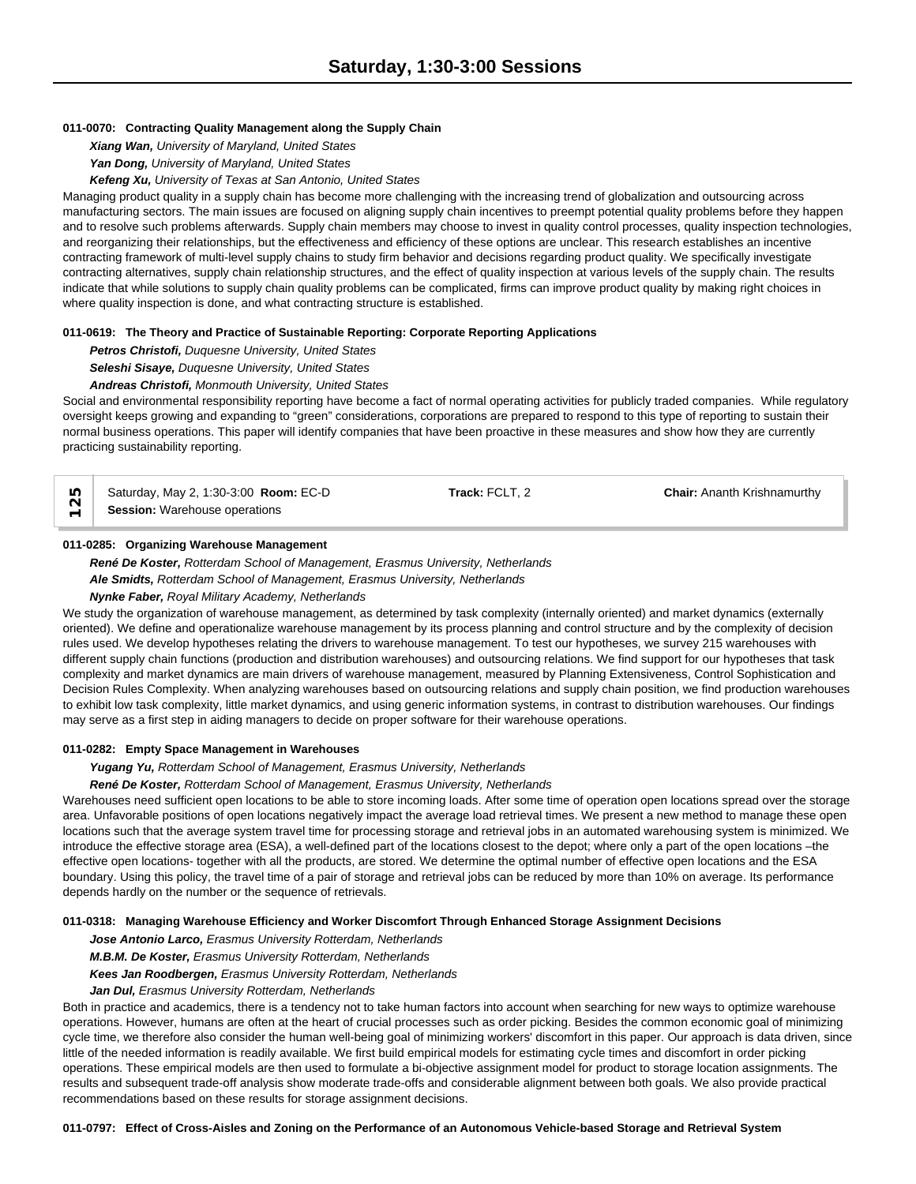**011-0070: Contracting Quality Management along the Supply Chain**

*Xiang Wan, University of Maryland, United States*

*Yan Dong, University of Maryland, United States*

*Kefeng Xu, University of Texas at San Antonio, United States*

Managing product quality in a supply chain has become more challenging with the increasing trend of globalization and outsourcing across manufacturing sectors. The main issues are focused on aligning supply chain incentives to preempt potential quality problems before they happen and to resolve such problems afterwards. Supply chain members may choose to invest in quality control processes, quality inspection technologies, and reorganizing their relationships, but the effectiveness and efficiency of these options are unclear. This research establishes an incentive contracting framework of multi-level supply chains to study firm behavior and decisions regarding product quality. We specifically investigate contracting alternatives, supply chain relationship structures, and the effect of quality inspection at various levels of the supply chain. The results indicate that while solutions to supply chain quality problems can be complicated, firms can improve product quality by making right choices in where quality inspection is done, and what contracting structure is established.

**011-0619: The Theory and Practice of Sustainable Reporting: Corporate Reporting Applications**

*Petros Christofi, Duquesne University, United States*

*Seleshi Sisaye, Duquesne University, United States*

*Andreas Christofi, Monmouth University, United States*

Social and environmental responsibility reporting have become a fact of normal operating activities for publicly traded companies. While regulatory oversight keeps growing and expanding to "green" considerations, corporations are prepared to respond to this type of reporting to sustain their normal business operations. This paper will identify companies that have been proactive in these measures and show how they are currently practicing sustainability reporting.

| 125 | Saturday, May 2, 1:30-3:00 **Room:** EC-D<br>**Session:** Warehouse operations | **Track:** FCLT, 2 | **Chair:** Ananth Krishnamurthy |
|---|---|---|---|

**011-0285: Organizing Warehouse Management**

*René De Koster, Rotterdam School of Management, Erasmus University, Netherlands*

*Ale Smidts, Rotterdam School of Management, Erasmus University, Netherlands*

*Nynke Faber, Royal Military Academy, Netherlands*

We study the organization of warehouse management, as determined by task complexity (internally oriented) and market dynamics (externally oriented). We define and operationalize warehouse management by its process planning and control structure and by the complexity of decision rules used. We develop hypotheses relating the drivers to warehouse management. To test our hypotheses, we survey 215 warehouses with different supply chain functions (production and distribution warehouses) and outsourcing relations. We find support for our hypotheses that task complexity and market dynamics are main drivers of warehouse management, measured by Planning Extensiveness, Control Sophistication and Decision Rules Complexity. When analyzing warehouses based on outsourcing relations and supply chain position, we find production warehouses to exhibit low task complexity, little market dynamics, and using generic information systems, in contrast to distribution warehouses. Our findings may serve as a first step in aiding managers to decide on proper software for their warehouse operations.

**011-0282: Empty Space Management in Warehouses**

*Yugang Yu, Rotterdam School of Management, Erasmus University, Netherlands*

*René De Koster, Rotterdam School of Management, Erasmus University, Netherlands*

Warehouses need sufficient open locations to be able to store incoming loads. After some time of operation open locations spread over the storage area. Unfavorable positions of open locations negatively impact the average load retrieval times. We present a new method to manage these open locations such that the average system travel time for processing storage and retrieval jobs in an automated warehousing system is minimized. We introduce the effective storage area (ESA), a well-defined part of the locations closest to the depot; where only a part of the open locations –the effective open locations- together with all the products, are stored. We determine the optimal number of effective open locations and the ESA boundary. Using this policy, the travel time of a pair of storage and retrieval jobs can be reduced by more than 10% on average. Its performance depends hardly on the number or the sequence of retrievals.

**011-0318: Managing Warehouse Efficiency and Worker Discomfort Through Enhanced Storage Assignment Decisions**

*Jose Antonio Larco, Erasmus University Rotterdam, Netherlands*

*M.B.M. De Koster, Erasmus University Rotterdam, Netherlands*

*Kees Jan Roodbergen, Erasmus University Rotterdam, Netherlands*

*Jan Dul, Erasmus University Rotterdam, Netherlands*

Both in practice and academics, there is a tendency not to take human factors into account when searching for new ways to optimize warehouse operations. However, humans are often at the heart of crucial processes such as order picking. Besides the common economic goal of minimizing cycle time, we therefore also consider the human well-being goal of minimizing workers' discomfort in this paper. Our approach is data driven, since little of the needed information is readily available. We first build empirical models for estimating cycle times and discomfort in order picking operations. These empirical models are then used to formulate a bi-objective assignment model for product to storage location assignments. The results and subsequent trade-off analysis show moderate trade-offs and considerable alignment between both goals. We also provide practical recommendations based on these results for storage assignment decisions.

**011-0797: Effect of Cross-Aisles and Zoning on the Performance of an Autonomous Vehicle-based Storage and Retrieval System**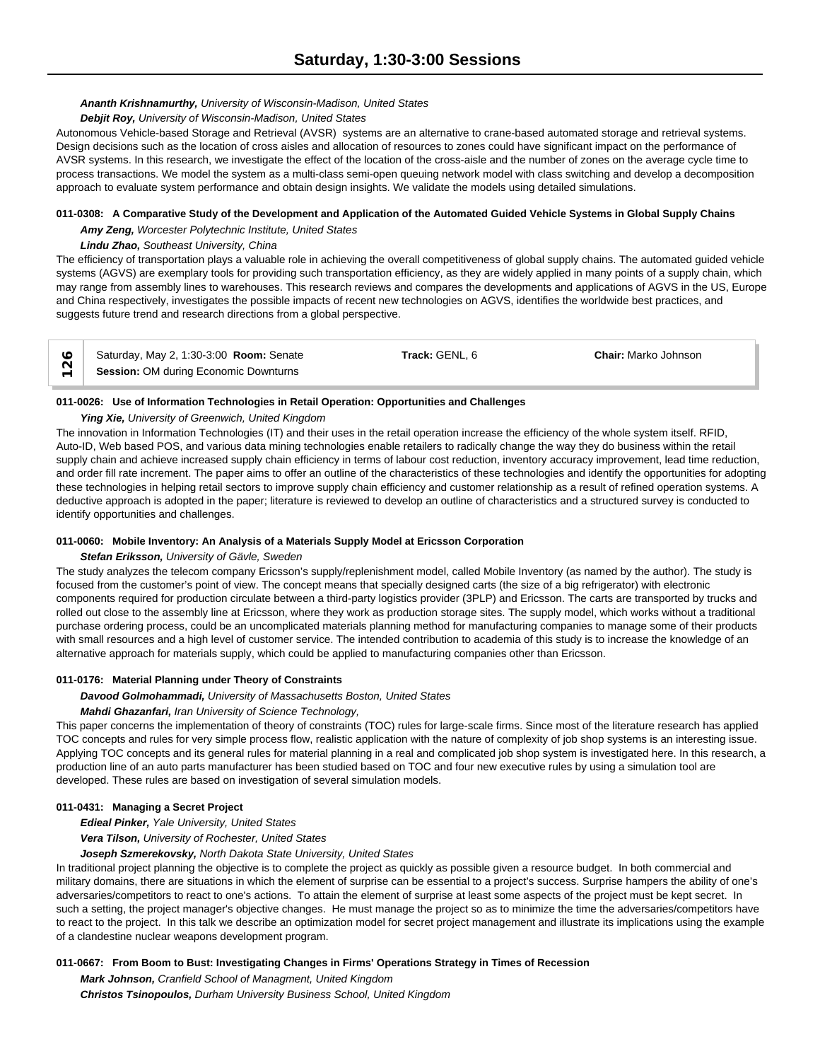***Ananth Krishnamurthy,*** *University of Wisconsin-Madison, United States*

***Debjit Roy,*** *University of Wisconsin-Madison, United States*

Autonomous Vehicle-based Storage and Retrieval (AVSR) systems are an alternative to crane-based automated storage and retrieval systems. Design decisions such as the location of cross aisles and allocation of resources to zones could have significant impact on the performance of AVSR systems. In this research, we investigate the effect of the location of the cross-aisle and the number of zones on the average cycle time to process transactions. We model the system as a multi-class semi-open queuing network model with class switching and develop a decomposition approach to evaluate system performance and obtain design insights. We validate the models using detailed simulations.

**011-0308: A Comparative Study of the Development and Application of the Automated Guided Vehicle Systems in Global Supply Chains**

***Amy Zeng,*** *Worcester Polytechnic Institute, United States*

***Lindu Zhao,*** *Southeast University, China*

The efficiency of transportation plays a valuable role in achieving the overall competitiveness of global supply chains. The automated guided vehicle systems (AGVS) are exemplary tools for providing such transportation efficiency, as they are widely applied in many points of a supply chain, which may range from assembly lines to warehouses. This research reviews and compares the developments and applications of AGVS in the US, Europe and China respectively, investigates the possible impacts of recent new technologies on AGVS, identifies the worldwide best practices, and suggests future trend and research directions from a global perspective.

| 126 | Saturday, May 2, 1:30-3:00 **Room:** Senate<br>**Session:** OM during Economic Downturns | **Track:** GENL, 6 | **Chair:** Marko Johnson |
|---|---|---|---|

**011-0026: Use of Information Technologies in Retail Operation: Opportunities and Challenges**

***Ying Xie,*** *University of Greenwich, United Kingdom*

The innovation in Information Technologies (IT) and their uses in the retail operation increase the efficiency of the whole system itself. RFID, Auto-ID, Web based POS, and various data mining technologies enable retailers to radically change the way they do business within the retail supply chain and achieve increased supply chain efficiency in terms of labour cost reduction, inventory accuracy improvement, lead time reduction, and order fill rate increment. The paper aims to offer an outline of the characteristics of these technologies and identify the opportunities for adopting these technologies in helping retail sectors to improve supply chain efficiency and customer relationship as a result of refined operation systems. A deductive approach is adopted in the paper; literature is reviewed to develop an outline of characteristics and a structured survey is conducted to identify opportunities and challenges.

**011-0060: Mobile Inventory: An Analysis of a Materials Supply Model at Ericsson Corporation**

***Stefan Eriksson,*** *University of Gävle, Sweden*

The study analyzes the telecom company Ericsson's supply/replenishment model, called Mobile Inventory (as named by the author). The study is focused from the customer's point of view. The concept means that specially designed carts (the size of a big refrigerator) with electronic components required for production circulate between a third-party logistics provider (3PLP) and Ericsson. The carts are transported by trucks and rolled out close to the assembly line at Ericsson, where they work as production storage sites. The supply model, which works without a traditional purchase ordering process, could be an uncomplicated materials planning method for manufacturing companies to manage some of their products with small resources and a high level of customer service. The intended contribution to academia of this study is to increase the knowledge of an alternative approach for materials supply, which could be applied to manufacturing companies other than Ericsson.

**011-0176: Material Planning under Theory of Constraints**

***Davood Golmohammadi,*** *University of Massachusetts Boston, United States*

***Mahdi Ghazanfari,*** *Iran University of Science Technology,*

This paper concerns the implementation of theory of constraints (TOC) rules for large-scale firms. Since most of the literature research has applied TOC concepts and rules for very simple process flow, realistic application with the nature of complexity of job shop systems is an interesting issue. Applying TOC concepts and its general rules for material planning in a real and complicated job shop system is investigated here. In this research, a production line of an auto parts manufacturer has been studied based on TOC and four new executive rules by using a simulation tool are developed. These rules are based on investigation of several simulation models.

**011-0431: Managing a Secret Project**

***Edieal Pinker,*** *Yale University, United States*

***Vera Tilson,*** *University of Rochester, United States*

***Joseph Szmerekovsky,*** *North Dakota State University, United States*

In traditional project planning the objective is to complete the project as quickly as possible given a resource budget. In both commercial and military domains, there are situations in which the element of surprise can be essential to a project's success. Surprise hampers the ability of one's adversaries/competitors to react to one's actions. To attain the element of surprise at least some aspects of the project must be kept secret. In such a setting, the project manager's objective changes. He must manage the project so as to minimize the time the adversaries/competitors have to react to the project. In this talk we describe an optimization model for secret project management and illustrate its implications using the example of a clandestine nuclear weapons development program.

**011-0667: From Boom to Bust: Investigating Changes in Firms' Operations Strategy in Times of Recession**

***Mark Johnson,*** *Cranfield School of Managment, United Kingdom*

***Christos Tsinopoulos,*** *Durham University Business School, United Kingdom*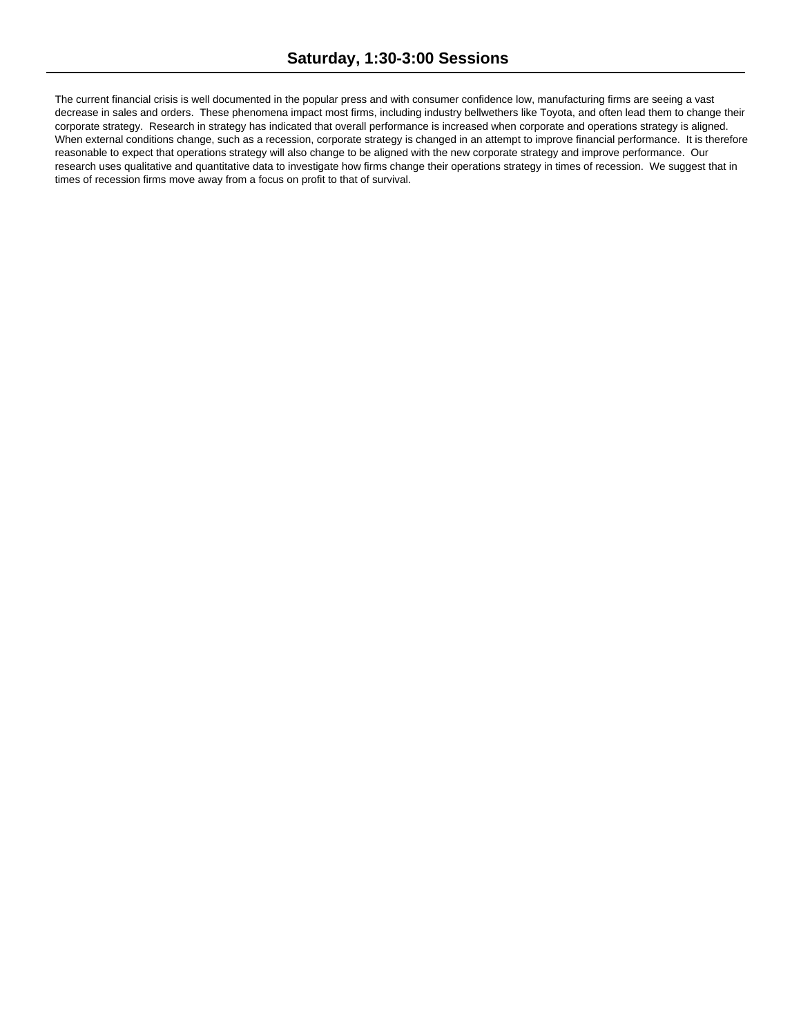The current financial crisis is well documented in the popular press and with consumer confidence low, manufacturing firms are seeing a vast decrease in sales and orders. These phenomena impact most firms, including industry bellwethers like Toyota, and often lead them to change their corporate strategy. Research in strategy has indicated that overall performance is increased when corporate and operations strategy is aligned. When external conditions change, such as a recession, corporate strategy is changed in an attempt to improve financial performance. It is therefore reasonable to expect that operations strategy will also change to be aligned with the new corporate strategy and improve performance. Our research uses qualitative and quantitative data to investigate how firms change their operations strategy in times of recession. We suggest that in times of recession firms move away from a focus on profit to that of survival.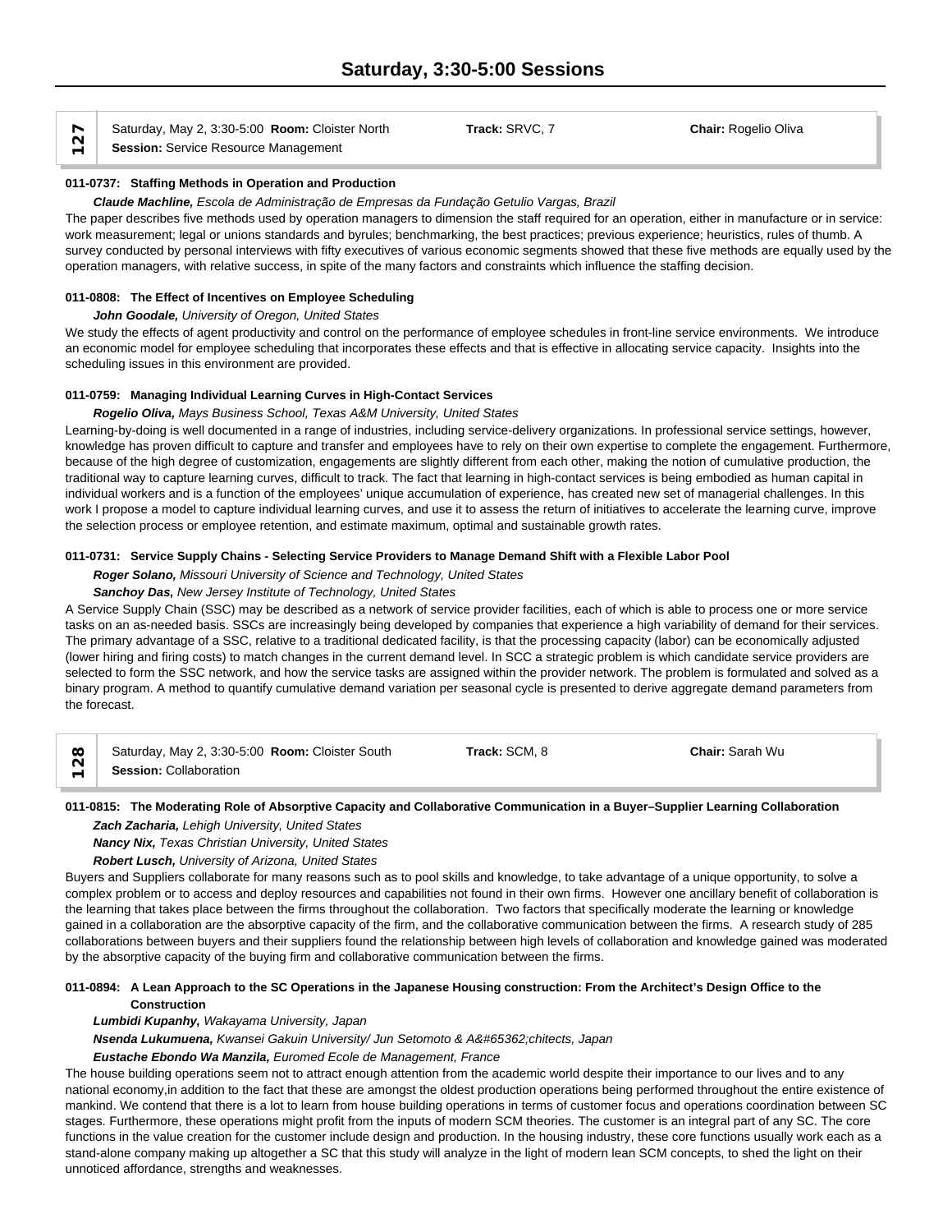# Saturday, 3:30-5:00 Sessions

**127** Saturday, May 2, 3:30-5:00 **Room:** Cloister North **Track:** SRVC, 7 **Chair:** Rogelio Oliva
**Session:** Service Resource Management

**011-0737: Staffing Methods in Operation and Production**

***Claude Machline,*** *Escola de Administração de Empresas da Fundação Getulio Vargas, Brazil*

The paper describes five methods used by operation managers to dimension the staff required for an operation, either in manufacture or in service: work measurement; legal or unions standards and byrules; benchmarking, the best practices; previous experience; heuristics, rules of thumb. A survey conducted by personal interviews with fifty executives of various economic segments showed that these five methods are equally used by the operation managers, with relative success, in spite of the many factors and constraints which influence the staffing decision.

**011-0808: The Effect of Incentives on Employee Scheduling**

***John Goodale,*** *University of Oregon, United States*

We study the effects of agent productivity and control on the performance of employee schedules in front-line service environments. We introduce an economic model for employee scheduling that incorporates these effects and that is effective in allocating service capacity. Insights into the scheduling issues in this environment are provided.

**011-0759: Managing Individual Learning Curves in High-Contact Services**

***Rogelio Oliva,*** *Mays Business School, Texas A&M University, United States*

Learning-by-doing is well documented in a range of industries, including service-delivery organizations. In professional service settings, however, knowledge has proven difficult to capture and transfer and employees have to rely on their own expertise to complete the engagement. Furthermore, because of the high degree of customization, engagements are slightly different from each other, making the notion of cumulative production, the traditional way to capture learning curves, difficult to track. The fact that learning in high-contact services is being embodied as human capital in individual workers and is a function of the employees' unique accumulation of experience, has created new set of managerial challenges. In this work I propose a model to capture individual learning curves, and use it to assess the return of initiatives to accelerate the learning curve, improve the selection process or employee retention, and estimate maximum, optimal and sustainable growth rates.

**011-0731: Service Supply Chains - Selecting Service Providers to Manage Demand Shift with a Flexible Labor Pool**

***Roger Solano,*** *Missouri University of Science and Technology, United States*

***Sanchoy Das,*** *New Jersey Institute of Technology, United States*

A Service Supply Chain (SSC) may be described as a network of service provider facilities, each of which is able to process one or more service tasks on an as-needed basis. SSCs are increasingly being developed by companies that experience a high variability of demand for their services. The primary advantage of a SSC, relative to a traditional dedicated facility, is that the processing capacity (labor) can be economically adjusted (lower hiring and firing costs) to match changes in the current demand level. In SCC a strategic problem is which candidate service providers are selected to form the SSC network, and how the service tasks are assigned within the provider network. The problem is formulated and solved as a binary program. A method to quantify cumulative demand variation per seasonal cycle is presented to derive aggregate demand parameters from the forecast.

**128** Saturday, May 2, 3:30-5:00 **Room:** Cloister South **Track:** SCM, 8 **Chair:** Sarah Wu
**Session:** Collaboration

**011-0815: The Moderating Role of Absorptive Capacity and Collaborative Communication in a Buyer–Supplier Learning Collaboration**

***Zach Zacharia,*** *Lehigh University, United States*

***Nancy Nix,*** *Texas Christian University, United States*

***Robert Lusch,*** *University of Arizona, United States*

Buyers and Suppliers collaborate for many reasons such as to pool skills and knowledge, to take advantage of a unique opportunity, to solve a complex problem or to access and deploy resources and capabilities not found in their own firms. However one ancillary benefit of collaboration is the learning that takes place between the firms throughout the collaboration. Two factors that specifically moderate the learning or knowledge gained in a collaboration are the absorptive capacity of the firm, and the collaborative communication between the firms. A research study of 285 collaborations between buyers and their suppliers found the relationship between high levels of collaboration and knowledge gained was moderated by the absorptive capacity of the buying firm and collaborative communication between the firms.

**011-0894: A Lean Approach to the SC Operations in the Japanese Housing construction: From the Architect's Design Office to the Construction**

***Lumbidi Kupanhy,*** *Wakayama University, Japan*

***Nsenda Lukumuena,*** *Kwansei Gakuin University/ Jun Setomoto & A&#65362;chitects, Japan*

***Eustache Ebondo Wa Manzila,*** *Euromed Ecole de Management, France*

The house building operations seem not to attract enough attention from the academic world despite their importance to our lives and to any national economy,in addition to the fact that these are amongst the oldest production operations being performed throughout the entire existence of mankind. We contend that there is a lot to learn from house building operations in terms of customer focus and operations coordination between SC stages. Furthermore, these operations might profit from the inputs of modern SCM theories. The customer is an integral part of any SC. The core functions in the value creation for the customer include design and production. In the housing industry, these core functions usually work each as a stand-alone company making up altogether a SC that this study will analyze in the light of modern lean SCM concepts, to shed the light on their unnoticed affordance, strengths and weaknesses.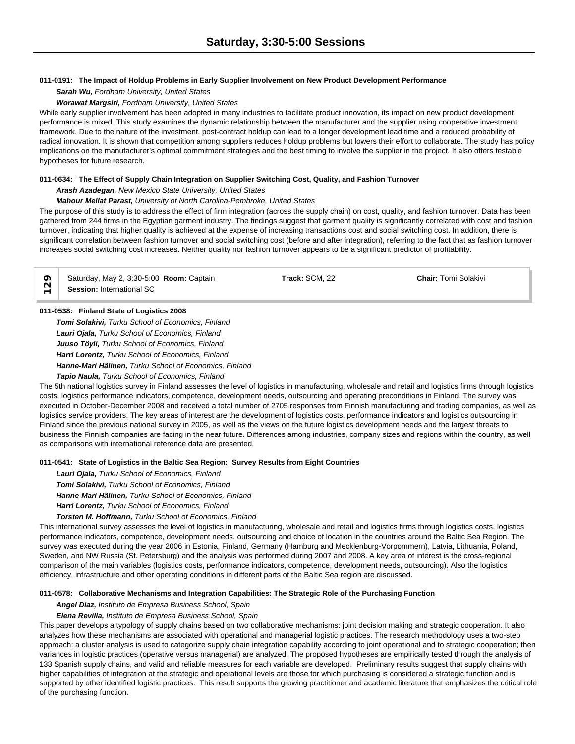# Saturday, 3:30-5:00 Sessions

#### 011-0191: The Impact of Holdup Problems in Early Supplier Involvement on New Product Development Performance

***Sarah Wu,*** *Fordham University, United States*

***Worawat Margsiri,*** *Fordham University, United States*

While early supplier involvement has been adopted in many industries to facilitate product innovation, its impact on new product development performance is mixed. This study examines the dynamic relationship between the manufacturer and the supplier using cooperative investment framework. Due to the nature of the investment, post-contract holdup can lead to a longer development lead time and a reduced probability of radical innovation. It is shown that competition among suppliers reduces holdup problems but lowers their effort to collaborate. The study has policy implications on the manufacturer's optimal commitment strategies and the best timing to involve the supplier in the project. It also offers testable hypotheses for future research.

#### 011-0634: The Effect of Supply Chain Integration on Supplier Switching Cost, Quality, and Fashion Turnover

***Arash Azadegan,*** *New Mexico State University, United States*

***Mahour Mellat Parast,*** *University of North Carolina-Pembroke, United States*

The purpose of this study is to address the effect of firm integration (across the supply chain) on cost, quality, and fashion turnover. Data has been gathered from 244 firms in the Egyptian garment industry. The findings suggest that garment quality is significantly correlated with cost and fashion turnover, indicating that higher quality is achieved at the expense of increasing transactions cost and social switching cost. In addition, there is significant correlation between fashion turnover and social switching cost (before and after integration), referring to the fact that as fashion turnover increases social switching cost increases. Neither quality nor fashion turnover appears to be a significant predictor of profitability.

---

**129** | Saturday, May 2, 3:30-5:00 **Room:** Captain | **Track:** SCM, 22 | **Chair:** Tomi Solakivi

**Session:** International SC

---

#### 011-0538: Finland State of Logistics 2008

***Tomi Solakivi,*** *Turku School of Economics, Finland*

***Lauri Ojala,*** *Turku School of Economics, Finland*

***Juuso Töyli,*** *Turku School of Economics, Finland*

***Harri Lorentz,*** *Turku School of Economics, Finland*

***Hanne-Mari Hälinen,*** *Turku School of Economics, Finland*

***Tapio Naula,*** *Turku School of Economics, Finland*

The 5th national logistics survey in Finland assesses the level of logistics in manufacturing, wholesale and retail and logistics firms through logistics costs, logistics performance indicators, competence, development needs, outsourcing and operating preconditions in Finland. The survey was executed in October-December 2008 and received a total number of 2705 responses from Finnish manufacturing and trading companies, as well as logistics service providers. The key areas of interest are the development of logistics costs, performance indicators and logistics outsourcing in Finland since the previous national survey in 2005, as well as the views on the future logistics development needs and the largest threats to business the Finnish companies are facing in the near future. Differences among industries, company sizes and regions within the country, as well as comparisons with international reference data are presented.

#### 011-0541: State of Logistics in the Baltic Sea Region: Survey Results from Eight Countries

***Lauri Ojala,*** *Turku School of Economics, Finland*

***Tomi Solakivi,*** *Turku School of Economics, Finland*

***Hanne-Mari Hälinen,*** *Turku School of Economics, Finland*

***Harri Lorentz,*** *Turku School of Economics, Finland*

***Torsten M. Hoffmann,*** *Turku School of Economics, Finland*

This international survey assesses the level of logistics in manufacturing, wholesale and retail and logistics firms through logistics costs, logistics performance indicators, competence, development needs, outsourcing and choice of location in the countries around the Baltic Sea Region. The survey was executed during the year 2006 in Estonia, Finland, Germany (Hamburg and Mecklenburg-Vorpommern), Latvia, Lithuania, Poland, Sweden, and NW Russia (St. Petersburg) and the analysis was performed during 2007 and 2008. A key area of interest is the cross-regional comparison of the main variables (logistics costs, performance indicators, competence, development needs, outsourcing). Also the logistics efficiency, infrastructure and other operating conditions in different parts of the Baltic Sea region are discussed.

#### 011-0578: Collaborative Mechanisms and Integration Capabilities: The Strategic Role of the Purchasing Function

***Angel Diaz,*** *Instituto de Empresa Business School, Spain*

***Elena Revilla,*** *Instituto de Empresa Business School, Spain*

This paper develops a typology of supply chains based on two collaborative mechanisms: joint decision making and strategic cooperation. It also analyzes how these mechanisms are associated with operational and managerial logistic practices. The research methodology uses a two-step approach: a cluster analysis is used to categorize supply chain integration capability according to joint operational and to strategic cooperation; then variances in logistic practices (operative versus managerial) are analyzed. The proposed hypotheses are empirically tested through the analysis of 133 Spanish supply chains, and valid and reliable measures for each variable are developed. Preliminary results suggest that supply chains with higher capabilities of integration at the strategic and operational levels are those for which purchasing is considered a strategic function and is supported by other identified logistic practices. This result supports the growing practitioner and academic literature that emphasizes the critical role of the purchasing function.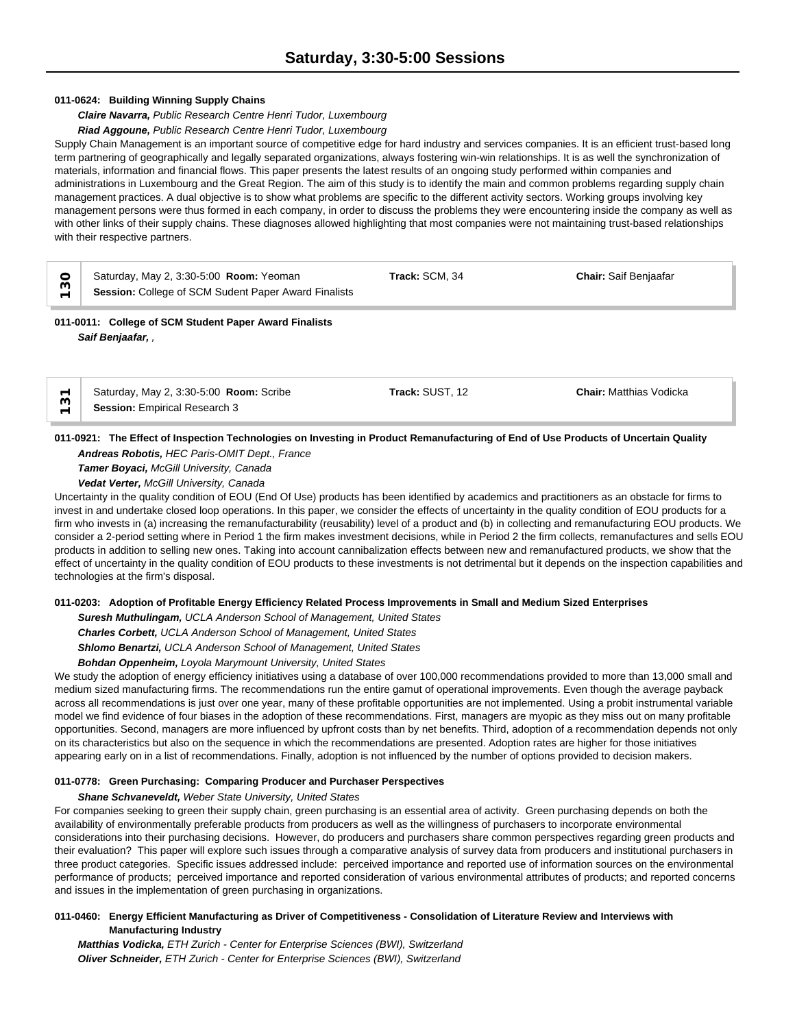## Saturday, 3:30-5:00 Sessions

**011-0624: Building Winning Supply Chains**

***Claire Navarra,*** *Public Research Centre Henri Tudor, Luxembourg*

***Riad Aggoune,*** *Public Research Centre Henri Tudor, Luxembourg*

Supply Chain Management is an important source of competitive edge for hard industry and services companies. It is an efficient trust-based long term partnering of geographically and legally separated organizations, always fostering win-win relationships. It is as well the synchronization of materials, information and financial flows. This paper presents the latest results of an ongoing study performed within companies and administrations in Luxembourg and the Great Region. The aim of this study is to identify the main and common problems regarding supply chain management practices. A dual objective is to show what problems are specific to the different activity sectors. Working groups involving key management persons were thus formed in each company, in order to discuss the problems they were encountering inside the company as well as with other links of their supply chains. These diagnoses allowed highlighting that most companies were not maintaining trust-based relationships with their respective partners.

| 130 | Saturday, May 2, 3:30-5:00 **Room:** Yeoman<br>**Session:** College of SCM Sudent Paper Award Finalists | **Track:** SCM, 34 | **Chair:** Saif Benjaafar |
|---|---|---|---|

**011-0011: College of SCM Student Paper Award Finalists**

***Saif Benjaafar, ,***

| 131 | Saturday, May 2, 3:30-5:00 **Room:** Scribe<br>**Session:** Empirical Research 3 | **Track:** SUST, 12 | **Chair:** Matthias Vodicka |
|---|---|---|---|

**011-0921: The Effect of Inspection Technologies on Investing in Product Remanufacturing of End of Use Products of Uncertain Quality**

***Andreas Robotis,*** *HEC Paris-OMIT Dept., France*

***Tamer Boyaci,*** *McGill University, Canada*

***Vedat Verter,*** *McGill University, Canada*

Uncertainty in the quality condition of EOU (End Of Use) products has been identified by academics and practitioners as an obstacle for firms to invest in and undertake closed loop operations. In this paper, we consider the effects of uncertainty in the quality condition of EOU products for a firm who invests in (a) increasing the remanufacturability (reusability) level of a product and (b) in collecting and remanufacturing EOU products. We consider a 2-period setting where in Period 1 the firm makes investment decisions, while in Period 2 the firm collects, remanufactures and sells EOU products in addition to selling new ones. Taking into account cannibalization effects between new and remanufactured products, we show that the effect of uncertainty in the quality condition of EOU products to these investments is not detrimental but it depends on the inspection capabilities and technologies at the firm's disposal.

**011-0203: Adoption of Profitable Energy Efficiency Related Process Improvements in Small and Medium Sized Enterprises**

***Suresh Muthulingam,*** *UCLA Anderson School of Management, United States*

***Charles Corbett,*** *UCLA Anderson School of Management, United States*

***Shlomo Benartzi,*** *UCLA Anderson School of Management, United States*

***Bohdan Oppenheim,*** *Loyola Marymount University, United States*

We study the adoption of energy efficiency initiatives using a database of over 100,000 recommendations provided to more than 13,000 small and medium sized manufacturing firms. The recommendations run the entire gamut of operational improvements. Even though the average payback across all recommendations is just over one year, many of these profitable opportunities are not implemented. Using a probit instrumental variable model we find evidence of four biases in the adoption of these recommendations. First, managers are myopic as they miss out on many profitable opportunities. Second, managers are more influenced by upfront costs than by net benefits. Third, adoption of a recommendation depends not only on its characteristics but also on the sequence in which the recommendations are presented. Adoption rates are higher for those initiatives appearing early on in a list of recommendations. Finally, adoption is not influenced by the number of options provided to decision makers.

**011-0778: Green Purchasing: Comparing Producer and Purchaser Perspectives**

***Shane Schvaneveldt,*** *Weber State University, United States*

For companies seeking to green their supply chain, green purchasing is an essential area of activity. Green purchasing depends on both the availability of environmentally preferable products from producers as well as the willingness of purchasers to incorporate environmental considerations into their purchasing decisions. However, do producers and purchasers share common perspectives regarding green products and their evaluation? This paper will explore such issues through a comparative analysis of survey data from producers and institutional purchasers in three product categories. Specific issues addressed include: perceived importance and reported use of information sources on the environmental performance of products; perceived importance and reported consideration of various environmental attributes of products; and reported concerns and issues in the implementation of green purchasing in organizations.

**011-0460: Energy Efficient Manufacturing as Driver of Competitiveness - Consolidation of Literature Review and Interviews with Manufacturing Industry**

***Matthias Vodicka,*** *ETH Zurich - Center for Enterprise Sciences (BWI), Switzerland*

***Oliver Schneider,*** *ETH Zurich - Center for Enterprise Sciences (BWI), Switzerland*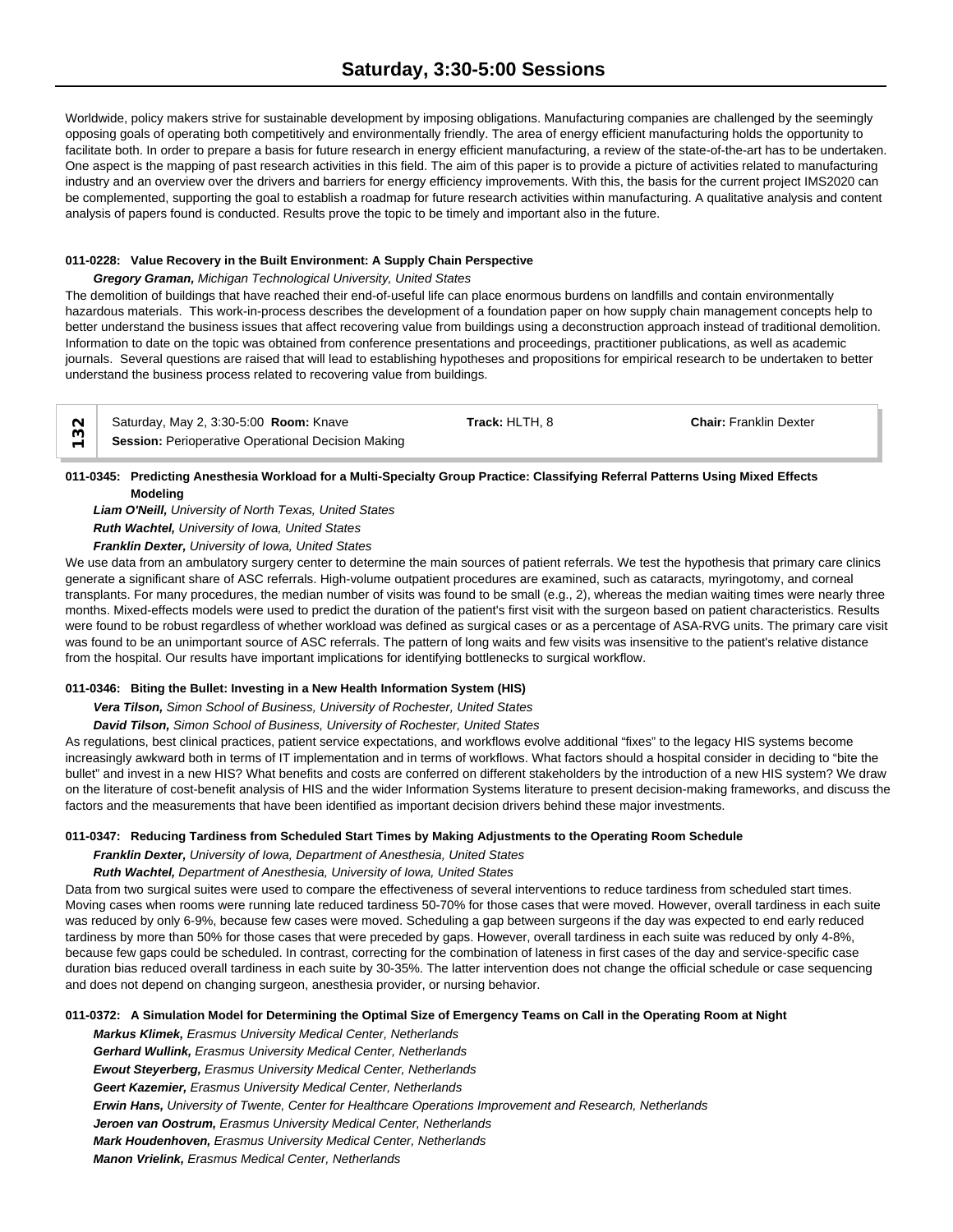Worldwide, policy makers strive for sustainable development by imposing obligations. Manufacturing companies are challenged by the seemingly opposing goals of operating both competitively and environmentally friendly. The area of energy efficient manufacturing holds the opportunity to facilitate both. In order to prepare a basis for future research in energy efficient manufacturing, a review of the state-of-the-art has to be undertaken. One aspect is the mapping of past research activities in this field. The aim of this paper is to provide a picture of activities related to manufacturing industry and an overview over the drivers and barriers for energy efficiency improvements. With this, the basis for the current project IMS2020 can be complemented, supporting the goal to establish a roadmap for future research activities within manufacturing. A qualitative analysis and content analysis of papers found is conducted. Results prove the topic to be timely and important also in the future.

**011-0228: Value Recovery in the Built Environment: A Supply Chain Perspective**

***Gregory Graman,*** *Michigan Technological University, United States*

The demolition of buildings that have reached their end-of-useful life can place enormous burdens on landfills and contain environmentally hazardous materials. This work-in-process describes the development of a foundation paper on how supply chain management concepts help to better understand the business issues that affect recovering value from buildings using a deconstruction approach instead of traditional demolition. Information to date on the topic was obtained from conference presentations and proceedings, practitioner publications, as well as academic journals. Several questions are raised that will lead to establishing hypotheses and propositions for empirical research to be undertaken to better understand the business process related to recovering value from buildings.

**132** | Saturday, May 2, 3:30-5:00 **Room:** Knave | **Track:** HLTH, 8 | **Chair:** Franklin Dexter
**Session:** Perioperative Operational Decision Making

**011-0345: Predicting Anesthesia Workload for a Multi-Specialty Group Practice: Classifying Referral Patterns Using Mixed Effects Modeling**

***Liam O'Neill,*** *University of North Texas, United States*

***Ruth Wachtel,*** *University of Iowa, United States*

***Franklin Dexter,*** *University of Iowa, United States*

We use data from an ambulatory surgery center to determine the main sources of patient referrals. We test the hypothesis that primary care clinics generate a significant share of ASC referrals. High-volume outpatient procedures are examined, such as cataracts, myringotomy, and corneal transplants. For many procedures, the median number of visits was found to be small (e.g., 2), whereas the median waiting times were nearly three months. Mixed-effects models were used to predict the duration of the patient's first visit with the surgeon based on patient characteristics. Results were found to be robust regardless of whether workload was defined as surgical cases or as a percentage of ASA-RVG units. The primary care visit was found to be an unimportant source of ASC referrals. The pattern of long waits and few visits was insensitive to the patient's relative distance from the hospital. Our results have important implications for identifying bottlenecks to surgical workflow.

**011-0346: Biting the Bullet: Investing in a New Health Information System (HIS)**

***Vera Tilson,*** *Simon School of Business, University of Rochester, United States*

***David Tilson,*** *Simon School of Business, University of Rochester, United States*

As regulations, best clinical practices, patient service expectations, and workflows evolve additional “fixes” to the legacy HIS systems become increasingly awkward both in terms of IT implementation and in terms of workflows. What factors should a hospital consider in deciding to “bite the bullet” and invest in a new HIS? What benefits and costs are conferred on different stakeholders by the introduction of a new HIS system? We draw on the literature of cost-benefit analysis of HIS and the wider Information Systems literature to present decision-making frameworks, and discuss the factors and the measurements that have been identified as important decision drivers behind these major investments.

**011-0347: Reducing Tardiness from Scheduled Start Times by Making Adjustments to the Operating Room Schedule**

***Franklin Dexter,*** *University of Iowa, Department of Anesthesia, United States*

***Ruth Wachtel,*** *Department of Anesthesia, University of Iowa, United States*

Data from two surgical suites were used to compare the effectiveness of several interventions to reduce tardiness from scheduled start times. Moving cases when rooms were running late reduced tardiness 50-70% for those cases that were moved. However, overall tardiness in each suite was reduced by only 6-9%, because few cases were moved. Scheduling a gap between surgeons if the day was expected to end early reduced tardiness by more than 50% for those cases that were preceded by gaps. However, overall tardiness in each suite was reduced by only 4-8%, because few gaps could be scheduled. In contrast, correcting for the combination of lateness in first cases of the day and service-specific case duration bias reduced overall tardiness in each suite by 30-35%. The latter intervention does not change the official schedule or case sequencing and does not depend on changing surgeon, anesthesia provider, or nursing behavior.

**011-0372: A Simulation Model for Determining the Optimal Size of Emergency Teams on Call in the Operating Room at Night**

***Markus Klimek,*** *Erasmus University Medical Center, Netherlands*

***Gerhard Wullink,*** *Erasmus University Medical Center, Netherlands*

***Ewout Steyerberg,*** *Erasmus University Medical Center, Netherlands*

***Geert Kazemier,*** *Erasmus University Medical Center, Netherlands*

***Erwin Hans,*** *University of Twente, Center for Healthcare Operations Improvement and Research, Netherlands*

***Jeroen van Oostrum,*** *Erasmus University Medical Center, Netherlands*

***Mark Houdenhoven,*** *Erasmus University Medical Center, Netherlands*

***Manon Vrielink,*** *Erasmus Medical Center, Netherlands*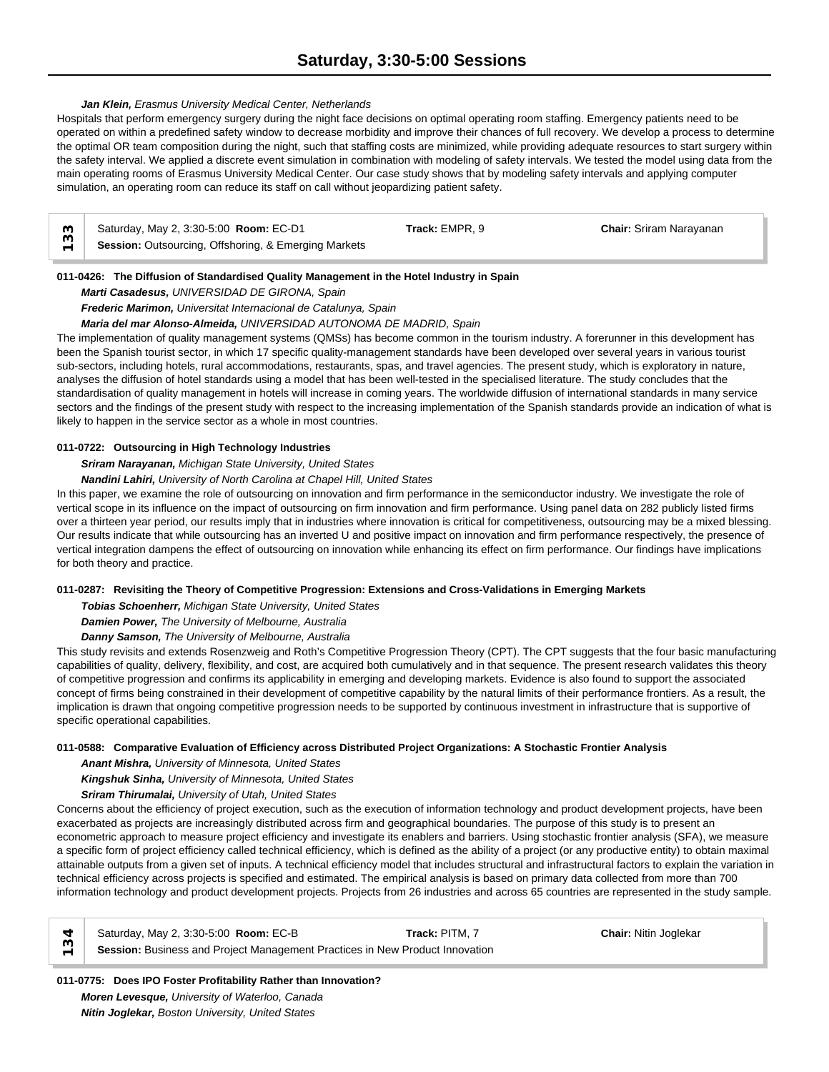***Jan Klein,*** *Erasmus University Medical Center, Netherlands*

Hospitals that perform emergency surgery during the night face decisions on optimal operating room staffing. Emergency patients need to be operated on within a predefined safety window to decrease morbidity and improve their chances of full recovery. We develop a process to determine the optimal OR team composition during the night, such that staffing costs are minimized, while providing adequate resources to start surgery within the safety interval. We applied a discrete event simulation in combination with modeling of safety intervals. We tested the model using data from the main operating rooms of Erasmus University Medical Center. Our case study shows that by modeling safety intervals and applying computer simulation, an operating room can reduce its staff on call without jeopardizing patient safety.

## 133

Saturday, May 2, 3:30-5:00 **Room:** EC-D1 **Track:** EMPR, 9 **Chair:** Sriram Narayanan
**Session:** Outsourcing, Offshoring, & Emerging Markets

**011-0426: The Diffusion of Standardised Quality Management in the Hotel Industry in Spain**

***Marti Casadesus,*** *UNIVERSIDAD DE GIRONA, Spain*
***Frederic Marimon,*** *Universitat Internacional de Catalunya, Spain*
***Maria del mar Alonso-Almeida,*** *UNIVERSIDAD AUTONOMA DE MADRID, Spain*

The implementation of quality management systems (QMSs) has become common in the tourism industry. A forerunner in this development has been the Spanish tourist sector, in which 17 specific quality-management standards have been developed over several years in various tourist sub-sectors, including hotels, rural accommodations, restaurants, spas, and travel agencies. The present study, which is exploratory in nature, analyses the diffusion of hotel standards using a model that has been well-tested in the specialised literature. The study concludes that the standardisation of quality management in hotels will increase in coming years. The worldwide diffusion of international standards in many service sectors and the findings of the present study with respect to the increasing implementation of the Spanish standards provide an indication of what is likely to happen in the service sector as a whole in most countries.

**011-0722: Outsourcing in High Technology Industries**

***Sriram Narayanan,*** *Michigan State University, United States*
***Nandini Lahiri,*** *University of North Carolina at Chapel Hill, United States*

In this paper, we examine the role of outsourcing on innovation and firm performance in the semiconductor industry. We investigate the role of vertical scope in its influence on the impact of outsourcing on firm innovation and firm performance. Using panel data on 282 publicly listed firms over a thirteen year period, our results imply that in industries where innovation is critical for competitiveness, outsourcing may be a mixed blessing. Our results indicate that while outsourcing has an inverted U and positive impact on innovation and firm performance respectively, the presence of vertical integration dampens the effect of outsourcing on innovation while enhancing its effect on firm performance. Our findings have implications for both theory and practice.

**011-0287: Revisiting the Theory of Competitive Progression: Extensions and Cross-Validations in Emerging Markets**

***Tobias Schoenherr,*** *Michigan State University, United States*
***Damien Power,*** *The University of Melbourne, Australia*
***Danny Samson,*** *The University of Melbourne, Australia*

This study revisits and extends Rosenzweig and Roth's Competitive Progression Theory (CPT). The CPT suggests that the four basic manufacturing capabilities of quality, delivery, flexibility, and cost, are acquired both cumulatively and in that sequence. The present research validates this theory of competitive progression and confirms its applicability in emerging and developing markets. Evidence is also found to support the associated concept of firms being constrained in their development of competitive capability by the natural limits of their performance frontiers. As a result, the implication is drawn that ongoing competitive progression needs to be supported by continuous investment in infrastructure that is supportive of specific operational capabilities.

**011-0588: Comparative Evaluation of Efficiency across Distributed Project Organizations: A Stochastic Frontier Analysis**

***Anant Mishra,*** *University of Minnesota, United States*
***Kingshuk Sinha,*** *University of Minnesota, United States*
***Sriram Thirumalai,*** *University of Utah, United States*

Concerns about the efficiency of project execution, such as the execution of information technology and product development projects, have been exacerbated as projects are increasingly distributed across firm and geographical boundaries. The purpose of this study is to present an econometric approach to measure project efficiency and investigate its enablers and barriers. Using stochastic frontier analysis (SFA), we measure a specific form of project efficiency called technical efficiency, which is defined as the ability of a project (or any productive entity) to obtain maximal attainable outputs from a given set of inputs. A technical efficiency model that includes structural and infrastructural factors to explain the variation in technical efficiency across projects is specified and estimated. The empirical analysis is based on primary data collected from more than 700 information technology and product development projects. Projects from 26 industries and across 65 countries are represented in the study sample.

## 134

Saturday, May 2, 3:30-5:00 **Room:** EC-B **Track:** PITM, 7 **Chair:** Nitin Joglekar
**Session:** Business and Project Management Practices in New Product Innovation

**011-0775: Does IPO Foster Profitability Rather than Innovation?**

***Moren Levesque,*** *University of Waterloo, Canada*
***Nitin Joglekar,*** *Boston University, United States*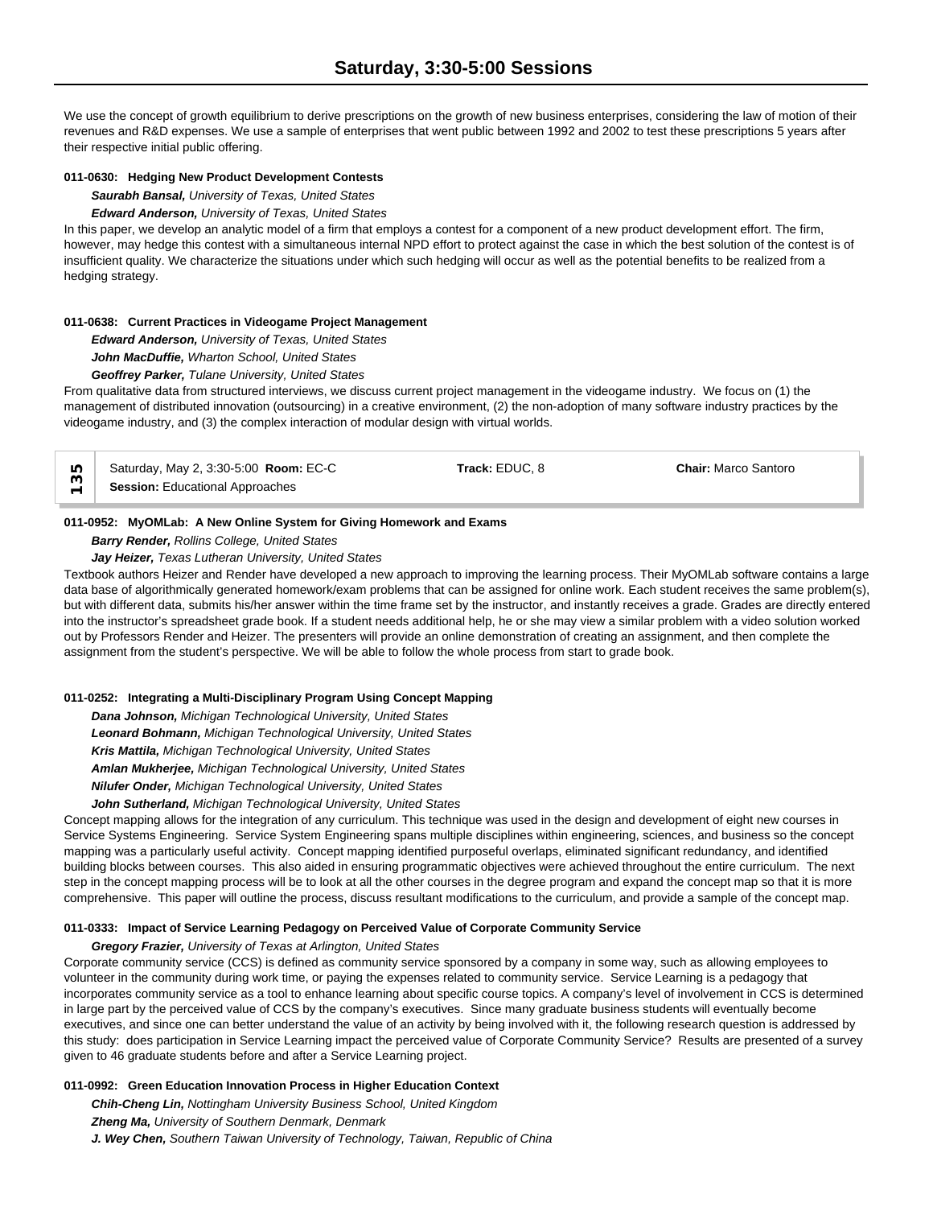We use the concept of growth equilibrium to derive prescriptions on the growth of new business enterprises, considering the law of motion of their revenues and R&D expenses. We use a sample of enterprises that went public between 1992 and 2002 to test these prescriptions 5 years after their respective initial public offering.

**011-0630: Hedging New Product Development Contests**

***Saurabh Bansal,*** *University of Texas, United States*

***Edward Anderson,*** *University of Texas, United States*

In this paper, we develop an analytic model of a firm that employs a contest for a component of a new product development effort. The firm, however, may hedge this contest with a simultaneous internal NPD effort to protect against the case in which the best solution of the contest is of insufficient quality. We characterize the situations under which such hedging will occur as well as the potential benefits to be realized from a hedging strategy.

**011-0638: Current Practices in Videogame Project Management**

***Edward Anderson,*** *University of Texas, United States*

***John MacDuffie,*** *Wharton School, United States*

***Geoffrey Parker,*** *Tulane University, United States*

From qualitative data from structured interviews, we discuss current project management in the videogame industry. We focus on (1) the management of distributed innovation (outsourcing) in a creative environment, (2) the non-adoption of many software industry practices by the videogame industry, and (3) the complex interaction of modular design with virtual worlds.

| 135 | Saturday, May 2, 3:30-5:00 **Room:** EC-C<br>**Session:** Educational Approaches | **Track:** EDUC, 8 | **Chair:** Marco Santoro |
|---|---|---|---|

**011-0952: MyOMLab: A New Online System for Giving Homework and Exams**

***Barry Render,*** *Rollins College, United States*

***Jay Heizer,*** *Texas Lutheran University, United States*

Textbook authors Heizer and Render have developed a new approach to improving the learning process. Their MyOMLab software contains a large data base of algorithmically generated homework/exam problems that can be assigned for online work. Each student receives the same problem(s), but with different data, submits his/her answer within the time frame set by the instructor, and instantly receives a grade. Grades are directly entered into the instructor's spreadsheet grade book. If a student needs additional help, he or she may view a similar problem with a video solution worked out by Professors Render and Heizer. The presenters will provide an online demonstration of creating an assignment, and then complete the assignment from the student's perspective. We will be able to follow the whole process from start to grade book.

**011-0252: Integrating a Multi-Disciplinary Program Using Concept Mapping**

***Dana Johnson,*** *Michigan Technological University, United States*

***Leonard Bohmann,*** *Michigan Technological University, United States*

***Kris Mattila,*** *Michigan Technological University, United States*

***Amlan Mukherjee,*** *Michigan Technological University, United States*

***Nilufer Onder,*** *Michigan Technological University, United States*

***John Sutherland,*** *Michigan Technological University, United States*

Concept mapping allows for the integration of any curriculum. This technique was used in the design and development of eight new courses in Service Systems Engineering. Service System Engineering spans multiple disciplines within engineering, sciences, and business so the concept mapping was a particularly useful activity. Concept mapping identified purposeful overlaps, eliminated significant redundancy, and identified building blocks between courses. This also aided in ensuring programmatic objectives were achieved throughout the entire curriculum. The next step in the concept mapping process will be to look at all the other courses in the degree program and expand the concept map so that it is more comprehensive. This paper will outline the process, discuss resultant modifications to the curriculum, and provide a sample of the concept map.

**011-0333: Impact of Service Learning Pedagogy on Perceived Value of Corporate Community Service**

***Gregory Frazier,*** *University of Texas at Arlington, United States*

Corporate community service (CCS) is defined as community service sponsored by a company in some way, such as allowing employees to volunteer in the community during work time, or paying the expenses related to community service. Service Learning is a pedagogy that incorporates community service as a tool to enhance learning about specific course topics. A company's level of involvement in CCS is determined in large part by the perceived value of CCS by the company's executives. Since many graduate business students will eventually become executives, and since one can better understand the value of an activity by being involved with it, the following research question is addressed by this study: does participation in Service Learning impact the perceived value of Corporate Community Service? Results are presented of a survey given to 46 graduate students before and after a Service Learning project.

**011-0992: Green Education Innovation Process in Higher Education Context**

***Chih-Cheng Lin,*** *Nottingham University Business School, United Kingdom*

***Zheng Ma,*** *University of Southern Denmark, Denmark*

***J. Wey Chen,*** *Southern Taiwan University of Technology, Taiwan, Republic of China*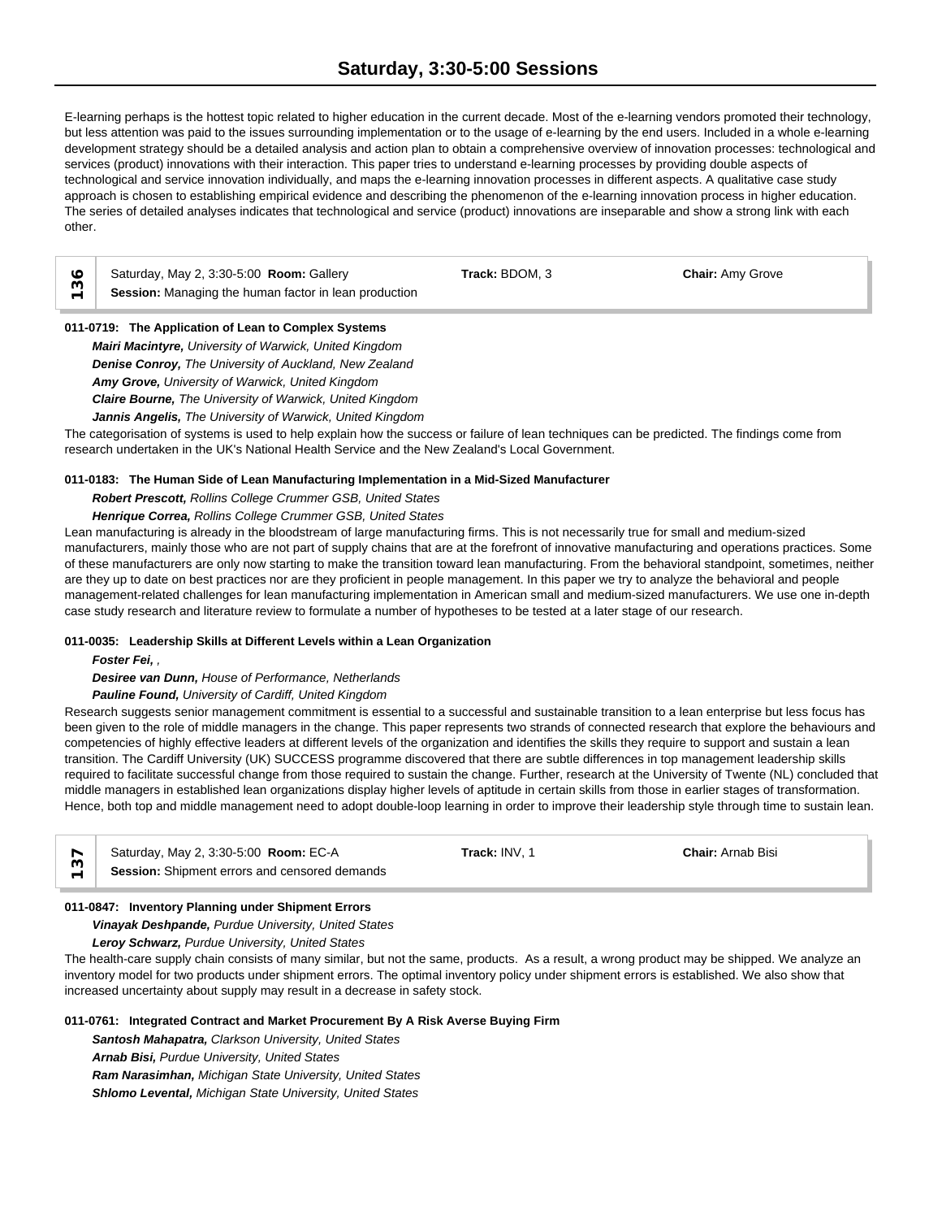E-learning perhaps is the hottest topic related to higher education in the current decade. Most of the e-learning vendors promoted their technology, but less attention was paid to the issues surrounding implementation or to the usage of e-learning by the end users. Included in a whole e-learning development strategy should be a detailed analysis and action plan to obtain a comprehensive overview of innovation processes: technological and services (product) innovations with their interaction. This paper tries to understand e-learning processes by providing double aspects of technological and service innovation individually, and maps the e-learning innovation processes in different aspects. A qualitative case study approach is chosen to establishing empirical evidence and describing the phenomenon of the e-learning innovation process in higher education. The series of detailed analyses indicates that technological and service (product) innovations are inseparable and show a strong link with each other.

| 136 | Saturday, May 2, 3:30-5:00 **Room:** Gallery<br>**Session:** Managing the human factor in lean production | **Track:** BDOM, 3 | **Chair:** Amy Grove |
|---|---|---|---|

**011-0719: The Application of Lean to Complex Systems**

***Mairi Macintyre,*** *University of Warwick, United Kingdom*
***Denise Conroy,*** *The University of Auckland, New Zealand*
***Amy Grove,*** *University of Warwick, United Kingdom*
***Claire Bourne,*** *The University of Warwick, United Kingdom*
***Jannis Angelis,*** *The University of Warwick, United Kingdom*

The categorisation of systems is used to help explain how the success or failure of lean techniques can be predicted. The findings come from research undertaken in the UK's National Health Service and the New Zealand's Local Government.

**011-0183: The Human Side of Lean Manufacturing Implementation in a Mid-Sized Manufacturer**

***Robert Prescott,*** *Rollins College Crummer GSB, United States*
***Henrique Correa,*** *Rollins College Crummer GSB, United States*

Lean manufacturing is already in the bloodstream of large manufacturing firms. This is not necessarily true for small and medium-sized manufacturers, mainly those who are not part of supply chains that are at the forefront of innovative manufacturing and operations practices. Some of these manufacturers are only now starting to make the transition toward lean manufacturing. From the behavioral standpoint, sometimes, neither are they up to date on best practices nor are they proficient in people management. In this paper we try to analyze the behavioral and people management-related challenges for lean manufacturing implementation in American small and medium-sized manufacturers. We use one in-depth case study research and literature review to formulate a number of hypotheses to be tested at a later stage of our research.

**011-0035: Leadership Skills at Different Levels within a Lean Organization**

***Foster Fei,*** *,*
***Desiree van Dunn,*** *House of Performance, Netherlands*
***Pauline Found,*** *University of Cardiff, United Kingdom*

Research suggests senior management commitment is essential to a successful and sustainable transition to a lean enterprise but less focus has been given to the role of middle managers in the change. This paper represents two strands of connected research that explore the behaviours and competencies of highly effective leaders at different levels of the organization and identifies the skills they require to support and sustain a lean transition. The Cardiff University (UK) SUCCESS programme discovered that there are subtle differences in top management leadership skills required to facilitate successful change from those required to sustain the change. Further, research at the University of Twente (NL) concluded that middle managers in established lean organizations display higher levels of aptitude in certain skills from those in earlier stages of transformation. Hence, both top and middle management need to adopt double-loop learning in order to improve their leadership style through time to sustain lean.

| 137 | Saturday, May 2, 3:30-5:00 **Room:** EC-A<br>**Session:** Shipment errors and censored demands | **Track:** INV, 1 | **Chair:** Arnab Bisi |
|---|---|---|---|

**011-0847: Inventory Planning under Shipment Errors**

***Vinayak Deshpande,*** *Purdue University, United States*
***Leroy Schwarz,*** *Purdue University, United States*

The health-care supply chain consists of many similar, but not the same, products. As a result, a wrong product may be shipped. We analyze an inventory model for two products under shipment errors. The optimal inventory policy under shipment errors is established. We also show that increased uncertainty about supply may result in a decrease in safety stock.

**011-0761: Integrated Contract and Market Procurement By A Risk Averse Buying Firm**

***Santosh Mahapatra,*** *Clarkson University, United States*
***Arnab Bisi,*** *Purdue University, United States*
***Ram Narasimhan,*** *Michigan State University, United States*
***Shlomo Levental,*** *Michigan State University, United States*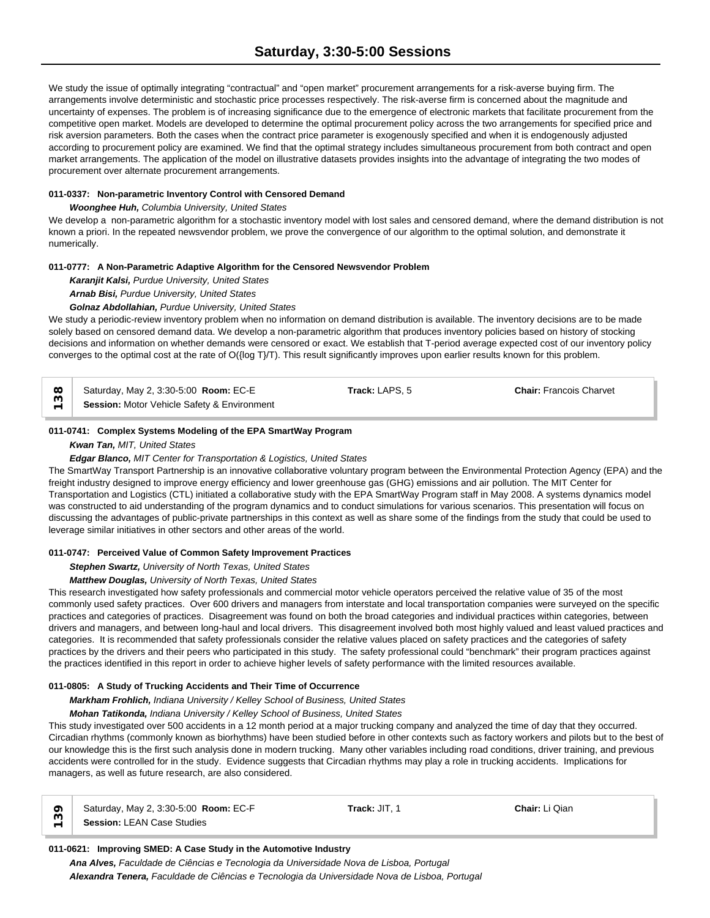We study the issue of optimally integrating “contractual” and “open market” procurement arrangements for a risk-averse buying firm. The arrangements involve deterministic and stochastic price processes respectively. The risk-averse firm is concerned about the magnitude and uncertainty of expenses. The problem is of increasing significance due to the emergence of electronic markets that facilitate procurement from the competitive open market. Models are developed to determine the optimal procurement policy across the two arrangements for specified price and risk aversion parameters. Both the cases when the contract price parameter is exogenously specified and when it is endogenously adjusted according to procurement policy are examined. We find that the optimal strategy includes simultaneous procurement from both contract and open market arrangements. The application of the model on illustrative datasets provides insights into the advantage of integrating the two modes of procurement over alternate procurement arrangements.

**011-0337: Non-parametric Inventory Control with Censored Demand**

***Woonghee Huh,*** *Columbia University, United States*

We develop a non-parametric algorithm for a stochastic inventory model with lost sales and censored demand, where the demand distribution is not known a priori. In the repeated newsvendor problem, we prove the convergence of our algorithm to the optimal solution, and demonstrate it numerically.

**011-0777: A Non-Parametric Adaptive Algorithm for the Censored Newsvendor Problem**

***Karanjit Kalsi,*** *Purdue University, United States*

***Arnab Bisi,*** *Purdue University, United States*

***Golnaz Abdollahian,*** *Purdue University, United States*

We study a periodic-review inventory problem when no information on demand distribution is available. The inventory decisions are to be made solely based on censored demand data. We develop a non-parametric algorithm that produces inventory policies based on history of stocking decisions and information on whether demands were censored or exact. We establish that T-period average expected cost of our inventory policy converges to the optimal cost at the rate of O({log T}/T). This result significantly improves upon earlier results known for this problem.

| 138 | Saturday, May 2, 3:30-5:00 **Room:** EC-E **Session:** Motor Vehicle Safety & Environment | **Track:** LAPS, 5 | **Chair:** Francois Charvet |
|---|---|---|---|

**011-0741: Complex Systems Modeling of the EPA SmartWay Program**

***Kwan Tan,*** *MIT, United States*

***Edgar Blanco,*** *MIT Center for Transportation & Logistics, United States*

The SmartWay Transport Partnership is an innovative collaborative voluntary program between the Environmental Protection Agency (EPA) and the freight industry designed to improve energy efficiency and lower greenhouse gas (GHG) emissions and air pollution. The MIT Center for Transportation and Logistics (CTL) initiated a collaborative study with the EPA SmartWay Program staff in May 2008. A systems dynamics model was constructed to aid understanding of the program dynamics and to conduct simulations for various scenarios. This presentation will focus on discussing the advantages of public-private partnerships in this context as well as share some of the findings from the study that could be used to leverage similar initiatives in other sectors and other areas of the world.

**011-0747: Perceived Value of Common Safety Improvement Practices**

***Stephen Swartz,*** *University of North Texas, United States*

***Matthew Douglas,*** *University of North Texas, United States*

This research investigated how safety professionals and commercial motor vehicle operators perceived the relative value of 35 of the most commonly used safety practices. Over 600 drivers and managers from interstate and local transportation companies were surveyed on the specific practices and categories of practices. Disagreement was found on both the broad categories and individual practices within categories, between drivers and managers, and between long-haul and local drivers. This disagreement involved both most highly valued and least valued practices and categories. It is recommended that safety professionals consider the relative values placed on safety practices and the categories of safety practices by the drivers and their peers who participated in this study. The safety professional could “benchmark” their program practices against the practices identified in this report in order to achieve higher levels of safety performance with the limited resources available.

**011-0805: A Study of Trucking Accidents and Their Time of Occurrence**

***Markham Frohlich,*** *Indiana University / Kelley School of Business, United States*

***Mohan Tatikonda,*** *Indiana University / Kelley School of Business, United States*

This study investigated over 500 accidents in a 12 month period at a major trucking company and analyzed the time of day that they occurred. Circadian rhythms (commonly known as biorhythms) have been studied before in other contexts such as factory workers and pilots but to the best of our knowledge this is the first such analysis done in modern trucking. Many other variables including road conditions, driver training, and previous accidents were controlled for in the study. Evidence suggests that Circadian rhythms may play a role in trucking accidents. Implications for managers, as well as future research, are also considered.

| 139 | Saturday, May 2, 3:30-5:00 **Room:** EC-F **Session:** LEAN Case Studies | **Track:** JIT, 1 | **Chair:** Li Qian |
|---|---|---|---|

**011-0621: Improving SMED: A Case Study in the Automotive Industry**

***Ana Alves,*** *Faculdade de Ciências e Tecnologia da Universidade Nova de Lisboa, Portugal*

***Alexandra Tenera,*** *Faculdade de Ciências e Tecnologia da Universidade Nova de Lisboa, Portugal*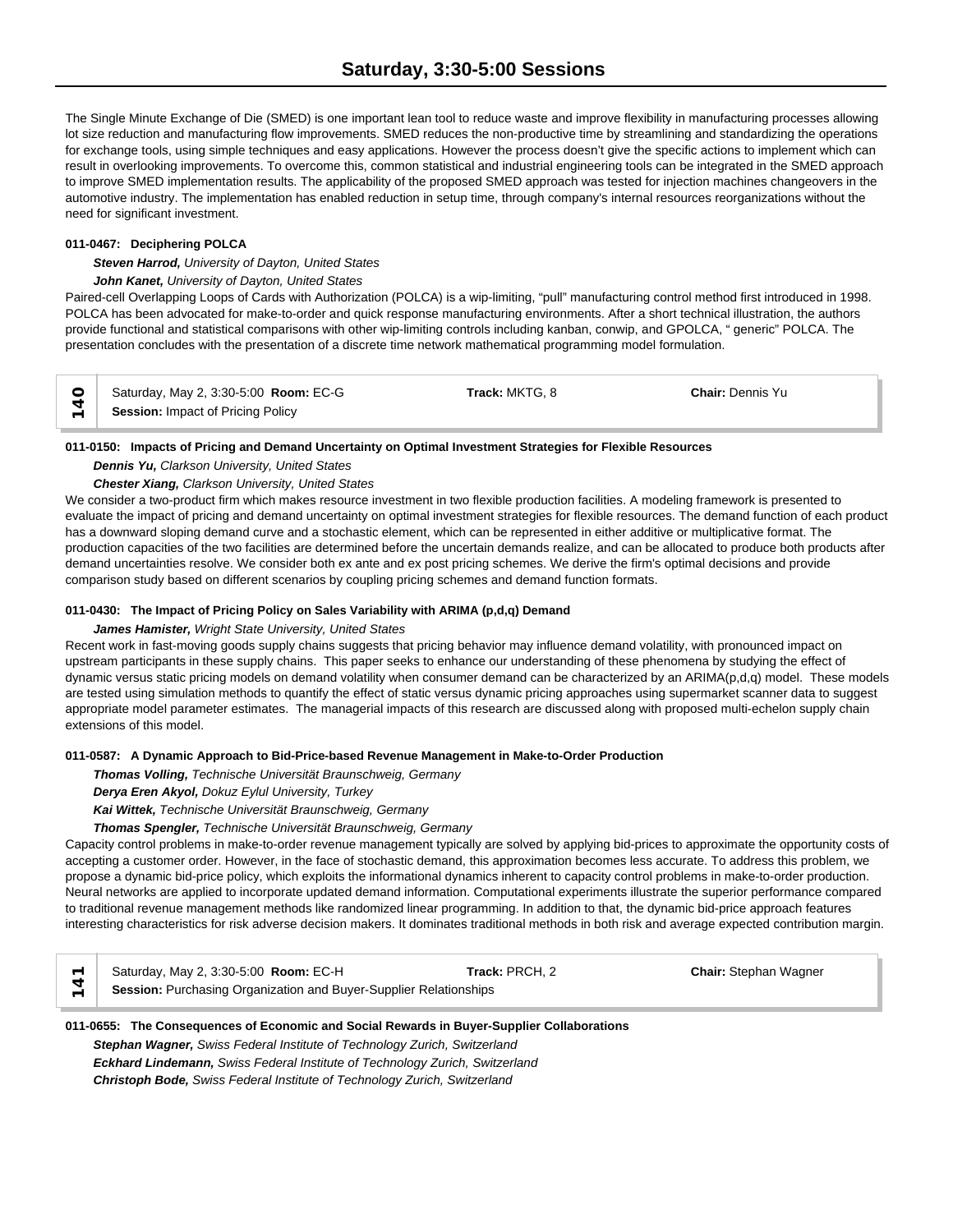The Single Minute Exchange of Die (SMED) is one important lean tool to reduce waste and improve flexibility in manufacturing processes allowing lot size reduction and manufacturing flow improvements. SMED reduces the non-productive time by streamlining and standardizing the operations for exchange tools, using simple techniques and easy applications. However the process doesn't give the specific actions to implement which can result in overlooking improvements. To overcome this, common statistical and industrial engineering tools can be integrated in the SMED approach to improve SMED implementation results. The applicability of the proposed SMED approach was tested for injection machines changeovers in the automotive industry. The implementation has enabled reduction in setup time, through company's internal resources reorganizations without the need for significant investment.

**011-0467: Deciphering POLCA**

***Steven Harrod,*** *University of Dayton, United States*

***John Kanet,*** *University of Dayton, United States*

Paired-cell Overlapping Loops of Cards with Authorization (POLCA) is a wip-limiting, "pull" manufacturing control method first introduced in 1998. POLCA has been advocated for make-to-order and quick response manufacturing environments. After a short technical illustration, the authors provide functional and statistical comparisons with other wip-limiting controls including kanban, conwip, and GPOLCA, " generic" POLCA. The presentation concludes with the presentation of a discrete time network mathematical programming model formulation.

| 140 | Saturday, May 2, 3:30-5:00 **Room:** EC-G | **Track:** MKTG, 8 | **Chair:** Dennis Yu |
|---|---|---|---|
| | **Session:** Impact of Pricing Policy | | |

**011-0150: Impacts of Pricing and Demand Uncertainty on Optimal Investment Strategies for Flexible Resources**

***Dennis Yu,*** *Clarkson University, United States*

***Chester Xiang,*** *Clarkson University, United States*

We consider a two-product firm which makes resource investment in two flexible production facilities. A modeling framework is presented to evaluate the impact of pricing and demand uncertainty on optimal investment strategies for flexible resources. The demand function of each product has a downward sloping demand curve and a stochastic element, which can be represented in either additive or multiplicative format. The production capacities of the two facilities are determined before the uncertain demands realize, and can be allocated to produce both products after demand uncertainties resolve. We consider both ex ante and ex post pricing schemes. We derive the firm's optimal decisions and provide comparison study based on different scenarios by coupling pricing schemes and demand function formats.

**011-0430: The Impact of Pricing Policy on Sales Variability with ARIMA (p,d,q) Demand**

***James Hamister,*** *Wright State University, United States*

Recent work in fast-moving goods supply chains suggests that pricing behavior may influence demand volatility, with pronounced impact on upstream participants in these supply chains. This paper seeks to enhance our understanding of these phenomena by studying the effect of dynamic versus static pricing models on demand volatility when consumer demand can be characterized by an ARIMA(p,d,q) model. These models are tested using simulation methods to quantify the effect of static versus dynamic pricing approaches using supermarket scanner data to suggest appropriate model parameter estimates. The managerial impacts of this research are discussed along with proposed multi-echelon supply chain extensions of this model.

**011-0587: A Dynamic Approach to Bid-Price-based Revenue Management in Make-to-Order Production**

***Thomas Volling,*** *Technische Universität Braunschweig, Germany*

***Derya Eren Akyol,*** *Dokuz Eylul University, Turkey*

***Kai Wittek,*** *Technische Universität Braunschweig, Germany*

***Thomas Spengler,*** *Technische Universität Braunschweig, Germany*

Capacity control problems in make-to-order revenue management typically are solved by applying bid-prices to approximate the opportunity costs of accepting a customer order. However, in the face of stochastic demand, this approximation becomes less accurate. To address this problem, we propose a dynamic bid-price policy, which exploits the informational dynamics inherent to capacity control problems in make-to-order production. Neural networks are applied to incorporate updated demand information. Computational experiments illustrate the superior performance compared to traditional revenue management methods like randomized linear programming. In addition to that, the dynamic bid-price approach features interesting characteristics for risk adverse decision makers. It dominates traditional methods in both risk and average expected contribution margin.

| 141 | Saturday, May 2, 3:30-5:00 **Room:** EC-H | **Track:** PRCH, 2 | **Chair:** Stephan Wagner |
|---|---|---|---|
| | **Session:** Purchasing Organization and Buyer-Supplier Relationships | | |

**011-0655: The Consequences of Economic and Social Rewards in Buyer-Supplier Collaborations**

***Stephan Wagner,*** *Swiss Federal Institute of Technology Zurich, Switzerland*

***Eckhard Lindemann,*** *Swiss Federal Institute of Technology Zurich, Switzerland*

***Christoph Bode,*** *Swiss Federal Institute of Technology Zurich, Switzerland*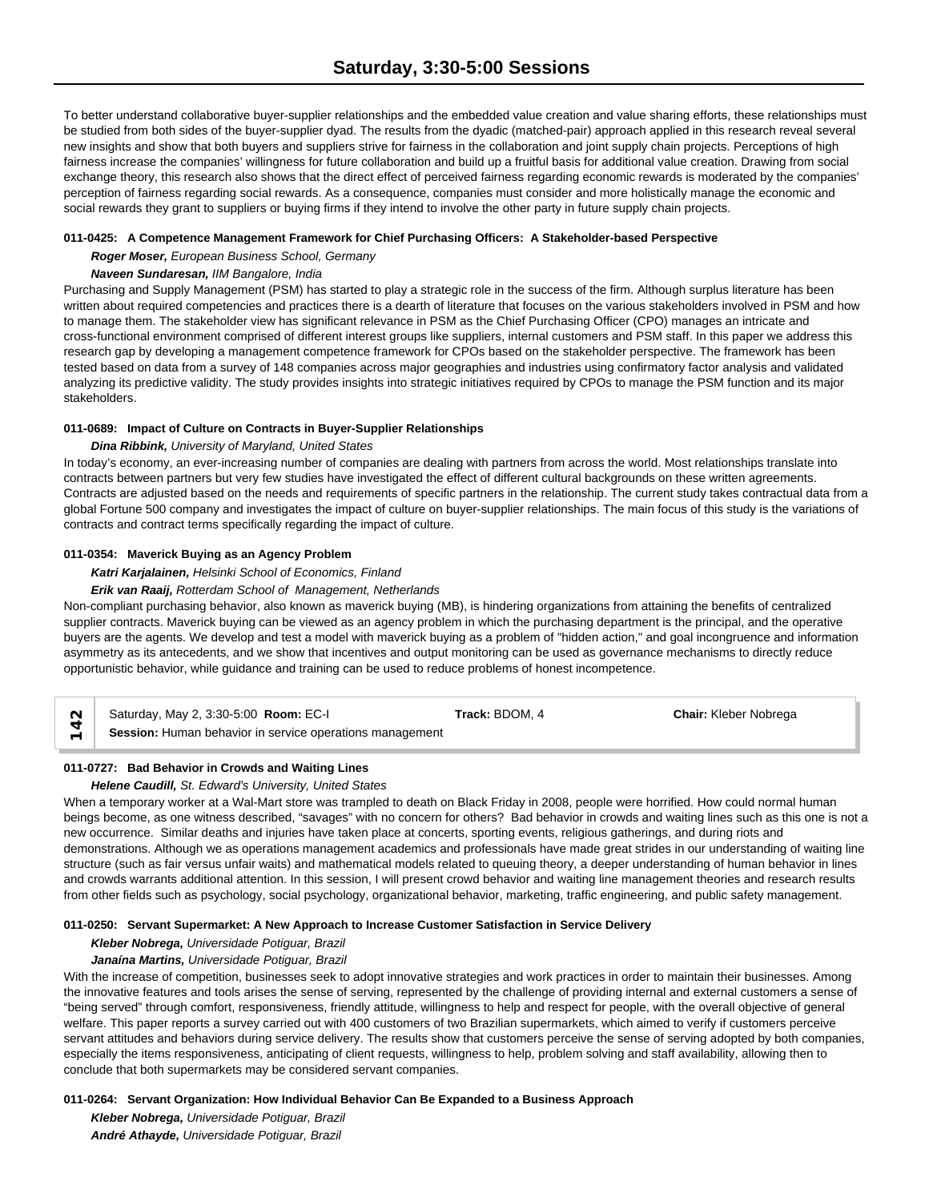To better understand collaborative buyer-supplier relationships and the embedded value creation and value sharing efforts, these relationships must be studied from both sides of the buyer-supplier dyad. The results from the dyadic (matched-pair) approach applied in this research reveal several new insights and show that both buyers and suppliers strive for fairness in the collaboration and joint supply chain projects. Perceptions of high fairness increase the companies' willingness for future collaboration and build up a fruitful basis for additional value creation. Drawing from social exchange theory, this research also shows that the direct effect of perceived fairness regarding economic rewards is moderated by the companies' perception of fairness regarding social rewards. As a consequence, companies must consider and more holistically manage the economic and social rewards they grant to suppliers or buying firms if they intend to involve the other party in future supply chain projects.

#### 011-0425: A Competence Management Framework for Chief Purchasing Officers: A Stakeholder-based Perspective

***Roger Moser,*** *European Business School, Germany*

***Naveen Sundaresan,*** *IIM Bangalore, India*

Purchasing and Supply Management (PSM) has started to play a strategic role in the success of the firm. Although surplus literature has been written about required competencies and practices there is a dearth of literature that focuses on the various stakeholders involved in PSM and how to manage them. The stakeholder view has significant relevance in PSM as the Chief Purchasing Officer (CPO) manages an intricate and cross-functional environment comprised of different interest groups like suppliers, internal customers and PSM staff. In this paper we address this research gap by developing a management competence framework for CPOs based on the stakeholder perspective. The framework has been tested based on data from a survey of 148 companies across major geographies and industries using confirmatory factor analysis and validated analyzing its predictive validity. The study provides insights into strategic initiatives required by CPOs to manage the PSM function and its major stakeholders.

#### 011-0689: Impact of Culture on Contracts in Buyer-Supplier Relationships

***Dina Ribbink,*** *University of Maryland, United States*

In today's economy, an ever-increasing number of companies are dealing with partners from across the world. Most relationships translate into contracts between partners but very few studies have investigated the effect of different cultural backgrounds on these written agreements. Contracts are adjusted based on the needs and requirements of specific partners in the relationship. The current study takes contractual data from a global Fortune 500 company and investigates the impact of culture on buyer-supplier relationships. The main focus of this study is the variations of contracts and contract terms specifically regarding the impact of culture.

#### 011-0354: Maverick Buying as an Agency Problem

***Katri Karjalainen,*** *Helsinki School of Economics, Finland*

***Erik van Raaij,*** *Rotterdam School of Management, Netherlands*

Non-compliant purchasing behavior, also known as maverick buying (MB), is hindering organizations from attaining the benefits of centralized supplier contracts. Maverick buying can be viewed as an agency problem in which the purchasing department is the principal, and the operative buyers are the agents. We develop and test a model with maverick buying as a problem of "hidden action," and goal incongruence and information asymmetry as its antecedents, and we show that incentives and output monitoring can be used as governance mechanisms to directly reduce opportunistic behavior, while guidance and training can be used to reduce problems of honest incompetence.

| 142 | Saturday, May 2, 3:30-5:00 **Room:** EC-I | **Track:** BDOM, 4 | **Chair:** Kleber Nobrega |
|---|---|---|---|
| | **Session:** Human behavior in service operations management | | |

#### 011-0727: Bad Behavior in Crowds and Waiting Lines

***Helene Caudill,*** *St. Edward's University, United States*

When a temporary worker at a Wal-Mart store was trampled to death on Black Friday in 2008, people were horrified. How could normal human beings become, as one witness described, "savages" with no concern for others? Bad behavior in crowds and waiting lines such as this one is not a new occurrence. Similar deaths and injuries have taken place at concerts, sporting events, religious gatherings, and during riots and demonstrations. Although we as operations management academics and professionals have made great strides in our understanding of waiting line structure (such as fair versus unfair waits) and mathematical models related to queuing theory, a deeper understanding of human behavior in lines and crowds warrants additional attention. In this session, I will present crowd behavior and waiting line management theories and research results from other fields such as psychology, social psychology, organizational behavior, marketing, traffic engineering, and public safety management.

#### 011-0250: Servant Supermarket: A New Approach to Increase Customer Satisfaction in Service Delivery

***Kleber Nobrega,*** *Universidade Potiguar, Brazil*

***Janaína Martins,*** *Universidade Potiguar, Brazil*

With the increase of competition, businesses seek to adopt innovative strategies and work practices in order to maintain their businesses. Among the innovative features and tools arises the sense of serving, represented by the challenge of providing internal and external customers a sense of "being served" through comfort, responsiveness, friendly attitude, willingness to help and respect for people, with the overall objective of general welfare. This paper reports a survey carried out with 400 customers of two Brazilian supermarkets, which aimed to verify if customers perceive servant attitudes and behaviors during service delivery. The results show that customers perceive the sense of serving adopted by both companies, especially the items responsiveness, anticipating of client requests, willingness to help, problem solving and staff availability, allowing then to conclude that both supermarkets may be considered servant companies.

#### 011-0264: Servant Organization: How Individual Behavior Can Be Expanded to a Business Approach

***Kleber Nobrega,*** *Universidade Potiguar, Brazil*

***André Athayde,*** *Universidade Potiguar, Brazil*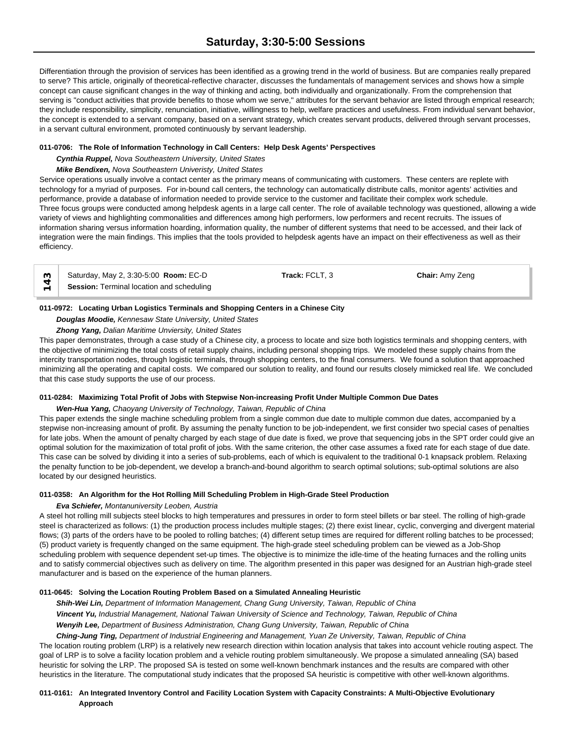Differentiation through the provision of services has been identified as a growing trend in the world of business. But are companies really prepared to serve? This article, originally of theoretical-reflective character, discusses the fundamentals of management services and shows how a simple concept can cause significant changes in the way of thinking and acting, both individually and organizationally. From the comprehension that serving is "conduct activities that provide benefits to those whom we serve," attributes for the servant behavior are listed through emprical research; they include responsibility, simplicity, renunciation, initiative, willingness to help, welfare practices and usefulness. From individual servant behavior, the concept is extended to a servant company, based on a servant strategy, which creates servant products, delivered through servant processes, in a servant cultural environment, promoted continuously by servant leadership.

**011-0706: The Role of Information Technology in Call Centers: Help Desk Agents' Perspectives**

***Cynthia Ruppel,*** *Nova Southeastern University, United States*

***Mike Bendixen,*** *Nova Southeastern Univeristy, United States*

Service operations usually involve a contact center as the primary means of communicating with customers. These centers are replete with technology for a myriad of purposes. For in-bound call centers, the technology can automatically distribute calls, monitor agents' activities and performance, provide a database of information needed to provide service to the customer and facilitate their complex work schedule.
Three focus groups were conducted among helpdesk agents in a large call center. The role of available technology was questioned, allowing a wide variety of views and highlighting commonalities and differences among high performers, low performers and recent recruits. The issues of information sharing versus information hoarding, information quality, the number of different systems that need to be accessed, and their lack of integration were the main findings. This implies that the tools provided to helpdesk agents have an impact on their effectiveness as well as their efficiency.

| 143 | Saturday, May 2, 3:30-5:00 **Room:** EC-D<br>**Session:** Terminal location and scheduling | **Track:** FCLT, 3 | **Chair:** Amy Zeng |
|---|---|---|---|

**011-0972: Locating Urban Logistics Terminals and Shopping Centers in a Chinese City**

***Douglas Moodie,*** *Kennesaw State University, United States*

***Zhong Yang,*** *Dalian Maritime Unviersity, United States*

This paper demonstrates, through a case study of a Chinese city, a process to locate and size both logistics terminals and shopping centers, with the objective of minimizing the total costs of retail supply chains, including personal shopping trips. We modeled these supply chains from the intercity transportation nodes, through logistic terminals, through shopping centers, to the final consumers. We found a solution that approached minimizing all the operating and capital costs. We compared our solution to reality, and found our results closely mimicked real life. We concluded that this case study supports the use of our process.

**011-0284: Maximizing Total Profit of Jobs with Stepwise Non-increasing Profit Under Multiple Common Due Dates**

***Wen-Hua Yang,*** *Chaoyang University of Technology, Taiwan, Republic of China*

This paper extends the single machine scheduling problem from a single common due date to multiple common due dates, accompanied by a stepwise non-increasing amount of profit. By assuming the penalty function to be job-independent, we first consider two special cases of penalties for late jobs. When the amount of penalty charged by each stage of due date is fixed, we prove that sequencing jobs in the SPT order could give an optimal solution for the maximization of total profit of jobs. With the same criterion, the other case assumes a fixed rate for each stage of due date. This case can be solved by dividing it into a series of sub-problems, each of which is equivalent to the traditional 0-1 knapsack problem. Relaxing the penalty function to be job-dependent, we develop a branch-and-bound algorithm to search optimal solutions; sub-optimal solutions are also located by our designed heuristics.

**011-0358: An Algorithm for the Hot Rolling Mill Scheduling Problem in High-Grade Steel Production**

***Eva Schiefer,*** *Montanuniversity Leoben, Austria*

A steel hot rolling mill subjects steel blocks to high temperatures and pressures in order to form steel billets or bar steel. The rolling of high-grade steel is characterized as follows: (1) the production process includes multiple stages; (2) there exist linear, cyclic, converging and divergent material flows; (3) parts of the orders have to be pooled to rolling batches; (4) different setup times are required for different rolling batches to be processed; (5) product variety is frequently changed on the same equipment. The high-grade steel scheduling problem can be viewed as a Job-Shop scheduling problem with sequence dependent set-up times. The objective is to minimize the idle-time of the heating furnaces and the rolling units and to satisfy commercial objectives such as delivery on time. The algorithm presented in this paper was designed for an Austrian high-grade steel manufacturer and is based on the experience of the human planners.

**011-0645: Solving the Location Routing Problem Based on a Simulated Annealing Heuristic**

***Shih-Wei Lin,*** *Department of Information Management, Chang Gung University, Taiwan, Republic of China*

***Vincent Yu,*** *Industrial Management, National Taiwan University of Science and Technology, Taiwan, Republic of China*

***Wenyih Lee,*** *Department of Business Administration, Chang Gung University, Taiwan, Republic of China*

***Ching-Jung Ting,*** *Department of Industrial Engineering and Management, Yuan Ze University, Taiwan, Republic of China*

The location routing problem (LRP) is a relatively new research direction within location analysis that takes into account vehicle routing aspect. The goal of LRP is to solve a facility location problem and a vehicle routing problem simultaneously. We propose a simulated annealing (SA) based heuristic for solving the LRP. The proposed SA is tested on some well-known benchmark instances and the results are compared with other heuristics in the literature. The computational study indicates that the proposed SA heuristic is competitive with other well-known algorithms.

**011-0161: An Integrated Inventory Control and Facility Location System with Capacity Constraints: A Multi-Objective Evolutionary Approach**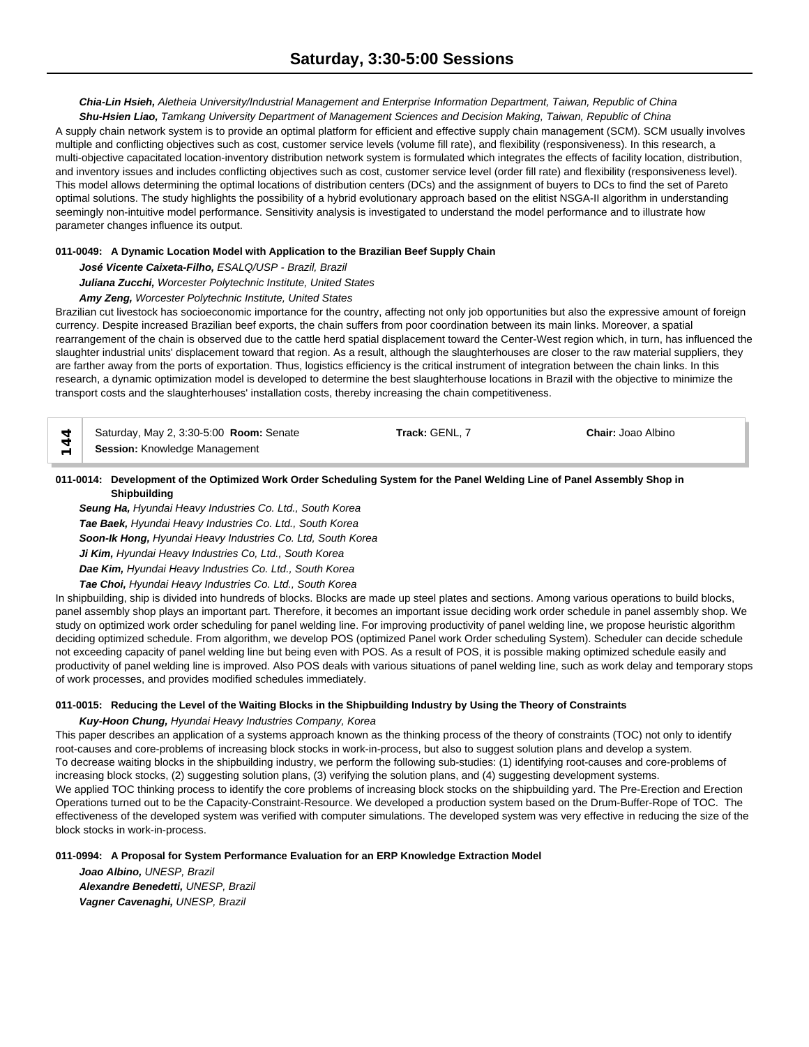***Chia-Lin Hsieh,*** *Aletheia University/Industrial Management and Enterprise Information Department, Taiwan, Republic of China*
***Shu-Hsien Liao,*** *Tamkang University Department of Management Sciences and Decision Making, Taiwan, Republic of China*

A supply chain network system is to provide an optimal platform for efficient and effective supply chain management (SCM). SCM usually involves multiple and conflicting objectives such as cost, customer service levels (volume fill rate), and flexibility (responsiveness). In this research, a multi-objective capacitated location-inventory distribution network system is formulated which integrates the effects of facility location, distribution, and inventory issues and includes conflicting objectives such as cost, customer service level (order fill rate) and flexibility (responsiveness level). This model allows determining the optimal locations of distribution centers (DCs) and the assignment of buyers to DCs to find the set of Pareto optimal solutions. The study highlights the possibility of a hybrid evolutionary approach based on the elitist NSGA-II algorithm in understanding seemingly non-intuitive model performance. Sensitivity analysis is investigated to understand the model performance and to illustrate how parameter changes influence its output.

**011-0049: A Dynamic Location Model with Application to the Brazilian Beef Supply Chain**

***José Vicente Caixeta-Filho,*** *ESALQ/USP - Brazil, Brazil*
***Juliana Zucchi,*** *Worcester Polytechnic Institute, United States*
***Amy Zeng,*** *Worcester Polytechnic Institute, United States*

Brazilian cut livestock has socioeconomic importance for the country, affecting not only job opportunities but also the expressive amount of foreign currency. Despite increased Brazilian beef exports, the chain suffers from poor coordination between its main links. Moreover, a spatial rearrangement of the chain is observed due to the cattle herd spatial displacement toward the Center-West region which, in turn, has influenced the slaughter industrial units' displacement toward that region. As a result, although the slaughterhouses are closer to the raw material suppliers, they are farther away from the ports of exportation. Thus, logistics efficiency is the critical instrument of integration between the chain links. In this research, a dynamic optimization model is developed to determine the best slaughterhouse locations in Brazil with the objective to minimize the transport costs and the slaughterhouses' installation costs, thereby increasing the chain competitiveness.

## 144

Saturday, May 2, 3:30-5:00 **Room:** Senate **Track:** GENL, 7 **Chair:** Joao Albino
**Session:** Knowledge Management

**011-0014: Development of the Optimized Work Order Scheduling System for the Panel Welding Line of Panel Assembly Shop in Shipbuilding**

***Seung Ha,*** *Hyundai Heavy Industries Co. Ltd., South Korea*
***Tae Baek,*** *Hyundai Heavy Industries Co. Ltd., South Korea*
***Soon-Ik Hong,*** *Hyundai Heavy Industries Co. Ltd, South Korea*
***Ji Kim,*** *Hyundai Heavy Industries Co, Ltd., South Korea*
***Dae Kim,*** *Hyundai Heavy Industries Co. Ltd., South Korea*
***Tae Choi,*** *Hyundai Heavy Industries Co. Ltd., South Korea*

In shipbuilding, ship is divided into hundreds of blocks. Blocks are made up steel plates and sections. Among various operations to build blocks, panel assembly shop plays an important part. Therefore, it becomes an important issue deciding work order schedule in panel assembly shop. We study on optimized work order scheduling for panel welding line. For improving productivity of panel welding line, we propose heuristic algorithm deciding optimized schedule. From algorithm, we develop POS (optimized Panel work Order scheduling System). Scheduler can decide schedule not exceeding capacity of panel welding line but being even with POS. As a result of POS, it is possible making optimized schedule easily and productivity of panel welding line is improved. Also POS deals with various situations of panel welding line, such as work delay and temporary stops of work processes, and provides modified schedules immediately.

**011-0015: Reducing the Level of the Waiting Blocks in the Shipbuilding Industry by Using the Theory of Constraints**

***Kuy-Hoon Chung,*** *Hyundai Heavy Industries Company, Korea*

This paper describes an application of a systems approach known as the thinking process of the theory of constraints (TOC) not only to identify root-causes and core-problems of increasing block stocks in work-in-process, but also to suggest solution plans and develop a system.
To decrease waiting blocks in the shipbuilding industry, we perform the following sub-studies: (1) identifying root-causes and core-problems of increasing block stocks, (2) suggesting solution plans, (3) verifying the solution plans, and (4) suggesting development systems.
We applied TOC thinking process to identify the core problems of increasing block stocks on the shipbuilding yard. The Pre-Erection and Erection Operations turned out to be the Capacity-Constraint-Resource. We developed a production system based on the Drum-Buffer-Rope of TOC. The effectiveness of the developed system was verified with computer simulations. The developed system was very effective in reducing the size of the block stocks in work-in-process.

**011-0994: A Proposal for System Performance Evaluation for an ERP Knowledge Extraction Model**

***Joao Albino,*** *UNESP, Brazil*
***Alexandre Benedetti,*** *UNESP, Brazil*
***Vagner Cavenaghi,*** *UNESP, Brazil*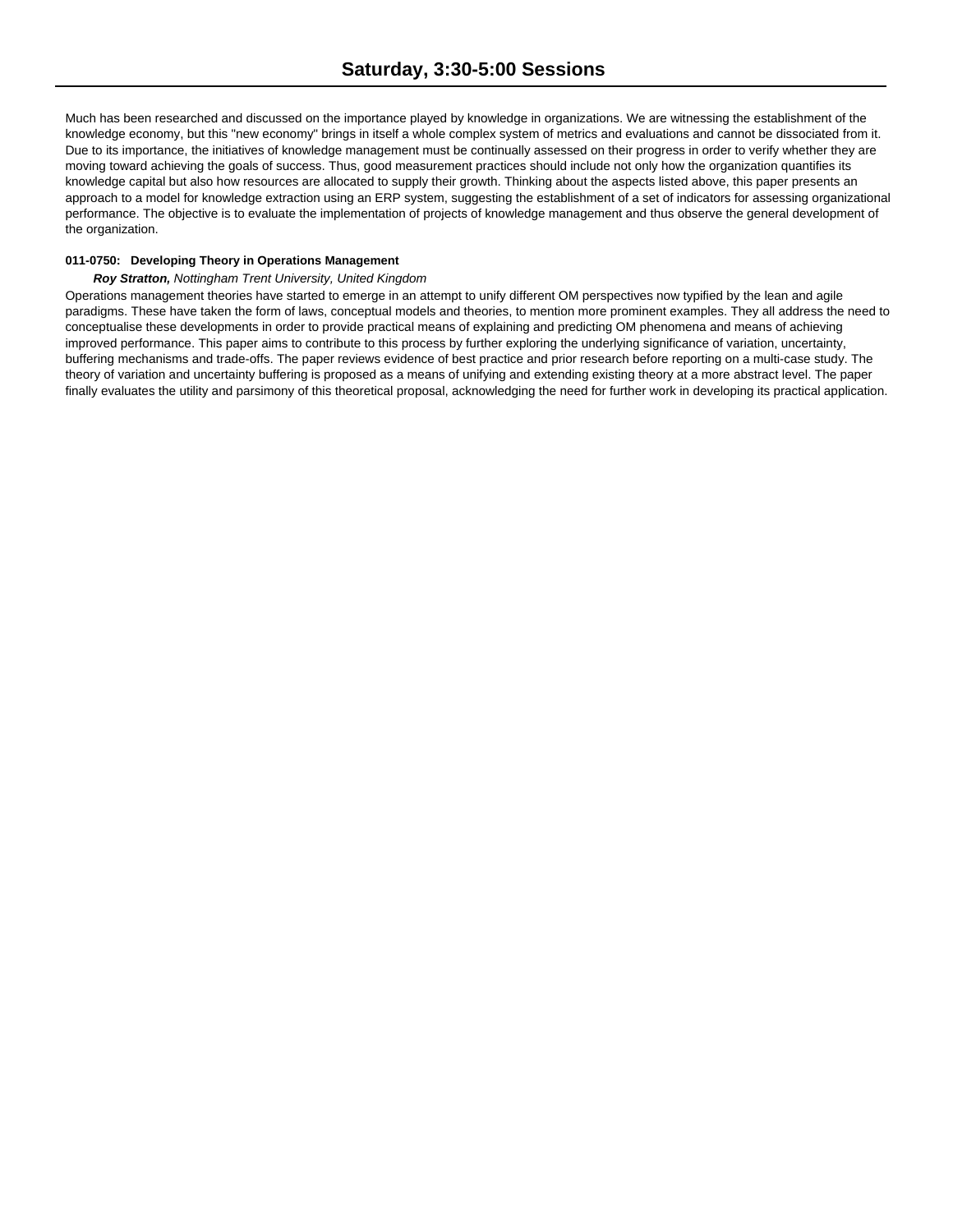Much has been researched and discussed on the importance played by knowledge in organizations. We are witnessing the establishment of the knowledge economy, but this "new economy" brings in itself a whole complex system of metrics and evaluations and cannot be dissociated from it. Due to its importance, the initiatives of knowledge management must be continually assessed on their progress in order to verify whether they are moving toward achieving the goals of success. Thus, good measurement practices should include not only how the organization quantifies its knowledge capital but also how resources are allocated to supply their growth. Thinking about the aspects listed above, this paper presents an approach to a model for knowledge extraction using an ERP system, suggesting the establishment of a set of indicators for assessing organizational performance. The objective is to evaluate the implementation of projects of knowledge management and thus observe the general development of the organization.

**011-0750: Developing Theory in Operations Management**

***Roy Stratton,*** *Nottingham Trent University, United Kingdom*

Operations management theories have started to emerge in an attempt to unify different OM perspectives now typified by the lean and agile paradigms. These have taken the form of laws, conceptual models and theories, to mention more prominent examples. They all address the need to conceptualise these developments in order to provide practical means of explaining and predicting OM phenomena and means of achieving improved performance. This paper aims to contribute to this process by further exploring the underlying significance of variation, uncertainty, buffering mechanisms and trade-offs. The paper reviews evidence of best practice and prior research before reporting on a multi-case study. The theory of variation and uncertainty buffering is proposed as a means of unifying and extending existing theory at a more abstract level. The paper finally evaluates the utility and parsimony of this theoretical proposal, acknowledging the need for further work in developing its practical application.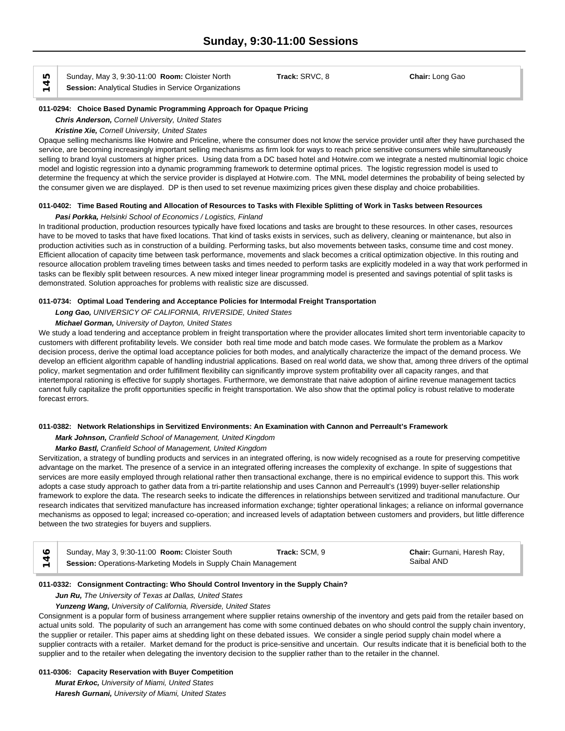# Sunday, 9:30-11:00 Sessions

**145** Sunday, May 3, 9:30-11:00 **Room:** Cloister North **Track:** SRVC, 8 **Chair:** Long Gao
**Session:** Analytical Studies in Service Organizations

### 011-0294: Choice Based Dynamic Programming Approach for Opaque Pricing

***Chris Anderson,*** *Cornell University, United States*
***Kristine Xie,*** *Cornell University, United States*

Opaque selling mechanisms like Hotwire and Priceline, where the consumer does not know the service provider until after they have purchased the service, are becoming increasingly important selling mechanisms as firm look for ways to reach price sensitive consumers while simultaneously selling to brand loyal customers at higher prices. Using data from a DC based hotel and Hotwire.com we integrate a nested multinomial logic choice model and logistic regression into a dynamic programming framework to determine optimal prices. The logistic regression model is used to determine the frequency at which the service provider is displayed at Hotwire.com. The MNL model determines the probability of being selected by the consumer given we are displayed. DP is then used to set revenue maximizing prices given these display and choice probabilities.

### 011-0402: Time Based Routing and Allocation of Resources to Tasks with Flexible Splitting of Work in Tasks between Resources

***Pasi Porkka,*** *Helsinki School of Economics / Logistics, Finland*

In traditional production, production resources typically have fixed locations and tasks are brought to these resources. In other cases, resources have to be moved to tasks that have fixed locations. That kind of tasks exists in services, such as delivery, cleaning or maintenance, but also in production activities such as in construction of a building. Performing tasks, but also movements between tasks, consume time and cost money. Efficient allocation of capacity time between task performance, movements and slack becomes a critical optimization objective. In this routing and resource allocation problem traveling times between tasks and times needed to perform tasks are explicitly modeled in a way that work performed in tasks can be flexibly split between resources. A new mixed integer linear programming model is presented and savings potential of split tasks is demonstrated. Solution approaches for problems with realistic size are discussed.

### 011-0734: Optimal Load Tendering and Acceptance Policies for Intermodal Freight Transportation

***Long Gao,*** *UNIVERSICY OF CALIFORNIA, RIVERSIDE, United States*
***Michael Gorman,*** *University of Dayton, United States*

We study a load tendering and acceptance problem in freight transportation where the provider allocates limited short term inventoriable capacity to customers with different profitability levels. We consider both real time mode and batch mode cases. We formulate the problem as a Markov decision process, derive the optimal load acceptance policies for both modes, and analytically characterize the impact of the demand process. We develop an efficient algorithm capable of handling industrial applications. Based on real world data, we show that, among three drivers of the optimal policy, market segmentation and order fulfillment flexibility can significantly improve system profitability over all capacity ranges, and that intertemporal rationing is effective for supply shortages. Furthermore, we demonstrate that naive adoption of airline revenue management tactics cannot fully capitalize the profit opportunities specific in freight transportation. We also show that the optimal policy is robust relative to moderate forecast errors.

### 011-0382: Network Relationships in Servitized Environments: An Examination with Cannon and Perreault's Framework

***Mark Johnson,*** *Cranfield School of Management, United Kingdom*
***Marko Bastl,*** *Cranfield School of Management, United Kingdom*

Servitization, a strategy of bundling products and services in an integrated offering, is now widely recognised as a route for preserving competitive advantage on the market. The presence of a service in an integrated offering increases the complexity of exchange. In spite of suggestions that services are more easily employed through relational rather then transactional exchange, there is no empirical evidence to support this. This work adopts a case study approach to gather data from a tri-partite relationship and uses Cannon and Perreault's (1999) buyer-seller relationship framework to explore the data. The research seeks to indicate the differences in relationships between servitized and traditional manufacture. Our research indicates that servitized manufacture has increased information exchange; tighter operational linkages; a reliance on informal governance mechanisms as opposed to legal; increased co-operation; and increased levels of adaptation between customers and providers, but little difference between the two strategies for buyers and suppliers.

**146** Sunday, May 3, 9:30-11:00 **Room:** Cloister South **Track:** SCM, 9 **Chair:** Gurnani, Haresh Ray, Saibal AND
**Session:** Operations-Marketing Models in Supply Chain Management

### 011-0332: Consignment Contracting: Who Should Control Inventory in the Supply Chain?

***Jun Ru,*** *The University of Texas at Dallas, United States*
***Yunzeng Wang,*** *University of California, Riverside, United States*

Consignment is a popular form of business arrangement where supplier retains ownership of the inventory and gets paid from the retailer based on actual units sold. The popularity of such an arrangement has come with some continued debates on who should control the supply chain inventory, the supplier or retailer. This paper aims at shedding light on these debated issues. We consider a single period supply chain model where a supplier contracts with a retailer. Market demand for the product is price-sensitive and uncertain. Our results indicate that it is beneficial both to the supplier and to the retailer when delegating the inventory decision to the supplier rather than to the retailer in the channel.

### 011-0306: Capacity Reservation with Buyer Competition

***Murat Erkoc,*** *University of Miami, United States*
***Haresh Gurnani,*** *University of Miami, United States*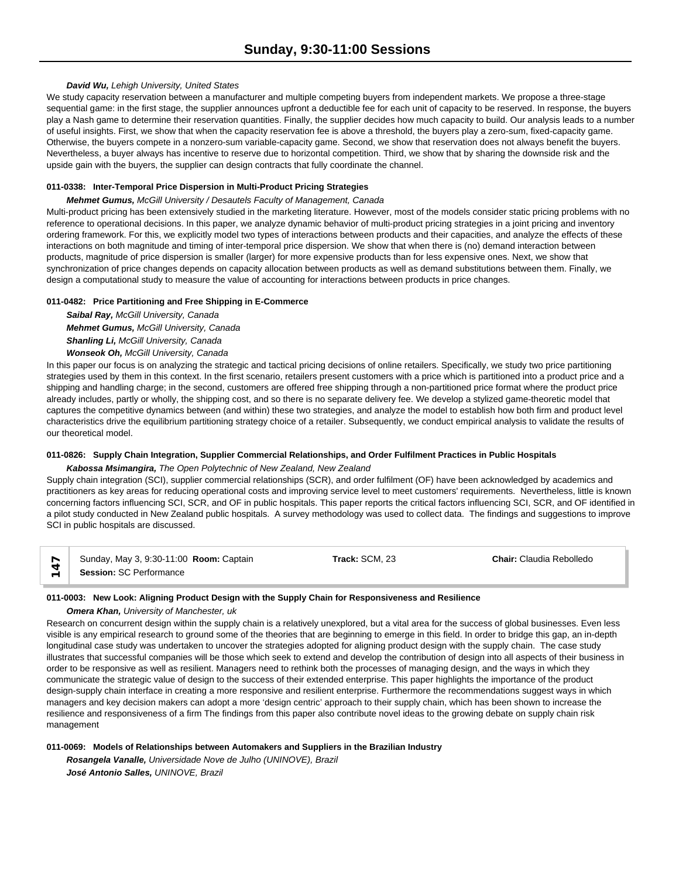***David Wu,*** *Lehigh University, United States*

We study capacity reservation between a manufacturer and multiple competing buyers from independent markets. We propose a three-stage sequential game: in the first stage, the supplier announces upfront a deductible fee for each unit of capacity to be reserved. In response, the buyers play a Nash game to determine their reservation quantities. Finally, the supplier decides how much capacity to build. Our analysis leads to a number of useful insights. First, we show that when the capacity reservation fee is above a threshold, the buyers play a zero-sum, fixed-capacity game. Otherwise, the buyers compete in a nonzero-sum variable-capacity game. Second, we show that reservation does not always benefit the buyers. Nevertheless, a buyer always has incentive to reserve due to horizontal competition. Third, we show that by sharing the downside risk and the upside gain with the buyers, the supplier can design contracts that fully coordinate the channel.

**011-0338: Inter-Temporal Price Dispersion in Multi-Product Pricing Strategies**

***Mehmet Gumus,*** *McGill University / Desautels Faculty of Management, Canada*

Multi-product pricing has been extensively studied in the marketing literature. However, most of the models consider static pricing problems with no reference to operational decisions. In this paper, we analyze dynamic behavior of multi-product pricing strategies in a joint pricing and inventory ordering framework. For this, we explicitly model two types of interactions between products and their capacities, and analyze the effects of these interactions on both magnitude and timing of inter-temporal price dispersion. We show that when there is (no) demand interaction between products, magnitude of price dispersion is smaller (larger) for more expensive products than for less expensive ones. Next, we show that synchronization of price changes depends on capacity allocation between products as well as demand substitutions between them. Finally, we design a computational study to measure the value of accounting for interactions between products in price changes.

**011-0482: Price Partitioning and Free Shipping in E-Commerce**

***Saibal Ray,*** *McGill University, Canada*
***Mehmet Gumus,*** *McGill University, Canada*
***Shanling Li,*** *McGill University, Canada*
***Wonseok Oh,*** *McGill University, Canada*

In this paper our focus is on analyzing the strategic and tactical pricing decisions of online retailers. Specifically, we study two price partitioning strategies used by them in this context. In the first scenario, retailers present customers with a price which is partitioned into a product price and a shipping and handling charge; in the second, customers are offered free shipping through a non-partitioned price format where the product price already includes, partly or wholly, the shipping cost, and so there is no separate delivery fee. We develop a stylized game-theoretic model that captures the competitive dynamics between (and within) these two strategies, and analyze the model to establish how both firm and product level characteristics drive the equilibrium partitioning strategy choice of a retailer. Subsequently, we conduct empirical analysis to validate the results of our theoretical model.

**011-0826: Supply Chain Integration, Supplier Commercial Relationships, and Order Fulfilment Practices in Public Hospitals**

***Kabossa Msimangira,*** *The Open Polytechnic of New Zealand, New Zealand*

Supply chain integration (SCI), supplier commercial relationships (SCR), and order fulfilment (OF) have been acknowledged by academics and practitioners as key areas for reducing operational costs and improving service level to meet customers' requirements. Nevertheless, little is known concerning factors influencing SCI, SCR, and OF in public hospitals. This paper reports the critical factors influencing SCI, SCR, and OF identified in a pilot study conducted in New Zealand public hospitals. A survey methodology was used to collect data. The findings and suggestions to improve SCI in public hospitals are discussed.

## 147

Sunday, May 3, 9:30-11:00 **Room:** Captain **Track:** SCM, 23 **Chair:** Claudia Rebolledo
**Session:** SC Performance

**011-0003: New Look: Aligning Product Design with the Supply Chain for Responsiveness and Resilience**

***Omera Khan,*** *University of Manchester, uk*

Research on concurrent design within the supply chain is a relatively unexplored, but a vital area for the success of global businesses. Even less visible is any empirical research to ground some of the theories that are beginning to emerge in this field. In order to bridge this gap, an in-depth longitudinal case study was undertaken to uncover the strategies adopted for aligning product design with the supply chain. The case study illustrates that successful companies will be those which seek to extend and develop the contribution of design into all aspects of their business in order to be responsive as well as resilient. Managers need to rethink both the processes of managing design, and the ways in which they communicate the strategic value of design to the success of their extended enterprise. This paper highlights the importance of the product design-supply chain interface in creating a more responsive and resilient enterprise. Furthermore the recommendations suggest ways in which managers and key decision makers can adopt a more 'design centric' approach to their supply chain, which has been shown to increase the resilience and responsiveness of a firm The findings from this paper also contribute novel ideas to the growing debate on supply chain risk management

**011-0069: Models of Relationships between Automakers and Suppliers in the Brazilian Industry**

***Rosangela Vanalle,*** *Universidade Nove de Julho (UNINOVE), Brazil*
***José Antonio Salles,*** *UNINOVE, Brazil*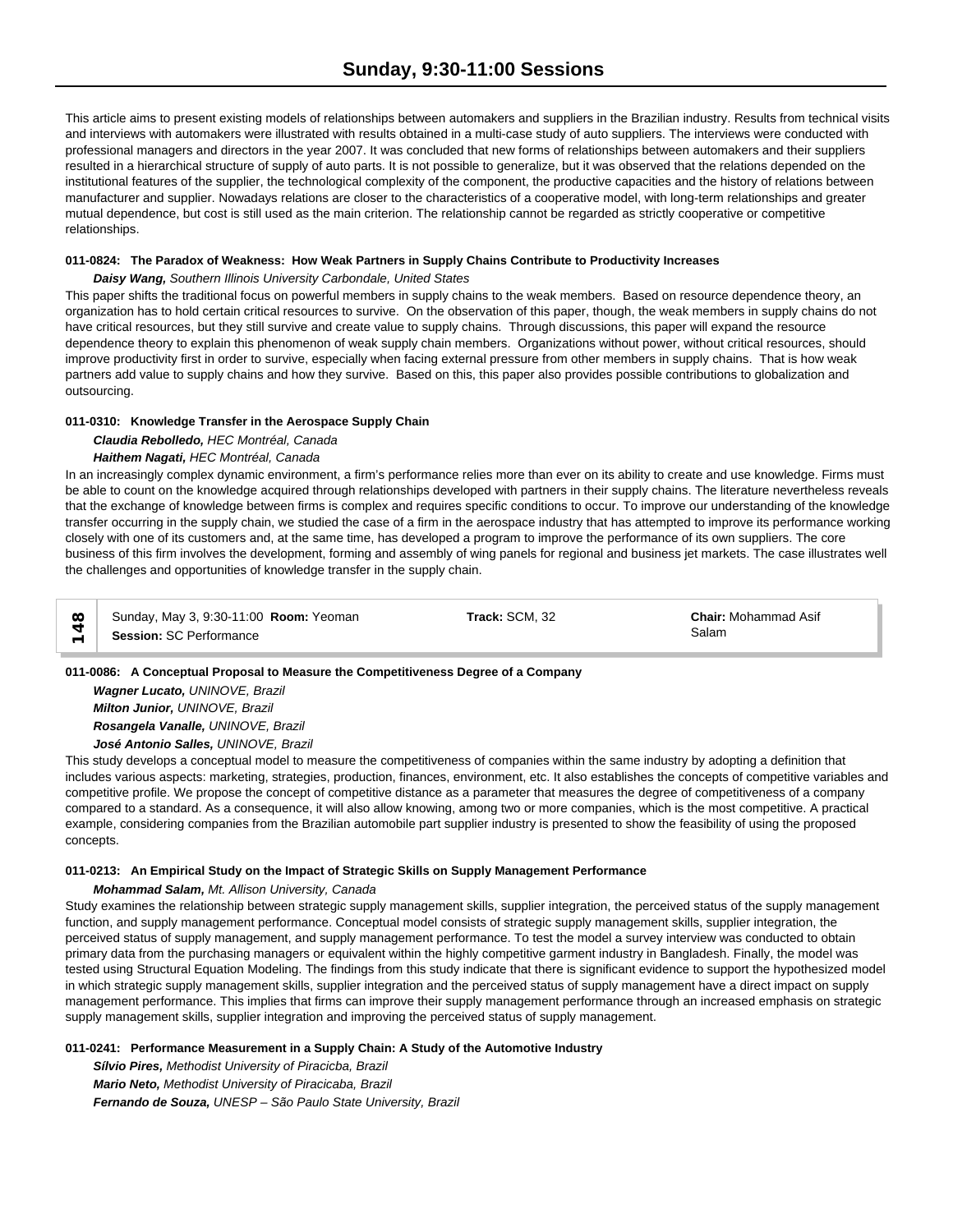This article aims to present existing models of relationships between automakers and suppliers in the Brazilian industry. Results from technical visits and interviews with automakers were illustrated with results obtained in a multi-case study of auto suppliers. The interviews were conducted with professional managers and directors in the year 2007. It was concluded that new forms of relationships between automakers and their suppliers resulted in a hierarchical structure of supply of auto parts. It is not possible to generalize, but it was observed that the relations depended on the institutional features of the supplier, the technological complexity of the component, the productive capacities and the history of relations between manufacturer and supplier. Nowadays relations are closer to the characteristics of a cooperative model, with long-term relationships and greater mutual dependence, but cost is still used as the main criterion. The relationship cannot be regarded as strictly cooperative or competitive relationships.

**011-0824: The Paradox of Weakness: How Weak Partners in Supply Chains Contribute to Productivity Increases**

***Daisy Wang,*** *Southern Illinois University Carbondale, United States*

This paper shifts the traditional focus on powerful members in supply chains to the weak members. Based on resource dependence theory, an organization has to hold certain critical resources to survive. On the observation of this paper, though, the weak members in supply chains do not have critical resources, but they still survive and create value to supply chains. Through discussions, this paper will expand the resource dependence theory to explain this phenomenon of weak supply chain members. Organizations without power, without critical resources, should improve productivity first in order to survive, especially when facing external pressure from other members in supply chains. That is how weak partners add value to supply chains and how they survive. Based on this, this paper also provides possible contributions to globalization and outsourcing.

**011-0310: Knowledge Transfer in the Aerospace Supply Chain**

***Claudia Rebolledo,*** *HEC Montréal, Canada*

***Haithem Nagati,*** *HEC Montréal, Canada*

In an increasingly complex dynamic environment, a firm's performance relies more than ever on its ability to create and use knowledge. Firms must be able to count on the knowledge acquired through relationships developed with partners in their supply chains. The literature nevertheless reveals that the exchange of knowledge between firms is complex and requires specific conditions to occur. To improve our understanding of the knowledge transfer occurring in the supply chain, we studied the case of a firm in the aerospace industry that has attempted to improve its performance working closely with one of its customers and, at the same time, has developed a program to improve the performance of its own suppliers. The core business of this firm involves the development, forming and assembly of wing panels for regional and business jet markets. The case illustrates well the challenges and opportunities of knowledge transfer in the supply chain.

| 148 | Sunday, May 3, 9:30-11:00 **Room:** Yeoman<br>**Session:** SC Performance | **Track:** SCM, 32 | **Chair:** Mohammad Asif Salam |
|---|---|---|---|

**011-0086: A Conceptual Proposal to Measure the Competitiveness Degree of a Company**

***Wagner Lucato,*** *UNINOVE, Brazil*

***Milton Junior,*** *UNINOVE, Brazil*

***Rosangela Vanalle,*** *UNINOVE, Brazil*

***José Antonio Salles,*** *UNINOVE, Brazil*

This study develops a conceptual model to measure the competitiveness of companies within the same industry by adopting a definition that includes various aspects: marketing, strategies, production, finances, environment, etc. It also establishes the concepts of competitive variables and competitive profile. We propose the concept of competitive distance as a parameter that measures the degree of competitiveness of a company compared to a standard. As a consequence, it will also allow knowing, among two or more companies, which is the most competitive. A practical example, considering companies from the Brazilian automobile part supplier industry is presented to show the feasibility of using the proposed concepts.

**011-0213: An Empirical Study on the Impact of Strategic Skills on Supply Management Performance**

***Mohammad Salam,*** *Mt. Allison University, Canada*

Study examines the relationship between strategic supply management skills, supplier integration, the perceived status of the supply management function, and supply management performance. Conceptual model consists of strategic supply management skills, supplier integration, the perceived status of supply management, and supply management performance. To test the model a survey interview was conducted to obtain primary data from the purchasing managers or equivalent within the highly competitive garment industry in Bangladesh. Finally, the model was tested using Structural Equation Modeling. The findings from this study indicate that there is significant evidence to support the hypothesized model in which strategic supply management skills, supplier integration and the perceived status of supply management have a direct impact on supply management performance. This implies that firms can improve their supply management performance through an increased emphasis on strategic supply management skills, supplier integration and improving the perceived status of supply management.

**011-0241: Performance Measurement in a Supply Chain: A Study of the Automotive Industry**

***Sílvio Pires,*** *Methodist University of Piracicba, Brazil*

***Mario Neto,*** *Methodist University of Piracicaba, Brazil*

***Fernando de Souza,*** *UNESP – São Paulo State University, Brazil*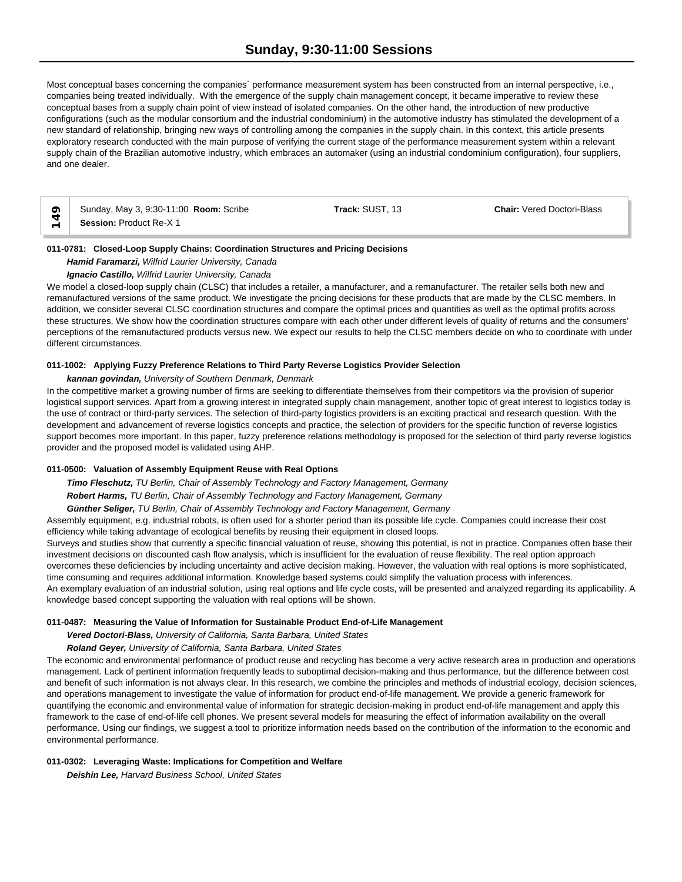Most conceptual bases concerning the companies´ performance measurement system has been constructed from an internal perspective, i.e., companies being treated individually. With the emergence of the supply chain management concept, it became imperative to review these conceptual bases from a supply chain point of view instead of isolated companies. On the other hand, the introduction of new productive configurations (such as the modular consortium and the industrial condominium) in the automotive industry has stimulated the development of a new standard of relationship, bringing new ways of controlling among the companies in the supply chain. In this context, this article presents exploratory research conducted with the main purpose of verifying the current stage of the performance measurement system within a relevant supply chain of the Brazilian automotive industry, which embraces an automaker (using an industrial condominium configuration), four suppliers, and one dealer.

| 149 | Sunday, May 3, 9:30-11:00 **Room:** Scribe<br>**Session:** Product Re-X 1 | **Track:** SUST, 13 | **Chair:** Vered Doctori-Blass |
|---|---|---|---|

**011-0781: Closed-Loop Supply Chains: Coordination Structures and Pricing Decisions**

***Hamid Faramarzi,*** *Wilfrid Laurier University, Canada*

***Ignacio Castillo,*** *Wilfrid Laurier University, Canada*

We model a closed-loop supply chain (CLSC) that includes a retailer, a manufacturer, and a remanufacturer. The retailer sells both new and remanufactured versions of the same product. We investigate the pricing decisions for these products that are made by the CLSC members. In addition, we consider several CLSC coordination structures and compare the optimal prices and quantities as well as the optimal profits across these structures. We show how the coordination structures compare with each other under different levels of quality of returns and the consumers' perceptions of the remanufactured products versus new. We expect our results to help the CLSC members decide on who to coordinate with under different circumstances.

**011-1002: Applying Fuzzy Preference Relations to Third Party Reverse Logistics Provider Selection**

***kannan govindan,*** *University of Southern Denmark, Denmark*

In the competitive market a growing number of firms are seeking to differentiate themselves from their competitors via the provision of superior logistical support services. Apart from a growing interest in integrated supply chain management, another topic of great interest to logistics today is the use of contract or third-party services. The selection of third-party logistics providers is an exciting practical and research question. With the development and advancement of reverse logistics concepts and practice, the selection of providers for the specific function of reverse logistics support becomes more important. In this paper, fuzzy preference relations methodology is proposed for the selection of third party reverse logistics provider and the proposed model is validated using AHP.

**011-0500: Valuation of Assembly Equipment Reuse with Real Options**

***Timo Fleschutz,*** *TU Berlin, Chair of Assembly Technology and Factory Management, Germany*

***Robert Harms,*** *TU Berlin, Chair of Assembly Technology and Factory Management, Germany*

***Günther Seliger,*** *TU Berlin, Chair of Assembly Technology and Factory Management, Germany*

Assembly equipment, e.g. industrial robots, is often used for a shorter period than its possible life cycle. Companies could increase their cost efficiency while taking advantage of ecological benefits by reusing their equipment in closed loops.

Surveys and studies show that currently a specific financial valuation of reuse, showing this potential, is not in practice. Companies often base their investment decisions on discounted cash flow analysis, which is insufficient for the evaluation of reuse flexibility. The real option approach overcomes these deficiencies by including uncertainty and active decision making. However, the valuation with real options is more sophisticated, time consuming and requires additional information. Knowledge based systems could simplify the valuation process with inferences.

An exemplary evaluation of an industrial solution, using real options and life cycle costs, will be presented and analyzed regarding its applicability. A knowledge based concept supporting the valuation with real options will be shown.

**011-0487: Measuring the Value of Information for Sustainable Product End-of-Life Management**

***Vered Doctori-Blass,*** *University of California, Santa Barbara, United States*

***Roland Geyer,*** *University of California, Santa Barbara, United States*

The economic and environmental performance of product reuse and recycling has become a very active research area in production and operations management. Lack of pertinent information frequently leads to suboptimal decision-making and thus performance, but the difference between cost and benefit of such information is not always clear. In this research, we combine the principles and methods of industrial ecology, decision sciences, and operations management to investigate the value of information for product end-of-life management. We provide a generic framework for quantifying the economic and environmental value of information for strategic decision-making in product end-of-life management and apply this framework to the case of end-of-life cell phones. We present several models for measuring the effect of information availability on the overall performance. Using our findings, we suggest a tool to prioritize information needs based on the contribution of the information to the economic and environmental performance.

**011-0302: Leveraging Waste: Implications for Competition and Welfare**

***Deishin Lee,*** *Harvard Business School, United States*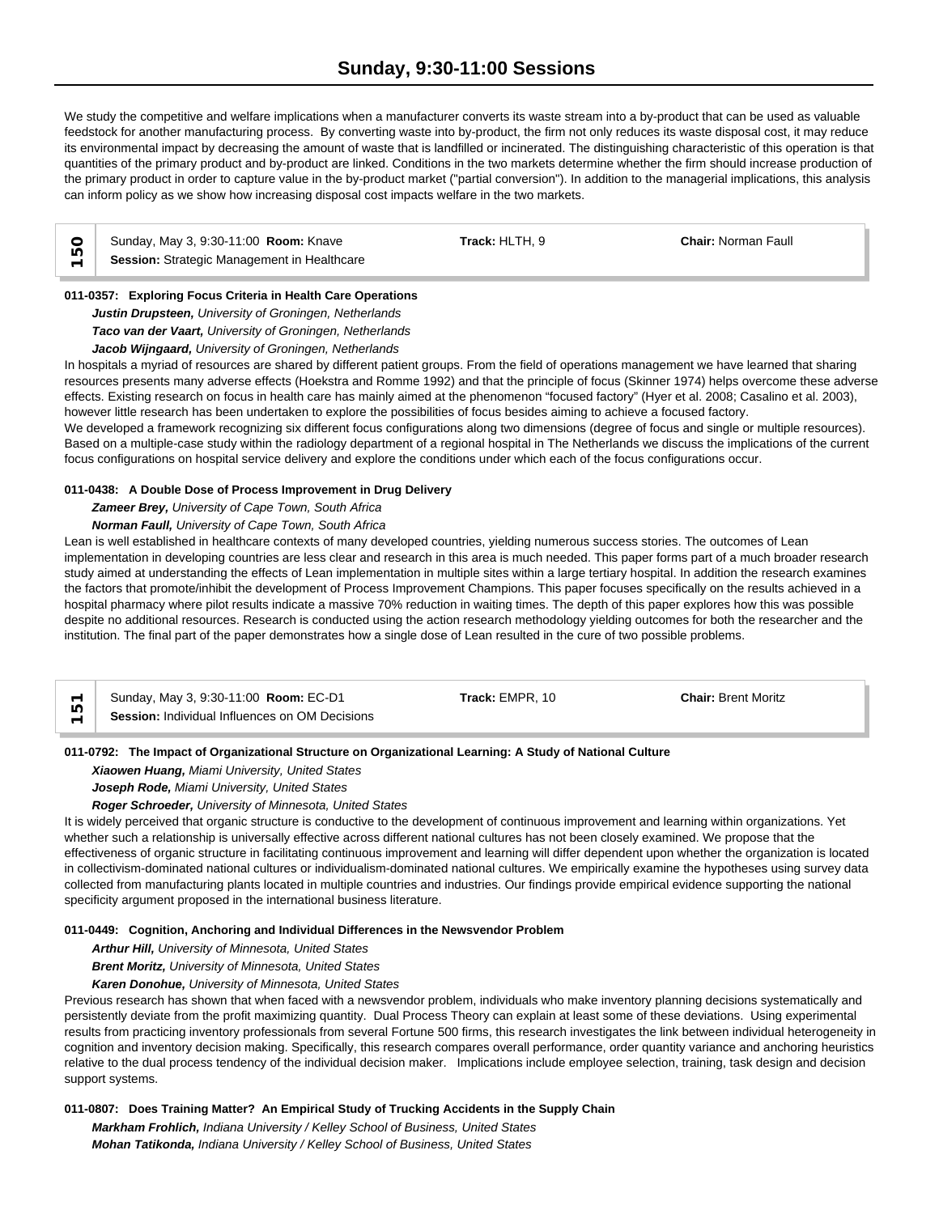We study the competitive and welfare implications when a manufacturer converts its waste stream into a by-product that can be used as valuable feedstock for another manufacturing process. By converting waste into by-product, the firm not only reduces its waste disposal cost, it may reduce its environmental impact by decreasing the amount of waste that is landfilled or incinerated. The distinguishing characteristic of this operation is that quantities of the primary product and by-product are linked. Conditions in the two markets determine whether the firm should increase production of the primary product in order to capture value in the by-product market ("partial conversion"). In addition to the managerial implications, this analysis can inform policy as we show how increasing disposal cost impacts welfare in the two markets.

| 150 | Sunday, May 3, 9:30-11:00 **Room:** Knave<br>**Session:** Strategic Management in Healthcare | **Track:** HLTH, 9 | **Chair:** Norman Faull |
|---|---|---|---|

**011-0357: Exploring Focus Criteria in Health Care Operations**

***Justin Drupsteen,*** *University of Groningen, Netherlands*
***Taco van der Vaart,*** *University of Groningen, Netherlands*
***Jacob Wijngaard,*** *University of Groningen, Netherlands*

In hospitals a myriad of resources are shared by different patient groups. From the field of operations management we have learned that sharing resources presents many adverse effects (Hoekstra and Romme 1992) and that the principle of focus (Skinner 1974) helps overcome these adverse effects. Existing research on focus in health care has mainly aimed at the phenomenon "focused factory" (Hyer et al. 2008; Casalino et al. 2003), however little research has been undertaken to explore the possibilities of focus besides aiming to achieve a focused factory.
We developed a framework recognizing six different focus configurations along two dimensions (degree of focus and single or multiple resources). Based on a multiple-case study within the radiology department of a regional hospital in The Netherlands we discuss the implications of the current focus configurations on hospital service delivery and explore the conditions under which each of the focus configurations occur.

**011-0438: A Double Dose of Process Improvement in Drug Delivery**

***Zameer Brey,*** *University of Cape Town, South Africa*
***Norman Faull,*** *University of Cape Town, South Africa*

Lean is well established in healthcare contexts of many developed countries, yielding numerous success stories. The outcomes of Lean implementation in developing countries are less clear and research in this area is much needed. This paper forms part of a much broader research study aimed at understanding the effects of Lean implementation in multiple sites within a large tertiary hospital. In addition the research examines the factors that promote/inhibit the development of Process Improvement Champions. This paper focuses specifically on the results achieved in a hospital pharmacy where pilot results indicate a massive 70% reduction in waiting times. The depth of this paper explores how this was possible despite no additional resources. Research is conducted using the action research methodology yielding outcomes for both the researcher and the institution. The final part of the paper demonstrates how a single dose of Lean resulted in the cure of two possible problems.

| 151 | Sunday, May 3, 9:30-11:00 **Room:** EC-D1<br>**Session:** Individual Influences on OM Decisions | **Track:** EMPR, 10 | **Chair:** Brent Moritz |
|---|---|---|---|

**011-0792: The Impact of Organizational Structure on Organizational Learning: A Study of National Culture**

***Xiaowen Huang,*** *Miami University, United States*
***Joseph Rode,*** *Miami University, United States*
***Roger Schroeder,*** *University of Minnesota, United States*

It is widely perceived that organic structure is conductive to the development of continuous improvement and learning within organizations. Yet whether such a relationship is universally effective across different national cultures has not been closely examined. We propose that the effectiveness of organic structure in facilitating continuous improvement and learning will differ dependent upon whether the organization is located in collectivism-dominated national cultures or individualism-dominated national cultures. We empirically examine the hypotheses using survey data collected from manufacturing plants located in multiple countries and industries. Our findings provide empirical evidence supporting the national specificity argument proposed in the international business literature.

**011-0449: Cognition, Anchoring and Individual Differences in the Newsvendor Problem**

***Arthur Hill,*** *University of Minnesota, United States*
***Brent Moritz,*** *University of Minnesota, United States*
***Karen Donohue,*** *University of Minnesota, United States*

Previous research has shown that when faced with a newsvendor problem, individuals who make inventory planning decisions systematically and persistently deviate from the profit maximizing quantity. Dual Process Theory can explain at least some of these deviations. Using experimental results from practicing inventory professionals from several Fortune 500 firms, this research investigates the link between individual heterogeneity in cognition and inventory decision making. Specifically, this research compares overall performance, order quantity variance and anchoring heuristics relative to the dual process tendency of the individual decision maker. Implications include employee selection, training, task design and decision support systems.

**011-0807: Does Training Matter? An Empirical Study of Trucking Accidents in the Supply Chain**

***Markham Frohlich,*** *Indiana University / Kelley School of Business, United States*
***Mohan Tatikonda,*** *Indiana University / Kelley School of Business, United States*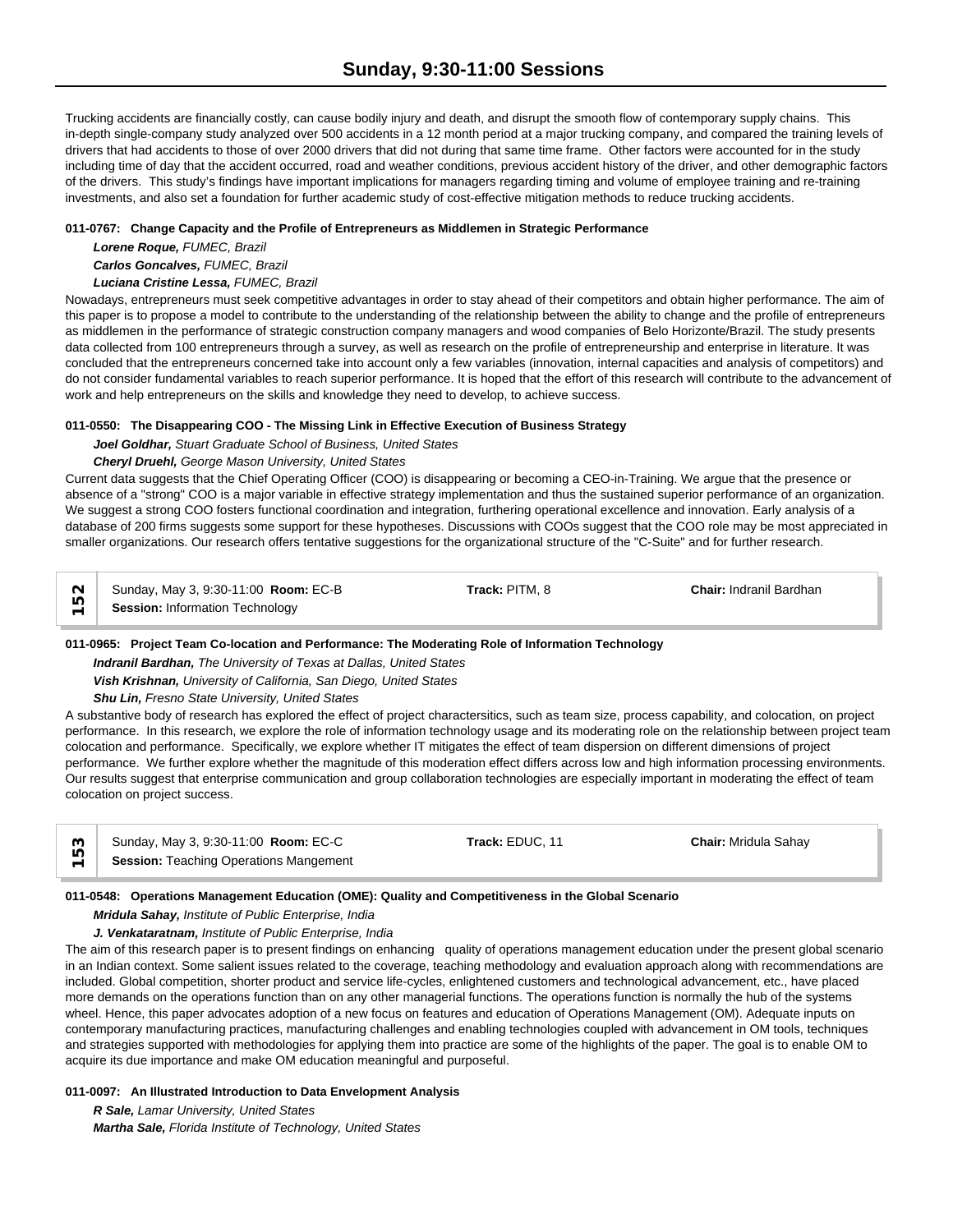Trucking accidents are financially costly, can cause bodily injury and death, and disrupt the smooth flow of contemporary supply chains. This in-depth single-company study analyzed over 500 accidents in a 12 month period at a major trucking company, and compared the training levels of drivers that had accidents to those of over 2000 drivers that did not during that same time frame. Other factors were accounted for in the study including time of day that the accident occurred, road and weather conditions, previous accident history of the driver, and other demographic factors of the drivers. This study's findings have important implications for managers regarding timing and volume of employee training and re-training investments, and also set a foundation for further academic study of cost-effective mitigation methods to reduce trucking accidents.

**011-0767: Change Capacity and the Profile of Entrepreneurs as Middlemen in Strategic Performance**

***Lorene Roque,*** *FUMEC, Brazil*
***Carlos Goncalves,*** *FUMEC, Brazil*
***Luciana Cristine Lessa,*** *FUMEC, Brazil*

Nowadays, entrepreneurs must seek competitive advantages in order to stay ahead of their competitors and obtain higher performance. The aim of this paper is to propose a model to contribute to the understanding of the relationship between the ability to change and the profile of entrepreneurs as middlemen in the performance of strategic construction company managers and wood companies of Belo Horizonte/Brazil. The study presents data collected from 100 entrepreneurs through a survey, as well as research on the profile of entrepreneurship and enterprise in literature. It was concluded that the entrepreneurs concerned take into account only a few variables (innovation, internal capacities and analysis of competitors) and do not consider fundamental variables to reach superior performance. It is hoped that the effort of this research will contribute to the advancement of work and help entrepreneurs on the skills and knowledge they need to develop, to achieve success.

**011-0550: The Disappearing COO - The Missing Link in Effective Execution of Business Strategy**

***Joel Goldhar,*** *Stuart Graduate School of Business, United States*
***Cheryl Druehl,*** *George Mason University, United States*

Current data suggests that the Chief Operating Officer (COO) is disappearing or becoming a CEO-in-Training. We argue that the presence or absence of a "strong" COO is a major variable in effective strategy implementation and thus the sustained superior performance of an organization. We suggest a strong COO fosters functional coordination and integration, furthering operational excellence and innovation. Early analysis of a database of 200 firms suggests some support for these hypotheses. Discussions with COOs suggest that the COO role may be most appreciated in smaller organizations. Our research offers tentative suggestions for the organizational structure of the "C-Suite" and for further research.

| 152 | Sunday, May 3, 9:30-11:00 **Room:** EC-B<br>**Session:** Information Technology | **Track:** PITM, 8 | **Chair:** Indranil Bardhan |
|---|---|---|---|

**011-0965: Project Team Co-location and Performance: The Moderating Role of Information Technology**

***Indranil Bardhan,*** *The University of Texas at Dallas, United States*
***Vish Krishnan,*** *University of California, San Diego, United States*
***Shu Lin,*** *Fresno State University, United States*

A substantive body of research has explored the effect of project charactersitics, such as team size, process capability, and colocation, on project performance. In this research, we explore the role of information technology usage and its moderating role on the relationship between project team colocation and performance. Specifically, we explore whether IT mitigates the effect of team dispersion on different dimensions of project performance. We further explore whether the magnitude of this moderation effect differs across low and high information processing environments. Our results suggest that enterprise communication and group collaboration technologies are especially important in moderating the effect of team colocation on project success.

| 153 | Sunday, May 3, 9:30-11:00 **Room:** EC-C<br>**Session:** Teaching Operations Mangement | **Track:** EDUC, 11 | **Chair:** Mridula Sahay |
|---|---|---|---|

**011-0548: Operations Management Education (OME): Quality and Competitiveness in the Global Scenario**

***Mridula Sahay,*** *Institute of Public Enterprise, India*
***J. Venkataratnam,*** *Institute of Public Enterprise, India*

The aim of this research paper is to present findings on enhancing quality of operations management education under the present global scenario in an Indian context. Some salient issues related to the coverage, teaching methodology and evaluation approach along with recommendations are included. Global competition, shorter product and service life-cycles, enlightened customers and technological advancement, etc., have placed more demands on the operations function than on any other managerial functions. The operations function is normally the hub of the systems wheel. Hence, this paper advocates adoption of a new focus on features and education of Operations Management (OM). Adequate inputs on contemporary manufacturing practices, manufacturing challenges and enabling technologies coupled with advancement in OM tools, techniques and strategies supported with methodologies for applying them into practice are some of the highlights of the paper. The goal is to enable OM to acquire its due importance and make OM education meaningful and purposeful.

**011-0097: An Illustrated Introduction to Data Envelopment Analysis**

***R Sale,*** *Lamar University, United States*
***Martha Sale,*** *Florida Institute of Technology, United States*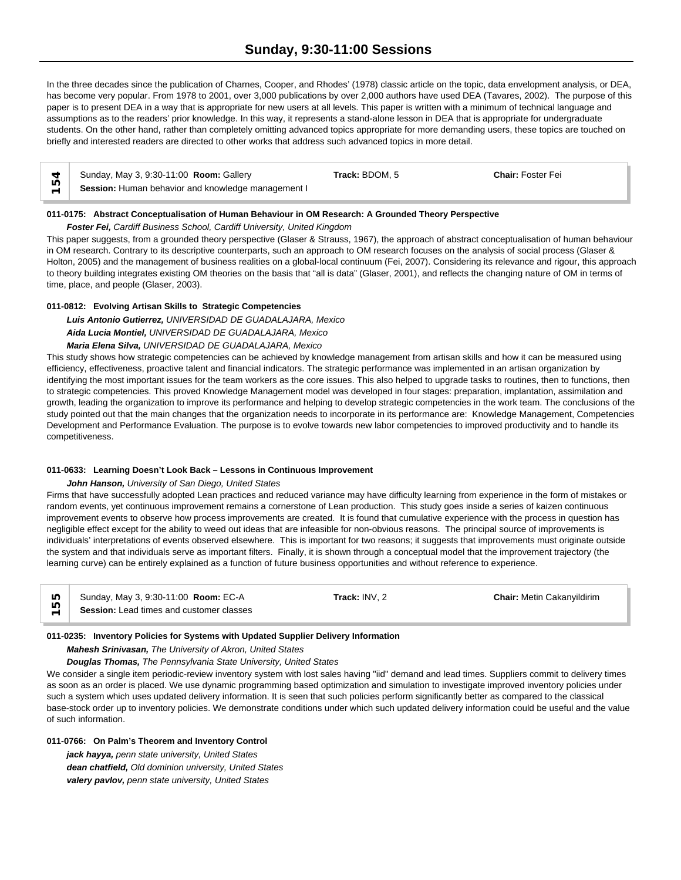In the three decades since the publication of Charnes, Cooper, and Rhodes' (1978) classic article on the topic, data envelopment analysis, or DEA, has become very popular. From 1978 to 2001, over 3,000 publications by over 2,000 authors have used DEA (Tavares, 2002). The purpose of this paper is to present DEA in a way that is appropriate for new users at all levels. This paper is written with a minimum of technical language and assumptions as to the readers' prior knowledge. In this way, it represents a stand-alone lesson in DEA that is appropriate for undergraduate students. On the other hand, rather than completely omitting advanced topics appropriate for more demanding users, these topics are touched on briefly and interested readers are directed to other works that address such advanced topics in more detail.

## 154

Sunday, May 3, 9:30-11:00 **Room:** Gallery **Track:** BDOM, 5 **Chair:** Foster Fei
**Session:** Human behavior and knowledge management I

### 011-0175: Abstract Conceptualisation of Human Behaviour in OM Research: A Grounded Theory Perspective

***Foster Fei,*** *Cardiff Business School, Cardiff University, United Kingdom*

This paper suggests, from a grounded theory perspective (Glaser & Strauss, 1967), the approach of abstract conceptualisation of human behaviour in OM research. Contrary to its descriptive counterparts, such an approach to OM research focuses on the analysis of social process (Glaser & Holton, 2005) and the management of business realities on a global-local continuum (Fei, 2007). Considering its relevance and rigour, this approach to theory building integrates existing OM theories on the basis that "all is data" (Glaser, 2001), and reflects the changing nature of OM in terms of time, place, and people (Glaser, 2003).

### 011-0812: Evolving Artisan Skills to Strategic Competencies

***Luis Antonio Gutierrez,*** *UNIVERSIDAD DE GUADALAJARA, Mexico*
***Aida Lucia Montiel,*** *UNIVERSIDAD DE GUADALAJARA, Mexico*
***Maria Elena Silva,*** *UNIVERSIDAD DE GUADALAJARA, Mexico*

This study shows how strategic competencies can be achieved by knowledge management from artisan skills and how it can be measured using efficiency, effectiveness, proactive talent and financial indicators. The strategic performance was implemented in an artisan organization by identifying the most important issues for the team workers as the core issues. This also helped to upgrade tasks to routines, then to functions, then to strategic competencies. This proved Knowledge Management model was developed in four stages: preparation, implantation, assimilation and growth, leading the organization to improve its performance and helping to develop strategic competencies in the work team. The conclusions of the study pointed out that the main changes that the organization needs to incorporate in its performance are: Knowledge Management, Competencies Development and Performance Evaluation. The purpose is to evolve towards new labor competencies to improved productivity and to handle its competitiveness.

### 011-0633: Learning Doesn't Look Back – Lessons in Continuous Improvement

***John Hanson,*** *University of San Diego, United States*

Firms that have successfully adopted Lean practices and reduced variance may have difficulty learning from experience in the form of mistakes or random events, yet continuous improvement remains a cornerstone of Lean production. This study goes inside a series of kaizen continuous improvement events to observe how process improvements are created. It is found that cumulative experience with the process in question has negligible effect except for the ability to weed out ideas that are infeasible for non-obvious reasons. The principal source of improvements is individuals' interpretations of events observed elsewhere. This is important for two reasons; it suggests that improvements must originate outside the system and that individuals serve as important filters. Finally, it is shown through a conceptual model that the improvement trajectory (the learning curve) can be entirely explained as a function of future business opportunities and without reference to experience.

## 155

Sunday, May 3, 9:30-11:00 **Room:** EC-A **Track:** INV, 2 **Chair:** Metin Cakanyildirim
**Session:** Lead times and customer classes

### 011-0235: Inventory Policies for Systems with Updated Supplier Delivery Information

***Mahesh Srinivasan,*** *The University of Akron, United States*
***Douglas Thomas,*** *The Pennsylvania State University, United States*

We consider a single item periodic-review inventory system with lost sales having "iid" demand and lead times. Suppliers commit to delivery times as soon as an order is placed. We use dynamic programming based optimization and simulation to investigate improved inventory policies under such a system which uses updated delivery information. It is seen that such policies perform significantly better as compared to the classical base-stock order up to inventory policies. We demonstrate conditions under which such updated delivery information could be useful and the value of such information.

### 011-0766: On Palm's Theorem and Inventory Control

***jack hayya,*** *penn state university, United States*
***dean chatfield,*** *Old dominion university, United States*
***valery pavlov,*** *penn state university, United States*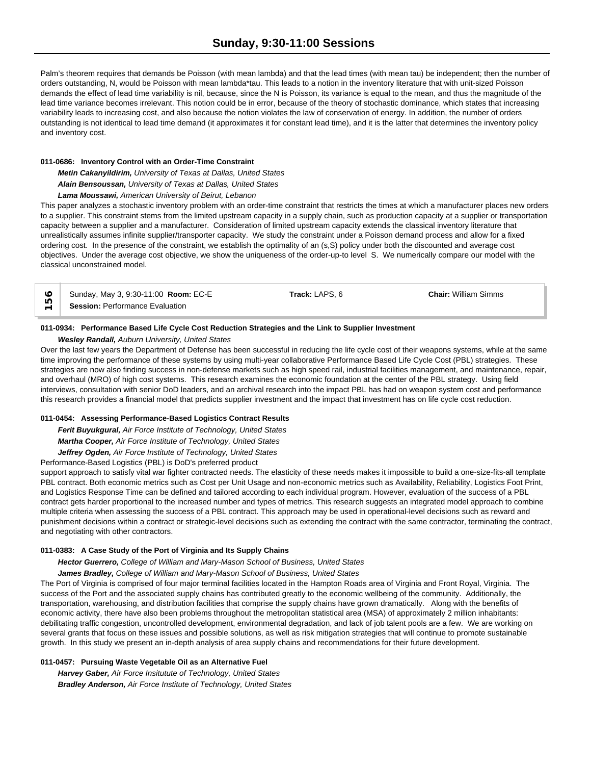Palm's theorem requires that demands be Poisson (with mean lambda) and that the lead times (with mean tau) be independent; then the number of orders outstanding, N, would be Poisson with mean lambda*tau. This leads to a notion in the inventory literature that with unit-sized Poisson demands the effect of lead time variability is nil, because, since the N is Poisson, its variance is equal to the mean, and thus the magnitude of the lead time variance becomes irrelevant. This notion could be in error, because of the theory of stochastic dominance, which states that increasing variability leads to increasing cost, and also because the notion violates the law of conservation of energy. In addition, the number of orders outstanding is not identical to lead time demand (it approximates it for constant lead time), and it is the latter that determines the inventory policy and inventory cost.

**011-0686: Inventory Control with an Order-Time Constraint**

***Metin Cakanyildirim,*** *University of Texas at Dallas, United States*
***Alain Bensoussan,*** *University of Texas at Dallas, United States*
***Lama Moussawi,*** *American University of Beirut, Lebanon*

This paper analyzes a stochastic inventory problem with an order-time constraint that restricts the times at which a manufacturer places new orders to a supplier. This constraint stems from the limited upstream capacity in a supply chain, such as production capacity at a supplier or transportation capacity between a supplier and a manufacturer. Consideration of limited upstream capacity extends the classical inventory literature that unrealistically assumes infinite supplier/transporter capacity. We study the constraint under a Poisson demand process and allow for a fixed ordering cost. In the presence of the constraint, we establish the optimality of an (s,S) policy under both the discounted and average cost objectives. Under the average cost objective, we show the uniqueness of the order-up-to level S. We numerically compare our model with the classical unconstrained model.

**156** | Sunday, May 3, 9:30-11:00 **Room:** EC-E | **Track:** LAPS, 6 | **Chair:** William Simms
**Session:** Performance Evaluation

**011-0934: Performance Based Life Cycle Cost Reduction Strategies and the Link to Supplier Investment**

***Wesley Randall,*** *Auburn University, United States*

Over the last few years the Department of Defense has been successful in reducing the life cycle cost of their weapons systems, while at the same time improving the performance of these systems by using multi-year collaborative Performance Based Life Cycle Cost (PBL) strategies. These strategies are now also finding success in non-defense markets such as high speed rail, industrial facilities management, and maintenance, repair, and overhaul (MRO) of high cost systems. This research examines the economic foundation at the center of the PBL strategy. Using field interviews, consultation with senior DoD leaders, and an archival research into the impact PBL has had on weapon system cost and performance this research provides a financial model that predicts supplier investment and the impact that investment has on life cycle cost reduction.

**011-0454: Assessing Performance-Based Logistics Contract Results**

***Ferit Buyukgural,*** *Air Force Institute of Technology, United States*
***Martha Cooper,*** *Air Force Institute of Technology, United States*
***Jeffrey Ogden,*** *Air Force Institute of Technology, United States*

Performance-Based Logistics (PBL) is DoD's preferred product
support approach to satisfy vital war fighter contracted needs. The elasticity of these needs makes it impossible to build a one-size-fits-all template PBL contract. Both economic metrics such as Cost per Unit Usage and non-economic metrics such as Availability, Reliability, Logistics Foot Print, and Logistics Response Time can be defined and tailored according to each individual program. However, evaluation of the success of a PBL contract gets harder proportional to the increased number and types of metrics. This research suggests an integrated model approach to combine multiple criteria when assessing the success of a PBL contract. This approach may be used in operational-level decisions such as reward and punishment decisions within a contract or strategic-level decisions such as extending the contract with the same contractor, terminating the contract, and negotiating with other contractors.

**011-0383: A Case Study of the Port of Virginia and Its Supply Chains**

***Hector Guerrero,*** *College of William and Mary-Mason School of Business, United States*
***James Bradley,*** *College of William and Mary-Mason School of Business, United States*

The Port of Virginia is comprised of four major terminal facilities located in the Hampton Roads area of Virginia and Front Royal, Virginia. The success of the Port and the associated supply chains has contributed greatly to the economic wellbeing of the community. Additionally, the transportation, warehousing, and distribution facilities that comprise the supply chains have grown dramatically. Along with the benefits of economic activity, there have also been problems throughout the metropolitan statistical area (MSA) of approximately 2 million inhabitants: debilitating traffic congestion, uncontrolled development, environmental degradation, and lack of job talent pools are a few. We are working on several grants that focus on these issues and possible solutions, as well as risk mitigation strategies that will continue to promote sustainable growth. In this study we present an in-depth analysis of area supply chains and recommendations for their future development.

**011-0457: Pursuing Waste Vegetable Oil as an Alternative Fuel**

***Harvey Gaber,*** *Air Force Insitutute of Technology, United States*
***Bradley Anderson,*** *Air Force Institute of Technology, United States*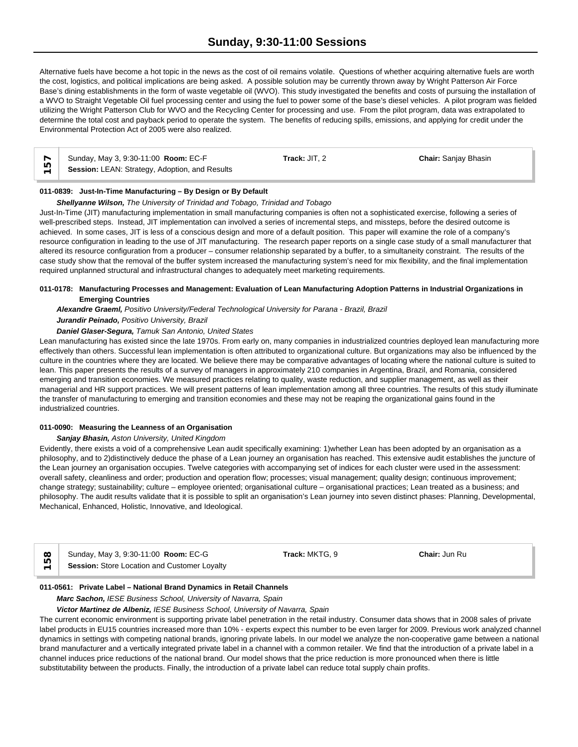Alternative fuels have become a hot topic in the news as the cost of oil remains volatile. Questions of whether acquiring alternative fuels are worth the cost, logistics, and political implications are being asked. A possible solution may be currently thrown away by Wright Patterson Air Force Base's dining establishments in the form of waste vegetable oil (WVO). This study investigated the benefits and costs of pursuing the installation of a WVO to Straight Vegetable Oil fuel processing center and using the fuel to power some of the base's diesel vehicles. A pilot program was fielded utilizing the Wright Patterson Club for WVO and the Recycling Center for processing and use. From the pilot program, data was extrapolated to determine the total cost and payback period to operate the system. The benefits of reducing spills, emissions, and applying for credit under the Environmental Protection Act of 2005 were also realized.

## 157

Sunday, May 3, 9:30-11:00 **Room:** EC-F **Track:** JIT, 2 **Chair:** Sanjay Bhasin

**Session:** LEAN: Strategy, Adoption, and Results

### 011-0839: Just-In-Time Manufacturing – By Design or By Default

***Shellyanne Wilson,*** *The University of Trinidad and Tobago, Trinidad and Tobago*

Just-In-Time (JIT) manufacturing implementation in small manufacturing companies is often not a sophisticated exercise, following a series of well-prescribed steps. Instead, JIT implementation can involved a series of incremental steps, and missteps, before the desired outcome is achieved. In some cases, JIT is less of a conscious design and more of a default position. This paper will examine the role of a company's resource configuration in leading to the use of JIT manufacturing. The research paper reports on a single case study of a small manufacturer that altered its resource configuration from a producer – consumer relationship separated by a buffer, to a simultaneity constraint. The results of the case study show that the removal of the buffer system increased the manufacturing system's need for mix flexibility, and the final implementation required unplanned structural and infrastructural changes to adequately meet marketing requirements.

### 011-0178: Manufacturing Processes and Management: Evaluation of Lean Manufacturing Adoption Patterns in Industrial Organizations in Emerging Countries

***Alexandre Graeml,*** *Positivo University/Federal Technological University for Parana - Brazil, Brazil*

***Jurandir Peinado,*** *Positivo University, Brazil*

***Daniel Glaser-Segura,*** *Tamuk San Antonio, United States*

Lean manufacturing has existed since the late 1970s. From early on, many companies in industrialized countries deployed lean manufacturing more effectively than others. Successful lean implementation is often attributed to organizational culture. But organizations may also be influenced by the culture in the countries where they are located. We believe there may be comparative advantages of locating where the national culture is suited to lean. This paper presents the results of a survey of managers in approximately 210 companies in Argentina, Brazil, and Romania, considered emerging and transition economies. We measured practices relating to quality, waste reduction, and supplier management, as well as their managerial and HR support practices. We will present patterns of lean implementation among all three countries. The results of this study illuminate the transfer of manufacturing to emerging and transition economies and these may not be reaping the organizational gains found in the industrialized countries.

### 011-0090: Measuring the Leanness of an Organisation

***Sanjay Bhasin,*** *Aston University, United Kingdom*

Evidently, there exists a void of a comprehensive Lean audit specifically examining: 1)whether Lean has been adopted by an organisation as a philosophy, and to 2)distinctively deduce the phase of a Lean journey an organisation has reached. This extensive audit establishes the juncture of the Lean journey an organisation occupies. Twelve categories with accompanying set of indices for each cluster were used in the assessment: overall safety, cleanliness and order; production and operation flow; processes; visual management; quality design; continuous improvement; change strategy; sustainability; culture – employee oriented; organisational culture – organisational practices; Lean treated as a business; and philosophy. The audit results validate that it is possible to split an organisation's Lean journey into seven distinct phases: Planning, Developmental, Mechanical, Enhanced, Holistic, Innovative, and Ideological.

## 158

Sunday, May 3, 9:30-11:00 **Room:** EC-G **Track:** MKTG, 9 **Chair:** Jun Ru

**Session:** Store Location and Customer Loyalty

### 011-0561: Private Label – National Brand Dynamics in Retail Channels

***Marc Sachon,*** *IESE Business School, University of Navarra, Spain*

***Victor Martinez de Albeniz,*** *IESE Business School, University of Navarra, Spain*

The current economic environment is supporting private label penetration in the retail industry. Consumer data shows that in 2008 sales of private label products in EU15 countries increased more than 10% - experts expect this number to be even larger for 2009. Previous work analyzed channel dynamics in settings with competing national brands, ignoring private labels. In our model we analyze the non-cooperative game between a national brand manufacturer and a vertically integrated private label in a channel with a common retailer. We find that the introduction of a private label in a channel induces price reductions of the national brand. Our model shows that the price reduction is more pronounced when there is little substitutability between the products. Finally, the introduction of a private label can reduce total supply chain profits.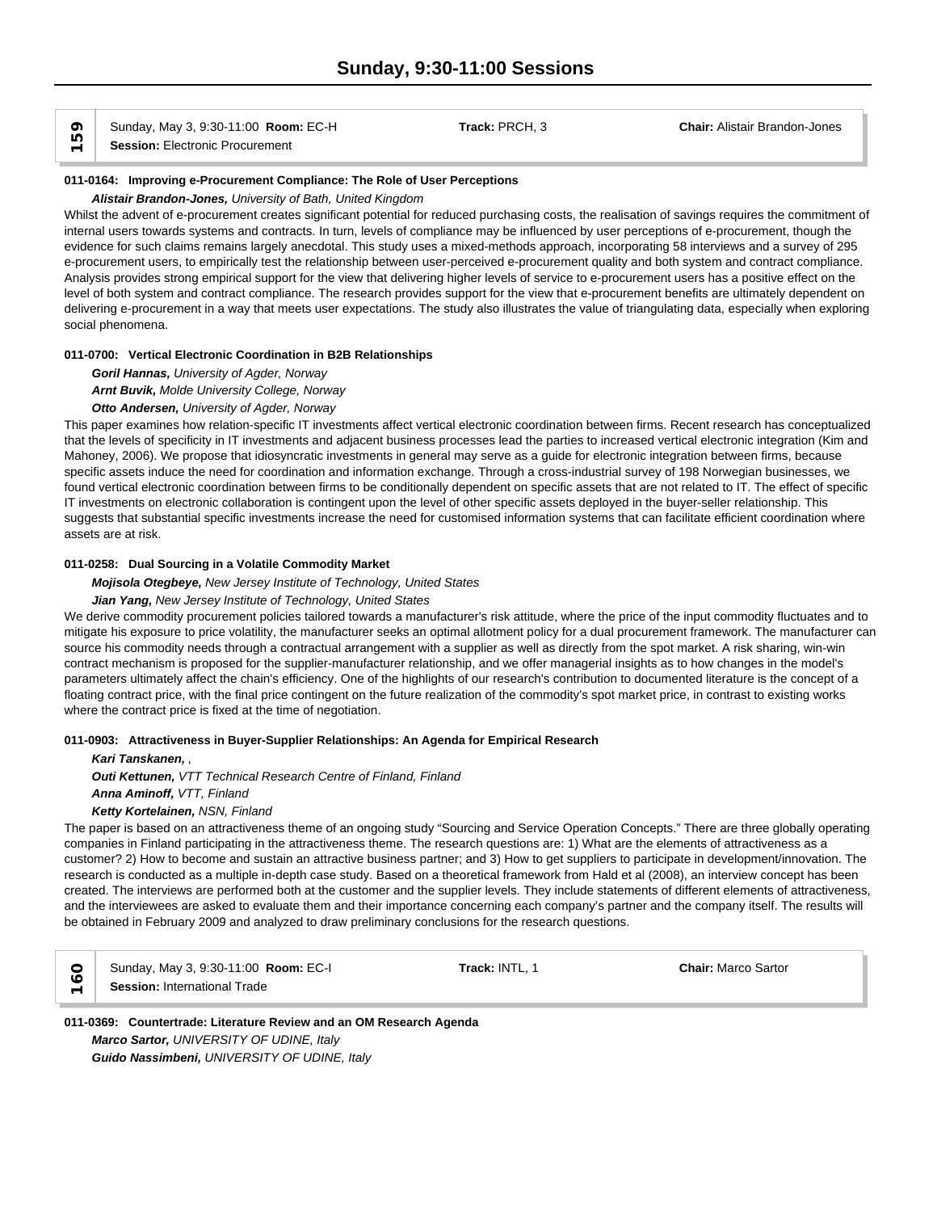**159** Sunday, May 3, 9:30-11:00 **Room:** EC-H **Track:** PRCH, 3 **Chair:** Alistair Brandon-Jones
**Session:** Electronic Procurement

**011-0164: Improving e-Procurement Compliance: The Role of User Perceptions**

***Alistair Brandon-Jones,*** *University of Bath, United Kingdom*

Whilst the advent of e-procurement creates significant potential for reduced purchasing costs, the realisation of savings requires the commitment of internal users towards systems and contracts. In turn, levels of compliance may be influenced by user perceptions of e-procurement, though the evidence for such claims remains largely anecdotal. This study uses a mixed-methods approach, incorporating 58 interviews and a survey of 295 e-procurement users, to empirically test the relationship between user-perceived e-procurement quality and both system and contract compliance. Analysis provides strong empirical support for the view that delivering higher levels of service to e-procurement users has a positive effect on the level of both system and contract compliance. The research provides support for the view that e-procurement benefits are ultimately dependent on delivering e-procurement in a way that meets user expectations. The study also illustrates the value of triangulating data, especially when exploring social phenomena.

**011-0700: Vertical Electronic Coordination in B2B Relationships**

***Goril Hannas,*** *University of Agder, Norway*
***Arnt Buvik,*** *Molde University College, Norway*
***Otto Andersen,*** *University of Agder, Norway*

This paper examines how relation-specific IT investments affect vertical electronic coordination between firms. Recent research has conceptualized that the levels of specificity in IT investments and adjacent business processes lead the parties to increased vertical electronic integration (Kim and Mahoney, 2006). We propose that idiosyncratic investments in general may serve as a guide for electronic integration between firms, because specific assets induce the need for coordination and information exchange. Through a cross-industrial survey of 198 Norwegian businesses, we found vertical electronic coordination between firms to be conditionally dependent on specific assets that are not related to IT. The effect of specific IT investments on electronic collaboration is contingent upon the level of other specific assets deployed in the buyer-seller relationship. This suggests that substantial specific investments increase the need for customised information systems that can facilitate efficient coordination where assets are at risk.

**011-0258: Dual Sourcing in a Volatile Commodity Market**

***Mojisola Otegbeye,*** *New Jersey Institute of Technology, United States*
***Jian Yang,*** *New Jersey Institute of Technology, United States*

We derive commodity procurement policies tailored towards a manufacturer's risk attitude, where the price of the input commodity fluctuates and to mitigate his exposure to price volatility, the manufacturer seeks an optimal allotment policy for a dual procurement framework. The manufacturer can source his commodity needs through a contractual arrangement with a supplier as well as directly from the spot market. A risk sharing, win-win contract mechanism is proposed for the supplier-manufacturer relationship, and we offer managerial insights as to how changes in the model's parameters ultimately affect the chain's efficiency. One of the highlights of our research's contribution to documented literature is the concept of a floating contract price, with the final price contingent on the future realization of the commodity's spot market price, in contrast to existing works where the contract price is fixed at the time of negotiation.

**011-0903: Attractiveness in Buyer-Supplier Relationships: An Agenda for Empirical Research**

***Kari Tanskanen,*** *,*
***Outi Kettunen,*** *VTT Technical Research Centre of Finland, Finland*
***Anna Aminoff,*** *VTT, Finland*
***Ketty Kortelainen,*** *NSN, Finland*

The paper is based on an attractiveness theme of an ongoing study "Sourcing and Service Operation Concepts." There are three globally operating companies in Finland participating in the attractiveness theme. The research questions are: 1) What are the elements of attractiveness as a customer? 2) How to become and sustain an attractive business partner; and 3) How to get suppliers to participate in development/innovation. The research is conducted as a multiple in-depth case study. Based on a theoretical framework from Hald et al (2008), an interview concept has been created. The interviews are performed both at the customer and the supplier levels. They include statements of different elements of attractiveness, and the interviewees are asked to evaluate them and their importance concerning each company's partner and the company itself. The results will be obtained in February 2009 and analyzed to draw preliminary conclusions for the research questions.

**160** Sunday, May 3, 9:30-11:00 **Room:** EC-I **Track:** INTL, 1 **Chair:** Marco Sartor
**Session:** International Trade

**011-0369: Countertrade: Literature Review and an OM Research Agenda**

***Marco Sartor,*** *UNIVERSITY OF UDINE, Italy*
***Guido Nassimbeni,*** *UNIVERSITY OF UDINE, Italy*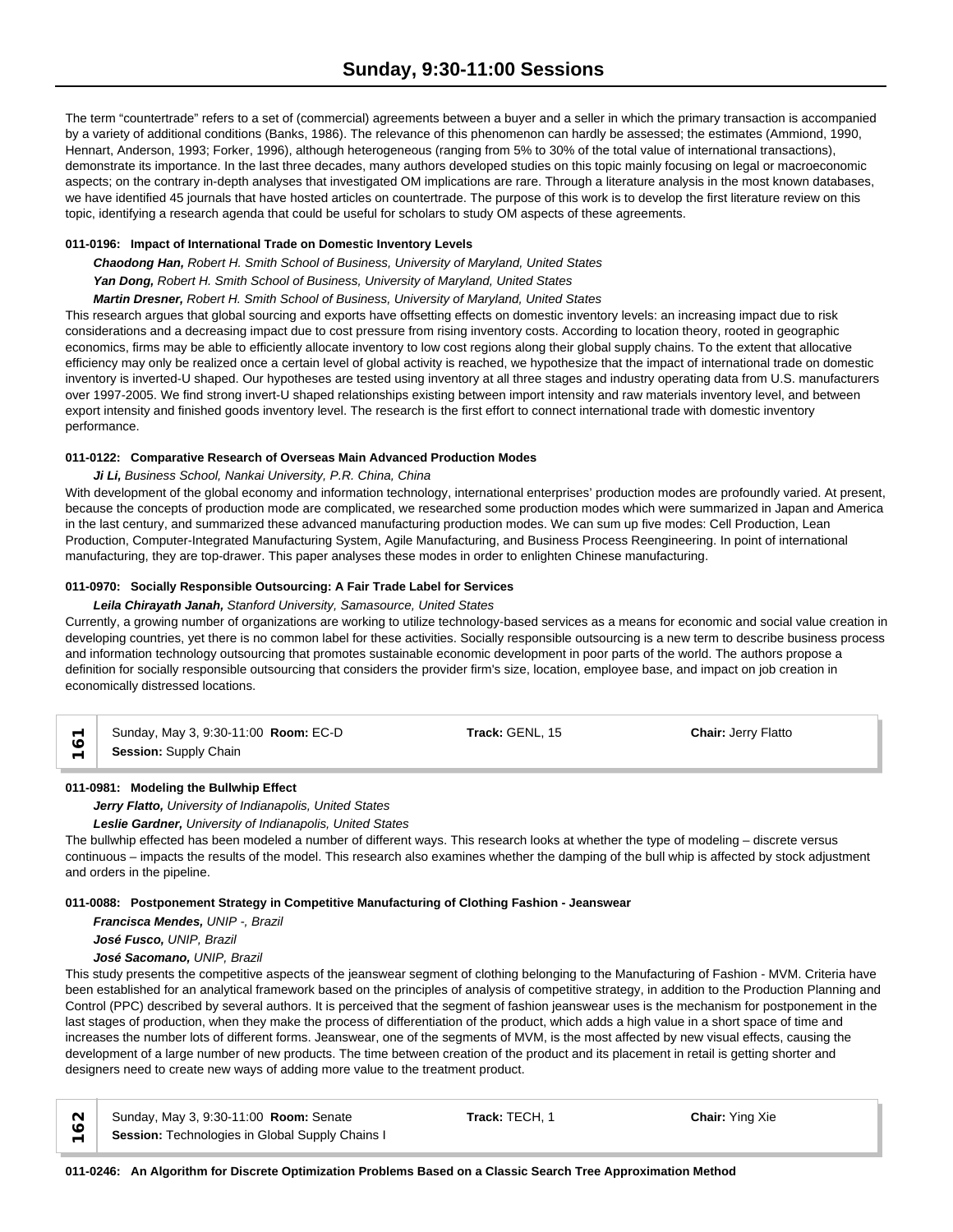The term "countertrade" refers to a set of (commercial) agreements between a buyer and a seller in which the primary transaction is accompanied by a variety of additional conditions (Banks, 1986). The relevance of this phenomenon can hardly be assessed; the estimates (Ammiond, 1990, Hennart, Anderson, 1993; Forker, 1996), although heterogeneous (ranging from 5% to 30% of the total value of international transactions), demonstrate its importance. In the last three decades, many authors developed studies on this topic mainly focusing on legal or macroeconomic aspects; on the contrary in-depth analyses that investigated OM implications are rare. Through a literature analysis in the most known databases, we have identified 45 journals that have hosted articles on countertrade. The purpose of this work is to develop the first literature review on this topic, identifying a research agenda that could be useful for scholars to study OM aspects of these agreements.

**011-0196: Impact of International Trade on Domestic Inventory Levels**

***Chaodong Han,*** *Robert H. Smith School of Business, University of Maryland, United States*
***Yan Dong,*** *Robert H. Smith School of Business, University of Maryland, United States*
***Martin Dresner,*** *Robert H. Smith School of Business, University of Maryland, United States*

This research argues that global sourcing and exports have offsetting effects on domestic inventory levels: an increasing impact due to risk considerations and a decreasing impact due to cost pressure from rising inventory costs. According to location theory, rooted in geographic economics, firms may be able to efficiently allocate inventory to low cost regions along their global supply chains. To the extent that allocative efficiency may only be realized once a certain level of global activity is reached, we hypothesize that the impact of international trade on domestic inventory is inverted-U shaped. Our hypotheses are tested using inventory at all three stages and industry operating data from U.S. manufacturers over 1997-2005. We find strong invert-U shaped relationships existing between import intensity and raw materials inventory level, and between export intensity and finished goods inventory level. The research is the first effort to connect international trade with domestic inventory performance.

**011-0122: Comparative Research of Overseas Main Advanced Production Modes**

***Ji Li,*** *Business School, Nankai University, P.R. China, China*

With development of the global economy and information technology, international enterprises' production modes are profoundly varied. At present, because the concepts of production mode are complicated, we researched some production modes which were summarized in Japan and America in the last century, and summarized these advanced manufacturing production modes. We can sum up five modes: Cell Production, Lean Production, Computer-Integrated Manufacturing System, Agile Manufacturing, and Business Process Reengineering. In point of international manufacturing, they are top-drawer. This paper analyses these modes in order to enlighten Chinese manufacturing.

**011-0970: Socially Responsible Outsourcing: A Fair Trade Label for Services**

***Leila Chirayath Janah,*** *Stanford University, Samasource, United States*

Currently, a growing number of organizations are working to utilize technology-based services as a means for economic and social value creation in developing countries, yet there is no common label for these activities. Socially responsible outsourcing is a new term to describe business process and information technology outsourcing that promotes sustainable economic development in poor parts of the world. The authors propose a definition for socially responsible outsourcing that considers the provider firm's size, location, employee base, and impact on job creation in economically distressed locations.

| 161 | Sunday, May 3, 9:30-11:00 **Room:** EC-D<br>**Session:** Supply Chain | **Track:** GENL, 15 | **Chair:** Jerry Flatto |
|---|---|---|---|

**011-0981: Modeling the Bullwhip Effect**

***Jerry Flatto,*** *University of Indianapolis, United States*
***Leslie Gardner,*** *University of Indianapolis, United States*

The bullwhip effected has been modeled a number of different ways. This research looks at whether the type of modeling – discrete versus continuous – impacts the results of the model. This research also examines whether the damping of the bull whip is affected by stock adjustment and orders in the pipeline.

**011-0088: Postponement Strategy in Competitive Manufacturing of Clothing Fashion - Jeanswear**

***Francisca Mendes,*** *UNIP -, Brazil*
***José Fusco,*** *UNIP, Brazil*
***José Sacomano,*** *UNIP, Brazil*

This study presents the competitive aspects of the jeanswear segment of clothing belonging to the Manufacturing of Fashion - MVM. Criteria have been established for an analytical framework based on the principles of analysis of competitive strategy, in addition to the Production Planning and Control (PPC) described by several authors. It is perceived that the segment of fashion jeanswear uses is the mechanism for postponement in the last stages of production, when they make the process of differentiation of the product, which adds a high value in a short space of time and increases the number lots of different forms. Jeanswear, one of the segments of MVM, is the most affected by new visual effects, causing the development of a large number of new products. The time between creation of the product and its placement in retail is getting shorter and designers need to create new ways of adding more value to the treatment product.

| 162 | Sunday, May 3, 9:30-11:00 **Room:** Senate<br>**Session:** Technologies in Global Supply Chains I | **Track:** TECH, 1 | **Chair:** Ying Xie |
|---|---|---|---|

**011-0246: An Algorithm for Discrete Optimization Problems Based on a Classic Search Tree Approximation Method**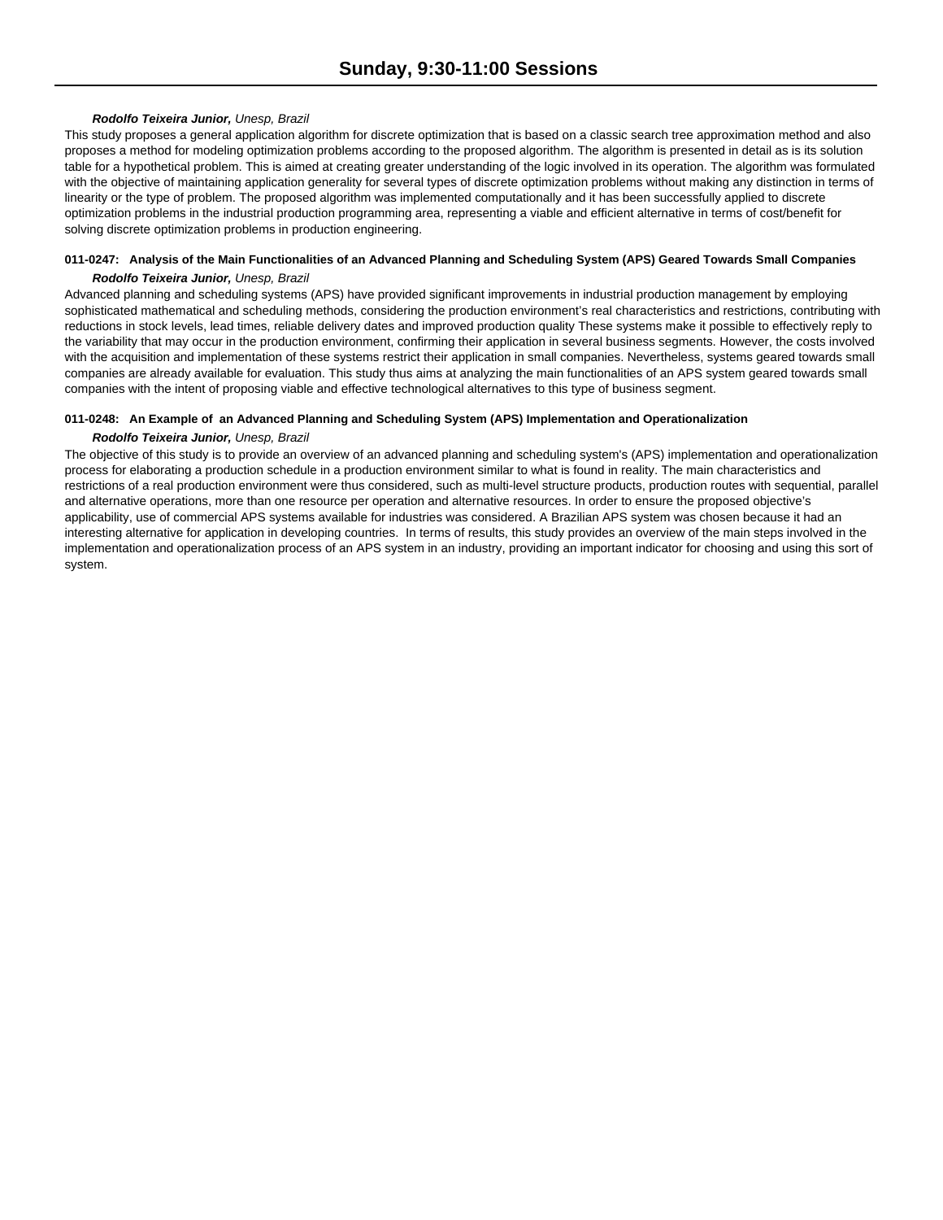***Rodolfo Teixeira Junior,*** *Unesp, Brazil*

This study proposes a general application algorithm for discrete optimization that is based on a classic search tree approximation method and also proposes a method for modeling optimization problems according to the proposed algorithm. The algorithm is presented in detail as is its solution table for a hypothetical problem. This is aimed at creating greater understanding of the logic involved in its operation. The algorithm was formulated with the objective of maintaining application generality for several types of discrete optimization problems without making any distinction in terms of linearity or the type of problem. The proposed algorithm was implemented computationally and it has been successfully applied to discrete optimization problems in the industrial production programming area, representing a viable and efficient alternative in terms of cost/benefit for solving discrete optimization problems in production engineering.

**011-0247: Analysis of the Main Functionalities of an Advanced Planning and Scheduling System (APS) Geared Towards Small Companies**

***Rodolfo Teixeira Junior,*** *Unesp, Brazil*

Advanced planning and scheduling systems (APS) have provided significant improvements in industrial production management by employing sophisticated mathematical and scheduling methods, considering the production environment's real characteristics and restrictions, contributing with reductions in stock levels, lead times, reliable delivery dates and improved production quality These systems make it possible to effectively reply to the variability that may occur in the production environment, confirming their application in several business segments. However, the costs involved with the acquisition and implementation of these systems restrict their application in small companies. Nevertheless, systems geared towards small companies are already available for evaluation. This study thus aims at analyzing the main functionalities of an APS system geared towards small companies with the intent of proposing viable and effective technological alternatives to this type of business segment.

**011-0248: An Example of an Advanced Planning and Scheduling System (APS) Implementation and Operationalization**

***Rodolfo Teixeira Junior,*** *Unesp, Brazil*

The objective of this study is to provide an overview of an advanced planning and scheduling system's (APS) implementation and operationalization process for elaborating a production schedule in a production environment similar to what is found in reality. The main characteristics and restrictions of a real production environment were thus considered, such as multi-level structure products, production routes with sequential, parallel and alternative operations, more than one resource per operation and alternative resources. In order to ensure the proposed objective's applicability, use of commercial APS systems available for industries was considered. A Brazilian APS system was chosen because it had an interesting alternative for application in developing countries. In terms of results, this study provides an overview of the main steps involved in the implementation and operationalization process of an APS system in an industry, providing an important indicator for choosing and using this sort of system.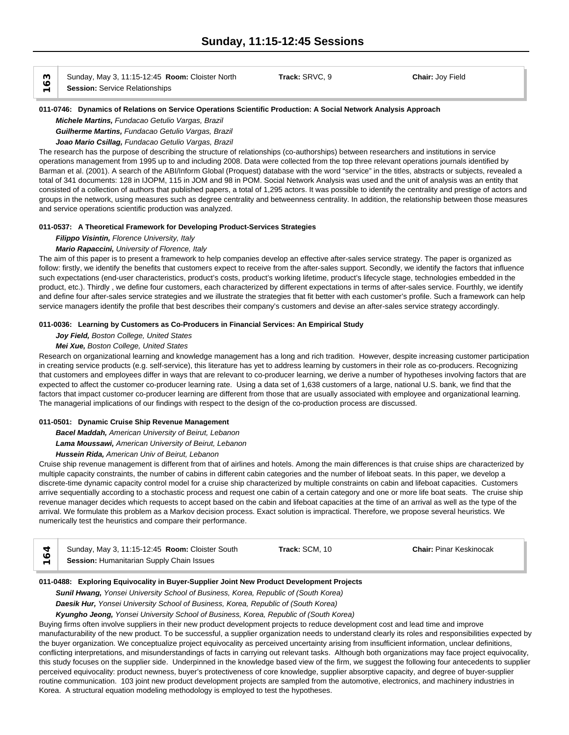# Sunday, 11:15-12:45 Sessions

## 163

Sunday, May 3, 11:15-12:45 **Room:** Cloister North **Track:** SRVC, 9 **Chair:** Joy Field
**Session:** Service Relationships

### 011-0746: Dynamics of Relations on Service Operations Scientific Production: A Social Network Analysis Approach

***Michele Martins,*** *Fundacao Getulio Vargas, Brazil*
***Guilherme Martins,*** *Fundacao Getulio Vargas, Brazil*
***Joao Mario Csillag,*** *Fundacao Getulio Vargas, Brazil*

The research has the purpose of describing the structure of relationships (co-authorships) between researchers and institutions in service operations management from 1995 up to and including 2008. Data were collected from the top three relevant operations journals identified by Barman et al. (2001). A search of the ABI/Inform Global (Proquest) database with the word "service" in the titles, abstracts or subjects, revealed a total of 341 documents: 128 in IJOPM, 115 in JOM and 98 in POM. Social Network Analysis was used and the unit of analysis was an entity that consisted of a collection of authors that published papers, a total of 1,295 actors. It was possible to identify the centrality and prestige of actors and groups in the network, using measures such as degree centrality and betweenness centrality. In addition, the relationship between those measures and service operations scientific production was analyzed.

### 011-0537: A Theoretical Framework for Developing Product-Services Strategies

***Filippo Visintin,*** *Florence University, Italy*
***Mario Rapaccini,*** *University of Florence, Italy*

The aim of this paper is to present a framework to help companies develop an effective after-sales service strategy. The paper is organized as follow: firstly, we identify the benefits that customers expect to receive from the after-sales support. Secondly, we identify the factors that influence such expectations (end-user characteristics, product's costs, product's working lifetime, product's lifecycle stage, technologies embedded in the product, etc.). Thirdly , we define four customers, each characterized by different expectations in terms of after-sales service. Fourthly, we identify and define four after-sales service strategies and we illustrate the strategies that fit better with each customer's profile. Such a framework can help service managers identify the profile that best describes their company's customers and devise an after-sales service strategy accordingly.

### 011-0036: Learning by Customers as Co-Producers in Financial Services: An Empirical Study

***Joy Field,*** *Boston College, United States*
***Mei Xue,*** *Boston College, United States*

Research on organizational learning and knowledge management has a long and rich tradition. However, despite increasing customer participation in creating service products (e.g. self-service), this literature has yet to address learning by customers in their role as co-producers. Recognizing that customers and employees differ in ways that are relevant to co-producer learning, we derive a number of hypotheses involving factors that are expected to affect the customer co-producer learning rate. Using a data set of 1,638 customers of a large, national U.S. bank, we find that the factors that impact customer co-producer learning are different from those that are usually associated with employee and organizational learning. The managerial implications of our findings with respect to the design of the co-production process are discussed.

### 011-0501: Dynamic Cruise Ship Revenue Management

***Bacel Maddah,*** *American University of Beirut, Lebanon*
***Lama Moussawi,*** *American University of Beirut, Lebanon*
***Hussein Rida,*** *American Univ of Beirut, Lebanon*

Cruise ship revenue management is different from that of airlines and hotels. Among the main differences is that cruise ships are characterized by multiple capacity constraints, the number of cabins in different cabin categories and the number of lifeboat seats. In this paper, we develop a discrete-time dynamic capacity control model for a cruise ship characterized by multiple constraints on cabin and lifeboat capacities. Customers arrive sequentially according to a stochastic process and request one cabin of a certain category and one or more life boat seats. The cruise ship revenue manager decides which requests to accept based on the cabin and lifeboat capacities at the time of an arrival as well as the type of the arrival. We formulate this problem as a Markov decision process. Exact solution is impractical. Therefore, we propose several heuristics. We numerically test the heuristics and compare their performance.

## 164

Sunday, May 3, 11:15-12:45 **Room:** Cloister South **Track:** SCM, 10 **Chair:** Pinar Keskinocak
**Session:** Humanitarian Supply Chain Issues

### 011-0488: Exploring Equivocality in Buyer-Supplier Joint New Product Development Projects

***Sunil Hwang,*** *Yonsei University School of Business, Korea, Republic of (South Korea)*
***Daesik Hur,*** *Yonsei University School of Business, Korea, Republic of (South Korea)*
***Kyungho Jeong,*** *Yonsei University School of Business, Korea, Republic of (South Korea)*

Buying firms often involve suppliers in their new product development projects to reduce development cost and lead time and improve manufacturability of the new product. To be successful, a supplier organization needs to understand clearly its roles and responsibilities expected by the buyer organization. We conceptualize project equivocality as perceived uncertainty arising from insufficient information, unclear definitions, conflicting interpretations, and misunderstandings of facts in carrying out relevant tasks. Although both organizations may face project equivocality, this study focuses on the supplier side. Underpinned in the knowledge based view of the firm, we suggest the following four antecedents to supplier perceived equivocality: product newness, buyer's protectiveness of core knowledge, supplier absorptive capacity, and degree of buyer-supplier routine communication. 103 joint new product development projects are sampled from the automotive, electronics, and machinery industries in Korea. A structural equation modeling methodology is employed to test the hypotheses.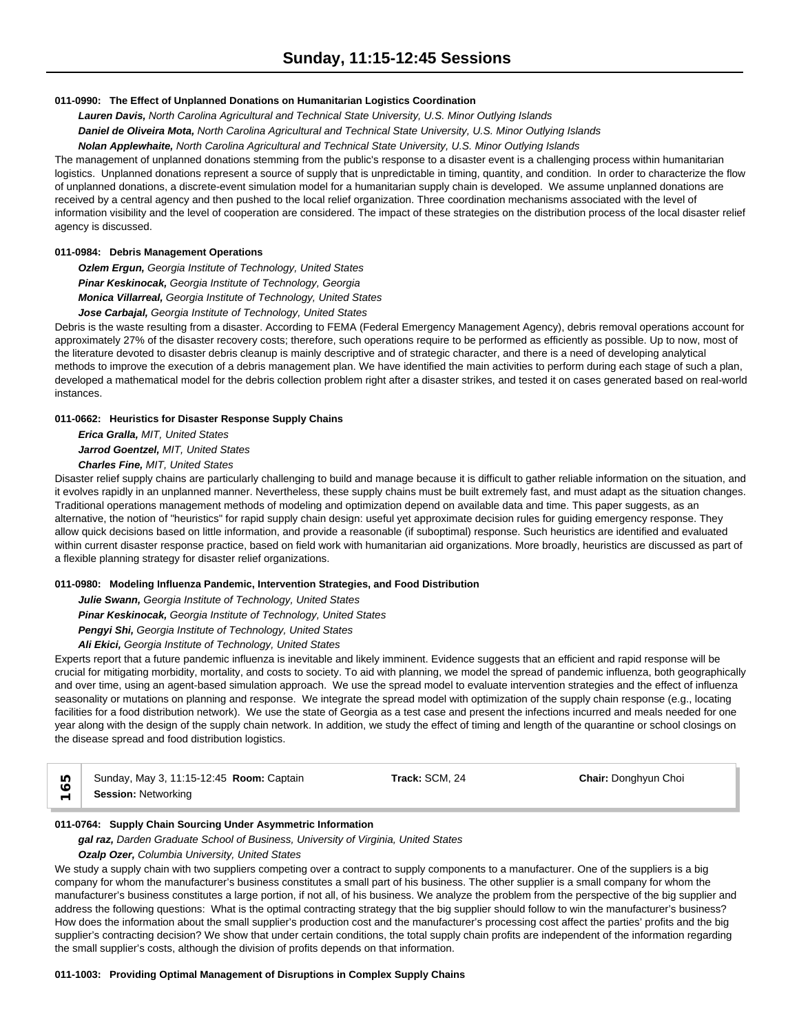**011-0990: The Effect of Unplanned Donations on Humanitarian Logistics Coordination**

***Lauren Davis,*** *North Carolina Agricultural and Technical State University, U.S. Minor Outlying Islands*

***Daniel de Oliveira Mota,*** *North Carolina Agricultural and Technical State University, U.S. Minor Outlying Islands*

***Nolan Applewhaite,*** *North Carolina Agricultural and Technical State University, U.S. Minor Outlying Islands*

The management of unplanned donations stemming from the public's response to a disaster event is a challenging process within humanitarian logistics. Unplanned donations represent a source of supply that is unpredictable in timing, quantity, and condition. In order to characterize the flow of unplanned donations, a discrete-event simulation model for a humanitarian supply chain is developed. We assume unplanned donations are received by a central agency and then pushed to the local relief organization. Three coordination mechanisms associated with the level of information visibility and the level of cooperation are considered. The impact of these strategies on the distribution process of the local disaster relief agency is discussed.

**011-0984: Debris Management Operations**

***Ozlem Ergun,*** *Georgia Institute of Technology, United States*

***Pinar Keskinocak,*** *Georgia Institute of Technology, Georgia*

***Monica Villarreal,*** *Georgia Institute of Technology, United States*

***Jose Carbajal,*** *Georgia Institute of Technology, United States*

Debris is the waste resulting from a disaster. According to FEMA (Federal Emergency Management Agency), debris removal operations account for approximately 27% of the disaster recovery costs; therefore, such operations require to be performed as efficiently as possible. Up to now, most of the literature devoted to disaster debris cleanup is mainly descriptive and of strategic character, and there is a need of developing analytical methods to improve the execution of a debris management plan. We have identified the main activities to perform during each stage of such a plan, developed a mathematical model for the debris collection problem right after a disaster strikes, and tested it on cases generated based on real-world instances.

**011-0662: Heuristics for Disaster Response Supply Chains**

***Erica Gralla,*** *MIT, United States*

***Jarrod Goentzel,*** *MIT, United States*

***Charles Fine,*** *MIT, United States*

Disaster relief supply chains are particularly challenging to build and manage because it is difficult to gather reliable information on the situation, and it evolves rapidly in an unplanned manner. Nevertheless, these supply chains must be built extremely fast, and must adapt as the situation changes. Traditional operations management methods of modeling and optimization depend on available data and time. This paper suggests, as an alternative, the notion of "heuristics" for rapid supply chain design: useful yet approximate decision rules for guiding emergency response. They allow quick decisions based on little information, and provide a reasonable (if suboptimal) response. Such heuristics are identified and evaluated within current disaster response practice, based on field work with humanitarian aid organizations. More broadly, heuristics are discussed as part of a flexible planning strategy for disaster relief organizations.

**011-0980: Modeling Influenza Pandemic, Intervention Strategies, and Food Distribution**

***Julie Swann,*** *Georgia Institute of Technology, United States*

***Pinar Keskinocak,*** *Georgia Institute of Technology, United States*

***Pengyi Shi,*** *Georgia Institute of Technology, United States*

***Ali Ekici,*** *Georgia Institute of Technology, United States*

Experts report that a future pandemic influenza is inevitable and likely imminent. Evidence suggests that an efficient and rapid response will be crucial for mitigating morbidity, mortality, and costs to society. To aid with planning, we model the spread of pandemic influenza, both geographically and over time, using an agent-based simulation approach. We use the spread model to evaluate intervention strategies and the effect of influenza seasonality or mutations on planning and response. We integrate the spread model with optimization of the supply chain response (e.g., locating facilities for a food distribution network). We use the state of Georgia as a test case and present the infections incurred and meals needed for one year along with the design of the supply chain network. In addition, we study the effect of timing and length of the quarantine or school closings on the disease spread and food distribution logistics.

| 165 | Sunday, May 3, 11:15-12:45 **Room:** Captain | **Track:** SCM, 24 | **Chair:** Donghyun Choi |
|---|---|---|---|
| | **Session:** Networking | | |

**011-0764: Supply Chain Sourcing Under Asymmetric Information**

***gal raz,*** *Darden Graduate School of Business, University of Virginia, United States*

***Ozalp Ozer,*** *Columbia University, United States*

We study a supply chain with two suppliers competing over a contract to supply components to a manufacturer. One of the suppliers is a big company for whom the manufacturer's business constitutes a small part of his business. The other supplier is a small company for whom the manufacturer's business constitutes a large portion, if not all, of his business. We analyze the problem from the perspective of the big supplier and address the following questions: What is the optimal contracting strategy that the big supplier should follow to win the manufacturer's business? How does the information about the small supplier's production cost and the manufacturer's processing cost affect the parties' profits and the big supplier's contracting decision? We show that under certain conditions, the total supply chain profits are independent of the information regarding the small supplier's costs, although the division of profits depends on that information.

**011-1003: Providing Optimal Management of Disruptions in Complex Supply Chains**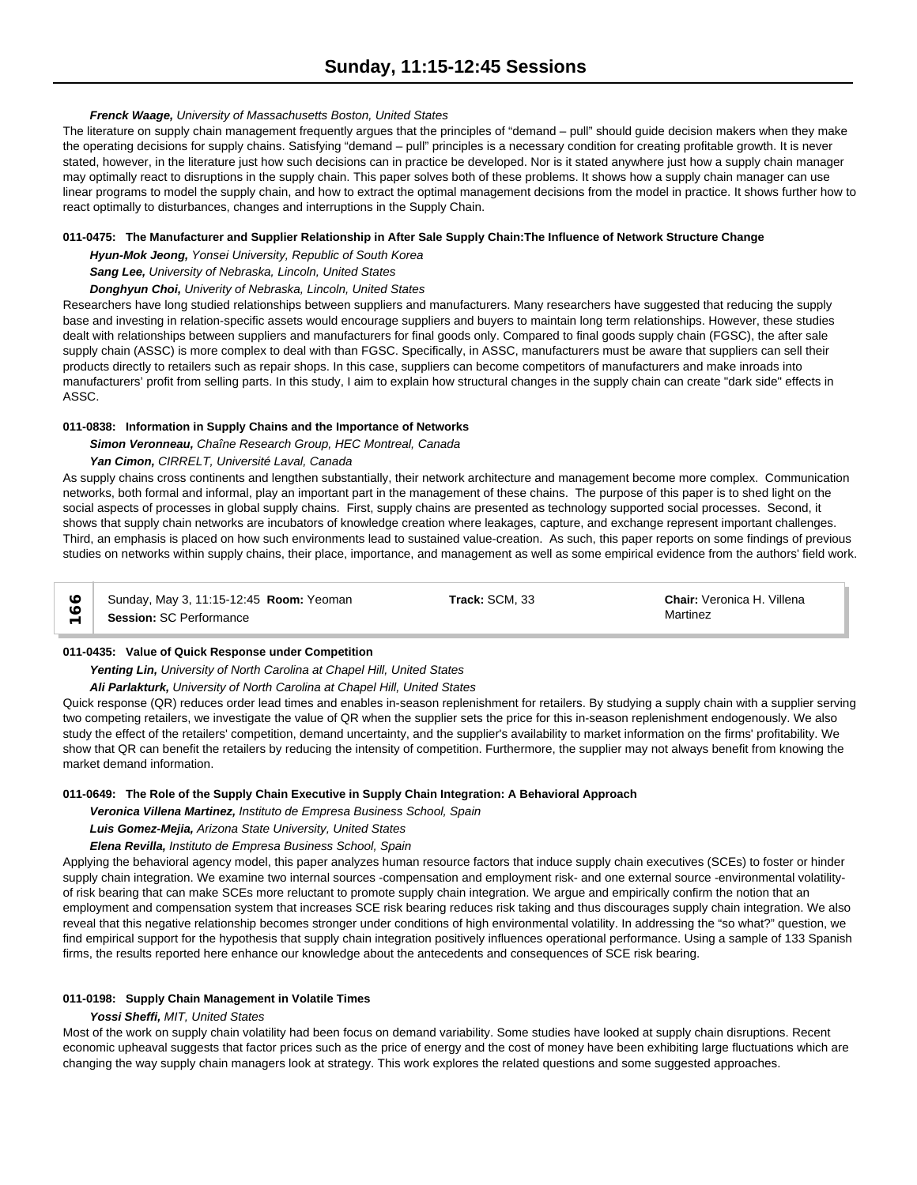*Frenck Waage, University of Massachusetts Boston, United States*

The literature on supply chain management frequently argues that the principles of "demand – pull" should guide decision makers when they make the operating decisions for supply chains. Satisfying "demand – pull" principles is a necessary condition for creating profitable growth. It is never stated, however, in the literature just how such decisions can in practice be developed. Nor is it stated anywhere just how a supply chain manager may optimally react to disruptions in the supply chain. This paper solves both of these problems. It shows how a supply chain manager can use linear programs to model the supply chain, and how to extract the optimal management decisions from the model in practice. It shows further how to react optimally to disturbances, changes and interruptions in the Supply Chain.

**011-0475: The Manufacturer and Supplier Relationship in After Sale Supply Chain:The Influence of Network Structure Change**

*Hyun-Mok Jeong, Yonsei University, Republic of South Korea*

*Sang Lee, University of Nebraska, Lincoln, United States*

*Donghyun Choi, Univerity of Nebraska, Lincoln, United States*

Researchers have long studied relationships between suppliers and manufacturers. Many researchers have suggested that reducing the supply base and investing in relation-specific assets would encourage suppliers and buyers to maintain long term relationships. However, these studies dealt with relationships between suppliers and manufacturers for final goods only. Compared to final goods supply chain (FGSC), the after sale supply chain (ASSC) is more complex to deal with than FGSC. Specifically, in ASSC, manufacturers must be aware that suppliers can sell their products directly to retailers such as repair shops. In this case, suppliers can become competitors of manufacturers and make inroads into manufacturers' profit from selling parts. In this study, I aim to explain how structural changes in the supply chain can create "dark side" effects in ASSC.

**011-0838: Information in Supply Chains and the Importance of Networks**

*Simon Veronneau, Chaîne Research Group, HEC Montreal, Canada*

*Yan Cimon, CIRRELT, Université Laval, Canada*

As supply chains cross continents and lengthen substantially, their network architecture and management become more complex. Communication networks, both formal and informal, play an important part in the management of these chains. The purpose of this paper is to shed light on the social aspects of processes in global supply chains. First, supply chains are presented as technology supported social processes. Second, it shows that supply chain networks are incubators of knowledge creation where leakages, capture, and exchange represent important challenges. Third, an emphasis is placed on how such environments lead to sustained value-creation. As such, this paper reports on some findings of previous studies on networks within supply chains, their place, importance, and management as well as some empirical evidence from the authors' field work.

| 166 | Sunday, May 3, 11:15-12:45 **Room:** Yeoman<br>**Session:** SC Performance | **Track:** SCM, 33 | **Chair:** Veronica H. Villena Martinez |
|---|---|---|---|

**011-0435: Value of Quick Response under Competition**

*Yenting Lin, University of North Carolina at Chapel Hill, United States*

*Ali Parlakturk, University of North Carolina at Chapel Hill, United States*

Quick response (QR) reduces order lead times and enables in-season replenishment for retailers. By studying a supply chain with a supplier serving two competing retailers, we investigate the value of QR when the supplier sets the price for this in-season replenishment endogenously. We also study the effect of the retailers' competition, demand uncertainty, and the supplier's availability to market information on the firms' profitability. We show that QR can benefit the retailers by reducing the intensity of competition. Furthermore, the supplier may not always benefit from knowing the market demand information.

**011-0649: The Role of the Supply Chain Executive in Supply Chain Integration: A Behavioral Approach**

*Veronica Villena Martinez, Instituto de Empresa Business School, Spain*

*Luis Gomez-Mejia, Arizona State University, United States*

*Elena Revilla, Instituto de Empresa Business School, Spain*

Applying the behavioral agency model, this paper analyzes human resource factors that induce supply chain executives (SCEs) to foster or hinder supply chain integration. We examine two internal sources -compensation and employment risk- and one external source -environmental volatility- of risk bearing that can make SCEs more reluctant to promote supply chain integration. We argue and empirically confirm the notion that an employment and compensation system that increases SCE risk bearing reduces risk taking and thus discourages supply chain integration. We also reveal that this negative relationship becomes stronger under conditions of high environmental volatility. In addressing the "so what?" question, we find empirical support for the hypothesis that supply chain integration positively influences operational performance. Using a sample of 133 Spanish firms, the results reported here enhance our knowledge about the antecedents and consequences of SCE risk bearing.

**011-0198: Supply Chain Management in Volatile Times**

*Yossi Sheffi, MIT, United States*

Most of the work on supply chain volatility had been focus on demand variability. Some studies have looked at supply chain disruptions. Recent economic upheaval suggests that factor prices such as the price of energy and the cost of money have been exhibiting large fluctuations which are changing the way supply chain managers look at strategy. This work explores the related questions and some suggested approaches.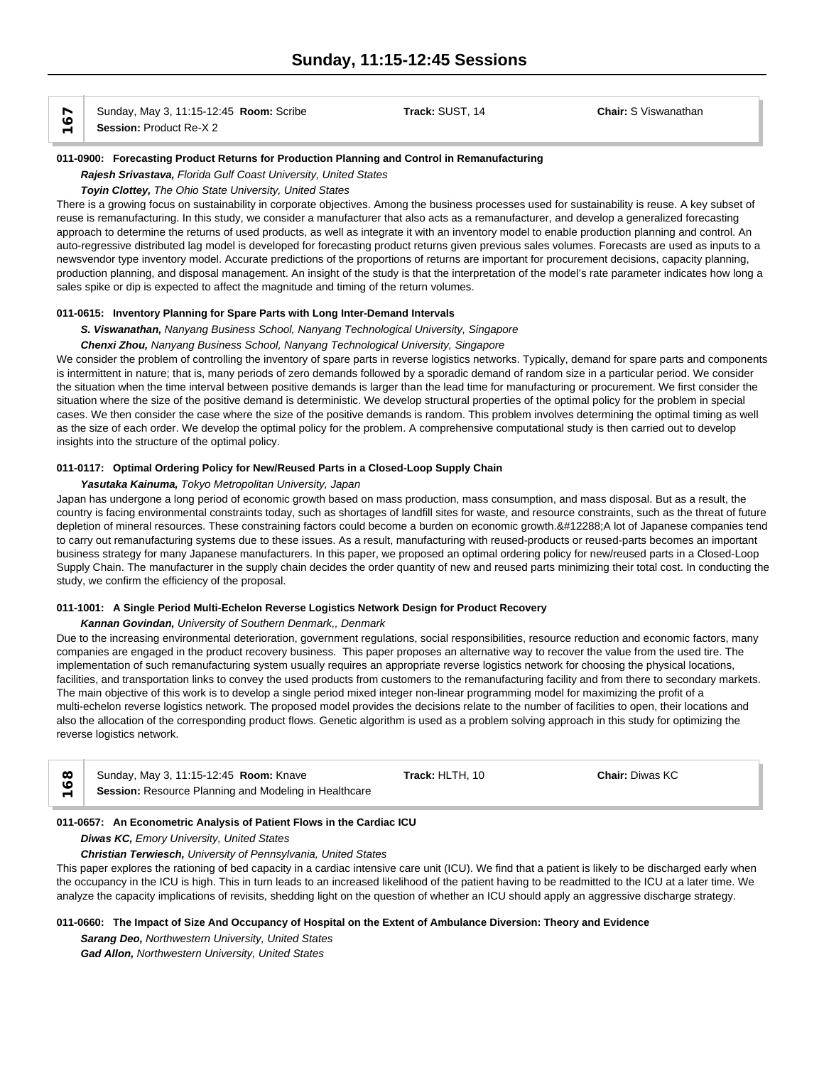## 167

Sunday, May 3, 11:15-12:45 **Room:** Scribe **Track:** SUST, 14 **Chair:** S Viswanathan
**Session:** Product Re-X 2

### 011-0900: Forecasting Product Returns for Production Planning and Control in Remanufacturing

***Rajesh Srivastava,*** *Florida Gulf Coast University, United States*

***Toyin Clottey,*** *The Ohio State University, United States*

There is a growing focus on sustainability in corporate objectives. Among the business processes used for sustainability is reuse. A key subset of reuse is remanufacturing. In this study, we consider a manufacturer that also acts as a remanufacturer, and develop a generalized forecasting approach to determine the returns of used products, as well as integrate it with an inventory model to enable production planning and control. An auto-regressive distributed lag model is developed for forecasting product returns given previous sales volumes. Forecasts are used as inputs to a newsvendor type inventory model. Accurate predictions of the proportions of returns are important for procurement decisions, capacity planning, production planning, and disposal management. An insight of the study is that the interpretation of the model's rate parameter indicates how long a sales spike or dip is expected to affect the magnitude and timing of the return volumes.

### 011-0615: Inventory Planning for Spare Parts with Long Inter-Demand Intervals

***S. Viswanathan,*** *Nanyang Business School, Nanyang Technological University, Singapore*

***Chenxi Zhou,*** *Nanyang Business School, Nanyang Technological University, Singapore*

We consider the problem of controlling the inventory of spare parts in reverse logistics networks. Typically, demand for spare parts and components is intermittent in nature; that is, many periods of zero demands followed by a sporadic demand of random size in a particular period. We consider the situation when the time interval between positive demands is larger than the lead time for manufacturing or procurement. We first consider the situation where the size of the positive demand is deterministic. We develop structural properties of the optimal policy for the problem in special cases. We then consider the case where the size of the positive demands is random. This problem involves determining the optimal timing as well as the size of each order. We develop the optimal policy for the problem. A comprehensive computational study is then carried out to develop insights into the structure of the optimal policy.

### 011-0117: Optimal Ordering Policy for New/Reused Parts in a Closed-Loop Supply Chain

***Yasutaka Kainuma,*** *Tokyo Metropolitan University, Japan*

Japan has undergone a long period of economic growth based on mass production, mass consumption, and mass disposal. But as a result, the country is facing environmental constraints today, such as shortages of landfill sites for waste, and resource constraints, such as the threat of future depletion of mineral resources. These constraining factors could become a burden on economic growth.&#12288;A lot of Japanese companies tend to carry out remanufacturing systems due to these issues. As a result, manufacturing with reused-products or reused-parts becomes an important business strategy for many Japanese manufacturers. In this paper, we proposed an optimal ordering policy for new/reused parts in a Closed-Loop Supply Chain. The manufacturer in the supply chain decides the order quantity of new and reused parts minimizing their total cost. In conducting the study, we confirm the efficiency of the proposal.

### 011-1001: A Single Period Multi-Echelon Reverse Logistics Network Design for Product Recovery

***Kannan Govindan,*** *University of Southern Denmark,, Denmark*

Due to the increasing environmental deterioration, government regulations, social responsibilities, resource reduction and economic factors, many companies are engaged in the product recovery business. This paper proposes an alternative way to recover the value from the used tire. The implementation of such remanufacturing system usually requires an appropriate reverse logistics network for choosing the physical locations, facilities, and transportation links to convey the used products from customers to the remanufacturing facility and from there to secondary markets. The main objective of this work is to develop a single period mixed integer non-linear programming model for maximizing the profit of a multi-echelon reverse logistics network. The proposed model provides the decisions relate to the number of facilities to open, their locations and also the allocation of the corresponding product flows. Genetic algorithm is used as a problem solving approach in this study for optimizing the reverse logistics network.

## 168

Sunday, May 3, 11:15-12:45 **Room:** Knave **Track:** HLTH, 10 **Chair:** Diwas KC
**Session:** Resource Planning and Modeling in Healthcare

### 011-0657: An Econometric Analysis of Patient Flows in the Cardiac ICU

***Diwas KC,*** *Emory University, United States*

***Christian Terwiesch,*** *University of Pennsylvania, United States*

This paper explores the rationing of bed capacity in a cardiac intensive care unit (ICU). We find that a patient is likely to be discharged early when the occupancy in the ICU is high. This in turn leads to an increased likelihood of the patient having to be readmitted to the ICU at a later time. We analyze the capacity implications of revisits, shedding light on the question of whether an ICU should apply an aggressive discharge strategy.

### 011-0660: The Impact of Size And Occupancy of Hospital on the Extent of Ambulance Diversion: Theory and Evidence

***Sarang Deo,*** *Northwestern University, United States*

***Gad Allon,*** *Northwestern University, United States*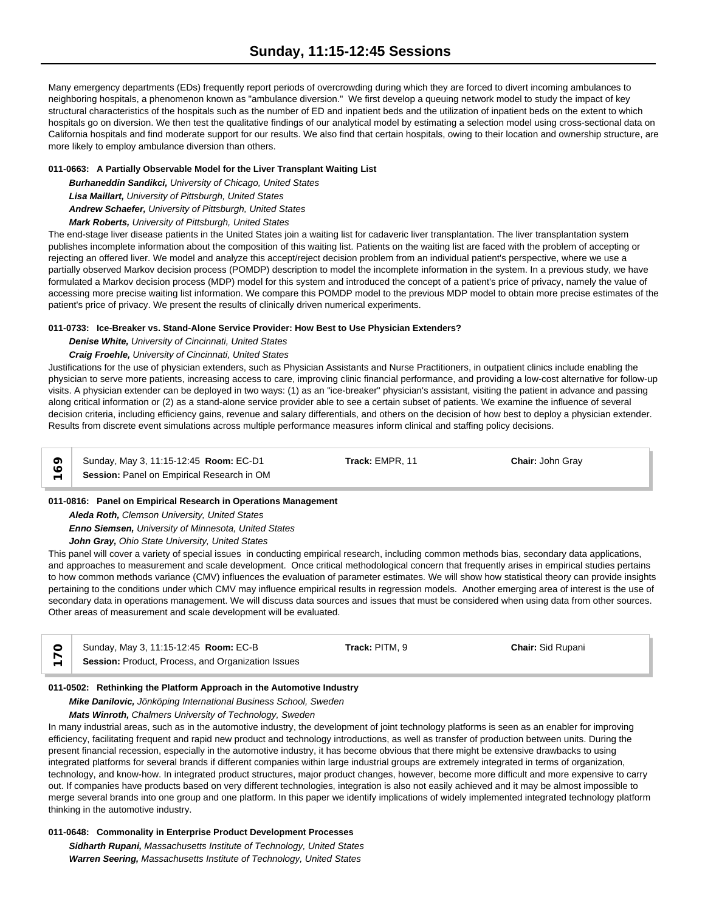Many emergency departments (EDs) frequently report periods of overcrowding during which they are forced to divert incoming ambulances to neighboring hospitals, a phenomenon known as "ambulance diversion." We first develop a queuing network model to study the impact of key structural characteristics of the hospitals such as the number of ED and inpatient beds and the utilization of inpatient beds on the extent to which hospitals go on diversion. We then test the qualitative findings of our analytical model by estimating a selection model using cross-sectional data on California hospitals and find moderate support for our results. We also find that certain hospitals, owing to their location and ownership structure, are more likely to employ ambulance diversion than others.

**011-0663: A Partially Observable Model for the Liver Transplant Waiting List**

***Burhaneddin Sandikci,*** *University of Chicago, United States*
***Lisa Maillart,*** *University of Pittsburgh, United States*
***Andrew Schaefer,*** *University of Pittsburgh, United States*
***Mark Roberts,*** *University of Pittsburgh, United States*

The end-stage liver disease patients in the United States join a waiting list for cadaveric liver transplantation. The liver transplantation system publishes incomplete information about the composition of this waiting list. Patients on the waiting list are faced with the problem of accepting or rejecting an offered liver. We model and analyze this accept/reject decision problem from an individual patient's perspective, where we use a partially observed Markov decision process (POMDP) description to model the incomplete information in the system. In a previous study, we have formulated a Markov decision process (MDP) model for this system and introduced the concept of a patient's price of privacy, namely the value of accessing more precise waiting list information. We compare this POMDP model to the previous MDP model to obtain more precise estimates of the patient's price of privacy. We present the results of clinically driven numerical experiments.

**011-0733: Ice-Breaker vs. Stand-Alone Service Provider: How Best to Use Physician Extenders?**

***Denise White,*** *University of Cincinnati, United States*
***Craig Froehle,*** *University of Cincinnati, United States*

Justifications for the use of physician extenders, such as Physician Assistants and Nurse Practitioners, in outpatient clinics include enabling the physician to serve more patients, increasing access to care, improving clinic financial performance, and providing a low-cost alternative for follow-up visits. A physician extender can be deployed in two ways: (1) as an "ice-breaker" physician's assistant, visiting the patient in advance and passing along critical information or (2) as a stand-alone service provider able to see a certain subset of patients. We examine the influence of several decision criteria, including efficiency gains, revenue and salary differentials, and others on the decision of how best to deploy a physician extender. Results from discrete event simulations across multiple performance measures inform clinical and staffing policy decisions.

| **169** | Sunday, May 3, 11:15-12:45 **Room:** EC-D1 | **Track:** EMPR, 11 | **Chair:** John Gray |
|---|---|---|---|
| | **Session:** Panel on Empirical Research in OM | | |

**011-0816: Panel on Empirical Research in Operations Management**

***Aleda Roth,*** *Clemson University, United States*
***Enno Siemsen,*** *University of Minnesota, United States*
***John Gray,*** *Ohio State University, United States*

This panel will cover a variety of special issues in conducting empirical research, including common methods bias, secondary data applications, and approaches to measurement and scale development. Once critical methodological concern that frequently arises in empirical studies pertains to how common methods variance (CMV) influences the evaluation of parameter estimates. We will show how statistical theory can provide insights pertaining to the conditions under which CMV may influence empirical results in regression models. Another emerging area of interest is the use of secondary data in operations management. We will discuss data sources and issues that must be considered when using data from other sources. Other areas of measurement and scale development will be evaluated.

| **170** | Sunday, May 3, 11:15-12:45 **Room:** EC-B | **Track:** PITM, 9 | **Chair:** Sid Rupani |
|---|---|---|---|
| | **Session:** Product, Process, and Organization Issues | | |

**011-0502: Rethinking the Platform Approach in the Automotive Industry**

***Mike Danilovic,*** *Jönköping International Business School, Sweden*
***Mats Winroth,*** *Chalmers University of Technology, Sweden*

In many industrial areas, such as in the automotive industry, the development of joint technology platforms is seen as an enabler for improving efficiency, facilitating frequent and rapid new product and technology introductions, as well as transfer of production between units. During the present financial recession, especially in the automotive industry, it has become obvious that there might be extensive drawbacks to using integrated platforms for several brands if different companies within large industrial groups are extremely integrated in terms of organization, technology, and know-how. In integrated product structures, major product changes, however, become more difficult and more expensive to carry out. If companies have products based on very different technologies, integration is also not easily achieved and it may be almost impossible to merge several brands into one group and one platform. In this paper we identify implications of widely implemented integrated technology platform thinking in the automotive industry.

**011-0648: Commonality in Enterprise Product Development Processes**

***Sidharth Rupani,*** *Massachusetts Institute of Technology, United States*
***Warren Seering,*** *Massachusetts Institute of Technology, United States*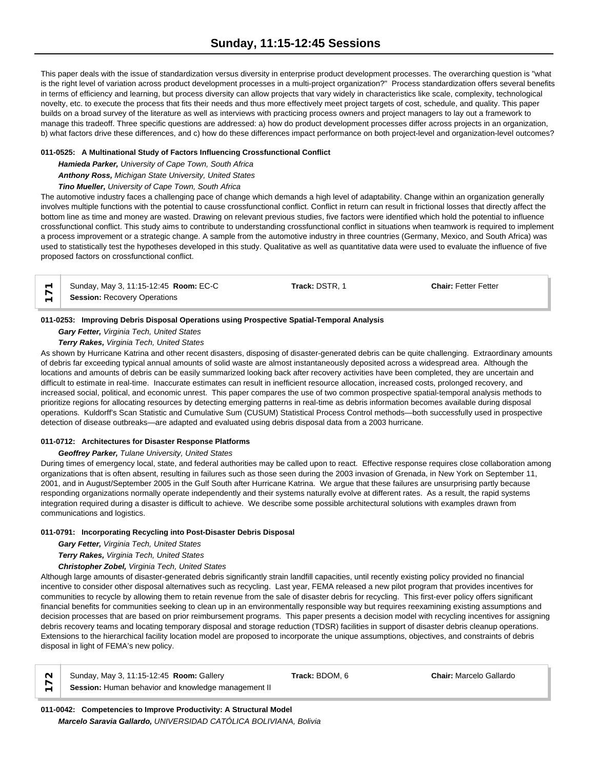This paper deals with the issue of standardization versus diversity in enterprise product development processes. The overarching question is "what is the right level of variation across product development processes in a multi-project organization?" Process standardization offers several benefits in terms of efficiency and learning, but process diversity can allow projects that vary widely in characteristics like scale, complexity, technological novelty, etc. to execute the process that fits their needs and thus more effectively meet project targets of cost, schedule, and quality. This paper builds on a broad survey of the literature as well as interviews with practicing process owners and project managers to lay out a framework to manage this tradeoff. Three specific questions are addressed: a) how do product development processes differ across projects in an organization, b) what factors drive these differences, and c) how do these differences impact performance on both project-level and organization-level outcomes?

**011-0525: A Multinational Study of Factors Influencing Crossfunctional Conflict**

***Hamieda Parker,*** *University of Cape Town, South Africa*

***Anthony Ross,*** *Michigan State University, United States*

***Tino Mueller,*** *University of Cape Town, South Africa*

The automotive industry faces a challenging pace of change which demands a high level of adaptability. Change within an organization generally involves multiple functions with the potential to cause crossfunctional conflict. Conflict in return can result in frictional losses that directly affect the bottom line as time and money are wasted. Drawing on relevant previous studies, five factors were identified which hold the potential to influence crossfunctional conflict. This study aims to contribute to understanding crossfunctional conflict in situations when teamwork is required to implement a process improvement or a strategic change. A sample from the automotive industry in three countries (Germany, Mexico, and South Africa) was used to statistically test the hypotheses developed in this study. Qualitative as well as quantitative data were used to evaluate the influence of five proposed factors on crossfunctional conflict.

| 171 | Sunday, May 3, 11:15-12:45 **Room:** EC-C<br>**Session:** Recovery Operations | **Track:** DSTR, 1 | **Chair:** Fetter Fetter |
|---|---|---|---|

**011-0253: Improving Debris Disposal Operations using Prospective Spatial-Temporal Analysis**

***Gary Fetter,*** *Virginia Tech, United States*

***Terry Rakes,*** *Virginia Tech, United States*

As shown by Hurricane Katrina and other recent disasters, disposing of disaster-generated debris can be quite challenging. Extraordinary amounts of debris far exceeding typical annual amounts of solid waste are almost instantaneously deposited across a widespread area. Although the locations and amounts of debris can be easily summarized looking back after recovery activities have been completed, they are uncertain and difficult to estimate in real-time. Inaccurate estimates can result in inefficient resource allocation, increased costs, prolonged recovery, and increased social, political, and economic unrest. This paper compares the use of two common prospective spatial-temporal analysis methods to prioritize regions for allocating resources by detecting emerging patterns in real-time as debris information becomes available during disposal operations. Kuldorff's Scan Statistic and Cumulative Sum (CUSUM) Statistical Process Control methods—both successfully used in prospective detection of disease outbreaks—are adapted and evaluated using debris disposal data from a 2003 hurricane.

**011-0712: Architectures for Disaster Response Platforms**

***Geoffrey Parker,*** *Tulane University, United States*

During times of emergency local, state, and federal authorities may be called upon to react. Effective response requires close collaboration among organizations that is often absent, resulting in failures such as those seen during the 2003 invasion of Grenada, in New York on September 11, 2001, and in August/September 2005 in the Gulf South after Hurricane Katrina. We argue that these failures are unsurprising partly because responding organizations normally operate independently and their systems naturally evolve at different rates. As a result, the rapid systems integration required during a disaster is difficult to achieve. We describe some possible architectural solutions with examples drawn from communications and logistics.

**011-0791: Incorporating Recycling into Post-Disaster Debris Disposal**

***Gary Fetter,*** *Virginia Tech, United States*

***Terry Rakes,*** *Virginia Tech, United States*

***Christopher Zobel,*** *Virginia Tech, United States*

Although large amounts of disaster-generated debris significantly strain landfill capacities, until recently existing policy provided no financial incentive to consider other disposal alternatives such as recycling. Last year, FEMA released a new pilot program that provides incentives for communities to recycle by allowing them to retain revenue from the sale of disaster debris for recycling. This first-ever policy offers significant financial benefits for communities seeking to clean up in an environmentally responsible way but requires reexamining existing assumptions and decision processes that are based on prior reimbursement programs. This paper presents a decision model with recycling incentives for assigning debris recovery teams and locating temporary disposal and storage reduction (TDSR) facilities in support of disaster debris cleanup operations. Extensions to the hierarchical facility location model are proposed to incorporate the unique assumptions, objectives, and constraints of debris disposal in light of FEMA's new policy.

| 172 | Sunday, May 3, 11:15-12:45 **Room:** Gallery<br>**Session:** Human behavior and knowledge management II | **Track:** BDOM, 6 | **Chair:** Marcelo Gallardo |
|---|---|---|---|

**011-0042: Competencies to Improve Productivity: A Structural Model**

***Marcelo Saravia Gallardo,*** *UNIVERSIDAD CATÓLICA BOLIVIANA, Bolivia*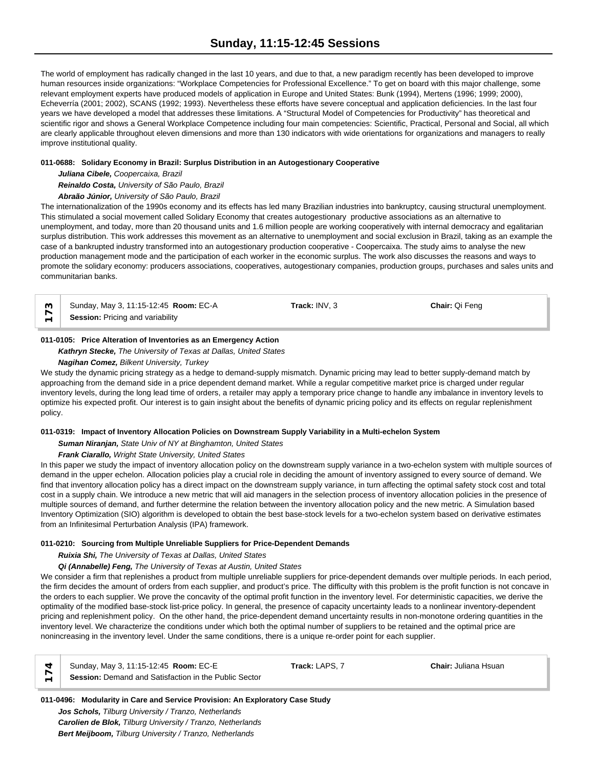The world of employment has radically changed in the last 10 years, and due to that, a new paradigm recently has been developed to improve human resources inside organizations: "Workplace Competencies for Professional Excellence." To get on board with this major challenge, some relevant employment experts have produced models of application in Europe and United States: Bunk (1994), Mertens (1996; 1999; 2000), Echeverría (2001; 2002), SCANS (1992; 1993). Nevertheless these efforts have severe conceptual and application deficiencies. In the last four years we have developed a model that addresses these limitations. A "Structural Model of Competencies for Productivity" has theoretical and scientific rigor and shows a General Workplace Competence including four main competencies: Scientific, Practical, Personal and Social, all which are clearly applicable throughout eleven dimensions and more than 130 indicators with wide orientations for organizations and managers to really improve institutional quality.

**011-0688: Solidary Economy in Brazil: Surplus Distribution in an Autogestionary Cooperative**

***Juliana Cibele,*** *Coopercaixa, Brazil*

***Reinaldo Costa,*** *University of São Paulo, Brazil*

***Abraão Júnior,*** *University of São Paulo, Brazil*

The internationalization of the 1990s economy and its effects has led many Brazilian industries into bankruptcy, causing structural unemployment. This stimulated a social movement called Solidary Economy that creates autogestionary productive associations as an alternative to unemployment, and today, more than 20 thousand units and 1.6 million people are working cooperatively with internal democracy and egalitarian surplus distribution. This work addresses this movement as an alternative to unemployment and social exclusion in Brazil, taking as an example the case of a bankrupted industry transformed into an autogestionary production cooperative - Coopercaixa. The study aims to analyse the new production management mode and the participation of each worker in the economic surplus. The work also discusses the reasons and ways to promote the solidary economy: producers associations, cooperatives, autogestionary companies, production groups, purchases and sales units and communitarian banks.

| 173 | Sunday, May 3, 11:15-12:45 **Room:** EC-A<br>**Session:** Pricing and variability | **Track:** INV, 3 | **Chair:** Qi Feng |
|---|---|---|---|

**011-0105: Price Alteration of Inventories as an Emergency Action**

***Kathryn Stecke,*** *The University of Texas at Dallas, United States*

***Nagihan Comez,*** *Bilkent University, Turkey*

We study the dynamic pricing strategy as a hedge to demand-supply mismatch. Dynamic pricing may lead to better supply-demand match by approaching from the demand side in a price dependent demand market. While a regular competitive market price is charged under regular inventory levels, during the long lead time of orders, a retailer may apply a temporary price change to handle any imbalance in inventory levels to optimize his expected profit. Our interest is to gain insight about the benefits of dynamic pricing policy and its effects on regular replenishment policy.

**011-0319: Impact of Inventory Allocation Policies on Downstream Supply Variability in a Multi-echelon System**

***Suman Niranjan,*** *State Univ of NY at Binghamton, United States*

***Frank Ciarallo,*** *Wright State University, United States*

In this paper we study the impact of inventory allocation policy on the downstream supply variance in a two-echelon system with multiple sources of demand in the upper echelon. Allocation policies play a crucial role in deciding the amount of inventory assigned to every source of demand. We find that inventory allocation policy has a direct impact on the downstream supply variance, in turn affecting the optimal safety stock cost and total cost in a supply chain. We introduce a new metric that will aid managers in the selection process of inventory allocation policies in the presence of multiple sources of demand, and further determine the relation between the inventory allocation policy and the new metric. A Simulation based Inventory Optimization (SIO) algorithm is developed to obtain the best base-stock levels for a two-echelon system based on derivative estimates from an Infinitesimal Perturbation Analysis (IPA) framework.

**011-0210: Sourcing from Multiple Unreliable Suppliers for Price-Dependent Demands**

***Ruixia Shi,*** *The University of Texas at Dallas, United States*

***Qi (Annabelle) Feng,*** *The University of Texas at Austin, United States*

We consider a firm that replenishes a product from multiple unreliable suppliers for price-dependent demands over multiple periods. In each period, the firm decides the amount of orders from each supplier, and product's price. The difficulty with this problem is the profit function is not concave in the orders to each supplier. We prove the concavity of the optimal profit function in the inventory level. For deterministic capacities, we derive the optimality of the modified base-stock list-price policy. In general, the presence of capacity uncertainty leads to a nonlinear inventory-dependent pricing and replenishment policy. On the other hand, the price-dependent demand uncertainty results in non-monotone ordering quantities in the inventory level. We characterize the conditions under which both the optimal number of suppliers to be retained and the optimal price are nonincreasing in the inventory level. Under the same conditions, there is a unique re-order point for each supplier.

| 174 | Sunday, May 3, 11:15-12:45 **Room:** EC-E<br>**Session:** Demand and Satisfaction in the Public Sector | **Track:** LAPS, 7 | **Chair:** Juliana Hsuan |
|---|---|---|---|

**011-0496: Modularity in Care and Service Provision: An Exploratory Case Study**

***Jos Schols,*** *Tilburg University / Tranzo, Netherlands*

***Carolien de Blok,*** *Tilburg University / Tranzo, Netherlands*

***Bert Meijboom,*** *Tilburg University / Tranzo, Netherlands*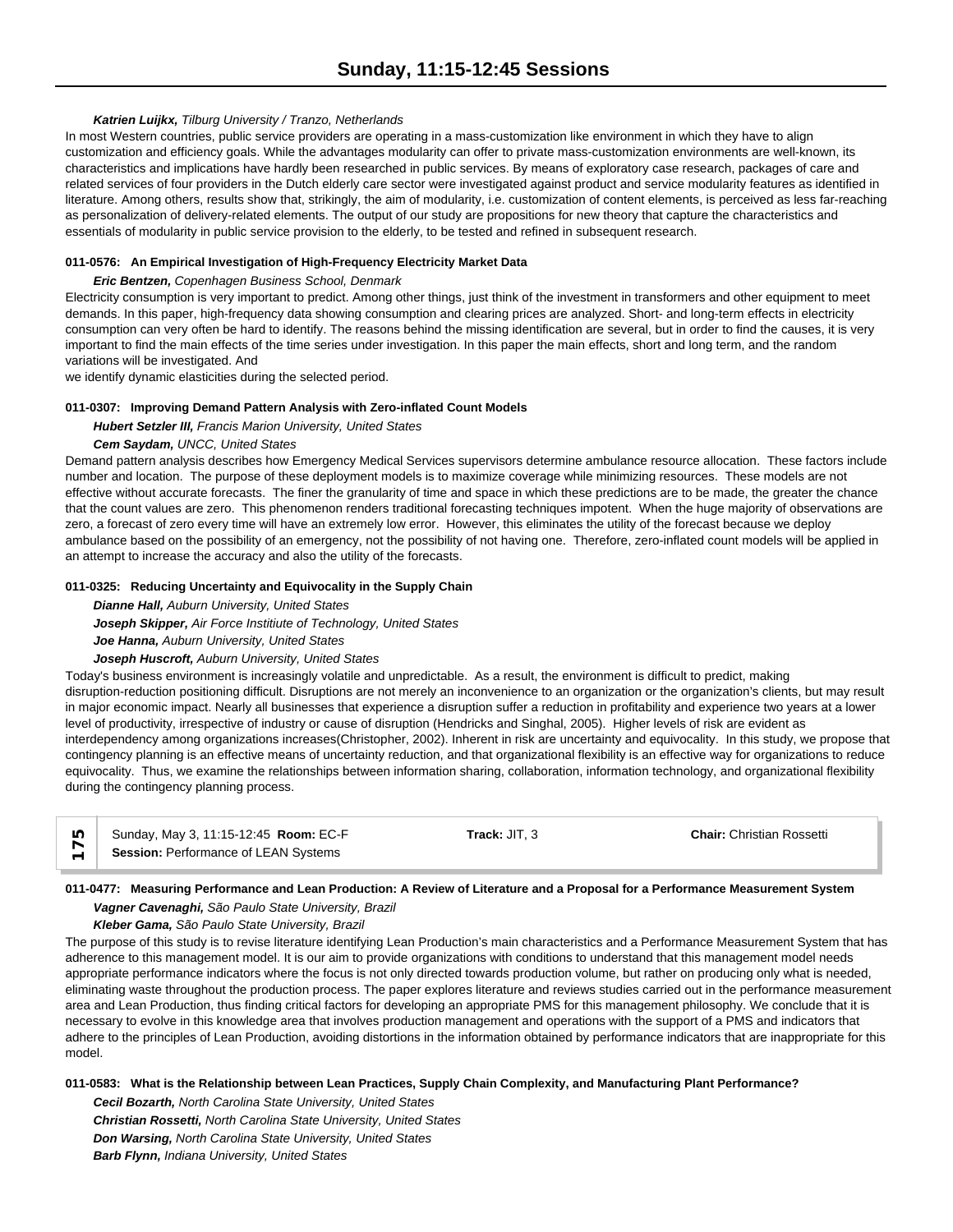*Katrien Luijkx,* *Tilburg University / Tranzo, Netherlands*

In most Western countries, public service providers are operating in a mass-customization like environment in which they have to align customization and efficiency goals. While the advantages modularity can offer to private mass-customization environments are well-known, its characteristics and implications have hardly been researched in public services. By means of exploratory case research, packages of care and related services of four providers in the Dutch elderly care sector were investigated against product and service modularity features as identified in literature. Among others, results show that, strikingly, the aim of modularity, i.e. customization of content elements, is perceived as less far-reaching as personalization of delivery-related elements. The output of our study are propositions for new theory that capture the characteristics and essentials of modularity in public service provision to the elderly, to be tested and refined in subsequent research.

#### 011-0576: An Empirical Investigation of High-Frequency Electricity Market Data

*Eric Bentzen,* *Copenhagen Business School, Denmark*

Electricity consumption is very important to predict. Among other things, just think of the investment in transformers and other equipment to meet demands. In this paper, high-frequency data showing consumption and clearing prices are analyzed. Short- and long-term effects in electricity consumption can very often be hard to identify. The reasons behind the missing identification are several, but in order to find the causes, it is very important to find the main effects of the time series under investigation. In this paper the main effects, short and long term, and the random variations will be investigated. And
we identify dynamic elasticities during the selected period.

#### 011-0307: Improving Demand Pattern Analysis with Zero-inflated Count Models

*Hubert Setzler III,* *Francis Marion University, United States*

*Cem Saydam,* *UNCC, United States*

Demand pattern analysis describes how Emergency Medical Services supervisors determine ambulance resource allocation. These factors include number and location. The purpose of these deployment models is to maximize coverage while minimizing resources. These models are not effective without accurate forecasts. The finer the granularity of time and space in which these predictions are to be made, the greater the chance that the count values are zero. This phenomenon renders traditional forecasting techniques impotent. When the huge majority of observations are zero, a forecast of zero every time will have an extremely low error. However, this eliminates the utility of the forecast because we deploy ambulance based on the possibility of an emergency, not the possibility of not having one. Therefore, zero-inflated count models will be applied in an attempt to increase the accuracy and also the utility of the forecasts.

#### 011-0325: Reducing Uncertainty and Equivocality in the Supply Chain

*Dianne Hall,* *Auburn University, United States*

*Joseph Skipper,* *Air Force Instiitute of Technology, United States*

*Joe Hanna,* *Auburn University, United States*

*Joseph Huscroft,* *Auburn University, United States*

Today's business environment is increasingly volatile and unpredictable. As a result, the environment is difficult to predict, making disruption-reduction positioning difficult. Disruptions are not merely an inconvenience to an organization or the organization's clients, but may result in major economic impact. Nearly all businesses that experience a disruption suffer a reduction in profitability and experience two years at a lower level of productivity, irrespective of industry or cause of disruption (Hendricks and Singhal, 2005). Higher levels of risk are evident as interdependency among organizations increases(Christopher, 2002). Inherent in risk are uncertainty and equivocality. In this study, we propose that contingency planning is an effective means of uncertainty reduction, and that organizational flexibility is an effective way for organizations to reduce equivocality. Thus, we examine the relationships between information sharing, collaboration, information technology, and organizational flexibility during the contingency planning process.

---

**175** | Sunday, May 3, 11:15-12:45 **Room:** EC-F | **Track:** JIT, 3 | **Chair:** Christian Rossetti
**Session:** Performance of LEAN Systems

---

#### 011-0477: Measuring Performance and Lean Production: A Review of Literature and a Proposal for a Performance Measurement System

*Vagner Cavenaghi,* *São Paulo State University, Brazil*

*Kleber Gama,* *São Paulo State University, Brazil*

The purpose of this study is to revise literature identifying Lean Production's main characteristics and a Performance Measurement System that has adherence to this management model. It is our aim to provide organizations with conditions to understand that this management model needs appropriate performance indicators where the focus is not only directed towards production volume, but rather on producing only what is needed, eliminating waste throughout the production process. The paper explores literature and reviews studies carried out in the performance measurement area and Lean Production, thus finding critical factors for developing an appropriate PMS for this management philosophy. We conclude that it is necessary to evolve in this knowledge area that involves production management and operations with the support of a PMS and indicators that adhere to the principles of Lean Production, avoiding distortions in the information obtained by performance indicators that are inappropriate for this model.

#### 011-0583: What is the Relationship between Lean Practices, Supply Chain Complexity, and Manufacturing Plant Performance?

*Cecil Bozarth,* *North Carolina State University, United States*

*Christian Rossetti,* *North Carolina State University, United States*

*Don Warsing,* *North Carolina State University, United States*

*Barb Flynn,* *Indiana University, United States*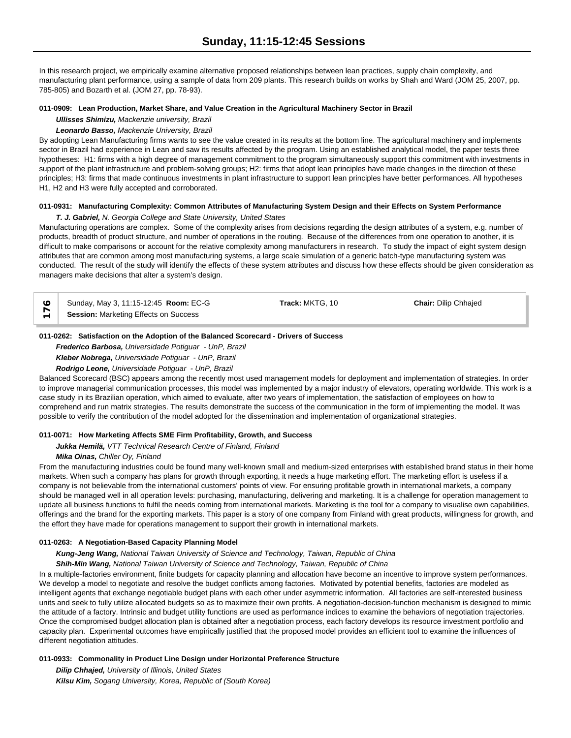In this research project, we empirically examine alternative proposed relationships between lean practices, supply chain complexity, and manufacturing plant performance, using a sample of data from 209 plants. This research builds on works by Shah and Ward (JOM 25, 2007, pp. 785-805) and Bozarth et al. (JOM 27, pp. 78-93).

#### 011-0909: Lean Production, Market Share, and Value Creation in the Agricultural Machinery Sector in Brazil

***Ullisses Shimizu,*** *Mackenzie university, Brazil*

***Leonardo Basso,*** *Mackenzie University, Brazil*

By adopting Lean Manufacturing firms wants to see the value created in its results at the bottom line. The agricultural machinery and implements sector in Brazil had experience in Lean and saw its results affected by the program. Using an established analytical model, the paper tests three hypotheses: H1: firms with a high degree of management commitment to the program simultaneously support this commitment with investments in support of the plant infrastructure and problem-solving groups; H2: firms that adopt lean principles have made changes in the direction of these principles; H3: firms that made continuous investments in plant infrastructure to support lean principles have better performances. All hypotheses H1, H2 and H3 were fully accepted and corroborated.

#### 011-0931: Manufacturing Complexity: Common Attributes of Manufacturing System Design and their Effects on System Performance

***T. J. Gabriel,*** *N. Georgia College and State University, United States*

Manufacturing operations are complex. Some of the complexity arises from decisions regarding the design attributes of a system, e.g. number of products, breadth of product structure, and number of operations in the routing. Because of the differences from one operation to another, it is difficult to make comparisons or account for the relative complexity among manufacturers in research. To study the impact of eight system design attributes that are common among most manufacturing systems, a large scale simulation of a generic batch-type manufacturing system was conducted. The result of the study will identify the effects of these system attributes and discuss how these effects should be given consideration as managers make decisions that alter a system's design.

## 176

Sunday, May 3, 11:15-12:45 **Room:** EC-G **Track:** MKTG, 10 **Chair:** Dilip Chhajed

**Session:** Marketing Effects on Success

#### 011-0262: Satisfaction on the Adoption of the Balanced Scorecard - Drivers of Success

***Frederico Barbosa,*** *Universidade Potiguar - UnP, Brazil*

***Kleber Nobrega,*** *Universidade Potiguar - UnP, Brazil*

***Rodrigo Leone,*** *Universidade Potiguar - UnP, Brazil*

Balanced Scorecard (BSC) appears among the recently most used management models for deployment and implementation of strategies. In order to improve managerial communication processes, this model was implemented by a major industry of elevators, operating worldwide. This work is a case study in its Brazilian operation, which aimed to evaluate, after two years of implementation, the satisfaction of employees on how to comprehend and run matrix strategies. The results demonstrate the success of the communication in the form of implementing the model. It was possible to verify the contribution of the model adopted for the dissemination and implementation of organizational strategies.

#### 011-0071: How Marketing Affects SME Firm Profitability, Growth, and Success

***Jukka Hemilä,*** *VTT Technical Research Centre of Finland, Finland*

***Mika Oinas,*** *Chiller Oy, Finland*

From the manufacturing industries could be found many well-known small and medium-sized enterprises with established brand status in their home markets. When such a company has plans for growth through exporting, it needs a huge marketing effort. The marketing effort is useless if a company is not believable from the international customers' points of view. For ensuring profitable growth in international markets, a company should be managed well in all operation levels: purchasing, manufacturing, delivering and marketing. It is a challenge for operation management to update all business functions to fulfil the needs coming from international markets. Marketing is the tool for a company to visualise own capabilities, offerings and the brand for the exporting markets. This paper is a story of one company from Finland with great products, willingness for growth, and the effort they have made for operations management to support their growth in international markets.

#### 011-0263: A Negotiation-Based Capacity Planning Model

***Kung-Jeng Wang,*** *National Taiwan University of Science and Technology, Taiwan, Republic of China*

***Shih-Min Wang,*** *National Taiwan University of Science and Technology, Taiwan, Republic of China*

In a multiple-factories environment, finite budgets for capacity planning and allocation have become an incentive to improve system performances. We develop a model to negotiate and resolve the budget conflicts among factories. Motivated by potential benefits, factories are modeled as intelligent agents that exchange negotiable budget plans with each other under asymmetric information. All factories are self-interested business units and seek to fully utilize allocated budgets so as to maximize their own profits. A negotiation-decision-function mechanism is designed to mimic the attitude of a factory. Intrinsic and budget utility functions are used as performance indices to examine the behaviors of negotiation trajectories. Once the compromised budget allocation plan is obtained after a negotiation process, each factory develops its resource investment portfolio and capacity plan. Experimental outcomes have empirically justified that the proposed model provides an efficient tool to examine the influences of different negotiation attitudes.

#### 011-0933: Commonality in Product Line Design under Horizontal Preference Structure

***Dilip Chhajed,*** *University of Illinois, United States*

***Kilsu Kim,*** *Sogang University, Korea, Republic of (South Korea)*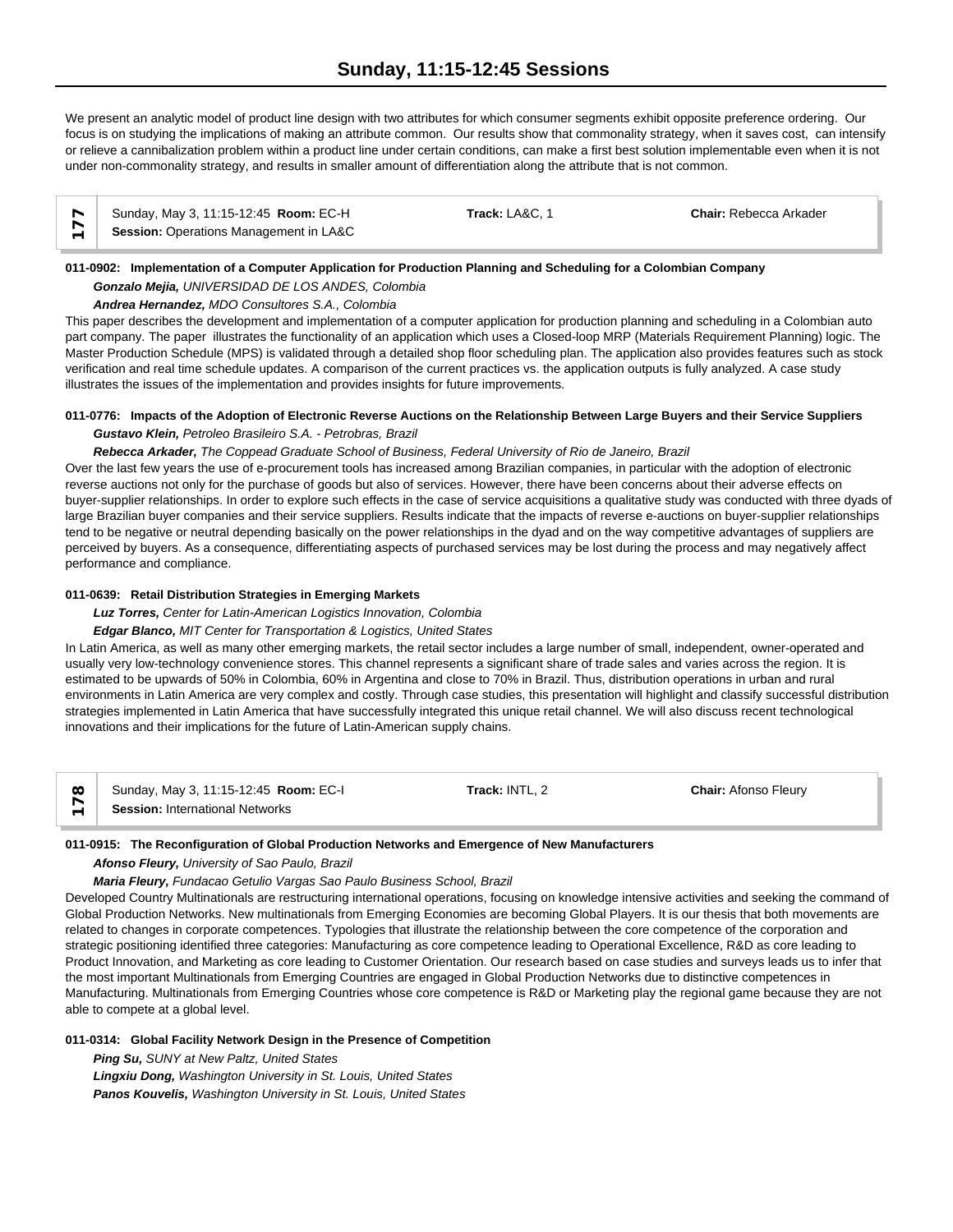We present an analytic model of product line design with two attributes for which consumer segments exhibit opposite preference ordering. Our focus is on studying the implications of making an attribute common. Our results show that commonality strategy, when it saves cost, can intensify or relieve a cannibalization problem within a product line under certain conditions, can make a first best solution implementable even when it is not under non-commonality strategy, and results in smaller amount of differentiation along the attribute that is not common.

**177**
Sunday, May 3, 11:15-12:45 **Room:** EC-H | **Track:** LA&C, 1 | **Chair:** Rebecca Arkader
**Session:** Operations Management in LA&C

**011-0902: Implementation of a Computer Application for Production Planning and Scheduling for a Colombian Company**

***Gonzalo Mejia,*** *UNIVERSIDAD DE LOS ANDES, Colombia*

***Andrea Hernandez,*** *MDO Consultores S.A., Colombia*

This paper describes the development and implementation of a computer application for production planning and scheduling in a Colombian auto part company. The paper illustrates the functionality of an application which uses a Closed-loop MRP (Materials Requirement Planning) logic. The Master Production Schedule (MPS) is validated through a detailed shop floor scheduling plan. The application also provides features such as stock verification and real time schedule updates. A comparison of the current practices vs. the application outputs is fully analyzed. A case study illustrates the issues of the implementation and provides insights for future improvements.

**011-0776: Impacts of the Adoption of Electronic Reverse Auctions on the Relationship Between Large Buyers and their Service Suppliers**

***Gustavo Klein,*** *Petroleo Brasileiro S.A. - Petrobras, Brazil*

***Rebecca Arkader,*** *The Coppead Graduate School of Business, Federal University of Rio de Janeiro, Brazil*

Over the last few years the use of e-procurement tools has increased among Brazilian companies, in particular with the adoption of electronic reverse auctions not only for the purchase of goods but also of services. However, there have been concerns about their adverse effects on buyer-supplier relationships. In order to explore such effects in the case of service acquisitions a qualitative study was conducted with three dyads of large Brazilian buyer companies and their service suppliers. Results indicate that the impacts of reverse e-auctions on buyer-supplier relationships tend to be negative or neutral depending basically on the power relationships in the dyad and on the way competitive advantages of suppliers are perceived by buyers. As a consequence, differentiating aspects of purchased services may be lost during the process and may negatively affect performance and compliance.

**011-0639: Retail Distribution Strategies in Emerging Markets**

***Luz Torres,*** *Center for Latin-American Logistics Innovation, Colombia*

***Edgar Blanco,*** *MIT Center for Transportation & Logistics, United States*

In Latin America, as well as many other emerging markets, the retail sector includes a large number of small, independent, owner-operated and usually very low-technology convenience stores. This channel represents a significant share of trade sales and varies across the region. It is estimated to be upwards of 50% in Colombia, 60% in Argentina and close to 70% in Brazil. Thus, distribution operations in urban and rural environments in Latin America are very complex and costly. Through case studies, this presentation will highlight and classify successful distribution strategies implemented in Latin America that have successfully integrated this unique retail channel. We will also discuss recent technological innovations and their implications for the future of Latin-American supply chains.

**178**
Sunday, May 3, 11:15-12:45 **Room:** EC-I | **Track:** INTL, 2 | **Chair:** Afonso Fleury
**Session:** International Networks

**011-0915: The Reconfiguration of Global Production Networks and Emergence of New Manufacturers**

***Afonso Fleury,*** *University of Sao Paulo, Brazil*

***Maria Fleury,*** *Fundacao Getulio Vargas Sao Paulo Business School, Brazil*

Developed Country Multinationals are restructuring international operations, focusing on knowledge intensive activities and seeking the command of Global Production Networks. New multinationals from Emerging Economies are becoming Global Players. It is our thesis that both movements are related to changes in corporate competences. Typologies that illustrate the relationship between the core competence of the corporation and strategic positioning identified three categories: Manufacturing as core competence leading to Operational Excellence, R&D as core leading to Product Innovation, and Marketing as core leading to Customer Orientation. Our research based on case studies and surveys leads us to infer that the most important Multinationals from Emerging Countries are engaged in Global Production Networks due to distinctive competences in Manufacturing. Multinationals from Emerging Countries whose core competence is R&D or Marketing play the regional game because they are not able to compete at a global level.

**011-0314: Global Facility Network Design in the Presence of Competition**

***Ping Su,*** *SUNY at New Paltz, United States*

***Lingxiu Dong,*** *Washington University in St. Louis, United States*

***Panos Kouvelis,*** *Washington University in St. Louis, United States*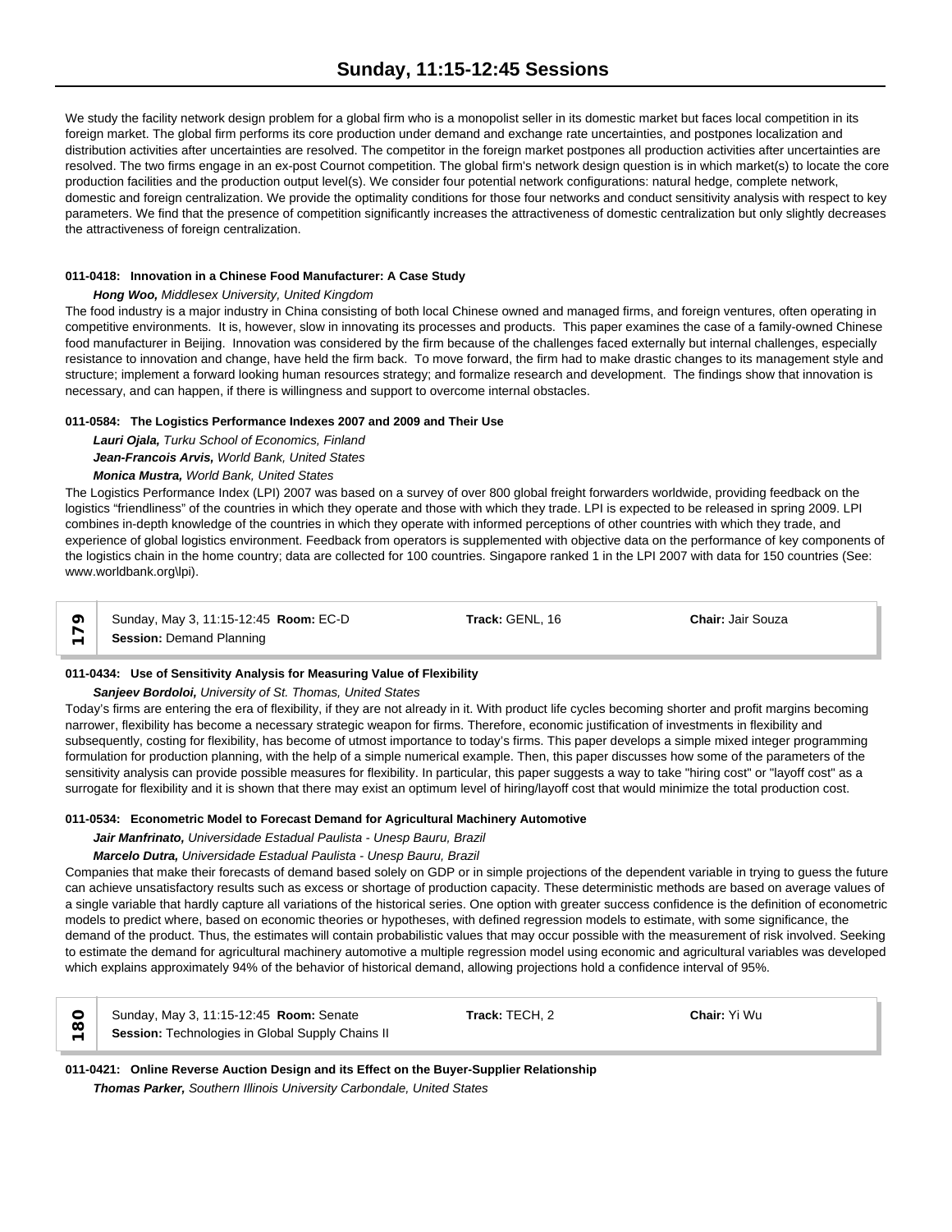We study the facility network design problem for a global firm who is a monopolist seller in its domestic market but faces local competition in its foreign market. The global firm performs its core production under demand and exchange rate uncertainties, and postpones localization and distribution activities after uncertainties are resolved. The competitor in the foreign market postpones all production activities after uncertainties are resolved. The two firms engage in an ex-post Cournot competition. The global firm's network design question is in which market(s) to locate the core production facilities and the production output level(s). We consider four potential network configurations: natural hedge, complete network, domestic and foreign centralization. We provide the optimality conditions for those four networks and conduct sensitivity analysis with respect to key parameters. We find that the presence of competition significantly increases the attractiveness of domestic centralization but only slightly decreases the attractiveness of foreign centralization.

**011-0418: Innovation in a Chinese Food Manufacturer: A Case Study**

***Hong Woo,*** *Middlesex University, United Kingdom*

The food industry is a major industry in China consisting of both local Chinese owned and managed firms, and foreign ventures, often operating in competitive environments. It is, however, slow in innovating its processes and products. This paper examines the case of a family-owned Chinese food manufacturer in Beijing. Innovation was considered by the firm because of the challenges faced externally but internal challenges, especially resistance to innovation and change, have held the firm back. To move forward, the firm had to make drastic changes to its management style and structure; implement a forward looking human resources strategy; and formalize research and development. The findings show that innovation is necessary, and can happen, if there is willingness and support to overcome internal obstacles.

**011-0584: The Logistics Performance Indexes 2007 and 2009 and Their Use**

***Lauri Ojala,*** *Turku School of Economics, Finland*

***Jean-Francois Arvis,*** *World Bank, United States*

***Monica Mustra,*** *World Bank, United States*

The Logistics Performance Index (LPI) 2007 was based on a survey of over 800 global freight forwarders worldwide, providing feedback on the logistics "friendliness" of the countries in which they operate and those with which they trade. LPI is expected to be released in spring 2009. LPI combines in-depth knowledge of the countries in which they operate with informed perceptions of other countries with which they trade, and experience of global logistics environment. Feedback from operators is supplemented with objective data on the performance of key components of the logistics chain in the home country; data are collected for 100 countries. Singapore ranked 1 in the LPI 2007 with data for 150 countries (See: www.worldbank.org\lpi).

## 179

Sunday, May 3, 11:15-12:45 **Room:** EC-D | **Track:** GENL, 16 | **Chair:** Jair Souza

**Session:** Demand Planning

**011-0434: Use of Sensitivity Analysis for Measuring Value of Flexibility**

***Sanjeev Bordoloi,*** *University of St. Thomas, United States*

Today's firms are entering the era of flexibility, if they are not already in it. With product life cycles becoming shorter and profit margins becoming narrower, flexibility has become a necessary strategic weapon for firms. Therefore, economic justification of investments in flexibility and subsequently, costing for flexibility, has become of utmost importance to today's firms. This paper develops a simple mixed integer programming formulation for production planning, with the help of a simple numerical example. Then, this paper discusses how some of the parameters of the sensitivity analysis can provide possible measures for flexibility. In particular, this paper suggests a way to take "hiring cost" or "layoff cost" as a surrogate for flexibility and it is shown that there may exist an optimum level of hiring/layoff cost that would minimize the total production cost.

**011-0534: Econometric Model to Forecast Demand for Agricultural Machinery Automotive**

***Jair Manfrinato,*** *Universidade Estadual Paulista - Unesp Bauru, Brazil*

***Marcelo Dutra,*** *Universidade Estadual Paulista - Unesp Bauru, Brazil*

Companies that make their forecasts of demand based solely on GDP or in simple projections of the dependent variable in trying to guess the future can achieve unsatisfactory results such as excess or shortage of production capacity. These deterministic methods are based on average values of a single variable that hardly capture all variations of the historical series. One option with greater success confidence is the definition of econometric models to predict where, based on economic theories or hypotheses, with defined regression models to estimate, with some significance, the demand of the product. Thus, the estimates will contain probabilistic values that may occur possible with the measurement of risk involved. Seeking to estimate the demand for agricultural machinery automotive a multiple regression model using economic and agricultural variables was developed which explains approximately 94% of the behavior of historical demand, allowing projections hold a confidence interval of 95%.

## 180

Sunday, May 3, 11:15-12:45 **Room:** Senate | **Track:** TECH, 2 | **Chair:** Yi Wu

**Session:** Technologies in Global Supply Chains II

**011-0421: Online Reverse Auction Design and its Effect on the Buyer-Supplier Relationship**

***Thomas Parker,*** *Southern Illinois University Carbondale, United States*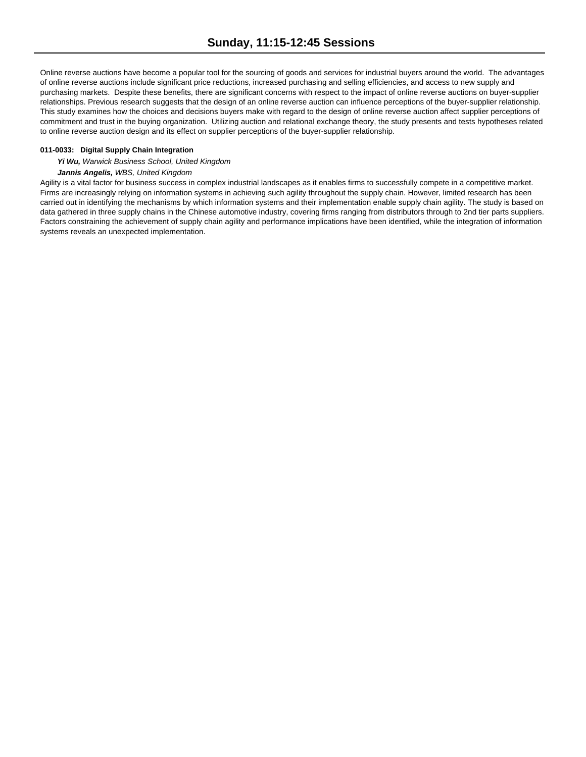Online reverse auctions have become a popular tool for the sourcing of goods and services for industrial buyers around the world. The advantages of online reverse auctions include significant price reductions, increased purchasing and selling efficiencies, and access to new supply and purchasing markets. Despite these benefits, there are significant concerns with respect to the impact of online reverse auctions on buyer-supplier relationships. Previous research suggests that the design of an online reverse auction can influence perceptions of the buyer-supplier relationship. This study examines how the choices and decisions buyers make with regard to the design of online reverse auction affect supplier perceptions of commitment and trust in the buying organization. Utilizing auction and relational exchange theory, the study presents and tests hypotheses related to online reverse auction design and its effect on supplier perceptions of the buyer-supplier relationship.

**011-0033: Digital Supply Chain Integration**

***Yi Wu,*** *Warwick Business School, United Kingdom*

***Jannis Angelis,*** *WBS, United Kingdom*

Agility is a vital factor for business success in complex industrial landscapes as it enables firms to successfully compete in a competitive market. Firms are increasingly relying on information systems in achieving such agility throughout the supply chain. However, limited research has been carried out in identifying the mechanisms by which information systems and their implementation enable supply chain agility. The study is based on data gathered in three supply chains in the Chinese automotive industry, covering firms ranging from distributors through to 2nd tier parts suppliers. Factors constraining the achievement of supply chain agility and performance implications have been identified, while the integration of information systems reveals an unexpected implementation.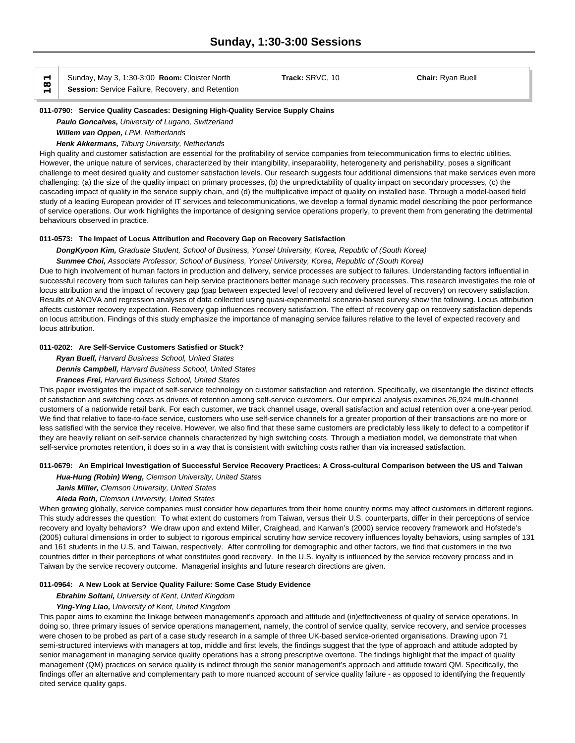## Sunday, 1:30-3:00 Sessions

**181** | Sunday, May 3, 1:30-3:00 **Room:** Cloister North | **Track:** SRVC, 10 | **Chair:** Ryan Buell

**Session:** Service Failure, Recovery, and Retention

**011-0790: Service Quality Cascades: Designing High-Quality Service Supply Chains**

***Paulo Goncalves,*** *University of Lugano, Switzerland*

***Willem van Oppen,*** *LPM, Netherlands*

***Henk Akkermans,*** *Tilburg University, Netherlands*

High quality and customer satisfaction are essential for the profitability of service companies from telecommunication firms to electric utilities. However, the unique nature of services, characterized by their intangibility, inseparability, heterogeneity and perishability, poses a significant challenge to meet desired quality and customer satisfaction levels. Our research suggests four additional dimensions that make services even more challenging: (a) the size of the quality impact on primary processes, (b) the unpredictability of quality impact on secondary processes, (c) the cascading impact of quality in the service supply chain, and (d) the multiplicative impact of quality on installed base. Through a model-based field study of a leading European provider of IT services and telecommunications, we develop a formal dynamic model describing the poor performance of service operations. Our work highlights the importance of designing service operations properly, to prevent them from generating the detrimental behaviours observed in practice.

**011-0573: The Impact of Locus Attribution and Recovery Gap on Recovery Satisfaction**

***DongKyoon Kim,*** *Graduate Student, School of Business, Yonsei University, Korea, Republic of (South Korea)*

***Sunmee Choi,*** *Associate Professor, School of Business, Yonsei University, Korea, Republic of (South Korea)*

Due to high involvement of human factors in production and delivery, service processes are subject to failures. Understanding factors influential in successful recovery from such failures can help service practitioners better manage such recovery processes. This research investigates the role of locus attribution and the impact of recovery gap (gap between expected level of recovery and delivered level of recovery) on recovery satisfaction. Results of ANOVA and regression analyses of data collected using quasi-experimental scenario-based survey show the following. Locus attribution affects customer recovery expectation. Recovery gap influences recovery satisfaction. The effect of recovery gap on recovery satisfaction depends on locus attribution. Findings of this study emphasize the importance of managing service failures relative to the level of expected recovery and locus attribution.

**011-0202: Are Self-Service Customers Satisfied or Stuck?**

***Ryan Buell,*** *Harvard Business School, United States*

***Dennis Campbell,*** *Harvard Business School, United States*

***Frances Frei,*** *Harvard Business School, United States*

This paper investigates the impact of self-service technology on customer satisfaction and retention. Specifically, we disentangle the distinct effects of satisfaction and switching costs as drivers of retention among self-service customers. Our empirical analysis examines 26,924 multi-channel customers of a nationwide retail bank. For each customer, we track channel usage, overall satisfaction and actual retention over a one-year period. We find that relative to face-to-face service, customers who use self-service channels for a greater proportion of their transactions are no more or less satisfied with the service they receive. However, we also find that these same customers are predictably less likely to defect to a competitor if they are heavily reliant on self-service channels characterized by high switching costs. Through a mediation model, we demonstrate that when self-service promotes retention, it does so in a way that is consistent with switching costs rather than via increased satisfaction.

**011-0679: An Empirical Investigation of Successful Service Recovery Practices: A Cross-cultural Comparison between the US and Taiwan**

***Hua-Hung (Robin) Weng,*** *Clemson University, United States*

***Janis Miller,*** *Clemson University, United States*

***Aleda Roth,*** *Clemson University, United States*

When growing globally, service companies must consider how departures from their home country norms may affect customers in different regions. This study addresses the question: To what extent do customers from Taiwan, versus their U.S. counterparts, differ in their perceptions of service recovery and loyalty behaviors? We draw upon and extend Miller, Craighead, and Karwan's (2000) service recovery framework and Hofstede's (2005) cultural dimensions in order to subject to rigorous empirical scrutiny how service recovery influences loyalty behaviors, using samples of 131 and 161 students in the U.S. and Taiwan, respectively. After controlling for demographic and other factors, we find that customers in the two countries differ in their perceptions of what constitutes good recovery. In the U.S. loyalty is influenced by the service recovery process and in Taiwan by the service recovery outcome. Managerial insights and future research directions are given.

**011-0964: A New Look at Service Quality Failure: Some Case Study Evidence**

***Ebrahim Soltani,*** *University of Kent, United Kingdom*

***Ying-Ying Liao,*** *University of Kent, United Kingdom*

This paper aims to examine the linkage between management's approach and attitude and (in)effectiveness of quality of service operations. In doing so, three primary issues of service operations management, namely, the control of service quality, service recovery, and service processes were chosen to be probed as part of a case study research in a sample of three UK-based service-oriented organisations. Drawing upon 71 semi-structured interviews with managers at top, middle and first levels, the findings suggest that the type of approach and attitude adopted by senior management in managing service quality operations has a strong prescriptive overtone. The findings highlight that the impact of quality management (QM) practices on service quality is indirect through the senior management's approach and attitude toward QM. Specifically, the findings offer an alternative and complementary path to more nuanced account of service quality failure - as opposed to identifying the frequently cited service quality gaps.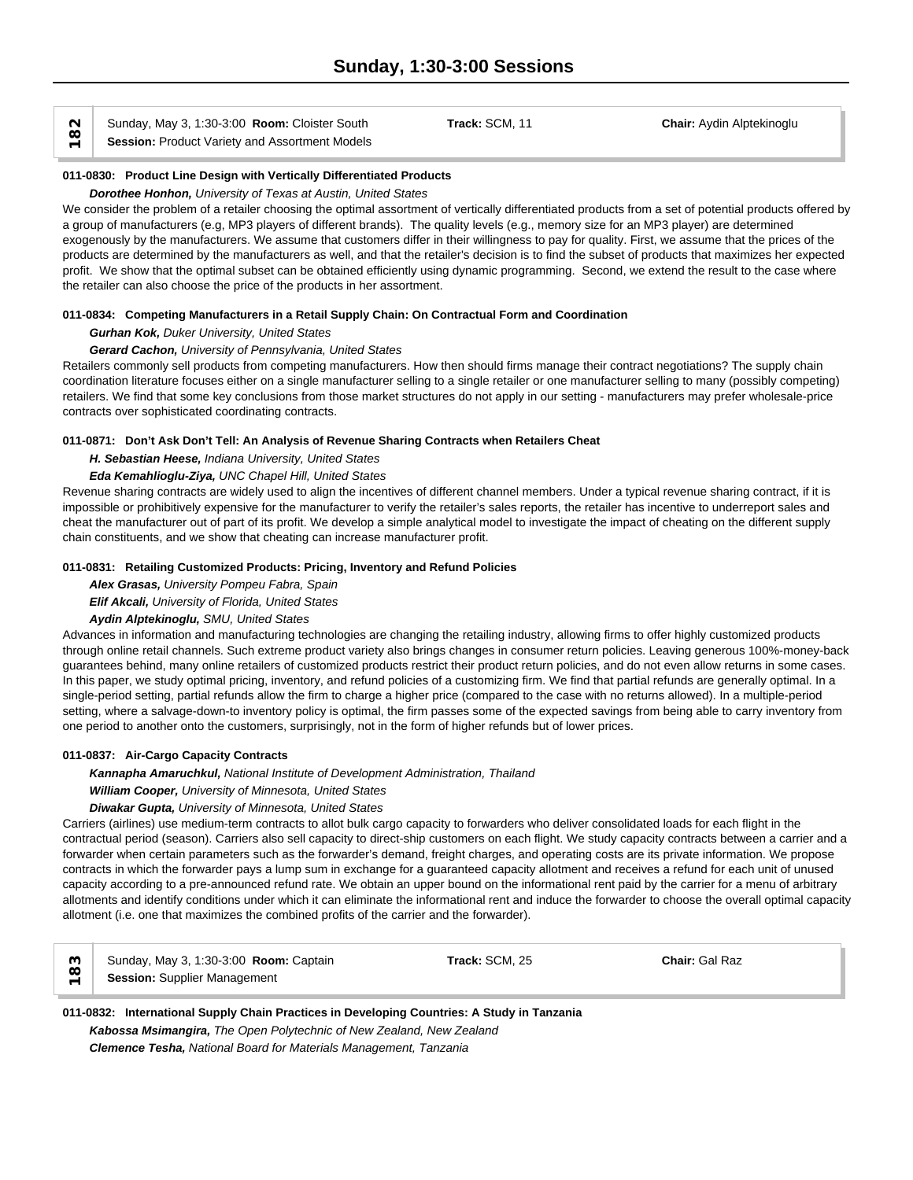# Sunday, 1:30-3:00 Sessions

**182** | Sunday, May 3, 1:30-3:00 **Room:** Cloister South | **Track:** SCM, 11 | **Chair:** Aydin Alptekinoglu
**Session:** Product Variety and Assortment Models

### 011-0830: Product Line Design with Vertically Differentiated Products

***Dorothee Honhon,*** *University of Texas at Austin, United States*

We consider the problem of a retailer choosing the optimal assortment of vertically differentiated products from a set of potential products offered by a group of manufacturers (e.g, MP3 players of different brands). The quality levels (e.g., memory size for an MP3 player) are determined exogenously by the manufacturers. We assume that customers differ in their willingness to pay for quality. First, we assume that the prices of the products are determined by the manufacturers as well, and that the retailer's decision is to find the subset of products that maximizes her expected profit. We show that the optimal subset can be obtained efficiently using dynamic programming. Second, we extend the result to the case where the retailer can also choose the price of the products in her assortment.

### 011-0834: Competing Manufacturers in a Retail Supply Chain: On Contractual Form and Coordination

***Gurhan Kok,*** *Duker University, United States*

***Gerard Cachon,*** *University of Pennsylvania, United States*

Retailers commonly sell products from competing manufacturers. How then should firms manage their contract negotiations? The supply chain coordination literature focuses either on a single manufacturer selling to a single retailer or one manufacturer selling to many (possibly competing) retailers. We find that some key conclusions from those market structures do not apply in our setting - manufacturers may prefer wholesale-price contracts over sophisticated coordinating contracts.

### 011-0871: Don't Ask Don't Tell: An Analysis of Revenue Sharing Contracts when Retailers Cheat

***H. Sebastian Heese,*** *Indiana University, United States*

***Eda Kemahlioglu-Ziya,*** *UNC Chapel Hill, United States*

Revenue sharing contracts are widely used to align the incentives of different channel members. Under a typical revenue sharing contract, if it is impossible or prohibitively expensive for the manufacturer to verify the retailer's sales reports, the retailer has incentive to underreport sales and cheat the manufacturer out of part of its profit. We develop a simple analytical model to investigate the impact of cheating on the different supply chain constituents, and we show that cheating can increase manufacturer profit.

### 011-0831: Retailing Customized Products: Pricing, Inventory and Refund Policies

***Alex Grasas,*** *University Pompeu Fabra, Spain*

***Elif Akcali,*** *University of Florida, United States*

***Aydin Alptekinoglu,*** *SMU, United States*

Advances in information and manufacturing technologies are changing the retailing industry, allowing firms to offer highly customized products through online retail channels. Such extreme product variety also brings changes in consumer return policies. Leaving generous 100%-money-back guarantees behind, many online retailers of customized products restrict their product return policies, and do not even allow returns in some cases. In this paper, we study optimal pricing, inventory, and refund policies of a customizing firm. We find that partial refunds are generally optimal. In a single-period setting, partial refunds allow the firm to charge a higher price (compared to the case with no returns allowed). In a multiple-period setting, where a salvage-down-to inventory policy is optimal, the firm passes some of the expected savings from being able to carry inventory from one period to another onto the customers, surprisingly, not in the form of higher refunds but of lower prices.

### 011-0837: Air-Cargo Capacity Contracts

***Kannapha Amaruchkul,*** *National Institute of Development Administration, Thailand*

***William Cooper,*** *University of Minnesota, United States*

***Diwakar Gupta,*** *University of Minnesota, United States*

Carriers (airlines) use medium-term contracts to allot bulk cargo capacity to forwarders who deliver consolidated loads for each flight in the contractual period (season). Carriers also sell capacity to direct-ship customers on each flight. We study capacity contracts between a carrier and a forwarder when certain parameters such as the forwarder's demand, freight charges, and operating costs are its private information. We propose contracts in which the forwarder pays a lump sum in exchange for a guaranteed capacity allotment and receives a refund for each unit of unused capacity according to a pre-announced refund rate. We obtain an upper bound on the informational rent paid by the carrier for a menu of arbitrary allotments and identify conditions under which it can eliminate the informational rent and induce the forwarder to choose the overall optimal capacity allotment (i.e. one that maximizes the combined profits of the carrier and the forwarder).

**183** | Sunday, May 3, 1:30-3:00 **Room:** Captain | **Track:** SCM, 25 | **Chair:** Gal Raz
**Session:** Supplier Management

### 011-0832: International Supply Chain Practices in Developing Countries: A Study in Tanzania

***Kabossa Msimangira,*** *The Open Polytechnic of New Zealand, New Zealand*

***Clemence Tesha,*** *National Board for Materials Management, Tanzania*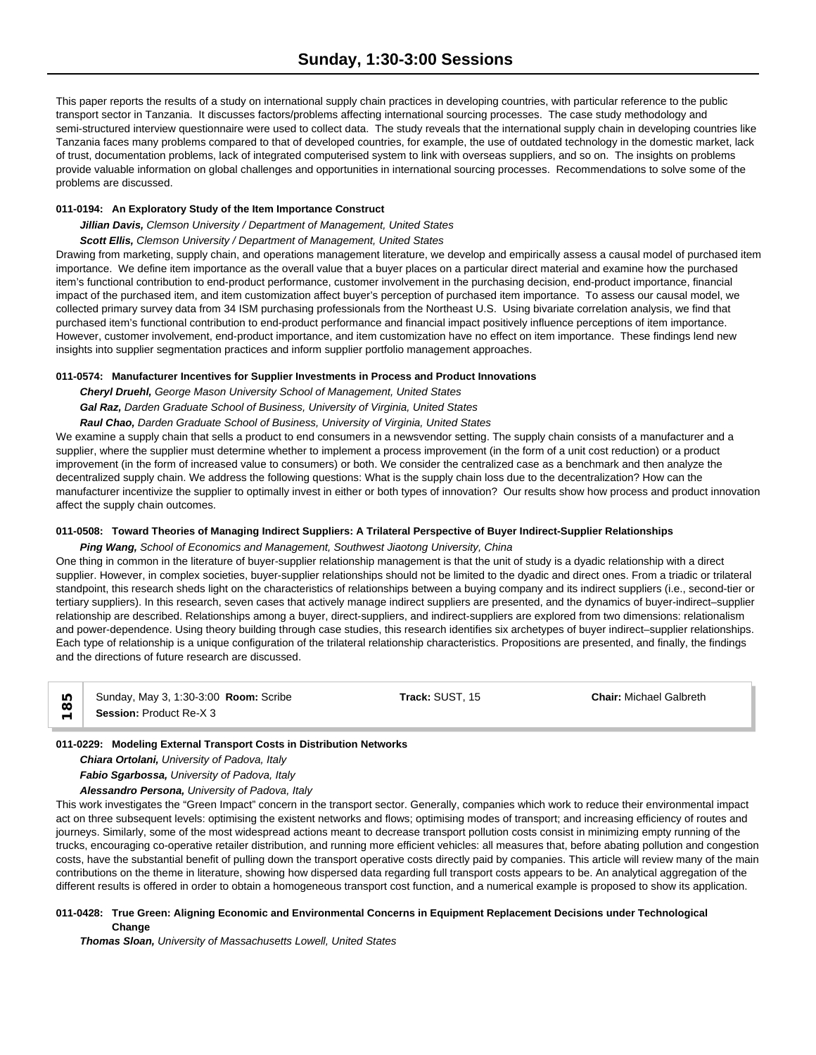This paper reports the results of a study on international supply chain practices in developing countries, with particular reference to the public transport sector in Tanzania. It discusses factors/problems affecting international sourcing processes. The case study methodology and semi-structured interview questionnaire were used to collect data. The study reveals that the international supply chain in developing countries like Tanzania faces many problems compared to that of developed countries, for example, the use of outdated technology in the domestic market, lack of trust, documentation problems, lack of integrated computerised system to link with overseas suppliers, and so on. The insights on problems provide valuable information on global challenges and opportunities in international sourcing processes. Recommendations to solve some of the problems are discussed.

**011-0194: An Exploratory Study of the Item Importance Construct**

***Jillian Davis,*** *Clemson University / Department of Management, United States*

***Scott Ellis,*** *Clemson University / Department of Management, United States*

Drawing from marketing, supply chain, and operations management literature, we develop and empirically assess a causal model of purchased item importance. We define item importance as the overall value that a buyer places on a particular direct material and examine how the purchased item's functional contribution to end-product performance, customer involvement in the purchasing decision, end-product importance, financial impact of the purchased item, and item customization affect buyer's perception of purchased item importance. To assess our causal model, we collected primary survey data from 34 ISM purchasing professionals from the Northeast U.S. Using bivariate correlation analysis, we find that purchased item's functional contribution to end-product performance and financial impact positively influence perceptions of item importance. However, customer involvement, end-product importance, and item customization have no effect on item importance. These findings lend new insights into supplier segmentation practices and inform supplier portfolio management approaches.

**011-0574: Manufacturer Incentives for Supplier Investments in Process and Product Innovations**

***Cheryl Druehl,*** *George Mason University School of Management, United States*

***Gal Raz,*** *Darden Graduate School of Business, University of Virginia, United States*

***Raul Chao,*** *Darden Graduate School of Business, University of Virginia, United States*

We examine a supply chain that sells a product to end consumers in a newsvendor setting. The supply chain consists of a manufacturer and a supplier, where the supplier must determine whether to implement a process improvement (in the form of a unit cost reduction) or a product improvement (in the form of increased value to consumers) or both. We consider the centralized case as a benchmark and then analyze the decentralized supply chain. We address the following questions: What is the supply chain loss due to the decentralization? How can the manufacturer incentivize the supplier to optimally invest in either or both types of innovation? Our results show how process and product innovation affect the supply chain outcomes.

**011-0508: Toward Theories of Managing Indirect Suppliers: A Trilateral Perspective of Buyer Indirect-Supplier Relationships**

***Ping Wang,*** *School of Economics and Management, Southwest Jiaotong University, China*

One thing in common in the literature of buyer-supplier relationship management is that the unit of study is a dyadic relationship with a direct supplier. However, in complex societies, buyer-supplier relationships should not be limited to the dyadic and direct ones. From a triadic or trilateral standpoint, this research sheds light on the characteristics of relationships between a buying company and its indirect suppliers (i.e., second-tier or tertiary suppliers). In this research, seven cases that actively manage indirect suppliers are presented, and the dynamics of buyer-indirect–supplier relationship are described. Relationships among a buyer, direct-suppliers, and indirect-suppliers are explored from two dimensions: relationalism and power-dependence. Using theory building through case studies, this research identifies six archetypes of buyer indirect–supplier relationships. Each type of relationship is a unique configuration of the trilateral relationship characteristics. Propositions are presented, and finally, the findings and the directions of future research are discussed.

| 185 | Sunday, May 3, 1:30-3:00 **Room:** Scribe<br>**Session:** Product Re-X 3 | **Track:** SUST, 15 | **Chair:** Michael Galbreth |
|---|---|---|---|

**011-0229: Modeling External Transport Costs in Distribution Networks**

***Chiara Ortolani,*** *University of Padova, Italy*

***Fabio Sgarbossa,*** *University of Padova, Italy*

***Alessandro Persona,*** *University of Padova, Italy*

This work investigates the "Green Impact" concern in the transport sector. Generally, companies which work to reduce their environmental impact act on three subsequent levels: optimising the existent networks and flows; optimising modes of transport; and increasing efficiency of routes and journeys. Similarly, some of the most widespread actions meant to decrease transport pollution costs consist in minimizing empty running of the trucks, encouraging co-operative retailer distribution, and running more efficient vehicles: all measures that, before abating pollution and congestion costs, have the substantial benefit of pulling down the transport operative costs directly paid by companies. This article will review many of the main contributions on the theme in literature, showing how dispersed data regarding full transport costs appears to be. An analytical aggregation of the different results is offered in order to obtain a homogeneous transport cost function, and a numerical example is proposed to show its application.

**011-0428: True Green: Aligning Economic and Environmental Concerns in Equipment Replacement Decisions under Technological Change**

***Thomas Sloan,*** *University of Massachusetts Lowell, United States*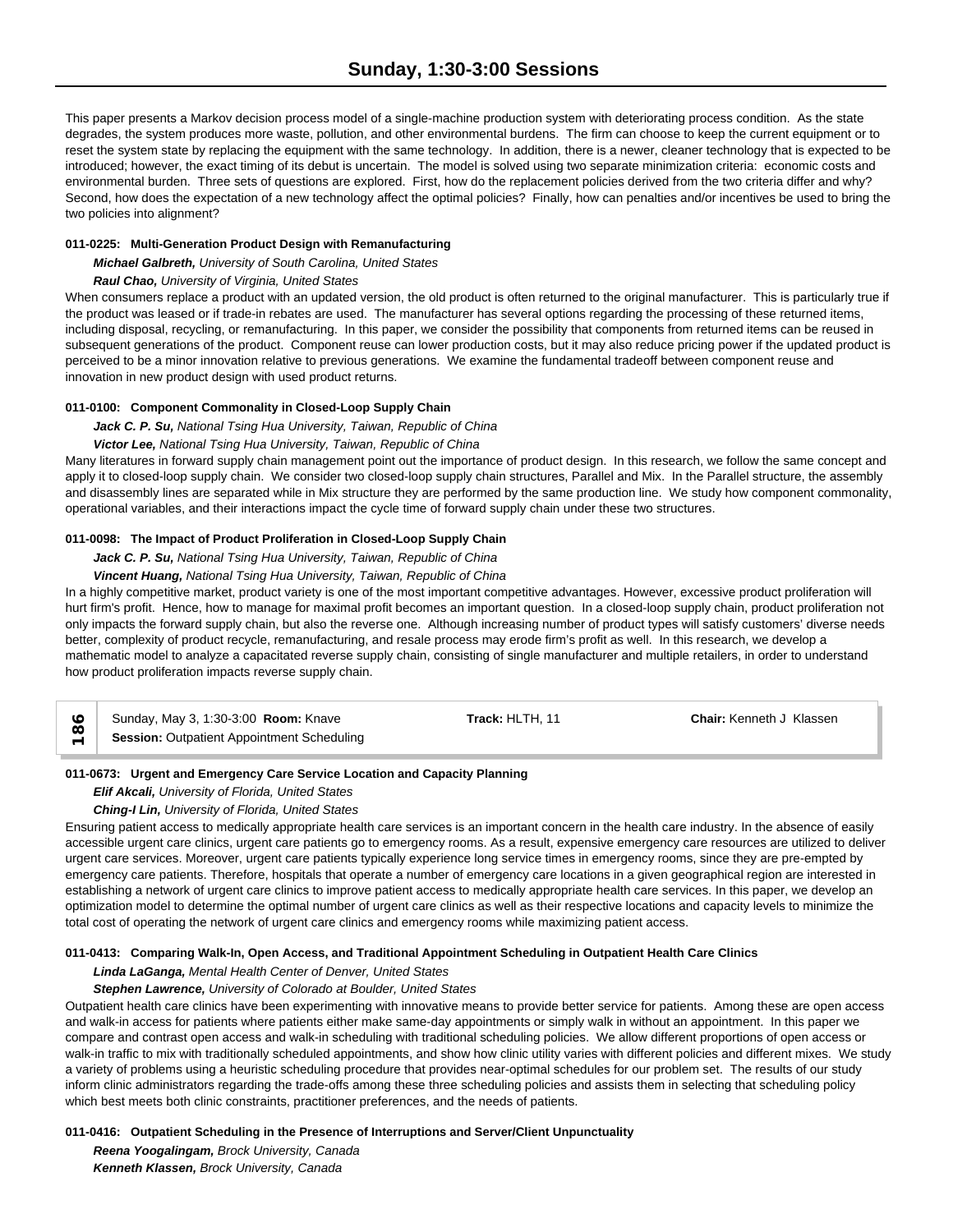This paper presents a Markov decision process model of a single-machine production system with deteriorating process condition. As the state degrades, the system produces more waste, pollution, and other environmental burdens. The firm can choose to keep the current equipment or to reset the system state by replacing the equipment with the same technology. In addition, there is a newer, cleaner technology that is expected to be introduced; however, the exact timing of its debut is uncertain. The model is solved using two separate minimization criteria: economic costs and environmental burden. Three sets of questions are explored. First, how do the replacement policies derived from the two criteria differ and why? Second, how does the expectation of a new technology affect the optimal policies? Finally, how can penalties and/or incentives be used to bring the two policies into alignment?

#### 011-0225: Multi-Generation Product Design with Remanufacturing

***Michael Galbreth,*** *University of South Carolina, United States*

***Raul Chao,*** *University of Virginia, United States*

When consumers replace a product with an updated version, the old product is often returned to the original manufacturer. This is particularly true if the product was leased or if trade-in rebates are used. The manufacturer has several options regarding the processing of these returned items, including disposal, recycling, or remanufacturing. In this paper, we consider the possibility that components from returned items can be reused in subsequent generations of the product. Component reuse can lower production costs, but it may also reduce pricing power if the updated product is perceived to be a minor innovation relative to previous generations. We examine the fundamental tradeoff between component reuse and innovation in new product design with used product returns.

#### 011-0100: Component Commonality in Closed-Loop Supply Chain

***Jack C. P. Su,*** *National Tsing Hua University, Taiwan, Republic of China*

***Victor Lee,*** *National Tsing Hua University, Taiwan, Republic of China*

Many literatures in forward supply chain management point out the importance of product design. In this research, we follow the same concept and apply it to closed-loop supply chain. We consider two closed-loop supply chain structures, Parallel and Mix. In the Parallel structure, the assembly and disassembly lines are separated while in Mix structure they are performed by the same production line. We study how component commonality, operational variables, and their interactions impact the cycle time of forward supply chain under these two structures.

#### 011-0098: The Impact of Product Proliferation in Closed-Loop Supply Chain

***Jack C. P. Su,*** *National Tsing Hua University, Taiwan, Republic of China*

***Vincent Huang,*** *National Tsing Hua University, Taiwan, Republic of China*

In a highly competitive market, product variety is one of the most important competitive advantages. However, excessive product proliferation will hurt firm's profit. Hence, how to manage for maximal profit becomes an important question. In a closed-loop supply chain, product proliferation not only impacts the forward supply chain, but also the reverse one. Although increasing number of product types will satisfy customers' diverse needs better, complexity of product recycle, remanufacturing, and resale process may erode firm's profit as well. In this research, we develop a mathematic model to analyze a capacitated reverse supply chain, consisting of single manufacturer and multiple retailers, in order to understand how product proliferation impacts reverse supply chain.

### 186

Sunday, May 3, 1:30-3:00 **Room:** Knave **Track:** HLTH, 11 **Chair:** Kenneth J Klassen

**Session:** Outpatient Appointment Scheduling

#### 011-0673: Urgent and Emergency Care Service Location and Capacity Planning

***Elif Akcali,*** *University of Florida, United States*

***Ching-I Lin,*** *University of Florida, United States*

Ensuring patient access to medically appropriate health care services is an important concern in the health care industry. In the absence of easily accessible urgent care clinics, urgent care patients go to emergency rooms. As a result, expensive emergency care resources are utilized to deliver urgent care services. Moreover, urgent care patients typically experience long service times in emergency rooms, since they are pre-empted by emergency care patients. Therefore, hospitals that operate a number of emergency care locations in a given geographical region are interested in establishing a network of urgent care clinics to improve patient access to medically appropriate health care services. In this paper, we develop an optimization model to determine the optimal number of urgent care clinics as well as their respective locations and capacity levels to minimize the total cost of operating the network of urgent care clinics and emergency rooms while maximizing patient access.

#### 011-0413: Comparing Walk-In, Open Access, and Traditional Appointment Scheduling in Outpatient Health Care Clinics

***Linda LaGanga,*** *Mental Health Center of Denver, United States*

***Stephen Lawrence,*** *University of Colorado at Boulder, United States*

Outpatient health care clinics have been experimenting with innovative means to provide better service for patients. Among these are open access and walk-in access for patients where patients either make same-day appointments or simply walk in without an appointment. In this paper we compare and contrast open access and walk-in scheduling with traditional scheduling policies. We allow different proportions of open access or walk-in traffic to mix with traditionally scheduled appointments, and show how clinic utility varies with different policies and different mixes. We study a variety of problems using a heuristic scheduling procedure that provides near-optimal schedules for our problem set. The results of our study inform clinic administrators regarding the trade-offs among these three scheduling policies and assists them in selecting that scheduling policy which best meets both clinic constraints, practitioner preferences, and the needs of patients.

#### 011-0416: Outpatient Scheduling in the Presence of Interruptions and Server/Client Unpunctuality

***Reena Yoogalingam,*** *Brock University, Canada*

***Kenneth Klassen,*** *Brock University, Canada*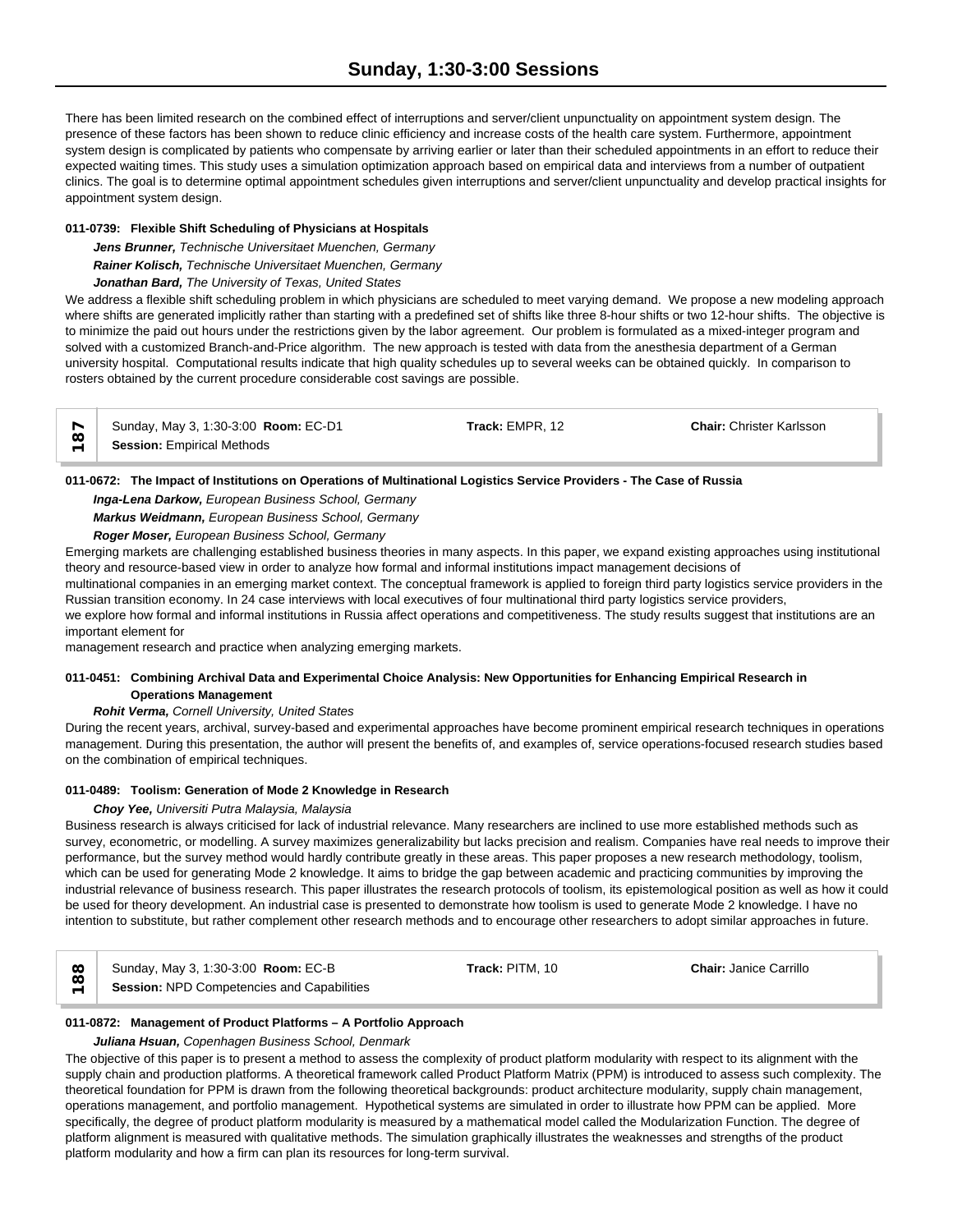There has been limited research on the combined effect of interruptions and server/client unpunctuality on appointment system design. The presence of these factors has been shown to reduce clinic efficiency and increase costs of the health care system. Furthermore, appointment system design is complicated by patients who compensate by arriving earlier or later than their scheduled appointments in an effort to reduce their expected waiting times. This study uses a simulation optimization approach based on empirical data and interviews from a number of outpatient clinics. The goal is to determine optimal appointment schedules given interruptions and server/client unpunctuality and develop practical insights for appointment system design.

**011-0739: Flexible Shift Scheduling of Physicians at Hospitals**

***Jens Brunner,*** *Technische Universitaet Muenchen, Germany*
***Rainer Kolisch,*** *Technische Universitaet Muenchen, Germany*
***Jonathan Bard,*** *The University of Texas, United States*

We address a flexible shift scheduling problem in which physicians are scheduled to meet varying demand. We propose a new modeling approach where shifts are generated implicitly rather than starting with a predefined set of shifts like three 8-hour shifts or two 12-hour shifts. The objective is to minimize the paid out hours under the restrictions given by the labor agreement. Our problem is formulated as a mixed-integer program and solved with a customized Branch-and-Price algorithm. The new approach is tested with data from the anesthesia department of a German university hospital. Computational results indicate that high quality schedules up to several weeks can be obtained quickly. In comparison to rosters obtained by the current procedure considerable cost savings are possible.

| 187 | Sunday, May 3, 1:30-3:00 **Room:** EC-D1<br>**Session:** Empirical Methods | **Track:** EMPR, 12 | **Chair:** Christer Karlsson |
|---|---|---|---|

**011-0672: The Impact of Institutions on Operations of Multinational Logistics Service Providers - The Case of Russia**

***Inga-Lena Darkow,*** *European Business School, Germany*
***Markus Weidmann,*** *European Business School, Germany*
***Roger Moser,*** *European Business School, Germany*

Emerging markets are challenging established business theories in many aspects. In this paper, we expand existing approaches using institutional theory and resource-based view in order to analyze how formal and informal institutions impact management decisions of multinational companies in an emerging market context. The conceptual framework is applied to foreign third party logistics service providers in the Russian transition economy. In 24 case interviews with local executives of four multinational third party logistics service providers, we explore how formal and informal institutions in Russia affect operations and competitiveness. The study results suggest that institutions are an important element for management research and practice when analyzing emerging markets.

**011-0451: Combining Archival Data and Experimental Choice Analysis: New Opportunities for Enhancing Empirical Research in Operations Management**

***Rohit Verma,*** *Cornell University, United States*

During the recent years, archival, survey-based and experimental approaches have become prominent empirical research techniques in operations management. During this presentation, the author will present the benefits of, and examples of, service operations-focused research studies based on the combination of empirical techniques.

**011-0489: Toolism: Generation of Mode 2 Knowledge in Research**

***Choy Yee,*** *Universiti Putra Malaysia, Malaysia*

Business research is always criticised for lack of industrial relevance. Many researchers are inclined to use more established methods such as survey, econometric, or modelling. A survey maximizes generalizability but lacks precision and realism. Companies have real needs to improve their performance, but the survey method would hardly contribute greatly in these areas. This paper proposes a new research methodology, toolism, which can be used for generating Mode 2 knowledge. It aims to bridge the gap between academic and practicing communities by improving the industrial relevance of business research. This paper illustrates the research protocols of toolism, its epistemological position as well as how it could be used for theory development. An industrial case is presented to demonstrate how toolism is used to generate Mode 2 knowledge. I have no intention to substitute, but rather complement other research methods and to encourage other researchers to adopt similar approaches in future.

| 188 | Sunday, May 3, 1:30-3:00 **Room:** EC-B<br>**Session:** NPD Competencies and Capabilities | **Track:** PITM, 10 | **Chair:** Janice Carrillo |
|---|---|---|---|

**011-0872: Management of Product Platforms – A Portfolio Approach**

***Juliana Hsuan,*** *Copenhagen Business School, Denmark*

The objective of this paper is to present a method to assess the complexity of product platform modularity with respect to its alignment with the supply chain and production platforms. A theoretical framework called Product Platform Matrix (PPM) is introduced to assess such complexity. The theoretical foundation for PPM is drawn from the following theoretical backgrounds: product architecture modularity, supply chain management, operations management, and portfolio management. Hypothetical systems are simulated in order to illustrate how PPM can be applied. More specifically, the degree of product platform modularity is measured by a mathematical model called the Modularization Function. The degree of platform alignment is measured with qualitative methods. The simulation graphically illustrates the weaknesses and strengths of the product platform modularity and how a firm can plan its resources for long-term survival.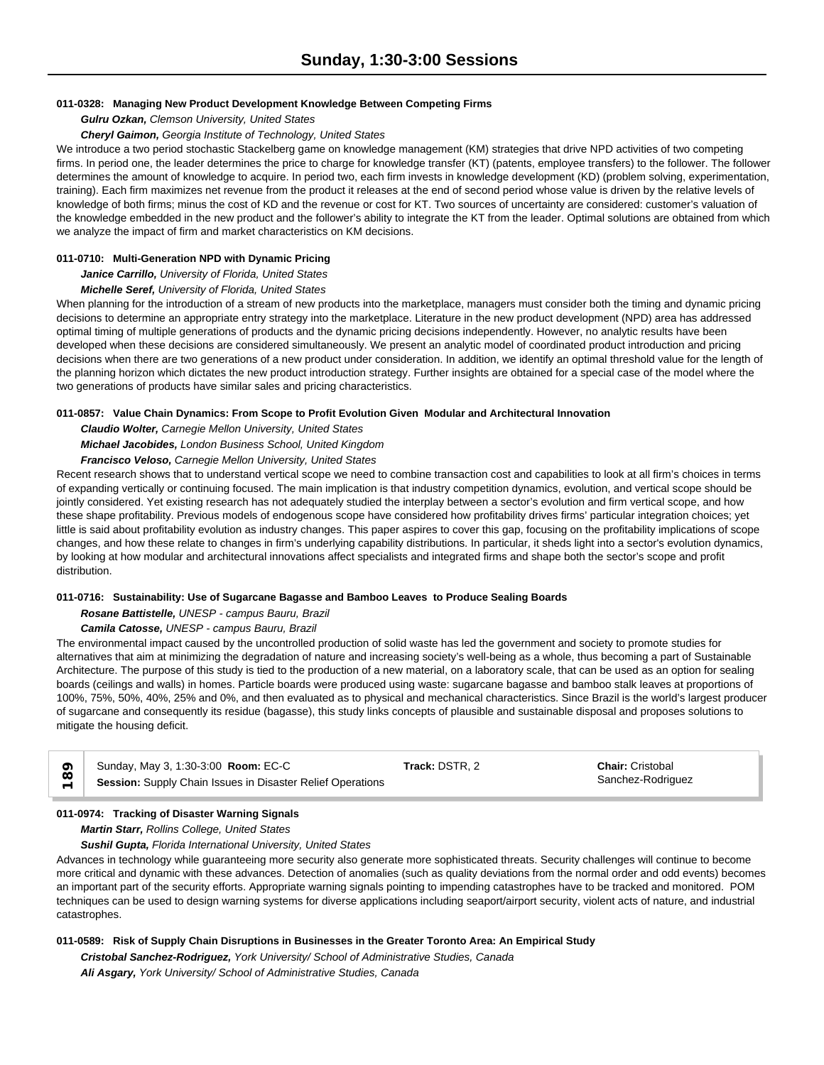**011-0328: Managing New Product Development Knowledge Between Competing Firms**

***Gulru Ozkan,*** *Clemson University, United States*

***Cheryl Gaimon,*** *Georgia Institute of Technology, United States*

We introduce a two period stochastic Stackelberg game on knowledge management (KM) strategies that drive NPD activities of two competing firms. In period one, the leader determines the price to charge for knowledge transfer (KT) (patents, employee transfers) to the follower. The follower determines the amount of knowledge to acquire. In period two, each firm invests in knowledge development (KD) (problem solving, experimentation, training). Each firm maximizes net revenue from the product it releases at the end of second period whose value is driven by the relative levels of knowledge of both firms; minus the cost of KD and the revenue or cost for KT. Two sources of uncertainty are considered: customer's valuation of the knowledge embedded in the new product and the follower's ability to integrate the KT from the leader. Optimal solutions are obtained from which we analyze the impact of firm and market characteristics on KM decisions.

**011-0710: Multi-Generation NPD with Dynamic Pricing**

***Janice Carrillo,*** *University of Florida, United States*

***Michelle Seref,*** *University of Florida, United States*

When planning for the introduction of a stream of new products into the marketplace, managers must consider both the timing and dynamic pricing decisions to determine an appropriate entry strategy into the marketplace. Literature in the new product development (NPD) area has addressed optimal timing of multiple generations of products and the dynamic pricing decisions independently. However, no analytic results have been developed when these decisions are considered simultaneously. We present an analytic model of coordinated product introduction and pricing decisions when there are two generations of a new product under consideration. In addition, we identify an optimal threshold value for the length of the planning horizon which dictates the new product introduction strategy. Further insights are obtained for a special case of the model where the two generations of products have similar sales and pricing characteristics.

**011-0857: Value Chain Dynamics: From Scope to Profit Evolution Given Modular and Architectural Innovation**

***Claudio Wolter,*** *Carnegie Mellon University, United States*

***Michael Jacobides,*** *London Business School, United Kingdom*

***Francisco Veloso,*** *Carnegie Mellon University, United States*

Recent research shows that to understand vertical scope we need to combine transaction cost and capabilities to look at all firm's choices in terms of expanding vertically or continuing focused. The main implication is that industry competition dynamics, evolution, and vertical scope should be jointly considered. Yet existing research has not adequately studied the interplay between a sector's evolution and firm vertical scope, and how these shape profitability. Previous models of endogenous scope have considered how profitability drives firms' particular integration choices; yet little is said about profitability evolution as industry changes. This paper aspires to cover this gap, focusing on the profitability implications of scope changes, and how these relate to changes in firm's underlying capability distributions. In particular, it sheds light into a sector's evolution dynamics, by looking at how modular and architectural innovations affect specialists and integrated firms and shape both the sector's scope and profit distribution.

**011-0716: Sustainability: Use of Sugarcane Bagasse and Bamboo Leaves to Produce Sealing Boards**

***Rosane Battistelle,*** *UNESP - campus Bauru, Brazil*

***Camila Catosse,*** *UNESP - campus Bauru, Brazil*

The environmental impact caused by the uncontrolled production of solid waste has led the government and society to promote studies for alternatives that aim at minimizing the degradation of nature and increasing society's well-being as a whole, thus becoming a part of Sustainable Architecture. The purpose of this study is tied to the production of a new material, on a laboratory scale, that can be used as an option for sealing boards (ceilings and walls) in homes. Particle boards were produced using waste: sugarcane bagasse and bamboo stalk leaves at proportions of 100%, 75%, 50%, 40%, 25% and 0%, and then evaluated as to physical and mechanical characteristics. Since Brazil is the world's largest producer of sugarcane and consequently its residue (bagasse), this study links concepts of plausible and sustainable disposal and proposes solutions to mitigate the housing deficit.

| 189 | Sunday, May 3, 1:30-3:00 **Room:** EC-C<br>**Session:** Supply Chain Issues in Disaster Relief Operations | **Track:** DSTR, 2 | **Chair:** Cristobal Sanchez-Rodriguez |
|---|---|---|---|

**011-0974: Tracking of Disaster Warning Signals**

***Martin Starr,*** *Rollins College, United States*

***Sushil Gupta,*** *Florida International University, United States*

Advances in technology while guaranteeing more security also generate more sophisticated threats. Security challenges will continue to become more critical and dynamic with these advances. Detection of anomalies (such as quality deviations from the normal order and odd events) becomes an important part of the security efforts. Appropriate warning signals pointing to impending catastrophes have to be tracked and monitored. POM techniques can be used to design warning systems for diverse applications including seaport/airport security, violent acts of nature, and industrial catastrophes.

**011-0589: Risk of Supply Chain Disruptions in Businesses in the Greater Toronto Area: An Empirical Study**

***Cristobal Sanchez-Rodriguez,*** *York University/ School of Administrative Studies, Canada*

***Ali Asgary,*** *York University/ School of Administrative Studies, Canada*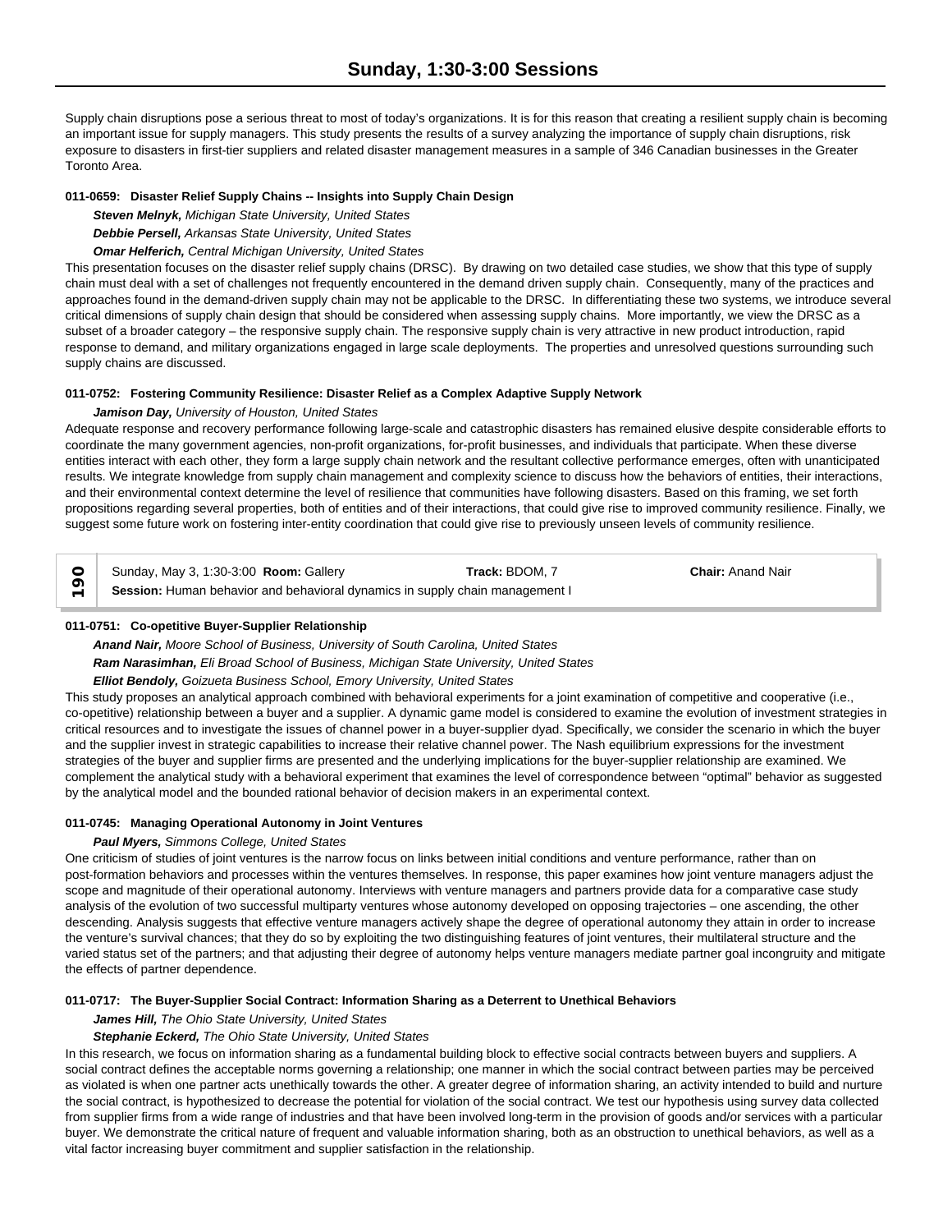Supply chain disruptions pose a serious threat to most of today's organizations. It is for this reason that creating a resilient supply chain is becoming an important issue for supply managers. This study presents the results of a survey analyzing the importance of supply chain disruptions, risk exposure to disasters in first-tier suppliers and related disaster management measures in a sample of 346 Canadian businesses in the Greater Toronto Area.

**011-0659: Disaster Relief Supply Chains -- Insights into Supply Chain Design**

***Steven Melnyk,*** *Michigan State University, United States*
***Debbie Persell,*** *Arkansas State University, United States*
***Omar Helferich,*** *Central Michigan University, United States*

This presentation focuses on the disaster relief supply chains (DRSC). By drawing on two detailed case studies, we show that this type of supply chain must deal with a set of challenges not frequently encountered in the demand driven supply chain. Consequently, many of the practices and approaches found in the demand-driven supply chain may not be applicable to the DRSC. In differentiating these two systems, we introduce several critical dimensions of supply chain design that should be considered when assessing supply chains. More importantly, we view the DRSC as a subset of a broader category – the responsive supply chain. The responsive supply chain is very attractive in new product introduction, rapid response to demand, and military organizations engaged in large scale deployments. The properties and unresolved questions surrounding such supply chains are discussed.

**011-0752: Fostering Community Resilience: Disaster Relief as a Complex Adaptive Supply Network**

***Jamison Day,*** *University of Houston, United States*

Adequate response and recovery performance following large-scale and catastrophic disasters has remained elusive despite considerable efforts to coordinate the many government agencies, non-profit organizations, for-profit businesses, and individuals that participate. When these diverse entities interact with each other, they form a large supply chain network and the resultant collective performance emerges, often with unanticipated results. We integrate knowledge from supply chain management and complexity science to discuss how the behaviors of entities, their interactions, and their environmental context determine the level of resilience that communities have following disasters. Based on this framing, we set forth propositions regarding several properties, both of entities and of their interactions, that could give rise to improved community resilience. Finally, we suggest some future work on fostering inter-entity coordination that could give rise to previously unseen levels of community resilience.

**190** | Sunday, May 3, 1:30-3:00 **Room:** Gallery | **Track:** BDOM, 7 | **Chair:** Anand Nair
**Session:** Human behavior and behavioral dynamics in supply chain management I

**011-0751: Co-opetitive Buyer-Supplier Relationship**

***Anand Nair,*** *Moore School of Business, University of South Carolina, United States*
***Ram Narasimhan,*** *Eli Broad School of Business, Michigan State University, United States*
***Elliot Bendoly,*** *Goizueta Business School, Emory University, United States*

This study proposes an analytical approach combined with behavioral experiments for a joint examination of competitive and cooperative (i.e., co-opetitive) relationship between a buyer and a supplier. A dynamic game model is considered to examine the evolution of investment strategies in critical resources and to investigate the issues of channel power in a buyer-supplier dyad. Specifically, we consider the scenario in which the buyer and the supplier invest in strategic capabilities to increase their relative channel power. The Nash equilibrium expressions for the investment strategies of the buyer and supplier firms are presented and the underlying implications for the buyer-supplier relationship are examined. We complement the analytical study with a behavioral experiment that examines the level of correspondence between "optimal" behavior as suggested by the analytical model and the bounded rational behavior of decision makers in an experimental context.

**011-0745: Managing Operational Autonomy in Joint Ventures**

***Paul Myers,*** *Simmons College, United States*

One criticism of studies of joint ventures is the narrow focus on links between initial conditions and venture performance, rather than on post-formation behaviors and processes within the ventures themselves. In response, this paper examines how joint venture managers adjust the scope and magnitude of their operational autonomy. Interviews with venture managers and partners provide data for a comparative case study analysis of the evolution of two successful multiparty ventures whose autonomy developed on opposing trajectories – one ascending, the other descending. Analysis suggests that effective venture managers actively shape the degree of operational autonomy they attain in order to increase the venture's survival chances; that they do so by exploiting the two distinguishing features of joint ventures, their multilateral structure and the varied status set of the partners; and that adjusting their degree of autonomy helps venture managers mediate partner goal incongruity and mitigate the effects of partner dependence.

**011-0717: The Buyer-Supplier Social Contract: Information Sharing as a Deterrent to Unethical Behaviors**

***James Hill,*** *The Ohio State University, United States*
***Stephanie Eckerd,*** *The Ohio State University, United States*

In this research, we focus on information sharing as a fundamental building block to effective social contracts between buyers and suppliers. A social contract defines the acceptable norms governing a relationship; one manner in which the social contract between parties may be perceived as violated is when one partner acts unethically towards the other. A greater degree of information sharing, an activity intended to build and nurture the social contract, is hypothesized to decrease the potential for violation of the social contract. We test our hypothesis using survey data collected from supplier firms from a wide range of industries and that have been involved long-term in the provision of goods and/or services with a particular buyer. We demonstrate the critical nature of frequent and valuable information sharing, both as an obstruction to unethical behaviors, as well as a vital factor increasing buyer commitment and supplier satisfaction in the relationship.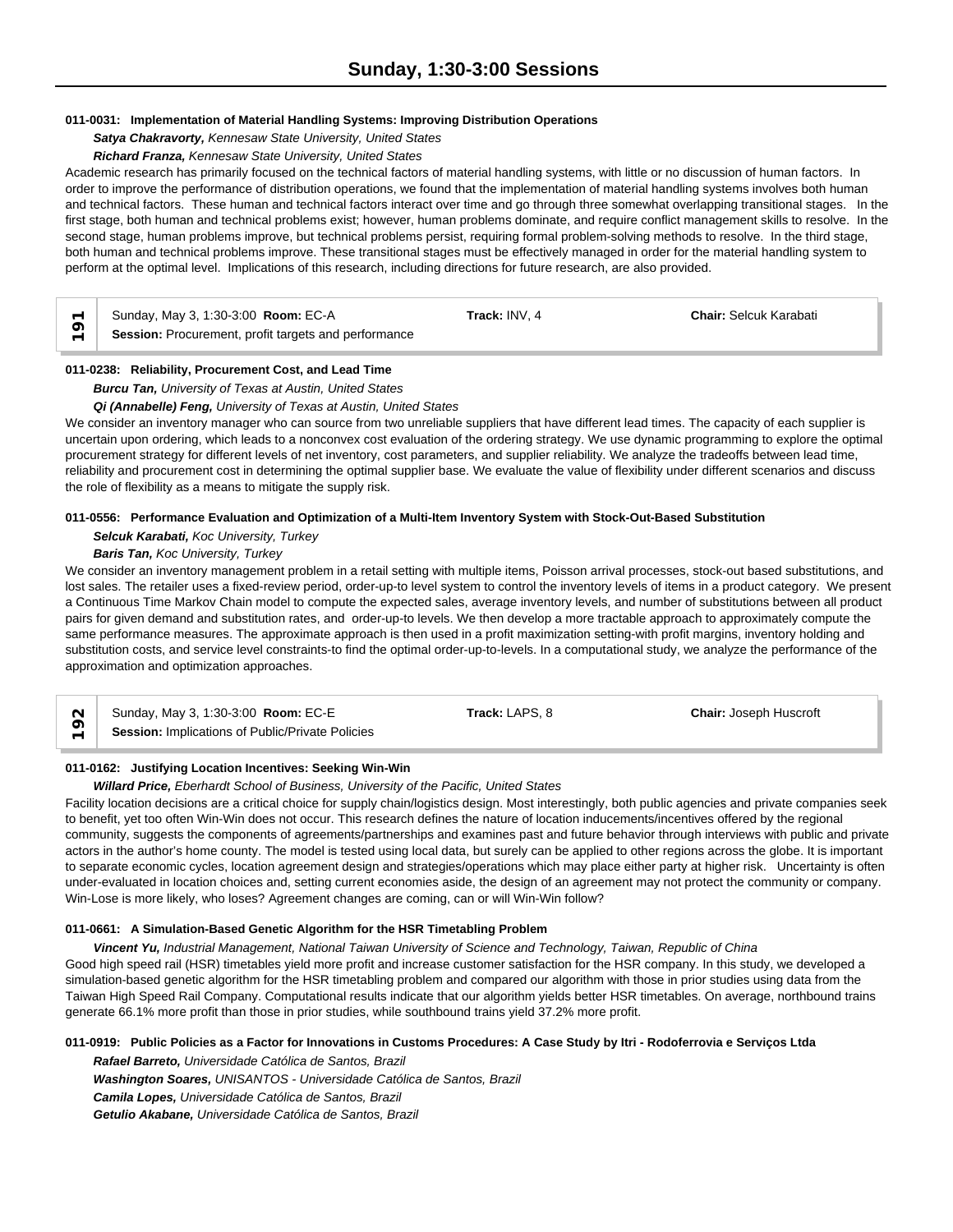**011-0031: Implementation of Material Handling Systems: Improving Distribution Operations**

***Satya Chakravorty,*** *Kennesaw State University, United States*

***Richard Franza,*** *Kennesaw State University, United States*

Academic research has primarily focused on the technical factors of material handling systems, with little or no discussion of human factors. In order to improve the performance of distribution operations, we found that the implementation of material handling systems involves both human and technical factors. These human and technical factors interact over time and go through three somewhat overlapping transitional stages. In the first stage, both human and technical problems exist; however, human problems dominate, and require conflict management skills to resolve. In the second stage, human problems improve, but technical problems persist, requiring formal problem-solving methods to resolve. In the third stage, both human and technical problems improve. These transitional stages must be effectively managed in order for the material handling system to perform at the optimal level. Implications of this research, including directions for future research, are also provided.

| 191 | Sunday, May 3, 1:30-3:00 **Room:** EC-A | **Track:** INV, 4 | **Chair:** Selcuk Karabati |
|---|---|---|---|
| | **Session:** Procurement, profit targets and performance | | |

**011-0238: Reliability, Procurement Cost, and Lead Time**

***Burcu Tan,*** *University of Texas at Austin, United States*

***Qi (Annabelle) Feng,*** *University of Texas at Austin, United States*

We consider an inventory manager who can source from two unreliable suppliers that have different lead times. The capacity of each supplier is uncertain upon ordering, which leads to a nonconvex cost evaluation of the ordering strategy. We use dynamic programming to explore the optimal procurement strategy for different levels of net inventory, cost parameters, and supplier reliability. We analyze the tradeoffs between lead time, reliability and procurement cost in determining the optimal supplier base. We evaluate the value of flexibility under different scenarios and discuss the role of flexibility as a means to mitigate the supply risk.

**011-0556: Performance Evaluation and Optimization of a Multi-Item Inventory System with Stock-Out-Based Substitution**

***Selcuk Karabati,*** *Koc University, Turkey*

***Baris Tan,*** *Koc University, Turkey*

We consider an inventory management problem in a retail setting with multiple items, Poisson arrival processes, stock-out based substitutions, and lost sales. The retailer uses a fixed-review period, order-up-to level system to control the inventory levels of items in a product category. We present a Continuous Time Markov Chain model to compute the expected sales, average inventory levels, and number of substitutions between all product pairs for given demand and substitution rates, and order-up-to levels. We then develop a more tractable approach to approximately compute the same performance measures. The approximate approach is then used in a profit maximization setting-with profit margins, inventory holding and substitution costs, and service level constraints-to find the optimal order-up-to-levels. In a computational study, we analyze the performance of the approximation and optimization approaches.

| 192 | Sunday, May 3, 1:30-3:00 **Room:** EC-E | **Track:** LAPS, 8 | **Chair:** Joseph Huscroft |
|---|---|---|---|
| | **Session:** Implications of Public/Private Policies | | |

**011-0162: Justifying Location Incentives: Seeking Win-Win**

***Willard Price,*** *Eberhardt School of Business, University of the Pacific, United States*

Facility location decisions are a critical choice for supply chain/logistics design. Most interestingly, both public agencies and private companies seek to benefit, yet too often Win-Win does not occur. This research defines the nature of location inducements/incentives offered by the regional community, suggests the components of agreements/partnerships and examines past and future behavior through interviews with public and private actors in the author's home county. The model is tested using local data, but surely can be applied to other regions across the globe. It is important to separate economic cycles, location agreement design and strategies/operations which may place either party at higher risk. Uncertainty is often under-evaluated in location choices and, setting current economies aside, the design of an agreement may not protect the community or company. Win-Lose is more likely, who loses? Agreement changes are coming, can or will Win-Win follow?

**011-0661: A Simulation-Based Genetic Algorithm for the HSR Timetabling Problem**

***Vincent Yu,*** *Industrial Management, National Taiwan University of Science and Technology, Taiwan, Republic of China*

Good high speed rail (HSR) timetables yield more profit and increase customer satisfaction for the HSR company. In this study, we developed a simulation-based genetic algorithm for the HSR timetabling problem and compared our algorithm with those in prior studies using data from the Taiwan High Speed Rail Company. Computational results indicate that our algorithm yields better HSR timetables. On average, northbound trains generate 66.1% more profit than those in prior studies, while southbound trains yield 37.2% more profit.

**011-0919: Public Policies as a Factor for Innovations in Customs Procedures: A Case Study by Itri - Rodoferrovia e Serviços Ltda**

***Rafael Barreto,*** *Universidade Católica de Santos, Brazil*

***Washington Soares,*** *UNISANTOS - Universidade Católica de Santos, Brazil*

***Camila Lopes,*** *Universidade Católica de Santos, Brazil*

***Getulio Akabane,*** *Universidade Católica de Santos, Brazil*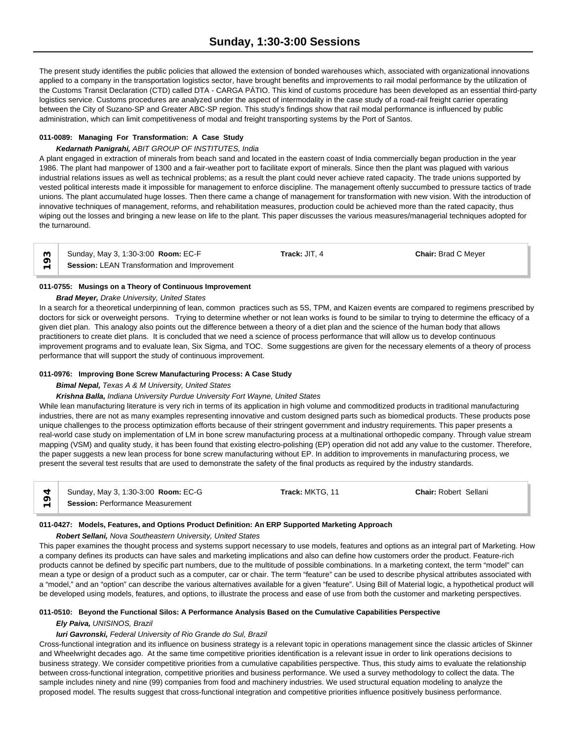The present study identifies the public policies that allowed the extension of bonded warehouses which, associated with organizational innovations applied to a company in the transportation logistics sector, have brought benefits and improvements to rail modal performance by the utilization of the Customs Transit Declaration (CTD) called DTA - CARGA PÁTIO. This kind of customs procedure has been developed as an essential third-party logistics service. Customs procedures are analyzed under the aspect of intermodality in the case study of a road-rail freight carrier operating between the City of Suzano-SP and Greater ABC-SP region. This study's findings show that rail modal performance is influenced by public administration, which can limit competitiveness of modal and freight transporting systems by the Port of Santos.

**011-0089: Managing For Transformation: A Case Study**

***Kedarnath Panigrahi,*** *ABIT GROUP OF INSTITUTES, India*

A plant engaged in extraction of minerals from beach sand and located in the eastern coast of India commercially began production in the year 1986. The plant had manpower of 1300 and a fair-weather port to facilitate export of minerals. Since then the plant was plagued with various industrial relations issues as well as technical problems; as a result the plant could never achieve rated capacity. The trade unions supported by vested political interests made it impossible for management to enforce discipline. The management oftenly succumbed to pressure tactics of trade unions. The plant accumulated huge losses. Then there came a change of management for transformation with new vision. With the introduction of innovative techniques of management, reforms, and rehabilitation measures, production could be achieved more than the rated capacity, thus wiping out the losses and bringing a new lease on life to the plant. This paper discusses the various measures/managerial techniques adopted for the turnaround.

| 193 | Sunday, May 3, 1:30-3:00 **Room:** EC-F<br>**Session:** LEAN Transformation and Improvement | **Track:** JIT, 4 | **Chair:** Brad C Meyer |
|---|---|---|---|

**011-0755: Musings on a Theory of Continuous Improvement**

***Brad Meyer,*** *Drake University, United States*

In a search for a theoretical underpinning of lean, common practices such as 5S, TPM, and Kaizen events are compared to regimens prescribed by doctors for sick or overweight persons. Trying to determine whether or not lean works is found to be similar to trying to determine the efficacy of a given diet plan. This analogy also points out the difference between a theory of a diet plan and the science of the human body that allows practitioners to create diet plans. It is concluded that we need a science of process performance that will allow us to develop continuous improvement programs and to evaluate lean, Six Sigma, and TOC. Some suggestions are given for the necessary elements of a theory of process performance that will support the study of continuous improvement.

**011-0976: Improving Bone Screw Manufacturing Process: A Case Study**

***Bimal Nepal,*** *Texas A & M University, United States*

***Krishna Balla,*** *Indiana University Purdue University Fort Wayne, United States*

While lean manufacturing literature is very rich in terms of its application in high volume and commoditized products in traditional manufacturing industries, there are not as many examples representing innovative and custom designed parts such as biomedical products. These products pose unique challenges to the process optimization efforts because of their stringent government and industry requirements. This paper presents a real-world case study on implementation of LM in bone screw manufacturing process at a multinational orthopedic company. Through value stream mapping (VSM) and quality study, it has been found that existing electro-polishing (EP) operation did not add any value to the customer. Therefore, the paper suggests a new lean process for bone screw manufacturing without EP. In addition to improvements in manufacturing process, we present the several test results that are used to demonstrate the safety of the final products as required by the industry standards.

| 194 | Sunday, May 3, 1:30-3:00 **Room:** EC-G<br>**Session:** Performance Measurement | **Track:** MKTG, 11 | **Chair:** Robert Sellani |
|---|---|---|---|

**011-0427: Models, Features, and Options Product Definition: An ERP Supported Marketing Approach**

***Robert Sellani,*** *Nova Southeastern University, United States*

This paper examines the thought process and systems support necessary to use models, features and options as an integral part of Marketing. How a company defines its products can have sales and marketing implications and also can define how customers order the product. Feature-rich products cannot be defined by specific part numbers, due to the multitude of possible combinations. In a marketing context, the term “model” can mean a type or design of a product such as a computer, car or chair. The term “feature” can be used to describe physical attributes associated with a “model,” and an “option” can describe the various alternatives available for a given “feature”. Using Bill of Material logic, a hypothetical product will be developed using models, features, and options, to illustrate the process and ease of use from both the customer and marketing perspectives.

**011-0510: Beyond the Functional Silos: A Performance Analysis Based on the Cumulative Capabilities Perspective**

***Ely Paiva,*** *UNISINOS, Brazil*

***Iuri Gavronski,*** *Federal University of Rio Grande do Sul, Brazil*

Cross-functional integration and its influence on business strategy is a relevant topic in operations management since the classic articles of Skinner and Wheelwright decades ago. At the same time competitive priorities identification is a relevant issue in order to link operations decisions to business strategy. We consider competitive priorities from a cumulative capabilities perspective. Thus, this study aims to evaluate the relationship between cross-functional integration, competitive priorities and business performance. We used a survey methodology to collect the data. The sample includes ninety and nine (99) companies from food and machinery industries. We used structural equation modeling to analyze the proposed model. The results suggest that cross-functional integration and competitive priorities influence positively business performance.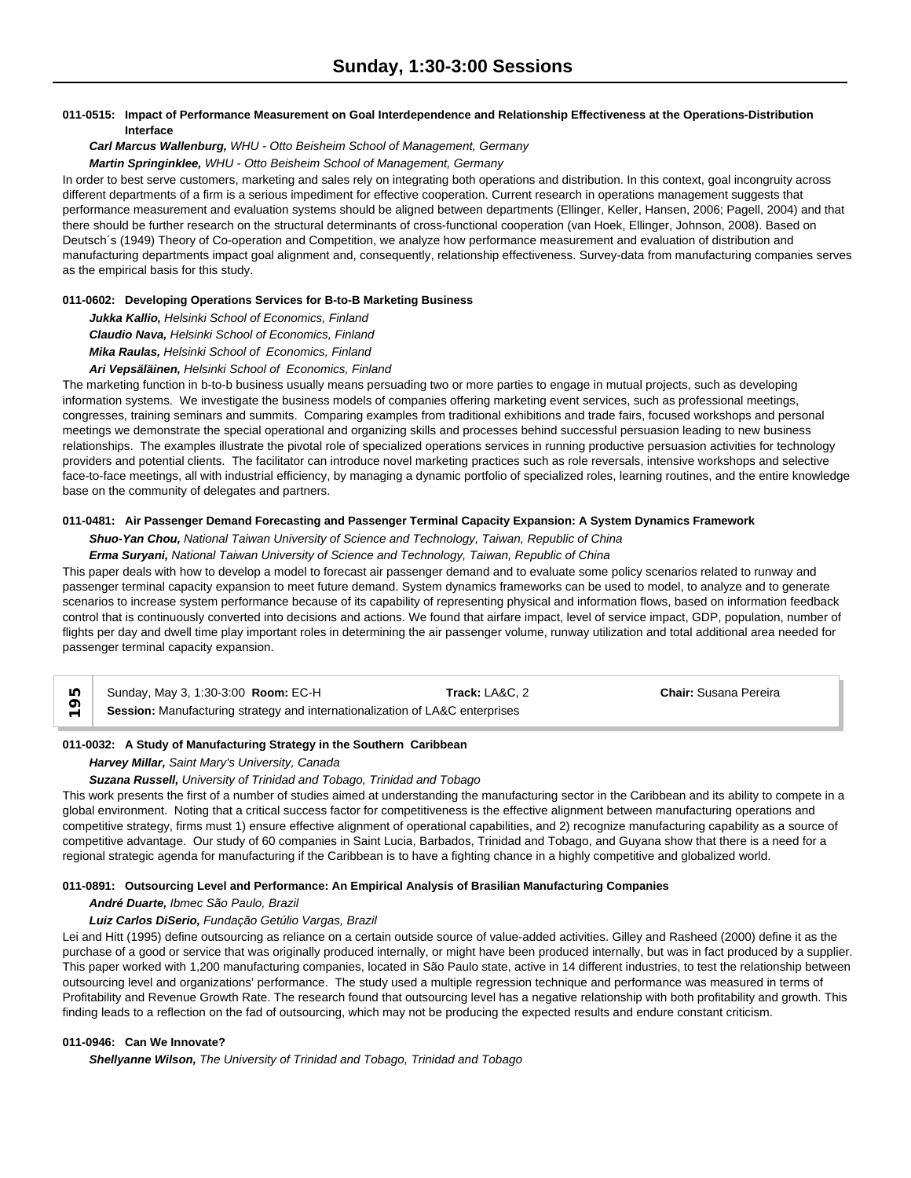# Sunday, 1:30-3:00 Sessions

**011-0515: Impact of Performance Measurement on Goal Interdependence and Relationship Effectiveness at the Operations-Distribution Interface**

***Carl Marcus Wallenburg,*** *WHU - Otto Beisheim School of Management, Germany*

***Martin Springinklee,*** *WHU - Otto Beisheim School of Management, Germany*

In order to best serve customers, marketing and sales rely on integrating both operations and distribution. In this context, goal incongruity across different departments of a firm is a serious impediment for effective cooperation. Current research in operations management suggests that performance measurement and evaluation systems should be aligned between departments (Ellinger, Keller, Hansen, 2006; Pagell, 2004) and that there should be further research on the structural determinants of cross-functional cooperation (van Hoek, Ellinger, Johnson, 2008). Based on Deutsch´s (1949) Theory of Co-operation and Competition, we analyze how performance measurement and evaluation of distribution and manufacturing departments impact goal alignment and, consequently, relationship effectiveness. Survey-data from manufacturing companies serves as the empirical basis for this study.

**011-0602: Developing Operations Services for B-to-B Marketing Business**

***Jukka Kallio,*** *Helsinki School of Economics, Finland*

***Claudio Nava,*** *Helsinki School of Economics, Finland*

***Mika Raulas,*** *Helsinki School of Economics, Finland*

***Ari Vepsäläinen,*** *Helsinki School of Economics, Finland*

The marketing function in b-to-b business usually means persuading two or more parties to engage in mutual projects, such as developing information systems. We investigate the business models of companies offering marketing event services, such as professional meetings, congresses, training seminars and summits. Comparing examples from traditional exhibitions and trade fairs, focused workshops and personal meetings we demonstrate the special operational and organizing skills and processes behind successful persuasion leading to new business relationships. The examples illustrate the pivotal role of specialized operations services in running productive persuasion activities for technology providers and potential clients. The facilitator can introduce novel marketing practices such as role reversals, intensive workshops and selective face-to-face meetings, all with industrial efficiency, by managing a dynamic portfolio of specialized roles, learning routines, and the entire knowledge base on the community of delegates and partners.

**011-0481: Air Passenger Demand Forecasting and Passenger Terminal Capacity Expansion: A System Dynamics Framework**

***Shuo-Yan Chou,*** *National Taiwan University of Science and Technology, Taiwan, Republic of China*

***Erma Suryani,*** *National Taiwan University of Science and Technology, Taiwan, Republic of China*

This paper deals with how to develop a model to forecast air passenger demand and to evaluate some policy scenarios related to runway and passenger terminal capacity expansion to meet future demand. System dynamics frameworks can be used to model, to analyze and to generate scenarios to increase system performance because of its capability of representing physical and information flows, based on information feedback control that is continuously converted into decisions and actions. We found that airfare impact, level of service impact, GDP, population, number of flights per day and dwell time play important roles in determining the air passenger volume, runway utilization and total additional area needed for passenger terminal capacity expansion.

| 195 | Sunday, May 3, 1:30-3:00 **Room:** EC-H | **Track:** LA&C, 2 | **Chair:** Susana Pereira |
|---|---|---|---|
| | **Session:** Manufacturing strategy and internationalization of LA&C enterprises | | |

**011-0032: A Study of Manufacturing Strategy in the Southern Caribbean**

***Harvey Millar,*** *Saint Mary's University, Canada*

***Suzana Russell,*** *University of Trinidad and Tobago, Trinidad and Tobago*

This work presents the first of a number of studies aimed at understanding the manufacturing sector in the Caribbean and its ability to compete in a global environment. Noting that a critical success factor for competitiveness is the effective alignment between manufacturing operations and competitive strategy, firms must 1) ensure effective alignment of operational capabilities, and 2) recognize manufacturing capability as a source of competitive advantage. Our study of 60 companies in Saint Lucia, Barbados, Trinidad and Tobago, and Guyana show that there is a need for a regional strategic agenda for manufacturing if the Caribbean is to have a fighting chance in a highly competitive and globalized world.

**011-0891: Outsourcing Level and Performance: An Empirical Analysis of Brasilian Manufacturing Companies**

***André Duarte,*** *Ibmec São Paulo, Brazil*

***Luiz Carlos DiSerio,*** *Fundação Getúlio Vargas, Brazil*

Lei and Hitt (1995) define outsourcing as reliance on a certain outside source of value-added activities. Gilley and Rasheed (2000) define it as the purchase of a good or service that was originally produced internally, or might have been produced internally, but was in fact produced by a supplier. This paper worked with 1,200 manufacturing companies, located in São Paulo state, active in 14 different industries, to test the relationship between outsourcing level and organizations' performance. The study used a multiple regression technique and performance was measured in terms of Profitability and Revenue Growth Rate. The research found that outsourcing level has a negative relationship with both profitability and growth. This finding leads to a reflection on the fad of outsourcing, which may not be producing the expected results and endure constant criticism.

**011-0946: Can We Innovate?**

***Shellyanne Wilson,*** *The University of Trinidad and Tobago, Trinidad and Tobago*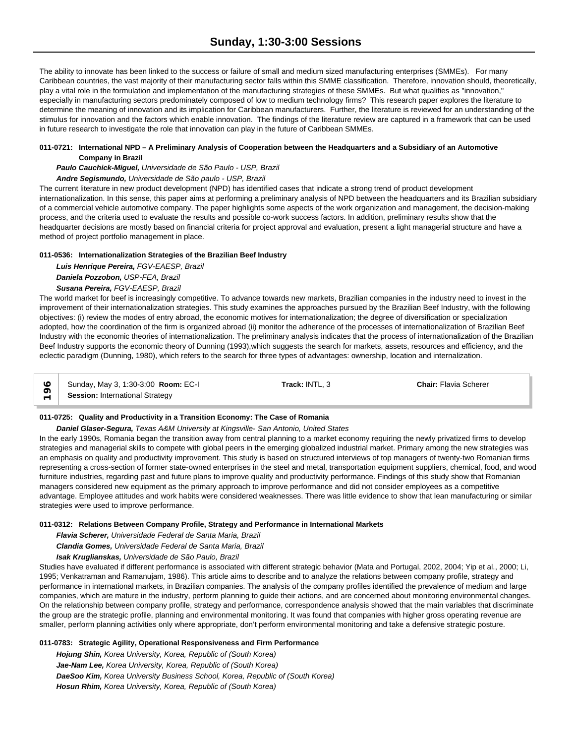The ability to innovate has been linked to the success or failure of small and medium sized manufacturing enterprises (SMMEs). For many Caribbean countries, the vast majority of their manufacturing sector falls within this SMME classification. Therefore, innovation should, theoretically, play a vital role in the formulation and implementation of the manufacturing strategies of these SMMEs. But what qualifies as "innovation," especially in manufacturing sectors predominately composed of low to medium technology firms? This research paper explores the literature to determine the meaning of innovation and its implication for Caribbean manufacturers. Further, the literature is reviewed for an understanding of the stimulus for innovation and the factors which enable innovation. The findings of the literature review are captured in a framework that can be used in future research to investigate the role that innovation can play in the future of Caribbean SMMEs.

**011-0721: International NPD – A Preliminary Analysis of Cooperation between the Headquarters and a Subsidiary of an Automotive Company in Brazil**

***Paulo Cauchick-Miguel,*** *Universidade de São Paulo - USP, Brazil*

***Andre Segismundo,*** *Universidade de São paulo - USP, Brazil*

The current literature in new product development (NPD) has identified cases that indicate a strong trend of product development internationalization. In this sense, this paper aims at performing a preliminary analysis of NPD between the headquarters and its Brazilian subsidiary of a commercial vehicle automotive company. The paper highlights some aspects of the work organization and management, the decision-making process, and the criteria used to evaluate the results and possible co-work success factors. In addition, preliminary results show that the headquarter decisions are mostly based on financial criteria for project approval and evaluation, present a light managerial structure and have a method of project portfolio management in place.

**011-0536: Internationalization Strategies of the Brazilian Beef Industry**

***Luis Henrique Pereira,*** *FGV-EAESP, Brazil*

***Daniela Pozzobon,*** *USP-FEA, Brazil*

***Susana Pereira,*** *FGV-EAESP, Brazil*

The world market for beef is increasingly competitive. To advance towards new markets, Brazilian companies in the industry need to invest in the improvement of their internationalization strategies. This study examines the approaches pursued by the Brazilian Beef Industry, with the following objectives: (i) review the modes of entry abroad, the economic motives for internationalization; the degree of diversification or specialization adopted, how the coordination of the firm is organized abroad (ii) monitor the adherence of the processes of internationalization of Brazilian Beef Industry with the economic theories of internationalization. The preliminary analysis indicates that the process of internationalization of the Brazilian Beef Industry supports the economic theory of Dunning (1993),which suggests the search for markets, assets, resources and efficiency, and the eclectic paradigm (Dunning, 1980), which refers to the search for three types of advantages: ownership, location and internalization.

**196** | Sunday, May 3, 1:30-3:00 **Room:** EC-I | **Track:** INTL, 3 | **Chair:** Flavia Scherer
**Session:** International Strategy

**011-0725: Quality and Productivity in a Transition Economy: The Case of Romania**

***Daniel Glaser-Segura,*** *Texas A&M University at Kingsville- San Antonio, United States*

In the early 1990s, Romania began the transition away from central planning to a market economy requiring the newly privatized firms to develop strategies and managerial skills to compete with global peers in the emerging globalized industrial market. Primary among the new strategies was an emphasis on quality and productivity improvement. This study is based on structured interviews of top managers of twenty-two Romanian firms representing a cross-section of former state-owned enterprises in the steel and metal, transportation equipment suppliers, chemical, food, and wood furniture industries, regarding past and future plans to improve quality and productivity performance. Findings of this study show that Romanian managers considered new equipment as the primary approach to improve performance and did not consider employees as a competitive advantage. Employee attitudes and work habits were considered weaknesses. There was little evidence to show that lean manufacturing or similar strategies were used to improve performance.

**011-0312: Relations Between Company Profile, Strategy and Performance in International Markets**

***Flavia Scherer,*** *Universidade Federal de Santa Maria, Brazil*

***Clandia Gomes,*** *Universidade Federal de Santa Maria, Brazil*

***Isak Kruglianskas,*** *Universidade de São Paulo, Brazil*

Studies have evaluated if different performance is associated with different strategic behavior (Mata and Portugal, 2002, 2004; Yip et al., 2000; Li, 1995; Venkatraman and Ramanujam, 1986). This article aims to describe and to analyze the relations between company profile, strategy and performance in international markets, in Brazilian companies. The analysis of the company profiles identified the prevalence of medium and large companies, which are mature in the industry, perform planning to guide their actions, and are concerned about monitoring environmental changes. On the relationship between company profile, strategy and performance, correspondence analysis showed that the main variables that discriminate the group are the strategic profile, planning and environmental monitoring. It was found that companies with higher gross operating revenue are smaller, perform planning activities only where appropriate, don't perform environmental monitoring and take a defensive strategic posture.

**011-0783: Strategic Agility, Operational Responsiveness and Firm Performance**

***Hojung Shin,*** *Korea University, Korea, Republic of (South Korea)*

***Jae-Nam Lee,*** *Korea University, Korea, Republic of (South Korea)*

***DaeSoo Kim,*** *Korea University Business School, Korea, Republic of (South Korea)*

***Hosun Rhim,*** *Korea University, Korea, Republic of (South Korea)*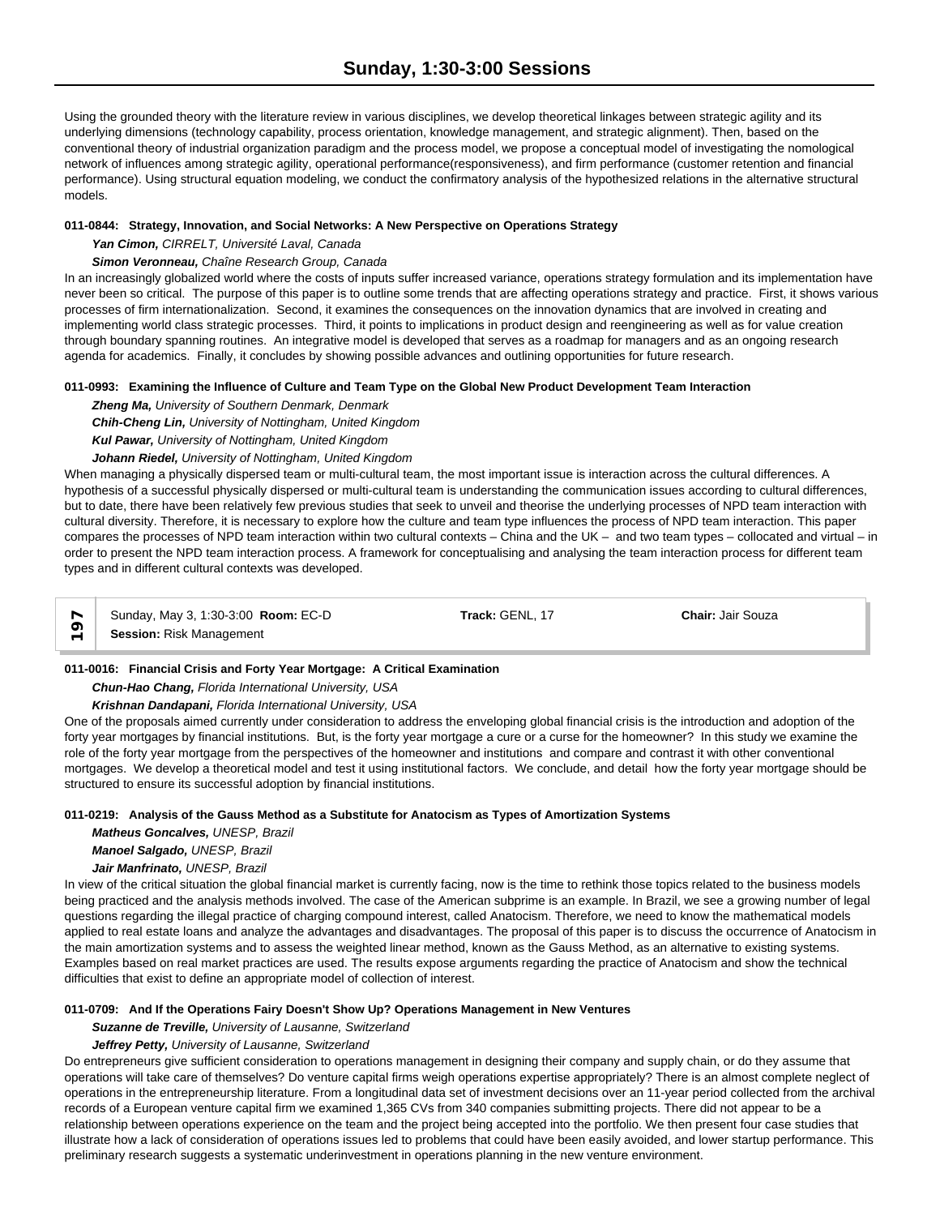Using the grounded theory with the literature review in various disciplines, we develop theoretical linkages between strategic agility and its underlying dimensions (technology capability, process orientation, knowledge management, and strategic alignment). Then, based on the conventional theory of industrial organization paradigm and the process model, we propose a conceptual model of investigating the nomological network of influences among strategic agility, operational performance(responsiveness), and firm performance (customer retention and financial performance). Using structural equation modeling, we conduct the confirmatory analysis of the hypothesized relations in the alternative structural models.

**011-0844: Strategy, Innovation, and Social Networks: A New Perspective on Operations Strategy**

***Yan Cimon,*** *CIRRELT, Université Laval, Canada*

***Simon Veronneau,*** *Chaîne Research Group, Canada*

In an increasingly globalized world where the costs of inputs suffer increased variance, operations strategy formulation and its implementation have never been so critical. The purpose of this paper is to outline some trends that are affecting operations strategy and practice. First, it shows various processes of firm internationalization. Second, it examines the consequences on the innovation dynamics that are involved in creating and implementing world class strategic processes. Third, it points to implications in product design and reengineering as well as for value creation through boundary spanning routines. An integrative model is developed that serves as a roadmap for managers and as an ongoing research agenda for academics. Finally, it concludes by showing possible advances and outlining opportunities for future research.

**011-0993: Examining the Influence of Culture and Team Type on the Global New Product Development Team Interaction**

***Zheng Ma,*** *University of Southern Denmark, Denmark*

***Chih-Cheng Lin,*** *University of Nottingham, United Kingdom*

***Kul Pawar,*** *University of Nottingham, United Kingdom*

***Johann Riedel,*** *University of Nottingham, United Kingdom*

When managing a physically dispersed team or multi-cultural team, the most important issue is interaction across the cultural differences. A hypothesis of a successful physically dispersed or multi-cultural team is understanding the communication issues according to cultural differences, but to date, there have been relatively few previous studies that seek to unveil and theorise the underlying processes of NPD team interaction with cultural diversity. Therefore, it is necessary to explore how the culture and team type influences the process of NPD team interaction. This paper compares the processes of NPD team interaction within two cultural contexts – China and the UK – and two team types – collocated and virtual – in order to present the NPD team interaction process. A framework for conceptualising and analysing the team interaction process for different team types and in different cultural contexts was developed.

| 197 | Sunday, May 3, 1:30-3:00 **Room:** EC-D | **Track:** GENL, 17 | **Chair:** Jair Souza |
|---|---|---|---|
| | **Session:** Risk Management | | |

**011-0016: Financial Crisis and Forty Year Mortgage: A Critical Examination**

***Chun-Hao Chang,*** *Florida International University, USA*

***Krishnan Dandapani,*** *Florida International University, USA*

One of the proposals aimed currently under consideration to address the enveloping global financial crisis is the introduction and adoption of the forty year mortgages by financial institutions. But, is the forty year mortgage a cure or a curse for the homeowner? In this study we examine the role of the forty year mortgage from the perspectives of the homeowner and institutions and compare and contrast it with other conventional mortgages. We develop a theoretical model and test it using institutional factors. We conclude, and detail how the forty year mortgage should be structured to ensure its successful adoption by financial institutions.

**011-0219: Analysis of the Gauss Method as a Substitute for Anatocism as Types of Amortization Systems**

***Matheus Goncalves,*** *UNESP, Brazil*

***Manoel Salgado,*** *UNESP, Brazil*

***Jair Manfrinato,*** *UNESP, Brazil*

In view of the critical situation the global financial market is currently facing, now is the time to rethink those topics related to the business models being practiced and the analysis methods involved. The case of the American subprime is an example. In Brazil, we see a growing number of legal questions regarding the illegal practice of charging compound interest, called Anatocism. Therefore, we need to know the mathematical models applied to real estate loans and analyze the advantages and disadvantages. The proposal of this paper is to discuss the occurrence of Anatocism in the main amortization systems and to assess the weighted linear method, known as the Gauss Method, as an alternative to existing systems. Examples based on real market practices are used. The results expose arguments regarding the practice of Anatocism and show the technical difficulties that exist to define an appropriate model of collection of interest.

**011-0709: And If the Operations Fairy Doesn't Show Up? Operations Management in New Ventures**

***Suzanne de Treville,*** *University of Lausanne, Switzerland*

***Jeffrey Petty,*** *University of Lausanne, Switzerland*

Do entrepreneurs give sufficient consideration to operations management in designing their company and supply chain, or do they assume that operations will take care of themselves? Do venture capital firms weigh operations expertise appropriately? There is an almost complete neglect of operations in the entrepreneurship literature. From a longitudinal data set of investment decisions over an 11-year period collected from the archival records of a European venture capital firm we examined 1,365 CVs from 340 companies submitting projects. There did not appear to be a relationship between operations experience on the team and the project being accepted into the portfolio. We then present four case studies that illustrate how a lack of consideration of operations issues led to problems that could have been easily avoided, and lower startup performance. This preliminary research suggests a systematic underinvestment in operations planning in the new venture environment.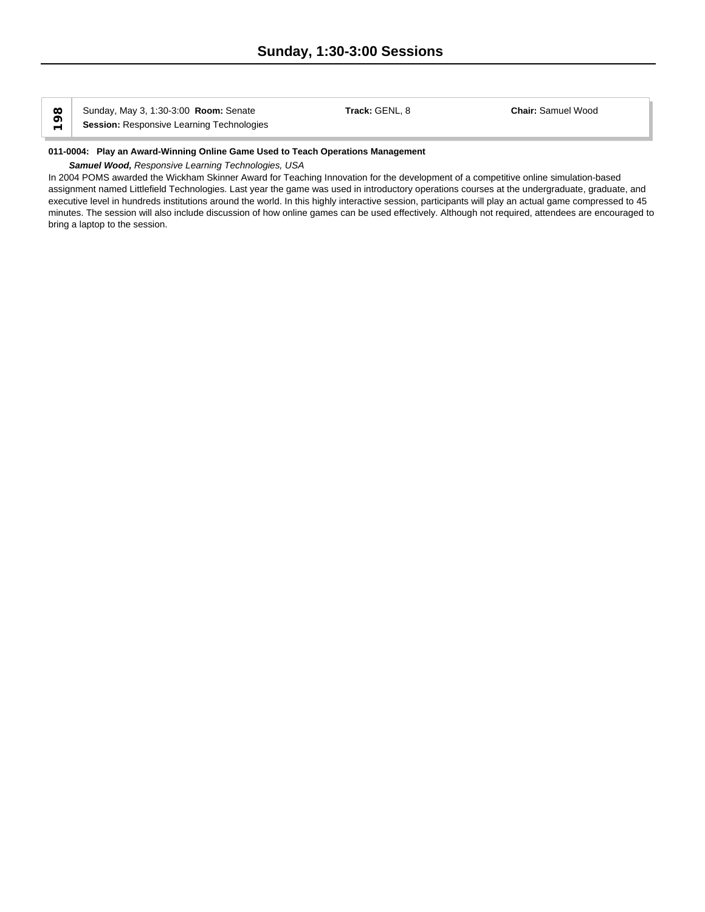## Sunday, 1:30-3:00 Sessions

| 198 | Sunday, May 3, 1:30-3:00 **Room:** Senate<br>**Session:** Responsive Learning Technologies | **Track:** GENL, 8 | **Chair:** Samuel Wood |
|---|---|---|---|

**011-0004: Play an Award-Winning Online Game Used to Teach Operations Management**

***Samuel Wood,*** *Responsive Learning Technologies, USA*

In 2004 POMS awarded the Wickham Skinner Award for Teaching Innovation for the development of a competitive online simulation-based assignment named Littlefield Technologies. Last year the game was used in introductory operations courses at the undergraduate, graduate, and executive level in hundreds institutions around the world. In this highly interactive session, participants will play an actual game compressed to 45 minutes. The session will also include discussion of how online games can be used effectively. Although not required, attendees are encouraged to bring a laptop to the session.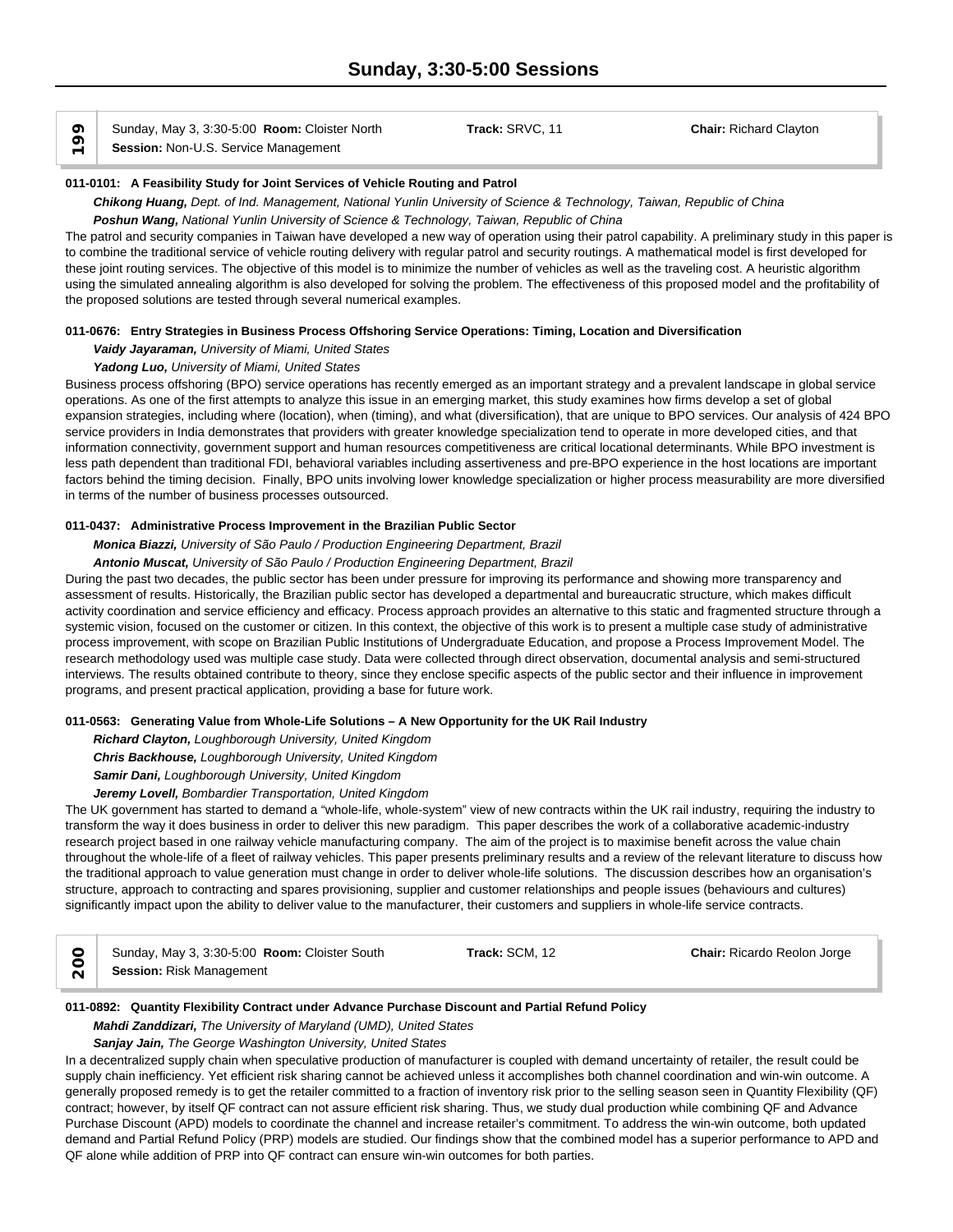# Sunday, 3:30-5:00 Sessions

**199**

Sunday, May 3, 3:30-5:00 **Room:** Cloister North **Track:** SRVC, 11 **Chair:** Richard Clayton
**Session:** Non-U.S. Service Management

**011-0101: A Feasibility Study for Joint Services of Vehicle Routing and Patrol**

***Chikong Huang,*** *Dept. of Ind. Management, National Yunlin University of Science & Technology, Taiwan, Republic of China*

***Poshun Wang,*** *National Yunlin University of Science & Technology, Taiwan, Republic of China*

The patrol and security companies in Taiwan have developed a new way of operation using their patrol capability. A preliminary study in this paper is to combine the traditional service of vehicle routing delivery with regular patrol and security routings. A mathematical model is first developed for these joint routing services. The objective of this model is to minimize the number of vehicles as well as the traveling cost. A heuristic algorithm using the simulated annealing algorithm is also developed for solving the problem. The effectiveness of this proposed model and the profitability of the proposed solutions are tested through several numerical examples.

**011-0676: Entry Strategies in Business Process Offshoring Service Operations: Timing, Location and Diversification**

***Vaidy Jayaraman,*** *University of Miami, United States*

***Yadong Luo,*** *University of Miami, United States*

Business process offshoring (BPO) service operations has recently emerged as an important strategy and a prevalent landscape in global service operations. As one of the first attempts to analyze this issue in an emerging market, this study examines how firms develop a set of global expansion strategies, including where (location), when (timing), and what (diversification), that are unique to BPO services. Our analysis of 424 BPO service providers in India demonstrates that providers with greater knowledge specialization tend to operate in more developed cities, and that information connectivity, government support and human resources competitiveness are critical locational determinants. While BPO investment is less path dependent than traditional FDI, behavioral variables including assertiveness and pre-BPO experience in the host locations are important factors behind the timing decision. Finally, BPO units involving lower knowledge specialization or higher process measurability are more diversified in terms of the number of business processes outsourced.

**011-0437: Administrative Process Improvement in the Brazilian Public Sector**

***Monica Biazzi,*** *University of São Paulo / Production Engineering Department, Brazil*

***Antonio Muscat,*** *University of São Paulo / Production Engineering Department, Brazil*

During the past two decades, the public sector has been under pressure for improving its performance and showing more transparency and assessment of results. Historically, the Brazilian public sector has developed a departmental and bureaucratic structure, which makes difficult activity coordination and service efficiency and efficacy. Process approach provides an alternative to this static and fragmented structure through a systemic vision, focused on the customer or citizen. In this context, the objective of this work is to present a multiple case study of administrative process improvement, with scope on Brazilian Public Institutions of Undergraduate Education, and propose a Process Improvement Model. The research methodology used was multiple case study. Data were collected through direct observation, documental analysis and semi-structured interviews. The results obtained contribute to theory, since they enclose specific aspects of the public sector and their influence in improvement programs, and present practical application, providing a base for future work.

**011-0563: Generating Value from Whole-Life Solutions – A New Opportunity for the UK Rail Industry**

***Richard Clayton,*** *Loughborough University, United Kingdom*

***Chris Backhouse,*** *Loughborough University, United Kingdom*

***Samir Dani,*** *Loughborough University, United Kingdom*

***Jeremy Lovell,*** *Bombardier Transportation, United Kingdom*

The UK government has started to demand a "whole-life, whole-system" view of new contracts within the UK rail industry, requiring the industry to transform the way it does business in order to deliver this new paradigm. This paper describes the work of a collaborative academic-industry research project based in one railway vehicle manufacturing company. The aim of the project is to maximise benefit across the value chain throughout the whole-life of a fleet of railway vehicles. This paper presents preliminary results and a review of the relevant literature to discuss how the traditional approach to value generation must change in order to deliver whole-life solutions. The discussion describes how an organisation's structure, approach to contracting and spares provisioning, supplier and customer relationships and people issues (behaviours and cultures) significantly impact upon the ability to deliver value to the manufacturer, their customers and suppliers in whole-life service contracts.

**200**

Sunday, May 3, 3:30-5:00 **Room:** Cloister South **Track:** SCM, 12 **Chair:** Ricardo Reolon Jorge
**Session:** Risk Management

**011-0892: Quantity Flexibility Contract under Advance Purchase Discount and Partial Refund Policy**

***Mahdi Zanddizari,*** *The University of Maryland (UMD), United States*

***Sanjay Jain,*** *The George Washington University, United States*

In a decentralized supply chain when speculative production of manufacturer is coupled with demand uncertainty of retailer, the result could be supply chain inefficiency. Yet efficient risk sharing cannot be achieved unless it accomplishes both channel coordination and win-win outcome. A generally proposed remedy is to get the retailer committed to a fraction of inventory risk prior to the selling season seen in Quantity Flexibility (QF) contract; however, by itself QF contract can not assure efficient risk sharing. Thus, we study dual production while combining QF and Advance Purchase Discount (APD) models to coordinate the channel and increase retailer's commitment. To address the win-win outcome, both updated demand and Partial Refund Policy (PRP) models are studied. Our findings show that the combined model has a superior performance to APD and QF alone while addition of PRP into QF contract can ensure win-win outcomes for both parties.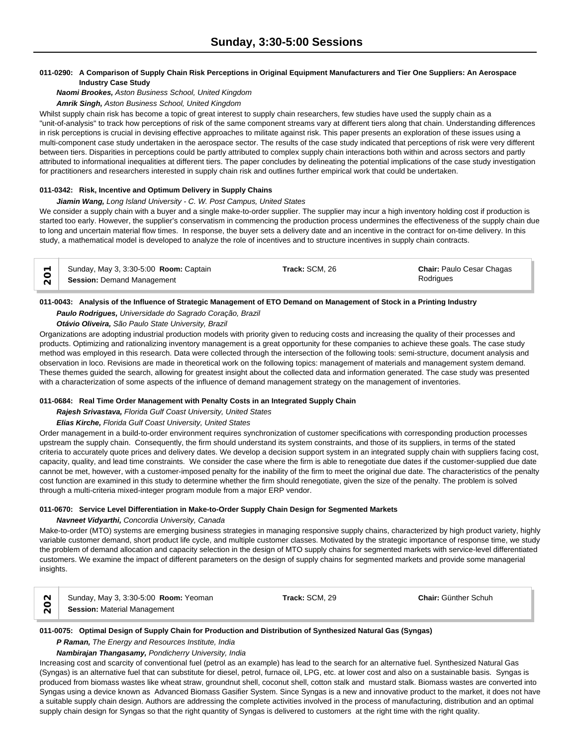# Sunday, 3:30-5:00 Sessions

**011-0290: A Comparison of Supply Chain Risk Perceptions in Original Equipment Manufacturers and Tier One Suppliers: An Aerospace Industry Case Study**

***Naomi Brookes,*** *Aston Business School, United Kingdom*

***Amrik Singh,*** *Aston Business School, United Kingdom*

Whilst supply chain risk has become a topic of great interest to supply chain researchers, few studies have used the supply chain as a "unit-of-analysis" to track how perceptions of risk of the same component streams vary at different tiers along that chain. Understanding differences in risk perceptions is crucial in devising effective approaches to militate against risk. This paper presents an exploration of these issues using a multi-component case study undertaken in the aerospace sector. The results of the case study indicated that perceptions of risk were very different between tiers. Disparities in perceptions could be partly attributed to complex supply chain interactions both within and across sectors and partly attributed to informational inequalities at different tiers. The paper concludes by delineating the potential implications of the case study investigation for practitioners and researchers interested in supply chain risk and outlines further empirical work that could be undertaken.

**011-0342: Risk, Incentive and Optimum Delivery in Supply Chains**

***Jiamin Wang,*** *Long Island University - C. W. Post Campus, United States*

We consider a supply chain with a buyer and a single make-to-order supplier. The supplier may incur a high inventory holding cost if production is started too early. However, the supplier's conservatism in commencing the production process undermines the effectiveness of the supply chain due to long and uncertain material flow times. In response, the buyer sets a delivery date and an incentive in the contract for on-time delivery. In this study, a mathematical model is developed to analyze the role of incentives and to structure incentives in supply chain contracts.

| 201 | Sunday, May 3, 3:30-5:00 **Room:** Captain<br>**Session:** Demand Management | **Track:** SCM, 26 | **Chair:** Paulo Cesar Chagas Rodrigues |
|---|---|---|---|

**011-0043: Analysis of the Influence of Strategic Management of ETO Demand on Management of Stock in a Printing Industry**

***Paulo Rodrigues,*** *Universidade do Sagrado Coração, Brazil*

***Otávio Oliveira,*** *São Paulo State University, Brazil*

Organizations are adopting industrial production models with priority given to reducing costs and increasing the quality of their processes and products. Optimizing and rationalizing inventory management is a great opportunity for these companies to achieve these goals. The case study method was employed in this research. Data were collected through the intersection of the following tools: semi-structure, document analysis and observation in loco. Revisions are made in theoretical work on the following topics: management of materials and management system demand. These themes guided the search, allowing for greatest insight about the collected data and information generated. The case study was presented with a characterization of some aspects of the influence of demand management strategy on the management of inventories.

**011-0684: Real Time Order Management with Penalty Costs in an Integrated Supply Chain**

***Rajesh Srivastava,*** *Florida Gulf Coast University, United States*

***Elias Kirche,*** *Florida Gulf Coast University, United States*

Order management in a build-to-order environment requires synchronization of customer specifications with corresponding production processes upstream the supply chain. Consequently, the firm should understand its system constraints, and those of its suppliers, in terms of the stated criteria to accurately quote prices and delivery dates. We develop a decision support system in an integrated supply chain with suppliers facing cost, capacity, quality, and lead time constraints. We consider the case where the firm is able to renegotiate due dates if the customer-supplied due date cannot be met, however, with a customer-imposed penalty for the inability of the firm to meet the original due date. The characteristics of the penalty cost function are examined in this study to determine whether the firm should renegotiate, given the size of the penalty. The problem is solved through a multi-criteria mixed-integer program module from a major ERP vendor.

**011-0670: Service Level Differentiation in Make-to-Order Supply Chain Design for Segmented Markets**

***Navneet Vidyarthi,*** *Concordia University, Canada*

Make-to-order (MTO) systems are emerging business strategies in managing responsive supply chains, characterized by high product variety, highly variable customer demand, short product life cycle, and multiple customer classes. Motivated by the strategic importance of response time, we study the problem of demand allocation and capacity selection in the design of MTO supply chains for segmented markets with service-level differentiated customers. We examine the impact of different parameters on the design of supply chains for segmented markets and provide some managerial insights.

| 202 | Sunday, May 3, 3:30-5:00 **Room:** Yeoman<br>**Session:** Material Management | **Track:** SCM, 29 | **Chair:** Günther Schuh |
|---|---|---|---|

**011-0075: Optimal Design of Supply Chain for Production and Distribution of Synthesized Natural Gas (Syngas)**

***P Raman,*** *The Energy and Resources Institute, India*

***Nambirajan Thangasamy,*** *Pondicherry University, India*

Increasing cost and scarcity of conventional fuel (petrol as an example) has lead to the search for an alternative fuel. Synthesized Natural Gas (Syngas) is an alternative fuel that can substitute for diesel, petrol, furnace oil, LPG, etc. at lower cost and also on a sustainable basis. Syngas is produced from biomass wastes like wheat straw, groundnut shell, coconut shell, cotton stalk and mustard stalk. Biomass wastes are converted into Syngas using a device known as Advanced Biomass Gasifier System. Since Syngas is a new and innovative product to the market, it does not have a suitable supply chain design. Authors are addressing the complete activities involved in the process of manufacturing, distribution and an optimal supply chain design for Syngas so that the right quantity of Syngas is delivered to customers at the right time with the right quality.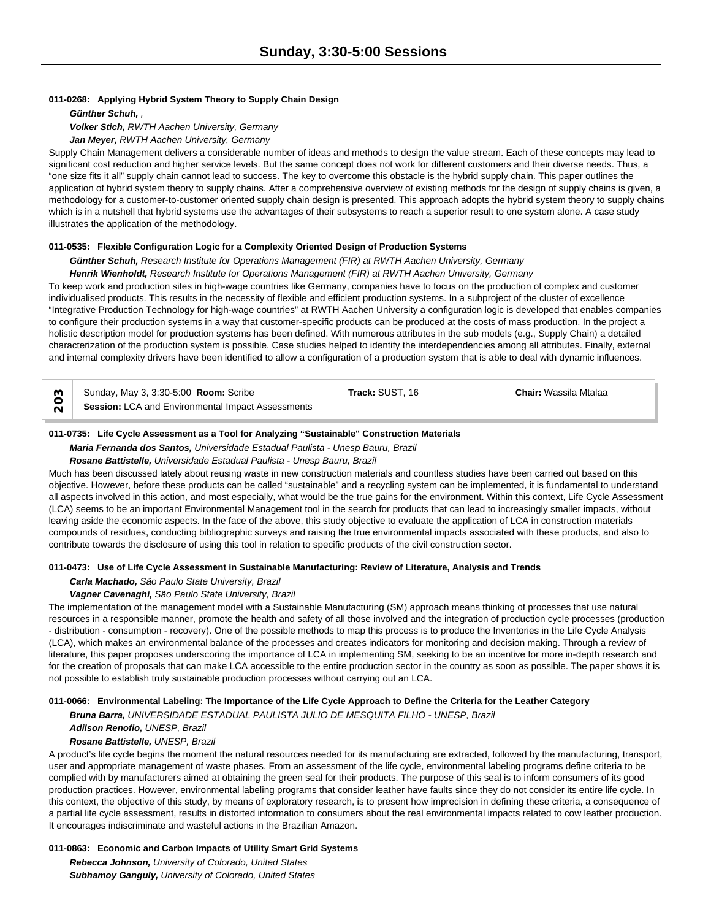# Sunday, 3:30-5:00 Sessions

**011-0268: Applying Hybrid System Theory to Supply Chain Design**

*Günther Schuh, ,*

*Volker Stich, RWTH Aachen University, Germany*

*Jan Meyer, RWTH Aachen University, Germany*

Supply Chain Management delivers a considerable number of ideas and methods to design the value stream. Each of these concepts may lead to significant cost reduction and higher service levels. But the same concept does not work for different customers and their diverse needs. Thus, a "one size fits it all" supply chain cannot lead to success. The key to overcome this obstacle is the hybrid supply chain. This paper outlines the application of hybrid system theory to supply chains. After a comprehensive overview of existing methods for the design of supply chains is given, a methodology for a customer-to-customer oriented supply chain design is presented. This approach adopts the hybrid system theory to supply chains which is in a nutshell that hybrid systems use the advantages of their subsystems to reach a superior result to one system alone. A case study illustrates the application of the methodology.

**011-0535: Flexible Configuration Logic for a Complexity Oriented Design of Production Systems**

*Günther Schuh, Research Institute for Operations Management (FIR) at RWTH Aachen University, Germany*

*Henrik Wienholdt, Research Institute for Operations Management (FIR) at RWTH Aachen University, Germany*

To keep work and production sites in high-wage countries like Germany, companies have to focus on the production of complex and customer individualised products. This results in the necessity of flexible and efficient production systems. In a subproject of the cluster of excellence "Integrative Production Technology for high-wage countries" at RWTH Aachen University a configuration logic is developed that enables companies to configure their production systems in a way that customer-specific products can be produced at the costs of mass production. In the project a holistic description model for production systems has been defined. With numerous attributes in the sub models (e.g., Supply Chain) a detailed characterization of the production system is possible. Case studies helped to identify the interdependencies among all attributes. Finally, external and internal complexity drivers have been identified to allow a configuration of a production system that is able to deal with dynamic influences.

| 203 | Sunday, May 3, 3:30-5:00 **Room:** Scribe<br>**Session:** LCA and Environmental Impact Assessments | **Track:** SUST, 16 | **Chair:** Wassila Mtalaa |
|---|---|---|---|

**011-0735: Life Cycle Assessment as a Tool for Analyzing "Sustainable" Construction Materials**

*Maria Fernanda dos Santos, Universidade Estadual Paulista - Unesp Bauru, Brazil*

*Rosane Battistelle, Universidade Estadual Paulista - Unesp Bauru, Brazil*

Much has been discussed lately about reusing waste in new construction materials and countless studies have been carried out based on this objective. However, before these products can be called "sustainable" and a recycling system can be implemented, it is fundamental to understand all aspects involved in this action, and most especially, what would be the true gains for the environment. Within this context, Life Cycle Assessment (LCA) seems to be an important Environmental Management tool in the search for products that can lead to increasingly smaller impacts, without leaving aside the economic aspects. In the face of the above, this study objective to evaluate the application of LCA in construction materials compounds of residues, conducting bibliographic surveys and raising the true environmental impacts associated with these products, and also to contribute towards the disclosure of using this tool in relation to specific products of the civil construction sector.

**011-0473: Use of Life Cycle Assessment in Sustainable Manufacturing: Review of Literature, Analysis and Trends**

*Carla Machado, São Paulo State University, Brazil*

*Vagner Cavenaghi, São Paulo State University, Brazil*

The implementation of the management model with a Sustainable Manufacturing (SM) approach means thinking of processes that use natural resources in a responsible manner, promote the health and safety of all those involved and the integration of production cycle processes (production - distribution - consumption - recovery). One of the possible methods to map this process is to produce the Inventories in the Life Cycle Analysis (LCA), which makes an environmental balance of the processes and creates indicators for monitoring and decision making. Through a review of literature, this paper proposes underscoring the importance of LCA in implementing SM, seeking to be an incentive for more in-depth research and for the creation of proposals that can make LCA accessible to the entire production sector in the country as soon as possible. The paper shows it is not possible to establish truly sustainable production processes without carrying out an LCA.

**011-0066: Environmental Labeling: The Importance of the Life Cycle Approach to Define the Criteria for the Leather Category**

*Bruna Barra, UNIVERSIDADE ESTADUAL PAULISTA JULIO DE MESQUITA FILHO - UNESP, Brazil*

*Adilson Renofio, UNESP, Brazil*

*Rosane Battistelle, UNESP, Brazil*

A product's life cycle begins the moment the natural resources needed for its manufacturing are extracted, followed by the manufacturing, transport, user and appropriate management of waste phases. From an assessment of the life cycle, environmental labeling programs define criteria to be complied with by manufacturers aimed at obtaining the green seal for their products. The purpose of this seal is to inform consumers of its good production practices. However, environmental labeling programs that consider leather have faults since they do not consider its entire life cycle. In this context, the objective of this study, by means of exploratory research, is to present how imprecision in defining these criteria, a consequence of a partial life cycle assessment, results in distorted information to consumers about the real environmental impacts related to cow leather production. It encourages indiscriminate and wasteful actions in the Brazilian Amazon.

**011-0863: Economic and Carbon Impacts of Utility Smart Grid Systems**

*Rebecca Johnson, University of Colorado, United States*

*Subhamoy Ganguly, University of Colorado, United States*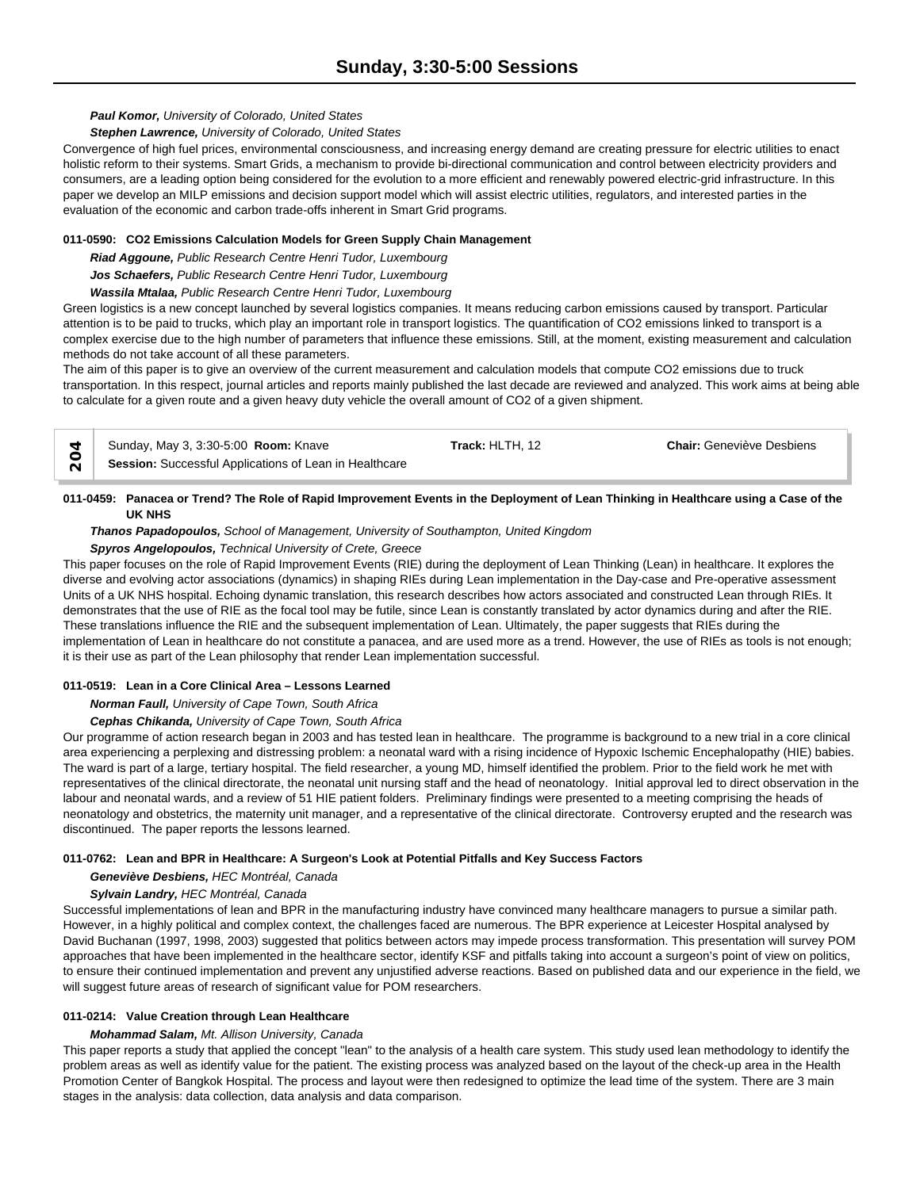***Paul Komor,*** *University of Colorado, United States*

***Stephen Lawrence,*** *University of Colorado, United States*

Convergence of high fuel prices, environmental consciousness, and increasing energy demand are creating pressure for electric utilities to enact holistic reform to their systems. Smart Grids, a mechanism to provide bi-directional communication and control between electricity providers and consumers, are a leading option being considered for the evolution to a more efficient and renewably powered electric-grid infrastructure. In this paper we develop an MILP emissions and decision support model which will assist electric utilities, regulators, and interested parties in the evaluation of the economic and carbon trade-offs inherent in Smart Grid programs.

**011-0590: CO2 Emissions Calculation Models for Green Supply Chain Management**

***Riad Aggoune,*** *Public Research Centre Henri Tudor, Luxembourg*

***Jos Schaefers,*** *Public Research Centre Henri Tudor, Luxembourg*

***Wassila Mtalaa,*** *Public Research Centre Henri Tudor, Luxembourg*

Green logistics is a new concept launched by several logistics companies. It means reducing carbon emissions caused by transport. Particular attention is to be paid to trucks, which play an important role in transport logistics. The quantification of CO2 emissions linked to transport is a complex exercise due to the high number of parameters that influence these emissions. Still, at the moment, existing measurement and calculation methods do not take account of all these parameters.

The aim of this paper is to give an overview of the current measurement and calculation models that compute CO2 emissions due to truck transportation. In this respect, journal articles and reports mainly published the last decade are reviewed and analyzed. This work aims at being able to calculate for a given route and a given heavy duty vehicle the overall amount of CO2 of a given shipment.

| 204 | Sunday, May 3, 3:30-5:00 **Room:** Knave | **Track:** HLTH, 12 | **Chair:** Geneviève Desbiens |
|---|---|---|---|
| | **Session:** Successful Applications of Lean in Healthcare | | |

**011-0459: Panacea or Trend? The Role of Rapid Improvement Events in the Deployment of Lean Thinking in Healthcare using a Case of the UK NHS**

***Thanos Papadopoulos,*** *School of Management, University of Southampton, United Kingdom*

***Spyros Angelopoulos,*** *Technical University of Crete, Greece*

This paper focuses on the role of Rapid Improvement Events (RIE) during the deployment of Lean Thinking (Lean) in healthcare. It explores the diverse and evolving actor associations (dynamics) in shaping RIEs during Lean implementation in the Day-case and Pre-operative assessment Units of a UK NHS hospital. Echoing dynamic translation, this research describes how actors associated and constructed Lean through RIEs. It demonstrates that the use of RIE as the focal tool may be futile, since Lean is constantly translated by actor dynamics during and after the RIE. These translations influence the RIE and the subsequent implementation of Lean. Ultimately, the paper suggests that RIEs during the implementation of Lean in healthcare do not constitute a panacea, and are used more as a trend. However, the use of RIEs as tools is not enough; it is their use as part of the Lean philosophy that render Lean implementation successful.

**011-0519: Lean in a Core Clinical Area – Lessons Learned**

***Norman Faull,*** *University of Cape Town, South Africa*

***Cephas Chikanda,*** *University of Cape Town, South Africa*

Our programme of action research began in 2003 and has tested lean in healthcare. The programme is background to a new trial in a core clinical area experiencing a perplexing and distressing problem: a neonatal ward with a rising incidence of Hypoxic Ischemic Encephalopathy (HIE) babies. The ward is part of a large, tertiary hospital. The field researcher, a young MD, himself identified the problem. Prior to the field work he met with representatives of the clinical directorate, the neonatal unit nursing staff and the head of neonatology. Initial approval led to direct observation in the labour and neonatal wards, and a review of 51 HIE patient folders. Preliminary findings were presented to a meeting comprising the heads of neonatology and obstetrics, the maternity unit manager, and a representative of the clinical directorate. Controversy erupted and the research was discontinued. The paper reports the lessons learned.

**011-0762: Lean and BPR in Healthcare: A Surgeon's Look at Potential Pitfalls and Key Success Factors**

***Geneviève Desbiens,*** *HEC Montréal, Canada*

***Sylvain Landry,*** *HEC Montréal, Canada*

Successful implementations of lean and BPR in the manufacturing industry have convinced many healthcare managers to pursue a similar path. However, in a highly political and complex context, the challenges faced are numerous. The BPR experience at Leicester Hospital analysed by David Buchanan (1997, 1998, 2003) suggested that politics between actors may impede process transformation. This presentation will survey POM approaches that have been implemented in the healthcare sector, identify KSF and pitfalls taking into account a surgeon's point of view on politics, to ensure their continued implementation and prevent any unjustified adverse reactions. Based on published data and our experience in the field, we will suggest future areas of research of significant value for POM researchers.

**011-0214: Value Creation through Lean Healthcare**

***Mohammad Salam,*** *Mt. Allison University, Canada*

This paper reports a study that applied the concept "lean" to the analysis of a health care system. This study used lean methodology to identify the problem areas as well as identify value for the patient. The existing process was analyzed based on the layout of the check-up area in the Health Promotion Center of Bangkok Hospital. The process and layout were then redesigned to optimize the lead time of the system. There are 3 main stages in the analysis: data collection, data analysis and data comparison.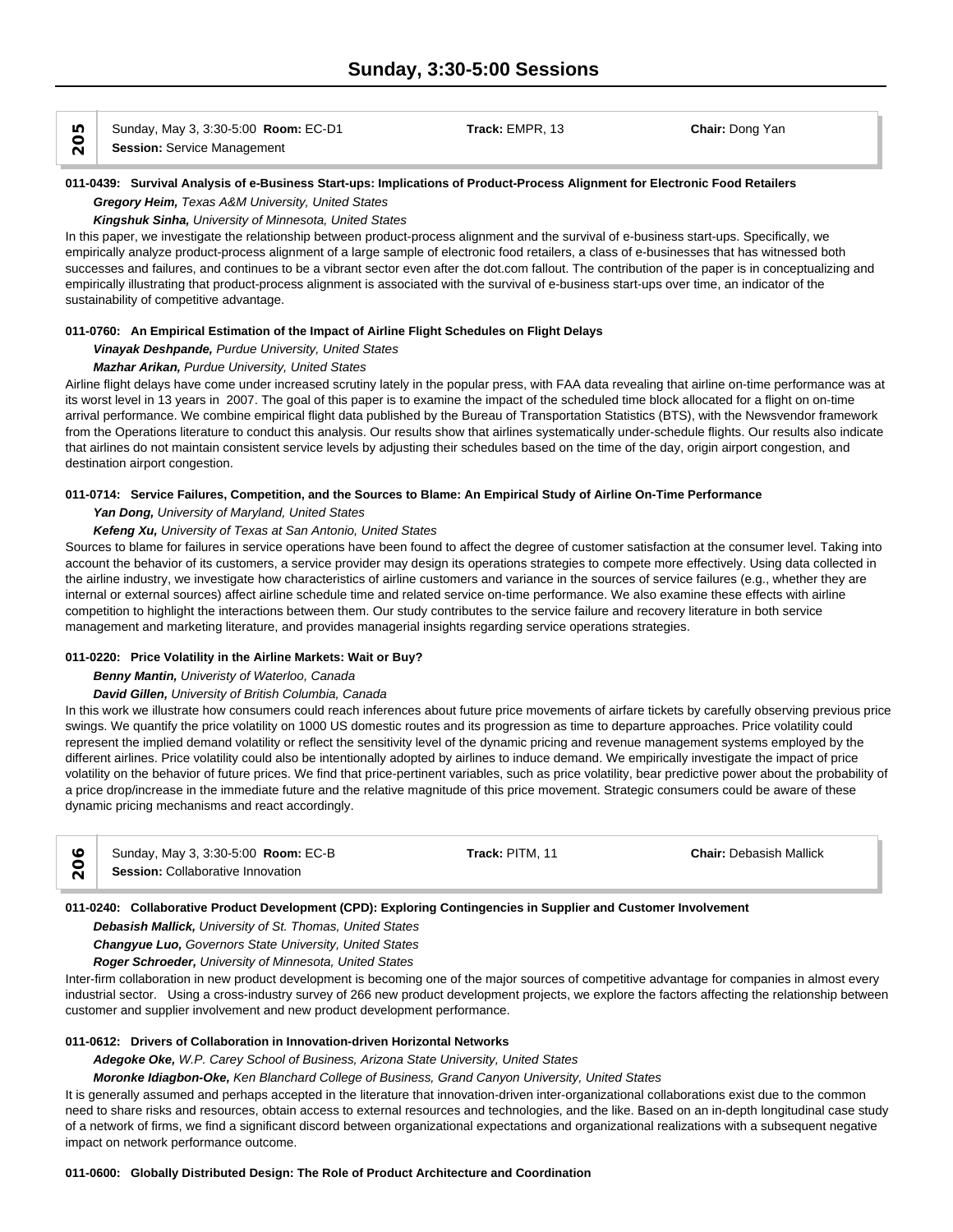# Sunday, 3:30-5:00 Sessions

**205**

Sunday, May 3, 3:30-5:00 **Room:** EC-D1 **Track:** EMPR, 13 **Chair:** Dong Yan
**Session:** Service Management

**011-0439: Survival Analysis of e-Business Start-ups: Implications of Product-Process Alignment for Electronic Food Retailers**

***Gregory Heim,*** *Texas A&M University, United States*

***Kingshuk Sinha,*** *University of Minnesota, United States*

In this paper, we investigate the relationship between product-process alignment and the survival of e-business start-ups. Specifically, we empirically analyze product-process alignment of a large sample of electronic food retailers, a class of e-businesses that has witnessed both successes and failures, and continues to be a vibrant sector even after the dot.com fallout. The contribution of the paper is in conceptualizing and empirically illustrating that product-process alignment is associated with the survival of e-business start-ups over time, an indicator of the sustainability of competitive advantage.

**011-0760: An Empirical Estimation of the Impact of Airline Flight Schedules on Flight Delays**

***Vinayak Deshpande,*** *Purdue University, United States*

***Mazhar Arikan,*** *Purdue University, United States*

Airline flight delays have come under increased scrutiny lately in the popular press, with FAA data revealing that airline on-time performance was at its worst level in 13 years in 2007. The goal of this paper is to examine the impact of the scheduled time block allocated for a flight on on-time arrival performance. We combine empirical flight data published by the Bureau of Transportation Statistics (BTS), with the Newsvendor framework from the Operations literature to conduct this analysis. Our results show that airlines systematically under-schedule flights. Our results also indicate that airlines do not maintain consistent service levels by adjusting their schedules based on the time of the day, origin airport congestion, and destination airport congestion.

**011-0714: Service Failures, Competition, and the Sources to Blame: An Empirical Study of Airline On-Time Performance**

***Yan Dong,*** *University of Maryland, United States*

***Kefeng Xu,*** *University of Texas at San Antonio, United States*

Sources to blame for failures in service operations have been found to affect the degree of customer satisfaction at the consumer level. Taking into account the behavior of its customers, a service provider may design its operations strategies to compete more effectively. Using data collected in the airline industry, we investigate how characteristics of airline customers and variance in the sources of service failures (e.g., whether they are internal or external sources) affect airline schedule time and related service on-time performance. We also examine these effects with airline competition to highlight the interactions between them. Our study contributes to the service failure and recovery literature in both service management and marketing literature, and provides managerial insights regarding service operations strategies.

**011-0220: Price Volatility in the Airline Markets: Wait or Buy?**

***Benny Mantin,*** *Univeristy of Waterloo, Canada*

***David Gillen,*** *University of British Columbia, Canada*

In this work we illustrate how consumers could reach inferences about future price movements of airfare tickets by carefully observing previous price swings. We quantify the price volatility on 1000 US domestic routes and its progression as time to departure approaches. Price volatility could represent the implied demand volatility or reflect the sensitivity level of the dynamic pricing and revenue management systems employed by the different airlines. Price volatility could also be intentionally adopted by airlines to induce demand. We empirically investigate the impact of price volatility on the behavior of future prices. We find that price-pertinent variables, such as price volatility, bear predictive power about the probability of a price drop/increase in the immediate future and the relative magnitude of this price movement. Strategic consumers could be aware of these dynamic pricing mechanisms and react accordingly.

**206**

Sunday, May 3, 3:30-5:00 **Room:** EC-B **Track:** PITM, 11 **Chair:** Debasish Mallick
**Session:** Collaborative Innovation

**011-0240: Collaborative Product Development (CPD): Exploring Contingencies in Supplier and Customer Involvement**

***Debasish Mallick,*** *University of St. Thomas, United States*

***Changyue Luo,*** *Governors State University, United States*

***Roger Schroeder,*** *University of Minnesota, United States*

Inter-firm collaboration in new product development is becoming one of the major sources of competitive advantage for companies in almost every industrial sector. Using a cross-industry survey of 266 new product development projects, we explore the factors affecting the relationship between customer and supplier involvement and new product development performance.

**011-0612: Drivers of Collaboration in Innovation-driven Horizontal Networks**

***Adegoke Oke,*** *W.P. Carey School of Business, Arizona State University, United States*

***Moronke Idiagbon-Oke,*** *Ken Blanchard College of Business, Grand Canyon University, United States*

It is generally assumed and perhaps accepted in the literature that innovation-driven inter-organizational collaborations exist due to the common need to share risks and resources, obtain access to external resources and technologies, and the like. Based on an in-depth longitudinal case study of a network of firms, we find a significant discord between organizational expectations and organizational realizations with a subsequent negative impact on network performance outcome.

**011-0600: Globally Distributed Design: The Role of Product Architecture and Coordination**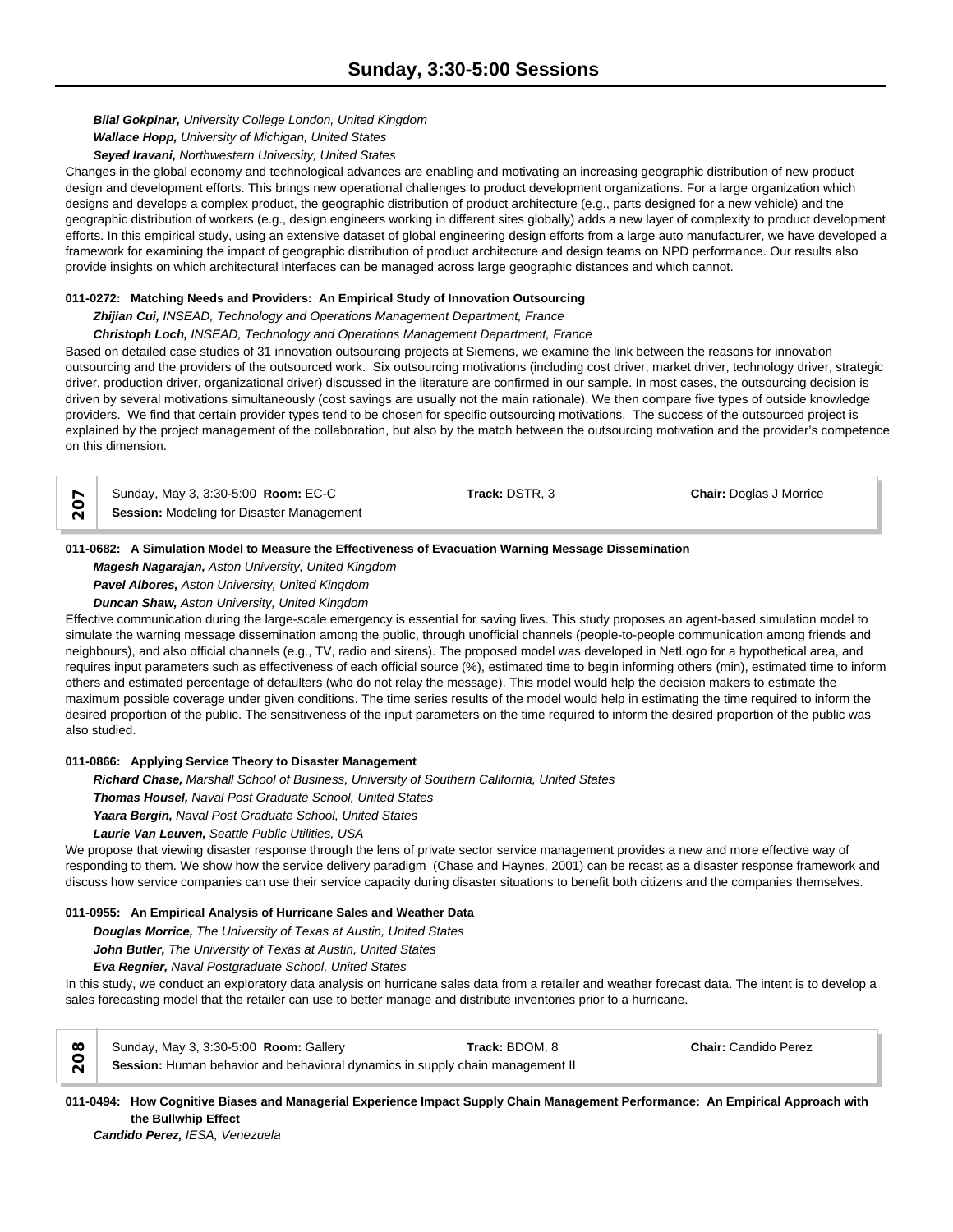# Sunday, 3:30-5:00 Sessions

***Bilal Gokpinar,*** *University College London, United Kingdom*
***Wallace Hopp,*** *University of Michigan, United States*
***Seyed Iravani,*** *Northwestern University, United States*

Changes in the global economy and technological advances are enabling and motivating an increasing geographic distribution of new product design and development efforts. This brings new operational challenges to product development organizations. For a large organization which designs and develops a complex product, the geographic distribution of product architecture (e.g., parts designed for a new vehicle) and the geographic distribution of workers (e.g., design engineers working in different sites globally) adds a new layer of complexity to product development efforts. In this empirical study, using an extensive dataset of global engineering design efforts from a large auto manufacturer, we have developed a framework for examining the impact of geographic distribution of product architecture and design teams on NPD performance. Our results also provide insights on which architectural interfaces can be managed across large geographic distances and which cannot.

**011-0272: Matching Needs and Providers: An Empirical Study of Innovation Outsourcing**

***Zhijian Cui,*** *INSEAD, Technology and Operations Management Department, France*
***Christoph Loch,*** *INSEAD, Technology and Operations Management Department, France*

Based on detailed case studies of 31 innovation outsourcing projects at Siemens, we examine the link between the reasons for innovation outsourcing and the providers of the outsourced work. Six outsourcing motivations (including cost driver, market driver, technology driver, strategic driver, production driver, organizational driver) discussed in the literature are confirmed in our sample. In most cases, the outsourcing decision is driven by several motivations simultaneously (cost savings are usually not the main rationale). We then compare five types of outside knowledge providers. We find that certain provider types tend to be chosen for specific outsourcing motivations. The success of the outsourced project is explained by the project management of the collaboration, but also by the match between the outsourcing motivation and the provider's competence on this dimension.

| 207 | Sunday, May 3, 3:30-5:00 **Room:** EC-C<br>**Session:** Modeling for Disaster Management | **Track:** DSTR, 3 | **Chair:** Doglas J Morrice |
|---|---|---|---|

**011-0682: A Simulation Model to Measure the Effectiveness of Evacuation Warning Message Dissemination**

***Magesh Nagarajan,*** *Aston University, United Kingdom*
***Pavel Albores,*** *Aston University, United Kingdom*
***Duncan Shaw,*** *Aston University, United Kingdom*

Effective communication during the large-scale emergency is essential for saving lives. This study proposes an agent-based simulation model to simulate the warning message dissemination among the public, through unofficial channels (people-to-people communication among friends and neighbours), and also official channels (e.g., TV, radio and sirens). The proposed model was developed in NetLogo for a hypothetical area, and requires input parameters such as effectiveness of each official source (%), estimated time to begin informing others (min), estimated time to inform others and estimated percentage of defaulters (who do not relay the message). This model would help the decision makers to estimate the maximum possible coverage under given conditions. The time series results of the model would help in estimating the time required to inform the desired proportion of the public. The sensitiveness of the input parameters on the time required to inform the desired proportion of the public was also studied.

**011-0866: Applying Service Theory to Disaster Management**

***Richard Chase,*** *Marshall School of Business, University of Southern California, United States*
***Thomas Housel,*** *Naval Post Graduate School, United States*
***Yaara Bergin,*** *Naval Post Graduate School, United States*
***Laurie Van Leuven,*** *Seattle Public Utilities, USA*

We propose that viewing disaster response through the lens of private sector service management provides a new and more effective way of responding to them. We show how the service delivery paradigm (Chase and Haynes, 2001) can be recast as a disaster response framework and discuss how service companies can use their service capacity during disaster situations to benefit both citizens and the companies themselves.

**011-0955: An Empirical Analysis of Hurricane Sales and Weather Data**

***Douglas Morrice,*** *The University of Texas at Austin, United States*
***John Butler,*** *The University of Texas at Austin, United States*
***Eva Regnier,*** *Naval Postgraduate School, United States*

In this study, we conduct an exploratory data analysis on hurricane sales data from a retailer and weather forecast data. The intent is to develop a sales forecasting model that the retailer can use to better manage and distribute inventories prior to a hurricane.

| 208 | Sunday, May 3, 3:30-5:00 **Room:** Gallery<br>**Session:** Human behavior and behavioral dynamics in supply chain management II | **Track:** BDOM, 8 | **Chair:** Candido Perez |
|---|---|---|---|

**011-0494: How Cognitive Biases and Managerial Experience Impact Supply Chain Management Performance: An Empirical Approach with the Bullwhip Effect**

***Candido Perez,*** *IESA, Venezuela*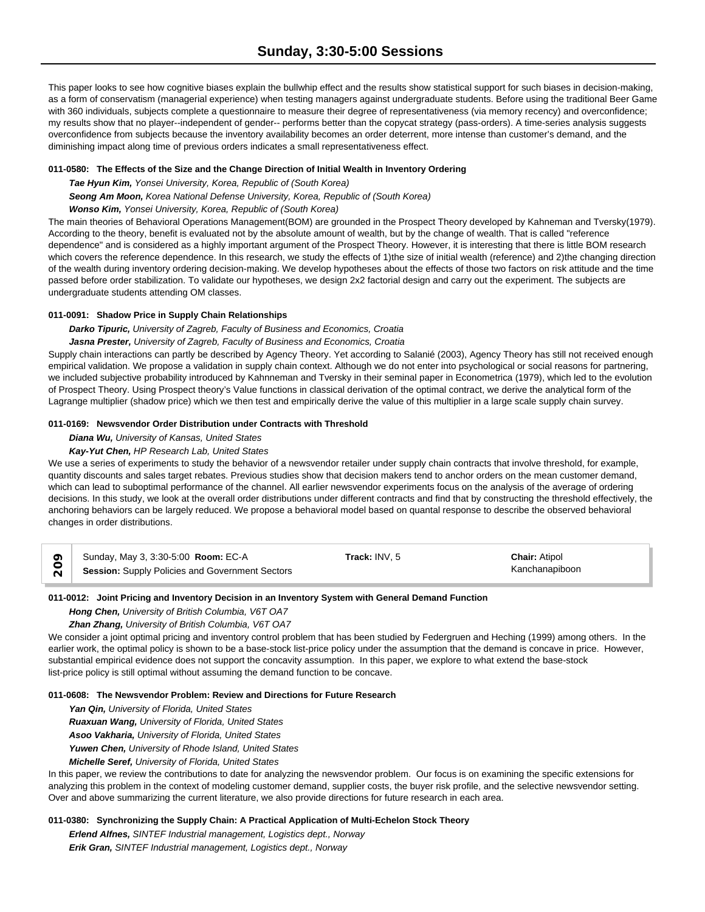This paper looks to see how cognitive biases explain the bullwhip effect and the results show statistical support for such biases in decision-making, as a form of conservatism (managerial experience) when testing managers against undergraduate students. Before using the traditional Beer Game with 360 individuals, subjects complete a questionnaire to measure their degree of representativeness (via memory recency) and overconfidence; my results show that no player--independent of gender-- performs better than the copycat strategy (pass-orders). A time-series analysis suggests overconfidence from subjects because the inventory availability becomes an order deterrent, more intense than customer's demand, and the diminishing impact along time of previous orders indicates a small representativeness effect.

**011-0580: The Effects of the Size and the Change Direction of Initial Wealth in Inventory Ordering**

***Tae Hyun Kim,*** *Yonsei University, Korea, Republic of (South Korea)*

***Seong Am Moon,*** *Korea National Defense University, Korea, Republic of (South Korea)*

***Wonso Kim,*** *Yonsei University, Korea, Republic of (South Korea)*

The main theories of Behavioral Operations Management(BOM) are grounded in the Prospect Theory developed by Kahneman and Tversky(1979). According to the theory, benefit is evaluated not by the absolute amount of wealth, but by the change of wealth. That is called "reference dependence" and is considered as a highly important argument of the Prospect Theory. However, it is interesting that there is little BOM research which covers the reference dependence. In this research, we study the effects of 1)the size of initial wealth (reference) and 2)the changing direction of the wealth during inventory ordering decision-making. We develop hypotheses about the effects of those two factors on risk attitude and the time passed before order stabilization. To validate our hypotheses, we design 2x2 factorial design and carry out the experiment. The subjects are undergraduate students attending OM classes.

**011-0091: Shadow Price in Supply Chain Relationships**

***Darko Tipuric,*** *University of Zagreb, Faculty of Business and Economics, Croatia*

***Jasna Prester,*** *University of Zagreb, Faculty of Business and Economics, Croatia*

Supply chain interactions can partly be described by Agency Theory. Yet according to Salanié (2003), Agency Theory has still not received enough empirical validation. We propose a validation in supply chain context. Although we do not enter into psychological or social reasons for partnering, we included subjective probability introduced by Kahnneman and Tversky in their seminal paper in Econometrica (1979), which led to the evolution of Prospect Theory. Using Prospect theory's Value functions in classical derivation of the optimal contract, we derive the analytical form of the Lagrange multiplier (shadow price) which we then test and empirically derive the value of this multiplier in a large scale supply chain survey.

**011-0169: Newsvendor Order Distribution under Contracts with Threshold**

***Diana Wu,*** *University of Kansas, United States*

***Kay-Yut Chen,*** *HP Research Lab, United States*

We use a series of experiments to study the behavior of a newsvendor retailer under supply chain contracts that involve threshold, for example, quantity discounts and sales target rebates. Previous studies show that decision makers tend to anchor orders on the mean customer demand, which can lead to suboptimal performance of the channel. All earlier newsvendor experiments focus on the analysis of the average of ordering decisions. In this study, we look at the overall order distributions under different contracts and find that by constructing the threshold effectively, the anchoring behaviors can be largely reduced. We propose a behavioral model based on quantal response to describe the observed behavioral changes in order distributions.

| 209 | Sunday, May 3, 3:30-5:00 **Room:** EC-A<br>**Session:** Supply Policies and Government Sectors | **Track:** INV, 5 | **Chair:** Atipol Kanchanapiboon |
|---|---|---|---|

**011-0012: Joint Pricing and Inventory Decision in an Inventory System with General Demand Function**

***Hong Chen,*** *University of British Columbia, V6T OA7*

***Zhan Zhang,*** *University of British Columbia, V6T OA7*

We consider a joint optimal pricing and inventory control problem that has been studied by Federgruen and Heching (1999) among others. In the earlier work, the optimal policy is shown to be a base-stock list-price policy under the assumption that the demand is concave in price. However, substantial empirical evidence does not support the concavity assumption. In this paper, we explore to what extend the base-stock list-price policy is still optimal without assuming the demand function to be concave.

**011-0608: The Newsvendor Problem: Review and Directions for Future Research**

***Yan Qin,*** *University of Florida, United States*

***Ruaxuan Wang,*** *University of Florida, United States*

***Asoo Vakharia,*** *University of Florida, United States*

***Yuwen Chen,*** *University of Rhode Island, United States*

***Michelle Seref,*** *University of Florida, United States*

In this paper, we review the contributions to date for analyzing the newsvendor problem. Our focus is on examining the specific extensions for analyzing this problem in the context of modeling customer demand, supplier costs, the buyer risk profile, and the selective newsvendor setting. Over and above summarizing the current literature, we also provide directions for future research in each area.

**011-0380: Synchronizing the Supply Chain: A Practical Application of Multi-Echelon Stock Theory**

***Erlend Alfnes,*** *SINTEF Industrial management, Logistics dept., Norway*

***Erik Gran,*** *SINTEF Industrial management, Logistics dept., Norway*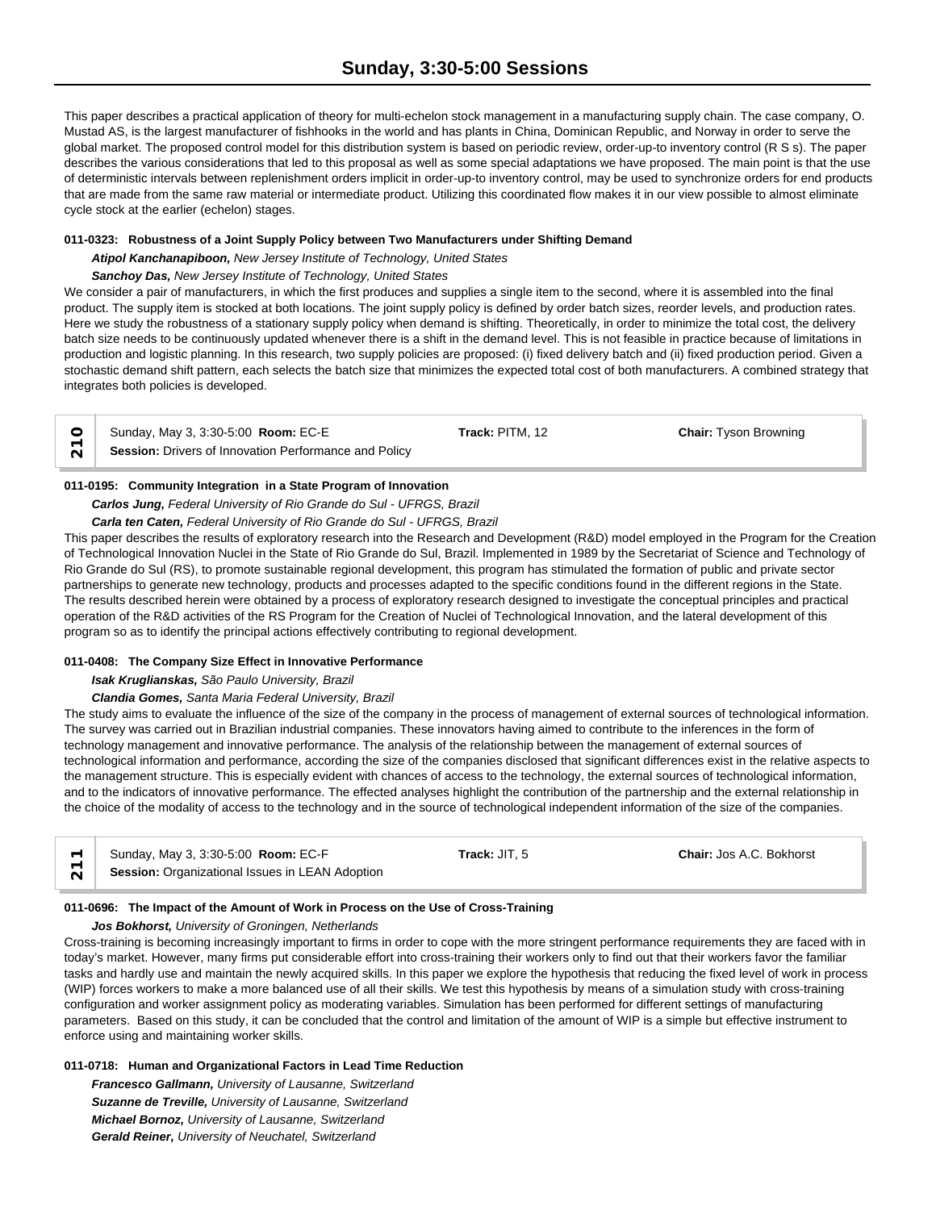This paper describes a practical application of theory for multi-echelon stock management in a manufacturing supply chain. The case company, O. Mustad AS, is the largest manufacturer of fishhooks in the world and has plants in China, Dominican Republic, and Norway in order to serve the global market. The proposed control model for this distribution system is based on periodic review, order-up-to inventory control (R S s). The paper describes the various considerations that led to this proposal as well as some special adaptations we have proposed. The main point is that the use of deterministic intervals between replenishment orders implicit in order-up-to inventory control, may be used to synchronize orders for end products that are made from the same raw material or intermediate product. Utilizing this coordinated flow makes it in our view possible to almost eliminate cycle stock at the earlier (echelon) stages.

**011-0323: Robustness of a Joint Supply Policy between Two Manufacturers under Shifting Demand**

***Atipol Kanchanapiboon,*** *New Jersey Institute of Technology, United States*

***Sanchoy Das,*** *New Jersey Institute of Technology, United States*

We consider a pair of manufacturers, in which the first produces and supplies a single item to the second, where it is assembled into the final product. The supply item is stocked at both locations. The joint supply policy is defined by order batch sizes, reorder levels, and production rates. Here we study the robustness of a stationary supply policy when demand is shifting. Theoretically, in order to minimize the total cost, the delivery batch size needs to be continuously updated whenever there is a shift in the demand level. This is not feasible in practice because of limitations in production and logistic planning. In this research, two supply policies are proposed: (i) fixed delivery batch and (ii) fixed production period. Given a stochastic demand shift pattern, each selects the batch size that minimizes the expected total cost of both manufacturers. A combined strategy that integrates both policies is developed.

| 210 | Sunday, May 3, 3:30-5:00 **Room:** EC-E | **Track:** PITM, 12 | **Chair:** Tyson Browning |
|---|---|---|---|
| | **Session:** Drivers of Innovation Performance and Policy | | |

**011-0195: Community Integration in a State Program of Innovation**

***Carlos Jung,*** *Federal University of Rio Grande do Sul - UFRGS, Brazil*

***Carla ten Caten,*** *Federal University of Rio Grande do Sul - UFRGS, Brazil*

This paper describes the results of exploratory research into the Research and Development (R&D) model employed in the Program for the Creation of Technological Innovation Nuclei in the State of Rio Grande do Sul, Brazil. Implemented in 1989 by the Secretariat of Science and Technology of Rio Grande do Sul (RS), to promote sustainable regional development, this program has stimulated the formation of public and private sector partnerships to generate new technology, products and processes adapted to the specific conditions found in the different regions in the State. The results described herein were obtained by a process of exploratory research designed to investigate the conceptual principles and practical operation of the R&D activities of the RS Program for the Creation of Nuclei of Technological Innovation, and the lateral development of this program so as to identify the principal actions effectively contributing to regional development.

**011-0408: The Company Size Effect in Innovative Performance**

***Isak Kruglianskas,*** *São Paulo University, Brazil*

***Clandia Gomes,*** *Santa Maria Federal University, Brazil*

The study aims to evaluate the influence of the size of the company in the process of management of external sources of technological information. The survey was carried out in Brazilian industrial companies. These innovators having aimed to contribute to the inferences in the form of technology management and innovative performance. The analysis of the relationship between the management of external sources of technological information and performance, according the size of the companies disclosed that significant differences exist in the relative aspects to the management structure. This is especially evident with chances of access to the technology, the external sources of technological information, and to the indicators of innovative performance. The effected analyses highlight the contribution of the partnership and the external relationship in the choice of the modality of access to the technology and in the source of technological independent information of the size of the companies.

| 211 | Sunday, May 3, 3:30-5:00 **Room:** EC-F | **Track:** JIT, 5 | **Chair:** Jos A.C. Bokhorst |
|---|---|---|---|
| | **Session:** Organizational Issues in LEAN Adoption | | |

**011-0696: The Impact of the Amount of Work in Process on the Use of Cross-Training**

***Jos Bokhorst,*** *University of Groningen, Netherlands*

Cross-training is becoming increasingly important to firms in order to cope with the more stringent performance requirements they are faced with in today's market. However, many firms put considerable effort into cross-training their workers only to find out that their workers favor the familiar tasks and hardly use and maintain the newly acquired skills. In this paper we explore the hypothesis that reducing the fixed level of work in process (WIP) forces workers to make a more balanced use of all their skills. We test this hypothesis by means of a simulation study with cross-training configuration and worker assignment policy as moderating variables. Simulation has been performed for different settings of manufacturing parameters. Based on this study, it can be concluded that the control and limitation of the amount of WIP is a simple but effective instrument to enforce using and maintaining worker skills.

**011-0718: Human and Organizational Factors in Lead Time Reduction**

***Francesco Gallmann,*** *University of Lausanne, Switzerland*

***Suzanne de Treville,*** *University of Lausanne, Switzerland*

***Michael Bornoz,*** *University of Lausanne, Switzerland*

***Gerald Reiner,*** *University of Neuchatel, Switzerland*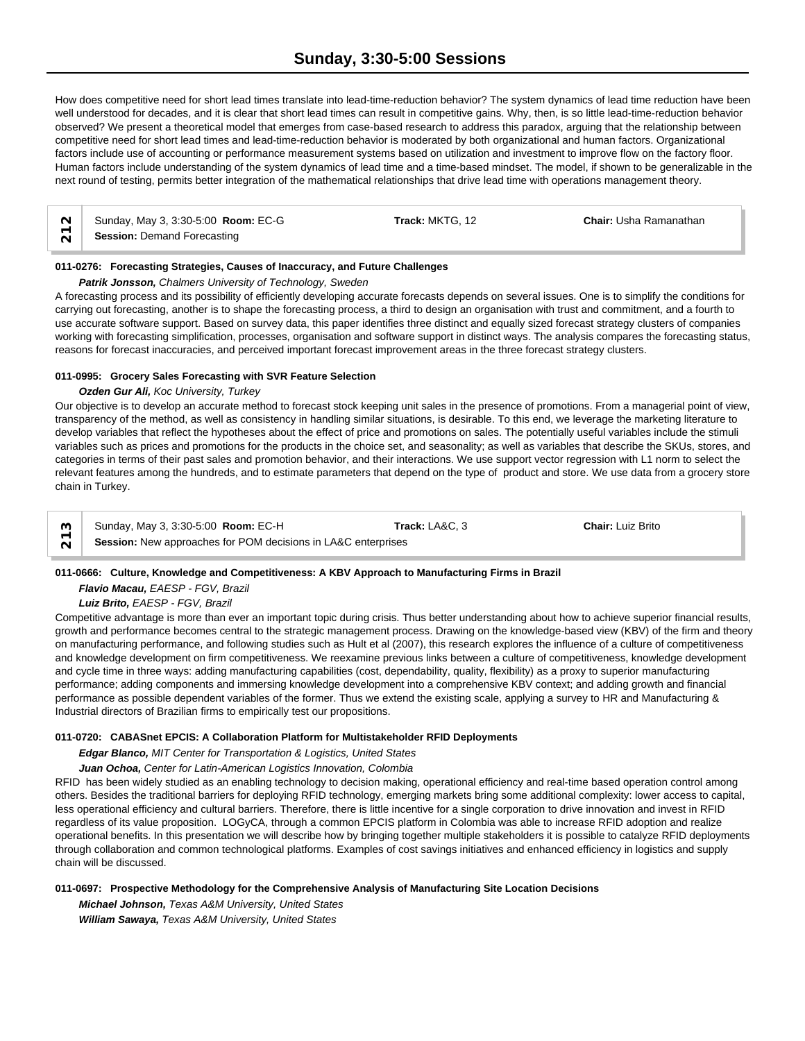# Sunday, 3:30-5:00 Sessions

How does competitive need for short lead times translate into lead-time-reduction behavior? The system dynamics of lead time reduction have been well understood for decades, and it is clear that short lead times can result in competitive gains. Why, then, is so little lead-time-reduction behavior observed? We present a theoretical model that emerges from case-based research to address this paradox, arguing that the relationship between competitive need for short lead times and lead-time-reduction behavior is moderated by both organizational and human factors. Organizational factors include use of accounting or performance measurement systems based on utilization and investment to improve flow on the factory floor. Human factors include understanding of the system dynamics of lead time and a time-based mindset. The model, if shown to be generalizable in the next round of testing, permits better integration of the mathematical relationships that drive lead time with operations management theory.

## 212

Sunday, May 3, 3:30-5:00 **Room:** EC-G **Track:** MKTG, 12 **Chair:** Usha Ramanathan
**Session:** Demand Forecasting

### 011-0276: Forecasting Strategies, Causes of Inaccuracy, and Future Challenges

***Patrik Jonsson,*** *Chalmers University of Technology, Sweden*

A forecasting process and its possibility of efficiently developing accurate forecasts depends on several issues. One is to simplify the conditions for carrying out forecasting, another is to shape the forecasting process, a third to design an organisation with trust and commitment, and a fourth to use accurate software support. Based on survey data, this paper identifies three distinct and equally sized forecast strategy clusters of companies working with forecasting simplification, processes, organisation and software support in distinct ways. The analysis compares the forecasting status, reasons for forecast inaccuracies, and perceived important forecast improvement areas in the three forecast strategy clusters.

### 011-0995: Grocery Sales Forecasting with SVR Feature Selection

***Ozden Gur Ali,*** *Koc University, Turkey*

Our objective is to develop an accurate method to forecast stock keeping unit sales in the presence of promotions. From a managerial point of view, transparency of the method, as well as consistency in handling similar situations, is desirable. To this end, we leverage the marketing literature to develop variables that reflect the hypotheses about the effect of price and promotions on sales. The potentially useful variables include the stimuli variables such as prices and promotions for the products in the choice set, and seasonality; as well as variables that describe the SKUs, stores, and categories in terms of their past sales and promotion behavior, and their interactions. We use support vector regression with L1 norm to select the relevant features among the hundreds, and to estimate parameters that depend on the type of product and store. We use data from a grocery store chain in Turkey.

## 213

Sunday, May 3, 3:30-5:00 **Room:** EC-H **Track:** LA&C, 3 **Chair:** Luiz Brito
**Session:** New approaches for POM decisions in LA&C enterprises

### 011-0666: Culture, Knowledge and Competitiveness: A KBV Approach to Manufacturing Firms in Brazil

***Flavio Macau,*** *EAESP - FGV, Brazil*

***Luiz Brito,*** *EAESP - FGV, Brazil*

Competitive advantage is more than ever an important topic during crisis. Thus better understanding about how to achieve superior financial results, growth and performance becomes central to the strategic management process. Drawing on the knowledge-based view (KBV) of the firm and theory on manufacturing performance, and following studies such as Hult et al (2007), this research explores the influence of a culture of competitiveness and knowledge development on firm competitiveness. We reexamine previous links between a culture of competitiveness, knowledge development and cycle time in three ways: adding manufacturing capabilities (cost, dependability, quality, flexibility) as a proxy to superior manufacturing performance; adding components and immersing knowledge development into a comprehensive KBV context; and adding growth and financial performance as possible dependent variables of the former. Thus we extend the existing scale, applying a survey to HR and Manufacturing & Industrial directors of Brazilian firms to empirically test our propositions.

### 011-0720: CABASnet EPCIS: A Collaboration Platform for Multistakeholder RFID Deployments

***Edgar Blanco,*** *MIT Center for Transportation & Logistics, United States*

***Juan Ochoa,*** *Center for Latin-American Logistics Innovation, Colombia*

RFID has been widely studied as an enabling technology to decision making, operational efficiency and real-time based operation control among others. Besides the traditional barriers for deploying RFID technology, emerging markets bring some additional complexity: lower access to capital, less operational efficiency and cultural barriers. Therefore, there is little incentive for a single corporation to drive innovation and invest in RFID regardless of its value proposition. LOGyCA, through a common EPCIS platform in Colombia was able to increase RFID adoption and realize operational benefits. In this presentation we will describe how by bringing together multiple stakeholders it is possible to catalyze RFID deployments through collaboration and common technological platforms. Examples of cost savings initiatives and enhanced efficiency in logistics and supply chain will be discussed.

### 011-0697: Prospective Methodology for the Comprehensive Analysis of Manufacturing Site Location Decisions

***Michael Johnson,*** *Texas A&M University, United States*

***William Sawaya,*** *Texas A&M University, United States*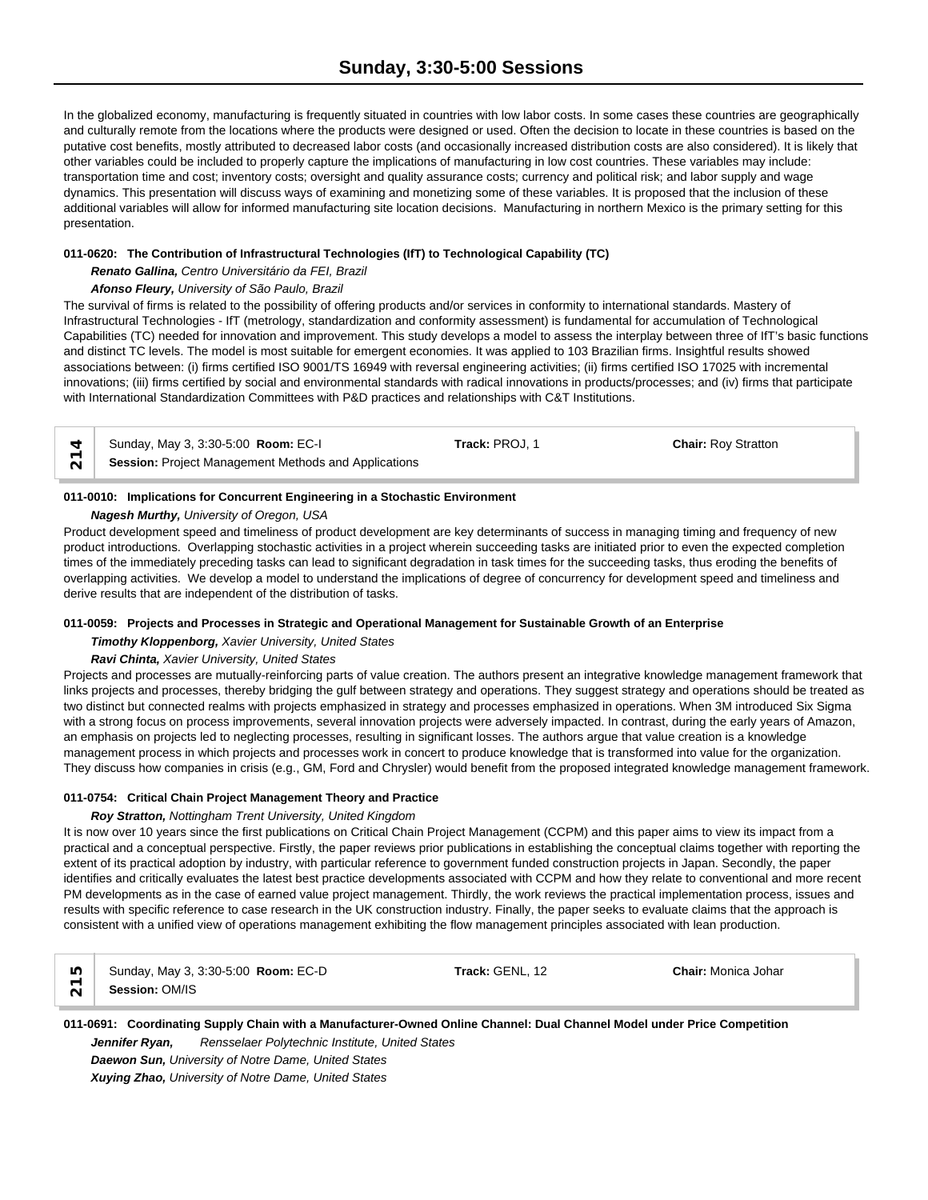# Sunday, 3:30-5:00 Sessions

In the globalized economy, manufacturing is frequently situated in countries with low labor costs. In some cases these countries are geographically and culturally remote from the locations where the products were designed or used. Often the decision to locate in these countries is based on the putative cost benefits, mostly attributed to decreased labor costs (and occasionally increased distribution costs are also considered). It is likely that other variables could be included to properly capture the implications of manufacturing in low cost countries. These variables may include: transportation time and cost; inventory costs; oversight and quality assurance costs; currency and political risk; and labor supply and wage dynamics. This presentation will discuss ways of examining and monetizing some of these variables. It is proposed that the inclusion of these additional variables will allow for informed manufacturing site location decisions. Manufacturing in northern Mexico is the primary setting for this presentation.

**011-0620: The Contribution of Infrastructural Technologies (IfT) to Technological Capability (TC)**

***Renato Gallina,*** *Centro Universitário da FEI, Brazil*

***Afonso Fleury,*** *University of São Paulo, Brazil*

The survival of firms is related to the possibility of offering products and/or services in conformity to international standards. Mastery of Infrastructural Technologies - IfT (metrology, standardization and conformity assessment) is fundamental for accumulation of Technological Capabilities (TC) needed for innovation and improvement. This study develops a model to assess the interplay between three of IfT's basic functions and distinct TC levels. The model is most suitable for emergent economies. It was applied to 103 Brazilian firms. Insightful results showed associations between: (i) firms certified ISO 9001/TS 16949 with reversal engineering activities; (ii) firms certified ISO 17025 with incremental innovations; (iii) firms certified by social and environmental standards with radical innovations in products/processes; and (iv) firms that participate with International Standardization Committees with P&D practices and relationships with C&T Institutions.

| 214 | Sunday, May 3, 3:30-5:00 **Room:** EC-I | **Track:** PROJ, 1 | **Chair:** Roy Stratton |
|---|---|---|---|
| | **Session:** Project Management Methods and Applications | | |

**011-0010: Implications for Concurrent Engineering in a Stochastic Environment**

***Nagesh Murthy,*** *University of Oregon, USA*

Product development speed and timeliness of product development are key determinants of success in managing timing and frequency of new product introductions. Overlapping stochastic activities in a project wherein succeeding tasks are initiated prior to even the expected completion times of the immediately preceding tasks can lead to significant degradation in task times for the succeeding tasks, thus eroding the benefits of overlapping activities. We develop a model to understand the implications of degree of concurrency for development speed and timeliness and derive results that are independent of the distribution of tasks.

**011-0059: Projects and Processes in Strategic and Operational Management for Sustainable Growth of an Enterprise**

***Timothy Kloppenborg,*** *Xavier University, United States*

***Ravi Chinta,*** *Xavier University, United States*

Projects and processes are mutually-reinforcing parts of value creation. The authors present an integrative knowledge management framework that links projects and processes, thereby bridging the gulf between strategy and operations. They suggest strategy and operations should be treated as two distinct but connected realms with projects emphasized in strategy and processes emphasized in operations. When 3M introduced Six Sigma with a strong focus on process improvements, several innovation projects were adversely impacted. In contrast, during the early years of Amazon, an emphasis on projects led to neglecting processes, resulting in significant losses. The authors argue that value creation is a knowledge management process in which projects and processes work in concert to produce knowledge that is transformed into value for the organization. They discuss how companies in crisis (e.g., GM, Ford and Chrysler) would benefit from the proposed integrated knowledge management framework.

**011-0754: Critical Chain Project Management Theory and Practice**

***Roy Stratton,*** *Nottingham Trent University, United Kingdom*

It is now over 10 years since the first publications on Critical Chain Project Management (CCPM) and this paper aims to view its impact from a practical and a conceptual perspective. Firstly, the paper reviews prior publications in establishing the conceptual claims together with reporting the extent of its practical adoption by industry, with particular reference to government funded construction projects in Japan. Secondly, the paper identifies and critically evaluates the latest best practice developments associated with CCPM and how they relate to conventional and more recent PM developments as in the case of earned value project management. Thirdly, the work reviews the practical implementation process, issues and results with specific reference to case research in the UK construction industry. Finally, the paper seeks to evaluate claims that the approach is consistent with a unified view of operations management exhibiting the flow management principles associated with lean production.

| 215 | Sunday, May 3, 3:30-5:00 **Room:** EC-D | **Track:** GENL, 12 | **Chair:** Monica Johar |
|---|---|---|---|
| | **Session:** OM/IS | | |

**011-0691: Coordinating Supply Chain with a Manufacturer-Owned Online Channel: Dual Channel Model under Price Competition**

***Jennifer Ryan,*** *Rensselaer Polytechnic Institute, United States*

***Daewon Sun,*** *University of Notre Dame, United States*

***Xuying Zhao,*** *University of Notre Dame, United States*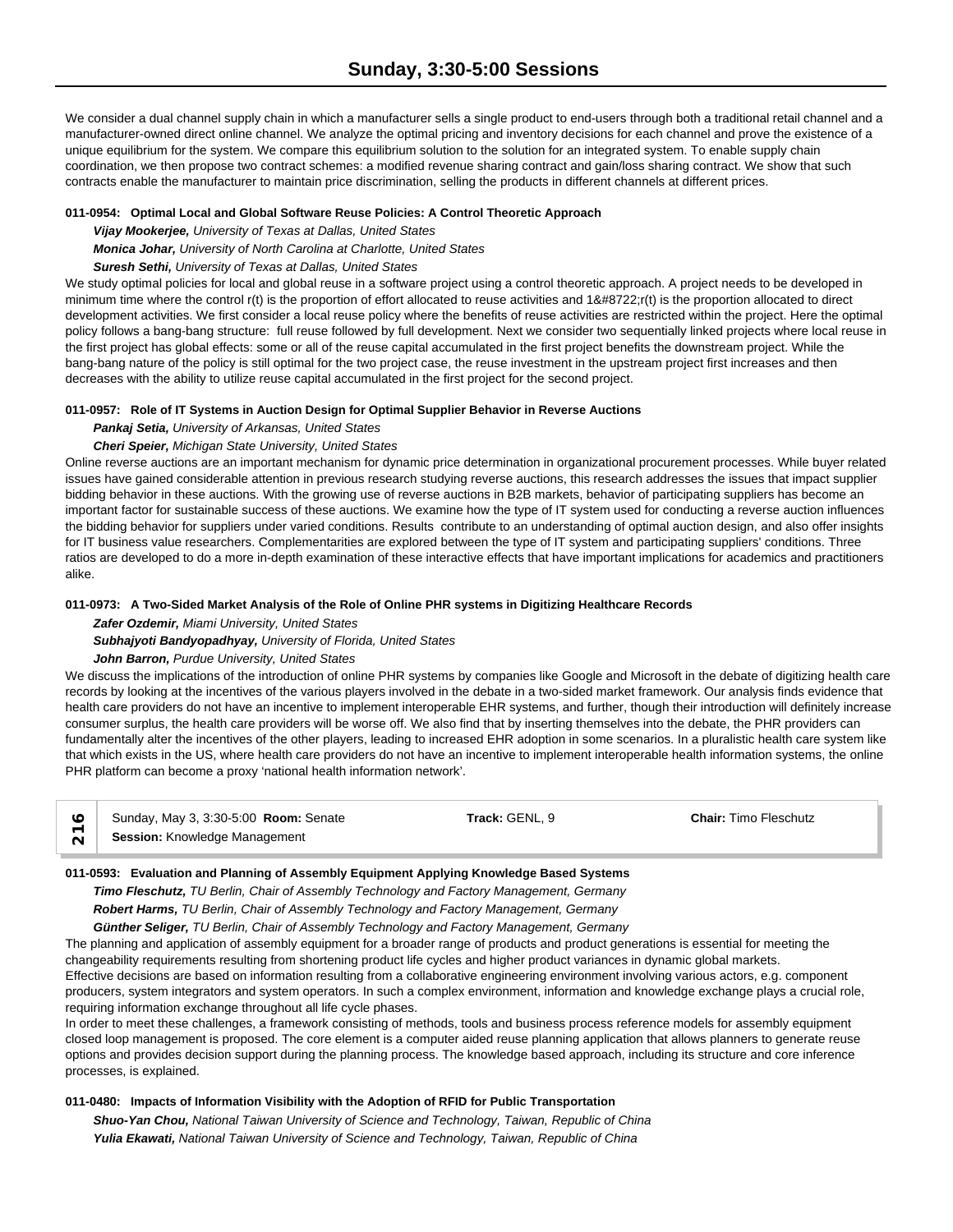We consider a dual channel supply chain in which a manufacturer sells a single product to end-users through both a traditional retail channel and a manufacturer-owned direct online channel. We analyze the optimal pricing and inventory decisions for each channel and prove the existence of a unique equilibrium for the system. We compare this equilibrium solution to the solution for an integrated system. To enable supply chain coordination, we then propose two contract schemes: a modified revenue sharing contract and gain/loss sharing contract. We show that such contracts enable the manufacturer to maintain price discrimination, selling the products in different channels at different prices.

**011-0954: Optimal Local and Global Software Reuse Policies: A Control Theoretic Approach**

***Vijay Mookerjee,*** *University of Texas at Dallas, United States*
***Monica Johar,*** *University of North Carolina at Charlotte, United States*
***Suresh Sethi,*** *University of Texas at Dallas, United States*

We study optimal policies for local and global reuse in a software project using a control theoretic approach. A project needs to be developed in minimum time where the control r(t) is the proportion of effort allocated to reuse activities and 1&#8722;r(t) is the proportion allocated to direct development activities. We first consider a local reuse policy where the benefits of reuse activities are restricted within the project. Here the optimal policy follows a bang-bang structure: full reuse followed by full development. Next we consider two sequentially linked projects where local reuse in the first project has global effects: some or all of the reuse capital accumulated in the first project benefits the downstream project. While the bang-bang nature of the policy is still optimal for the two project case, the reuse investment in the upstream project first increases and then decreases with the ability to utilize reuse capital accumulated in the first project for the second project.

**011-0957: Role of IT Systems in Auction Design for Optimal Supplier Behavior in Reverse Auctions**

***Pankaj Setia,*** *University of Arkansas, United States*
***Cheri Speier,*** *Michigan State University, United States*

Online reverse auctions are an important mechanism for dynamic price determination in organizational procurement processes. While buyer related issues have gained considerable attention in previous research studying reverse auctions, this research addresses the issues that impact supplier bidding behavior in these auctions. With the growing use of reverse auctions in B2B markets, behavior of participating suppliers has become an important factor for sustainable success of these auctions. We examine how the type of IT system used for conducting a reverse auction influences the bidding behavior for suppliers under varied conditions. Results contribute to an understanding of optimal auction design, and also offer insights for IT business value researchers. Complementarities are explored between the type of IT system and participating suppliers' conditions. Three ratios are developed to do a more in-depth examination of these interactive effects that have important implications for academics and practitioners alike.

**011-0973: A Two-Sided Market Analysis of the Role of Online PHR systems in Digitizing Healthcare Records**

***Zafer Ozdemir,*** *Miami University, United States*
***Subhajyoti Bandyopadhyay,*** *University of Florida, United States*
***John Barron,*** *Purdue University, United States*

We discuss the implications of the introduction of online PHR systems by companies like Google and Microsoft in the debate of digitizing health care records by looking at the incentives of the various players involved in the debate in a two-sided market framework. Our analysis finds evidence that health care providers do not have an incentive to implement interoperable EHR systems, and further, though their introduction will definitely increase consumer surplus, the health care providers will be worse off. We also find that by inserting themselves into the debate, the PHR providers can fundamentally alter the incentives of the other players, leading to increased EHR adoption in some scenarios. In a pluralistic health care system like that which exists in the US, where health care providers do not have an incentive to implement interoperable health information systems, the online PHR platform can become a proxy 'national health information network'.

| 216 | Sunday, May 3, 3:30-5:00 **Room:** Senate | **Track:** GENL, 9 | **Chair:** Timo Fleschutz |
|---|---|---|---|
| | **Session:** Knowledge Management | | |

**011-0593: Evaluation and Planning of Assembly Equipment Applying Knowledge Based Systems**

***Timo Fleschutz,*** *TU Berlin, Chair of Assembly Technology and Factory Management, Germany*
***Robert Harms,*** *TU Berlin, Chair of Assembly Technology and Factory Management, Germany*
***Günther Seliger,*** *TU Berlin, Chair of Assembly Technology and Factory Management, Germany*

The planning and application of assembly equipment for a broader range of products and product generations is essential for meeting the changeability requirements resulting from shortening product life cycles and higher product variances in dynamic global markets.
Effective decisions are based on information resulting from a collaborative engineering environment involving various actors, e.g. component producers, system integrators and system operators. In such a complex environment, information and knowledge exchange plays a crucial role, requiring information exchange throughout all life cycle phases.
In order to meet these challenges, a framework consisting of methods, tools and business process reference models for assembly equipment closed loop management is proposed. The core element is a computer aided reuse planning application that allows planners to generate reuse options and provides decision support during the planning process. The knowledge based approach, including its structure and core inference processes, is explained.

**011-0480: Impacts of Information Visibility with the Adoption of RFID for Public Transportation**

***Shuo-Yan Chou,*** *National Taiwan University of Science and Technology, Taiwan, Republic of China*
***Yulia Ekawati,*** *National Taiwan University of Science and Technology, Taiwan, Republic of China*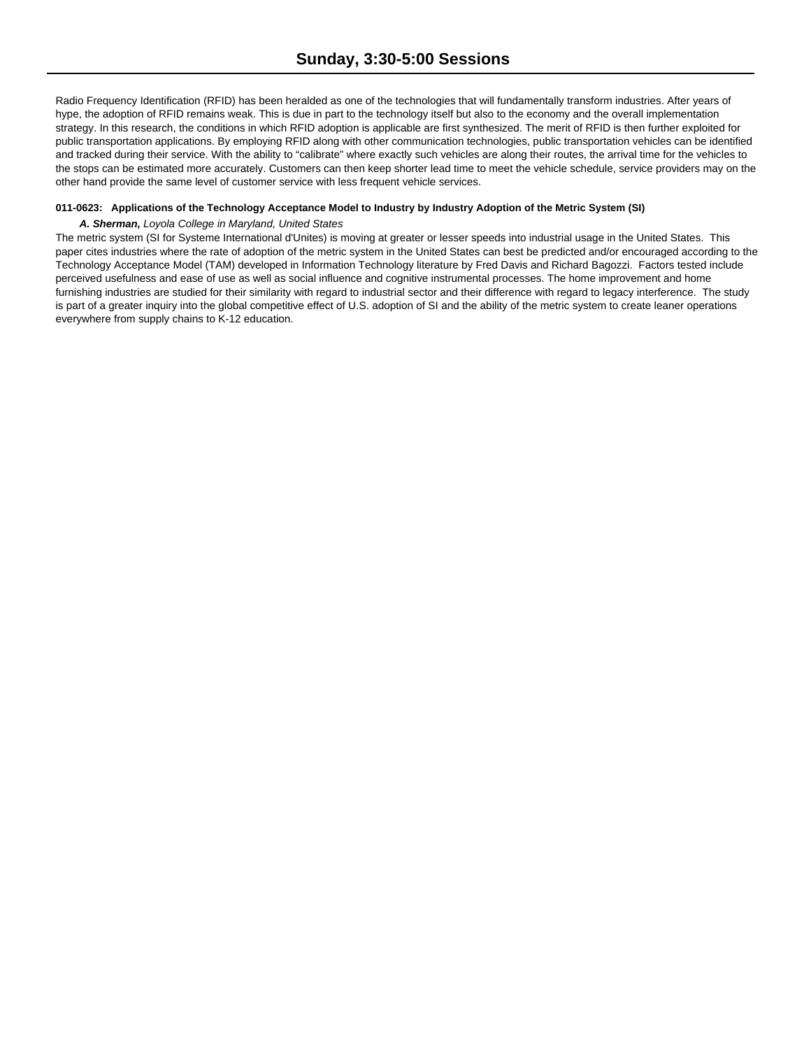Radio Frequency Identification (RFID) has been heralded as one of the technologies that will fundamentally transform industries. After years of hype, the adoption of RFID remains weak. This is due in part to the technology itself but also to the economy and the overall implementation strategy. In this research, the conditions in which RFID adoption is applicable are first synthesized. The merit of RFID is then further exploited for public transportation applications. By employing RFID along with other communication technologies, public transportation vehicles can be identified and tracked during their service. With the ability to "calibrate" where exactly such vehicles are along their routes, the arrival time for the vehicles to the stops can be estimated more accurately. Customers can then keep shorter lead time to meet the vehicle schedule, service providers may on the other hand provide the same level of customer service with less frequent vehicle services.

**011-0623: Applications of the Technology Acceptance Model to Industry by Industry Adoption of the Metric System (SI)**

***A. Sherman,*** *Loyola College in Maryland, United States*

The metric system (SI for Systeme International d'Unites) is moving at greater or lesser speeds into industrial usage in the United States. This paper cites industries where the rate of adoption of the metric system in the United States can best be predicted and/or encouraged according to the Technology Acceptance Model (TAM) developed in Information Technology literature by Fred Davis and Richard Bagozzi. Factors tested include perceived usefulness and ease of use as well as social influence and cognitive instrumental processes. The home improvement and home furnishing industries are studied for their similarity with regard to industrial sector and their difference with regard to legacy interference. The study is part of a greater inquiry into the global competitive effect of U.S. adoption of SI and the ability of the metric system to create leaner operations everywhere from supply chains to K-12 education.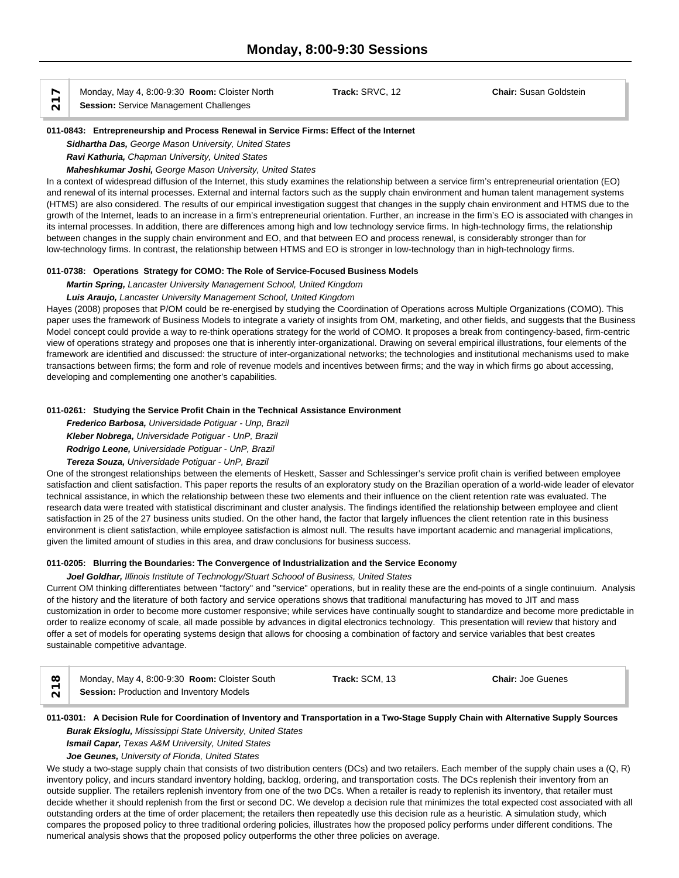# Monday, 8:00-9:30 Sessions

**217**

Monday, May 4, 8:00-9:30 **Room:** Cloister North **Track:** SRVC, 12 **Chair:** Susan Goldstein
**Session:** Service Management Challenges

**011-0843: Entrepreneurship and Process Renewal in Service Firms: Effect of the Internet**

***Sidhartha Das,*** *George Mason University, United States*
***Ravi Kathuria,*** *Chapman University, United States*
***Maheshkumar Joshi,*** *George Mason University, United States*

In a context of widespread diffusion of the Internet, this study examines the relationship between a service firm's entrepreneurial orientation (EO) and renewal of its internal processes. External and internal factors such as the supply chain environment and human talent management systems (HTMS) are also considered. The results of our empirical investigation suggest that changes in the supply chain environment and HTMS due to the growth of the Internet, leads to an increase in a firm's entrepreneurial orientation. Further, an increase in the firm's EO is associated with changes in its internal processes. In addition, there are differences among high and low technology service firms. In high-technology firms, the relationship between changes in the supply chain environment and EO, and that between EO and process renewal, is considerably stronger than for low-technology firms. In contrast, the relationship between HTMS and EO is stronger in low-technology than in high-technology firms.

**011-0738: Operations Strategy for COMO: The Role of Service-Focused Business Models**

***Martin Spring,*** *Lancaster University Management School, United Kingdom*
***Luis Araujo,*** *Lancaster University Management School, United Kingdom*

Hayes (2008) proposes that P/OM could be re-energised by studying the Coordination of Operations across Multiple Organizations (COMO). This paper uses the framework of Business Models to integrate a variety of insights from OM, marketing, and other fields, and suggests that the Business Model concept could provide a way to re-think operations strategy for the world of COMO. It proposes a break from contingency-based, firm-centric view of operations strategy and proposes one that is inherently inter-organizational. Drawing on several empirical illustrations, four elements of the framework are identified and discussed: the structure of inter-organizational networks; the technologies and institutional mechanisms used to make transactions between firms; the form and role of revenue models and incentives between firms; and the way in which firms go about accessing, developing and complementing one another's capabilities.

**011-0261: Studying the Service Profit Chain in the Technical Assistance Environment**

***Frederico Barbosa,*** *Universidade Potiguar - Unp, Brazil*
***Kleber Nobrega,*** *Universidade Potiguar - UnP, Brazil*
***Rodrigo Leone,*** *Universidade Potiguar - UnP, Brazil*
***Tereza Souza,*** *Universidade Potiguar - UnP, Brazil*

One of the strongest relationships between the elements of Heskett, Sasser and Schlessinger's service profit chain is verified between employee satisfaction and client satisfaction. This paper reports the results of an exploratory study on the Brazilian operation of a world-wide leader of elevator technical assistance, in which the relationship between these two elements and their influence on the client retention rate was evaluated. The research data were treated with statistical discriminant and cluster analysis. The findings identified the relationship between employee and client satisfaction in 25 of the 27 business units studied. On the other hand, the factor that largely influences the client retention rate in this business environment is client satisfaction, while employee satisfaction is almost null. The results have important academic and managerial implications, given the limited amount of studies in this area, and draw conclusions for business success.

**011-0205: Blurring the Boundaries: The Convergence of Industrialization and the Service Economy**

***Joel Goldhar,*** *Illinois Institute of Technology/Stuart Schoool of Business, United States*

Current OM thinking differentiates between "factory" and "service" operations, but in reality these are the end-points of a single continuium. Analysis of the history and the literature of both factory and service operations shows that traditional manufacturing has moved to JIT and mass customization in order to become more customer responsive; while services have continually sought to standardize and become more predictable in order to realize economy of scale, all made possible by advances in digital electronics technology. This presentation will review that history and offer a set of models for operating systems design that allows for choosing a combination of factory and service variables that best creates sustainable competitive advantage.

**218**

Monday, May 4, 8:00-9:30 **Room:** Cloister South **Track:** SCM, 13 **Chair:** Joe Guenes
**Session:** Production and Inventory Models

**011-0301: A Decision Rule for Coordination of Inventory and Transportation in a Two-Stage Supply Chain with Alternative Supply Sources**

***Burak Eksioglu,*** *Mississippi State University, United States*
***Ismail Capar,*** *Texas A&M University, United States*
***Joe Geunes,*** *University of Florida, United States*

We study a two-stage supply chain that consists of two distribution centers (DCs) and two retailers. Each member of the supply chain uses a (Q, R) inventory policy, and incurs standard inventory holding, backlog, ordering, and transportation costs. The DCs replenish their inventory from an outside supplier. The retailers replenish inventory from one of the two DCs. When a retailer is ready to replenish its inventory, that retailer must decide whether it should replenish from the first or second DC. We develop a decision rule that minimizes the total expected cost associated with all outstanding orders at the time of order placement; the retailers then repeatedly use this decision rule as a heuristic. A simulation study, which compares the proposed policy to three traditional ordering policies, illustrates how the proposed policy performs under different conditions. The numerical analysis shows that the proposed policy outperforms the other three policies on average.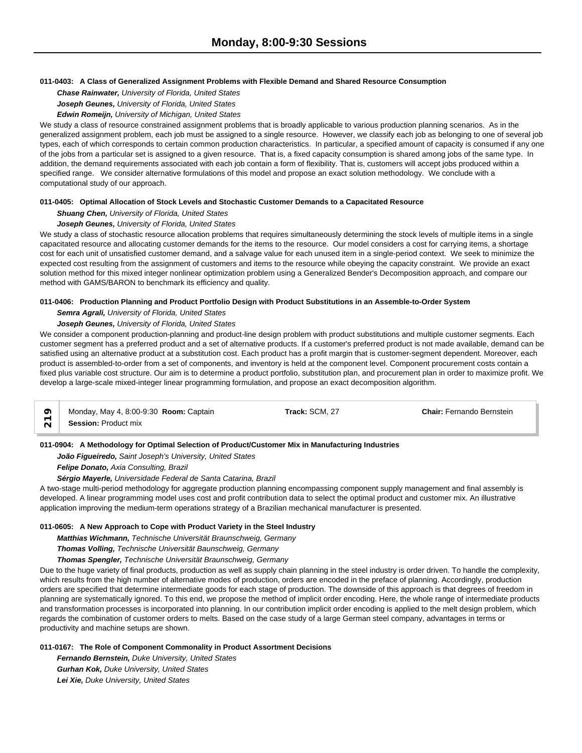#### 011-0403: A Class of Generalized Assignment Problems with Flexible Demand and Shared Resource Consumption

***Chase Rainwater,*** *University of Florida, United States*
***Joseph Geunes,*** *University of Florida, United States*
***Edwin Romeijn,*** *University of Michigan, United States*

We study a class of resource constrained assignment problems that is broadly applicable to various production planning scenarios. As in the generalized assignment problem, each job must be assigned to a single resource. However, we classify each job as belonging to one of several job types, each of which corresponds to certain common production characteristics. In particular, a specified amount of capacity is consumed if any one of the jobs from a particular set is assigned to a given resource. That is, a fixed capacity consumption is shared among jobs of the same type. In addition, the demand requirements associated with each job contain a form of flexibility. That is, customers will accept jobs produced within a specified range. We consider alternative formulations of this model and propose an exact solution methodology. We conclude with a computational study of our approach.

#### 011-0405: Optimal Allocation of Stock Levels and Stochastic Customer Demands to a Capacitated Resource

***Shuang Chen,*** *University of Florida, United States*
***Joseph Geunes,*** *University of Florida, United States*

We study a class of stochastic resource allocation problems that requires simultaneously determining the stock levels of multiple items in a single capacitated resource and allocating customer demands for the items to the resource. Our model considers a cost for carrying items, a shortage cost for each unit of unsatisfied customer demand, and a salvage value for each unused item in a single-period context. We seek to minimize the expected cost resulting from the assignment of customers and items to the resource while obeying the capacity constraint. We provide an exact solution method for this mixed integer nonlinear optimization problem using a Generalized Bender's Decomposition approach, and compare our method with GAMS/BARON to benchmark its efficiency and quality.

#### 011-0406: Production Planning and Product Portfolio Design with Product Substitutions in an Assemble-to-Order System

***Semra Agrali,*** *University of Florida, United States*
***Joseph Geunes,*** *University of Florida, United States*

We consider a component production-planning and product-line design problem with product substitutions and multiple customer segments. Each customer segment has a preferred product and a set of alternative products. If a customer's preferred product is not made available, demand can be satisfied using an alternative product at a substitution cost. Each product has a profit margin that is customer-segment dependent. Moreover, each product is assembled-to-order from a set of components, and inventory is held at the component level. Component procurement costs contain a fixed plus variable cost structure. Our aim is to determine a product portfolio, substitution plan, and procurement plan in order to maximize profit. We develop a large-scale mixed-integer linear programming formulation, and propose an exact decomposition algorithm.

## 219

Monday, May 4, 8:00-9:30 **Room:** Captain | **Track:** SCM, 27 | **Chair:** Fernando Bernstein
**Session:** Product mix

#### 011-0904: A Methodology for Optimal Selection of Product/Customer Mix in Manufacturing Industries

***João Figueiredo,*** *Saint Joseph's University, United States*
***Felipe Donato,*** *Axia Consulting, Brazil*
***Sérgio Mayerle,*** *Universidade Federal de Santa Catarina, Brazil*

A two-stage multi-period methodology for aggregate production planning encompassing component supply management and final assembly is developed. A linear programming model uses cost and profit contribution data to select the optimal product and customer mix. An illustrative application improving the medium-term operations strategy of a Brazilian mechanical manufacturer is presented.

#### 011-0605: A New Approach to Cope with Product Variety in the Steel Industry

***Matthias Wichmann,*** *Technische Universität Braunschweig, Germany*
***Thomas Volling,*** *Technische Universität Baunschweig, Germany*
***Thomas Spengler,*** *Technische Universität Braunschweig, Germany*

Due to the huge variety of final products, production as well as supply chain planning in the steel industry is order driven. To handle the complexity, which results from the high number of alternative modes of production, orders are encoded in the preface of planning. Accordingly, production orders are specified that determine intermediate goods for each stage of production. The downside of this approach is that degrees of freedom in planning are systematically ignored. To this end, we propose the method of implicit order encoding. Here, the whole range of intermediate products and transformation processes is incorporated into planning. In our contribution implicit order encoding is applied to the melt design problem, which regards the combination of customer orders to melts. Based on the case study of a large German steel company, advantages in terms or productivity and machine setups are shown.

#### 011-0167: The Role of Component Commonality in Product Assortment Decisions

***Fernando Bernstein,*** *Duke University, United States*
***Gurhan Kok,*** *Duke University, United States*
***Lei Xie,*** *Duke University, United States*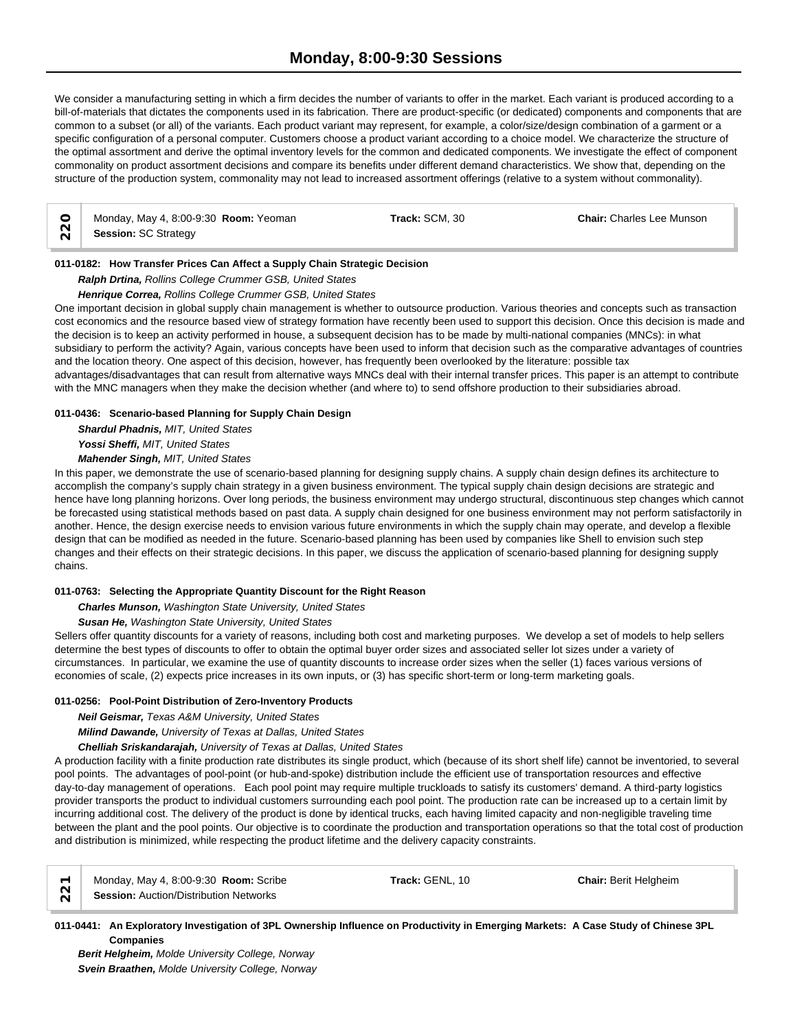We consider a manufacturing setting in which a firm decides the number of variants to offer in the market. Each variant is produced according to a bill-of-materials that dictates the components used in its fabrication. There are product-specific (or dedicated) components and components that are common to a subset (or all) of the variants. Each product variant may represent, for example, a color/size/design combination of a garment or a specific configuration of a personal computer. Customers choose a product variant according to a choice model. We characterize the structure of the optimal assortment and derive the optimal inventory levels for the common and dedicated components. We investigate the effect of component commonality on product assortment decisions and compare its benefits under different demand characteristics. We show that, depending on the structure of the production system, commonality may not lead to increased assortment offerings (relative to a system without commonality).

## 220

Monday, May 4, 8:00-9:30 **Room:** Yeoman **Track:** SCM, 30 **Chair:** Charles Lee Munson
**Session:** SC Strategy

### 011-0182: How Transfer Prices Can Affect a Supply Chain Strategic Decision

***Ralph Drtina,*** *Rollins College Crummer GSB, United States*
***Henrique Correa,*** *Rollins College Crummer GSB, United States*

One important decision in global supply chain management is whether to outsource production. Various theories and concepts such as transaction cost economics and the resource based view of strategy formation have recently been used to support this decision. Once this decision is made and the decision is to keep an activity performed in house, a subsequent decision has to be made by multi-national companies (MNCs): in what subsidiary to perform the activity? Again, various concepts have been used to inform that decision such as the comparative advantages of countries and the location theory. One aspect of this decision, however, has frequently been overlooked by the literature: possible tax advantages/disadvantages that can result from alternative ways MNCs deal with their internal transfer prices. This paper is an attempt to contribute with the MNC managers when they make the decision whether (and where to) to send offshore production to their subsidiaries abroad.

### 011-0436: Scenario-based Planning for Supply Chain Design

***Shardul Phadnis,*** *MIT, United States*
***Yossi Sheffi,*** *MIT, United States*
***Mahender Singh,*** *MIT, United States*

In this paper, we demonstrate the use of scenario-based planning for designing supply chains. A supply chain design defines its architecture to accomplish the company's supply chain strategy in a given business environment. The typical supply chain design decisions are strategic and hence have long planning horizons. Over long periods, the business environment may undergo structural, discontinuous step changes which cannot be forecasted using statistical methods based on past data. A supply chain designed for one business environment may not perform satisfactorily in another. Hence, the design exercise needs to envision various future environments in which the supply chain may operate, and develop a flexible design that can be modified as needed in the future. Scenario-based planning has been used by companies like Shell to envision such step changes and their effects on their strategic decisions. In this paper, we discuss the application of scenario-based planning for designing supply chains.

### 011-0763: Selecting the Appropriate Quantity Discount for the Right Reason

***Charles Munson,*** *Washington State University, United States*
***Susan He,*** *Washington State University, United States*

Sellers offer quantity discounts for a variety of reasons, including both cost and marketing purposes. We develop a set of models to help sellers determine the best types of discounts to offer to obtain the optimal buyer order sizes and associated seller lot sizes under a variety of circumstances. In particular, we examine the use of quantity discounts to increase order sizes when the seller (1) faces various versions of economies of scale, (2) expects price increases in its own inputs, or (3) has specific short-term or long-term marketing goals.

### 011-0256: Pool-Point Distribution of Zero-Inventory Products

***Neil Geismar,*** *Texas A&M University, United States*
***Milind Dawande,*** *University of Texas at Dallas, United States*
***Chelliah Sriskandarajah,*** *University of Texas at Dallas, United States*

A production facility with a finite production rate distributes its single product, which (because of its short shelf life) cannot be inventoried, to several pool points. The advantages of pool-point (or hub-and-spoke) distribution include the efficient use of transportation resources and effective day-to-day management of operations. Each pool point may require multiple truckloads to satisfy its customers' demand. A third-party logistics provider transports the product to individual customers surrounding each pool point. The production rate can be increased up to a certain limit by incurring additional cost. The delivery of the product is done by identical trucks, each having limited capacity and non-negligible traveling time between the plant and the pool points. Our objective is to coordinate the production and transportation operations so that the total cost of production and distribution is minimized, while respecting the product lifetime and the delivery capacity constraints.

## 221

Monday, May 4, 8:00-9:30 **Room:** Scribe **Track:** GENL, 10 **Chair:** Berit Helgheim
**Session:** Auction/Distribution Networks

### 011-0441: An Exploratory Investigation of 3PL Ownership Influence on Productivity in Emerging Markets: A Case Study of Chinese 3PL Companies

***Berit Helgheim,*** *Molde University College, Norway*
***Svein Braathen,*** *Molde University College, Norway*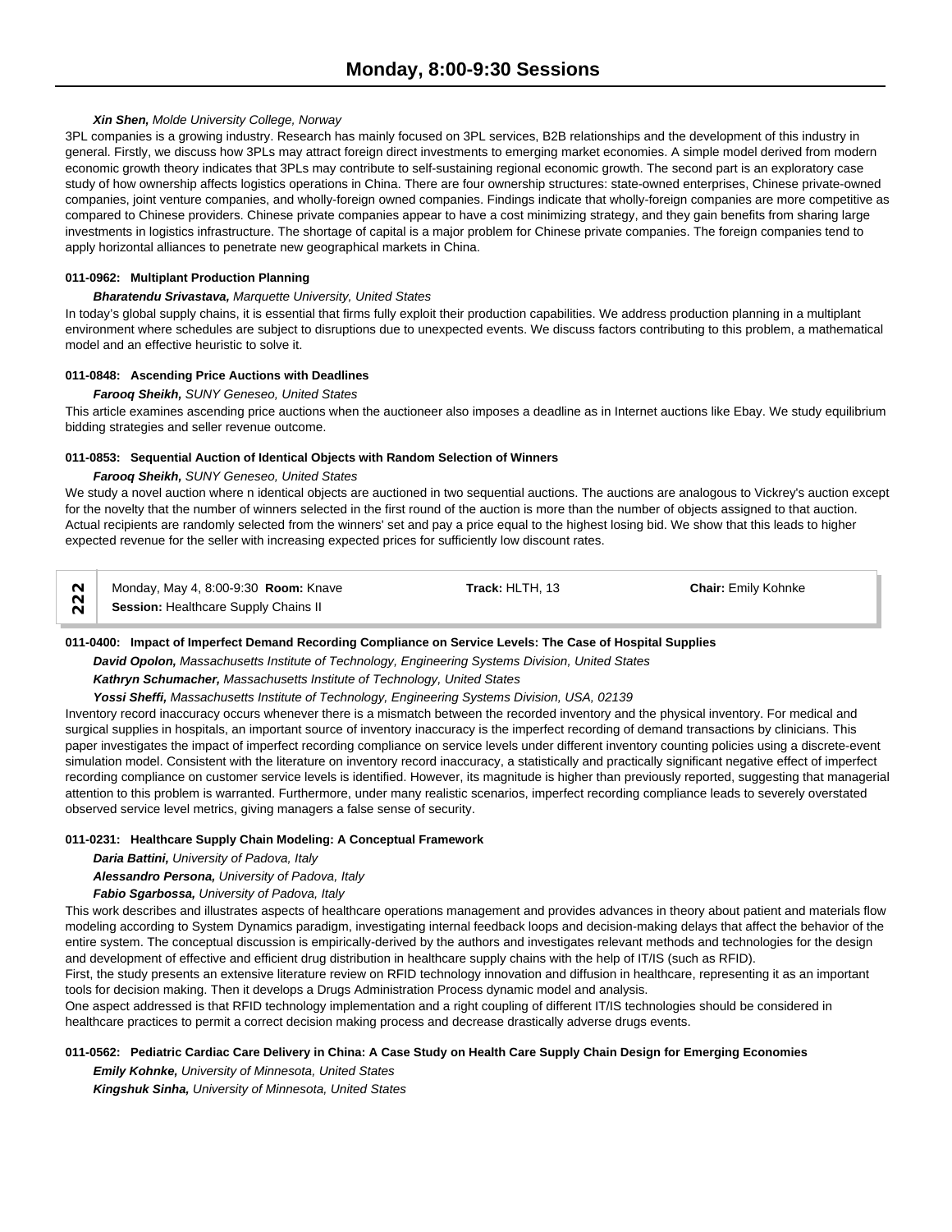***Xin Shen,*** *Molde University College, Norway*

3PL companies is a growing industry. Research has mainly focused on 3PL services, B2B relationships and the development of this industry in general. Firstly, we discuss how 3PLs may attract foreign direct investments to emerging market economies. A simple model derived from modern economic growth theory indicates that 3PLs may contribute to self-sustaining regional economic growth. The second part is an exploratory case study of how ownership affects logistics operations in China. There are four ownership structures: state-owned enterprises, Chinese private-owned companies, joint venture companies, and wholly-foreign owned companies. Findings indicate that wholly-foreign companies are more competitive as compared to Chinese providers. Chinese private companies appear to have a cost minimizing strategy, and they gain benefits from sharing large investments in logistics infrastructure. The shortage of capital is a major problem for Chinese private companies. The foreign companies tend to apply horizontal alliances to penetrate new geographical markets in China.

**011-0962: Multiplant Production Planning**

***Bharatendu Srivastava,*** *Marquette University, United States*

In today's global supply chains, it is essential that firms fully exploit their production capabilities. We address production planning in a multiplant environment where schedules are subject to disruptions due to unexpected events. We discuss factors contributing to this problem, a mathematical model and an effective heuristic to solve it.

**011-0848: Ascending Price Auctions with Deadlines**

***Farooq Sheikh,*** *SUNY Geneseo, United States*

This article examines ascending price auctions when the auctioneer also imposes a deadline as in Internet auctions like Ebay. We study equilibrium bidding strategies and seller revenue outcome.

**011-0853: Sequential Auction of Identical Objects with Random Selection of Winners**

***Farooq Sheikh,*** *SUNY Geneseo, United States*

We study a novel auction where n identical objects are auctioned in two sequential auctions. The auctions are analogous to Vickrey's auction except for the novelty that the number of winners selected in the first round of the auction is more than the number of objects assigned to that auction. Actual recipients are randomly selected from the winners' set and pay a price equal to the highest losing bid. We show that this leads to higher expected revenue for the seller with increasing expected prices for sufficiently low discount rates.

## 222

Monday, May 4, 8:00-9:30 **Room:** Knave **Track:** HLTH, 13 **Chair:** Emily Kohnke

**Session:** Healthcare Supply Chains II

**011-0400: Impact of Imperfect Demand Recording Compliance on Service Levels: The Case of Hospital Supplies**

***David Opolon,*** *Massachusetts Institute of Technology, Engineering Systems Division, United States*

***Kathryn Schumacher,*** *Massachusetts Institute of Technology, United States*

***Yossi Sheffi,*** *Massachusetts Institute of Technology, Engineering Systems Division, USA, 02139*

Inventory record inaccuracy occurs whenever there is a mismatch between the recorded inventory and the physical inventory. For medical and surgical supplies in hospitals, an important source of inventory inaccuracy is the imperfect recording of demand transactions by clinicians. This paper investigates the impact of imperfect recording compliance on service levels under different inventory counting policies using a discrete-event simulation model. Consistent with the literature on inventory record inaccuracy, a statistically and practically significant negative effect of imperfect recording compliance on customer service levels is identified. However, its magnitude is higher than previously reported, suggesting that managerial attention to this problem is warranted. Furthermore, under many realistic scenarios, imperfect recording compliance leads to severely overstated observed service level metrics, giving managers a false sense of security.

**011-0231: Healthcare Supply Chain Modeling: A Conceptual Framework**

***Daria Battini,*** *University of Padova, Italy*

***Alessandro Persona,*** *University of Padova, Italy*

***Fabio Sgarbossa,*** *University of Padova, Italy*

This work describes and illustrates aspects of healthcare operations management and provides advances in theory about patient and materials flow modeling according to System Dynamics paradigm, investigating internal feedback loops and decision-making delays that affect the behavior of the entire system. The conceptual discussion is empirically-derived by the authors and investigates relevant methods and technologies for the design and development of effective and efficient drug distribution in healthcare supply chains with the help of IT/IS (such as RFID).

First, the study presents an extensive literature review on RFID technology innovation and diffusion in healthcare, representing it as an important tools for decision making. Then it develops a Drugs Administration Process dynamic model and analysis.

One aspect addressed is that RFID technology implementation and a right coupling of different IT/IS technologies should be considered in healthcare practices to permit a correct decision making process and decrease drastically adverse drugs events.

**011-0562: Pediatric Cardiac Care Delivery in China: A Case Study on Health Care Supply Chain Design for Emerging Economies**

***Emily Kohnke,*** *University of Minnesota, United States*

***Kingshuk Sinha,*** *University of Minnesota, United States*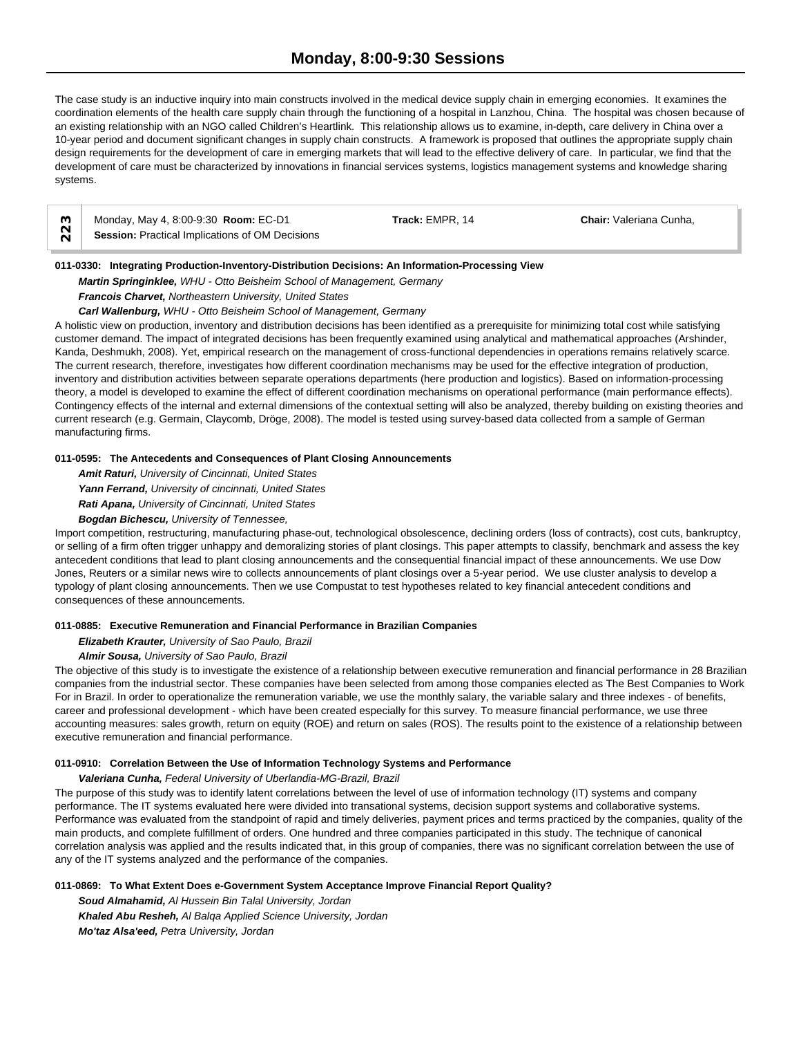The case study is an inductive inquiry into main constructs involved in the medical device supply chain in emerging economies. It examines the coordination elements of the health care supply chain through the functioning of a hospital in Lanzhou, China. The hospital was chosen because of an existing relationship with an NGO called Children's Heartlink. This relationship allows us to examine, in-depth, care delivery in China over a 10-year period and document significant changes in supply chain constructs. A framework is proposed that outlines the appropriate supply chain design requirements for the development of care in emerging markets that will lead to the effective delivery of care. In particular, we find that the development of care must be characterized by innovations in financial services systems, logistics management systems and knowledge sharing systems.

| 223 | Monday, May 4, 8:00-9:30 **Room:** EC-D1<br>**Session:** Practical Implications of OM Decisions | **Track:** EMPR, 14 | **Chair:** Valeriana Cunha, |
|---|---|---|---|

**011-0330: Integrating Production-Inventory-Distribution Decisions: An Information-Processing View**

***Martin Springinklee,*** *WHU - Otto Beisheim School of Management, Germany*
***Francois Charvet,*** *Northeastern University, United States*
***Carl Wallenburg,*** *WHU - Otto Beisheim School of Management, Germany*

A holistic view on production, inventory and distribution decisions has been identified as a prerequisite for minimizing total cost while satisfying customer demand. The impact of integrated decisions has been frequently examined using analytical and mathematical approaches (Arshinder, Kanda, Deshmukh, 2008). Yet, empirical research on the management of cross-functional dependencies in operations remains relatively scarce. The current research, therefore, investigates how different coordination mechanisms may be used for the effective integration of production, inventory and distribution activities between separate operations departments (here production and logistics). Based on information-processing theory, a model is developed to examine the effect of different coordination mechanisms on operational performance (main performance effects). Contingency effects of the internal and external dimensions of the contextual setting will also be analyzed, thereby building on existing theories and current research (e.g. Germain, Claycomb, Dröge, 2008). The model is tested using survey-based data collected from a sample of German manufacturing firms.

**011-0595: The Antecedents and Consequences of Plant Closing Announcements**

***Amit Raturi,*** *University of Cincinnati, United States*
***Yann Ferrand,*** *University of cincinnati, United States*
***Rati Apana,*** *University of Cincinnati, United States*
***Bogdan Bichescu,*** *University of Tennessee,*

Import competition, restructuring, manufacturing phase-out, technological obsolescence, declining orders (loss of contracts), cost cuts, bankruptcy, or selling of a firm often trigger unhappy and demoralizing stories of plant closings. This paper attempts to classify, benchmark and assess the key antecedent conditions that lead to plant closing announcements and the consequential financial impact of these announcements. We use Dow Jones, Reuters or a similar news wire to collects announcements of plant closings over a 5-year period. We use cluster analysis to develop a typology of plant closing announcements. Then we use Compustat to test hypotheses related to key financial antecedent conditions and consequences of these announcements.

**011-0885: Executive Remuneration and Financial Performance in Brazilian Companies**

***Elizabeth Krauter,*** *University of Sao Paulo, Brazil*
***Almir Sousa,*** *University of Sao Paulo, Brazil*

The objective of this study is to investigate the existence of a relationship between executive remuneration and financial performance in 28 Brazilian companies from the industrial sector. These companies have been selected from among those companies elected as The Best Companies to Work For in Brazil. In order to operationalize the remuneration variable, we use the monthly salary, the variable salary and three indexes - of benefits, career and professional development - which have been created especially for this survey. To measure financial performance, we use three accounting measures: sales growth, return on equity (ROE) and return on sales (ROS). The results point to the existence of a relationship between executive remuneration and financial performance.

**011-0910: Correlation Between the Use of Information Technology Systems and Performance**

***Valeriana Cunha,*** *Federal University of Uberlandia-MG-Brazil, Brazil*

The purpose of this study was to identify latent correlations between the level of use of information technology (IT) systems and company performance. The IT systems evaluated here were divided into transational systems, decision support systems and collaborative systems. Performance was evaluated from the standpoint of rapid and timely deliveries, payment prices and terms practiced by the companies, quality of the main products, and complete fulfillment of orders. One hundred and three companies participated in this study. The technique of canonical correlation analysis was applied and the results indicated that, in this group of companies, there was no significant correlation between the use of any of the IT systems analyzed and the performance of the companies.

**011-0869: To What Extent Does e-Government System Acceptance Improve Financial Report Quality?**

***Soud Almahamid,*** *Al Hussein Bin Talal University, Jordan*
***Khaled Abu Resheh,*** *Al Balqa Applied Science University, Jordan*
***Mo'taz Alsa'eed,*** *Petra University, Jordan*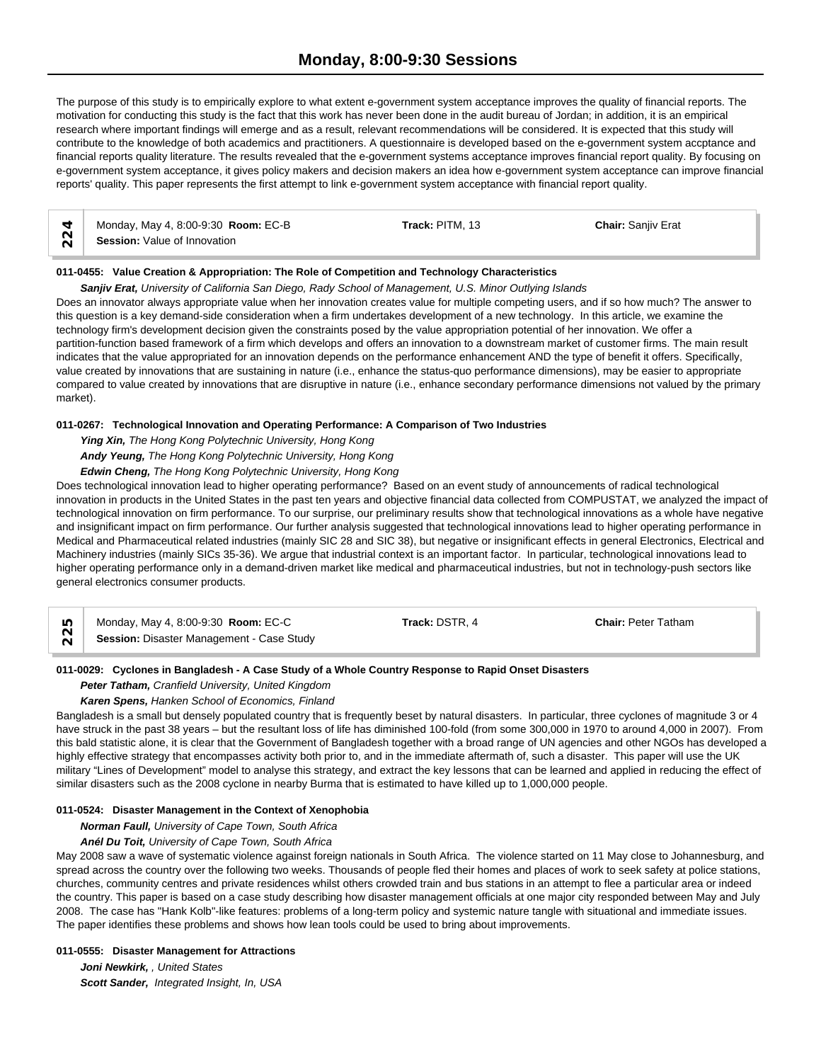The purpose of this study is to empirically explore to what extent e-government system acceptance improves the quality of financial reports. The motivation for conducting this study is the fact that this work has never been done in the audit bureau of Jordan; in addition, it is an empirical research where important findings will emerge and as a result, relevant recommendations will be considered. It is expected that this study will contribute to the knowledge of both academics and practitioners. A questionnaire is developed based on the e-government system accptance and financial reports quality literature. The results revealed that the e-government systems acceptance improves financial report quality. By focusing on e-government system acceptance, it gives policy makers and decision makers an idea how e-government system acceptance can improve financial reports' quality. This paper represents the first attempt to link e-government system acceptance with financial report quality.

| 224 | Monday, May 4, 8:00-9:30 **Room:** EC-B | **Track:** PITM, 13 | **Chair:** Sanjiv Erat |
|---|---|---|---|
| | **Session:** Value of Innovation | | |

**011-0455: Value Creation & Appropriation: The Role of Competition and Technology Characteristics**

***Sanjiv Erat,*** *University of California San Diego, Rady School of Management, U.S. Minor Outlying Islands*

Does an innovator always appropriate value when her innovation creates value for multiple competing users, and if so how much? The answer to this question is a key demand-side consideration when a firm undertakes development of a new technology. In this article, we examine the technology firm's development decision given the constraints posed by the value appropriation potential of her innovation. We offer a partition-function based framework of a firm which develops and offers an innovation to a downstream market of customer firms. The main result indicates that the value appropriated for an innovation depends on the performance enhancement AND the type of benefit it offers. Specifically, value created by innovations that are sustaining in nature (i.e., enhance the status-quo performance dimensions), may be easier to appropriate compared to value created by innovations that are disruptive in nature (i.e., enhance secondary performance dimensions not valued by the primary market).

**011-0267: Technological Innovation and Operating Performance: A Comparison of Two Industries**

***Ying Xin,*** *The Hong Kong Polytechnic University, Hong Kong*

***Andy Yeung,*** *The Hong Kong Polytechnic University, Hong Kong*

***Edwin Cheng,*** *The Hong Kong Polytechnic University, Hong Kong*

Does technological innovation lead to higher operating performance? Based on an event study of announcements of radical technological innovation in products in the United States in the past ten years and objective financial data collected from COMPUSTAT, we analyzed the impact of technological innovation on firm performance. To our surprise, our preliminary results show that technological innovations as a whole have negative and insignificant impact on firm performance. Our further analysis suggested that technological innovations lead to higher operating performance in Medical and Pharmaceutical related industries (mainly SIC 28 and SIC 38), but negative or insignificant effects in general Electronics, Electrical and Machinery industries (mainly SICs 35-36). We argue that industrial context is an important factor. In particular, technological innovations lead to higher operating performance only in a demand-driven market like medical and pharmaceutical industries, but not in technology-push sectors like general electronics consumer products.

| 225 | Monday, May 4, 8:00-9:30 **Room:** EC-C | **Track:** DSTR, 4 | **Chair:** Peter Tatham |
|---|---|---|---|
| | **Session:** Disaster Management - Case Study | | |

**011-0029: Cyclones in Bangladesh - A Case Study of a Whole Country Response to Rapid Onset Disasters**

***Peter Tatham,*** *Cranfield University, United Kingdom*

***Karen Spens,*** *Hanken School of Economics, Finland*

Bangladesh is a small but densely populated country that is frequently beset by natural disasters. In particular, three cyclones of magnitude 3 or 4 have struck in the past 38 years – but the resultant loss of life has diminished 100-fold (from some 300,000 in 1970 to around 4,000 in 2007). From this bald statistic alone, it is clear that the Government of Bangladesh together with a broad range of UN agencies and other NGOs has developed a highly effective strategy that encompasses activity both prior to, and in the immediate aftermath of, such a disaster. This paper will use the UK military "Lines of Development" model to analyse this strategy, and extract the key lessons that can be learned and applied in reducing the effect of similar disasters such as the 2008 cyclone in nearby Burma that is estimated to have killed up to 1,000,000 people.

**011-0524: Disaster Management in the Context of Xenophobia**

***Norman Faull,*** *University of Cape Town, South Africa*

***Anél Du Toit,*** *University of Cape Town, South Africa*

May 2008 saw a wave of systematic violence against foreign nationals in South Africa. The violence started on 11 May close to Johannesburg, and spread across the country over the following two weeks. Thousands of people fled their homes and places of work to seek safety at police stations, churches, community centres and private residences whilst others crowded train and bus stations in an attempt to flee a particular area or indeed the country. This paper is based on a case study describing how disaster management officials at one major city responded between May and July 2008. The case has "Hank Kolb"-like features: problems of a long-term policy and systemic nature tangle with situational and immediate issues. The paper identifies these problems and shows how lean tools could be used to bring about improvements.

**011-0555: Disaster Management for Attractions**

***Joni Newkirk,*** *, United States*

***Scott Sander,*** *Integrated Insight, In, USA*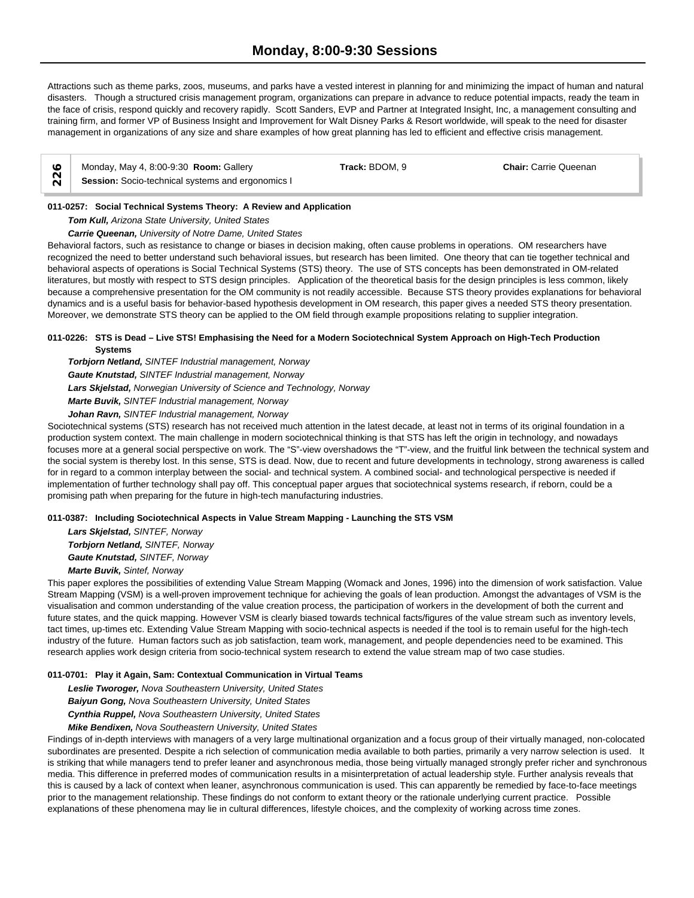# Monday, 8:00-9:30 Sessions

Attractions such as theme parks, zoos, museums, and parks have a vested interest in planning for and minimizing the impact of human and natural disasters. Though a structured crisis management program, organizations can prepare in advance to reduce potential impacts, ready the team in the face of crisis, respond quickly and recovery rapidly. Scott Sanders, EVP and Partner at Integrated Insight, Inc, a management consulting and training firm, and former VP of Business Insight and Improvement for Walt Disney Parks & Resort worldwide, will speak to the need for disaster management in organizations of any size and share examples of how great planning has led to efficient and effective crisis management.

| 226 | Monday, May 4, 8:00-9:30 **Room:** Gallery<br>**Session:** Socio-technical systems and ergonomics I | **Track:** BDOM, 9 | **Chair:** Carrie Queenan |
|---|---|---|---|

**011-0257: Social Technical Systems Theory: A Review and Application**

***Tom Kull,*** *Arizona State University, United States*

***Carrie Queenan,*** *University of Notre Dame, United States*

Behavioral factors, such as resistance to change or biases in decision making, often cause problems in operations. OM researchers have recognized the need to better understand such behavioral issues, but research has been limited. One theory that can tie together technical and behavioral aspects of operations is Social Technical Systems (STS) theory. The use of STS concepts has been demonstrated in OM-related literatures, but mostly with respect to STS design principles. Application of the theoretical basis for the design principles is less common, likely because a comprehensive presentation for the OM community is not readily accessible. Because STS theory provides explanations for behavioral dynamics and is a useful basis for behavior-based hypothesis development in OM research, this paper gives a needed STS theory presentation. Moreover, we demonstrate STS theory can be applied to the OM field through example propositions relating to supplier integration.

**011-0226: STS is Dead – Live STS! Emphasising the Need for a Modern Sociotechnical System Approach on High-Tech Production Systems**

***Torbjorn Netland,*** *SINTEF Industrial management, Norway*

***Gaute Knutstad,*** *SINTEF Industrial management, Norway*

***Lars Skjelstad,*** *Norwegian University of Science and Technology, Norway*

***Marte Buvik,*** *SINTEF Industrial management, Norway*

***Johan Ravn,*** *SINTEF Industrial management, Norway*

Sociotechnical systems (STS) research has not received much attention in the latest decade, at least not in terms of its original foundation in a production system context. The main challenge in modern sociotechnical thinking is that STS has left the origin in technology, and nowadays focuses more at a general social perspective on work. The "S"-view overshadows the "T"-view, and the fruitful link between the technical system and the social system is thereby lost. In this sense, STS is dead. Now, due to recent and future developments in technology, strong awareness is called for in regard to a common interplay between the social- and technical system. A combined social- and technological perspective is needed if implementation of further technology shall pay off. This conceptual paper argues that sociotechnical systems research, if reborn, could be a promising path when preparing for the future in high-tech manufacturing industries.

**011-0387: Including Sociotechnical Aspects in Value Stream Mapping - Launching the STS VSM**

***Lars Skjelstad,*** *SINTEF, Norway*

***Torbjorn Netland,*** *SINTEF, Norway*

***Gaute Knutstad,*** *SINTEF, Norway*

***Marte Buvik,*** *Sintef, Norway*

This paper explores the possibilities of extending Value Stream Mapping (Womack and Jones, 1996) into the dimension of work satisfaction. Value Stream Mapping (VSM) is a well-proven improvement technique for achieving the goals of lean production. Amongst the advantages of VSM is the visualisation and common understanding of the value creation process, the participation of workers in the development of both the current and future states, and the quick mapping. However VSM is clearly biased towards technical facts/figures of the value stream such as inventory levels, tact times, up-times etc. Extending Value Stream Mapping with socio-technical aspects is needed if the tool is to remain useful for the high-tech industry of the future. Human factors such as job satisfaction, team work, management, and people dependencies need to be examined. This research applies work design criteria from socio-technical system research to extend the value stream map of two case studies.

**011-0701: Play it Again, Sam: Contextual Communication in Virtual Teams**

***Leslie Tworoger,*** *Nova Southeastern University, United States*

***Baiyun Gong,*** *Nova Southeastern University, United States*

***Cynthia Ruppel,*** *Nova Southeastern University, United States*

***Mike Bendixen,*** *Nova Southeastern University, United States*

Findings of in-depth interviews with managers of a very large multinational organization and a focus group of their virtually managed, non-colocated subordinates are presented. Despite a rich selection of communication media available to both parties, primarily a very narrow selection is used. It is striking that while managers tend to prefer leaner and asynchronous media, those being virtually managed strongly prefer richer and synchronous media. This difference in preferred modes of communication results in a misinterpretation of actual leadership style. Further analysis reveals that this is caused by a lack of context when leaner, asynchronous communication is used. This can apparently be remedied by face-to-face meetings prior to the management relationship. These findings do not conform to extant theory or the rationale underlying current practice. Possible explanations of these phenomena may lie in cultural differences, lifestyle choices, and the complexity of working across time zones.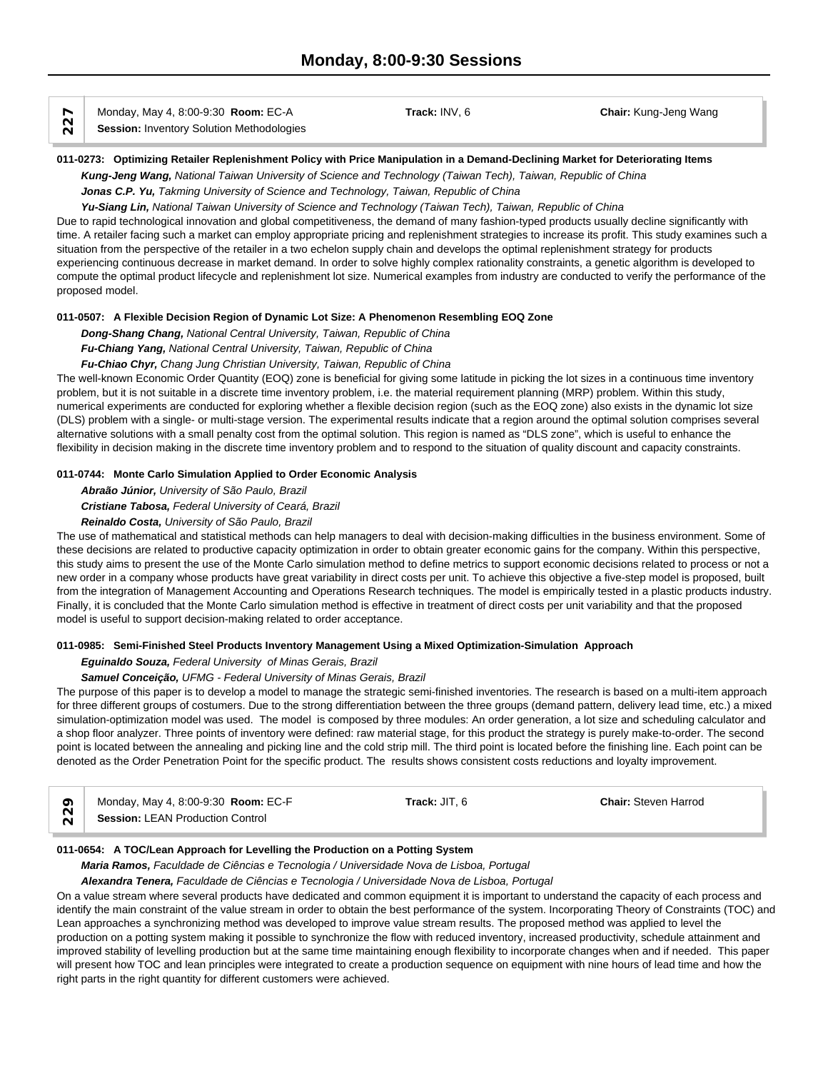# Monday, 8:00-9:30 Sessions

**227** Monday, May 4, 8:00-9:30 **Room:** EC-A **Track:** INV, 6 **Chair:** Kung-Jeng Wang
**Session:** Inventory Solution Methodologies

**011-0273: Optimizing Retailer Replenishment Policy with Price Manipulation in a Demand-Declining Market for Deteriorating Items**

***Kung-Jeng Wang,*** *National Taiwan University of Science and Technology (Taiwan Tech), Taiwan, Republic of China*
***Jonas C.P. Yu,*** *Takming University of Science and Technology, Taiwan, Republic of China*
***Yu-Siang Lin,*** *National Taiwan University of Science and Technology (Taiwan Tech), Taiwan, Republic of China*

Due to rapid technological innovation and global competitiveness, the demand of many fashion-typed products usually decline significantly with time. A retailer facing such a market can employ appropriate pricing and replenishment strategies to increase its profit. This study examines such a situation from the perspective of the retailer in a two echelon supply chain and develops the optimal replenishment strategy for products experiencing continuous decrease in market demand. In order to solve highly complex rationality constraints, a genetic algorithm is developed to compute the optimal product lifecycle and replenishment lot size. Numerical examples from industry are conducted to verify the performance of the proposed model.

**011-0507: A Flexible Decision Region of Dynamic Lot Size: A Phenomenon Resembling EOQ Zone**

***Dong-Shang Chang,*** *National Central University, Taiwan, Republic of China*
***Fu-Chiang Yang,*** *National Central University, Taiwan, Republic of China*
***Fu-Chiao Chyr,*** *Chang Jung Christian University, Taiwan, Republic of China*

The well-known Economic Order Quantity (EOQ) zone is beneficial for giving some latitude in picking the lot sizes in a continuous time inventory problem, but it is not suitable in a discrete time inventory problem, i.e. the material requirement planning (MRP) problem. Within this study, numerical experiments are conducted for exploring whether a flexible decision region (such as the EOQ zone) also exists in the dynamic lot size (DLS) problem with a single- or multi-stage version. The experimental results indicate that a region around the optimal solution comprises several alternative solutions with a small penalty cost from the optimal solution. This region is named as "DLS zone", which is useful to enhance the flexibility in decision making in the discrete time inventory problem and to respond to the situation of quality discount and capacity constraints.

**011-0744: Monte Carlo Simulation Applied to Order Economic Analysis**

***Abraão Júnior,*** *University of São Paulo, Brazil*
***Cristiane Tabosa,*** *Federal University of Ceará, Brazil*
***Reinaldo Costa,*** *University of São Paulo, Brazil*

The use of mathematical and statistical methods can help managers to deal with decision-making difficulties in the business environment. Some of these decisions are related to productive capacity optimization in order to obtain greater economic gains for the company. Within this perspective, this study aims to present the use of the Monte Carlo simulation method to define metrics to support economic decisions related to process or not a new order in a company whose products have great variability in direct costs per unit. To achieve this objective a five-step model is proposed, built from the integration of Management Accounting and Operations Research techniques. The model is empirically tested in a plastic products industry. Finally, it is concluded that the Monte Carlo simulation method is effective in treatment of direct costs per unit variability and that the proposed model is useful to support decision-making related to order acceptance.

**011-0985: Semi-Finished Steel Products Inventory Management Using a Mixed Optimization-Simulation Approach**

***Eguinaldo Souza,*** *Federal University of Minas Gerais, Brazil*
***Samuel Conceição,*** *UFMG - Federal University of Minas Gerais, Brazil*

The purpose of this paper is to develop a model to manage the strategic semi-finished inventories. The research is based on a multi-item approach for three different groups of costumers. Due to the strong differentiation between the three groups (demand pattern, delivery lead time, etc.) a mixed simulation-optimization model was used. The model is composed by three modules: An order generation, a lot size and scheduling calculator and a shop floor analyzer. Three points of inventory were defined: raw material stage, for this product the strategy is purely make-to-order. The second point is located between the annealing and picking line and the cold strip mill. The third point is located before the finishing line. Each point can be denoted as the Order Penetration Point for the specific product. The results shows consistent costs reductions and loyalty improvement.

**229** Monday, May 4, 8:00-9:30 **Room:** EC-F **Track:** JIT, 6 **Chair:** Steven Harrod
**Session:** LEAN Production Control

**011-0654: A TOC/Lean Approach for Levelling the Production on a Potting System**

***Maria Ramos,*** *Faculdade de Ciências e Tecnologia / Universidade Nova de Lisboa, Portugal*
***Alexandra Tenera,*** *Faculdade de Ciências e Tecnologia / Universidade Nova de Lisboa, Portugal*

On a value stream where several products have dedicated and common equipment it is important to understand the capacity of each process and identify the main constraint of the value stream in order to obtain the best performance of the system. Incorporating Theory of Constraints (TOC) and Lean approaches a synchronizing method was developed to improve value stream results. The proposed method was applied to level the production on a potting system making it possible to synchronize the flow with reduced inventory, increased productivity, schedule attainment and improved stability of levelling production but at the same time maintaining enough flexibility to incorporate changes when and if needed. This paper will present how TOC and lean principles were integrated to create a production sequence on equipment with nine hours of lead time and how the right parts in the right quantity for different customers were achieved.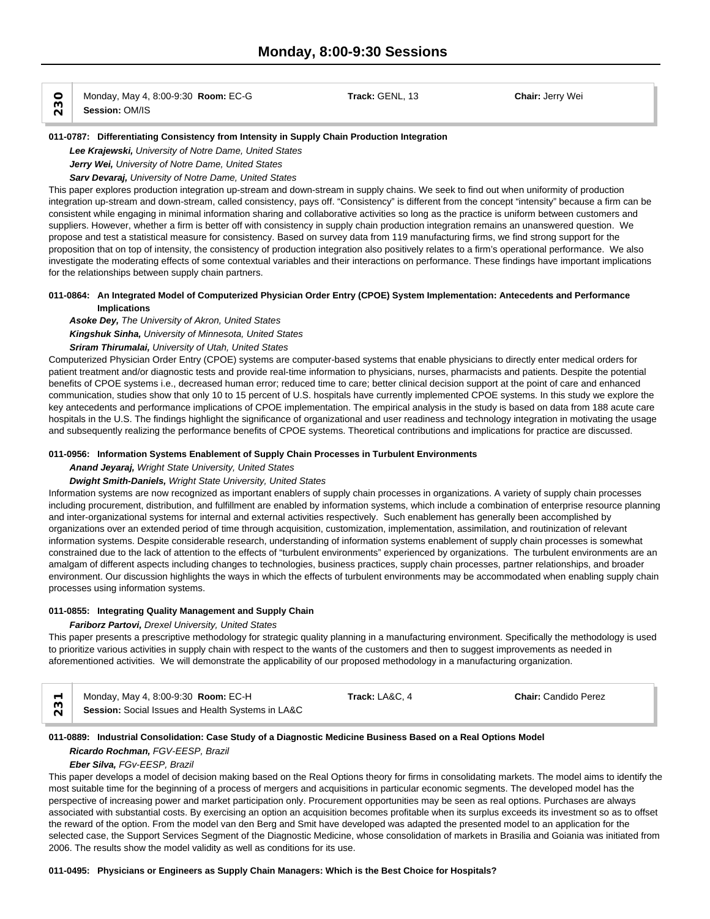## Monday, 8:00-9:30 Sessions

**230** | Monday, May 4, 8:00-9:30 **Room:** EC-G | **Track:** GENL, 13 | **Chair:** Jerry Wei
**Session:** OM/IS

### 011-0787: Differentiating Consistency from Intensity in Supply Chain Production Integration

***Lee Krajewski,*** *University of Notre Dame, United States*
***Jerry Wei,*** *University of Notre Dame, United States*
***Sarv Devaraj,*** *University of Notre Dame, United States*

This paper explores production integration up-stream and down-stream in supply chains. We seek to find out when uniformity of production integration up-stream and down-stream, called consistency, pays off. "Consistency" is different from the concept "intensity" because a firm can be consistent while engaging in minimal information sharing and collaborative activities so long as the practice is uniform between customers and suppliers. However, whether a firm is better off with consistency in supply chain production integration remains an unanswered question. We propose and test a statistical measure for consistency. Based on survey data from 119 manufacturing firms, we find strong support for the proposition that on top of intensity, the consistency of production integration also positively relates to a firm's operational performance. We also investigate the moderating effects of some contextual variables and their interactions on performance. These findings have important implications for the relationships between supply chain partners.

### 011-0864: An Integrated Model of Computerized Physician Order Entry (CPOE) System Implementation: Antecedents and Performance Implications

***Asoke Dey,*** *The University of Akron, United States*
***Kingshuk Sinha,*** *University of Minnesota, United States*
***Sriram Thirumalai,*** *University of Utah, United States*

Computerized Physician Order Entry (CPOE) systems are computer-based systems that enable physicians to directly enter medical orders for patient treatment and/or diagnostic tests and provide real-time information to physicians, nurses, pharmacists and patients. Despite the potential benefits of CPOE systems i.e., decreased human error; reduced time to care; better clinical decision support at the point of care and enhanced communication, studies show that only 10 to 15 percent of U.S. hospitals have currently implemented CPOE systems. In this study we explore the key antecedents and performance implications of CPOE implementation. The empirical analysis in the study is based on data from 188 acute care hospitals in the U.S. The findings highlight the significance of organizational and user readiness and technology integration in motivating the usage and subsequently realizing the performance benefits of CPOE systems. Theoretical contributions and implications for practice are discussed.

### 011-0956: Information Systems Enablement of Supply Chain Processes in Turbulent Environments

***Anand Jeyaraj,*** *Wright State University, United States*
***Dwight Smith-Daniels,*** *Wright State University, United States*

Information systems are now recognized as important enablers of supply chain processes in organizations. A variety of supply chain processes including procurement, distribution, and fulfillment are enabled by information systems, which include a combination of enterprise resource planning and inter-organizational systems for internal and external activities respectively. Such enablement has generally been accomplished by organizations over an extended period of time through acquisition, customization, implementation, assimilation, and routinization of relevant information systems. Despite considerable research, understanding of information systems enablement of supply chain processes is somewhat constrained due to the lack of attention to the effects of "turbulent environments" experienced by organizations. The turbulent environments are an amalgam of different aspects including changes to technologies, business practices, supply chain processes, partner relationships, and broader environment. Our discussion highlights the ways in which the effects of turbulent environments may be accommodated when enabling supply chain processes using information systems.

### 011-0855: Integrating Quality Management and Supply Chain

***Fariborz Partovi,*** *Drexel University, United States*

This paper presents a prescriptive methodology for strategic quality planning in a manufacturing environment. Specifically the methodology is used to prioritize various activities in supply chain with respect to the wants of the customers and then to suggest improvements as needed in aforementioned activities. We will demonstrate the applicability of our proposed methodology in a manufacturing organization.

**231** | Monday, May 4, 8:00-9:30 **Room:** EC-H | **Track:** LA&C, 4 | **Chair:** Candido Perez
**Session:** Social Issues and Health Systems in LA&C

### 011-0889: Industrial Consolidation: Case Study of a Diagnostic Medicine Business Based on a Real Options Model

***Ricardo Rochman,*** *FGV-EESP, Brazil*
***Eber Silva,*** *FGv-EESP, Brazil*

This paper develops a model of decision making based on the Real Options theory for firms in consolidating markets. The model aims to identify the most suitable time for the beginning of a process of mergers and acquisitions in particular economic segments. The developed model has the perspective of increasing power and market participation only. Procurement opportunities may be seen as real options. Purchases are always associated with substantial costs. By exercising an option an acquisition becomes profitable when its surplus exceeds its investment so as to offset the reward of the option. From the model van den Berg and Smit have developed was adapted the presented model to an application for the selected case, the Support Services Segment of the Diagnostic Medicine, whose consolidation of markets in Brasilia and Goiania was initiated from 2006. The results show the model validity as well as conditions for its use.

### 011-0495: Physicians or Engineers as Supply Chain Managers: Which is the Best Choice for Hospitals?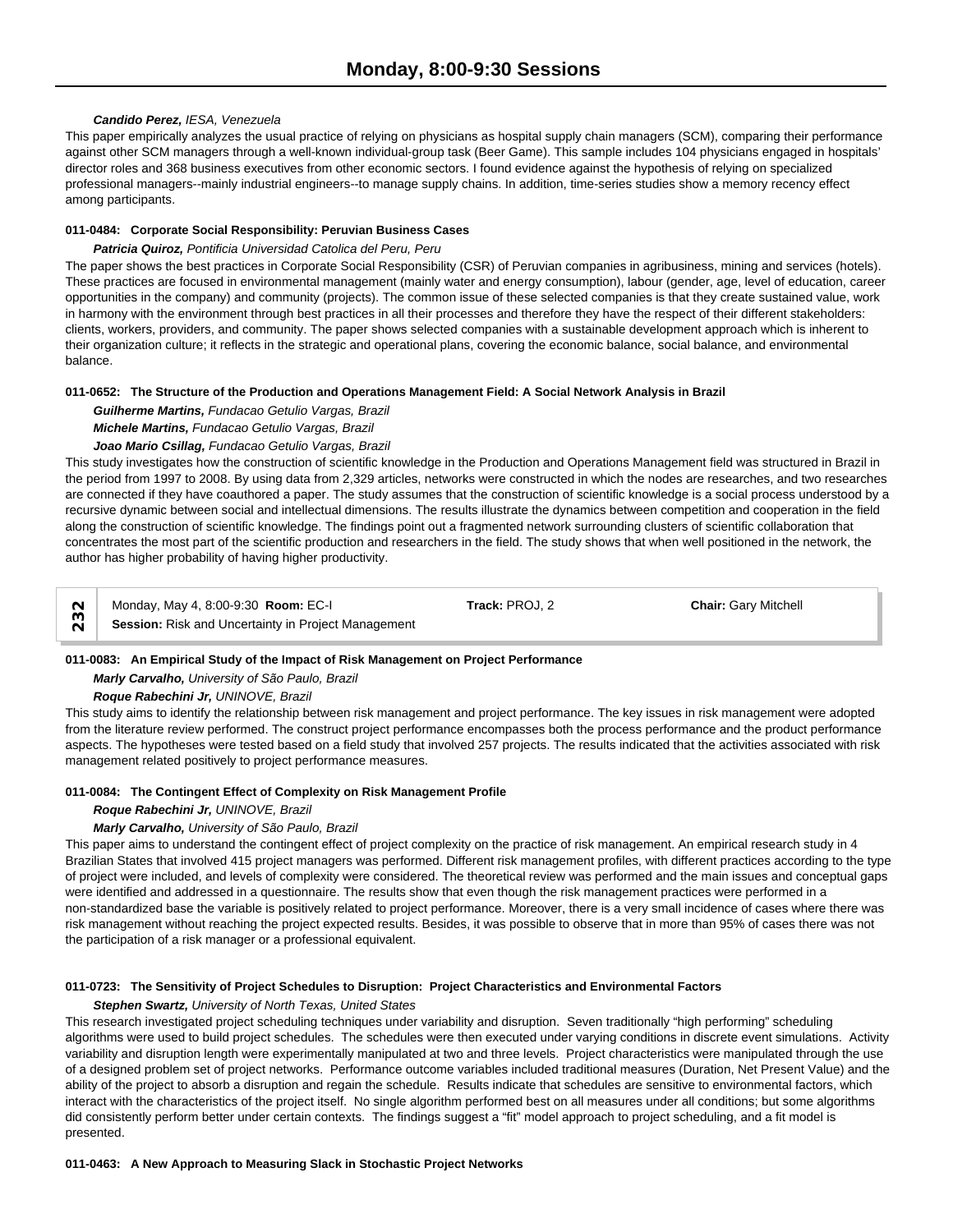***Candido Perez,*** *IESA, Venezuela*

This paper empirically analyzes the usual practice of relying on physicians as hospital supply chain managers (SCM), comparing their performance against other SCM managers through a well-known individual-group task (Beer Game). This sample includes 104 physicians engaged in hospitals' director roles and 368 business executives from other economic sectors. I found evidence against the hypothesis of relying on specialized professional managers--mainly industrial engineers--to manage supply chains. In addition, time-series studies show a memory recency effect among participants.

**011-0484: Corporate Social Responsibility: Peruvian Business Cases**

***Patricia Quiroz,*** *Pontificia Universidad Catolica del Peru, Peru*

The paper shows the best practices in Corporate Social Responsibility (CSR) of Peruvian companies in agribusiness, mining and services (hotels). These practices are focused in environmental management (mainly water and energy consumption), labour (gender, age, level of education, career opportunities in the company) and community (projects). The common issue of these selected companies is that they create sustained value, work in harmony with the environment through best practices in all their processes and therefore they have the respect of their different stakeholders: clients, workers, providers, and community. The paper shows selected companies with a sustainable development approach which is inherent to their organization culture; it reflects in the strategic and operational plans, covering the economic balance, social balance, and environmental balance.

**011-0652: The Structure of the Production and Operations Management Field: A Social Network Analysis in Brazil**

***Guilherme Martins,*** *Fundacao Getulio Vargas, Brazil*

***Michele Martins,*** *Fundacao Getulio Vargas, Brazil*

***Joao Mario Csillag,*** *Fundacao Getulio Vargas, Brazil*

This study investigates how the construction of scientific knowledge in the Production and Operations Management field was structured in Brazil in the period from 1997 to 2008. By using data from 2,329 articles, networks were constructed in which the nodes are researches, and two researches are connected if they have coauthored a paper. The study assumes that the construction of scientific knowledge is a social process understood by a recursive dynamic between social and intellectual dimensions. The results illustrate the dynamics between competition and cooperation in the field along the construction of scientific knowledge. The findings point out a fragmented network surrounding clusters of scientific collaboration that concentrates the most part of the scientific production and researchers in the field. The study shows that when well positioned in the network, the author has higher probability of having higher productivity.

**232** Monday, May 4, 8:00-9:30 **Room:** EC-I **Track:** PROJ, 2 **Chair:** Gary Mitchell
**Session:** Risk and Uncertainty in Project Management

**011-0083: An Empirical Study of the Impact of Risk Management on Project Performance**

***Marly Carvalho,*** *University of São Paulo, Brazil*

***Roque Rabechini Jr,*** *UNINOVE, Brazil*

This study aims to identify the relationship between risk management and project performance. The key issues in risk management were adopted from the literature review performed. The construct project performance encompasses both the process performance and the product performance aspects. The hypotheses were tested based on a field study that involved 257 projects. The results indicated that the activities associated with risk management related positively to project performance measures.

**011-0084: The Contingent Effect of Complexity on Risk Management Profile**

***Roque Rabechini Jr,*** *UNINOVE, Brazil*

***Marly Carvalho,*** *University of São Paulo, Brazil*

This paper aims to understand the contingent effect of project complexity on the practice of risk management. An empirical research study in 4 Brazilian States that involved 415 project managers was performed. Different risk management profiles, with different practices according to the type of project were included, and levels of complexity were considered. The theoretical review was performed and the main issues and conceptual gaps were identified and addressed in a questionnaire. The results show that even though the risk management practices were performed in a non-standardized base the variable is positively related to project performance. Moreover, there is a very small incidence of cases where there was risk management without reaching the project expected results. Besides, it was possible to observe that in more than 95% of cases there was not the participation of a risk manager or a professional equivalent.

**011-0723: The Sensitivity of Project Schedules to Disruption: Project Characteristics and Environmental Factors**

***Stephen Swartz,*** *University of North Texas, United States*

This research investigated project scheduling techniques under variability and disruption. Seven traditionally "high performing" scheduling algorithms were used to build project schedules. The schedules were then executed under varying conditions in discrete event simulations. Activity variability and disruption length were experimentally manipulated at two and three levels. Project characteristics were manipulated through the use of a designed problem set of project networks. Performance outcome variables included traditional measures (Duration, Net Present Value) and the ability of the project to absorb a disruption and regain the schedule. Results indicate that schedules are sensitive to environmental factors, which interact with the characteristics of the project itself. No single algorithm performed best on all measures under all conditions; but some algorithms did consistently perform better under certain contexts. The findings suggest a "fit" model approach to project scheduling, and a fit model is presented.

**011-0463: A New Approach to Measuring Slack in Stochastic Project Networks**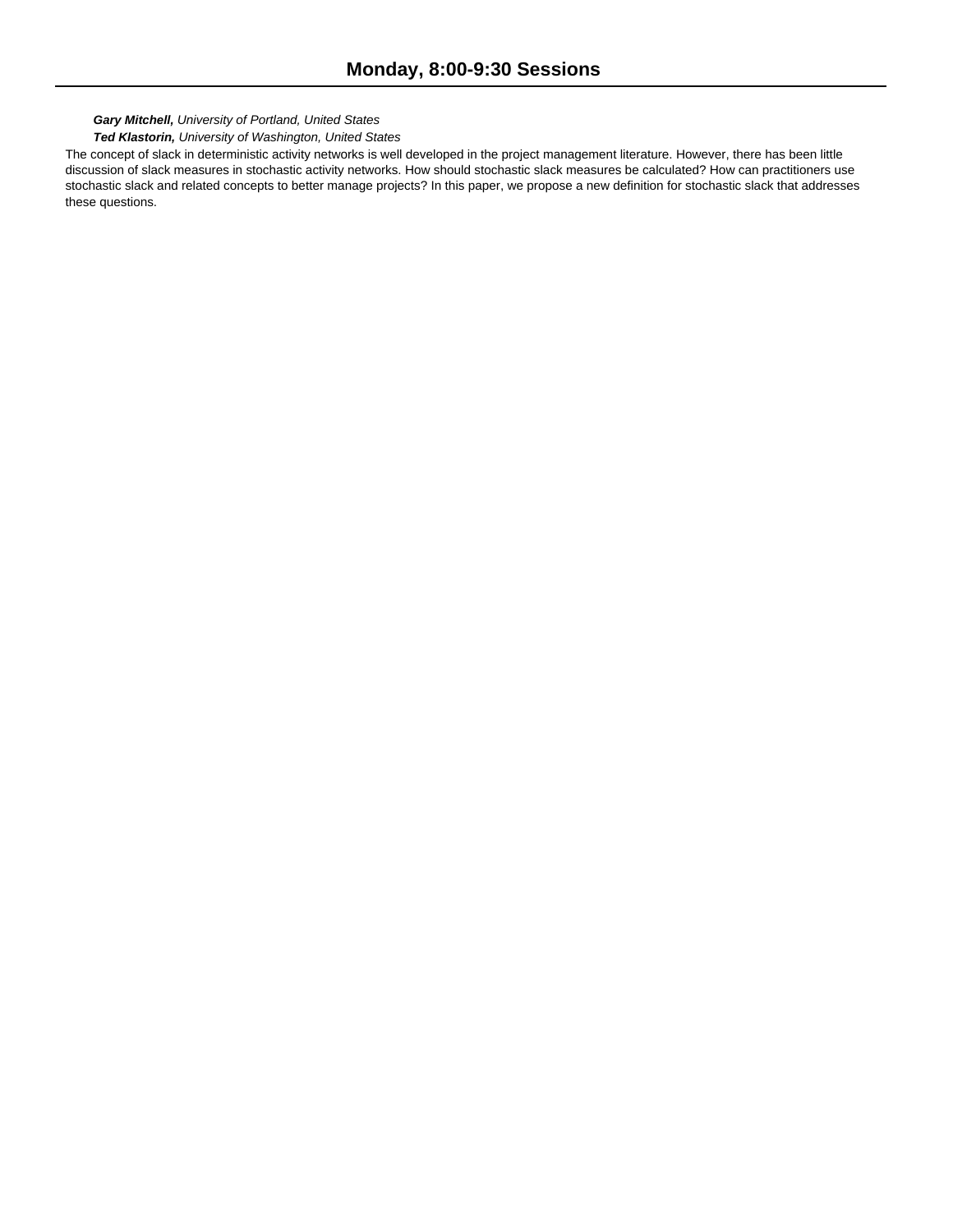***Gary Mitchell,*** *University of Portland, United States*

***Ted Klastorin,*** *University of Washington, United States*

The concept of slack in deterministic activity networks is well developed in the project management literature. However, there has been little discussion of slack measures in stochastic activity networks. How should stochastic slack measures be calculated? How can practitioners use stochastic slack and related concepts to better manage projects? In this paper, we propose a new definition for stochastic slack that addresses these questions.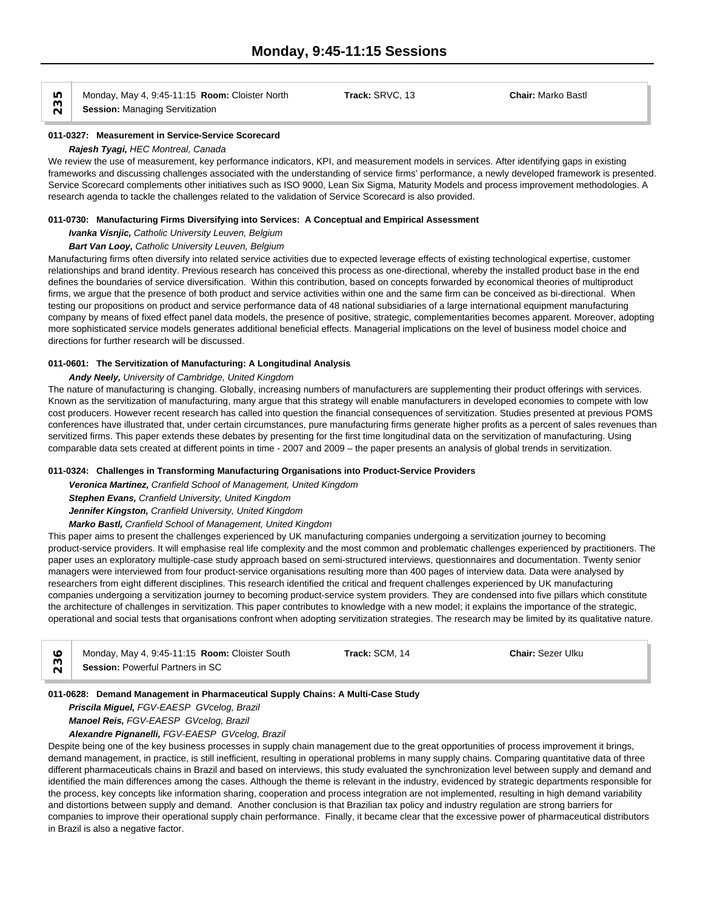# Monday, 9:45-11:15 Sessions

**235** | Monday, May 4, 9:45-11:15 **Room:** Cloister North **Track:** SRVC, 13 **Chair:** Marko Bastl
**Session:** Managing Servitization

**011-0327: Measurement in Service-Service Scorecard**

***Rajesh Tyagi,*** *HEC Montreal, Canada*

We review the use of measurement, key performance indicators, KPI, and measurement models in services. After identifying gaps in existing frameworks and discussing challenges associated with the understanding of service firms' performance, a newly developed framework is presented. Service Scorecard complements other initiatives such as ISO 9000, Lean Six Sigma, Maturity Models and process improvement methodologies. A research agenda to tackle the challenges related to the validation of Service Scorecard is also provided.

**011-0730: Manufacturing Firms Diversifying into Services: A Conceptual and Empirical Assessment**

***Ivanka Visnjic,*** *Catholic University Leuven, Belgium*

***Bart Van Looy,*** *Catholic University Leuven, Belgium*

Manufacturing firms often diversify into related service activities due to expected leverage effects of existing technological expertise, customer relationships and brand identity. Previous research has conceived this process as one-directional, whereby the installed product base in the end defines the boundaries of service diversification. Within this contribution, based on concepts forwarded by economical theories of multiproduct firms, we argue that the presence of both product and service activities within one and the same firm can be conceived as bi-directional. When testing our propositions on product and service performance data of 48 national subsidiaries of a large international equipment manufacturing company by means of fixed effect panel data models, the presence of positive, strategic, complementarities becomes apparent. Moreover, adopting more sophisticated service models generates additional beneficial effects. Managerial implications on the level of business model choice and directions for further research will be discussed.

**011-0601: The Servitization of Manufacturing: A Longitudinal Analysis**

***Andy Neely,*** *University of Cambridge, United Kingdom*

The nature of manufacturing is changing. Globally, increasing numbers of manufacturers are supplementing their product offerings with services. Known as the servitization of manufacturing, many argue that this strategy will enable manufacturers in developed economies to compete with low cost producers. However recent research has called into question the financial consequences of servitization. Studies presented at previous POMS conferences have illustrated that, under certain circumstances, pure manufacturing firms generate higher profits as a percent of sales revenues than servitized firms. This paper extends these debates by presenting for the first time longitudinal data on the servitization of manufacturing. Using comparable data sets created at different points in time - 2007 and 2009 – the paper presents an analysis of global trends in servitization.

**011-0324: Challenges in Transforming Manufacturing Organisations into Product-Service Providers**

***Veronica Martinez,*** *Cranfield School of Management, United Kingdom*

***Stephen Evans,*** *Cranfield University, United Kingdom*

***Jennifer Kingston,*** *Cranfield University, United Kingdom*

***Marko Bastl,*** *Cranfield School of Management, United Kingdom*

This paper aims to present the challenges experienced by UK manufacturing companies undergoing a servitization journey to becoming product-service providers. It will emphasise real life complexity and the most common and problematic challenges experienced by practitioners. The paper uses an exploratory multiple-case study approach based on semi-structured interviews, questionnaires and documentation. Twenty senior managers were interviewed from four product-service organisations resulting more than 400 pages of interview data. Data were analysed by researchers from eight different disciplines. This research identified the critical and frequent challenges experienced by UK manufacturing companies undergoing a servitization journey to becoming product-service system providers. They are condensed into five pillars which constitute the architecture of challenges in servitization. This paper contributes to knowledge with a new model; it explains the importance of the strategic, operational and social tests that organisations confront when adopting servitization strategies. The research may be limited by its qualitative nature.

**236** | Monday, May 4, 9:45-11:15 **Room:** Cloister South **Track:** SCM, 14 **Chair:** Sezer Ulku
**Session:** Powerful Partners in SC

**011-0628: Demand Management in Pharmaceutical Supply Chains: A Multi-Case Study**

***Priscila Miguel,*** *FGV-EAESP GVcelog, Brazil*

***Manoel Reis,*** *FGV-EAESP GVcelog, Brazil*

***Alexandre Pignanelli,*** *FGV-EAESP GVcelog, Brazil*

Despite being one of the key business processes in supply chain management due to the great opportunities of process improvement it brings, demand management, in practice, is still inefficient, resulting in operational problems in many supply chains. Comparing quantitative data of three different pharmaceuticals chains in Brazil and based on interviews, this study evaluated the synchronization level between supply and demand and identified the main differences among the cases. Although the theme is relevant in the industry, evidenced by strategic departments responsible for the process, key concepts like information sharing, cooperation and process integration are not implemented, resulting in high demand variability and distortions between supply and demand. Another conclusion is that Brazilian tax policy and industry regulation are strong barriers for companies to improve their operational supply chain performance. Finally, it became clear that the excessive power of pharmaceutical distributors in Brazil is also a negative factor.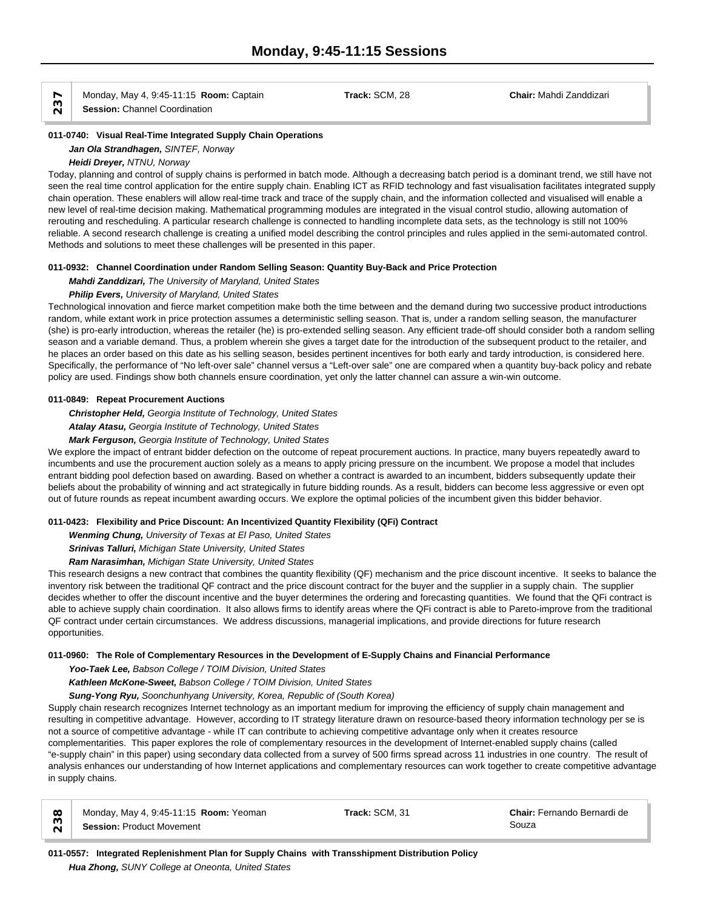# Monday, 9:45-11:15 Sessions

**237** | Monday, May 4, 9:45-11:15 **Room:** Captain | **Track:** SCM, 28 | **Chair:** Mahdi Zanddizari
**Session:** Channel Coordination

**011-0740: Visual Real-Time Integrated Supply Chain Operations**

***Jan Ola Strandhagen,*** *SINTEF, Norway*

***Heidi Dreyer,*** *NTNU, Norway*

Today, planning and control of supply chains is performed in batch mode. Although a decreasing batch period is a dominant trend, we still have not seen the real time control application for the entire supply chain. Enabling ICT as RFID technology and fast visualisation facilitates integrated supply chain operation. These enablers will allow real-time track and trace of the supply chain, and the information collected and visualised will enable a new level of real-time decision making. Mathematical programming modules are integrated in the visual control studio, allowing automation of rerouting and rescheduling. A particular research challenge is connected to handling incomplete data sets, as the technology is still not 100% reliable. A second research challenge is creating a unified model describing the control principles and rules applied in the semi-automated control. Methods and solutions to meet these challenges will be presented in this paper.

**011-0932: Channel Coordination under Random Selling Season: Quantity Buy-Back and Price Protection**

***Mahdi Zanddizari,*** *The University of Maryland, United States*

***Philip Evers,*** *University of Maryland, United States*

Technological innovation and fierce market competition make both the time between and the demand during two successive product introductions random, while extant work in price protection assumes a deterministic selling season. That is, under a random selling season, the manufacturer (she) is pro-early introduction, whereas the retailer (he) is pro-extended selling season. Any efficient trade-off should consider both a random selling season and a variable demand. Thus, a problem wherein she gives a target date for the introduction of the subsequent product to the retailer, and he places an order based on this date as his selling season, besides pertinent incentives for both early and tardy introduction, is considered here. Specifically, the performance of “No left-over sale” channel versus a “Left-over sale” one are compared when a quantity buy-back policy and rebate policy are used. Findings show both channels ensure coordination, yet only the latter channel can assure a win-win outcome.

**011-0849: Repeat Procurement Auctions**

***Christopher Held,*** *Georgia Institute of Technology, United States*

***Atalay Atasu,*** *Georgia Institute of Technology, United States*

***Mark Ferguson,*** *Georgia Institute of Technology, United States*

We explore the impact of entrant bidder defection on the outcome of repeat procurement auctions. In practice, many buyers repeatedly award to incumbents and use the procurement auction solely as a means to apply pricing pressure on the incumbent. We propose a model that includes entrant bidding pool defection based on awarding. Based on whether a contract is awarded to an incumbent, bidders subsequently update their beliefs about the probability of winning and act strategically in future bidding rounds. As a result, bidders can become less aggressive or even opt out of future rounds as repeat incumbent awarding occurs. We explore the optimal policies of the incumbent given this bidder behavior.

**011-0423: Flexibility and Price Discount: An Incentivized Quantity Flexibility (QFi) Contract**

***Wenming Chung,*** *University of Texas at El Paso, United States*

***Srinivas Talluri,*** *Michigan State University, United States*

***Ram Narasimhan,*** *Michigan State University, United States*

This research designs a new contract that combines the quantity flexibility (QF) mechanism and the price discount incentive. It seeks to balance the inventory risk between the traditional QF contract and the price discount contract for the buyer and the supplier in a supply chain. The supplier decides whether to offer the discount incentive and the buyer determines the ordering and forecasting quantities. We found that the QFi contract is able to achieve supply chain coordination. It also allows firms to identify areas where the QFi contract is able to Pareto-improve from the traditional QF contract under certain circumstances. We address discussions, managerial implications, and provide directions for future research opportunities.

**011-0960: The Role of Complementary Resources in the Development of E-Supply Chains and Financial Performance**

***Yoo-Taek Lee,*** *Babson College / TOIM Division, United States*

***Kathleen McKone-Sweet,*** *Babson College / TOIM Division, United States*

***Sung-Yong Ryu,*** *Soonchunhyang University, Korea, Republic of (South Korea)*

Supply chain research recognizes Internet technology as an important medium for improving the efficiency of supply chain management and resulting in competitive advantage. However, according to IT strategy literature drawn on resource-based theory information technology per se is not a source of competitive advantage - while IT can contribute to achieving competitive advantage only when it creates resource complementarities. This paper explores the role of complementary resources in the development of Internet-enabled supply chains (called “e-supply chain” in this paper) using secondary data collected from a survey of 500 firms spread across 11 industries in one country. The result of analysis enhances our understanding of how Internet applications and complementary resources can work together to create competitive advantage in supply chains.

**238** | Monday, May 4, 9:45-11:15 **Room:** Yeoman | **Track:** SCM, 31 | **Chair:** Fernando Bernardi de Souza
**Session:** Product Movement

**011-0557: Integrated Replenishment Plan for Supply Chains with Transshipment Distribution Policy**

***Hua Zhong,*** *SUNY College at Oneonta, United States*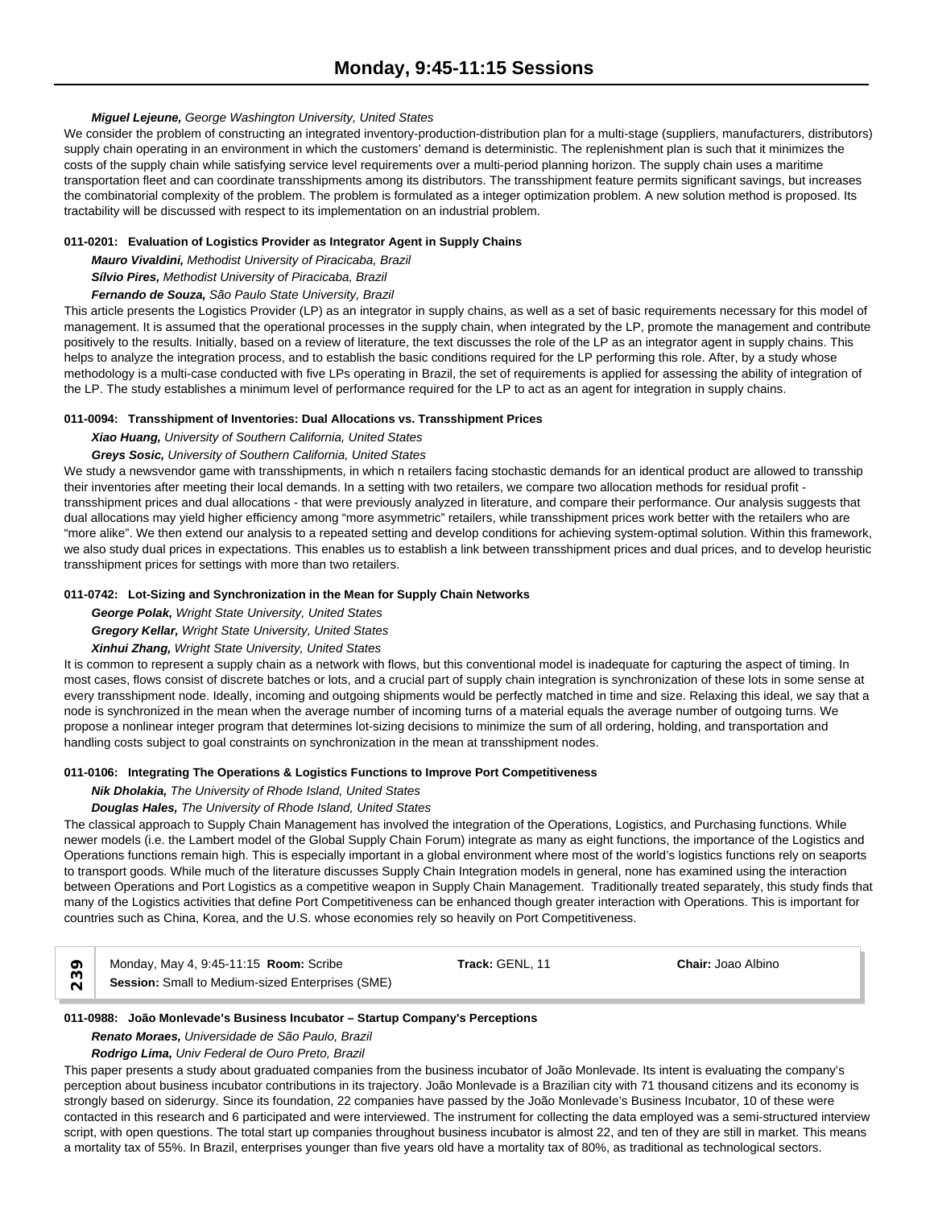*Miguel Lejeune, George Washington University, United States*

We consider the problem of constructing an integrated inventory-production-distribution plan for a multi-stage (suppliers, manufacturers, distributors) supply chain operating in an environment in which the customers' demand is deterministic. The replenishment plan is such that it minimizes the costs of the supply chain while satisfying service level requirements over a multi-period planning horizon. The supply chain uses a maritime transportation fleet and can coordinate transshipments among its distributors. The transshipment feature permits significant savings, but increases the combinatorial complexity of the problem. The problem is formulated as a integer optimization problem. A new solution method is proposed. Its tractability will be discussed with respect to its implementation on an industrial problem.

**011-0201: Evaluation of Logistics Provider as Integrator Agent in Supply Chains**

*Mauro Vivaldini, Methodist University of Piracicaba, Brazil*
*Sílvio Pires, Methodist University of Piracicaba, Brazil*
*Fernando de Souza, São Paulo State University, Brazil*

This article presents the Logistics Provider (LP) as an integrator in supply chains, as well as a set of basic requirements necessary for this model of management. It is assumed that the operational processes in the supply chain, when integrated by the LP, promote the management and contribute positively to the results. Initially, based on a review of literature, the text discusses the role of the LP as an integrator agent in supply chains. This helps to analyze the integration process, and to establish the basic conditions required for the LP performing this role. After, by a study whose methodology is a multi-case conducted with five LPs operating in Brazil, the set of requirements is applied for assessing the ability of integration of the LP. The study establishes a minimum level of performance required for the LP to act as an agent for integration in supply chains.

**011-0094: Transshipment of Inventories: Dual Allocations vs. Transshipment Prices**

*Xiao Huang, University of Southern California, United States*
*Greys Sosic, University of Southern California, United States*

We study a newsvendor game with transshipments, in which n retailers facing stochastic demands for an identical product are allowed to transship their inventories after meeting their local demands. In a setting with two retailers, we compare two allocation methods for residual profit - transshipment prices and dual allocations - that were previously analyzed in literature, and compare their performance. Our analysis suggests that dual allocations may yield higher efficiency among "more asymmetric" retailers, while transshipment prices work better with the retailers who are "more alike". We then extend our analysis to a repeated setting and develop conditions for achieving system-optimal solution. Within this framework, we also study dual prices in expectations. This enables us to establish a link between transshipment prices and dual prices, and to develop heuristic transshipment prices for settings with more than two retailers.

**011-0742: Lot-Sizing and Synchronization in the Mean for Supply Chain Networks**

*George Polak, Wright State University, United States*
*Gregory Kellar, Wright State University, United States*
*Xinhui Zhang, Wright State University, United States*

It is common to represent a supply chain as a network with flows, but this conventional model is inadequate for capturing the aspect of timing. In most cases, flows consist of discrete batches or lots, and a crucial part of supply chain integration is synchronization of these lots in some sense at every transshipment node. Ideally, incoming and outgoing shipments would be perfectly matched in time and size. Relaxing this ideal, we say that a node is synchronized in the mean when the average number of incoming turns of a material equals the average number of outgoing turns. We propose a nonlinear integer program that determines lot-sizing decisions to minimize the sum of all ordering, holding, and transportation and handling costs subject to goal constraints on synchronization in the mean at transshipment nodes.

**011-0106: Integrating The Operations & Logistics Functions to Improve Port Competitiveness**

*Nik Dholakia, The University of Rhode Island, United States*
*Douglas Hales, The University of Rhode Island, United States*

The classical approach to Supply Chain Management has involved the integration of the Operations, Logistics, and Purchasing functions. While newer models (i.e. the Lambert model of the Global Supply Chain Forum) integrate as many as eight functions, the importance of the Logistics and Operations functions remain high. This is especially important in a global environment where most of the world's logistics functions rely on seaports to transport goods. While much of the literature discusses Supply Chain Integration models in general, none has examined using the interaction between Operations and Port Logistics as a competitive weapon in Supply Chain Management. Traditionally treated separately, this study finds that many of the Logistics activities that define Port Competitiveness can be enhanced though greater interaction with Operations. This is important for countries such as China, Korea, and the U.S. whose economies rely so heavily on Port Competitiveness.

| 239 | Monday, May 4, 9:45-11:15 **Room:** Scribe<br>**Session:** Small to Medium-sized Enterprises (SME) | **Track:** GENL, 11 | **Chair:** Joao Albino |
|---|---|---|---|

**011-0988: João Monlevade's Business Incubator – Startup Company's Perceptions**

*Renato Moraes, Universidade de São Paulo, Brazil*
*Rodrigo Lima, Univ Federal de Ouro Preto, Brazil*

This paper presents a study about graduated companies from the business incubator of João Monlevade. Its intent is evaluating the company's perception about business incubator contributions in its trajectory. João Monlevade is a Brazilian city with 71 thousand citizens and its economy is strongly based on siderurgy. Since its foundation, 22 companies have passed by the João Monlevade's Business Incubator, 10 of these were contacted in this research and 6 participated and were interviewed. The instrument for collecting the data employed was a semi-structured interview script, with open questions. The total start up companies throughout business incubator is almost 22, and ten of they are still in market. This means a mortality tax of 55%. In Brazil, enterprises younger than five years old have a mortality tax of 80%, as traditional as technological sectors.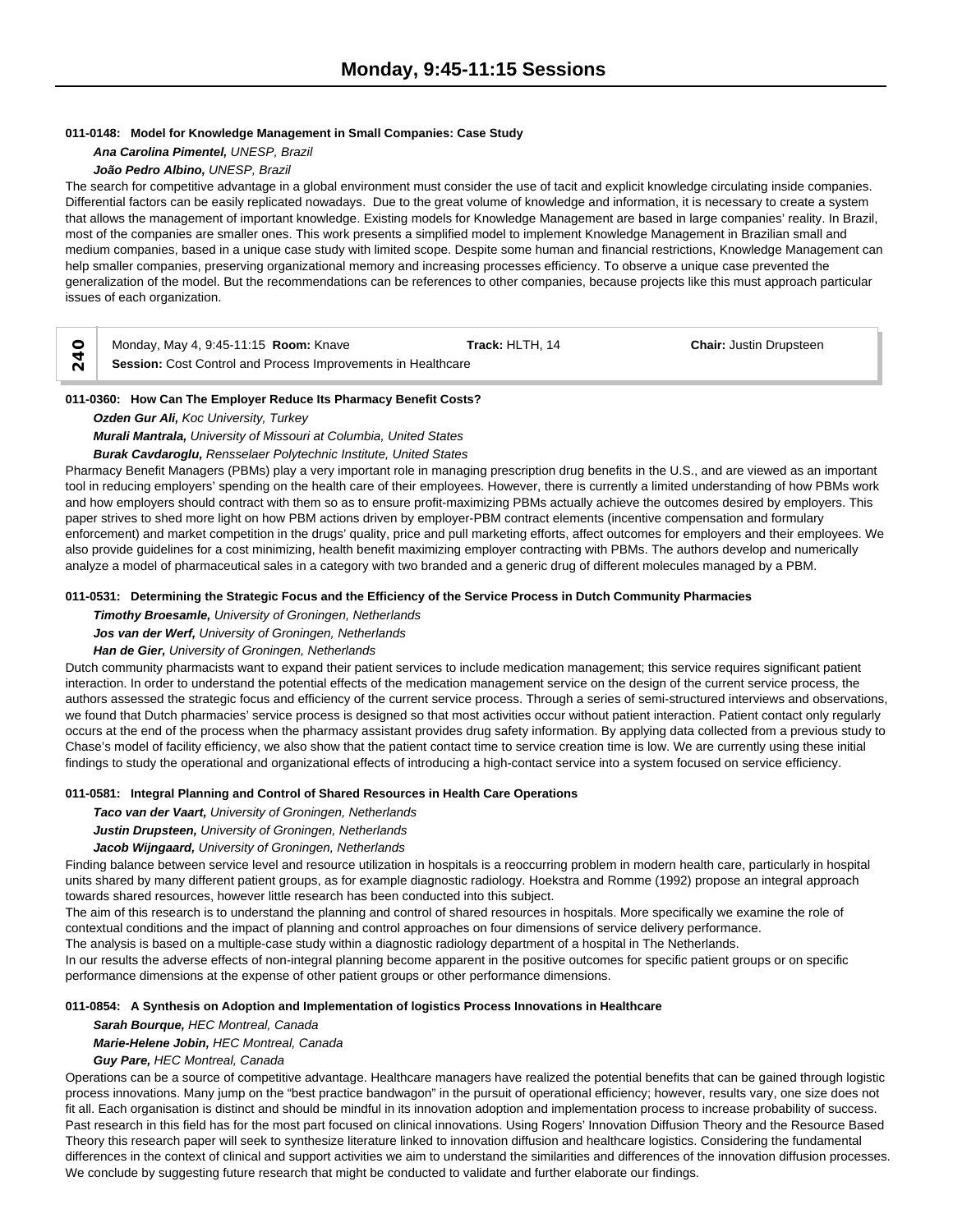#### 011-0148: Model for Knowledge Management in Small Companies: Case Study

***Ana Carolina Pimentel,*** *UNESP, Brazil*

***João Pedro Albino,*** *UNESP, Brazil*

The search for competitive advantage in a global environment must consider the use of tacit and explicit knowledge circulating inside companies. Differential factors can be easily replicated nowadays. Due to the great volume of knowledge and information, it is necessary to create a system that allows the management of important knowledge. Existing models for Knowledge Management are based in large companies' reality. In Brazil, most of the companies are smaller ones. This work presents a simplified model to implement Knowledge Management in Brazilian small and medium companies, based in a unique case study with limited scope. Despite some human and financial restrictions, Knowledge Management can help smaller companies, preserving organizational memory and increasing processes efficiency. To observe a unique case prevented the generalization of the model. But the recommendations can be references to other companies, because projects like this must approach particular issues of each organization.

| 240 | Monday, May 4, 9:45-11:15 **Room:** Knave | **Track:** HLTH, 14 | **Chair:** Justin Drupsteen |
|---|---|---|---|
| | **Session:** Cost Control and Process Improvements in Healthcare | | |

#### 011-0360: How Can The Employer Reduce Its Pharmacy Benefit Costs?

***Ozden Gur Ali,*** *Koc University, Turkey*

***Murali Mantrala,*** *University of Missouri at Columbia, United States*

***Burak Cavdaroglu,*** *Rensselaer Polytechnic Institute, United States*

Pharmacy Benefit Managers (PBMs) play a very important role in managing prescription drug benefits in the U.S., and are viewed as an important tool in reducing employers' spending on the health care of their employees. However, there is currently a limited understanding of how PBMs work and how employers should contract with them so as to ensure profit-maximizing PBMs actually achieve the outcomes desired by employers. This paper strives to shed more light on how PBM actions driven by employer-PBM contract elements (incentive compensation and formulary enforcement) and market competition in the drugs' quality, price and pull marketing efforts, affect outcomes for employers and their employees. We also provide guidelines for a cost minimizing, health benefit maximizing employer contracting with PBMs. The authors develop and numerically analyze a model of pharmaceutical sales in a category with two branded and a generic drug of different molecules managed by a PBM.

#### 011-0531: Determining the Strategic Focus and the Efficiency of the Service Process in Dutch Community Pharmacies

***Timothy Broesamle,*** *University of Groningen, Netherlands*

***Jos van der Werf,*** *University of Groningen, Netherlands*

***Han de Gier,*** *University of Groningen, Netherlands*

Dutch community pharmacists want to expand their patient services to include medication management; this service requires significant patient interaction. In order to understand the potential effects of the medication management service on the design of the current service process, the authors assessed the strategic focus and efficiency of the current service process. Through a series of semi-structured interviews and observations, we found that Dutch pharmacies' service process is designed so that most activities occur without patient interaction. Patient contact only regularly occurs at the end of the process when the pharmacy assistant provides drug safety information. By applying data collected from a previous study to Chase's model of facility efficiency, we also show that the patient contact time to service creation time is low. We are currently using these initial findings to study the operational and organizational effects of introducing a high-contact service into a system focused on service efficiency.

#### 011-0581: Integral Planning and Control of Shared Resources in Health Care Operations

***Taco van der Vaart,*** *University of Groningen, Netherlands*

***Justin Drupsteen,*** *University of Groningen, Netherlands*

***Jacob Wijngaard,*** *University of Groningen, Netherlands*

Finding balance between service level and resource utilization in hospitals is a reoccurring problem in modern health care, particularly in hospital units shared by many different patient groups, as for example diagnostic radiology. Hoekstra and Romme (1992) propose an integral approach towards shared resources, however little research has been conducted into this subject.

The aim of this research is to understand the planning and control of shared resources in hospitals. More specifically we examine the role of contextual conditions and the impact of planning and control approaches on four dimensions of service delivery performance.

The analysis is based on a multiple-case study within a diagnostic radiology department of a hospital in The Netherlands.

In our results the adverse effects of non-integral planning become apparent in the positive outcomes for specific patient groups or on specific performance dimensions at the expense of other patient groups or other performance dimensions.

#### 011-0854: A Synthesis on Adoption and Implementation of logistics Process Innovations in Healthcare

***Sarah Bourque,*** *HEC Montreal, Canada*

***Marie-Helene Jobin,*** *HEC Montreal, Canada*

***Guy Pare,*** *HEC Montreal, Canada*

Operations can be a source of competitive advantage. Healthcare managers have realized the potential benefits that can be gained through logistic process innovations. Many jump on the "best practice bandwagon" in the pursuit of operational efficiency; however, results vary, one size does not fit all. Each organisation is distinct and should be mindful in its innovation adoption and implementation process to increase probability of success. Past research in this field has for the most part focused on clinical innovations. Using Rogers' Innovation Diffusion Theory and the Resource Based Theory this research paper will seek to synthesize literature linked to innovation diffusion and healthcare logistics. Considering the fundamental differences in the context of clinical and support activities we aim to understand the similarities and differences of the innovation diffusion processes. We conclude by suggesting future research that might be conducted to validate and further elaborate our findings.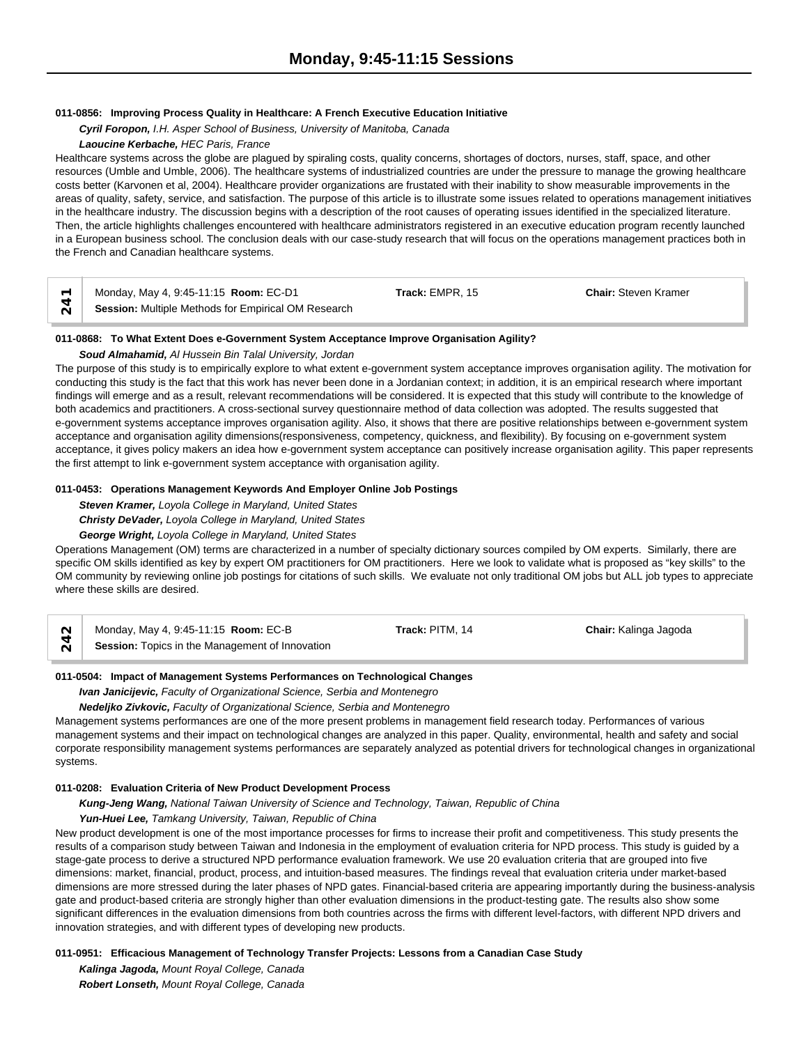#### 011-0856: Improving Process Quality in Healthcare: A French Executive Education Initiative

***Cyril Foropon,*** *I.H. Asper School of Business, University of Manitoba, Canada*

***Laoucine Kerbache,*** *HEC Paris, France*

Healthcare systems across the globe are plagued by spiraling costs, quality concerns, shortages of doctors, nurses, staff, space, and other resources (Umble and Umble, 2006). The healthcare systems of industrialized countries are under the pressure to manage the growing healthcare costs better (Karvonen et al, 2004). Healthcare provider organizations are frustated with their inability to show measurable improvements in the areas of quality, safety, service, and satisfaction. The purpose of this article is to illustrate some issues related to operations management initiatives in the healthcare industry. The discussion begins with a description of the root causes of operating issues identified in the specialized literature. Then, the article highlights challenges encountered with healthcare administrators registered in an executive education program recently launched in a European business school. The conclusion deals with our case-study research that will focus on the operations management practices both in the French and Canadian healthcare systems.

| 241 | Monday, May 4, 9:45-11:15 **Room:** EC-D1<br>**Session:** Multiple Methods for Empirical OM Research | **Track:** EMPR, 15 | **Chair:** Steven Kramer |
|---|---|---|---|

#### 011-0868: To What Extent Does e-Government System Acceptance Improve Organisation Agility?

***Soud Almahamid,*** *Al Hussein Bin Talal University, Jordan*

The purpose of this study is to empirically explore to what extent e-government system acceptance improves organisation agility. The motivation for conducting this study is the fact that this work has never been done in a Jordanian context; in addition, it is an empirical research where important findings will emerge and as a result, relevant recommendations will be considered. It is expected that this study will contribute to the knowledge of both academics and practitioners. A cross-sectional survey questionnaire method of data collection was adopted. The results suggested that e-government systems acceptance improves organisation agility. Also, it shows that there are positive relationships between e-government system acceptance and organisation agility dimensions(responsiveness, competency, quickness, and flexibility). By focusing on e-government system acceptance, it gives policy makers an idea how e-government system acceptance can positively increase organisation agility. This paper represents the first attempt to link e-government system acceptance with organisation agility.

#### 011-0453: Operations Management Keywords And Employer Online Job Postings

***Steven Kramer,*** *Loyola College in Maryland, United States*

***Christy DeVader,*** *Loyola College in Maryland, United States*

***George Wright,*** *Loyola College in Maryland, United States*

Operations Management (OM) terms are characterized in a number of specialty dictionary sources compiled by OM experts. Similarly, there are specific OM skills identified as key by expert OM practitioners for OM practitioners. Here we look to validate what is proposed as "key skills" to the OM community by reviewing online job postings for citations of such skills. We evaluate not only traditional OM jobs but ALL job types to appreciate where these skills are desired.

| 242 | Monday, May 4, 9:45-11:15 **Room:** EC-B<br>**Session:** Topics in the Management of Innovation | **Track:** PITM, 14 | **Chair:** Kalinga Jagoda |
|---|---|---|---|

#### 011-0504: Impact of Management Systems Performances on Technological Changes

***Ivan Janicijevic,*** *Faculty of Organizational Science, Serbia and Montenegro*

***Nedeljko Zivkovic,*** *Faculty of Organizational Science, Serbia and Montenegro*

Management systems performances are one of the more present problems in management field research today. Performances of various management systems and their impact on technological changes are analyzed in this paper. Quality, environmental, health and safety and social corporate responsibility management systems performances are separately analyzed as potential drivers for technological changes in organizational systems.

#### 011-0208: Evaluation Criteria of New Product Development Process

***Kung-Jeng Wang,*** *National Taiwan University of Science and Technology, Taiwan, Republic of China*

***Yun-Huei Lee,*** *Tamkang University, Taiwan, Republic of China*

New product development is one of the most importance processes for firms to increase their profit and competitiveness. This study presents the results of a comparison study between Taiwan and Indonesia in the employment of evaluation criteria for NPD process. This study is guided by a stage-gate process to derive a structured NPD performance evaluation framework. We use 20 evaluation criteria that are grouped into five dimensions: market, financial, product, process, and intuition-based measures. The findings reveal that evaluation criteria under market-based dimensions are more stressed during the later phases of NPD gates. Financial-based criteria are appearing importantly during the business-analysis gate and product-based criteria are strongly higher than other evaluation dimensions in the product-testing gate. The results also show some significant differences in the evaluation dimensions from both countries across the firms with different level-factors, with different NPD drivers and innovation strategies, and with different types of developing new products.

#### 011-0951: Efficacious Management of Technology Transfer Projects: Lessons from a Canadian Case Study

***Kalinga Jagoda,*** *Mount Royal College, Canada*

***Robert Lonseth,*** *Mount Royal College, Canada*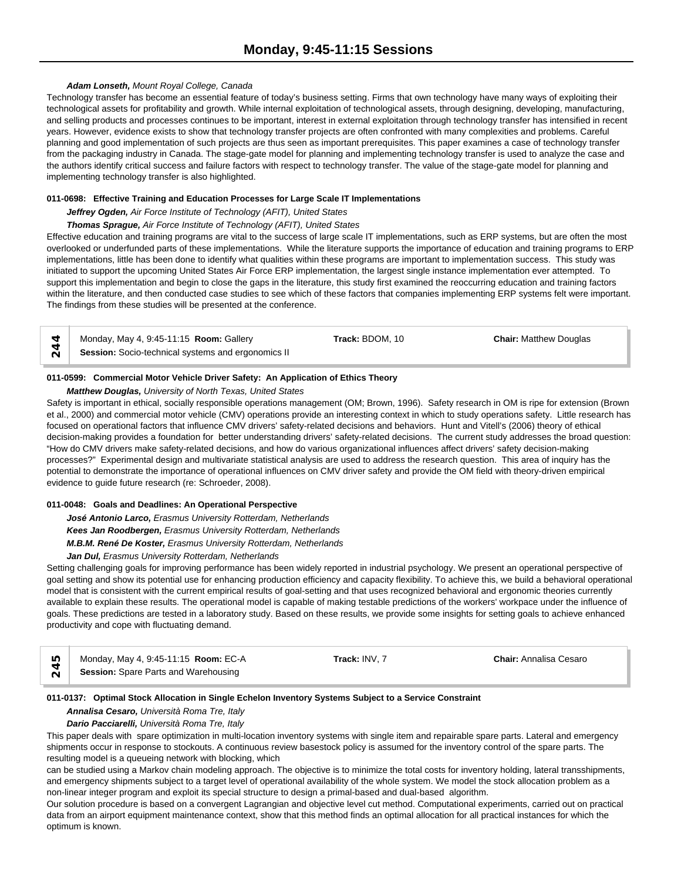***Adam Lonseth,*** *Mount Royal College, Canada*

Technology transfer has become an essential feature of today's business setting. Firms that own technology have many ways of exploiting their technological assets for profitability and growth. While internal exploitation of technological assets, through designing, developing, manufacturing, and selling products and processes continues to be important, interest in external exploitation through technology transfer has intensified in recent years. However, evidence exists to show that technology transfer projects are often confronted with many complexities and problems. Careful planning and good implementation of such projects are thus seen as important prerequisites. This paper examines a case of technology transfer from the packaging industry in Canada. The stage-gate model for planning and implementing technology transfer is used to analyze the case and the authors identify critical success and failure factors with respect to technology transfer. The value of the stage-gate model for planning and implementing technology transfer is also highlighted.

**011-0698: Effective Training and Education Processes for Large Scale IT Implementations**

***Jeffrey Ogden,*** *Air Force Institute of Technology (AFIT), United States*

***Thomas Sprague,*** *Air Force Institute of Technology (AFIT), United States*

Effective education and training programs are vital to the success of large scale IT implementations, such as ERP systems, but are often the most overlooked or underfunded parts of these implementations. While the literature supports the importance of education and training programs to ERP implementations, little has been done to identify what qualities within these programs are important to implementation success. This study was initiated to support the upcoming United States Air Force ERP implementation, the largest single instance implementation ever attempted. To support this implementation and begin to close the gaps in the literature, this study first examined the reoccurring education and training factors within the literature, and then conducted case studies to see which of these factors that companies implementing ERP systems felt were important. The findings from these studies will be presented at the conference.

| 244 | Monday, May 4, 9:45-11:15 **Room:** Gallery<br>**Session:** Socio-technical systems and ergonomics II | **Track:** BDOM, 10 | **Chair:** Matthew Douglas |
|---|---|---|---|

**011-0599: Commercial Motor Vehicle Driver Safety: An Application of Ethics Theory**

***Matthew Douglas,*** *University of North Texas, United States*

Safety is important in ethical, socially responsible operations management (OM; Brown, 1996). Safety research in OM is ripe for extension (Brown et al., 2000) and commercial motor vehicle (CMV) operations provide an interesting context in which to study operations safety. Little research has focused on operational factors that influence CMV drivers' safety-related decisions and behaviors. Hunt and Vitell's (2006) theory of ethical decision-making provides a foundation for better understanding drivers' safety-related decisions. The current study addresses the broad question: "How do CMV drivers make safety-related decisions, and how do various organizational influences affect drivers' safety decision-making processes?" Experimental design and multivariate statistical analysis are used to address the research question. This area of inquiry has the potential to demonstrate the importance of operational influences on CMV driver safety and provide the OM field with theory-driven empirical evidence to guide future research (re: Schroeder, 2008).

**011-0048: Goals and Deadlines: An Operational Perspective**

***José Antonio Larco,*** *Erasmus University Rotterdam, Netherlands*

***Kees Jan Roodbergen,*** *Erasmus University Rotterdam, Netherlands*

***M.B.M. René De Koster,*** *Erasmus University Rotterdam, Netherlands*

***Jan Dul,*** *Erasmus University Rotterdam, Netherlands*

Setting challenging goals for improving performance has been widely reported in industrial psychology. We present an operational perspective of goal setting and show its potential use for enhancing production efficiency and capacity flexibility. To achieve this, we build a behavioral operational model that is consistent with the current empirical results of goal-setting and that uses recognized behavioral and ergonomic theories currently available to explain these results. The operational model is capable of making testable predictions of the workers' workpace under the influence of goals. These predictions are tested in a laboratory study. Based on these results, we provide some insights for setting goals to achieve enhanced productivity and cope with fluctuating demand.

| 245 | Monday, May 4, 9:45-11:15 **Room:** EC-A<br>**Session:** Spare Parts and Warehousing | **Track:** INV, 7 | **Chair:** Annalisa Cesaro |
|---|---|---|---|

**011-0137: Optimal Stock Allocation in Single Echelon Inventory Systems Subject to a Service Constraint**

***Annalisa Cesaro,*** *Università Roma Tre, Italy*

***Dario Pacciarelli,*** *Università Roma Tre, Italy*

This paper deals with spare optimization in multi-location inventory systems with single item and repairable spare parts. Lateral and emergency shipments occur in response to stockouts. A continuous review basestock policy is assumed for the inventory control of the spare parts. The resulting model is a queueing network with blocking, which
can be studied using a Markov chain modeling approach. The objective is to minimize the total costs for inventory holding, lateral transshipments, and emergency shipments subject to a target level of operational availability of the whole system. We model the stock allocation problem as a non-linear integer program and exploit its special structure to design a primal-based and dual-based algorithm.
Our solution procedure is based on a convergent Lagrangian and objective level cut method. Computational experiments, carried out on practical data from an airport equipment maintenance context, show that this method finds an optimal allocation for all practical instances for which the optimum is known.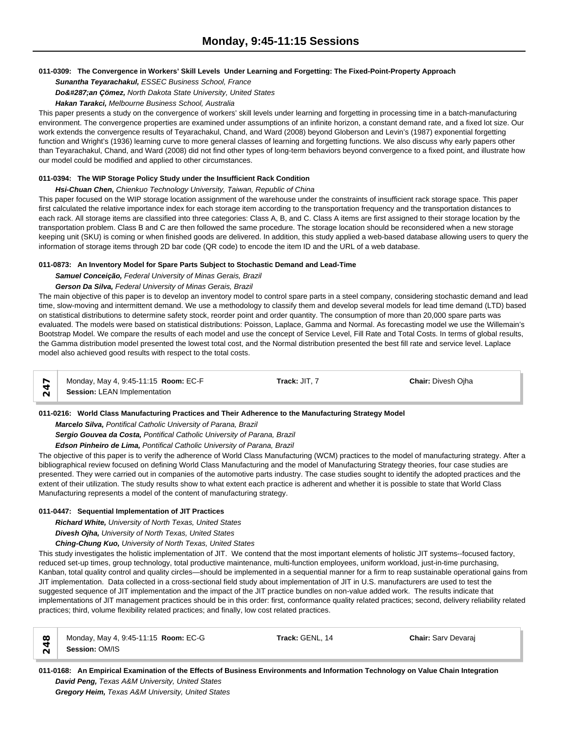**011-0309: The Convergence in Workers' Skill Levels Under Learning and Forgetting: The Fixed-Point-Property Approach**

***Sunantha Teyarachakul,*** *ESSEC Business School, France*

***Do&#287;an Çömez,*** *North Dakota State University, United States*

***Hakan Tarakci,*** *Melbourne Business School, Australia*

This paper presents a study on the convergence of workers' skill levels under learning and forgetting in processing time in a batch-manufacturing environment. The convergence properties are examined under assumptions of an infinite horizon, a constant demand rate, and a fixed lot size. Our work extends the convergence results of Teyarachakul, Chand, and Ward (2008) beyond Globerson and Levin's (1987) exponential forgetting function and Wright's (1936) learning curve to more general classes of learning and forgetting functions. We also discuss why early papers other than Teyarachakul, Chand, and Ward (2008) did not find other types of long-term behaviors beyond convergence to a fixed point, and illustrate how our model could be modified and applied to other circumstances.

**011-0394: The WIP Storage Policy Study under the Insufficient Rack Condition**

***Hsi-Chuan Chen,*** *Chienkuo Technology University, Taiwan, Republic of China*

This paper focused on the WIP storage location assignment of the warehouse under the constraints of insufficient rack storage space. This paper first calculated the relative importance index for each storage item according to the transportation frequency and the transportation distances to each rack. All storage items are classified into three categories: Class A, B, and C. Class A items are first assigned to their storage location by the transportation problem. Class B and C are then followed the same procedure. The storage location should be reconsidered when a new storage keeping unit (SKU) is coming or when finished goods are delivered. In addition, this study applied a web-based database allowing users to query the information of storage items through 2D bar code (QR code) to encode the item ID and the URL of a web database.

**011-0873: An Inventory Model for Spare Parts Subject to Stochastic Demand and Lead-Time**

***Samuel Conceição,*** *Federal University of Minas Gerais, Brazil*

***Gerson Da Silva,*** *Federal University of Minas Gerais, Brazil*

The main objective of this paper is to develop an inventory model to control spare parts in a steel company, considering stochastic demand and lead time, slow-moving and intermittent demand. We use a methodology to classify them and develop several models for lead time demand (LTD) based on statistical distributions to determine safety stock, reorder point and order quantity. The consumption of more than 20,000 spare parts was evaluated. The models were based on statistical distributions: Poisson, Laplace, Gamma and Normal. As forecasting model we use the Willemain's Bootstrap Model. We compare the results of each model and use the concept of Service Level, Fill Rate and Total Costs. In terms of global results, the Gamma distribution model presented the lowest total cost, and the Normal distribution presented the best fill rate and service level. Laplace model also achieved good results with respect to the total costs.

| 247 | Monday, May 4, 9:45-11:15 **Room:** EC-F | **Track:** JIT, 7 | **Chair:** Divesh Ojha |
|---|---|---|---|
| | **Session:** LEAN Implementation | | |

**011-0216: World Class Manufacturing Practices and Their Adherence to the Manufacturing Strategy Model**

***Marcelo Silva,*** *Pontifical Catholic University of Parana, Brazil*

***Sergio Gouvea da Costa,*** *Pontifical Catholic University of Parana, Brazil*

***Edson Pinheiro de Lima,*** *Pontifical Catholic University of Parana, Brazil*

The objective of this paper is to verify the adherence of World Class Manufacturing (WCM) practices to the model of manufacturing strategy. After a bibliographical review focused on defining World Class Manufacturing and the model of Manufacturing Strategy theories, four case studies are presented. They were carried out in companies of the automotive parts industry. The case studies sought to identify the adopted practices and the extent of their utilization. The study results show to what extent each practice is adherent and whether it is possible to state that World Class Manufacturing represents a model of the content of manufacturing strategy.

**011-0447: Sequential Implementation of JIT Practices**

***Richard White,*** *University of North Texas, United States*

***Divesh Ojha,*** *University of North Texas, United States*

***Ching-Chung Kuo,*** *University of North Texas, United States*

This study investigates the holistic implementation of JIT. We contend that the most important elements of holistic JIT systems--focused factory, reduced set-up times, group technology, total productive maintenance, multi-function employees, uniform workload, just-in-time purchasing, Kanban, total quality control and quality circles—should be implemented in a sequential manner for a firm to reap sustainable operational gains from JIT implementation. Data collected in a cross-sectional field study about implementation of JIT in U.S. manufacturers are used to test the suggested sequence of JIT implementation and the impact of the JIT practice bundles on non-value added work. The results indicate that implementations of JIT management practices should be in this order: first, conformance quality related practices; second, delivery reliability related practices; third, volume flexibility related practices; and finally, low cost related practices.

| 248 | Monday, May 4, 9:45-11:15 **Room:** EC-G | **Track:** GENL, 14 | **Chair:** Sarv Devaraj |
|---|---|---|---|
| | **Session:** OM/IS | | |

**011-0168: An Empirical Examination of the Effects of Business Environments and Information Technology on Value Chain Integration**

***David Peng,*** *Texas A&M University, United States*

***Gregory Heim,*** *Texas A&M University, United States*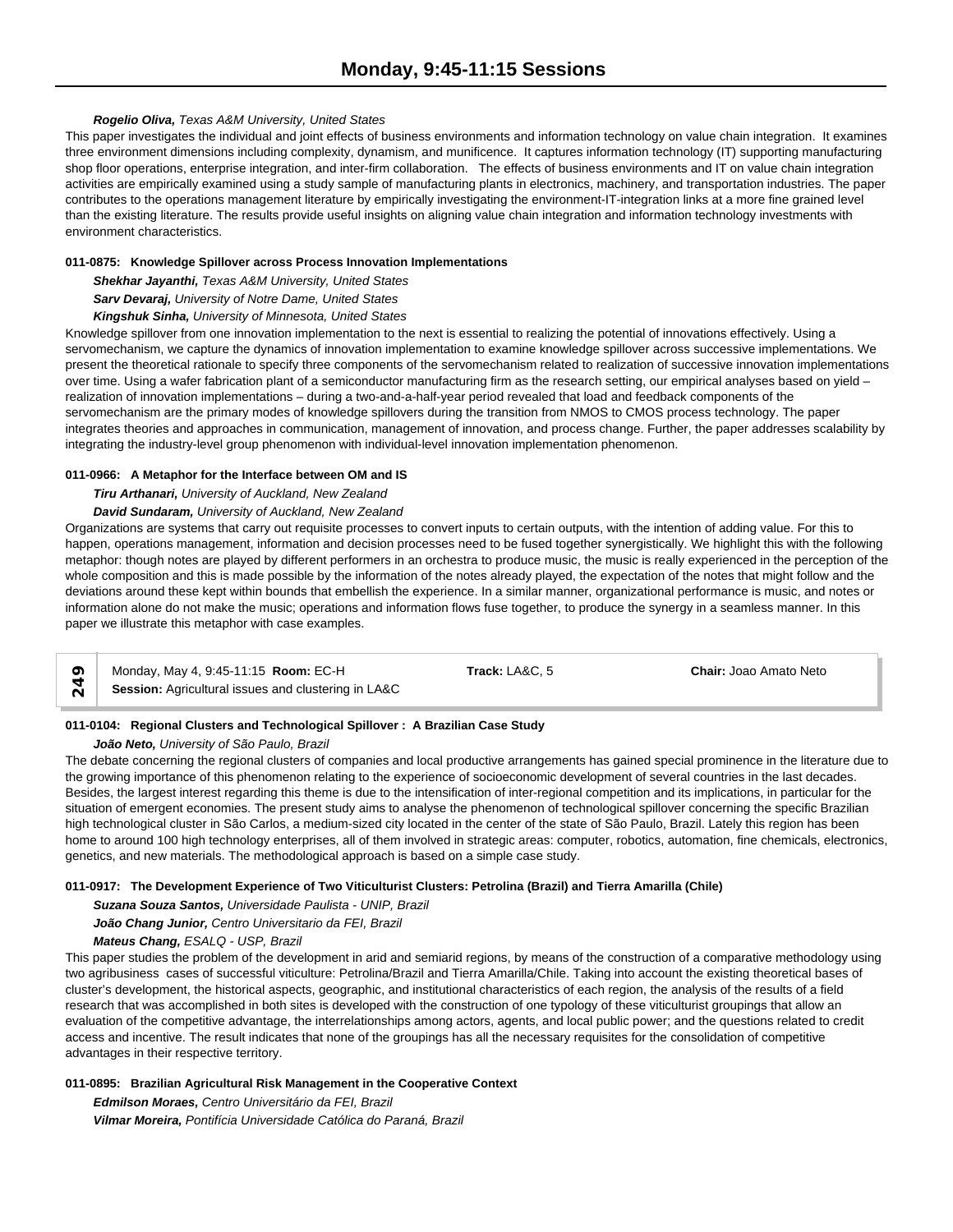***Rogelio Oliva,*** *Texas A&M University, United States*

This paper investigates the individual and joint effects of business environments and information technology on value chain integration. It examines three environment dimensions including complexity, dynamism, and munificence. It captures information technology (IT) supporting manufacturing shop floor operations, enterprise integration, and inter-firm collaboration. The effects of business environments and IT on value chain integration activities are empirically examined using a study sample of manufacturing plants in electronics, machinery, and transportation industries. The paper contributes to the operations management literature by empirically investigating the environment-IT-integration links at a more fine grained level than the existing literature. The results provide useful insights on aligning value chain integration and information technology investments with environment characteristics.

**011-0875: Knowledge Spillover across Process Innovation Implementations**

***Shekhar Jayanthi,*** *Texas A&M University, United States*
***Sarv Devaraj,*** *University of Notre Dame, United States*
***Kingshuk Sinha,*** *University of Minnesota, United States*

Knowledge spillover from one innovation implementation to the next is essential to realizing the potential of innovations effectively. Using a servomechanism, we capture the dynamics of innovation implementation to examine knowledge spillover across successive implementations. We present the theoretical rationale to specify three components of the servomechanism related to realization of successive innovation implementations over time. Using a wafer fabrication plant of a semiconductor manufacturing firm as the research setting, our empirical analyses based on yield – realization of innovation implementations – during a two-and-a-half-year period revealed that load and feedback components of the servomechanism are the primary modes of knowledge spillovers during the transition from NMOS to CMOS process technology. The paper integrates theories and approaches in communication, management of innovation, and process change. Further, the paper addresses scalability by integrating the industry-level group phenomenon with individual-level innovation implementation phenomenon.

**011-0966: A Metaphor for the Interface between OM and IS**

***Tiru Arthanari,*** *University of Auckland, New Zealand*
***David Sundaram,*** *University of Auckland, New Zealand*

Organizations are systems that carry out requisite processes to convert inputs to certain outputs, with the intention of adding value. For this to happen, operations management, information and decision processes need to be fused together synergistically. We highlight this with the following metaphor: though notes are played by different performers in an orchestra to produce music, the music is really experienced in the perception of the whole composition and this is made possible by the information of the notes already played, the expectation of the notes that might follow and the deviations around these kept within bounds that embellish the experience. In a similar manner, organizational performance is music, and notes or information alone do not make the music; operations and information flows fuse together, to produce the synergy in a seamless manner. In this paper we illustrate this metaphor with case examples.

**249** | Monday, May 4, 9:45-11:15 **Room:** EC-H | **Track:** LA&C, 5 | **Chair:** Joao Amato Neto
**Session:** Agricultural issues and clustering in LA&C

**011-0104: Regional Clusters and Technological Spillover : A Brazilian Case Study**

***João Neto,*** *University of São Paulo, Brazil*

The debate concerning the regional clusters of companies and local productive arrangements has gained special prominence in the literature due to the growing importance of this phenomenon relating to the experience of socioeconomic development of several countries in the last decades. Besides, the largest interest regarding this theme is due to the intensification of inter-regional competition and its implications, in particular for the situation of emergent economies. The present study aims to analyse the phenomenon of technological spillover concerning the specific Brazilian high technological cluster in São Carlos, a medium-sized city located in the center of the state of São Paulo, Brazil. Lately this region has been home to around 100 high technology enterprises, all of them involved in strategic areas: computer, robotics, automation, fine chemicals, electronics, genetics, and new materials. The methodological approach is based on a simple case study.

**011-0917: The Development Experience of Two Viticulturist Clusters: Petrolina (Brazil) and Tierra Amarilla (Chile)**

***Suzana Souza Santos,*** *Universidade Paulista - UNIP, Brazil*
***João Chang Junior,*** *Centro Universitario da FEI, Brazil*
***Mateus Chang,*** *ESALQ - USP, Brazil*

This paper studies the problem of the development in arid and semiarid regions, by means of the construction of a comparative methodology using two agribusiness cases of successful viticulture: Petrolina/Brazil and Tierra Amarilla/Chile. Taking into account the existing theoretical bases of cluster's development, the historical aspects, geographic, and institutional characteristics of each region, the analysis of the results of a field research that was accomplished in both sites is developed with the construction of one typology of these viticulturist groupings that allow an evaluation of the competitive advantage, the interrelationships among actors, agents, and local public power; and the questions related to credit access and incentive. The result indicates that none of the groupings has all the necessary requisites for the consolidation of competitive advantages in their respective territory.

**011-0895: Brazilian Agricultural Risk Management in the Cooperative Context**

***Edmilson Moraes,*** *Centro Universitário da FEI, Brazil*
***Vilmar Moreira,*** *Pontifícia Universidade Católica do Paraná, Brazil*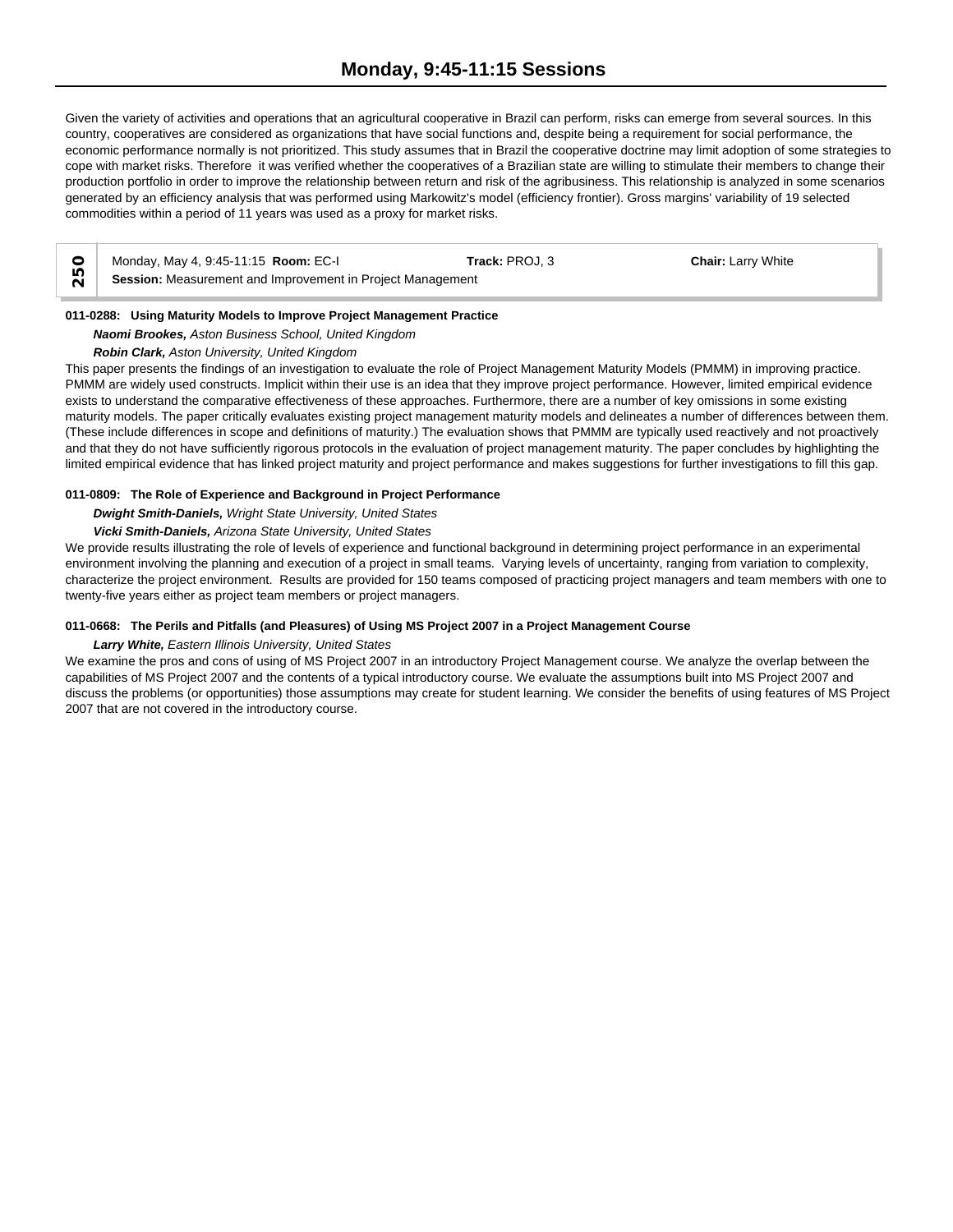Given the variety of activities and operations that an agricultural cooperative in Brazil can perform, risks can emerge from several sources. In this country, cooperatives are considered as organizations that have social functions and, despite being a requirement for social performance, the economic performance normally is not prioritized. This study assumes that in Brazil the cooperative doctrine may limit adoption of some strategies to cope with market risks. Therefore it was verified whether the cooperatives of a Brazilian state are willing to stimulate their members to change their production portfolio in order to improve the relationship between return and risk of the agribusiness. This relationship is analyzed in some scenarios generated by an efficiency analysis that was performed using Markowitz's model (efficiency frontier). Gross margins' variability of 19 selected commodities within a period of 11 years was used as a proxy for market risks.

**250**

Monday, May 4, 9:45-11:15 **Room:** EC-I **Track:** PROJ, 3 **Chair:** Larry White

**Session:** Measurement and Improvement in Project Management

**011-0288: Using Maturity Models to Improve Project Management Practice**

***Naomi Brookes,*** *Aston Business School, United Kingdom*

***Robin Clark,*** *Aston University, United Kingdom*

This paper presents the findings of an investigation to evaluate the role of Project Management Maturity Models (PMMM) in improving practice. PMMM are widely used constructs. Implicit within their use is an idea that they improve project performance. However, limited empirical evidence exists to understand the comparative effectiveness of these approaches. Furthermore, there are a number of key omissions in some existing maturity models. The paper critically evaluates existing project management maturity models and delineates a number of differences between them. (These include differences in scope and definitions of maturity.) The evaluation shows that PMMM are typically used reactively and not proactively and that they do not have sufficiently rigorous protocols in the evaluation of project management maturity. The paper concludes by highlighting the limited empirical evidence that has linked project maturity and project performance and makes suggestions for further investigations to fill this gap.

**011-0809: The Role of Experience and Background in Project Performance**

***Dwight Smith-Daniels,*** *Wright State University, United States*

***Vicki Smith-Daniels,*** *Arizona State University, United States*

We provide results illustrating the role of levels of experience and functional background in determining project performance in an experimental environment involving the planning and execution of a project in small teams. Varying levels of uncertainty, ranging from variation to complexity, characterize the project environment. Results are provided for 150 teams composed of practicing project managers and team members with one to twenty-five years either as project team members or project managers.

**011-0668: The Perils and Pitfalls (and Pleasures) of Using MS Project 2007 in a Project Management Course**

***Larry White,*** *Eastern Illinois University, United States*

We examine the pros and cons of using of MS Project 2007 in an introductory Project Management course. We analyze the overlap between the capabilities of MS Project 2007 and the contents of a typical introductory course. We evaluate the assumptions built into MS Project 2007 and discuss the problems (or opportunities) those assumptions may create for student learning. We consider the benefits of using features of MS Project 2007 that are not covered in the introductory course.